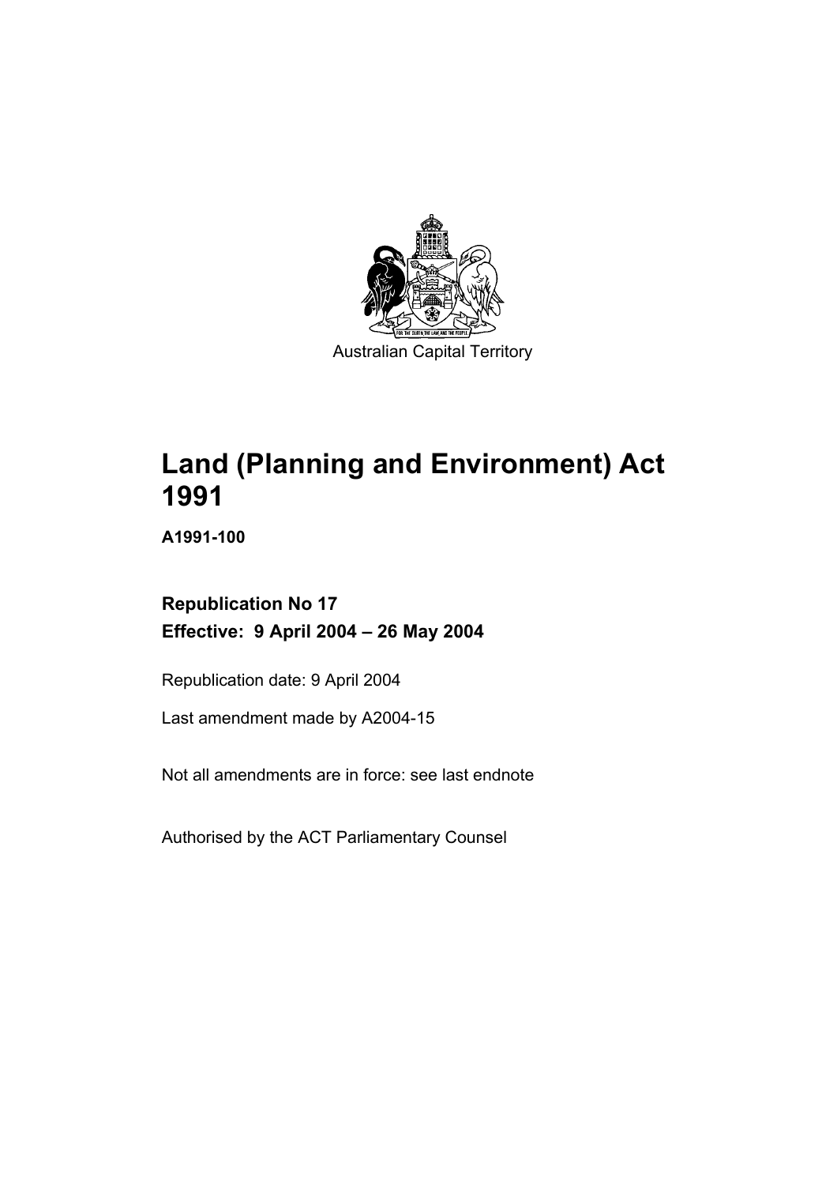Australian Capital Territory

# Land (Planning and Environment) Act 1991

**A1991-100**

**Republication No 17**
**Effective: 9 April 2004 – 26 May 2004**

Republication date: 9 April 2004

Last amendment made by A2004-15

Not all amendments are in force: see last endnote

Authorised by the ACT Parliamentary Counsel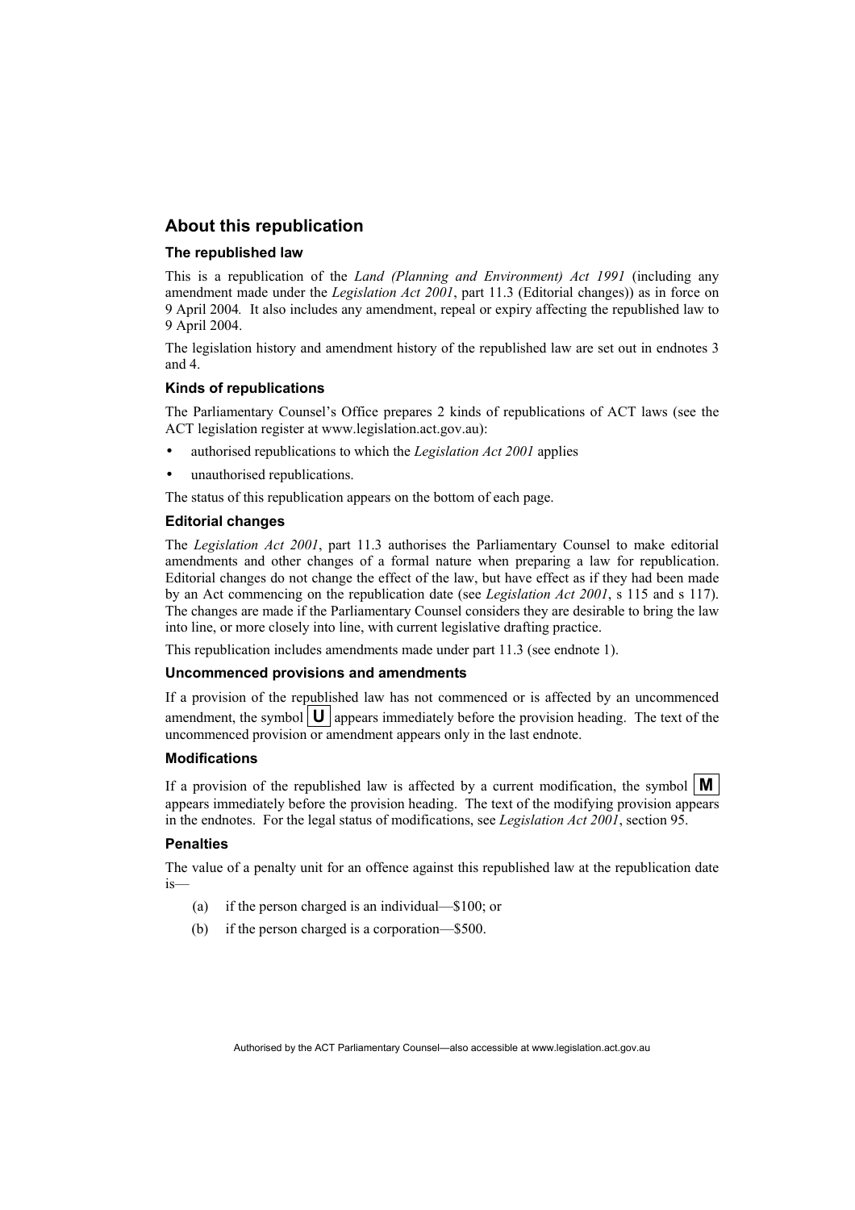## About this republication

### The republished law

This is a republication of the *Land (Planning and Environment) Act 1991* (including any amendment made under the *Legislation Act 2001*, part 11.3 (Editorial changes)) as in force on 9 April 2004*.* It also includes any amendment, repeal or expiry affecting the republished law to 9 April 2004.

The legislation history and amendment history of the republished law are set out in endnotes 3 and 4.

### Kinds of republications

The Parliamentary Counsel's Office prepares 2 kinds of republications of ACT laws (see the ACT legislation register at www.legislation.act.gov.au):

- authorised republications to which the *Legislation Act 2001* applies
- unauthorised republications.

The status of this republication appears on the bottom of each page.

### Editorial changes

The *Legislation Act 2001*, part 11.3 authorises the Parliamentary Counsel to make editorial amendments and other changes of a formal nature when preparing a law for republication. Editorial changes do not change the effect of the law, but have effect as if they had been made by an Act commencing on the republication date (see *Legislation Act 2001*, s 115 and s 117). The changes are made if the Parliamentary Counsel considers they are desirable to bring the law into line, or more closely into line, with current legislative drafting practice.

This republication includes amendments made under part 11.3 (see endnote 1).

### Uncommenced provisions and amendments

If a provision of the republished law has not commenced or is affected by an uncommenced amendment, the symbol **U** appears immediately before the provision heading. The text of the uncommenced provision or amendment appears only in the last endnote.

### Modifications

If a provision of the republished law is affected by a current modification, the symbol **M** appears immediately before the provision heading. The text of the modifying provision appears in the endnotes. For the legal status of modifications, see *Legislation Act 2001*, section 95.

### Penalties

The value of a penalty unit for an offence against this republished law at the republication date is—

(a) if the person charged is an individual—$100; or

(b) if the person charged is a corporation—$500.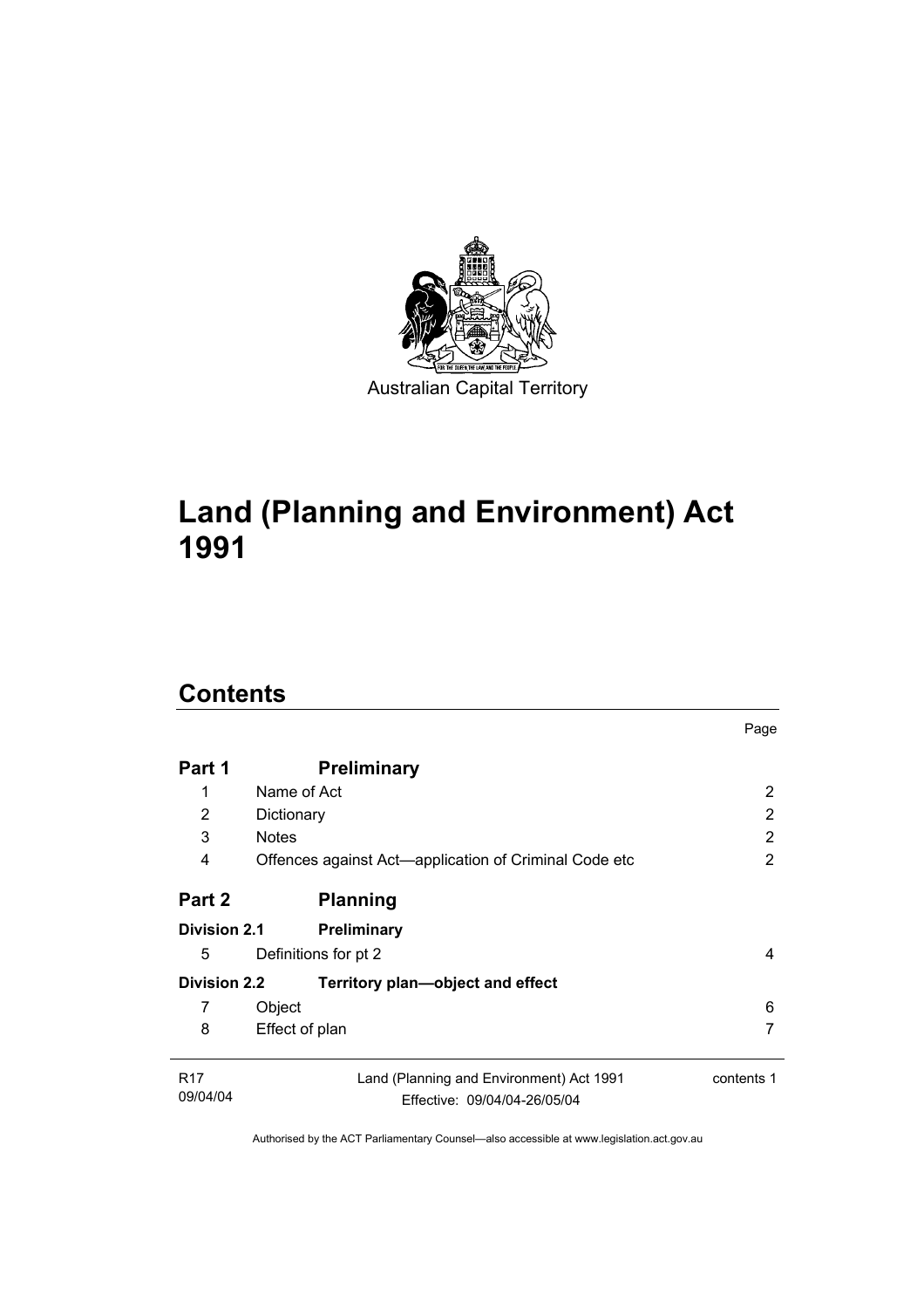Australian Capital Territory

# Land (Planning and Environment) Act 1991

## Contents

| | | Page |
|---|---|---|
| **Part 1** | **Preliminary** | |
| 1 | Name of Act | 2 |
| 2 | Dictionary | 2 |
| 3 | Notes | 2 |
| 4 | Offences against Act—application of Criminal Code etc | 2 |
| **Part 2** | **Planning** | |
| **Division 2.1** | **Preliminary** | |
| 5 | Definitions for pt 2 | 4 |
| **Division 2.2** | **Territory plan—object and effect** | |
| 7 | Object | 6 |
| 8 | Effect of plan | 7 |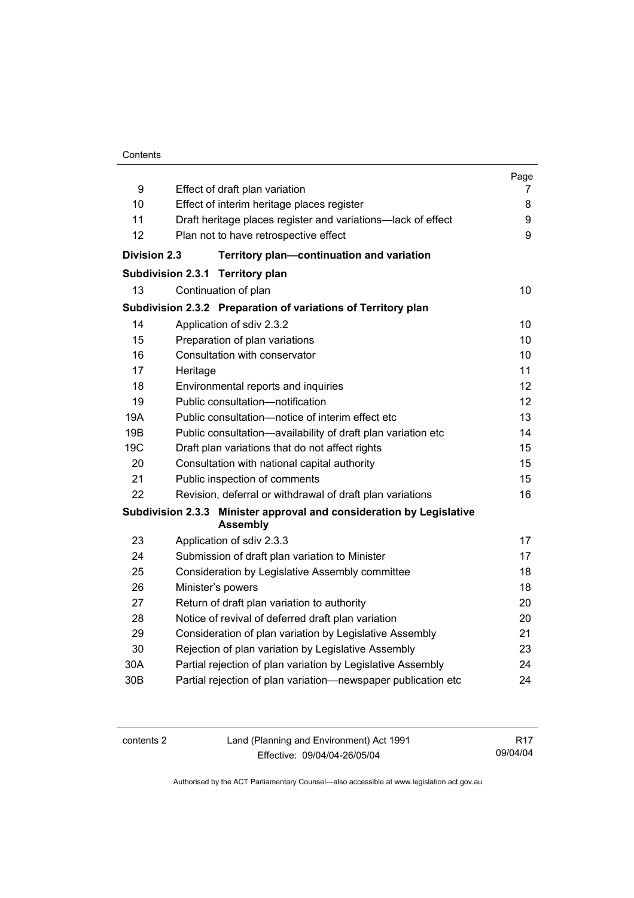| | | Page |
|---|---|---|
| 9 | Effect of draft plan variation | 7 |
| 10 | Effect of interim heritage places register | 8 |
| 11 | Draft heritage places register and variations—lack of effect | 9 |
| 12 | Plan not to have retrospective effect | 9 |
| **Division 2.3** | **Territory plan—continuation and variation** | |
| **Subdivision 2.3.1** | **Territory plan** | |
| 13 | Continuation of plan | 10 |
| **Subdivision 2.3.2** | **Preparation of variations of Territory plan** | |
| 14 | Application of sdiv 2.3.2 | 10 |
| 15 | Preparation of plan variations | 10 |
| 16 | Consultation with conservator | 10 |
| 17 | Heritage | 11 |
| 18 | Environmental reports and inquiries | 12 |
| 19 | Public consultation—notification | 12 |
| 19A | Public consultation—notice of interim effect etc | 13 |
| 19B | Public consultation—availability of draft plan variation etc | 14 |
| 19C | Draft plan variations that do not affect rights | 15 |
| 20 | Consultation with national capital authority | 15 |
| 21 | Public inspection of comments | 15 |
| 22 | Revision, deferral or withdrawal of draft plan variations | 16 |
| **Subdivision 2.3.3** | **Minister approval and consideration by Legislative Assembly** | |
| 23 | Application of sdiv 2.3.3 | 17 |
| 24 | Submission of draft plan variation to Minister | 17 |
| 25 | Consideration by Legislative Assembly committee | 18 |
| 26 | Minister's powers | 18 |
| 27 | Return of draft plan variation to authority | 20 |
| 28 | Notice of revival of deferred draft plan variation | 20 |
| 29 | Consideration of plan variation by Legislative Assembly | 21 |
| 30 | Rejection of plan variation by Legislative Assembly | 23 |
| 30A | Partial rejection of plan variation by Legislative Assembly | 24 |
| 30B | Partial rejection of plan variation—newspaper publication etc | 24 |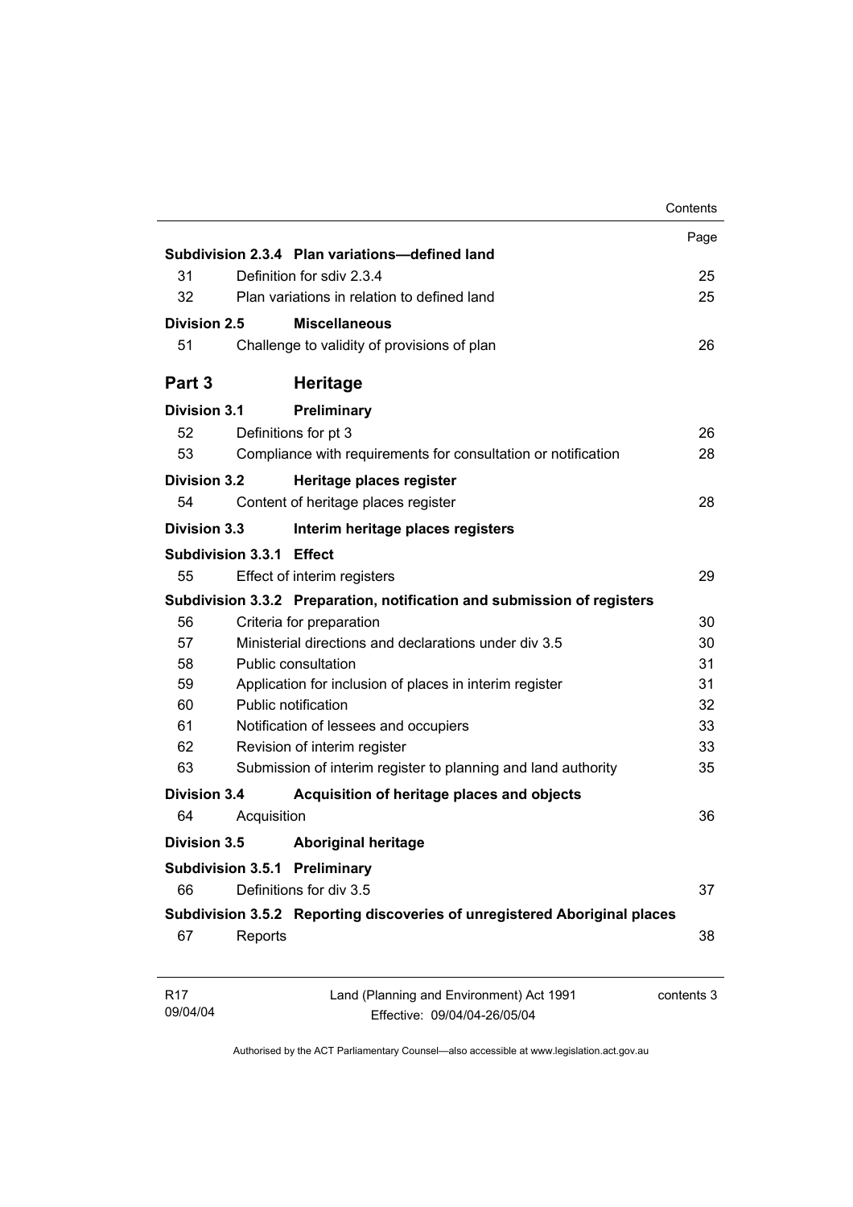| | | Page |
|---|---|---|
| **Subdivision 2.3.4** | **Plan variations—defined land** | |
| 31 | Definition for sdiv 2.3.4 | 25 |
| 32 | Plan variations in relation to defined land | 25 |
| **Division 2.5** | **Miscellaneous** | |
| 51 | Challenge to validity of provisions of plan | 26 |
| **Part 3** | **Heritage** | |
| **Division 3.1** | **Preliminary** | |
| 52 | Definitions for pt 3 | 26 |
| 53 | Compliance with requirements for consultation or notification | 28 |
| **Division 3.2** | **Heritage places register** | |
| 54 | Content of heritage places register | 28 |
| **Division 3.3** | **Interim heritage places registers** | |
| **Subdivision 3.3.1** | **Effect** | |
| 55 | Effect of interim registers | 29 |
| **Subdivision 3.3.2** | **Preparation, notification and submission of registers** | |
| 56 | Criteria for preparation | 30 |
| 57 | Ministerial directions and declarations under div 3.5 | 30 |
| 58 | Public consultation | 31 |
| 59 | Application for inclusion of places in interim register | 31 |
| 60 | Public notification | 32 |
| 61 | Notification of lessees and occupiers | 33 |
| 62 | Revision of interim register | 33 |
| 63 | Submission of interim register to planning and land authority | 35 |
| **Division 3.4** | **Acquisition of heritage places and objects** | |
| 64 | Acquisition | 36 |
| **Division 3.5** | **Aboriginal heritage** | |
| **Subdivision 3.5.1** | **Preliminary** | |
| 66 | Definitions for div 3.5 | 37 |
| **Subdivision 3.5.2** | **Reporting discoveries of unregistered Aboriginal places** | |
| 67 | Reports | 38 |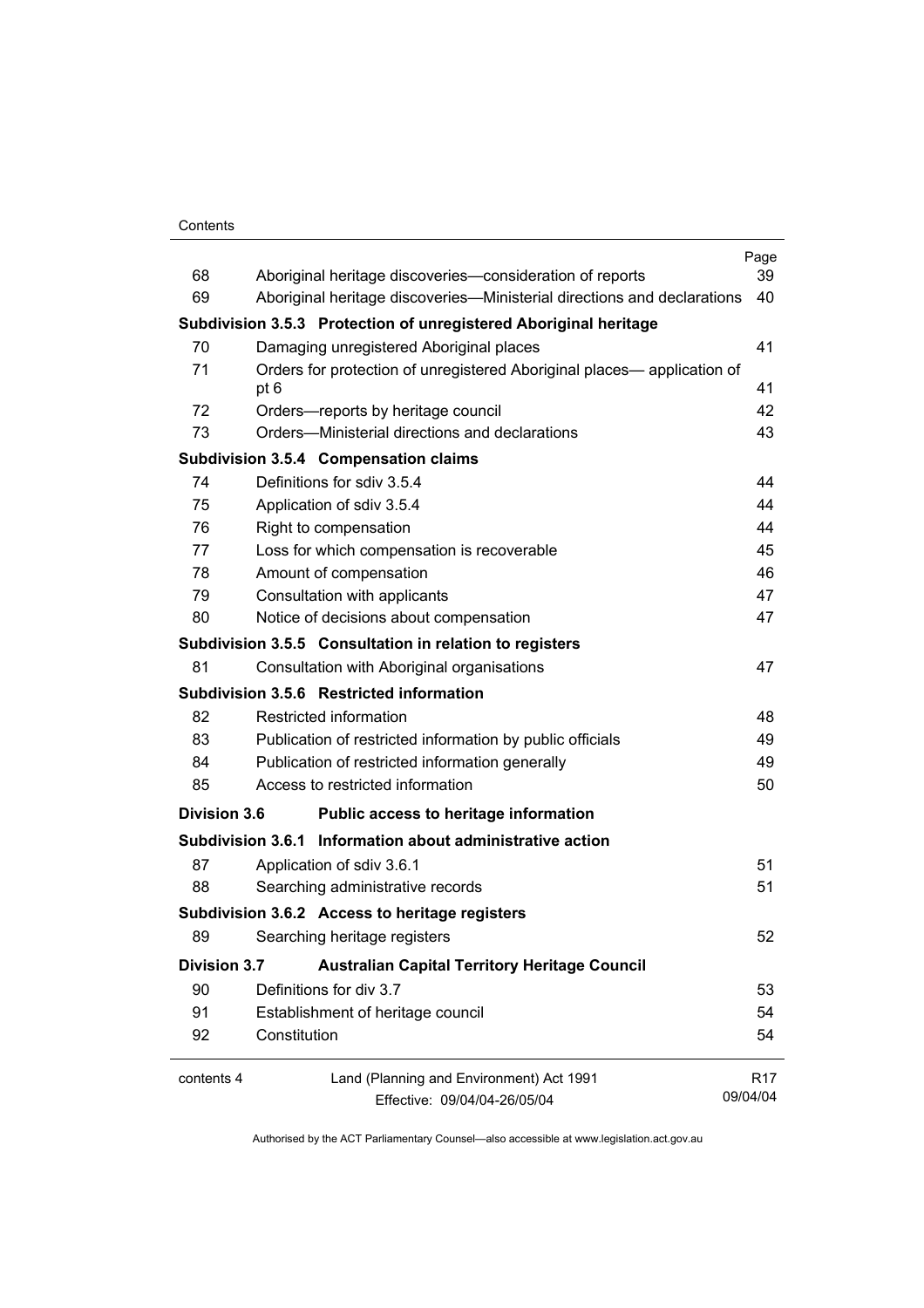| | | Page |
|---|---|---|
| 68 | Aboriginal heritage discoveries—consideration of reports | 39 |
| 69 | Aboriginal heritage discoveries—Ministerial directions and declarations | 40 |
| **Subdivision 3.5.3** | **Protection of unregistered Aboriginal heritage** | |
| 70 | Damaging unregistered Aboriginal places | 41 |
| 71 | Orders for protection of unregistered Aboriginal places— application of pt 6 | 41 |
| 72 | Orders—reports by heritage council | 42 |
| 73 | Orders—Ministerial directions and declarations | 43 |
| **Subdivision 3.5.4** | **Compensation claims** | |
| 74 | Definitions for sdiv 3.5.4 | 44 |
| 75 | Application of sdiv 3.5.4 | 44 |
| 76 | Right to compensation | 44 |
| 77 | Loss for which compensation is recoverable | 45 |
| 78 | Amount of compensation | 46 |
| 79 | Consultation with applicants | 47 |
| 80 | Notice of decisions about compensation | 47 |
| **Subdivision 3.5.5** | **Consultation in relation to registers** | |
| 81 | Consultation with Aboriginal organisations | 47 |
| **Subdivision 3.5.6** | **Restricted information** | |
| 82 | Restricted information | 48 |
| 83 | Publication of restricted information by public officials | 49 |
| 84 | Publication of restricted information generally | 49 |
| 85 | Access to restricted information | 50 |
| **Division 3.6** | **Public access to heritage information** | |
| **Subdivision 3.6.1** | **Information about administrative action** | |
| 87 | Application of sdiv 3.6.1 | 51 |
| 88 | Searching administrative records | 51 |
| **Subdivision 3.6.2** | **Access to heritage registers** | |
| 89 | Searching heritage registers | 52 |
| **Division 3.7** | **Australian Capital Territory Heritage Council** | |
| 90 | Definitions for div 3.7 | 53 |
| 91 | Establishment of heritage council | 54 |
| 92 | Constitution | 54 |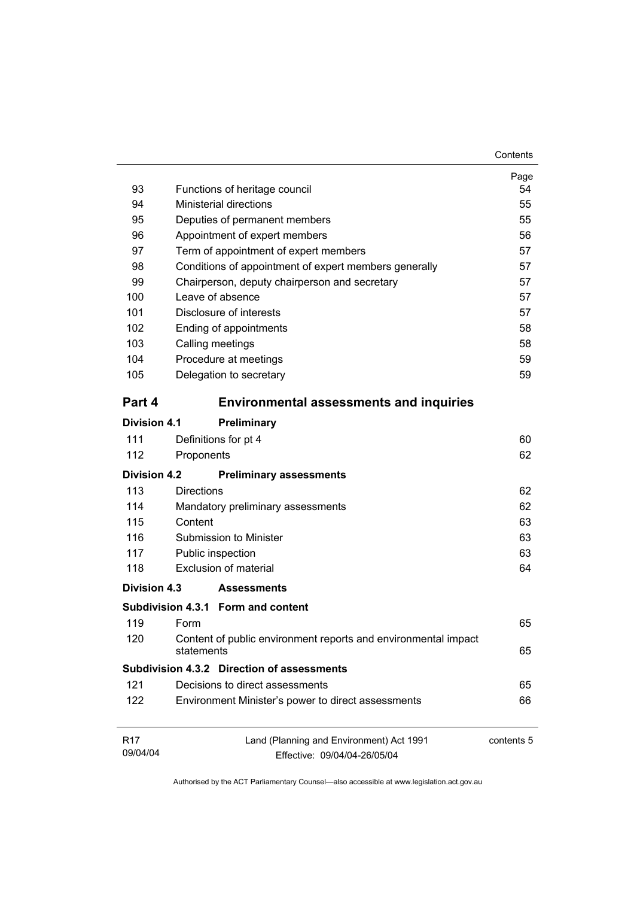| | | Page |
|---|---|---|
| 93 | Functions of heritage council | 54 |
| 94 | Ministerial directions | 55 |
| 95 | Deputies of permanent members | 55 |
| 96 | Appointment of expert members | 56 |
| 97 | Term of appointment of expert members | 57 |
| 98 | Conditions of appointment of expert members generally | 57 |
| 99 | Chairperson, deputy chairperson and secretary | 57 |
| 100 | Leave of absence | 57 |
| 101 | Disclosure of interests | 57 |
| 102 | Ending of appointments | 58 |
| 103 | Calling meetings | 58 |
| 104 | Procedure at meetings | 59 |
| 105 | Delegation to secretary | 59 |

## Part 4 Environmental assessments and inquiries

### Division 4.1 Preliminary

| | | |
|---|---|---|
| 111 | Definitions for pt 4 | 60 |
| 112 | Proponents | 62 |

### Division 4.2 Preliminary assessments

| | | |
|---|---|---|
| 113 | Directions | 62 |
| 114 | Mandatory preliminary assessments | 62 |
| 115 | Content | 63 |
| 116 | Submission to Minister | 63 |
| 117 | Public inspection | 63 |
| 118 | Exclusion of material | 64 |

### Division 4.3 Assessments

#### Subdivision 4.3.1 Form and content

| | | |
|---|---|---|
| 119 | Form | 65 |
| 120 | Content of public environment reports and environmental impact statements | 65 |

#### Subdivision 4.3.2 Direction of assessments

| | | |
|---|---|---|
| 121 | Decisions to direct assessments | 65 |
| 122 | Environment Minister's power to direct assessments | 66 |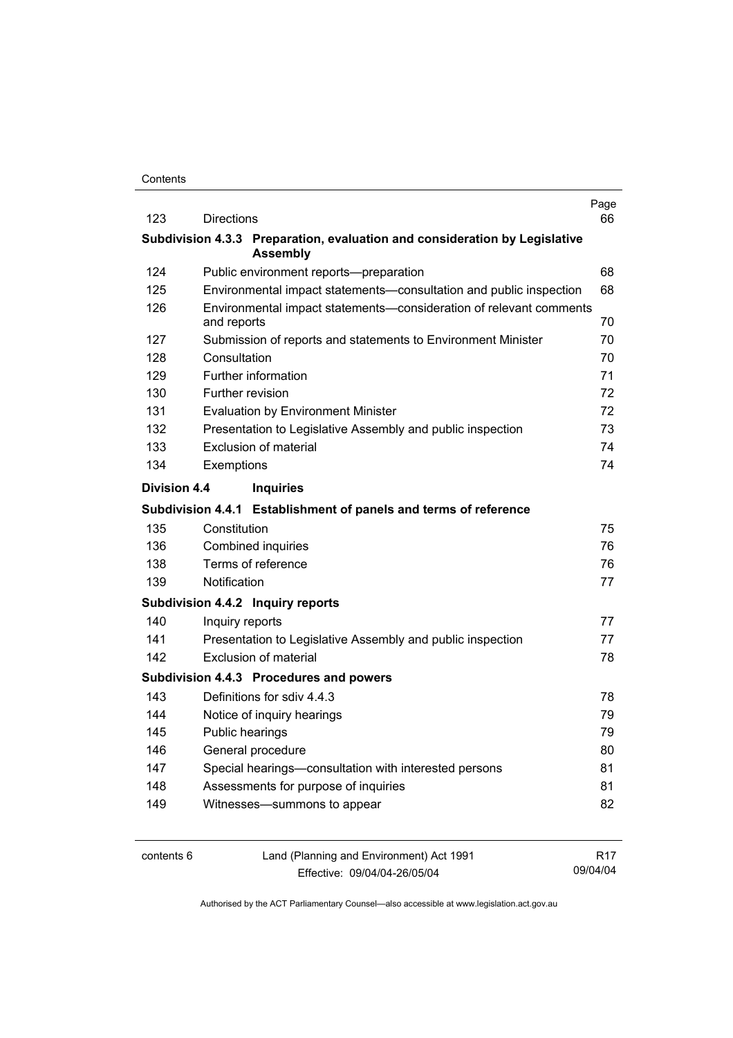| | | Page |
|---|---|---|
| 123 | Directions | 66 |
| **Subdivision 4.3.3** | **Preparation, evaluation and consideration by Legislative Assembly** | |
| 124 | Public environment reports—preparation | 68 |
| 125 | Environmental impact statements—consultation and public inspection | 68 |
| 126 | Environmental impact statements—consideration of relevant comments and reports | 70 |
| 127 | Submission of reports and statements to Environment Minister | 70 |
| 128 | Consultation | 70 |
| 129 | Further information | 71 |
| 130 | Further revision | 72 |
| 131 | Evaluation by Environment Minister | 72 |
| 132 | Presentation to Legislative Assembly and public inspection | 73 |
| 133 | Exclusion of material | 74 |
| 134 | Exemptions | 74 |
| **Division 4.4** | **Inquiries** | |
| **Subdivision 4.4.1** | **Establishment of panels and terms of reference** | |
| 135 | Constitution | 75 |
| 136 | Combined inquiries | 76 |
| 138 | Terms of reference | 76 |
| 139 | Notification | 77 |
| **Subdivision 4.4.2** | **Inquiry reports** | |
| 140 | Inquiry reports | 77 |
| 141 | Presentation to Legislative Assembly and public inspection | 77 |
| 142 | Exclusion of material | 78 |
| **Subdivision 4.4.3** | **Procedures and powers** | |
| 143 | Definitions for sdiv 4.4.3 | 78 |
| 144 | Notice of inquiry hearings | 79 |
| 145 | Public hearings | 79 |
| 146 | General procedure | 80 |
| 147 | Special hearings—consultation with interested persons | 81 |
| 148 | Assessments for purpose of inquiries | 81 |
| 149 | Witnesses—summons to appear | 82 |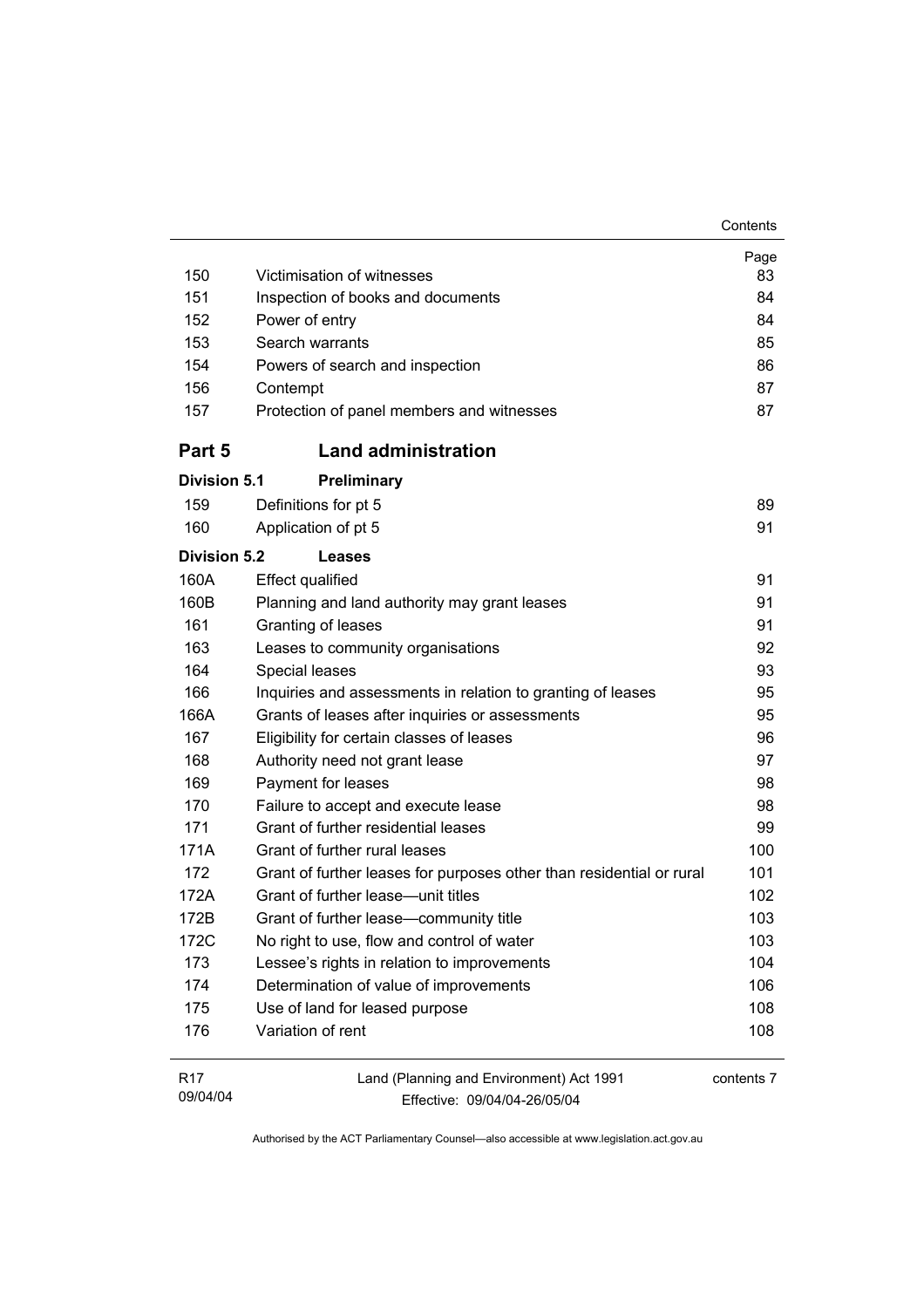| | | Page |
|---|---|---|
| 150 | Victimisation of witnesses | 83 |
| 151 | Inspection of books and documents | 84 |
| 152 | Power of entry | 84 |
| 153 | Search warrants | 85 |
| 154 | Powers of search and inspection | 86 |
| 156 | Contempt | 87 |
| 157 | Protection of panel members and witnesses | 87 |

## Part 5 Land administration

### Division 5.1 Preliminary

| | | |
|---|---|---|
| 159 | Definitions for pt 5 | 89 |
| 160 | Application of pt 5 | 91 |

### Division 5.2 Leases

| | | |
|---|---|---|
| 160A | Effect qualified | 91 |
| 160B | Planning and land authority may grant leases | 91 |
| 161 | Granting of leases | 91 |
| 163 | Leases to community organisations | 92 |
| 164 | Special leases | 93 |
| 166 | Inquiries and assessments in relation to granting of leases | 95 |
| 166A | Grants of leases after inquiries or assessments | 95 |
| 167 | Eligibility for certain classes of leases | 96 |
| 168 | Authority need not grant lease | 97 |
| 169 | Payment for leases | 98 |
| 170 | Failure to accept and execute lease | 98 |
| 171 | Grant of further residential leases | 99 |
| 171A | Grant of further rural leases | 100 |
| 172 | Grant of further leases for purposes other than residential or rural | 101 |
| 172A | Grant of further lease—unit titles | 102 |
| 172B | Grant of further lease—community title | 103 |
| 172C | No right to use, flow and control of water | 103 |
| 173 | Lessee's rights in relation to improvements | 104 |
| 174 | Determination of value of improvements | 106 |
| 175 | Use of land for leased purpose | 108 |
| 176 | Variation of rent | 108 |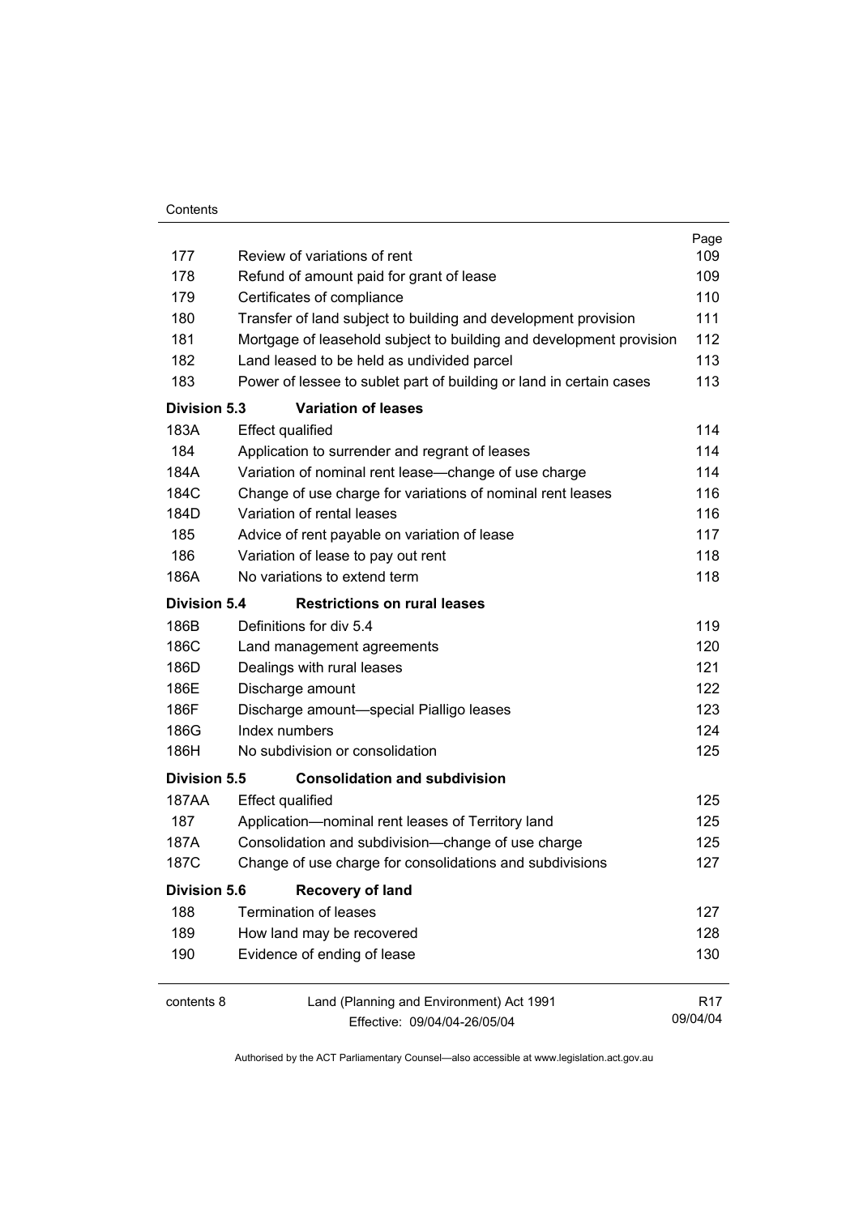| | | Page |
|---|---|---|
| 177 | Review of variations of rent | 109 |
| 178 | Refund of amount paid for grant of lease | 109 |
| 179 | Certificates of compliance | 110 |
| 180 | Transfer of land subject to building and development provision | 111 |
| 181 | Mortgage of leasehold subject to building and development provision | 112 |
| 182 | Land leased to be held as undivided parcel | 113 |
| 183 | Power of lessee to sublet part of building or land in certain cases | 113 |
| **Division 5.3** | **Variation of leases** | |
| 183A | Effect qualified | 114 |
| 184 | Application to surrender and regrant of leases | 114 |
| 184A | Variation of nominal rent lease—change of use charge | 114 |
| 184C | Change of use charge for variations of nominal rent leases | 116 |
| 184D | Variation of rental leases | 116 |
| 185 | Advice of rent payable on variation of lease | 117 |
| 186 | Variation of lease to pay out rent | 118 |
| 186A | No variations to extend term | 118 |
| **Division 5.4** | **Restrictions on rural leases** | |
| 186B | Definitions for div 5.4 | 119 |
| 186C | Land management agreements | 120 |
| 186D | Dealings with rural leases | 121 |
| 186E | Discharge amount | 122 |
| 186F | Discharge amount—special Pialligo leases | 123 |
| 186G | Index numbers | 124 |
| 186H | No subdivision or consolidation | 125 |
| **Division 5.5** | **Consolidation and subdivision** | |
| 187AA | Effect qualified | 125 |
| 187 | Application—nominal rent leases of Territory land | 125 |
| 187A | Consolidation and subdivision—change of use charge | 125 |
| 187C | Change of use charge for consolidations and subdivisions | 127 |
| **Division 5.6** | **Recovery of land** | |
| 188 | Termination of leases | 127 |
| 189 | How land may be recovered | 128 |
| 190 | Evidence of ending of lease | 130 |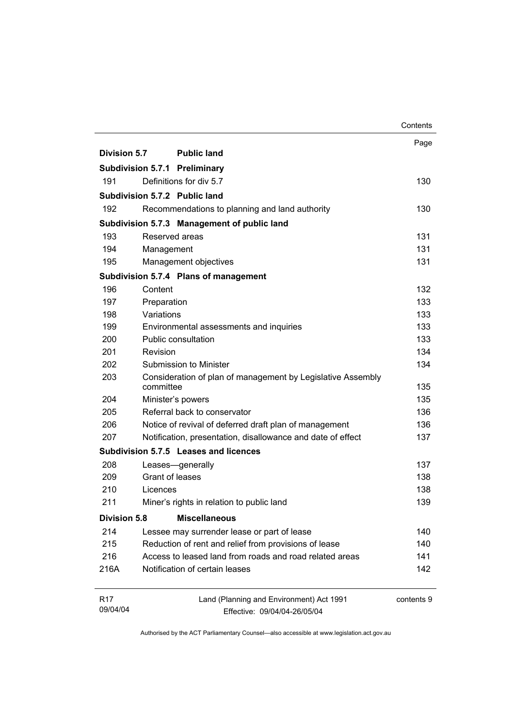| | | Page |
|---|---|---|
| **Division 5.7** | **Public land** | |
| **Subdivision 5.7.1** | **Preliminary** | |
| 191 | Definitions for div 5.7 | 130 |
| **Subdivision 5.7.2** | **Public land** | |
| 192 | Recommendations to planning and land authority | 130 |
| **Subdivision 5.7.3** | **Management of public land** | |
| 193 | Reserved areas | 131 |
| 194 | Management | 131 |
| 195 | Management objectives | 131 |
| **Subdivision 5.7.4** | **Plans of management** | |
| 196 | Content | 132 |
| 197 | Preparation | 133 |
| 198 | Variations | 133 |
| 199 | Environmental assessments and inquiries | 133 |
| 200 | Public consultation | 133 |
| 201 | Revision | 134 |
| 202 | Submission to Minister | 134 |
| 203 | Consideration of plan of management by Legislative Assembly committee | 135 |
| 204 | Minister's powers | 135 |
| 205 | Referral back to conservator | 136 |
| 206 | Notice of revival of deferred draft plan of management | 136 |
| 207 | Notification, presentation, disallowance and date of effect | 137 |
| **Subdivision 5.7.5** | **Leases and licences** | |
| 208 | Leases—generally | 137 |
| 209 | Grant of leases | 138 |
| 210 | Licences | 138 |
| 211 | Miner's rights in relation to public land | 139 |
| **Division 5.8** | **Miscellaneous** | |
| 214 | Lessee may surrender lease or part of lease | 140 |
| 215 | Reduction of rent and relief from provisions of lease | 140 |
| 216 | Access to leased land from roads and road related areas | 141 |
| 216A | Notification of certain leases | 142 |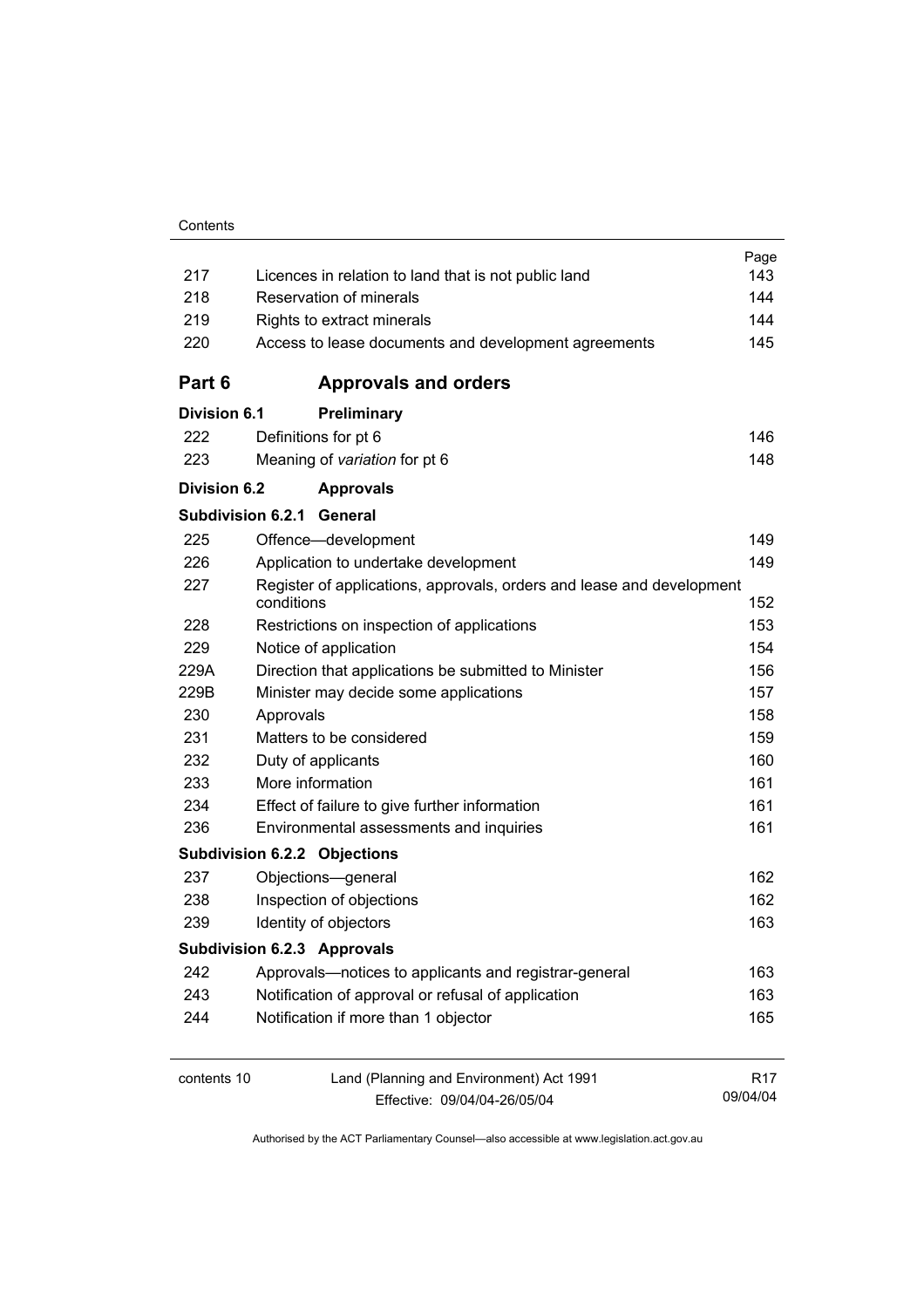| | | Page |
|---|---|---|
| 217 | Licences in relation to land that is not public land | 143 |
| 218 | Reservation of minerals | 144 |
| 219 | Rights to extract minerals | 144 |
| 220 | Access to lease documents and development agreements | 145 |

## Part 6 Approvals and orders

### Division 6.1 Preliminary

| | | |
|---|---|---|
| 222 | Definitions for pt 6 | 146 |
| 223 | Meaning of *variation* for pt 6 | 148 |

### Division 6.2 Approvals

#### Subdivision 6.2.1 General

| | | |
|---|---|---|
| 225 | Offence—development | 149 |
| 226 | Application to undertake development | 149 |
| 227 | Register of applications, approvals, orders and lease and development conditions | 152 |
| 228 | Restrictions on inspection of applications | 153 |
| 229 | Notice of application | 154 |
| 229A | Direction that applications be submitted to Minister | 156 |
| 229B | Minister may decide some applications | 157 |
| 230 | Approvals | 158 |
| 231 | Matters to be considered | 159 |
| 232 | Duty of applicants | 160 |
| 233 | More information | 161 |
| 234 | Effect of failure to give further information | 161 |
| 236 | Environmental assessments and inquiries | 161 |

#### Subdivision 6.2.2 Objections

| | | |
|---|---|---|
| 237 | Objections—general | 162 |
| 238 | Inspection of objections | 162 |
| 239 | Identity of objectors | 163 |

#### Subdivision 6.2.3 Approvals

| | | |
|---|---|---|
| 242 | Approvals—notices to applicants and registrar-general | 163 |
| 243 | Notification of approval or refusal of application | 163 |
| 244 | Notification if more than 1 objector | 165 |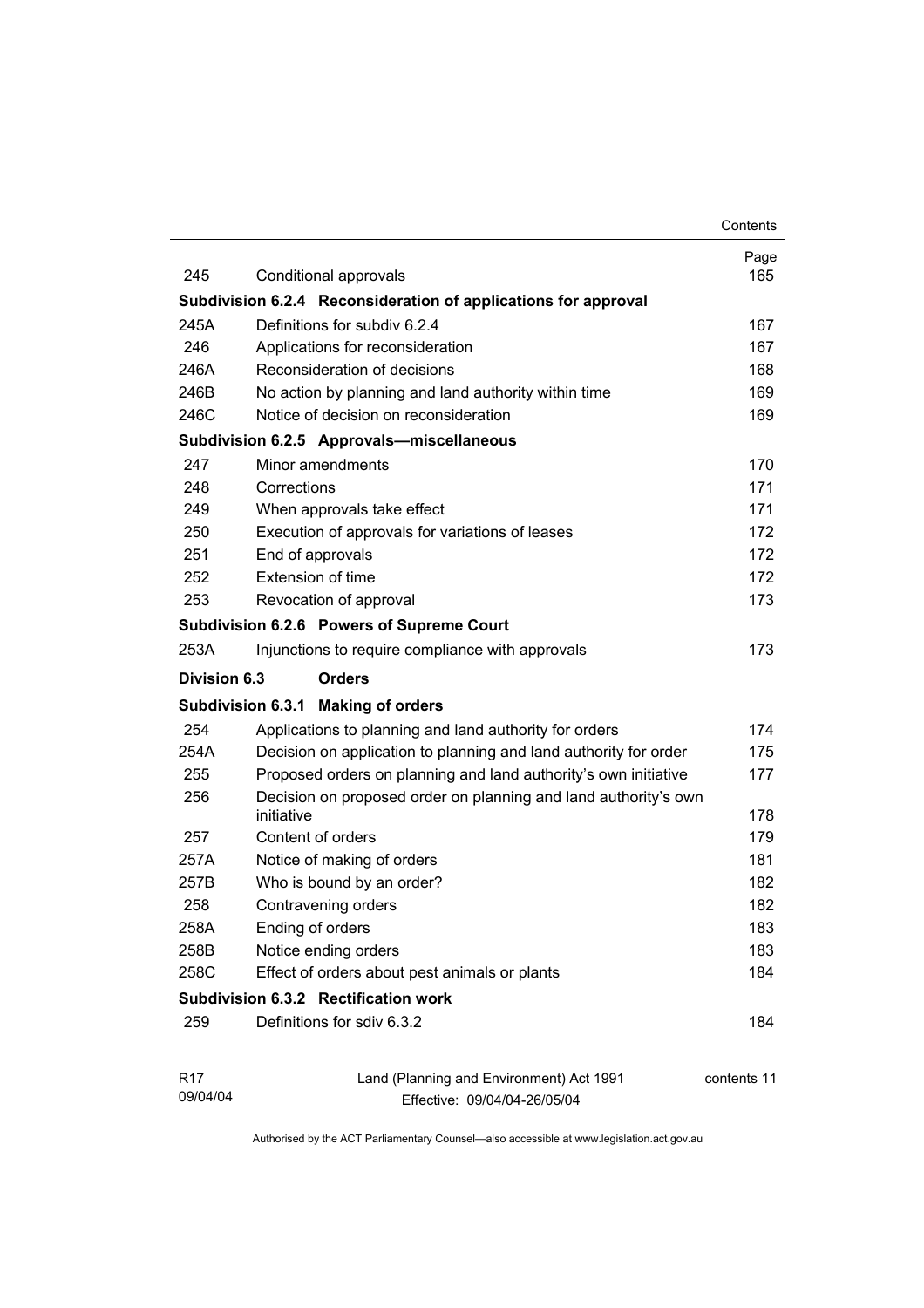| | | Page |
|---|---|---|
| 245 | Conditional approvals | 165 |
| **Subdivision 6.2.4** | **Reconsideration of applications for approval** | |
| 245A | Definitions for subdiv 6.2.4 | 167 |
| 246 | Applications for reconsideration | 167 |
| 246A | Reconsideration of decisions | 168 |
| 246B | No action by planning and land authority within time | 169 |
| 246C | Notice of decision on reconsideration | 169 |
| **Subdivision 6.2.5** | **Approvals—miscellaneous** | |
| 247 | Minor amendments | 170 |
| 248 | Corrections | 171 |
| 249 | When approvals take effect | 171 |
| 250 | Execution of approvals for variations of leases | 172 |
| 251 | End of approvals | 172 |
| 252 | Extension of time | 172 |
| 253 | Revocation of approval | 173 |
| **Subdivision 6.2.6** | **Powers of Supreme Court** | |
| 253A | Injunctions to require compliance with approvals | 173 |
| **Division 6.3** | **Orders** | |
| **Subdivision 6.3.1** | **Making of orders** | |
| 254 | Applications to planning and land authority for orders | 174 |
| 254A | Decision on application to planning and land authority for order | 175 |
| 255 | Proposed orders on planning and land authority's own initiative | 177 |
| 256 | Decision on proposed order on planning and land authority's own initiative | 178 |
| 257 | Content of orders | 179 |
| 257A | Notice of making of orders | 181 |
| 257B | Who is bound by an order? | 182 |
| 258 | Contravening orders | 182 |
| 258A | Ending of orders | 183 |
| 258B | Notice ending orders | 183 |
| 258C | Effect of orders about pest animals or plants | 184 |
| **Subdivision 6.3.2** | **Rectification work** | |
| 259 | Definitions for sdiv 6.3.2 | 184 |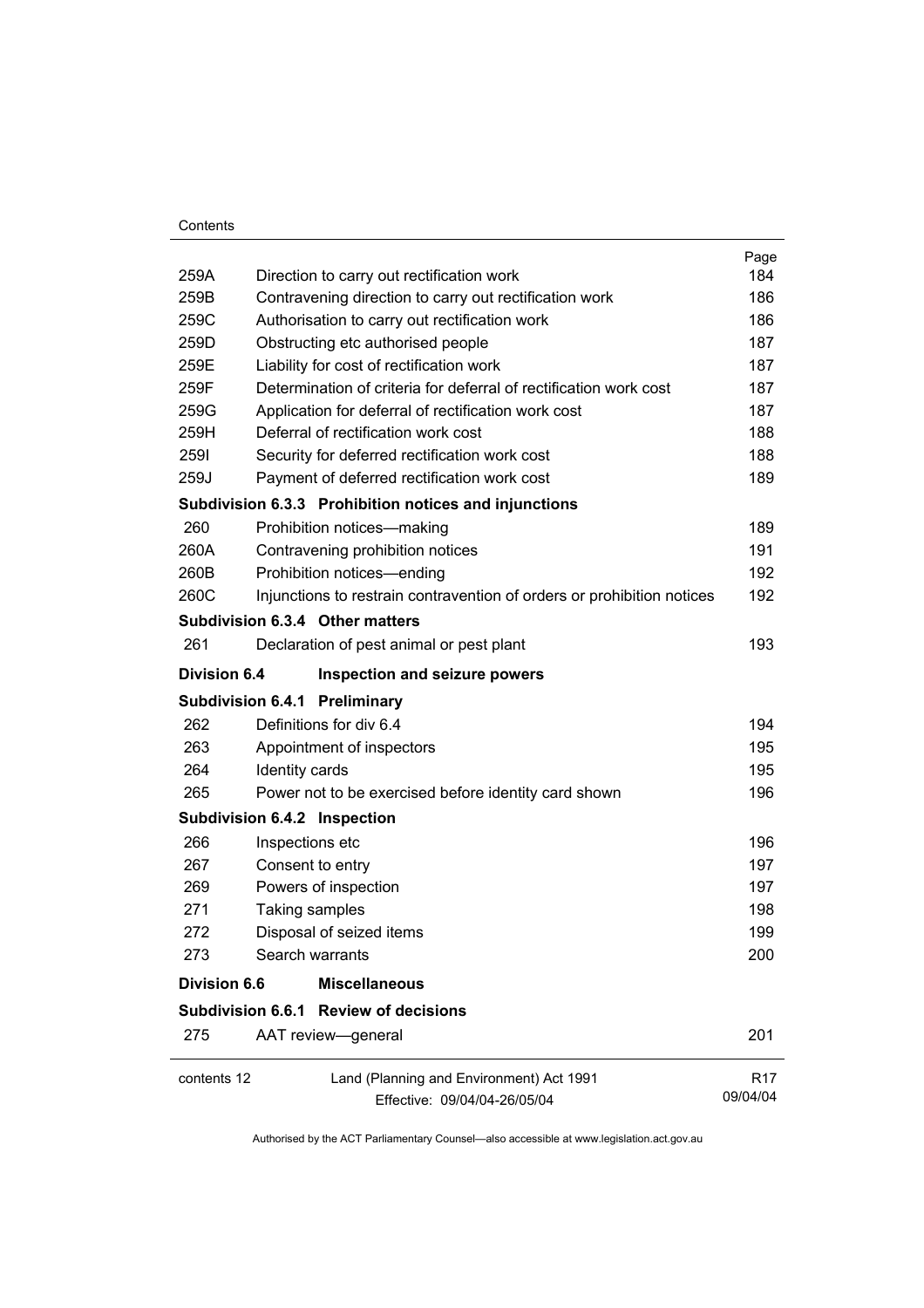| | | Page |
|---|---|---|
| 259A | Direction to carry out rectification work | 184 |
| 259B | Contravening direction to carry out rectification work | 186 |
| 259C | Authorisation to carry out rectification work | 186 |
| 259D | Obstructing etc authorised people | 187 |
| 259E | Liability for cost of rectification work | 187 |
| 259F | Determination of criteria for deferral of rectification work cost | 187 |
| 259G | Application for deferral of rectification work cost | 187 |
| 259H | Deferral of rectification work cost | 188 |
| 259I | Security for deferred rectification work cost | 188 |
| 259J | Payment of deferred rectification work cost | 189 |
| **Subdivision 6.3.3** | **Prohibition notices and injunctions** | |
| 260 | Prohibition notices—making | 189 |
| 260A | Contravening prohibition notices | 191 |
| 260B | Prohibition notices—ending | 192 |
| 260C | Injunctions to restrain contravention of orders or prohibition notices | 192 |
| **Subdivision 6.3.4** | **Other matters** | |
| 261 | Declaration of pest animal or pest plant | 193 |
| **Division 6.4** | **Inspection and seizure powers** | |
| **Subdivision 6.4.1** | **Preliminary** | |
| 262 | Definitions for div 6.4 | 194 |
| 263 | Appointment of inspectors | 195 |
| 264 | Identity cards | 195 |
| 265 | Power not to be exercised before identity card shown | 196 |
| **Subdivision 6.4.2** | **Inspection** | |
| 266 | Inspections etc | 196 |
| 267 | Consent to entry | 197 |
| 269 | Powers of inspection | 197 |
| 271 | Taking samples | 198 |
| 272 | Disposal of seized items | 199 |
| 273 | Search warrants | 200 |
| **Division 6.6** | **Miscellaneous** | |
| **Subdivision 6.6.1** | **Review of decisions** | |
| 275 | AAT review—general | 201 |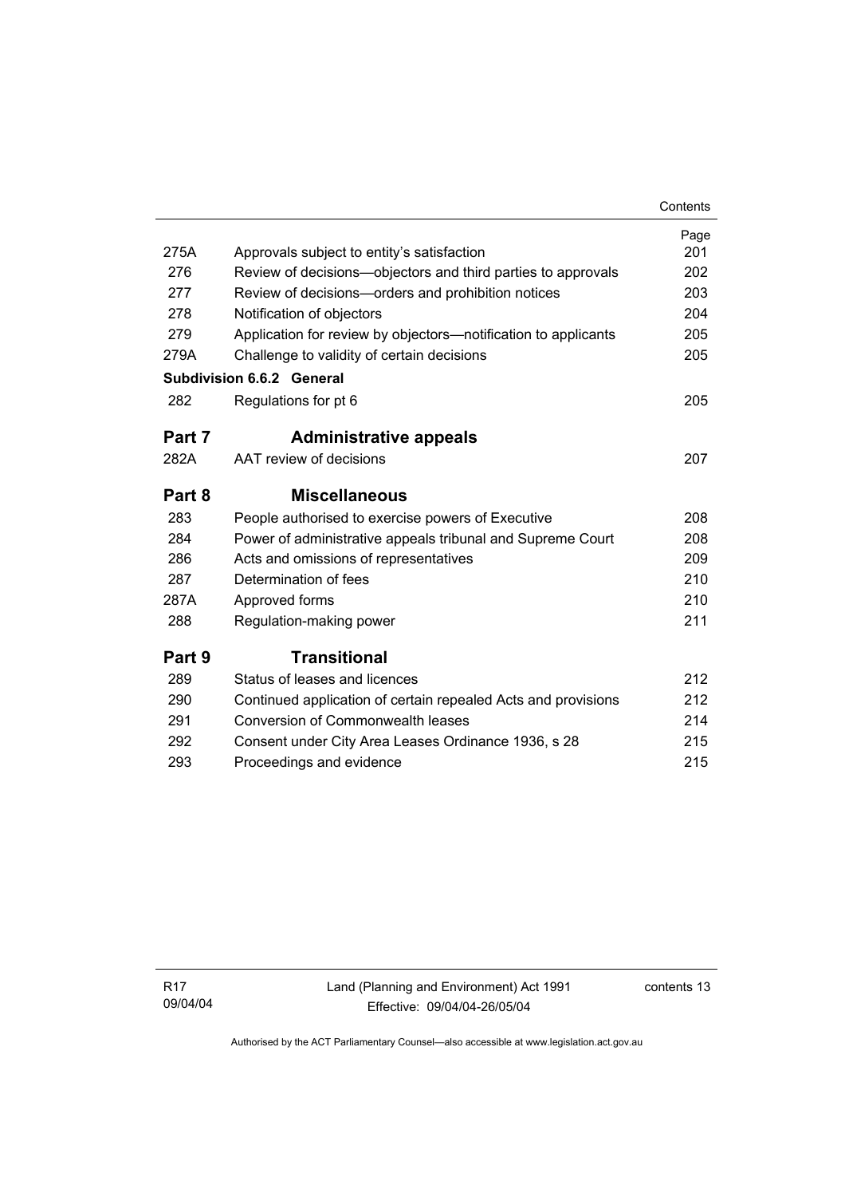| | | Page |
|---|---|---|
| 275A | Approvals subject to entity's satisfaction | 201 |
| 276 | Review of decisions—objectors and third parties to approvals | 202 |
| 277 | Review of decisions—orders and prohibition notices | 203 |
| 278 | Notification of objectors | 204 |
| 279 | Application for review by objectors—notification to applicants | 205 |
| 279A | Challenge to validity of certain decisions | 205 |
| **Subdivision 6.6.2** | **General** | |
| 282 | Regulations for pt 6 | 205 |
| **Part 7** | **Administrative appeals** | |
| 282A | AAT review of decisions | 207 |
| **Part 8** | **Miscellaneous** | |
| 283 | People authorised to exercise powers of Executive | 208 |
| 284 | Power of administrative appeals tribunal and Supreme Court | 208 |
| 286 | Acts and omissions of representatives | 209 |
| 287 | Determination of fees | 210 |
| 287A | Approved forms | 210 |
| 288 | Regulation-making power | 211 |
| **Part 9** | **Transitional** | |
| 289 | Status of leases and licences | 212 |
| 290 | Continued application of certain repealed Acts and provisions | 212 |
| 291 | Conversion of Commonwealth leases | 214 |
| 292 | Consent under City Area Leases Ordinance 1936, s 28 | 215 |
| 293 | Proceedings and evidence | 215 |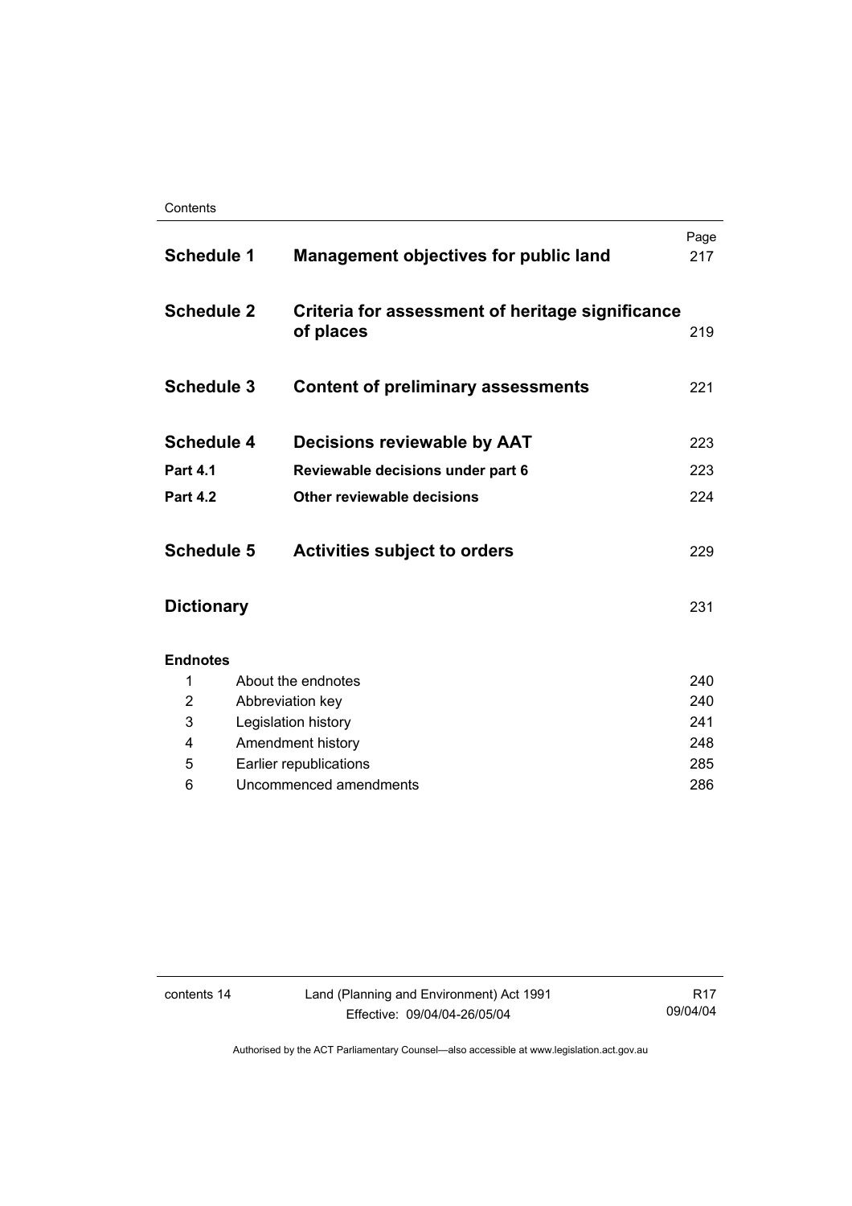| | | Page |
|---|---|---|
| **Schedule 1** | **Management objectives for public land** | 217 |
| **Schedule 2** | **Criteria for assessment of heritage significance of places** | 219 |
| **Schedule 3** | **Content of preliminary assessments** | 221 |
| **Schedule 4** | **Decisions reviewable by AAT** | 223 |
| **Part 4.1** | **Reviewable decisions under part 6** | 223 |
| **Part 4.2** | **Other reviewable decisions** | 224 |
| **Schedule 5** | **Activities subject to orders** | 229 |
| **Dictionary** | | 231 |

**Endnotes**

| | | |
|---|---|---|
| 1 | About the endnotes | 240 |
| 2 | Abbreviation key | 240 |
| 3 | Legislation history | 241 |
| 4 | Amendment history | 248 |
| 5 | Earlier republications | 285 |
| 6 | Uncommenced amendments | 286 |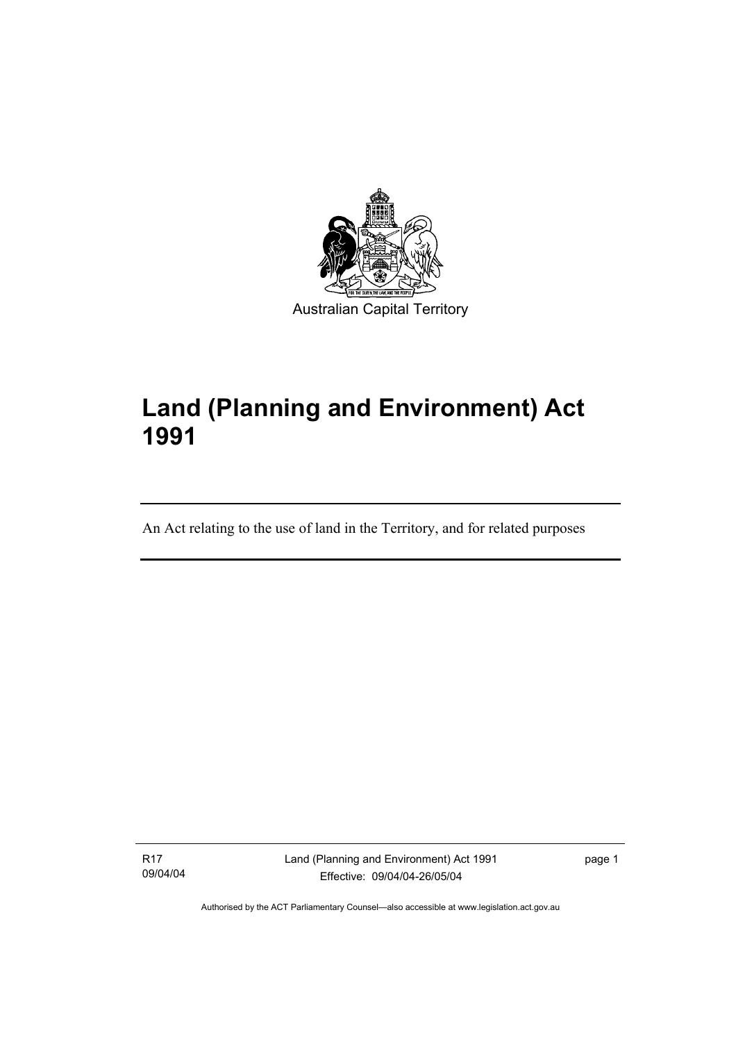Australian Capital Territory

# Land (Planning and Environment) Act 1991

An Act relating to the use of land in the Territory, and for related purposes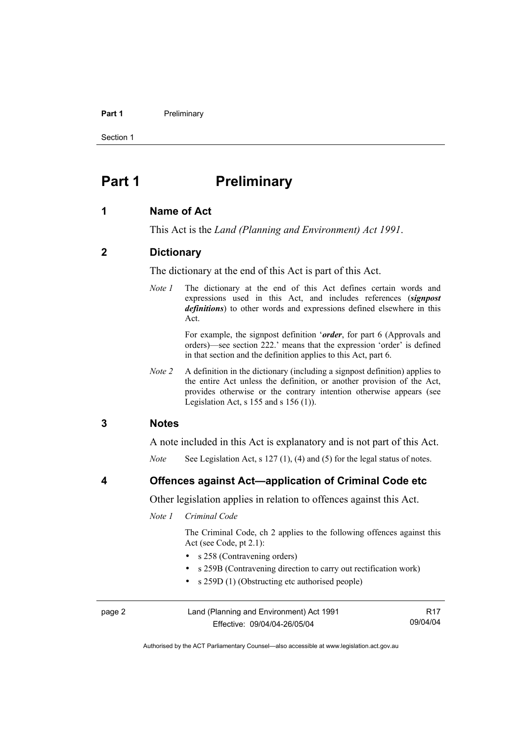# Part 1 Preliminary

## 1 Name of Act

This Act is the *Land (Planning and Environment) Act 1991*.

## 2 Dictionary

The dictionary at the end of this Act is part of this Act.

*Note 1* The dictionary at the end of this Act defines certain words and expressions used in this Act, and includes references (***signpost definitions***) to other words and expressions defined elsewhere in this Act.

For example, the signpost definition '***order***, for part 6 (Approvals and orders)—see section 222.' means that the expression 'order' is defined in that section and the definition applies to this Act, part 6.

*Note 2* A definition in the dictionary (including a signpost definition) applies to the entire Act unless the definition, or another provision of the Act, provides otherwise or the contrary intention otherwise appears (see Legislation Act, s 155 and s 156 (1)).

## 3 Notes

A note included in this Act is explanatory and is not part of this Act.

*Note* See Legislation Act, s 127 (1), (4) and (5) for the legal status of notes.

## 4 Offences against Act—application of Criminal Code etc

Other legislation applies in relation to offences against this Act.

*Note 1* *Criminal Code*

The Criminal Code, ch 2 applies to the following offences against this Act (see Code, pt 2.1):

- s 258 (Contravening orders)
- s 259B (Contravening direction to carry out rectification work)
- s 259D (1) (Obstructing etc authorised people)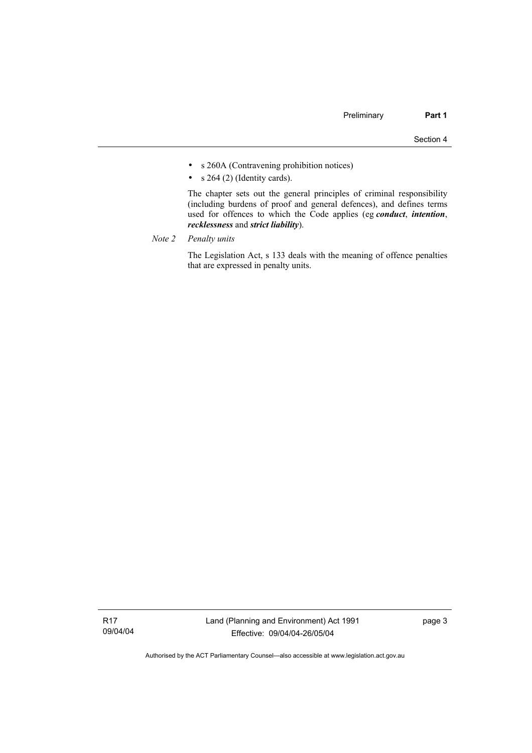- s 260A (Contravening prohibition notices)
- s 264 (2) (Identity cards).

The chapter sets out the general principles of criminal responsibility (including burdens of proof and general defences), and defines terms used for offences to which the Code applies (eg ***conduct***, ***intention***, ***recklessness*** and ***strict liability***).

*Note 2 Penalty units*

The Legislation Act, s 133 deals with the meaning of offence penalties that are expressed in penalty units.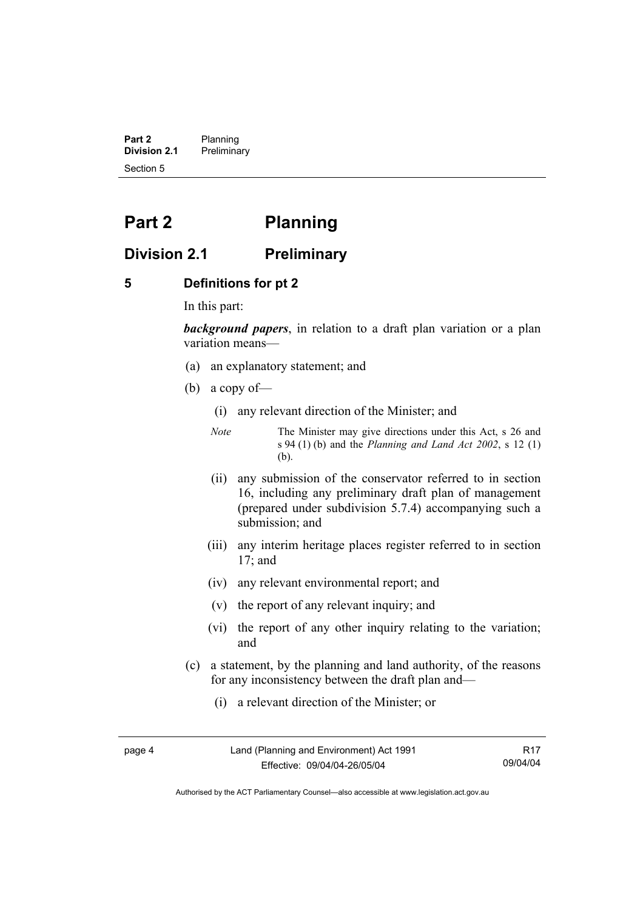# Part 2 Planning

## Division 2.1 Preliminary

### 5 Definitions for pt 2

In this part:

***background papers***, in relation to a draft plan variation or a plan variation means—

(a) an explanatory statement; and

(b) a copy of—

  (i) any relevant direction of the Minister; and

  *Note* The Minister may give directions under this Act, s 26 and s 94 (1) (b) and the *Planning and Land Act 2002*, s 12 (1) (b).

  (ii) any submission of the conservator referred to in section 16, including any preliminary draft plan of management (prepared under subdivision 5.7.4) accompanying such a submission; and

  (iii) any interim heritage places register referred to in section 17; and

  (iv) any relevant environmental report; and

  (v) the report of any relevant inquiry; and

  (vi) the report of any other inquiry relating to the variation; and

(c) a statement, by the planning and land authority, of the reasons for any inconsistency between the draft plan and—

  (i) a relevant direction of the Minister; or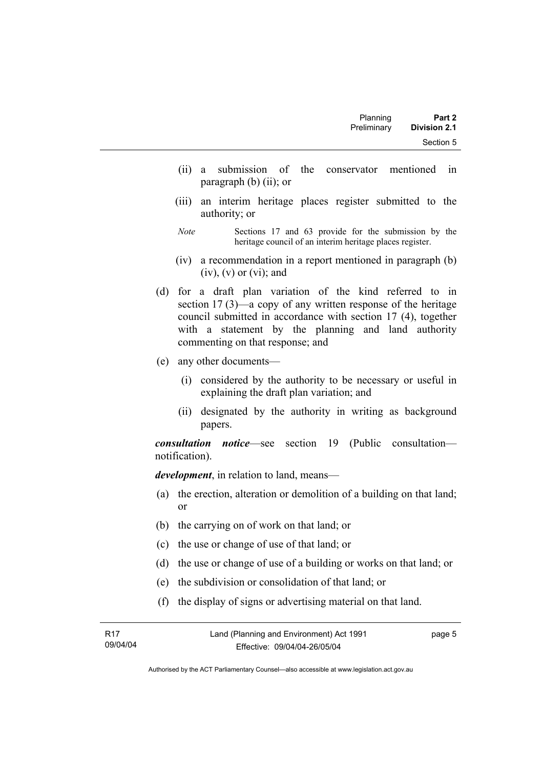(ii) a submission of the conservator mentioned in paragraph (b) (ii); or

(iii) an interim heritage places register submitted to the authority; or

*Note* Sections 17 and 63 provide for the submission by the heritage council of an interim heritage places register.

(iv) a recommendation in a report mentioned in paragraph (b) (iv), (v) or (vi); and

(d) for a draft plan variation of the kind referred to in section 17 (3)—a copy of any written response of the heritage council submitted in accordance with section 17 (4), together with a statement by the planning and land authority commenting on that response; and

(e) any other documents—

(i) considered by the authority to be necessary or useful in explaining the draft plan variation; and

(ii) designated by the authority in writing as background papers.

***consultation notice***—see section 19 (Public consultation—notification).

***development***, in relation to land, means—

(a) the erection, alteration or demolition of a building on that land; or

(b) the carrying on of work on that land; or

(c) the use or change of use of that land; or

(d) the use or change of use of a building or works on that land; or

(e) the subdivision or consolidation of that land; or

(f) the display of signs or advertising material on that land.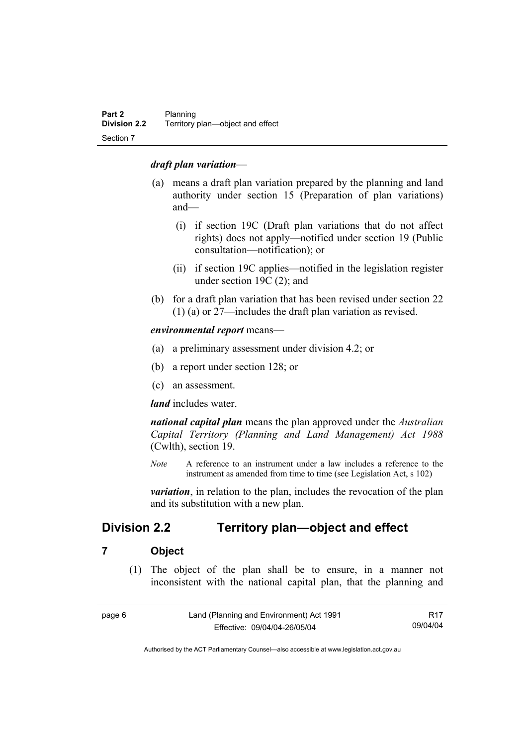***draft plan variation***—

(a) means a draft plan variation prepared by the planning and land authority under section 15 (Preparation of plan variations) and—

  (i) if section 19C (Draft plan variations that do not affect rights) does not apply—notified under section 19 (Public consultation—notification); or

  (ii) if section 19C applies—notified in the legislation register under section 19C (2); and

(b) for a draft plan variation that has been revised under section 22 (1) (a) or 27—includes the draft plan variation as revised.

***environmental report*** means—

(a) a preliminary assessment under division 4.2; or

(b) a report under section 128; or

(c) an assessment.

***land*** includes water.

***national capital plan*** means the plan approved under the *Australian Capital Territory (Planning and Land Management) Act 1988* (Cwlth), section 19.

*Note* A reference to an instrument under a law includes a reference to the instrument as amended from time to time (see Legislation Act, s 102)

***variation***, in relation to the plan, includes the revocation of the plan and its substitution with a new plan.

## Division 2.2 Territory plan—object and effect

### 7 Object

(1) The object of the plan shall be to ensure, in a manner not inconsistent with the national capital plan, that the planning and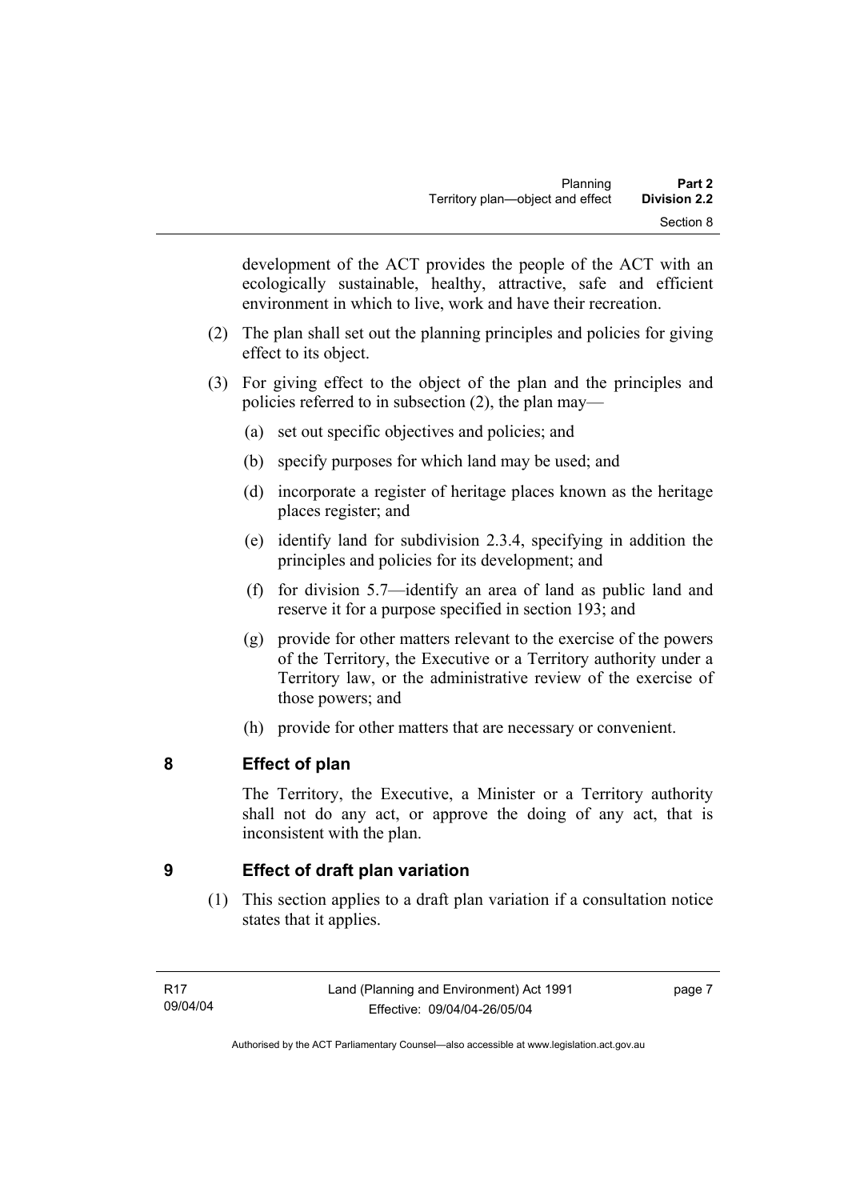development of the ACT provides the people of the ACT with an ecologically sustainable, healthy, attractive, safe and efficient environment in which to live, work and have their recreation.

(2) The plan shall set out the planning principles and policies for giving effect to its object.

(3) For giving effect to the object of the plan and the principles and policies referred to in subsection (2), the plan may—

(a) set out specific objectives and policies; and

(b) specify purposes for which land may be used; and

(d) incorporate a register of heritage places known as the heritage places register; and

(e) identify land for subdivision 2.3.4, specifying in addition the principles and policies for its development; and

(f) for division 5.7—identify an area of land as public land and reserve it for a purpose specified in section 193; and

(g) provide for other matters relevant to the exercise of the powers of the Territory, the Executive or a Territory authority under a Territory law, or the administrative review of the exercise of those powers; and

(h) provide for other matters that are necessary or convenient.

## 8 Effect of plan

The Territory, the Executive, a Minister or a Territory authority shall not do any act, or approve the doing of any act, that is inconsistent with the plan.

## 9 Effect of draft plan variation

(1) This section applies to a draft plan variation if a consultation notice states that it applies.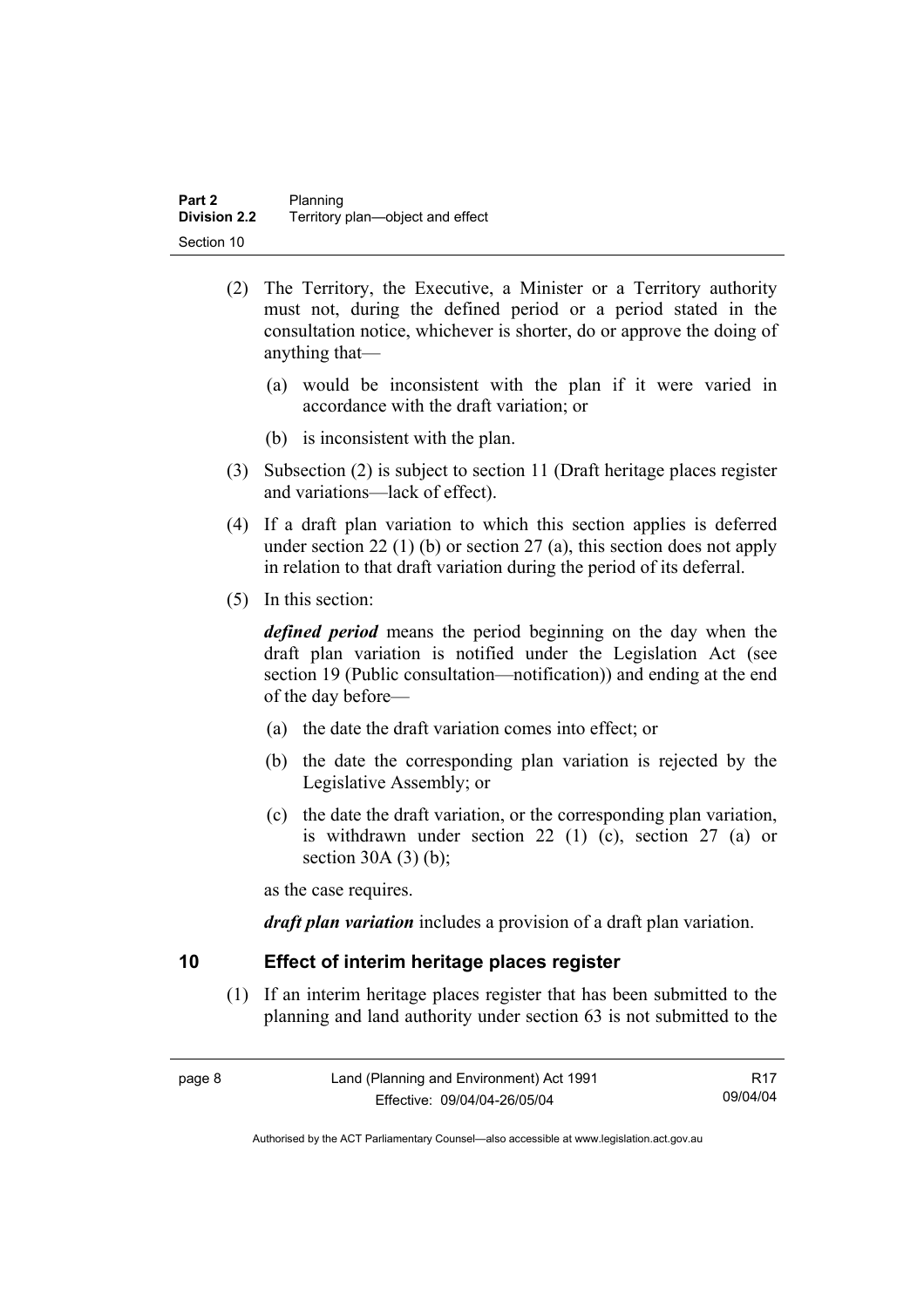(2) The Territory, the Executive, a Minister or a Territory authority must not, during the defined period or a period stated in the consultation notice, whichever is shorter, do or approve the doing of anything that—

(a) would be inconsistent with the plan if it were varied in accordance with the draft variation; or

(b) is inconsistent with the plan.

(3) Subsection (2) is subject to section 11 (Draft heritage places register and variations—lack of effect).

(4) If a draft plan variation to which this section applies is deferred under section 22 (1) (b) or section 27 (a), this section does not apply in relation to that draft variation during the period of its deferral.

(5) In this section:

***defined period*** means the period beginning on the day when the draft plan variation is notified under the Legislation Act (see section 19 (Public consultation—notification)) and ending at the end of the day before—

(a) the date the draft variation comes into effect; or

(b) the date the corresponding plan variation is rejected by the Legislative Assembly; or

(c) the date the draft variation, or the corresponding plan variation, is withdrawn under section 22 (1) (c), section 27 (a) or section 30A (3) (b);

as the case requires.

***draft plan variation*** includes a provision of a draft plan variation.

## 10 Effect of interim heritage places register

(1) If an interim heritage places register that has been submitted to the planning and land authority under section 63 is not submitted to the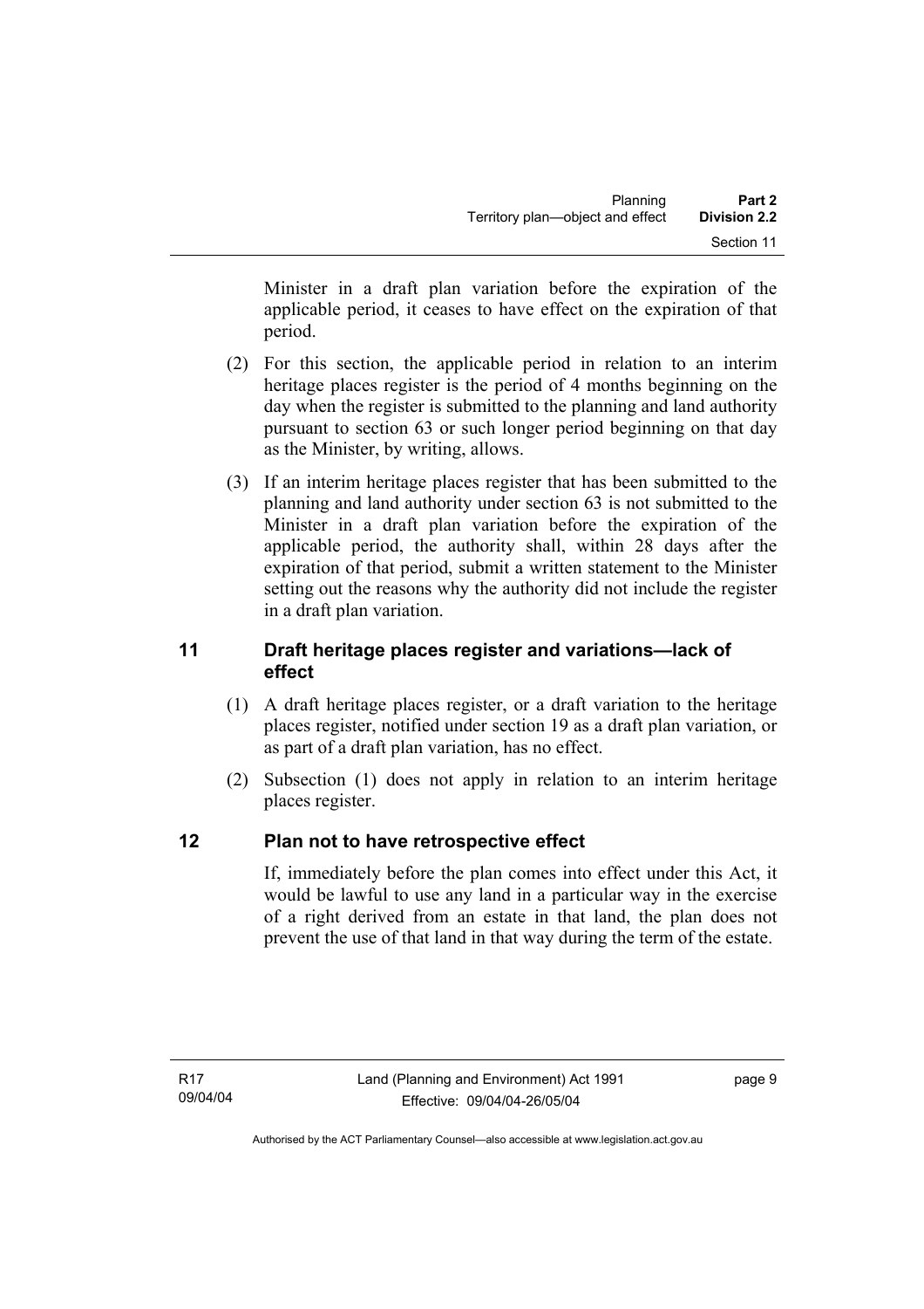Minister in a draft plan variation before the expiration of the applicable period, it ceases to have effect on the expiration of that period.

(2) For this section, the applicable period in relation to an interim heritage places register is the period of 4 months beginning on the day when the register is submitted to the planning and land authority pursuant to section 63 or such longer period beginning on that day as the Minister, by writing, allows.

(3) If an interim heritage places register that has been submitted to the planning and land authority under section 63 is not submitted to the Minister in a draft plan variation before the expiration of the applicable period, the authority shall, within 28 days after the expiration of that period, submit a written statement to the Minister setting out the reasons why the authority did not include the register in a draft plan variation.

## 11 Draft heritage places register and variations—lack of effect

(1) A draft heritage places register, or a draft variation to the heritage places register, notified under section 19 as a draft plan variation, or as part of a draft plan variation, has no effect.

(2) Subsection (1) does not apply in relation to an interim heritage places register.

## 12 Plan not to have retrospective effect

If, immediately before the plan comes into effect under this Act, it would be lawful to use any land in a particular way in the exercise of a right derived from an estate in that land, the plan does not prevent the use of that land in that way during the term of the estate.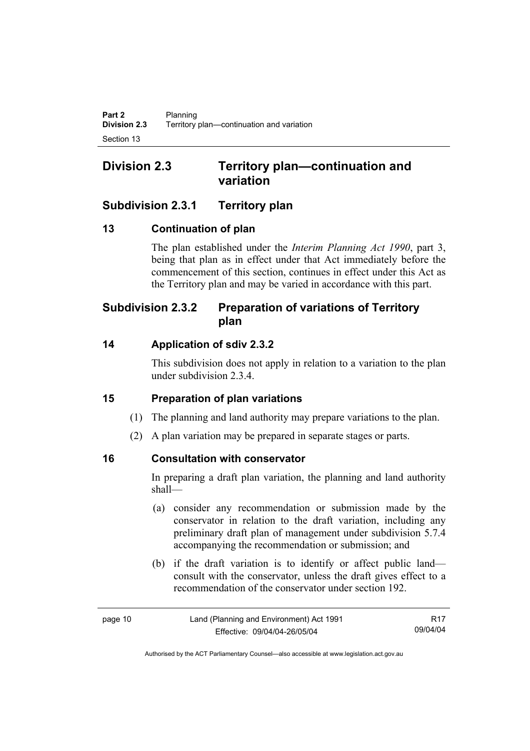## Division 2.3 Territory plan—continuation and variation

### Subdivision 2.3.1 Territory plan

#### 13 Continuation of plan

The plan established under the *Interim Planning Act 1990*, part 3, being that plan as in effect under that Act immediately before the commencement of this section, continues in effect under this Act as the Territory plan and may be varied in accordance with this part.

### Subdivision 2.3.2 Preparation of variations of Territory plan

#### 14 Application of sdiv 2.3.2

This subdivision does not apply in relation to a variation to the plan under subdivision 2.3.4.

#### 15 Preparation of plan variations

(1) The planning and land authority may prepare variations to the plan.

(2) A plan variation may be prepared in separate stages or parts.

#### 16 Consultation with conservator

In preparing a draft plan variation, the planning and land authority shall—

(a) consider any recommendation or submission made by the conservator in relation to the draft variation, including any preliminary draft plan of management under subdivision 5.7.4 accompanying the recommendation or submission; and

(b) if the draft variation is to identify or affect public land—consult with the conservator, unless the draft gives effect to a recommendation of the conservator under section 192.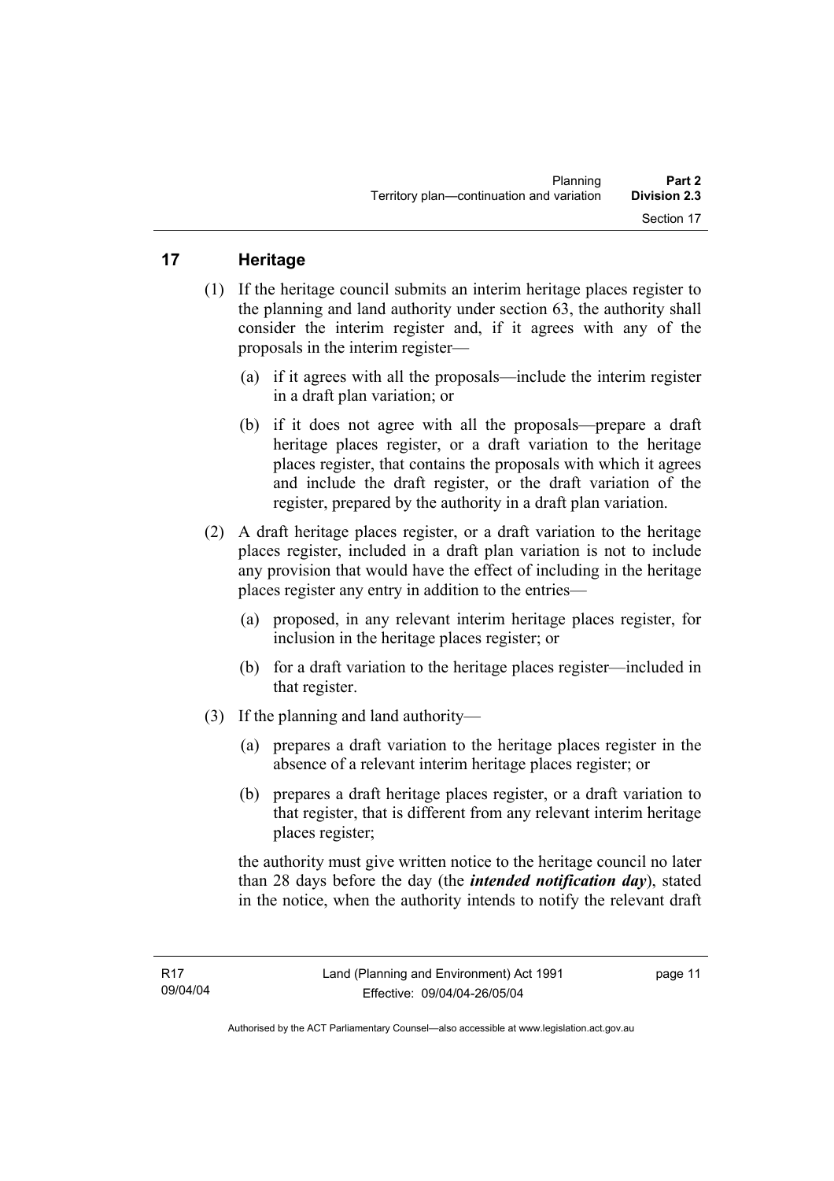## 17 Heritage

(1) If the heritage council submits an interim heritage places register to the planning and land authority under section 63, the authority shall consider the interim register and, if it agrees with any of the proposals in the interim register—

(a) if it agrees with all the proposals—include the interim register in a draft plan variation; or

(b) if it does not agree with all the proposals—prepare a draft heritage places register, or a draft variation to the heritage places register, that contains the proposals with which it agrees and include the draft register, or the draft variation of the register, prepared by the authority in a draft plan variation.

(2) A draft heritage places register, or a draft variation to the heritage places register, included in a draft plan variation is not to include any provision that would have the effect of including in the heritage places register any entry in addition to the entries—

(a) proposed, in any relevant interim heritage places register, for inclusion in the heritage places register; or

(b) for a draft variation to the heritage places register—included in that register.

(3) If the planning and land authority—

(a) prepares a draft variation to the heritage places register in the absence of a relevant interim heritage places register; or

(b) prepares a draft heritage places register, or a draft variation to that register, that is different from any relevant interim heritage places register;

the authority must give written notice to the heritage council no later than 28 days before the day (the ***intended notification day***), stated in the notice, when the authority intends to notify the relevant draft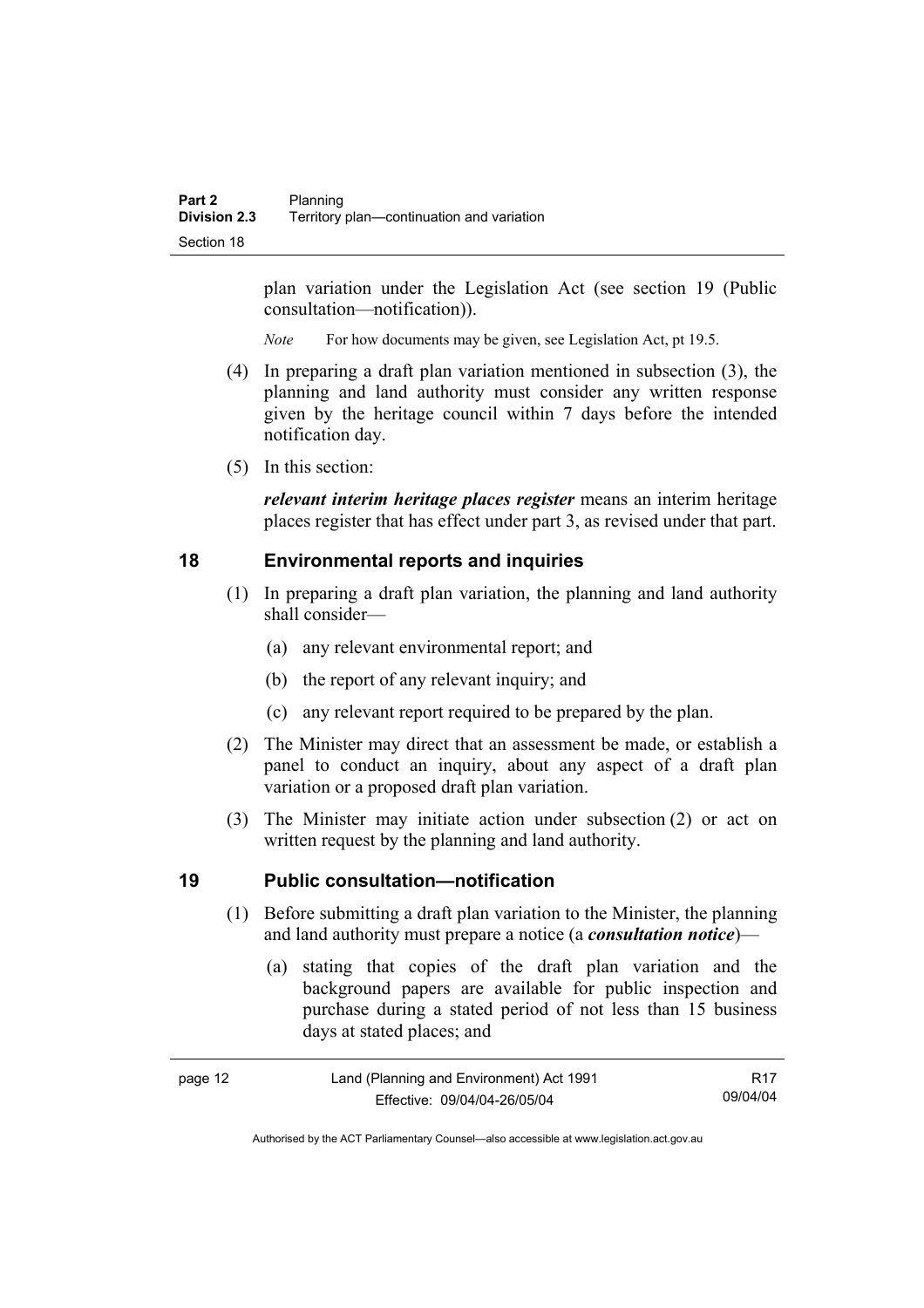plan variation under the Legislation Act (see section 19 (Public consultation—notification)).

*Note* For how documents may be given, see Legislation Act, pt 19.5.

(4) In preparing a draft plan variation mentioned in subsection (3), the planning and land authority must consider any written response given by the heritage council within 7 days before the intended notification day.

(5) In this section:

***relevant interim heritage places register*** means an interim heritage places register that has effect under part 3, as revised under that part.

## 18 Environmental reports and inquiries

(1) In preparing a draft plan variation, the planning and land authority shall consider—

(a) any relevant environmental report; and

(b) the report of any relevant inquiry; and

(c) any relevant report required to be prepared by the plan.

(2) The Minister may direct that an assessment be made, or establish a panel to conduct an inquiry, about any aspect of a draft plan variation or a proposed draft plan variation.

(3) The Minister may initiate action under subsection (2) or act on written request by the planning and land authority.

## 19 Public consultation—notification

(1) Before submitting a draft plan variation to the Minister, the planning and land authority must prepare a notice (a ***consultation notice***)—

(a) stating that copies of the draft plan variation and the background papers are available for public inspection and purchase during a stated period of not less than 15 business days at stated places; and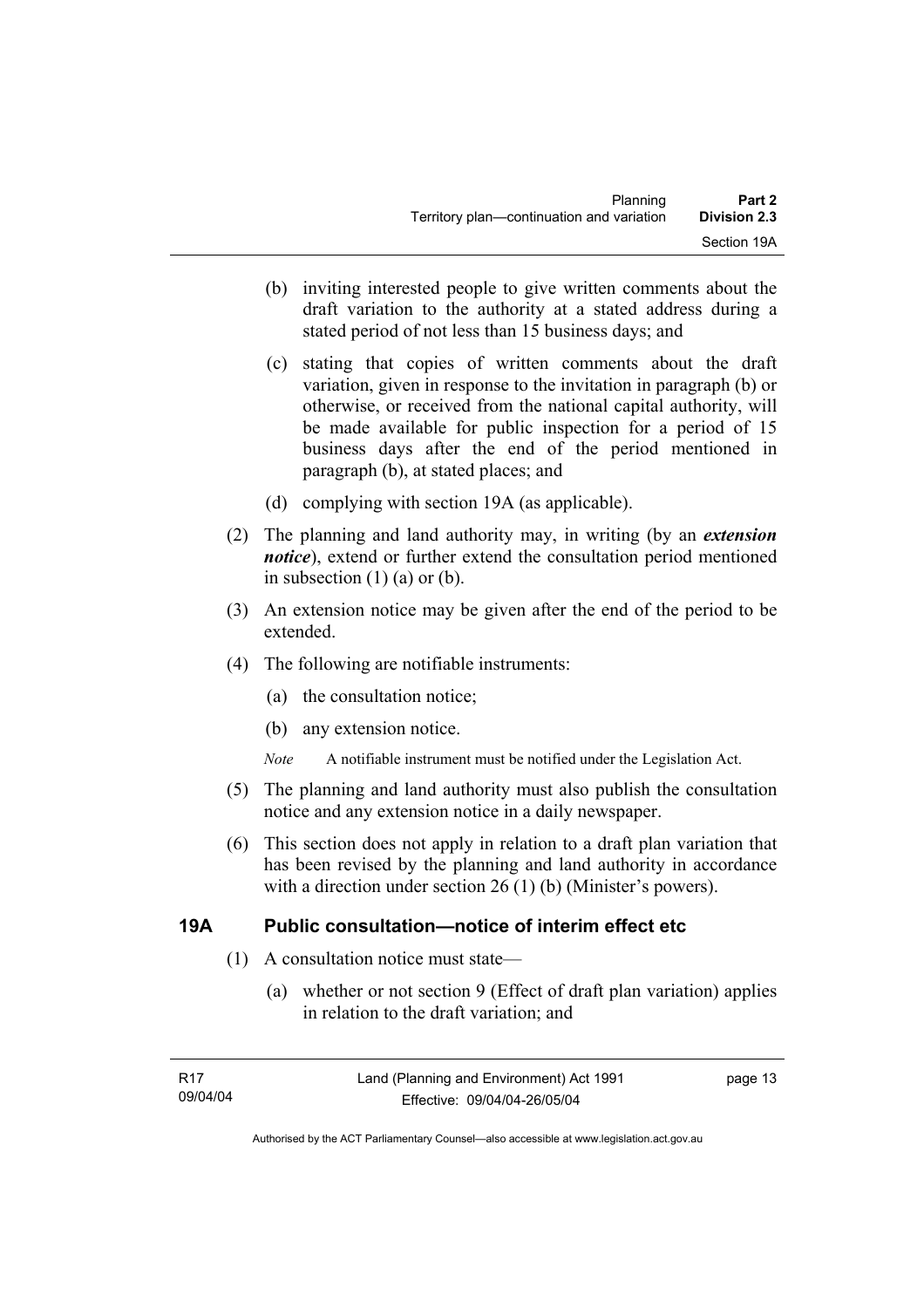(b) inviting interested people to give written comments about the draft variation to the authority at a stated address during a stated period of not less than 15 business days; and

(c) stating that copies of written comments about the draft variation, given in response to the invitation in paragraph (b) or otherwise, or received from the national capital authority, will be made available for public inspection for a period of 15 business days after the end of the period mentioned in paragraph (b), at stated places; and

(d) complying with section 19A (as applicable).

(2) The planning and land authority may, in writing (by an ***extension notice***), extend or further extend the consultation period mentioned in subsection (1) (a) or (b).

(3) An extension notice may be given after the end of the period to be extended.

(4) The following are notifiable instruments:

(a) the consultation notice;

(b) any extension notice.

*Note* A notifiable instrument must be notified under the Legislation Act.

(5) The planning and land authority must also publish the consultation notice and any extension notice in a daily newspaper.

(6) This section does not apply in relation to a draft plan variation that has been revised by the planning and land authority in accordance with a direction under section 26 (1) (b) (Minister's powers).

## 19A Public consultation—notice of interim effect etc

(1) A consultation notice must state—

(a) whether or not section 9 (Effect of draft plan variation) applies in relation to the draft variation; and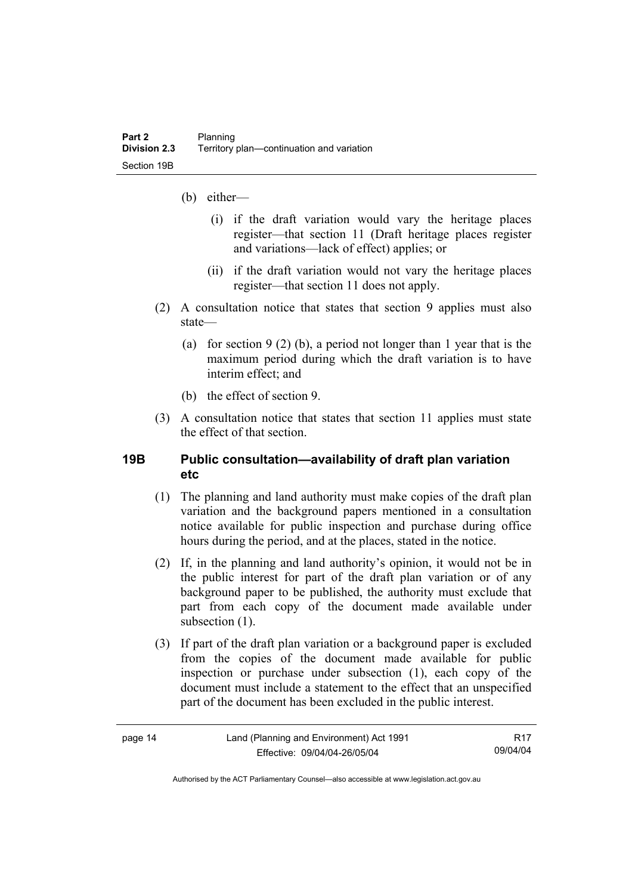(b) either—

   (i) if the draft variation would vary the heritage places register—that section 11 (Draft heritage places register and variations—lack of effect) applies; or

   (ii) if the draft variation would not vary the heritage places register—that section 11 does not apply.

(2) A consultation notice that states that section 9 applies must also state—

   (a) for section 9 (2) (b), a period not longer than 1 year that is the maximum period during which the draft variation is to have interim effect; and

   (b) the effect of section 9.

(3) A consultation notice that states that section 11 applies must state the effect of that section.

### 19B Public consultation—availability of draft plan variation etc

(1) The planning and land authority must make copies of the draft plan variation and the background papers mentioned in a consultation notice available for public inspection and purchase during office hours during the period, and at the places, stated in the notice.

(2) If, in the planning and land authority's opinion, it would not be in the public interest for part of the draft plan variation or of any background paper to be published, the authority must exclude that part from each copy of the document made available under subsection (1).

(3) If part of the draft plan variation or a background paper is excluded from the copies of the document made available for public inspection or purchase under subsection (1), each copy of the document must include a statement to the effect that an unspecified part of the document has been excluded in the public interest.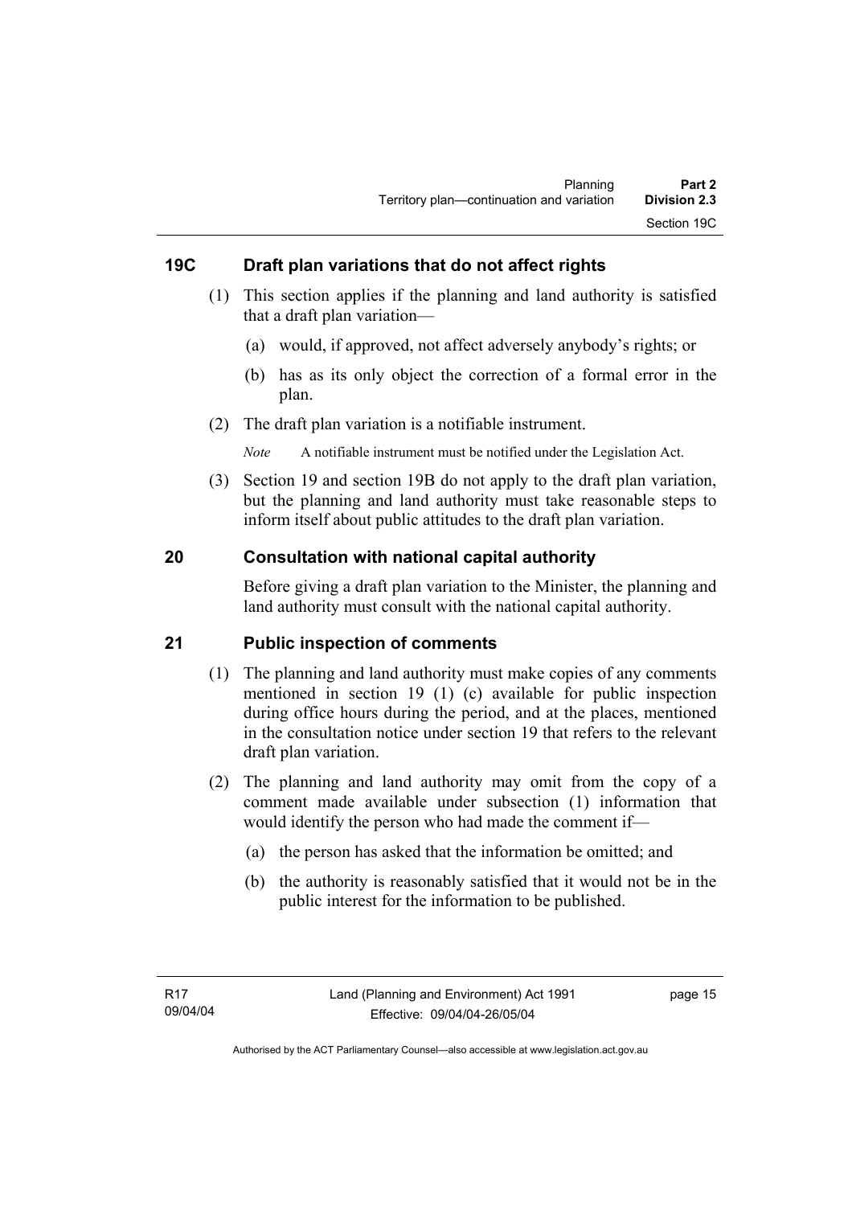## 19C Draft plan variations that do not affect rights

(1) This section applies if the planning and land authority is satisfied that a draft plan variation—

(a) would, if approved, not affect adversely anybody's rights; or

(b) has as its only object the correction of a formal error in the plan.

(2) The draft plan variation is a notifiable instrument.

*Note* A notifiable instrument must be notified under the Legislation Act.

(3) Section 19 and section 19B do not apply to the draft plan variation, but the planning and land authority must take reasonable steps to inform itself about public attitudes to the draft plan variation.

## 20 Consultation with national capital authority

Before giving a draft plan variation to the Minister, the planning and land authority must consult with the national capital authority.

## 21 Public inspection of comments

(1) The planning and land authority must make copies of any comments mentioned in section 19 (1) (c) available for public inspection during office hours during the period, and at the places, mentioned in the consultation notice under section 19 that refers to the relevant draft plan variation.

(2) The planning and land authority may omit from the copy of a comment made available under subsection (1) information that would identify the person who had made the comment if—

(a) the person has asked that the information be omitted; and

(b) the authority is reasonably satisfied that it would not be in the public interest for the information to be published.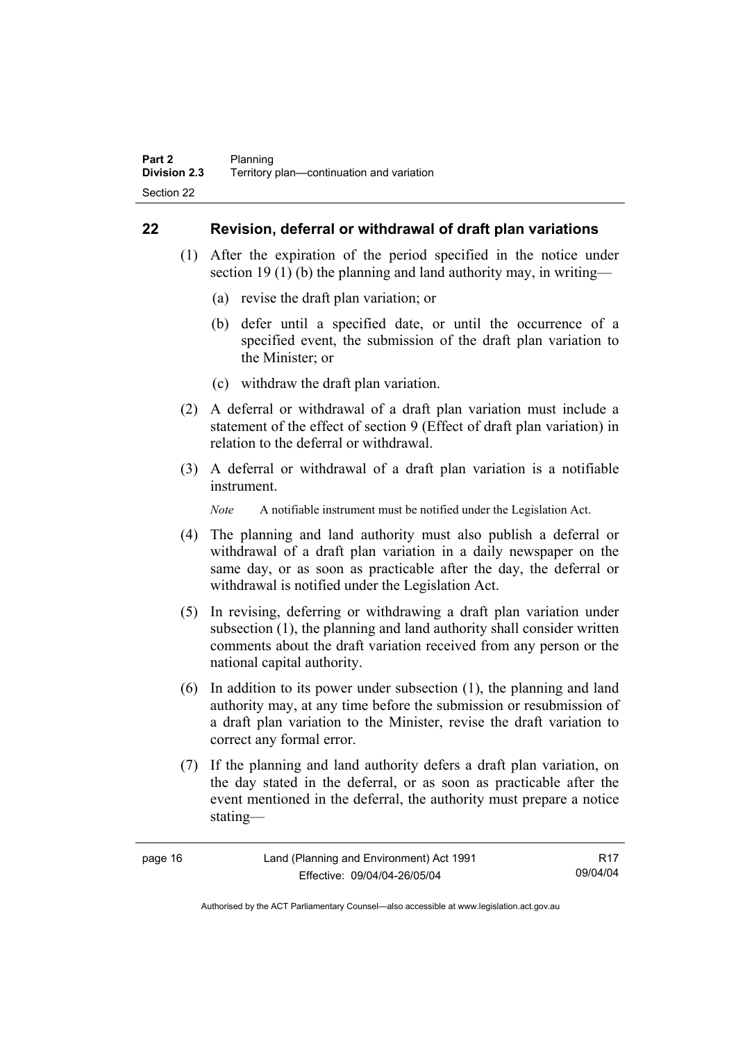## 22 Revision, deferral or withdrawal of draft plan variations

(1) After the expiration of the period specified in the notice under section 19 (1) (b) the planning and land authority may, in writing—

(a) revise the draft plan variation; or

(b) defer until a specified date, or until the occurrence of a specified event, the submission of the draft plan variation to the Minister; or

(c) withdraw the draft plan variation.

(2) A deferral or withdrawal of a draft plan variation must include a statement of the effect of section 9 (Effect of draft plan variation) in relation to the deferral or withdrawal.

(3) A deferral or withdrawal of a draft plan variation is a notifiable instrument.

*Note* A notifiable instrument must be notified under the Legislation Act.

(4) The planning and land authority must also publish a deferral or withdrawal of a draft plan variation in a daily newspaper on the same day, or as soon as practicable after the day, the deferral or withdrawal is notified under the Legislation Act.

(5) In revising, deferring or withdrawing a draft plan variation under subsection (1), the planning and land authority shall consider written comments about the draft variation received from any person or the national capital authority.

(6) In addition to its power under subsection (1), the planning and land authority may, at any time before the submission or resubmission of a draft plan variation to the Minister, revise the draft variation to correct any formal error.

(7) If the planning and land authority defers a draft plan variation, on the day stated in the deferral, or as soon as practicable after the event mentioned in the deferral, the authority must prepare a notice stating—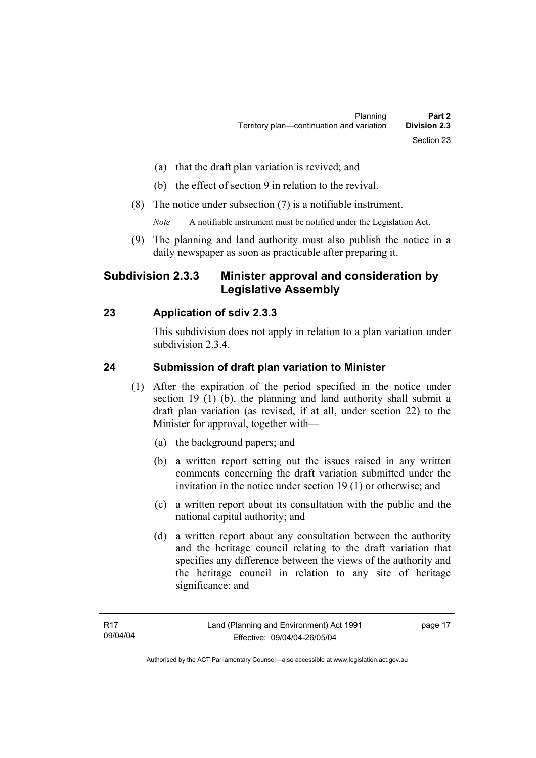(a) that the draft plan variation is revived; and

(b) the effect of section 9 in relation to the revival.

(8) The notice under subsection (7) is a notifiable instrument.

*Note* A notifiable instrument must be notified under the Legislation Act.

(9) The planning and land authority must also publish the notice in a daily newspaper as soon as practicable after preparing it.

## Subdivision 2.3.3 Minister approval and consideration by Legislative Assembly

### 23 Application of sdiv 2.3.3

This subdivision does not apply in relation to a plan variation under subdivision 2.3.4.

### 24 Submission of draft plan variation to Minister

(1) After the expiration of the period specified in the notice under section 19 (1) (b), the planning and land authority shall submit a draft plan variation (as revised, if at all, under section 22) to the Minister for approval, together with—

(a) the background papers; and

(b) a written report setting out the issues raised in any written comments concerning the draft variation submitted under the invitation in the notice under section 19 (1) or otherwise; and

(c) a written report about its consultation with the public and the national capital authority; and

(d) a written report about any consultation between the authority and the heritage council relating to the draft variation that specifies any difference between the views of the authority and the heritage council in relation to any site of heritage significance; and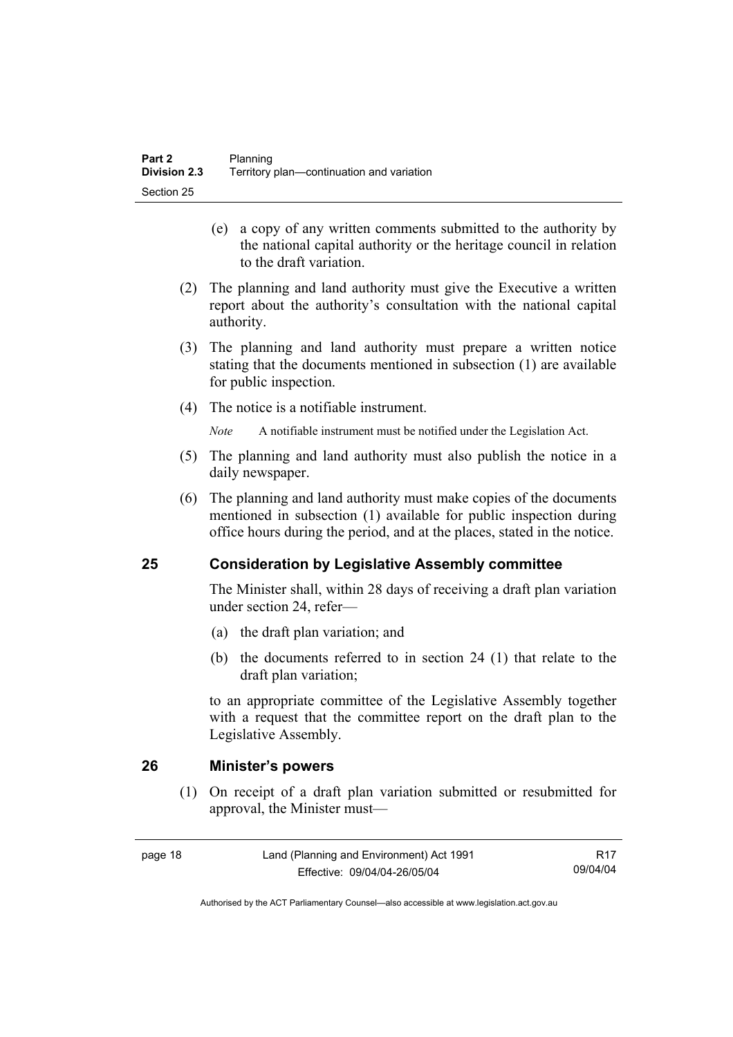(e) a copy of any written comments submitted to the authority by the national capital authority or the heritage council in relation to the draft variation.

(2) The planning and land authority must give the Executive a written report about the authority's consultation with the national capital authority.

(3) The planning and land authority must prepare a written notice stating that the documents mentioned in subsection (1) are available for public inspection.

(4) The notice is a notifiable instrument.

*Note* A notifiable instrument must be notified under the Legislation Act.

(5) The planning and land authority must also publish the notice in a daily newspaper.

(6) The planning and land authority must make copies of the documents mentioned in subsection (1) available for public inspection during office hours during the period, and at the places, stated in the notice.

## 25 Consideration by Legislative Assembly committee

The Minister shall, within 28 days of receiving a draft plan variation under section 24, refer—

(a) the draft plan variation; and

(b) the documents referred to in section 24 (1) that relate to the draft plan variation;

to an appropriate committee of the Legislative Assembly together with a request that the committee report on the draft plan to the Legislative Assembly.

## 26 Minister's powers

(1) On receipt of a draft plan variation submitted or resubmitted for approval, the Minister must—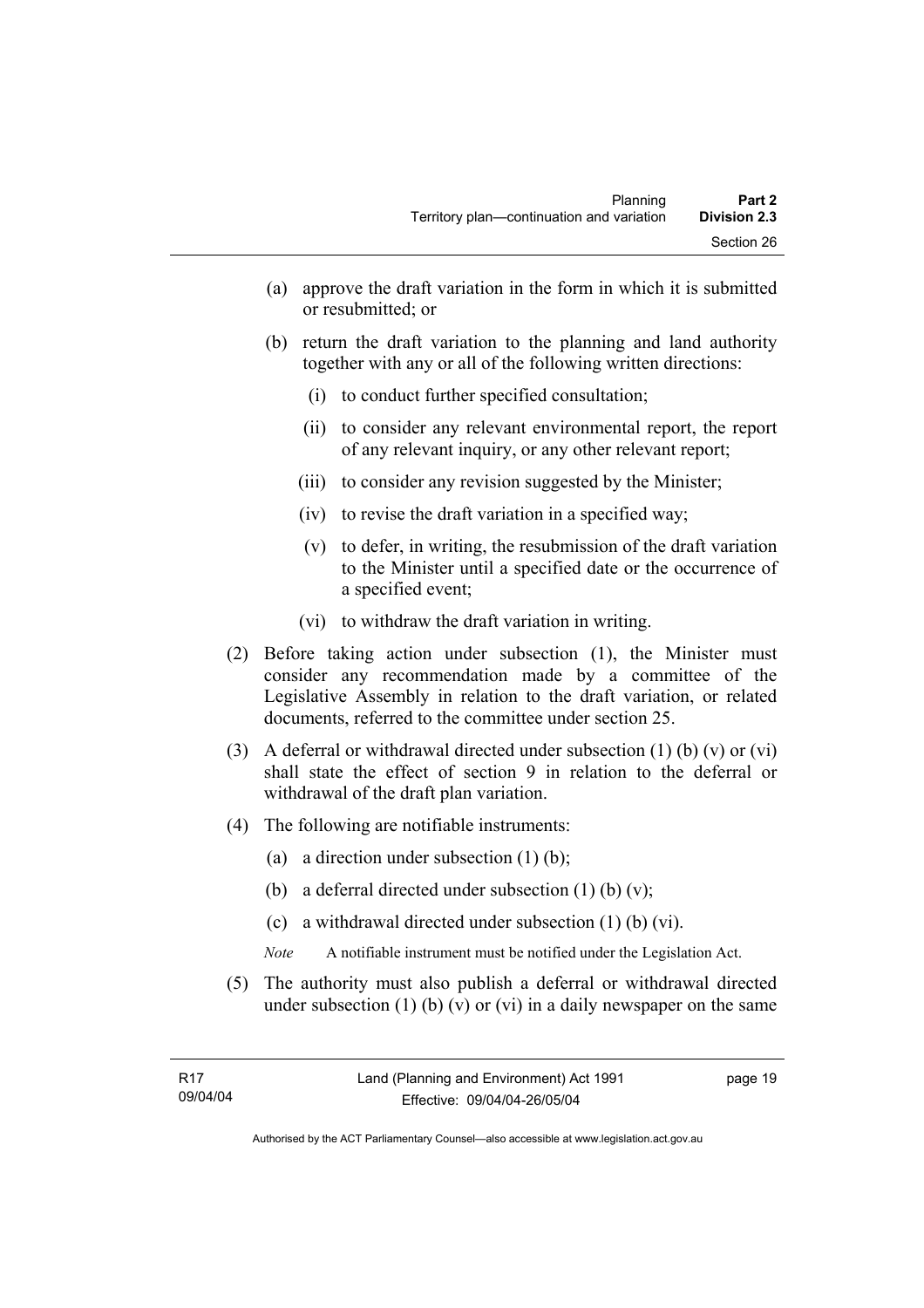(a) approve the draft variation in the form in which it is submitted or resubmitted; or

(b) return the draft variation to the planning and land authority together with any or all of the following written directions:

  (i) to conduct further specified consultation;

  (ii) to consider any relevant environmental report, the report of any relevant inquiry, or any other relevant report;

  (iii) to consider any revision suggested by the Minister;

  (iv) to revise the draft variation in a specified way;

  (v) to defer, in writing, the resubmission of the draft variation to the Minister until a specified date or the occurrence of a specified event;

  (vi) to withdraw the draft variation in writing.

(2) Before taking action under subsection (1), the Minister must consider any recommendation made by a committee of the Legislative Assembly in relation to the draft variation, or related documents, referred to the committee under section 25.

(3) A deferral or withdrawal directed under subsection (1) (b) (v) or (vi) shall state the effect of section 9 in relation to the deferral or withdrawal of the draft plan variation.

(4) The following are notifiable instruments:

  (a) a direction under subsection (1) (b);

  (b) a deferral directed under subsection (1) (b) (v);

  (c) a withdrawal directed under subsection (1) (b) (vi).

  *Note* A notifiable instrument must be notified under the Legislation Act.

(5) The authority must also publish a deferral or withdrawal directed under subsection (1) (b) (v) or (vi) in a daily newspaper on the same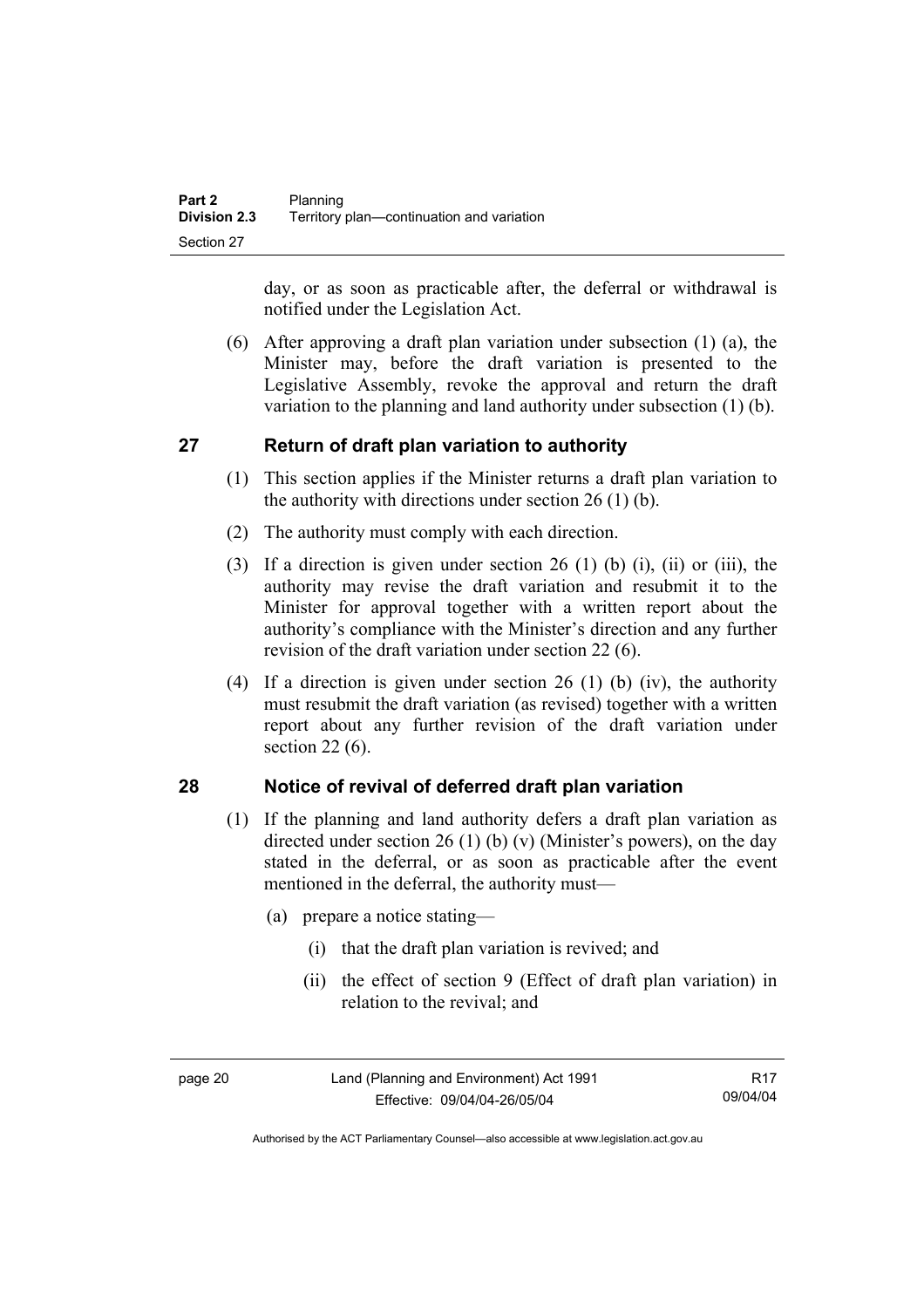day, or as soon as practicable after, the deferral or withdrawal is notified under the Legislation Act.

(6) After approving a draft plan variation under subsection (1) (a), the Minister may, before the draft variation is presented to the Legislative Assembly, revoke the approval and return the draft variation to the planning and land authority under subsection (1) (b).

## 27 Return of draft plan variation to authority

(1) This section applies if the Minister returns a draft plan variation to the authority with directions under section 26 (1) (b).

(2) The authority must comply with each direction.

(3) If a direction is given under section 26 (1) (b) (i), (ii) or (iii), the authority may revise the draft variation and resubmit it to the Minister for approval together with a written report about the authority's compliance with the Minister's direction and any further revision of the draft variation under section 22 (6).

(4) If a direction is given under section 26 (1) (b) (iv), the authority must resubmit the draft variation (as revised) together with a written report about any further revision of the draft variation under section 22 (6).

## 28 Notice of revival of deferred draft plan variation

(1) If the planning and land authority defers a draft plan variation as directed under section 26 (1) (b) (v) (Minister's powers), on the day stated in the deferral, or as soon as practicable after the event mentioned in the deferral, the authority must—

(a) prepare a notice stating—

(i) that the draft plan variation is revived; and

(ii) the effect of section 9 (Effect of draft plan variation) in relation to the revival; and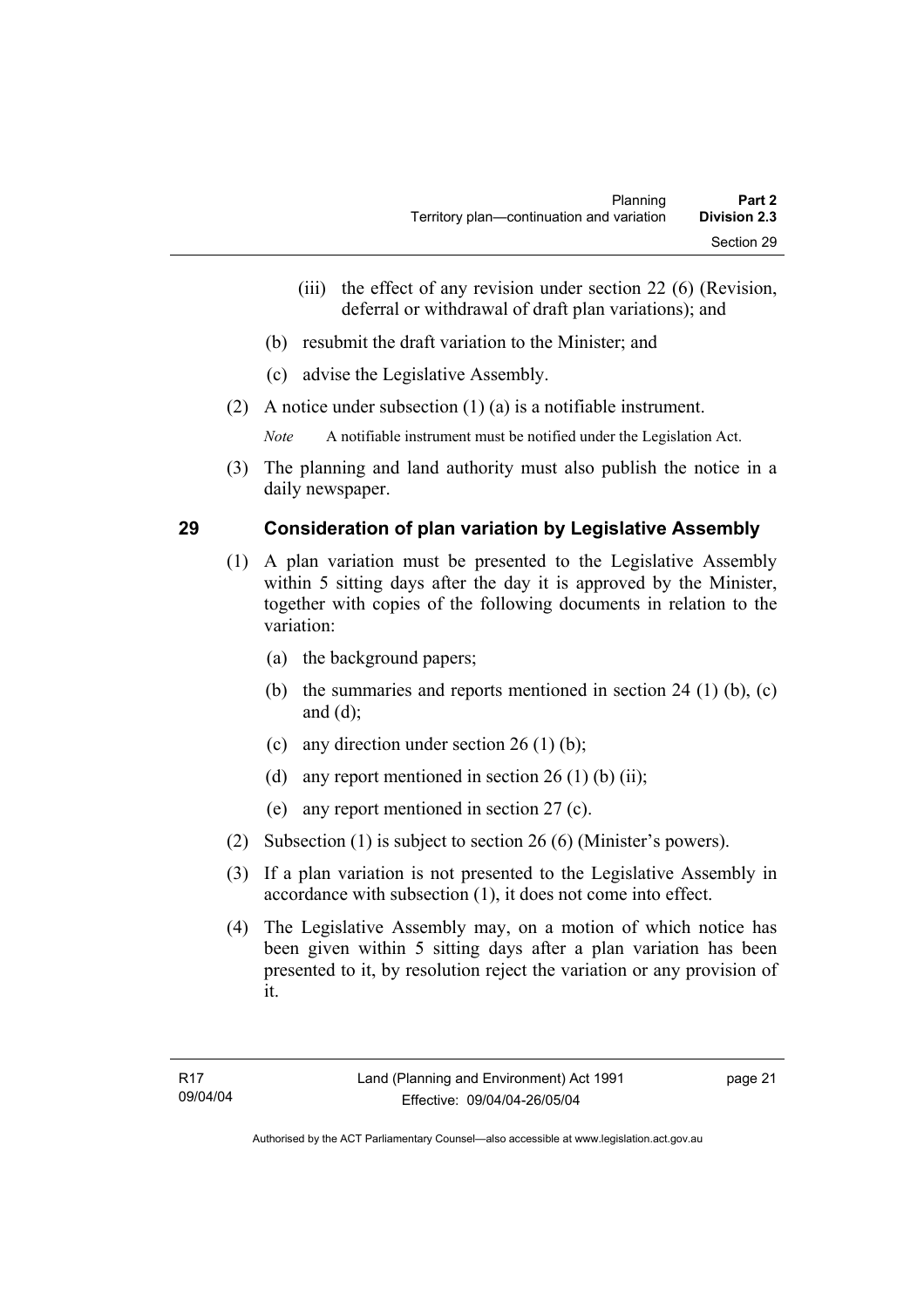(iii) the effect of any revision under section 22 (6) (Revision, deferral or withdrawal of draft plan variations); and

(b) resubmit the draft variation to the Minister; and

(c) advise the Legislative Assembly.

(2) A notice under subsection (1) (a) is a notifiable instrument.

*Note* A notifiable instrument must be notified under the Legislation Act.

(3) The planning and land authority must also publish the notice in a daily newspaper.

## 29 Consideration of plan variation by Legislative Assembly

(1) A plan variation must be presented to the Legislative Assembly within 5 sitting days after the day it is approved by the Minister, together with copies of the following documents in relation to the variation:

(a) the background papers;

(b) the summaries and reports mentioned in section 24 (1) (b), (c) and (d);

(c) any direction under section 26 (1) (b);

(d) any report mentioned in section 26 (1) (b) (ii);

(e) any report mentioned in section 27 (c).

(2) Subsection (1) is subject to section 26 (6) (Minister's powers).

(3) If a plan variation is not presented to the Legislative Assembly in accordance with subsection (1), it does not come into effect.

(4) The Legislative Assembly may, on a motion of which notice has been given within 5 sitting days after a plan variation has been presented to it, by resolution reject the variation or any provision of it.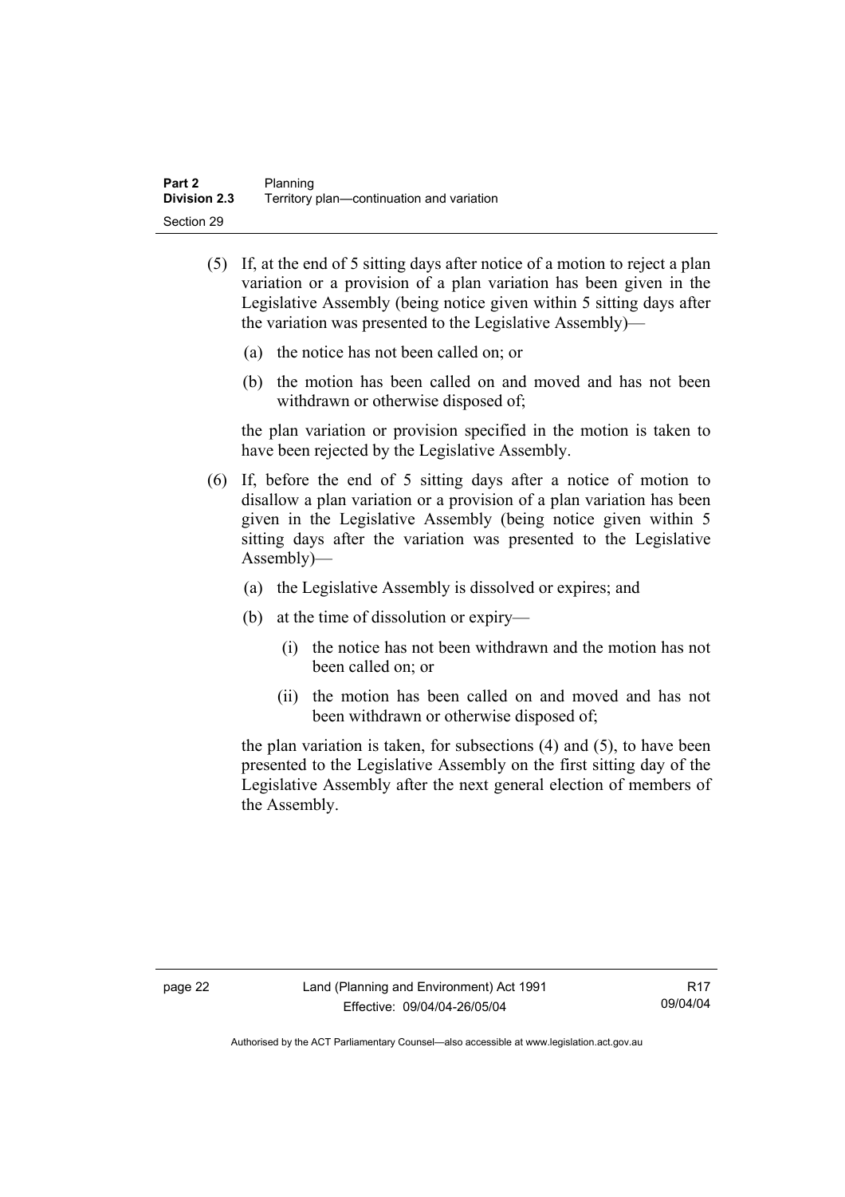(5) If, at the end of 5 sitting days after notice of a motion to reject a plan variation or a provision of a plan variation has been given in the Legislative Assembly (being notice given within 5 sitting days after the variation was presented to the Legislative Assembly)—

(a) the notice has not been called on; or

(b) the motion has been called on and moved and has not been withdrawn or otherwise disposed of;

the plan variation or provision specified in the motion is taken to have been rejected by the Legislative Assembly.

(6) If, before the end of 5 sitting days after a notice of motion to disallow a plan variation or a provision of a plan variation has been given in the Legislative Assembly (being notice given within 5 sitting days after the variation was presented to the Legislative Assembly)—

(a) the Legislative Assembly is dissolved or expires; and

(b) at the time of dissolution or expiry—

(i) the notice has not been withdrawn and the motion has not been called on; or

(ii) the motion has been called on and moved and has not been withdrawn or otherwise disposed of;

the plan variation is taken, for subsections (4) and (5), to have been presented to the Legislative Assembly on the first sitting day of the Legislative Assembly after the next general election of members of the Assembly.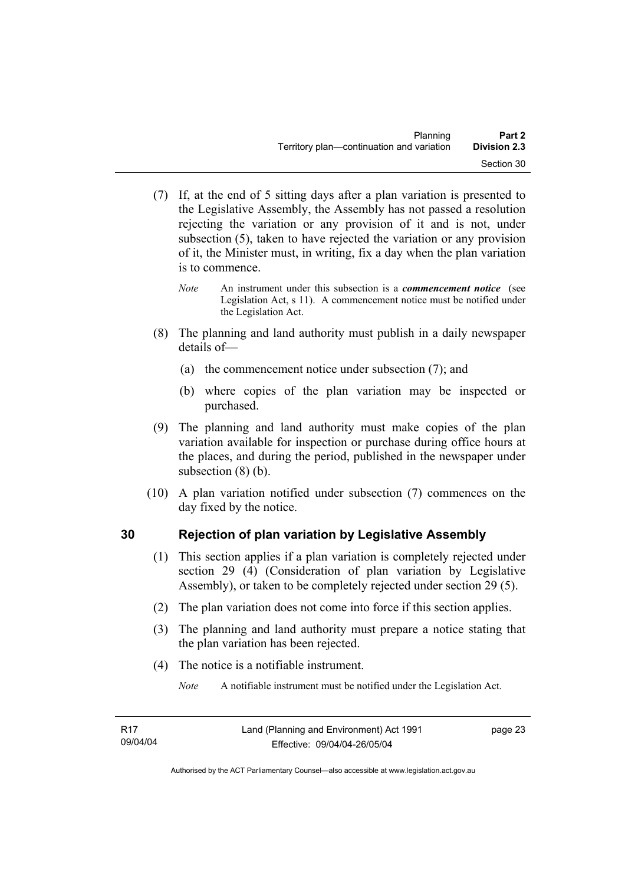(7) If, at the end of 5 sitting days after a plan variation is presented to the Legislative Assembly, the Assembly has not passed a resolution rejecting the variation or any provision of it and is not, under subsection (5), taken to have rejected the variation or any provision of it, the Minister must, in writing, fix a day when the plan variation is to commence.

*Note* An instrument under this subsection is a ***commencement notice*** (see Legislation Act, s 11). A commencement notice must be notified under the Legislation Act.

(8) The planning and land authority must publish in a daily newspaper details of—

(a) the commencement notice under subsection (7); and

(b) where copies of the plan variation may be inspected or purchased.

(9) The planning and land authority must make copies of the plan variation available for inspection or purchase during office hours at the places, and during the period, published in the newspaper under subsection (8) (b).

(10) A plan variation notified under subsection (7) commences on the day fixed by the notice.

## 30 Rejection of plan variation by Legislative Assembly

(1) This section applies if a plan variation is completely rejected under section 29 (4) (Consideration of plan variation by Legislative Assembly), or taken to be completely rejected under section 29 (5).

(2) The plan variation does not come into force if this section applies.

(3) The planning and land authority must prepare a notice stating that the plan variation has been rejected.

(4) The notice is a notifiable instrument.

*Note* A notifiable instrument must be notified under the Legislation Act.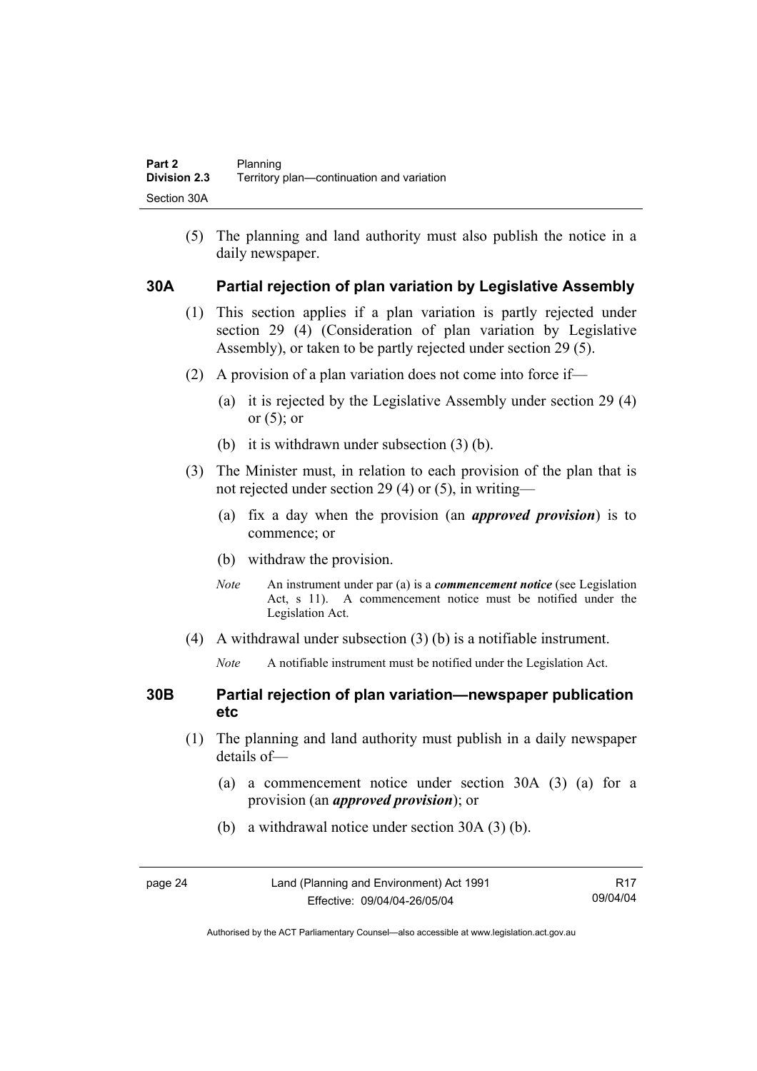(5) The planning and land authority must also publish the notice in a daily newspaper.

## 30A Partial rejection of plan variation by Legislative Assembly

(1) This section applies if a plan variation is partly rejected under section 29 (4) (Consideration of plan variation by Legislative Assembly), or taken to be partly rejected under section 29 (5).

(2) A provision of a plan variation does not come into force if—

(a) it is rejected by the Legislative Assembly under section 29 (4) or (5); or

(b) it is withdrawn under subsection (3) (b).

(3) The Minister must, in relation to each provision of the plan that is not rejected under section 29 (4) or (5), in writing—

(a) fix a day when the provision (an ***approved provision***) is to commence; or

(b) withdraw the provision.

*Note* An instrument under par (a) is a ***commencement notice*** (see Legislation Act, s 11). A commencement notice must be notified under the Legislation Act.

(4) A withdrawal under subsection (3) (b) is a notifiable instrument.

*Note* A notifiable instrument must be notified under the Legislation Act.

## 30B Partial rejection of plan variation—newspaper publication etc

(1) The planning and land authority must publish in a daily newspaper details of—

(a) a commencement notice under section 30A (3) (a) for a provision (an ***approved provision***); or

(b) a withdrawal notice under section 30A (3) (b).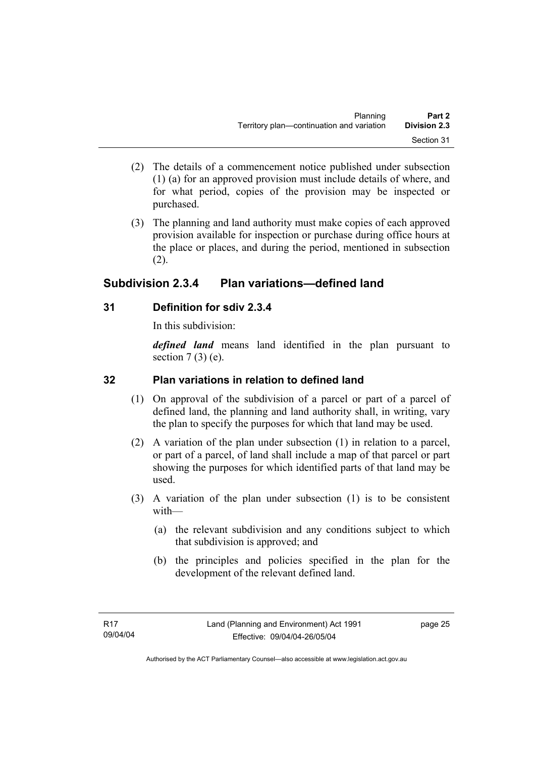(2) The details of a commencement notice published under subsection (1) (a) for an approved provision must include details of where, and for what period, copies of the provision may be inspected or purchased.

(3) The planning and land authority must make copies of each approved provision available for inspection or purchase during office hours at the place or places, and during the period, mentioned in subsection (2).

## Subdivision 2.3.4 Plan variations—defined land

### 31 Definition for sdiv 2.3.4

In this subdivision:

***defined land*** means land identified in the plan pursuant to section 7 (3) (e).

### 32 Plan variations in relation to defined land

(1) On approval of the subdivision of a parcel or part of a parcel of defined land, the planning and land authority shall, in writing, vary the plan to specify the purposes for which that land may be used.

(2) A variation of the plan under subsection (1) in relation to a parcel, or part of a parcel, of land shall include a map of that parcel or part showing the purposes for which identified parts of that land may be used.

(3) A variation of the plan under subsection (1) is to be consistent with—

(a) the relevant subdivision and any conditions subject to which that subdivision is approved; and

(b) the principles and policies specified in the plan for the development of the relevant defined land.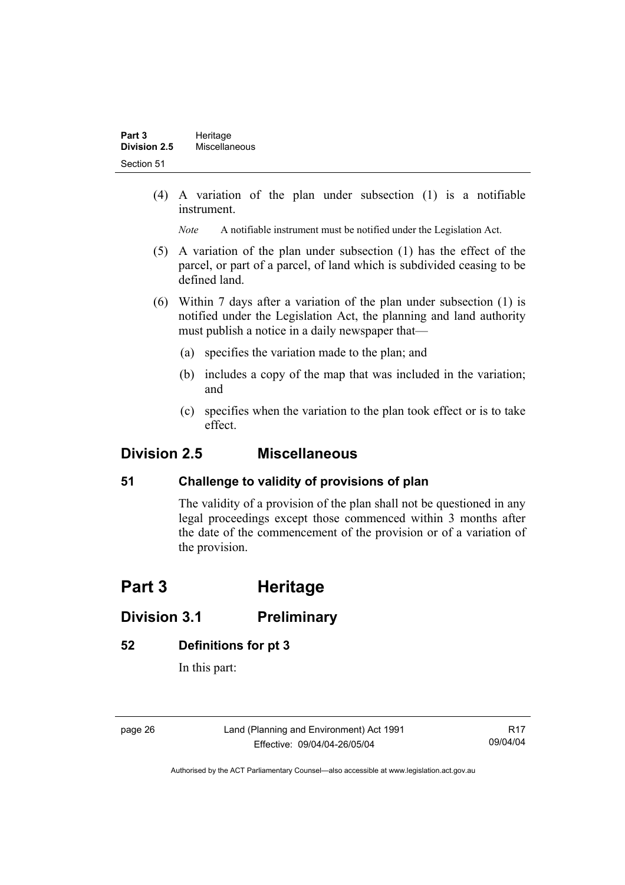(4) A variation of the plan under subsection (1) is a notifiable instrument.

*Note* A notifiable instrument must be notified under the Legislation Act.

(5) A variation of the plan under subsection (1) has the effect of the parcel, or part of a parcel, of land which is subdivided ceasing to be defined land.

(6) Within 7 days after a variation of the plan under subsection (1) is notified under the Legislation Act, the planning and land authority must publish a notice in a daily newspaper that—

(a) specifies the variation made to the plan; and

(b) includes a copy of the map that was included in the variation; and

(c) specifies when the variation to the plan took effect or is to take effect.

## Division 2.5 Miscellaneous

### 51 Challenge to validity of provisions of plan

The validity of a provision of the plan shall not be questioned in any legal proceedings except those commenced within 3 months after the date of the commencement of the provision or of a variation of the provision.

# Part 3 Heritage

## Division 3.1 Preliminary

### 52 Definitions for pt 3

In this part: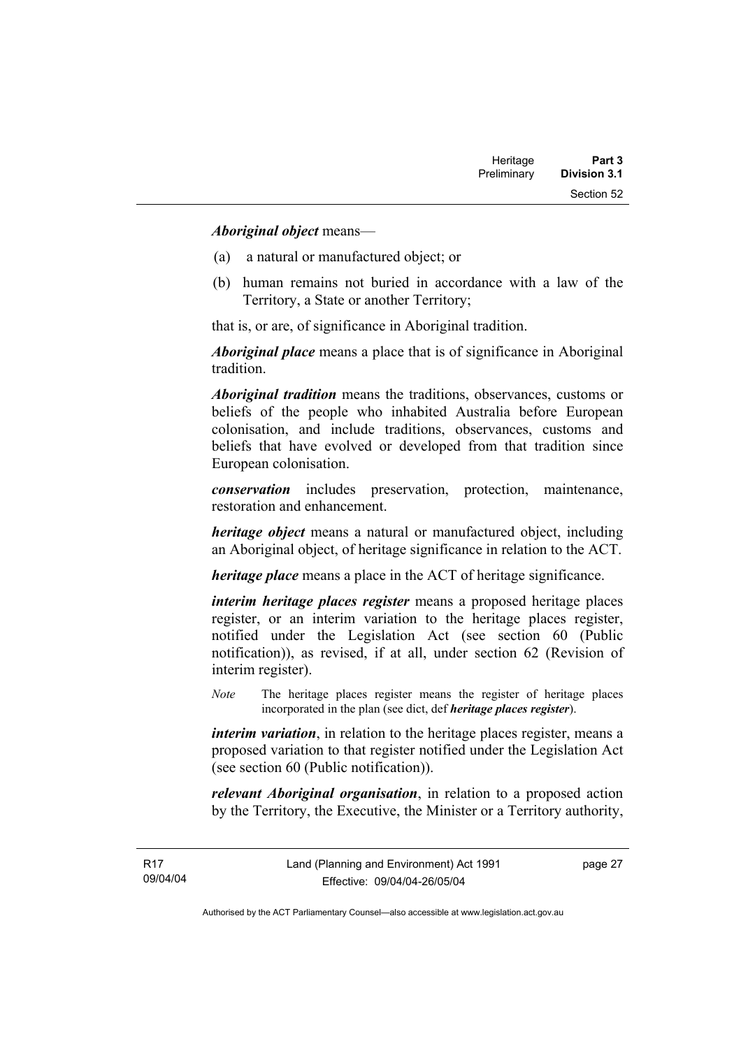***Aboriginal object*** means—

(a) a natural or manufactured object; or

(b) human remains not buried in accordance with a law of the Territory, a State or another Territory;

that is, or are, of significance in Aboriginal tradition.

***Aboriginal place*** means a place that is of significance in Aboriginal tradition.

***Aboriginal tradition*** means the traditions, observances, customs or beliefs of the people who inhabited Australia before European colonisation, and include traditions, observances, customs and beliefs that have evolved or developed from that tradition since European colonisation.

***conservation*** includes preservation, protection, maintenance, restoration and enhancement.

***heritage object*** means a natural or manufactured object, including an Aboriginal object, of heritage significance in relation to the ACT.

***heritage place*** means a place in the ACT of heritage significance.

***interim heritage places register*** means a proposed heritage places register, or an interim variation to the heritage places register, notified under the Legislation Act (see section 60 (Public notification)), as revised, if at all, under section 62 (Revision of interim register).

*Note* The heritage places register means the register of heritage places incorporated in the plan (see dict, def ***heritage places register***).

***interim variation***, in relation to the heritage places register, means a proposed variation to that register notified under the Legislation Act (see section 60 (Public notification)).

***relevant Aboriginal organisation***, in relation to a proposed action by the Territory, the Executive, the Minister or a Territory authority,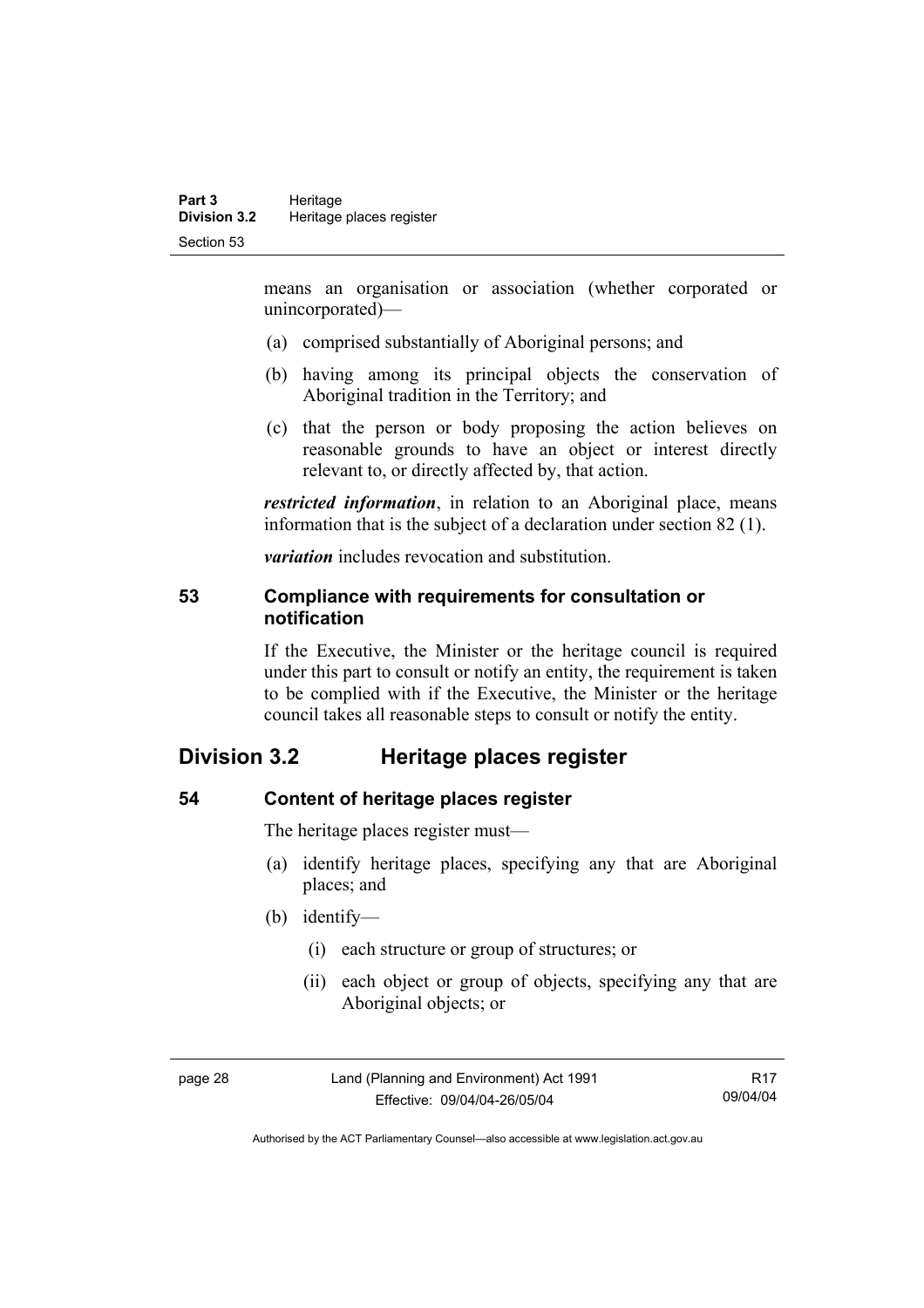means an organisation or association (whether corporated or unincorporated)—

(a) comprised substantially of Aboriginal persons; and

(b) having among its principal objects the conservation of Aboriginal tradition in the Territory; and

(c) that the person or body proposing the action believes on reasonable grounds to have an object or interest directly relevant to, or directly affected by, that action.

***restricted information***, in relation to an Aboriginal place, means information that is the subject of a declaration under section 82 (1).

***variation*** includes revocation and substitution.

### 53 Compliance with requirements for consultation or notification

If the Executive, the Minister or the heritage council is required under this part to consult or notify an entity, the requirement is taken to be complied with if the Executive, the Minister or the heritage council takes all reasonable steps to consult or notify the entity.

## Division 3.2 Heritage places register

### 54 Content of heritage places register

The heritage places register must—

(a) identify heritage places, specifying any that are Aboriginal places; and

(b) identify—

(i) each structure or group of structures; or

(ii) each object or group of objects, specifying any that are Aboriginal objects; or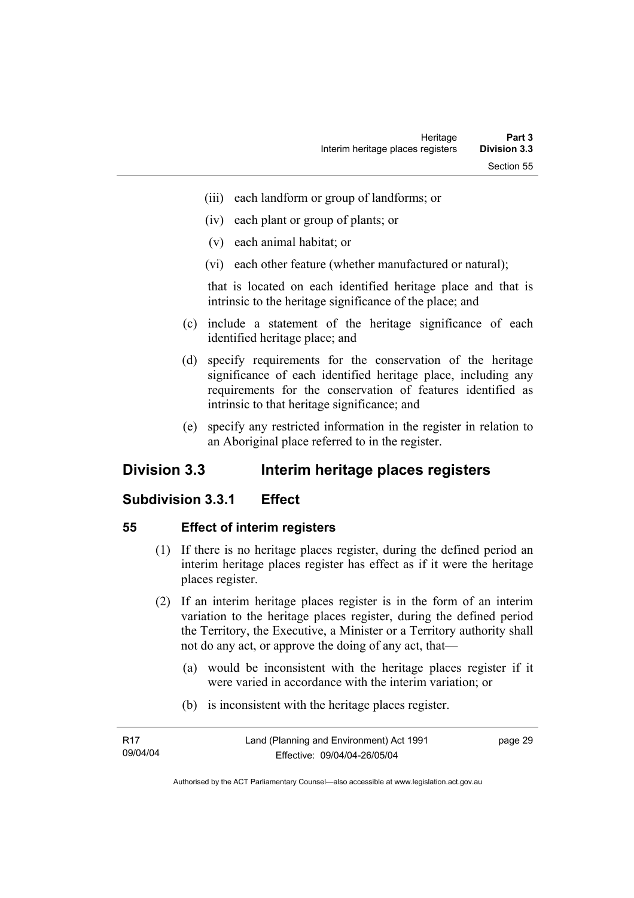(iii) each landform or group of landforms; or

(iv) each plant or group of plants; or

(v) each animal habitat; or

(vi) each other feature (whether manufactured or natural);

that is located on each identified heritage place and that is intrinsic to the heritage significance of the place; and

(c) include a statement of the heritage significance of each identified heritage place; and

(d) specify requirements for the conservation of the heritage significance of each identified heritage place, including any requirements for the conservation of features identified as intrinsic to that heritage significance; and

(e) specify any restricted information in the register in relation to an Aboriginal place referred to in the register.

## Division 3.3 Interim heritage places registers

### Subdivision 3.3.1 Effect

#### 55 Effect of interim registers

(1) If there is no heritage places register, during the defined period an interim heritage places register has effect as if it were the heritage places register.

(2) If an interim heritage places register is in the form of an interim variation to the heritage places register, during the defined period the Territory, the Executive, a Minister or a Territory authority shall not do any act, or approve the doing of any act, that—

(a) would be inconsistent with the heritage places register if it were varied in accordance with the interim variation; or

(b) is inconsistent with the heritage places register.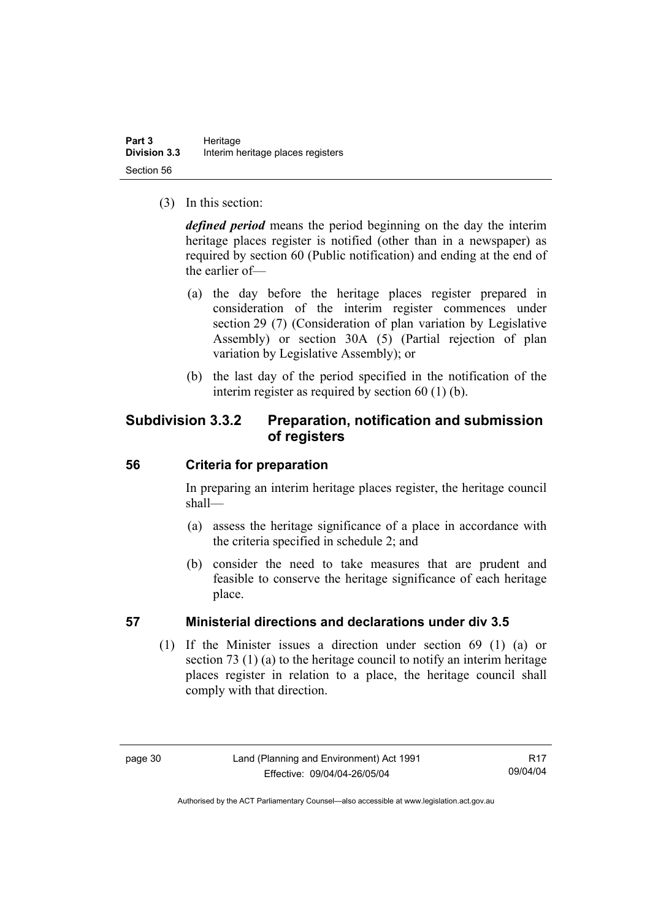(3) In this section:

***defined period*** means the period beginning on the day the interim heritage places register is notified (other than in a newspaper) as required by section 60 (Public notification) and ending at the end of the earlier of—

(a) the day before the heritage places register prepared in consideration of the interim register commences under section 29 (7) (Consideration of plan variation by Legislative Assembly) or section 30A (5) (Partial rejection of plan variation by Legislative Assembly); or

(b) the last day of the period specified in the notification of the interim register as required by section 60 (1) (b).

## Subdivision 3.3.2 Preparation, notification and submission of registers

### 56 Criteria for preparation

In preparing an interim heritage places register, the heritage council shall—

(a) assess the heritage significance of a place in accordance with the criteria specified in schedule 2; and

(b) consider the need to take measures that are prudent and feasible to conserve the heritage significance of each heritage place.

### 57 Ministerial directions and declarations under div 3.5

(1) If the Minister issues a direction under section 69 (1) (a) or section 73 (1) (a) to the heritage council to notify an interim heritage places register in relation to a place, the heritage council shall comply with that direction.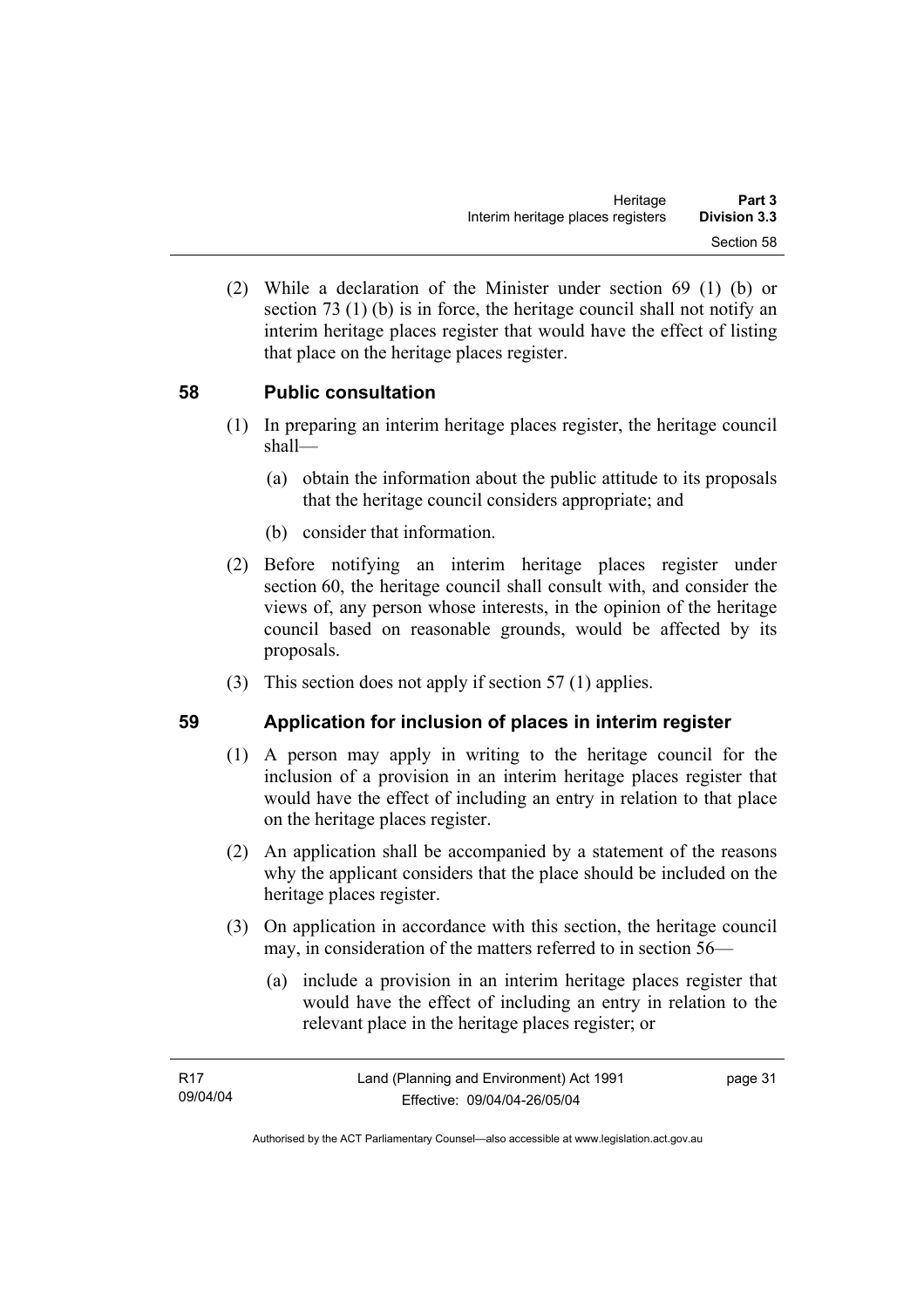(2) While a declaration of the Minister under section 69 (1) (b) or section 73 (1) (b) is in force, the heritage council shall not notify an interim heritage places register that would have the effect of listing that place on the heritage places register.

## 58 Public consultation

(1) In preparing an interim heritage places register, the heritage council shall—

(a) obtain the information about the public attitude to its proposals that the heritage council considers appropriate; and

(b) consider that information.

(2) Before notifying an interim heritage places register under section 60, the heritage council shall consult with, and consider the views of, any person whose interests, in the opinion of the heritage council based on reasonable grounds, would be affected by its proposals.

(3) This section does not apply if section 57 (1) applies.

## 59 Application for inclusion of places in interim register

(1) A person may apply in writing to the heritage council for the inclusion of a provision in an interim heritage places register that would have the effect of including an entry in relation to that place on the heritage places register.

(2) An application shall be accompanied by a statement of the reasons why the applicant considers that the place should be included on the heritage places register.

(3) On application in accordance with this section, the heritage council may, in consideration of the matters referred to in section 56—

(a) include a provision in an interim heritage places register that would have the effect of including an entry in relation to the relevant place in the heritage places register; or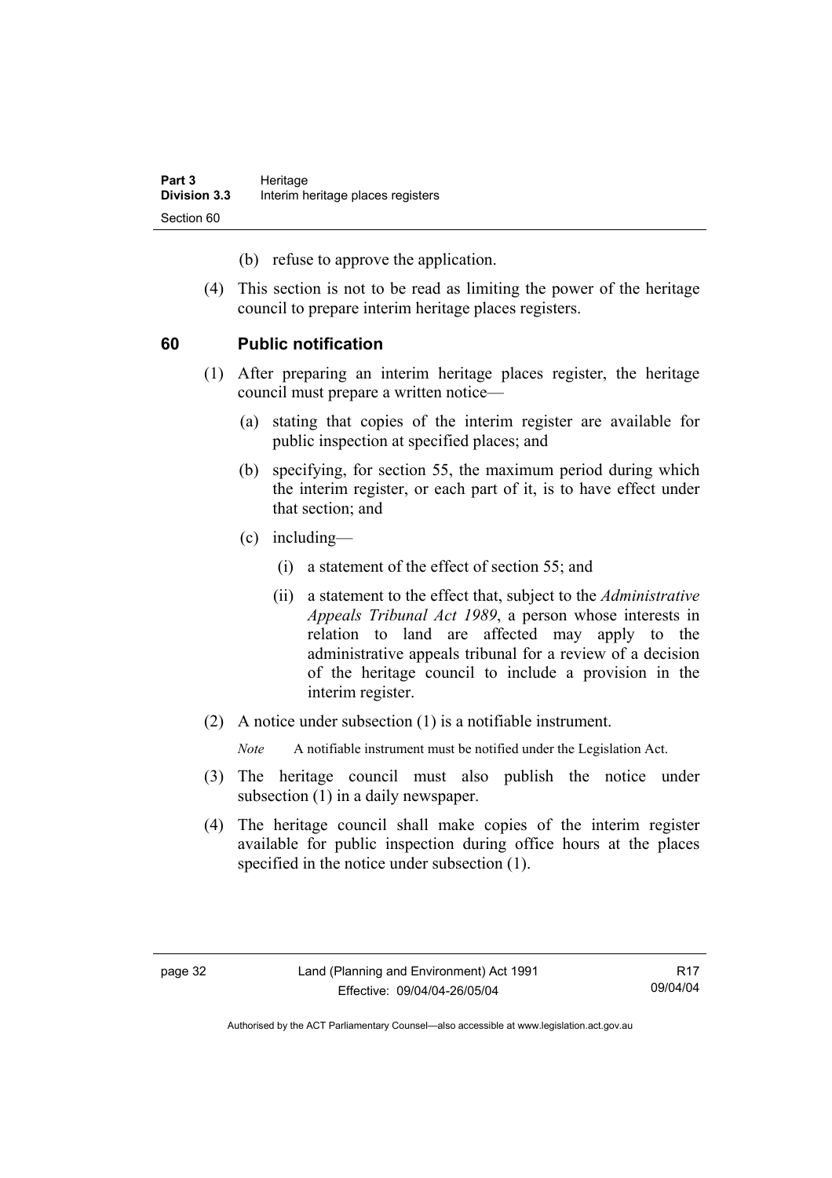(b) refuse to approve the application.

(4) This section is not to be read as limiting the power of the heritage council to prepare interim heritage places registers.

## 60 Public notification

(1) After preparing an interim heritage places register, the heritage council must prepare a written notice—

(a) stating that copies of the interim register are available for public inspection at specified places; and

(b) specifying, for section 55, the maximum period during which the interim register, or each part of it, is to have effect under that section; and

(c) including—

(i) a statement of the effect of section 55; and

(ii) a statement to the effect that, subject to the *Administrative Appeals Tribunal Act 1989*, a person whose interests in relation to land are affected may apply to the administrative appeals tribunal for a review of a decision of the heritage council to include a provision in the interim register.

(2) A notice under subsection (1) is a notifiable instrument.

*Note* A notifiable instrument must be notified under the Legislation Act.

(3) The heritage council must also publish the notice under subsection (1) in a daily newspaper.

(4) The heritage council shall make copies of the interim register available for public inspection during office hours at the places specified in the notice under subsection (1).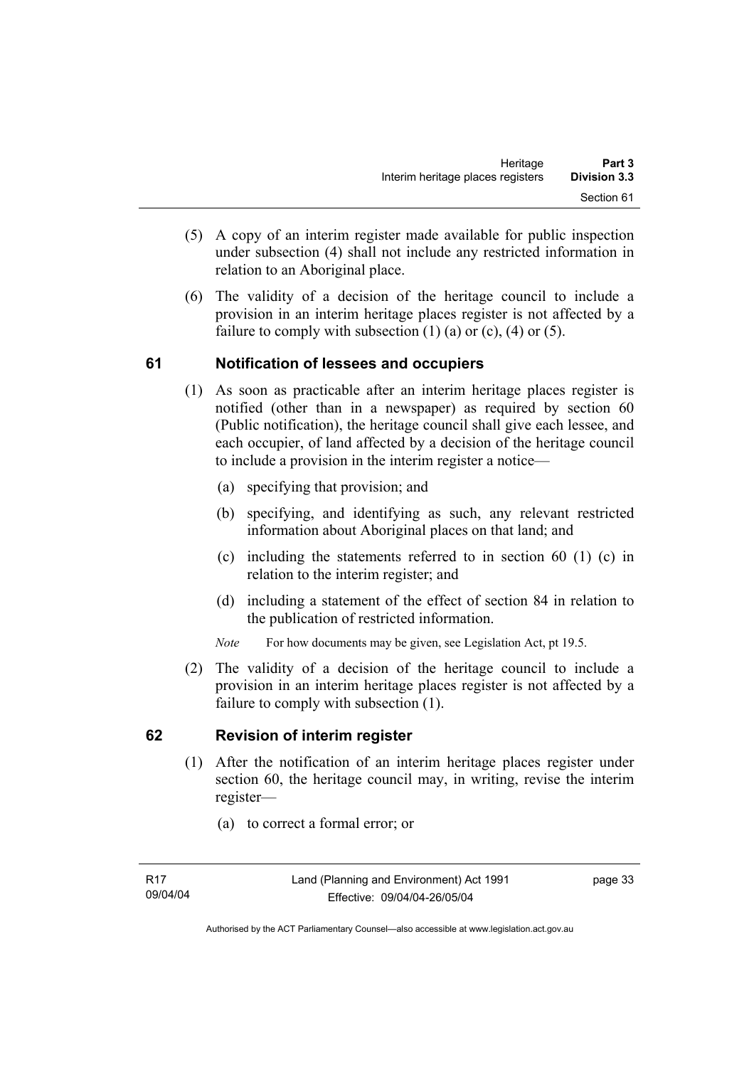(5) A copy of an interim register made available for public inspection under subsection (4) shall not include any restricted information in relation to an Aboriginal place.

(6) The validity of a decision of the heritage council to include a provision in an interim heritage places register is not affected by a failure to comply with subsection (1) (a) or (c), (4) or (5).

## 61 Notification of lessees and occupiers

(1) As soon as practicable after an interim heritage places register is notified (other than in a newspaper) as required by section 60 (Public notification), the heritage council shall give each lessee, and each occupier, of land affected by a decision of the heritage council to include a provision in the interim register a notice—

(a) specifying that provision; and

(b) specifying, and identifying as such, any relevant restricted information about Aboriginal places on that land; and

(c) including the statements referred to in section 60 (1) (c) in relation to the interim register; and

(d) including a statement of the effect of section 84 in relation to the publication of restricted information.

*Note* For how documents may be given, see Legislation Act, pt 19.5.

(2) The validity of a decision of the heritage council to include a provision in an interim heritage places register is not affected by a failure to comply with subsection (1).

## 62 Revision of interim register

(1) After the notification of an interim heritage places register under section 60, the heritage council may, in writing, revise the interim register—

(a) to correct a formal error; or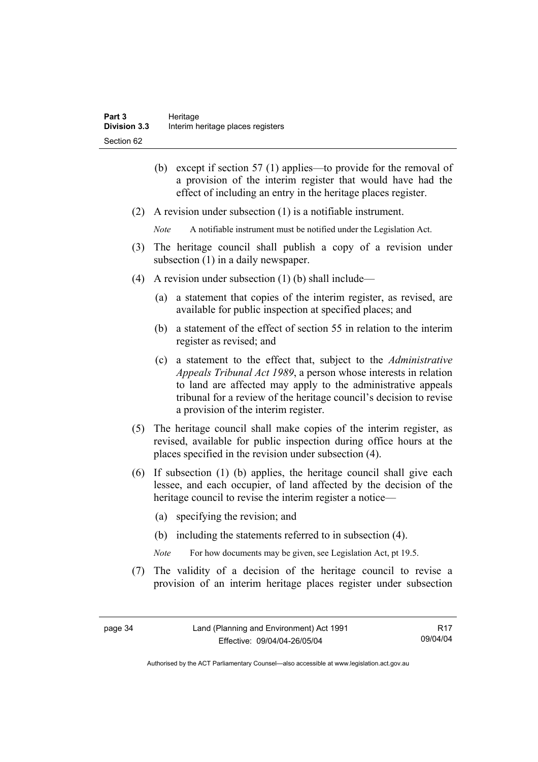(b) except if section 57 (1) applies—to provide for the removal of a provision of the interim register that would have had the effect of including an entry in the heritage places register.

(2) A revision under subsection (1) is a notifiable instrument.

*Note* A notifiable instrument must be notified under the Legislation Act.

(3) The heritage council shall publish a copy of a revision under subsection (1) in a daily newspaper.

(4) A revision under subsection (1) (b) shall include—

(a) a statement that copies of the interim register, as revised, are available for public inspection at specified places; and

(b) a statement of the effect of section 55 in relation to the interim register as revised; and

(c) a statement to the effect that, subject to the *Administrative Appeals Tribunal Act 1989*, a person whose interests in relation to land are affected may apply to the administrative appeals tribunal for a review of the heritage council's decision to revise a provision of the interim register.

(5) The heritage council shall make copies of the interim register, as revised, available for public inspection during office hours at the places specified in the revision under subsection (4).

(6) If subsection (1) (b) applies, the heritage council shall give each lessee, and each occupier, of land affected by the decision of the heritage council to revise the interim register a notice—

(a) specifying the revision; and

(b) including the statements referred to in subsection (4).

*Note* For how documents may be given, see Legislation Act, pt 19.5.

(7) The validity of a decision of the heritage council to revise a provision of an interim heritage places register under subsection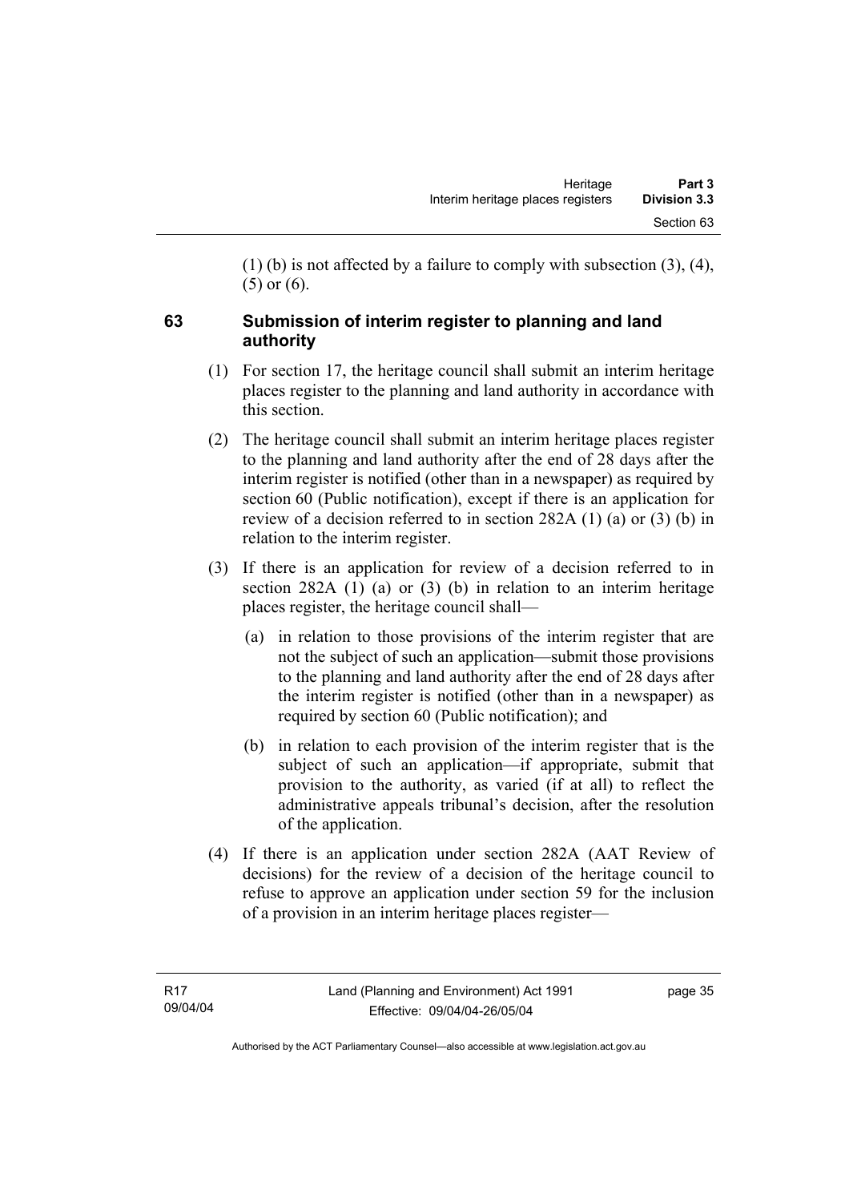(1) (b) is not affected by a failure to comply with subsection (3), (4), (5) or (6).

## 63 Submission of interim register to planning and land authority

(1) For section 17, the heritage council shall submit an interim heritage places register to the planning and land authority in accordance with this section.

(2) The heritage council shall submit an interim heritage places register to the planning and land authority after the end of 28 days after the interim register is notified (other than in a newspaper) as required by section 60 (Public notification), except if there is an application for review of a decision referred to in section 282A (1) (a) or (3) (b) in relation to the interim register.

(3) If there is an application for review of a decision referred to in section 282A (1) (a) or (3) (b) in relation to an interim heritage places register, the heritage council shall—

(a) in relation to those provisions of the interim register that are not the subject of such an application—submit those provisions to the planning and land authority after the end of 28 days after the interim register is notified (other than in a newspaper) as required by section 60 (Public notification); and

(b) in relation to each provision of the interim register that is the subject of such an application—if appropriate, submit that provision to the authority, as varied (if at all) to reflect the administrative appeals tribunal's decision, after the resolution of the application.

(4) If there is an application under section 282A (AAT Review of decisions) for the review of a decision of the heritage council to refuse to approve an application under section 59 for the inclusion of a provision in an interim heritage places register—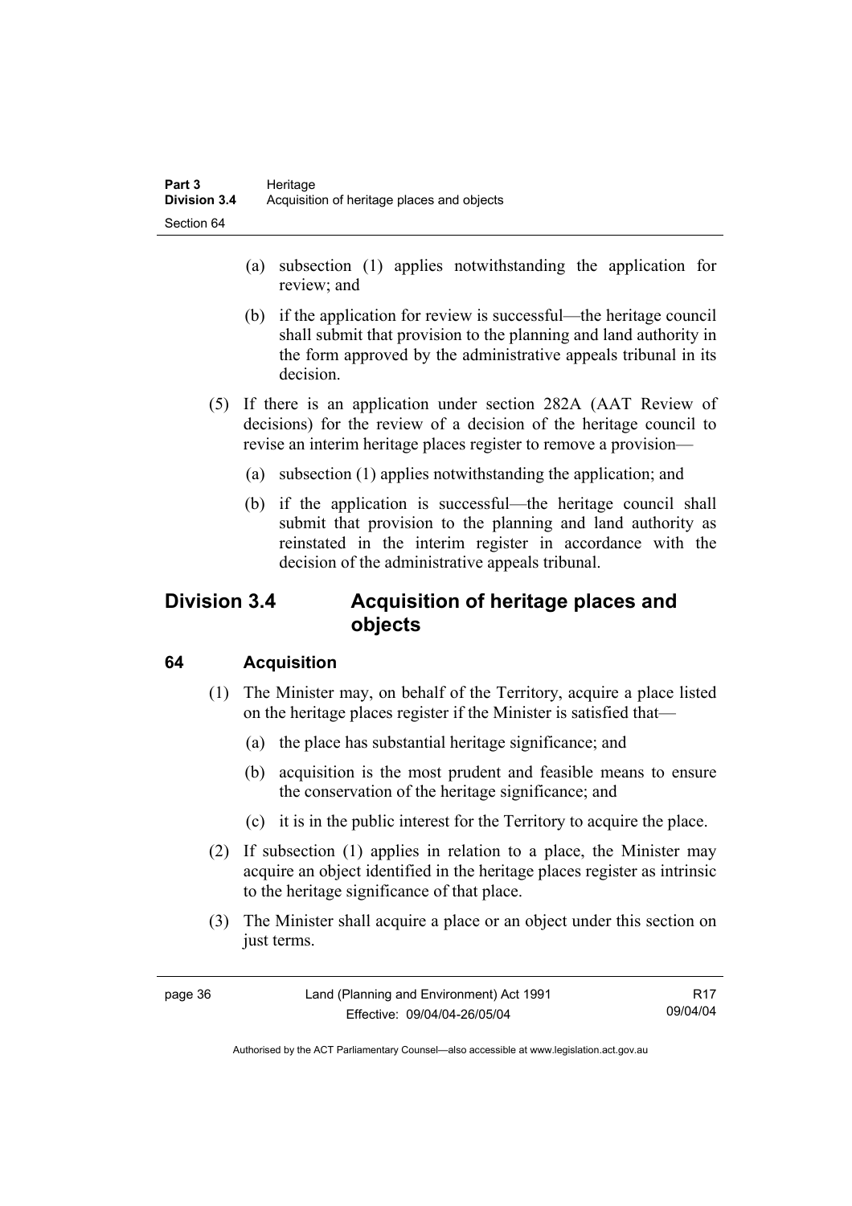(a) subsection (1) applies notwithstanding the application for review; and

(b) if the application for review is successful—the heritage council shall submit that provision to the planning and land authority in the form approved by the administrative appeals tribunal in its decision.

(5) If there is an application under section 282A (AAT Review of decisions) for the review of a decision of the heritage council to revise an interim heritage places register to remove a provision—

(a) subsection (1) applies notwithstanding the application; and

(b) if the application is successful—the heritage council shall submit that provision to the planning and land authority as reinstated in the interim register in accordance with the decision of the administrative appeals tribunal.

## Division 3.4 Acquisition of heritage places and objects

### 64 Acquisition

(1) The Minister may, on behalf of the Territory, acquire a place listed on the heritage places register if the Minister is satisfied that—

(a) the place has substantial heritage significance; and

(b) acquisition is the most prudent and feasible means to ensure the conservation of the heritage significance; and

(c) it is in the public interest for the Territory to acquire the place.

(2) If subsection (1) applies in relation to a place, the Minister may acquire an object identified in the heritage places register as intrinsic to the heritage significance of that place.

(3) The Minister shall acquire a place or an object under this section on just terms.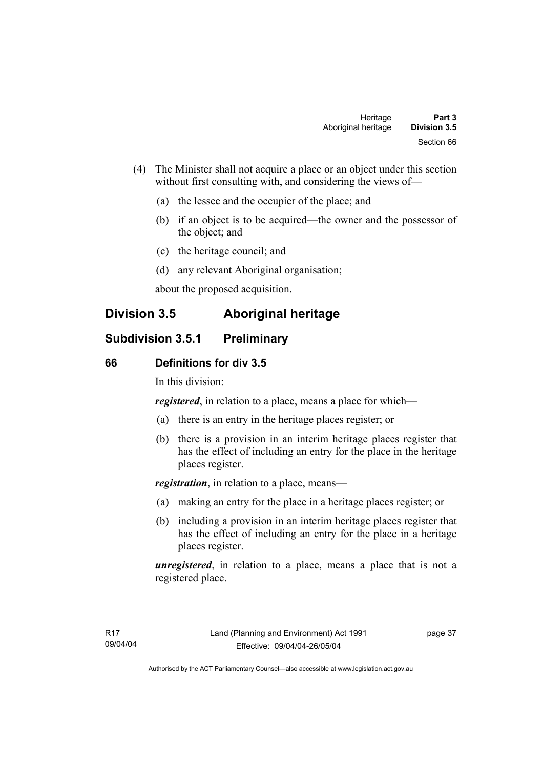(4) The Minister shall not acquire a place or an object under this section without first consulting with, and considering the views of—

(a) the lessee and the occupier of the place; and

(b) if an object is to be acquired—the owner and the possessor of the object; and

(c) the heritage council; and

(d) any relevant Aboriginal organisation;

about the proposed acquisition.

## Division 3.5 Aboriginal heritage

### Subdivision 3.5.1 Preliminary

#### 66 Definitions for div 3.5

In this division:

***registered***, in relation to a place, means a place for which—

(a) there is an entry in the heritage places register; or

(b) there is a provision in an interim heritage places register that has the effect of including an entry for the place in the heritage places register.

***registration***, in relation to a place, means—

(a) making an entry for the place in a heritage places register; or

(b) including a provision in an interim heritage places register that has the effect of including an entry for the place in a heritage places register.

***unregistered***, in relation to a place, means a place that is not a registered place.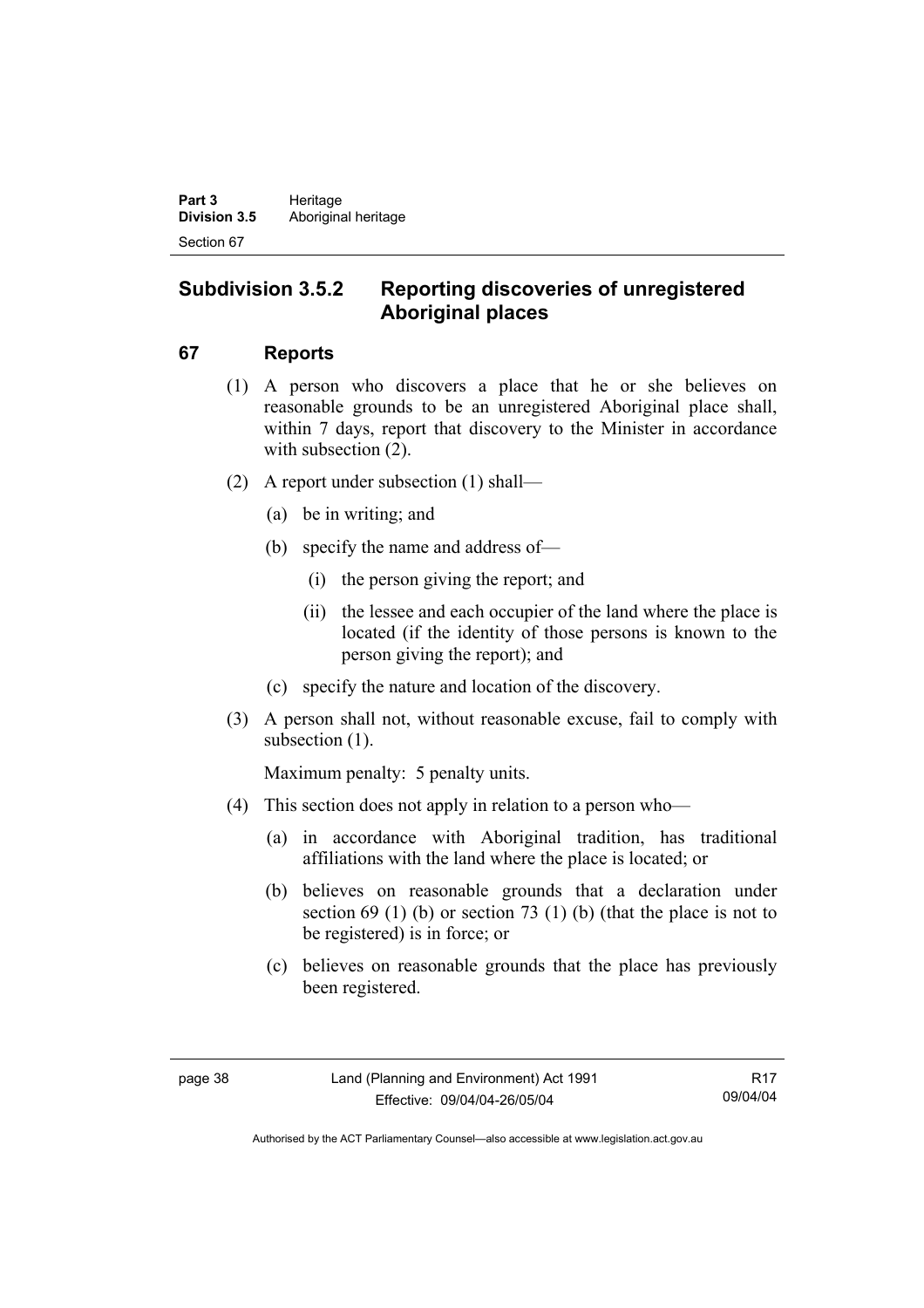## Subdivision 3.5.2 Reporting discoveries of unregistered Aboriginal places

### 67 Reports

(1) A person who discovers a place that he or she believes on reasonable grounds to be an unregistered Aboriginal place shall, within 7 days, report that discovery to the Minister in accordance with subsection (2).

(2) A report under subsection (1) shall—

- (a) be in writing; and
- (b) specify the name and address of—
  - (i) the person giving the report; and
  - (ii) the lessee and each occupier of the land where the place is located (if the identity of those persons is known to the person giving the report); and
- (c) specify the nature and location of the discovery.

(3) A person shall not, without reasonable excuse, fail to comply with subsection (1).

Maximum penalty: 5 penalty units.

(4) This section does not apply in relation to a person who—

- (a) in accordance with Aboriginal tradition, has traditional affiliations with the land where the place is located; or
- (b) believes on reasonable grounds that a declaration under section 69 (1) (b) or section 73 (1) (b) (that the place is not to be registered) is in force; or
- (c) believes on reasonable grounds that the place has previously been registered.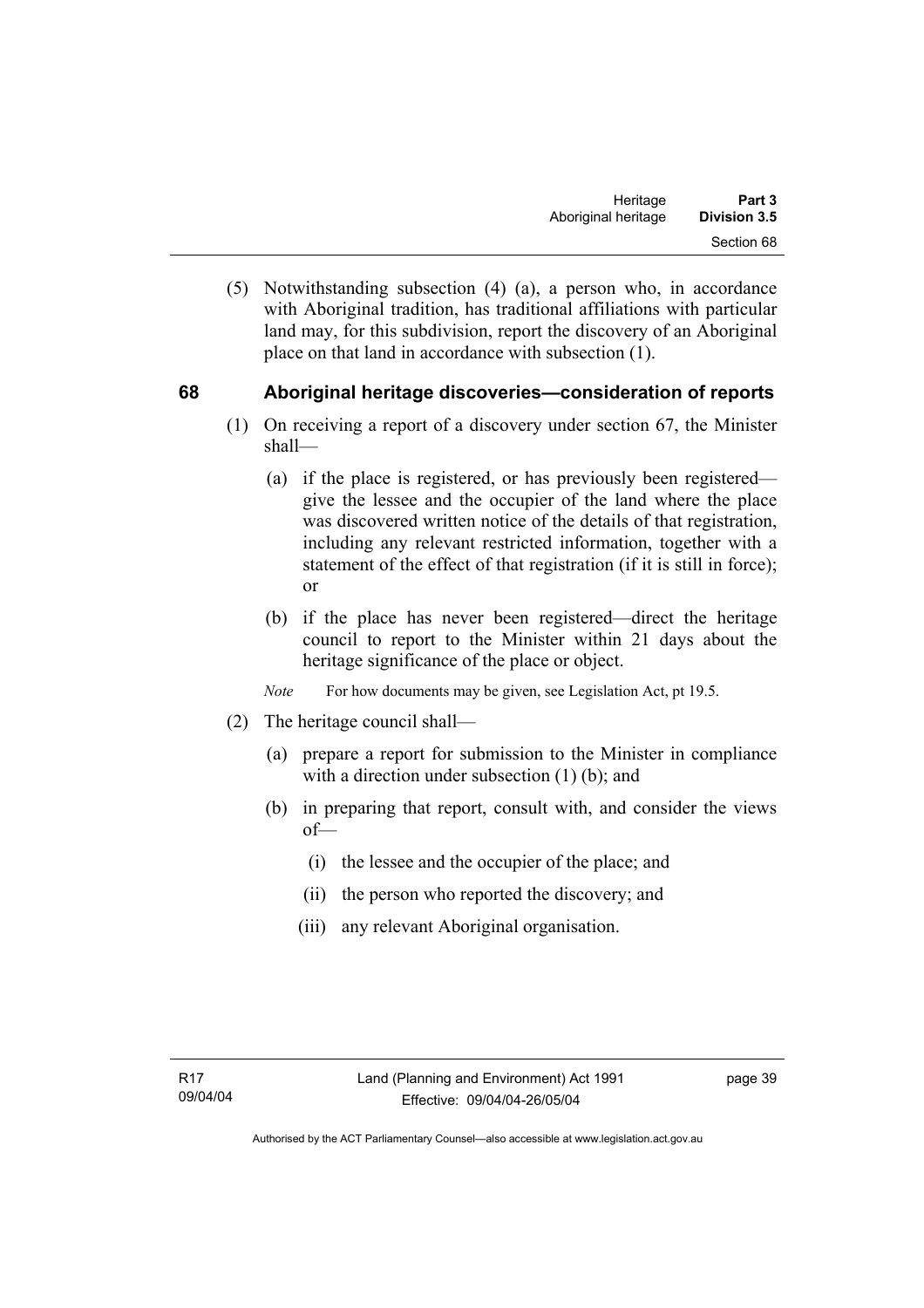(5) Notwithstanding subsection (4) (a), a person who, in accordance with Aboriginal tradition, has traditional affiliations with particular land may, for this subdivision, report the discovery of an Aboriginal place on that land in accordance with subsection (1).

## 68 Aboriginal heritage discoveries—consideration of reports

(1) On receiving a report of a discovery under section 67, the Minister shall—

(a) if the place is registered, or has previously been registered—give the lessee and the occupier of the land where the place was discovered written notice of the details of that registration, including any relevant restricted information, together with a statement of the effect of that registration (if it is still in force); or

(b) if the place has never been registered—direct the heritage council to report to the Minister within 21 days about the heritage significance of the place or object.

*Note* For how documents may be given, see Legislation Act, pt 19.5.

(2) The heritage council shall—

(a) prepare a report for submission to the Minister in compliance with a direction under subsection (1) (b); and

(b) in preparing that report, consult with, and consider the views of—

(i) the lessee and the occupier of the place; and

(ii) the person who reported the discovery; and

(iii) any relevant Aboriginal organisation.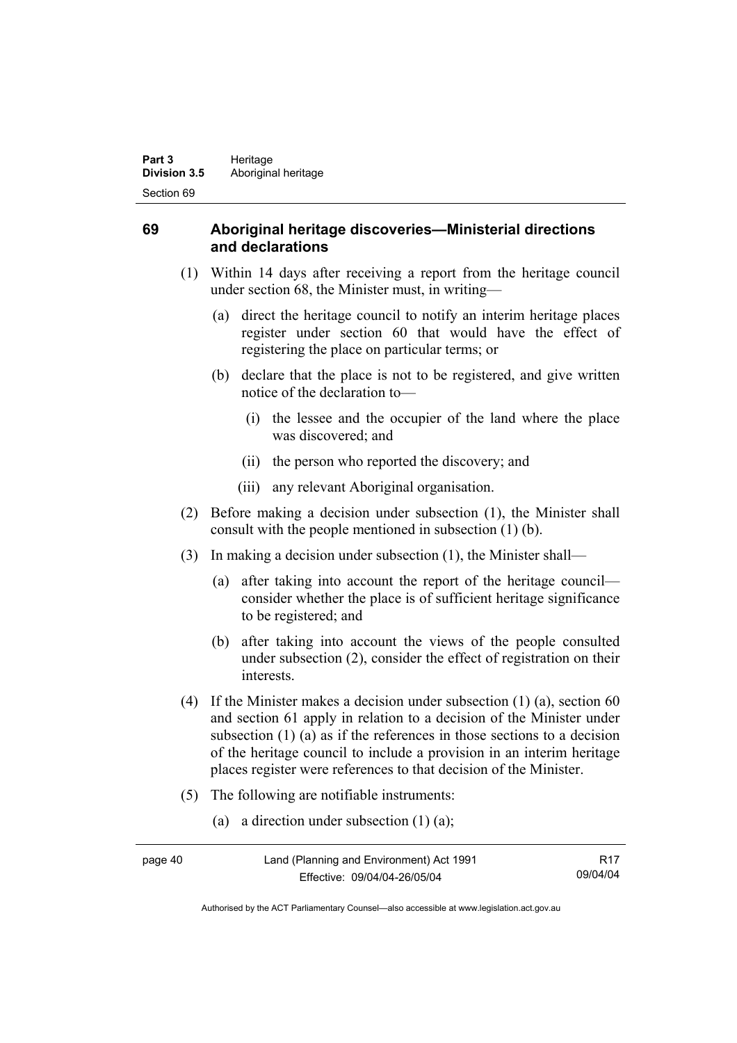## 69 Aboriginal heritage discoveries—Ministerial directions and declarations

(1) Within 14 days after receiving a report from the heritage council under section 68, the Minister must, in writing—

(a) direct the heritage council to notify an interim heritage places register under section 60 that would have the effect of registering the place on particular terms; or

(b) declare that the place is not to be registered, and give written notice of the declaration to—

(i) the lessee and the occupier of the land where the place was discovered; and

(ii) the person who reported the discovery; and

(iii) any relevant Aboriginal organisation.

(2) Before making a decision under subsection (1), the Minister shall consult with the people mentioned in subsection (1) (b).

(3) In making a decision under subsection (1), the Minister shall—

(a) after taking into account the report of the heritage council—consider whether the place is of sufficient heritage significance to be registered; and

(b) after taking into account the views of the people consulted under subsection (2), consider the effect of registration on their interests.

(4) If the Minister makes a decision under subsection (1) (a), section 60 and section 61 apply in relation to a decision of the Minister under subsection (1) (a) as if the references in those sections to a decision of the heritage council to include a provision in an interim heritage places register were references to that decision of the Minister.

(5) The following are notifiable instruments:

(a) a direction under subsection (1) (a);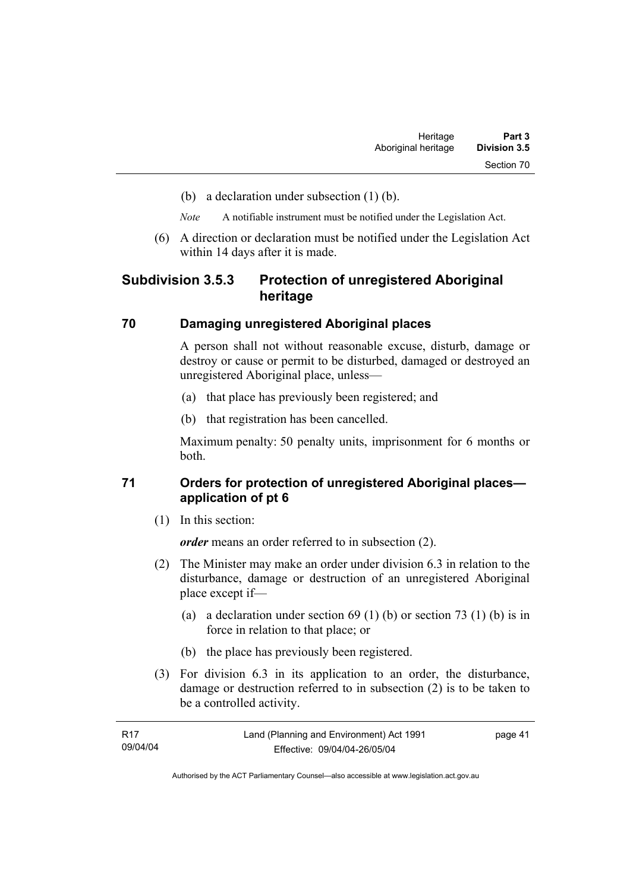(b) a declaration under subsection (1) (b).

*Note* A notifiable instrument must be notified under the Legislation Act.

(6) A direction or declaration must be notified under the Legislation Act within 14 days after it is made.

## Subdivision 3.5.3 Protection of unregistered Aboriginal heritage

### 70 Damaging unregistered Aboriginal places

A person shall not without reasonable excuse, disturb, damage or destroy or cause or permit to be disturbed, damaged or destroyed an unregistered Aboriginal place, unless—

(a) that place has previously been registered; and

(b) that registration has been cancelled.

Maximum penalty: 50 penalty units, imprisonment for 6 months or both.

### 71 Orders for protection of unregistered Aboriginal places—application of pt 6

(1) In this section:

***order*** means an order referred to in subsection (2).

(2) The Minister may make an order under division 6.3 in relation to the disturbance, damage or destruction of an unregistered Aboriginal place except if—

(a) a declaration under section 69 (1) (b) or section 73 (1) (b) is in force in relation to that place; or

(b) the place has previously been registered.

(3) For division 6.3 in its application to an order, the disturbance, damage or destruction referred to in subsection (2) is to be taken to be a controlled activity.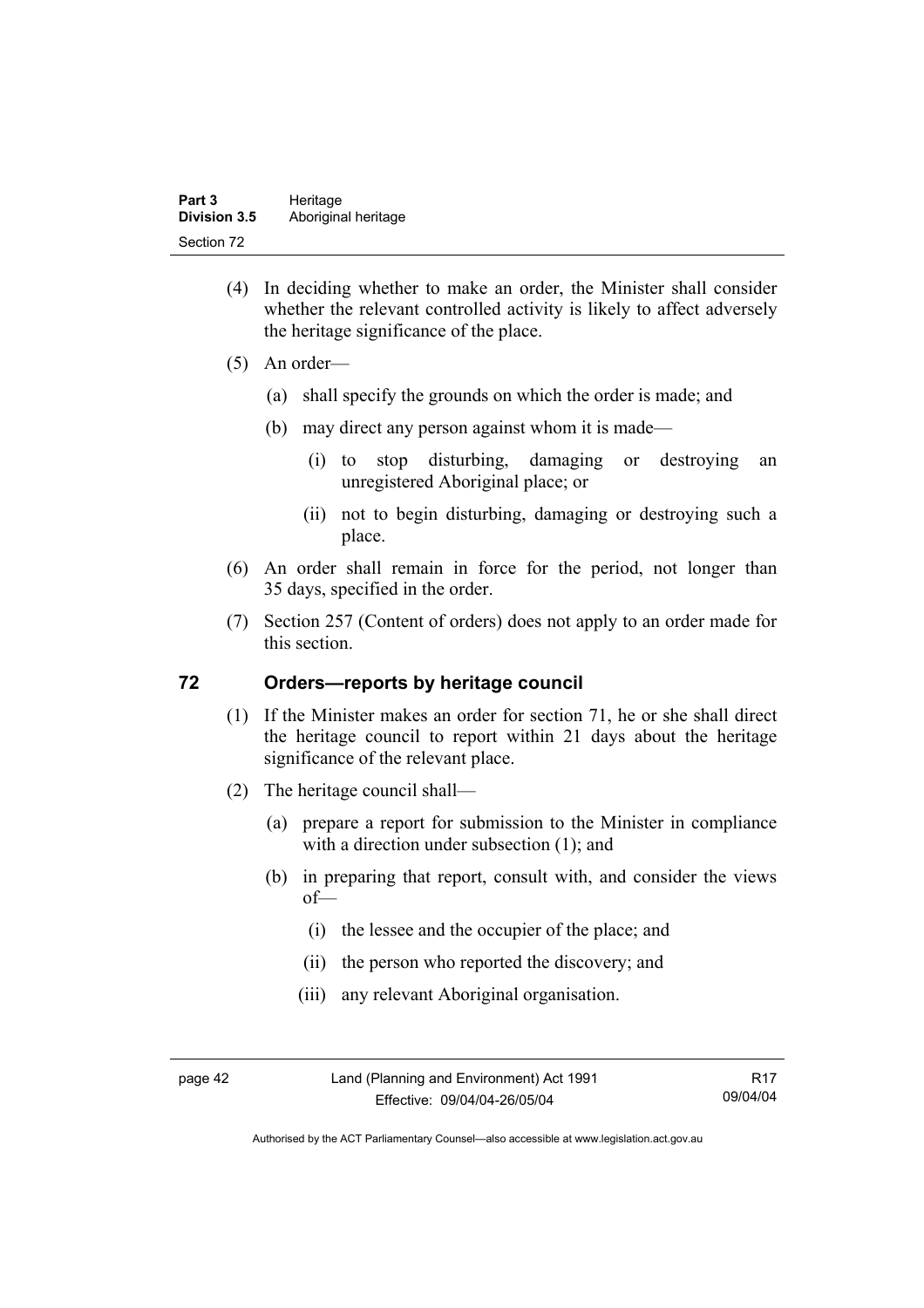(4) In deciding whether to make an order, the Minister shall consider whether the relevant controlled activity is likely to affect adversely the heritage significance of the place.

(5) An order—

(a) shall specify the grounds on which the order is made; and

(b) may direct any person against whom it is made—

(i) to stop disturbing, damaging or destroying an unregistered Aboriginal place; or

(ii) not to begin disturbing, damaging or destroying such a place.

(6) An order shall remain in force for the period, not longer than 35 days, specified in the order.

(7) Section 257 (Content of orders) does not apply to an order made for this section.

## 72 Orders—reports by heritage council

(1) If the Minister makes an order for section 71, he or she shall direct the heritage council to report within 21 days about the heritage significance of the relevant place.

(2) The heritage council shall—

(a) prepare a report for submission to the Minister in compliance with a direction under subsection (1); and

(b) in preparing that report, consult with, and consider the views of—

(i) the lessee and the occupier of the place; and

(ii) the person who reported the discovery; and

(iii) any relevant Aboriginal organisation.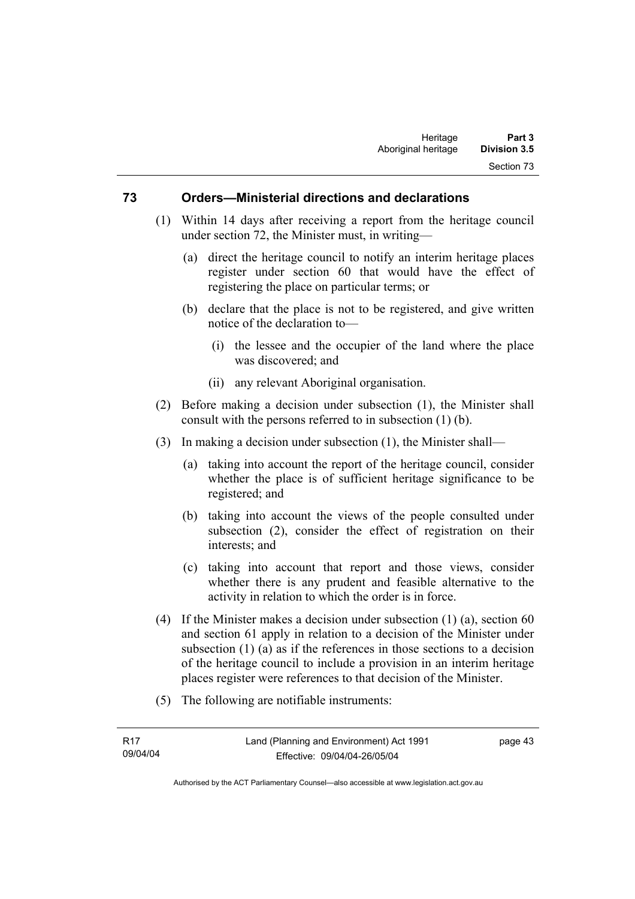## 73 Orders—Ministerial directions and declarations

(1) Within 14 days after receiving a report from the heritage council under section 72, the Minister must, in writing—

(a) direct the heritage council to notify an interim heritage places register under section 60 that would have the effect of registering the place on particular terms; or

(b) declare that the place is not to be registered, and give written notice of the declaration to—

(i) the lessee and the occupier of the land where the place was discovered; and

(ii) any relevant Aboriginal organisation.

(2) Before making a decision under subsection (1), the Minister shall consult with the persons referred to in subsection (1) (b).

(3) In making a decision under subsection (1), the Minister shall—

(a) taking into account the report of the heritage council, consider whether the place is of sufficient heritage significance to be registered; and

(b) taking into account the views of the people consulted under subsection (2), consider the effect of registration on their interests; and

(c) taking into account that report and those views, consider whether there is any prudent and feasible alternative to the activity in relation to which the order is in force.

(4) If the Minister makes a decision under subsection (1) (a), section 60 and section 61 apply in relation to a decision of the Minister under subsection (1) (a) as if the references in those sections to a decision of the heritage council to include a provision in an interim heritage places register were references to that decision of the Minister.

(5) The following are notifiable instruments: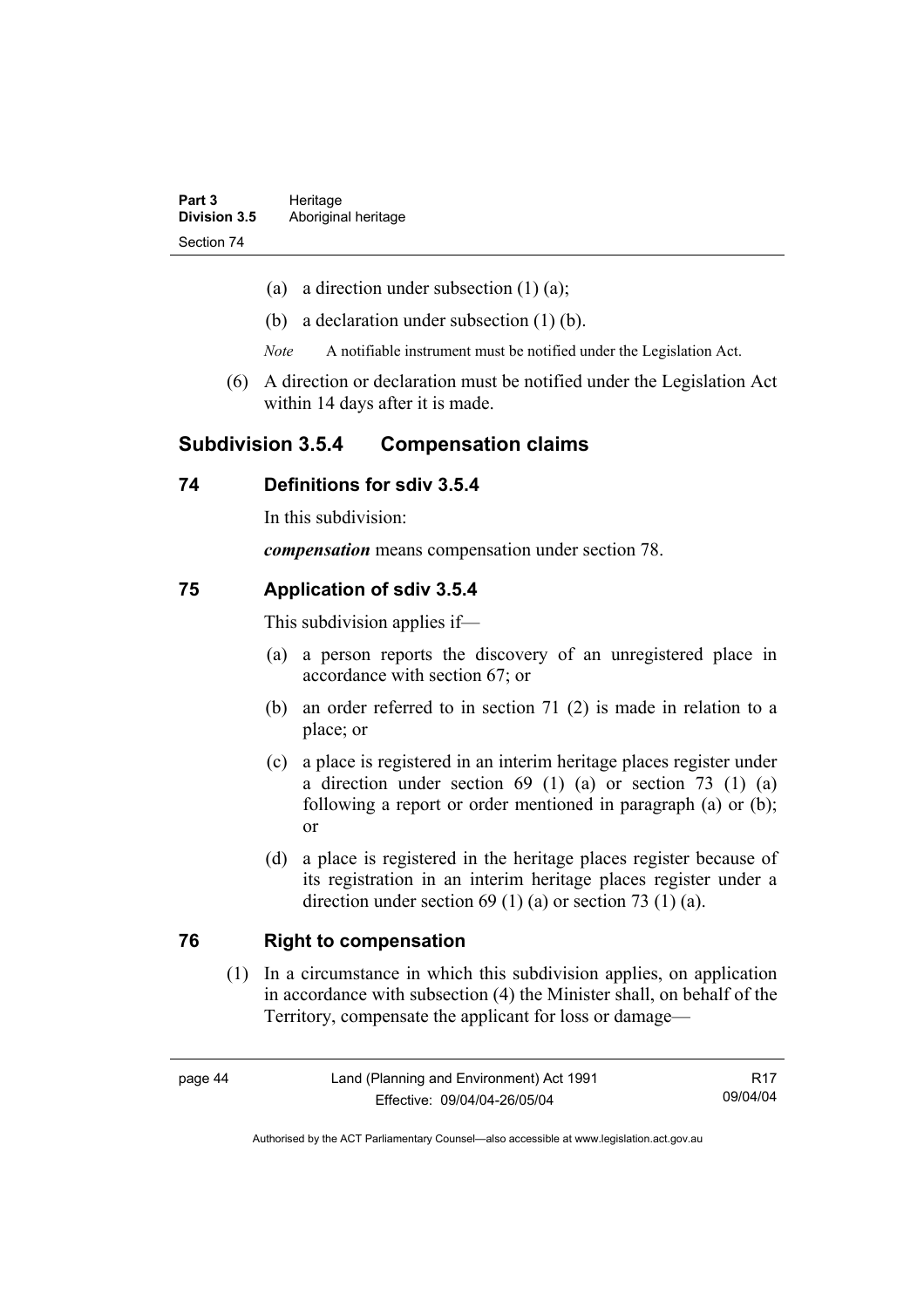(a) a direction under subsection (1) (a);

(b) a declaration under subsection (1) (b).

*Note* A notifiable instrument must be notified under the Legislation Act.

(6) A direction or declaration must be notified under the Legislation Act within 14 days after it is made.

## Subdivision 3.5.4 Compensation claims

### 74 Definitions for sdiv 3.5.4

In this subdivision:

***compensation*** means compensation under section 78.

### 75 Application of sdiv 3.5.4

This subdivision applies if—

(a) a person reports the discovery of an unregistered place in accordance with section 67; or

(b) an order referred to in section 71 (2) is made in relation to a place; or

(c) a place is registered in an interim heritage places register under a direction under section 69 (1) (a) or section 73 (1) (a) following a report or order mentioned in paragraph (a) or (b); or

(d) a place is registered in the heritage places register because of its registration in an interim heritage places register under a direction under section 69 (1) (a) or section 73 (1) (a).

### 76 Right to compensation

(1) In a circumstance in which this subdivision applies, on application in accordance with subsection (4) the Minister shall, on behalf of the Territory, compensate the applicant for loss or damage—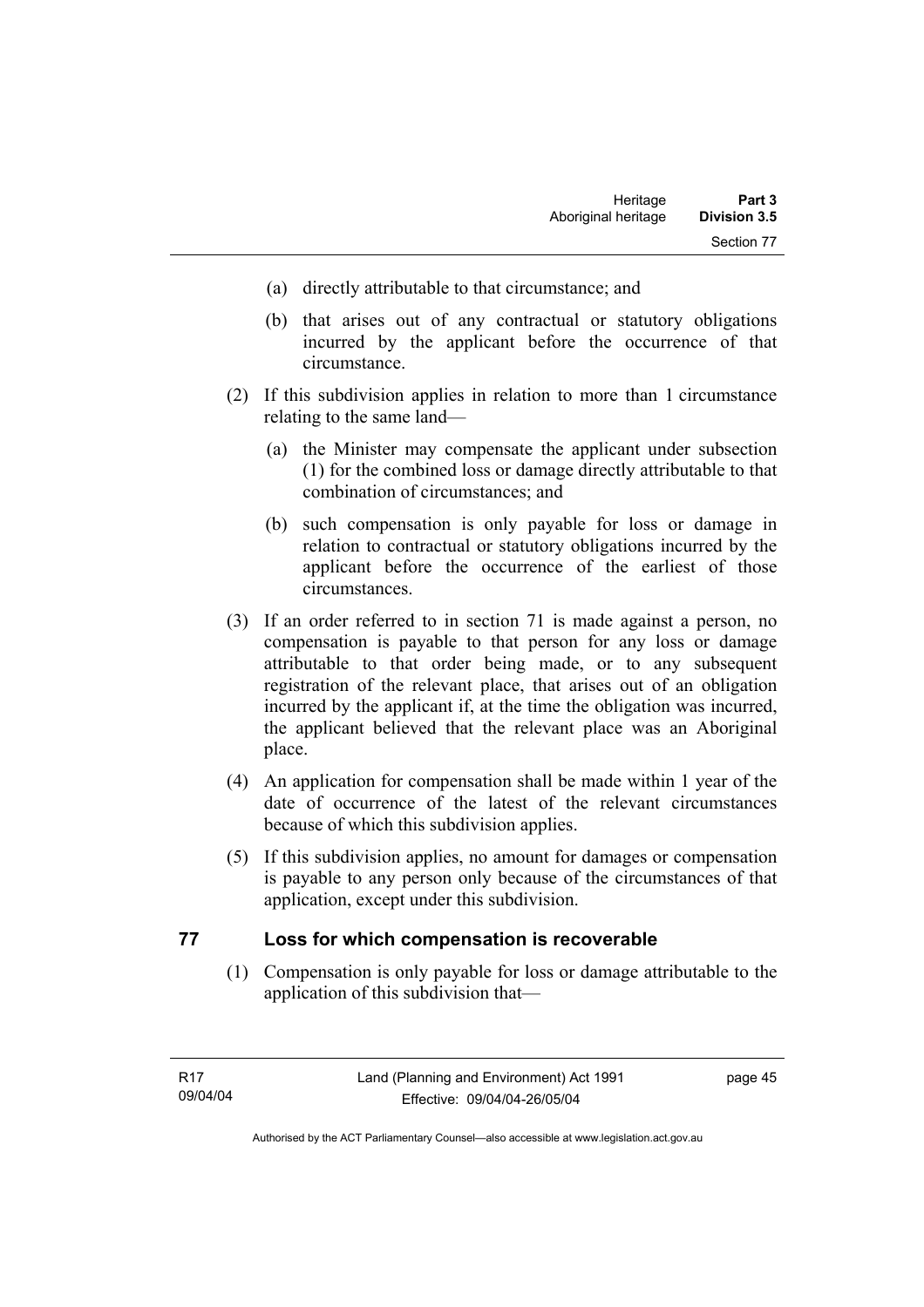(a) directly attributable to that circumstance; and

(b) that arises out of any contractual or statutory obligations incurred by the applicant before the occurrence of that circumstance.

(2) If this subdivision applies in relation to more than 1 circumstance relating to the same land—

(a) the Minister may compensate the applicant under subsection (1) for the combined loss or damage directly attributable to that combination of circumstances; and

(b) such compensation is only payable for loss or damage in relation to contractual or statutory obligations incurred by the applicant before the occurrence of the earliest of those circumstances.

(3) If an order referred to in section 71 is made against a person, no compensation is payable to that person for any loss or damage attributable to that order being made, or to any subsequent registration of the relevant place, that arises out of an obligation incurred by the applicant if, at the time the obligation was incurred, the applicant believed that the relevant place was an Aboriginal place.

(4) An application for compensation shall be made within 1 year of the date of occurrence of the latest of the relevant circumstances because of which this subdivision applies.

(5) If this subdivision applies, no amount for damages or compensation is payable to any person only because of the circumstances of that application, except under this subdivision.

## 77 Loss for which compensation is recoverable

(1) Compensation is only payable for loss or damage attributable to the application of this subdivision that—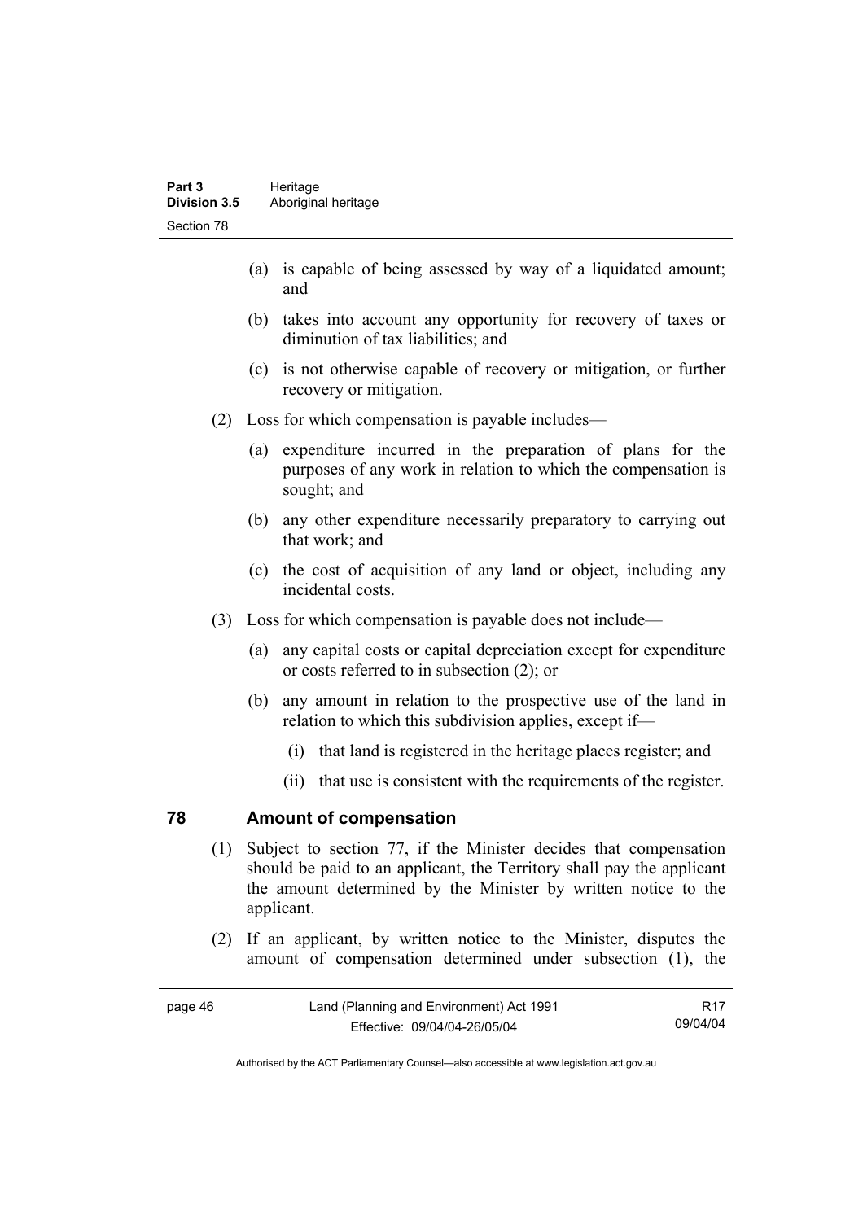(a) is capable of being assessed by way of a liquidated amount; and

(b) takes into account any opportunity for recovery of taxes or diminution of tax liabilities; and

(c) is not otherwise capable of recovery or mitigation, or further recovery or mitigation.

(2) Loss for which compensation is payable includes—

(a) expenditure incurred in the preparation of plans for the purposes of any work in relation to which the compensation is sought; and

(b) any other expenditure necessarily preparatory to carrying out that work; and

(c) the cost of acquisition of any land or object, including any incidental costs.

(3) Loss for which compensation is payable does not include—

(a) any capital costs or capital depreciation except for expenditure or costs referred to in subsection (2); or

(b) any amount in relation to the prospective use of the land in relation to which this subdivision applies, except if—

(i) that land is registered in the heritage places register; and

(ii) that use is consistent with the requirements of the register.

## 78 Amount of compensation

(1) Subject to section 77, if the Minister decides that compensation should be paid to an applicant, the Territory shall pay the applicant the amount determined by the Minister by written notice to the applicant.

(2) If an applicant, by written notice to the Minister, disputes the amount of compensation determined under subsection (1), the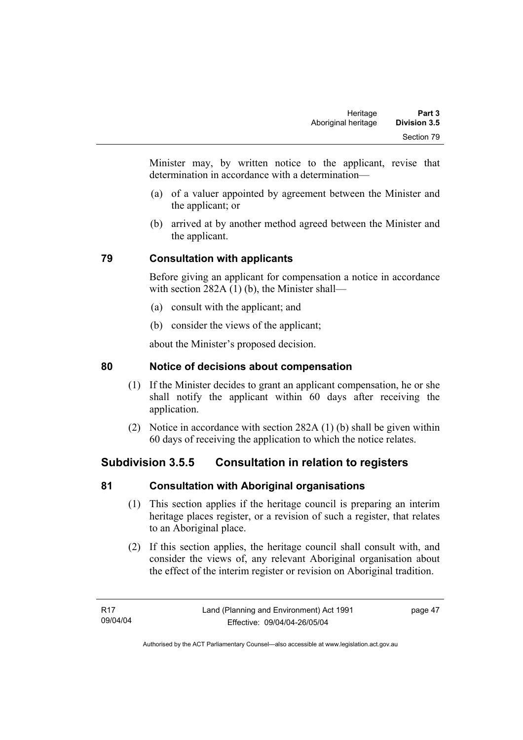Minister may, by written notice to the applicant, revise that determination in accordance with a determination—

(a) of a valuer appointed by agreement between the Minister and the applicant; or

(b) arrived at by another method agreed between the Minister and the applicant.

### 79 Consultation with applicants

Before giving an applicant for compensation a notice in accordance with section 282A (1) (b), the Minister shall—

(a) consult with the applicant; and

(b) consider the views of the applicant;

about the Minister's proposed decision.

### 80 Notice of decisions about compensation

(1) If the Minister decides to grant an applicant compensation, he or she shall notify the applicant within 60 days after receiving the application.

(2) Notice in accordance with section 282A (1) (b) shall be given within 60 days of receiving the application to which the notice relates.

## Subdivision 3.5.5 Consultation in relation to registers

### 81 Consultation with Aboriginal organisations

(1) This section applies if the heritage council is preparing an interim heritage places register, or a revision of such a register, that relates to an Aboriginal place.

(2) If this section applies, the heritage council shall consult with, and consider the views of, any relevant Aboriginal organisation about the effect of the interim register or revision on Aboriginal tradition.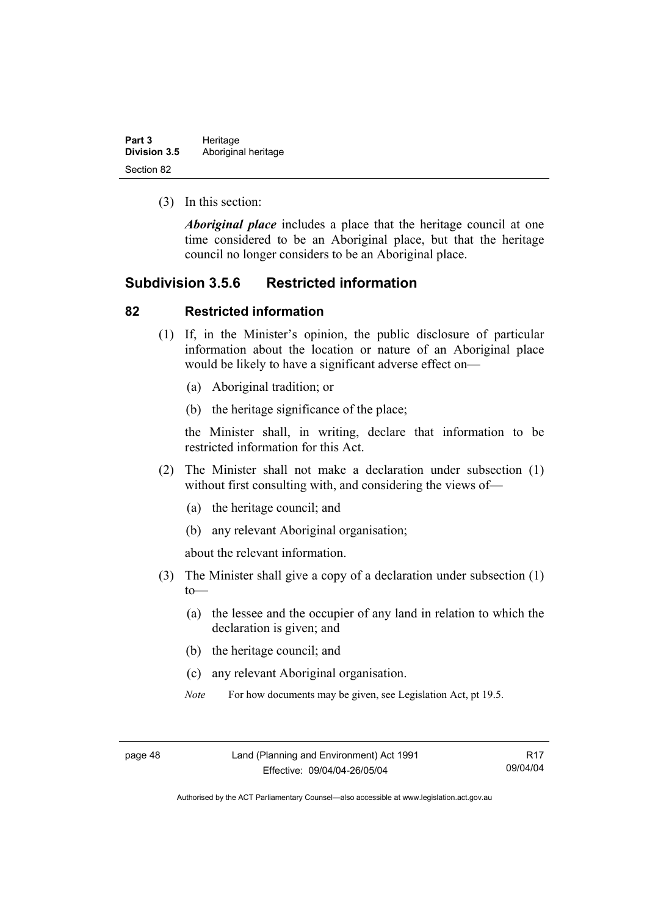(3) In this section:

***Aboriginal place*** includes a place that the heritage council at one time considered to be an Aboriginal place, but that the heritage council no longer considers to be an Aboriginal place.

## Subdivision 3.5.6 Restricted information

### 82 Restricted information

(1) If, in the Minister's opinion, the public disclosure of particular information about the location or nature of an Aboriginal place would be likely to have a significant adverse effect on—

(a) Aboriginal tradition; or

(b) the heritage significance of the place;

the Minister shall, in writing, declare that information to be restricted information for this Act.

(2) The Minister shall not make a declaration under subsection (1) without first consulting with, and considering the views of—

(a) the heritage council; and

(b) any relevant Aboriginal organisation;

about the relevant information.

(3) The Minister shall give a copy of a declaration under subsection (1) to—

(a) the lessee and the occupier of any land in relation to which the declaration is given; and

(b) the heritage council; and

(c) any relevant Aboriginal organisation.

*Note* For how documents may be given, see Legislation Act, pt 19.5.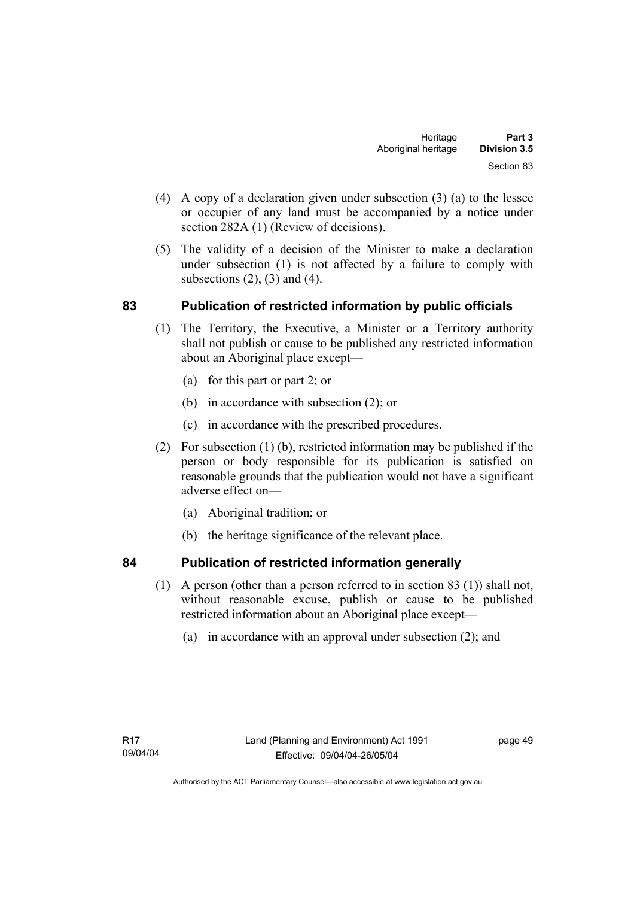(4) A copy of a declaration given under subsection (3) (a) to the lessee or occupier of any land must be accompanied by a notice under section 282A (1) (Review of decisions).

(5) The validity of a decision of the Minister to make a declaration under subsection (1) is not affected by a failure to comply with subsections (2), (3) and (4).

## 83 Publication of restricted information by public officials

(1) The Territory, the Executive, a Minister or a Territory authority shall not publish or cause to be published any restricted information about an Aboriginal place except—

- (a) for this part or part 2; or
- (b) in accordance with subsection (2); or
- (c) in accordance with the prescribed procedures.

(2) For subsection (1) (b), restricted information may be published if the person or body responsible for its publication is satisfied on reasonable grounds that the publication would not have a significant adverse effect on—

- (a) Aboriginal tradition; or
- (b) the heritage significance of the relevant place.

## 84 Publication of restricted information generally

(1) A person (other than a person referred to in section 83 (1)) shall not, without reasonable excuse, publish or cause to be published restricted information about an Aboriginal place except—

- (a) in accordance with an approval under subsection (2); and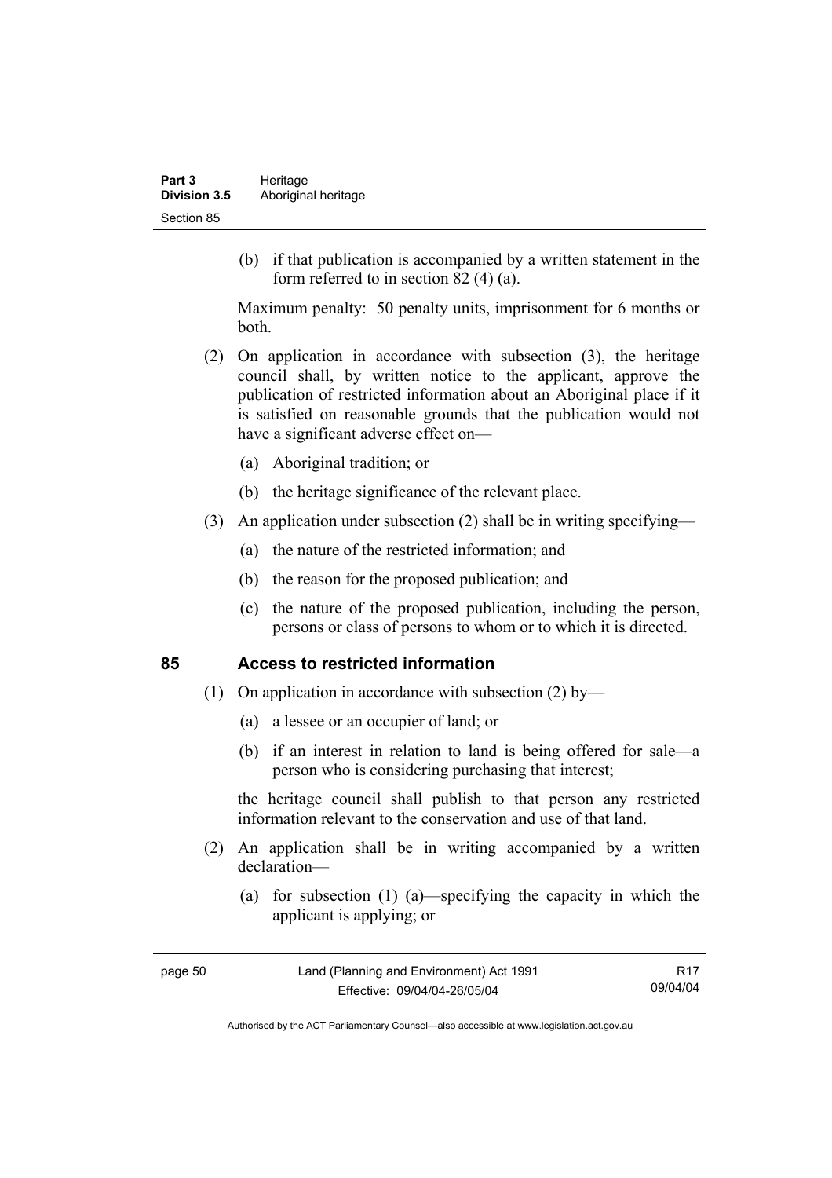(b) if that publication is accompanied by a written statement in the form referred to in section 82 (4) (a).

Maximum penalty: 50 penalty units, imprisonment for 6 months or both.

(2) On application in accordance with subsection (3), the heritage council shall, by written notice to the applicant, approve the publication of restricted information about an Aboriginal place if it is satisfied on reasonable grounds that the publication would not have a significant adverse effect on—

(a) Aboriginal tradition; or

(b) the heritage significance of the relevant place.

(3) An application under subsection (2) shall be in writing specifying—

(a) the nature of the restricted information; and

(b) the reason for the proposed publication; and

(c) the nature of the proposed publication, including the person, persons or class of persons to whom or to which it is directed.

## 85 Access to restricted information

(1) On application in accordance with subsection (2) by—

(a) a lessee or an occupier of land; or

(b) if an interest in relation to land is being offered for sale—a person who is considering purchasing that interest;

the heritage council shall publish to that person any restricted information relevant to the conservation and use of that land.

(2) An application shall be in writing accompanied by a written declaration—

(a) for subsection (1) (a)—specifying the capacity in which the applicant is applying; or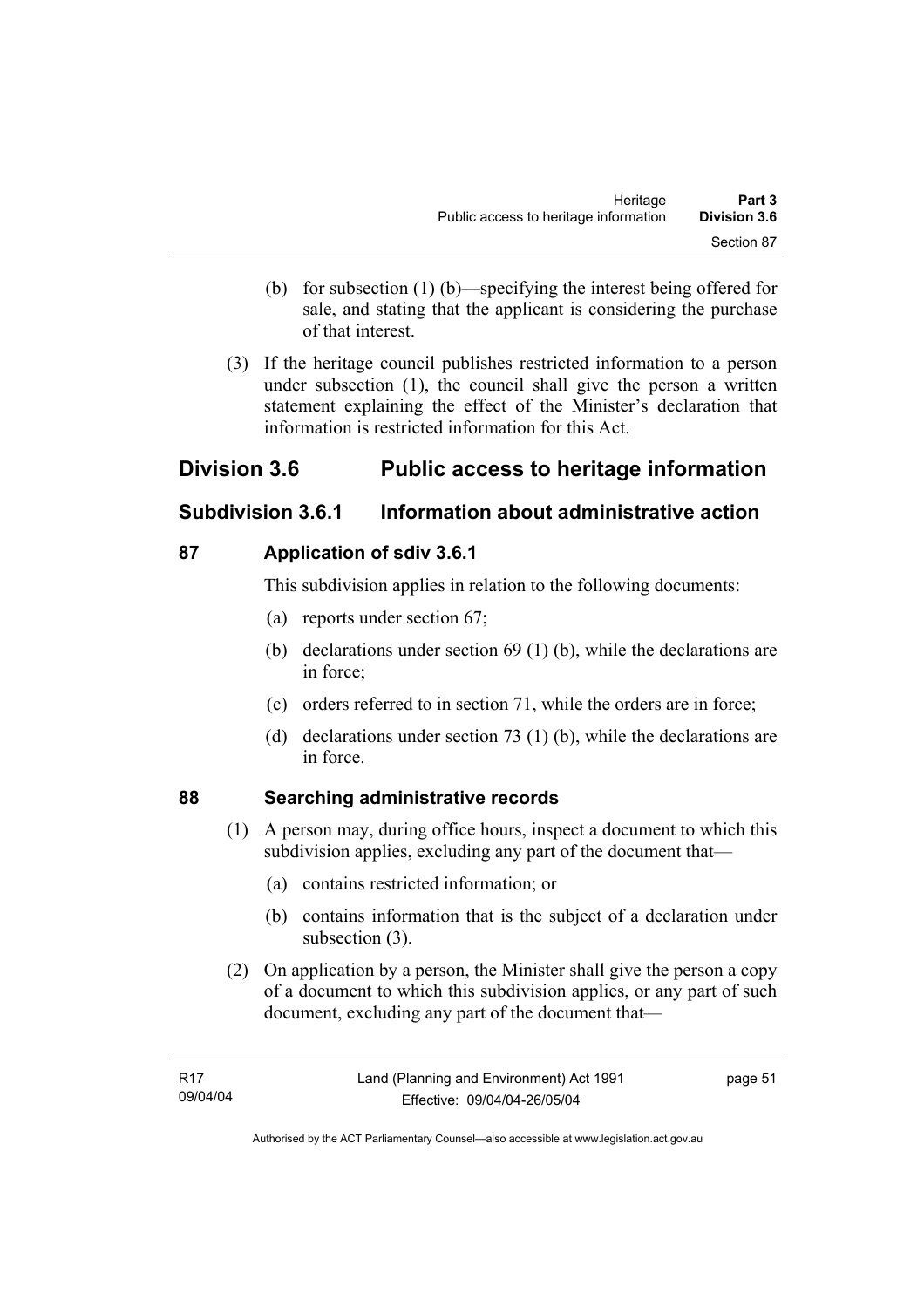(b) for subsection (1) (b)—specifying the interest being offered for sale, and stating that the applicant is considering the purchase of that interest.

(3) If the heritage council publishes restricted information to a person under subsection (1), the council shall give the person a written statement explaining the effect of the Minister's declaration that information is restricted information for this Act.

## Division 3.6 Public access to heritage information

### Subdivision 3.6.1 Information about administrative action

#### 87 Application of sdiv 3.6.1

This subdivision applies in relation to the following documents:

(a) reports under section 67;

(b) declarations under section 69 (1) (b), while the declarations are in force;

(c) orders referred to in section 71, while the orders are in force;

(d) declarations under section 73 (1) (b), while the declarations are in force.

#### 88 Searching administrative records

(1) A person may, during office hours, inspect a document to which this subdivision applies, excluding any part of the document that—

(a) contains restricted information; or

(b) contains information that is the subject of a declaration under subsection (3).

(2) On application by a person, the Minister shall give the person a copy of a document to which this subdivision applies, or any part of such document, excluding any part of the document that—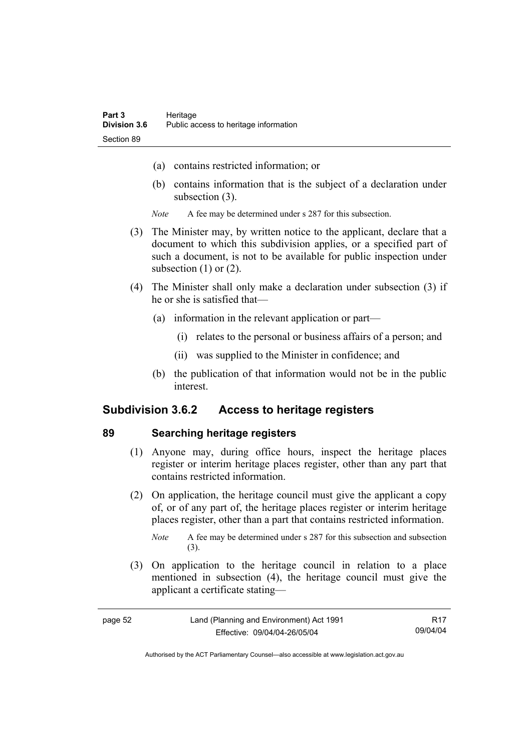(a) contains restricted information; or

(b) contains information that is the subject of a declaration under subsection (3).

*Note* A fee may be determined under s 287 for this subsection.

(3) The Minister may, by written notice to the applicant, declare that a document to which this subdivision applies, or a specified part of such a document, is not to be available for public inspection under subsection (1) or (2).

(4) The Minister shall only make a declaration under subsection (3) if he or she is satisfied that—

(a) information in the relevant application or part—

(i) relates to the personal or business affairs of a person; and

(ii) was supplied to the Minister in confidence; and

(b) the publication of that information would not be in the public interest.

## Subdivision 3.6.2 Access to heritage registers

### 89 Searching heritage registers

(1) Anyone may, during office hours, inspect the heritage places register or interim heritage places register, other than any part that contains restricted information.

(2) On application, the heritage council must give the applicant a copy of, or of any part of, the heritage places register or interim heritage places register, other than a part that contains restricted information.

*Note* A fee may be determined under s 287 for this subsection and subsection (3).

(3) On application to the heritage council in relation to a place mentioned in subsection (4), the heritage council must give the applicant a certificate stating—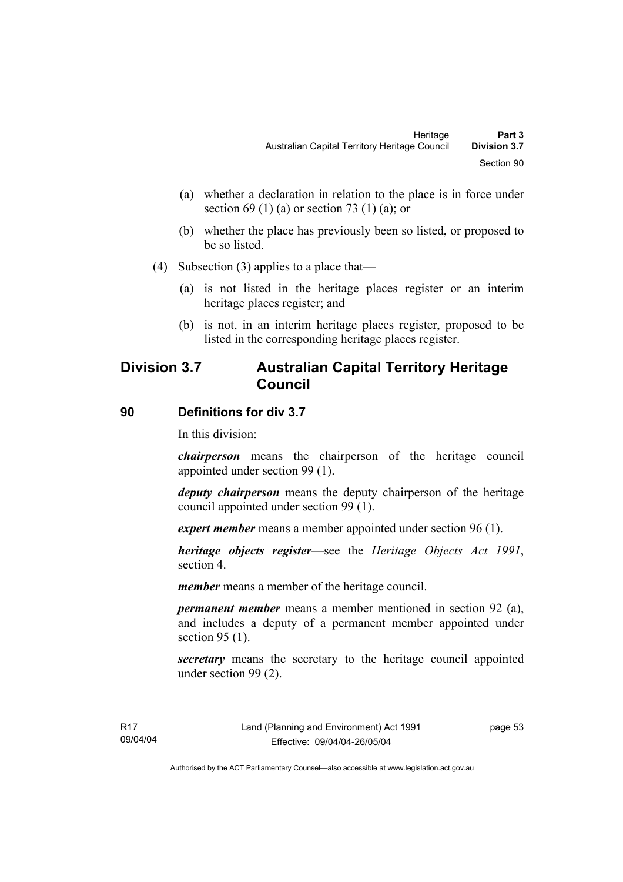(a) whether a declaration in relation to the place is in force under section 69 (1) (a) or section 73 (1) (a); or

(b) whether the place has previously been so listed, or proposed to be so listed.

(4) Subsection (3) applies to a place that—

(a) is not listed in the heritage places register or an interim heritage places register; and

(b) is not, in an interim heritage places register, proposed to be listed in the corresponding heritage places register.

## Division 3.7 Australian Capital Territory Heritage Council

### 90 Definitions for div 3.7

In this division:

***chairperson*** means the chairperson of the heritage council appointed under section 99 (1).

***deputy chairperson*** means the deputy chairperson of the heritage council appointed under section 99 (1).

***expert member*** means a member appointed under section 96 (1).

***heritage objects register***—see the *Heritage Objects Act 1991*, section 4.

***member*** means a member of the heritage council.

***permanent member*** means a member mentioned in section 92 (a), and includes a deputy of a permanent member appointed under section 95 (1).

***secretary*** means the secretary to the heritage council appointed under section 99 (2).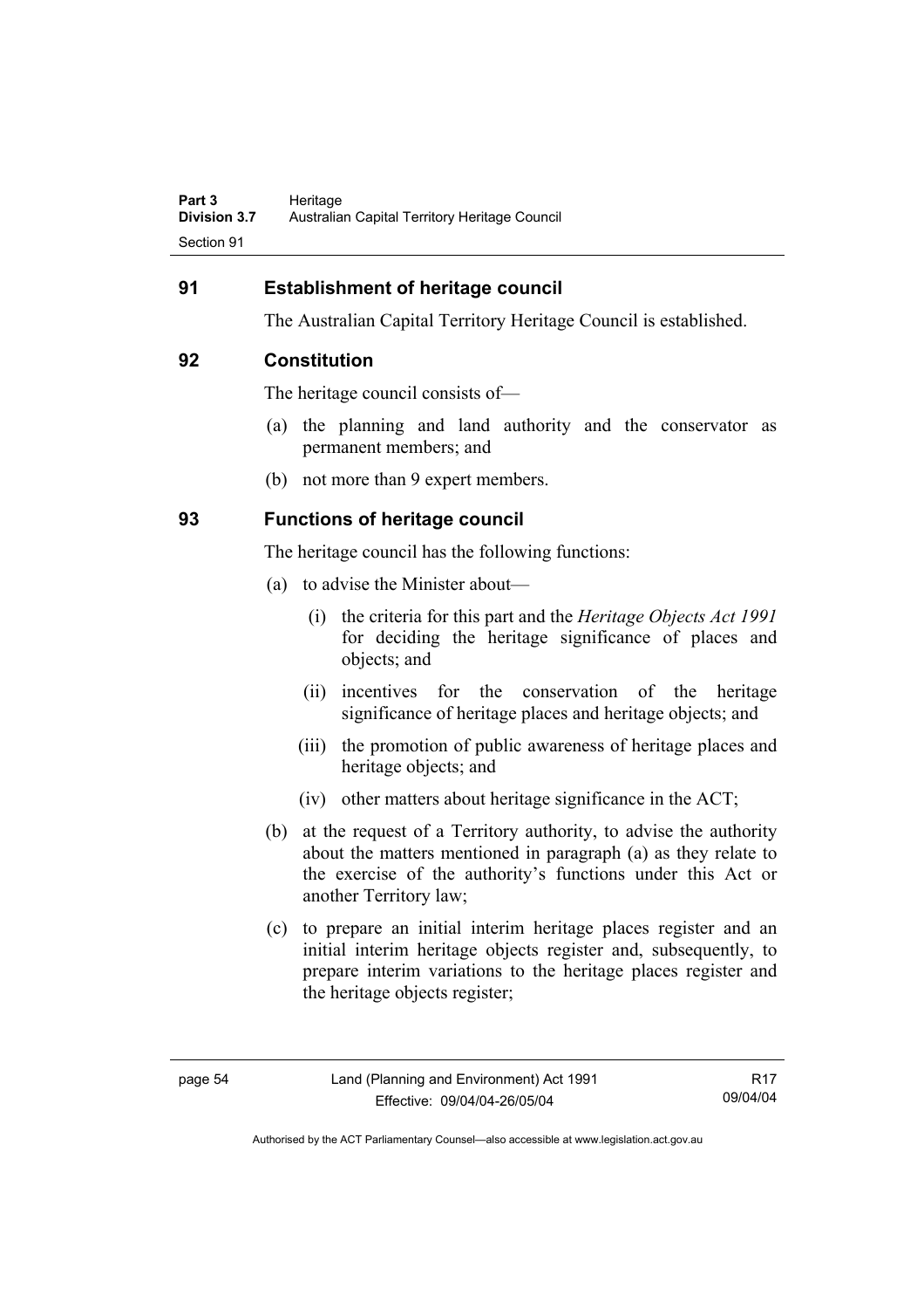## 91 Establishment of heritage council

The Australian Capital Territory Heritage Council is established.

## 92 Constitution

The heritage council consists of—

(a) the planning and land authority and the conservator as permanent members; and

(b) not more than 9 expert members.

## 93 Functions of heritage council

The heritage council has the following functions:

(a) to advise the Minister about—

   (i) the criteria for this part and the *Heritage Objects Act 1991* for deciding the heritage significance of places and objects; and

   (ii) incentives for the conservation of the heritage significance of heritage places and heritage objects; and

   (iii) the promotion of public awareness of heritage places and heritage objects; and

   (iv) other matters about heritage significance in the ACT;

(b) at the request of a Territory authority, to advise the authority about the matters mentioned in paragraph (a) as they relate to the exercise of the authority's functions under this Act or another Territory law;

(c) to prepare an initial interim heritage places register and an initial interim heritage objects register and, subsequently, to prepare interim variations to the heritage places register and the heritage objects register;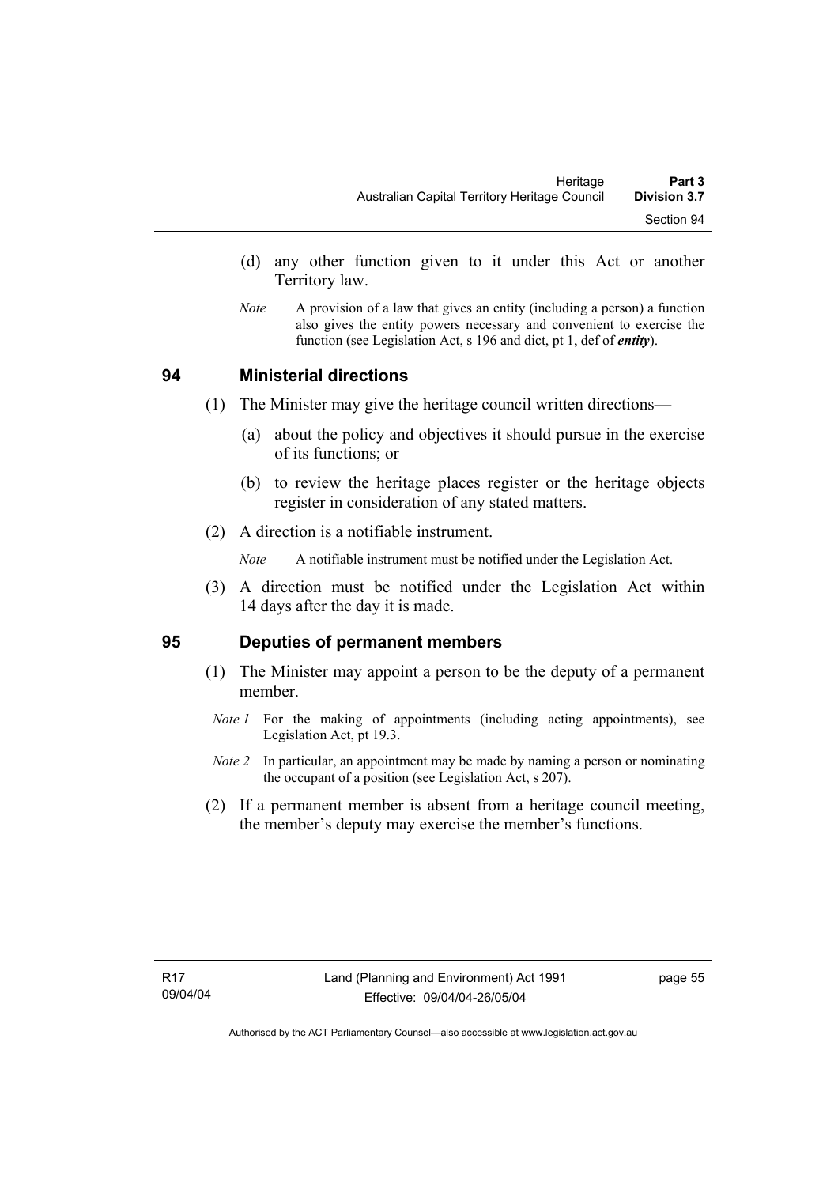(d) any other function given to it under this Act or another Territory law.

*Note* A provision of a law that gives an entity (including a person) a function also gives the entity powers necessary and convenient to exercise the function (see Legislation Act, s 196 and dict, pt 1, def of ***entity***).

## 94 Ministerial directions

(1) The Minister may give the heritage council written directions—

(a) about the policy and objectives it should pursue in the exercise of its functions; or

(b) to review the heritage places register or the heritage objects register in consideration of any stated matters.

(2) A direction is a notifiable instrument.

*Note* A notifiable instrument must be notified under the Legislation Act.

(3) A direction must be notified under the Legislation Act within 14 days after the day it is made.

## 95 Deputies of permanent members

(1) The Minister may appoint a person to be the deputy of a permanent member.

*Note 1* For the making of appointments (including acting appointments), see Legislation Act, pt 19.3.

*Note 2* In particular, an appointment may be made by naming a person or nominating the occupant of a position (see Legislation Act, s 207).

(2) If a permanent member is absent from a heritage council meeting, the member's deputy may exercise the member's functions.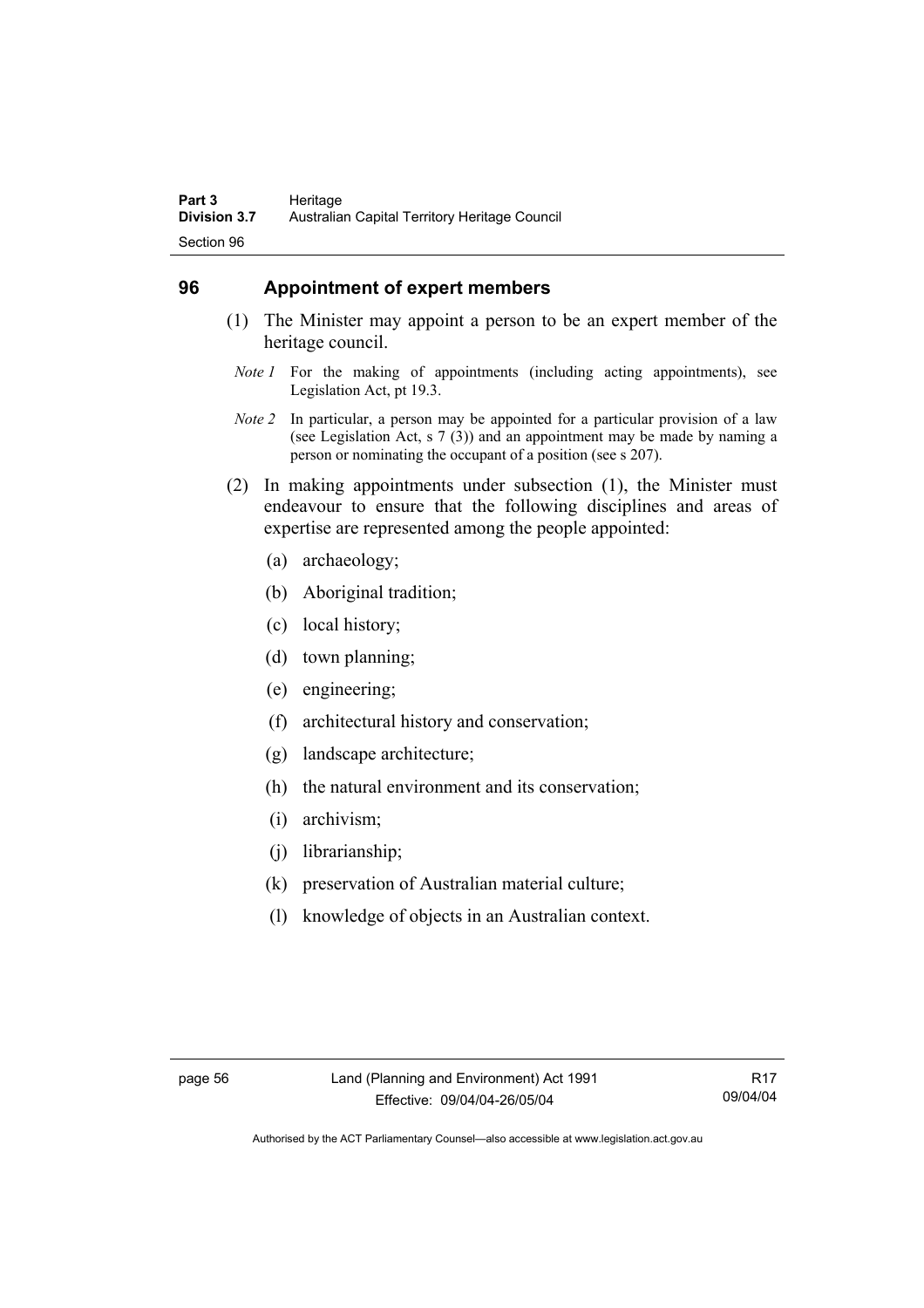## 96 Appointment of expert members

(1) The Minister may appoint a person to be an expert member of the heritage council.

*Note 1* For the making of appointments (including acting appointments), see Legislation Act, pt 19.3.

*Note 2* In particular, a person may be appointed for a particular provision of a law (see Legislation Act, s 7 (3)) and an appointment may be made by naming a person or nominating the occupant of a position (see s 207).

(2) In making appointments under subsection (1), the Minister must endeavour to ensure that the following disciplines and areas of expertise are represented among the people appointed:

(a) archaeology;

(b) Aboriginal tradition;

(c) local history;

(d) town planning;

(e) engineering;

(f) architectural history and conservation;

(g) landscape architecture;

(h) the natural environment and its conservation;

(i) archivism;

(j) librarianship;

(k) preservation of Australian material culture;

(l) knowledge of objects in an Australian context.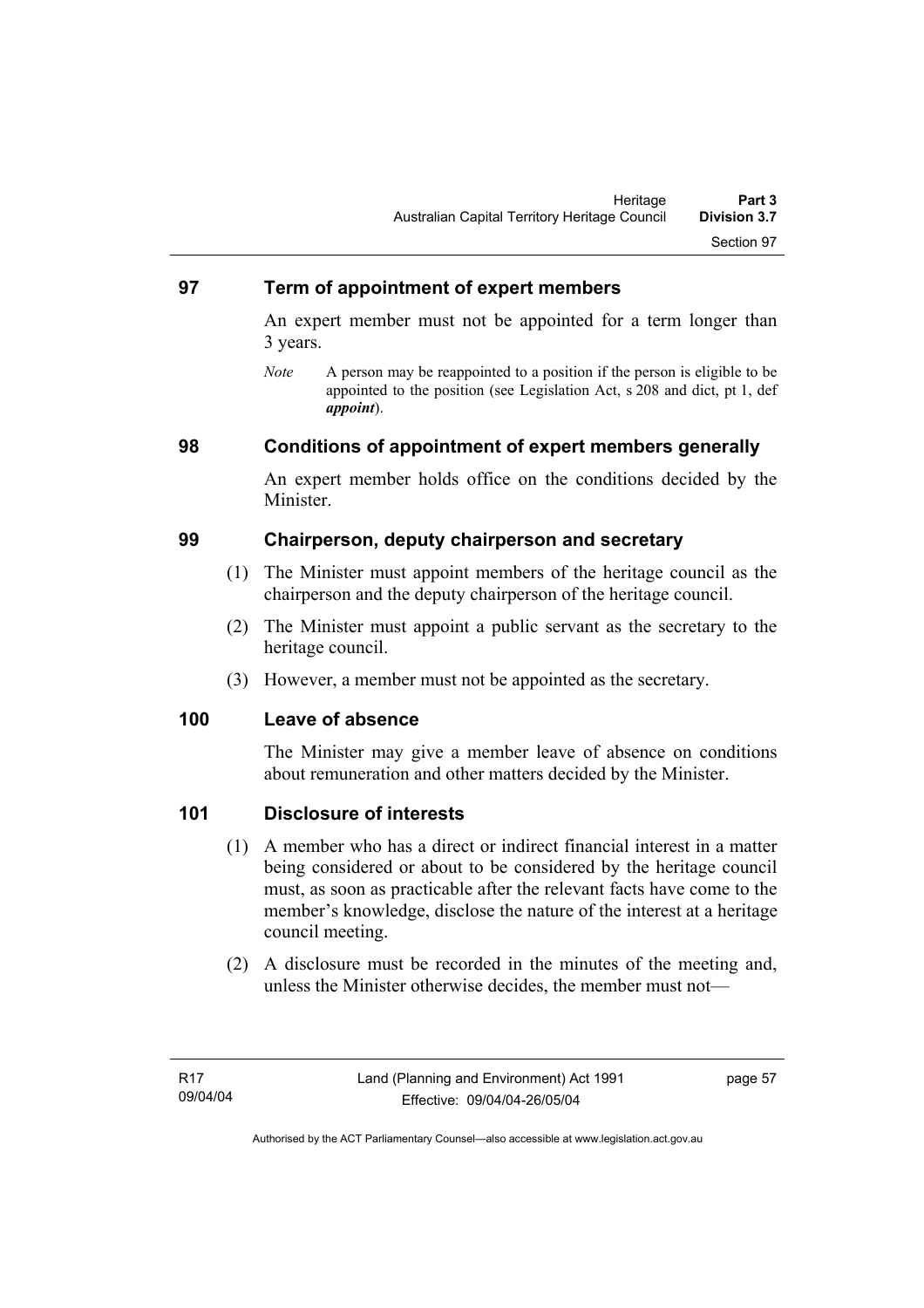## 97 Term of appointment of expert members

An expert member must not be appointed for a term longer than 3 years.

*Note* A person may be reappointed to a position if the person is eligible to be appointed to the position (see Legislation Act, s 208 and dict, pt 1, def ***appoint***).

## 98 Conditions of appointment of expert members generally

An expert member holds office on the conditions decided by the Minister.

## 99 Chairperson, deputy chairperson and secretary

(1) The Minister must appoint members of the heritage council as the chairperson and the deputy chairperson of the heritage council.

(2) The Minister must appoint a public servant as the secretary to the heritage council.

(3) However, a member must not be appointed as the secretary.

## 100 Leave of absence

The Minister may give a member leave of absence on conditions about remuneration and other matters decided by the Minister.

## 101 Disclosure of interests

(1) A member who has a direct or indirect financial interest in a matter being considered or about to be considered by the heritage council must, as soon as practicable after the relevant facts have come to the member's knowledge, disclose the nature of the interest at a heritage council meeting.

(2) A disclosure must be recorded in the minutes of the meeting and, unless the Minister otherwise decides, the member must not—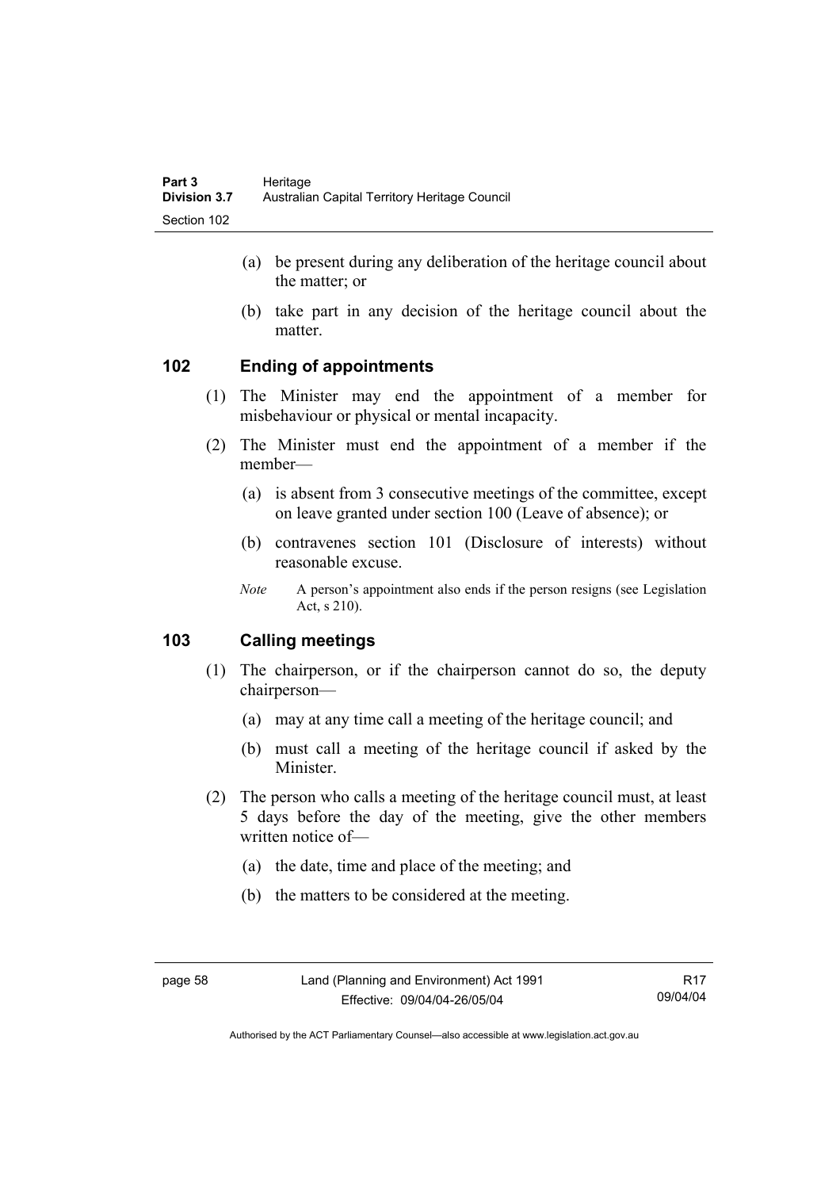(a) be present during any deliberation of the heritage council about the matter; or

(b) take part in any decision of the heritage council about the matter.

## 102 Ending of appointments

(1) The Minister may end the appointment of a member for misbehaviour or physical or mental incapacity.

(2) The Minister must end the appointment of a member if the member—

(a) is absent from 3 consecutive meetings of the committee, except on leave granted under section 100 (Leave of absence); or

(b) contravenes section 101 (Disclosure of interests) without reasonable excuse.

*Note* A person's appointment also ends if the person resigns (see Legislation Act, s 210).

## 103 Calling meetings

(1) The chairperson, or if the chairperson cannot do so, the deputy chairperson—

(a) may at any time call a meeting of the heritage council; and

(b) must call a meeting of the heritage council if asked by the Minister.

(2) The person who calls a meeting of the heritage council must, at least 5 days before the day of the meeting, give the other members written notice of—

(a) the date, time and place of the meeting; and

(b) the matters to be considered at the meeting.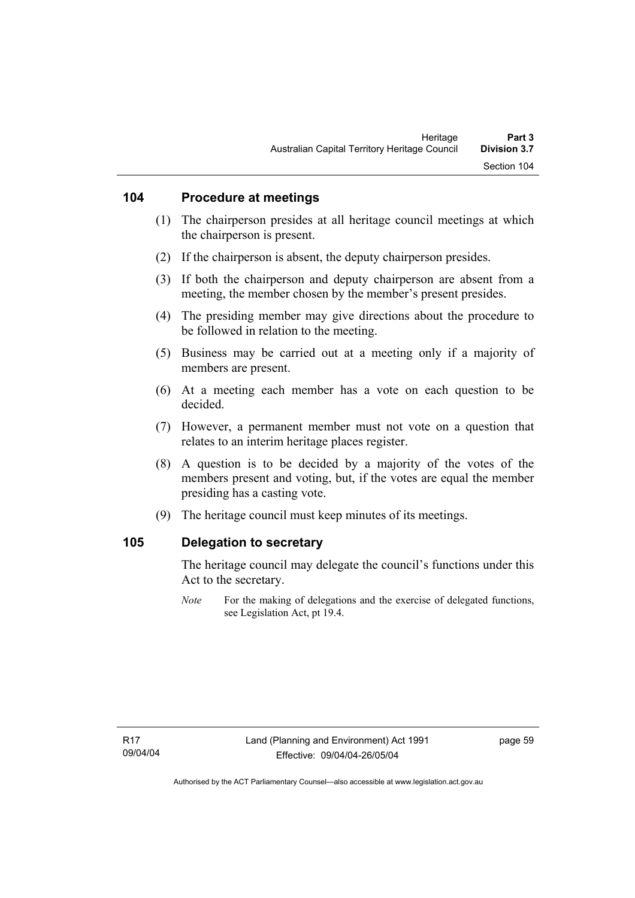## 104 Procedure at meetings

(1) The chairperson presides at all heritage council meetings at which the chairperson is present.

(2) If the chairperson is absent, the deputy chairperson presides.

(3) If both the chairperson and deputy chairperson are absent from a meeting, the member chosen by the member's present presides.

(4) The presiding member may give directions about the procedure to be followed in relation to the meeting.

(5) Business may be carried out at a meeting only if a majority of members are present.

(6) At a meeting each member has a vote on each question to be decided.

(7) However, a permanent member must not vote on a question that relates to an interim heritage places register.

(8) A question is to be decided by a majority of the votes of the members present and voting, but, if the votes are equal the member presiding has a casting vote.

(9) The heritage council must keep minutes of its meetings.

## 105 Delegation to secretary

The heritage council may delegate the council's functions under this Act to the secretary.

*Note* For the making of delegations and the exercise of delegated functions, see Legislation Act, pt 19.4.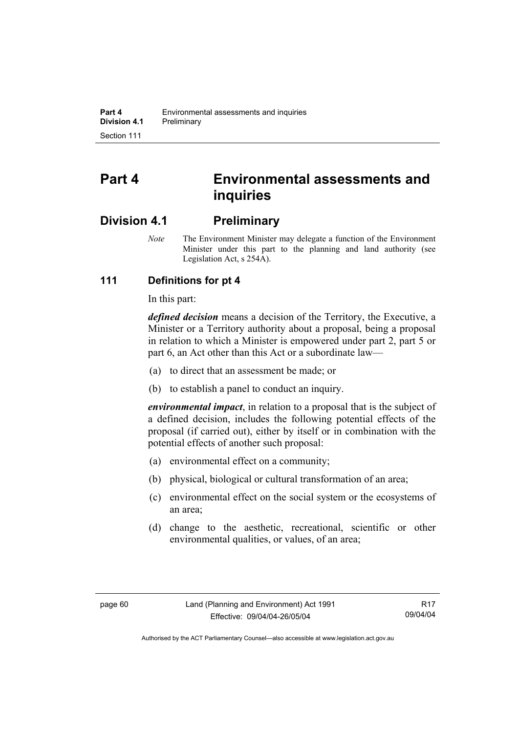# Part 4 Environmental assessments and inquiries

## Division 4.1 Preliminary

*Note* The Environment Minister may delegate a function of the Environment Minister under this part to the planning and land authority (see Legislation Act, s 254A).

### 111 Definitions for pt 4

In this part:

***defined decision*** means a decision of the Territory, the Executive, a Minister or a Territory authority about a proposal, being a proposal in relation to which a Minister is empowered under part 2, part 5 or part 6, an Act other than this Act or a subordinate law—

(a) to direct that an assessment be made; or

(b) to establish a panel to conduct an inquiry.

***environmental impact***, in relation to a proposal that is the subject of a defined decision, includes the following potential effects of the proposal (if carried out), either by itself or in combination with the potential effects of another such proposal:

(a) environmental effect on a community;

(b) physical, biological or cultural transformation of an area;

(c) environmental effect on the social system or the ecosystems of an area;

(d) change to the aesthetic, recreational, scientific or other environmental qualities, or values, of an area;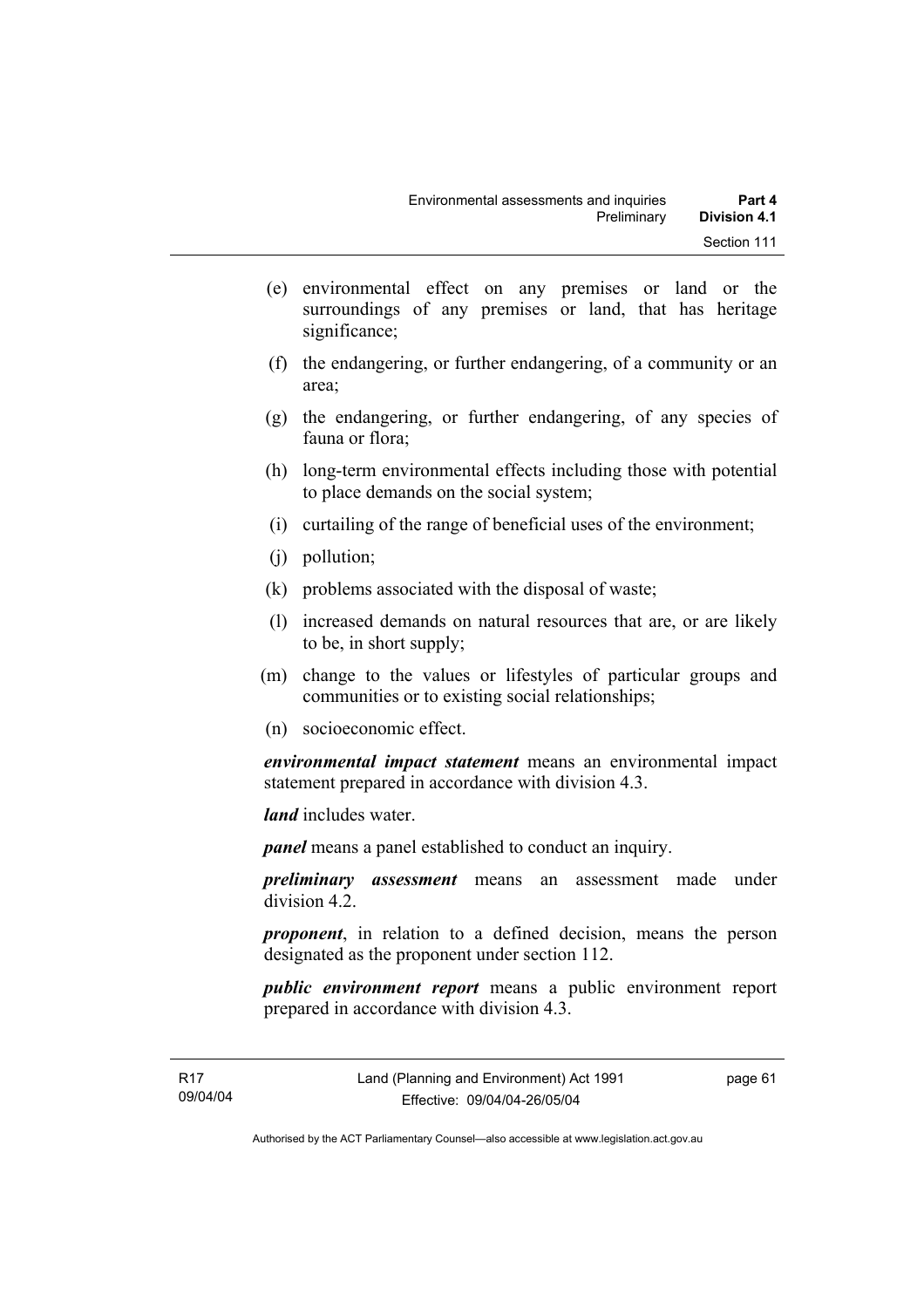(e) environmental effect on any premises or land or the surroundings of any premises or land, that has heritage significance;

(f) the endangering, or further endangering, of a community or an area;

(g) the endangering, or further endangering, of any species of fauna or flora;

(h) long-term environmental effects including those with potential to place demands on the social system;

(i) curtailing of the range of beneficial uses of the environment;

(j) pollution;

(k) problems associated with the disposal of waste;

(l) increased demands on natural resources that are, or are likely to be, in short supply;

(m) change to the values or lifestyles of particular groups and communities or to existing social relationships;

(n) socioeconomic effect.

***environmental impact statement*** means an environmental impact statement prepared in accordance with division 4.3.

***land*** includes water.

***panel*** means a panel established to conduct an inquiry.

***preliminary assessment*** means an assessment made under division 4.2.

***proponent***, in relation to a defined decision, means the person designated as the proponent under section 112.

***public environment report*** means a public environment report prepared in accordance with division 4.3.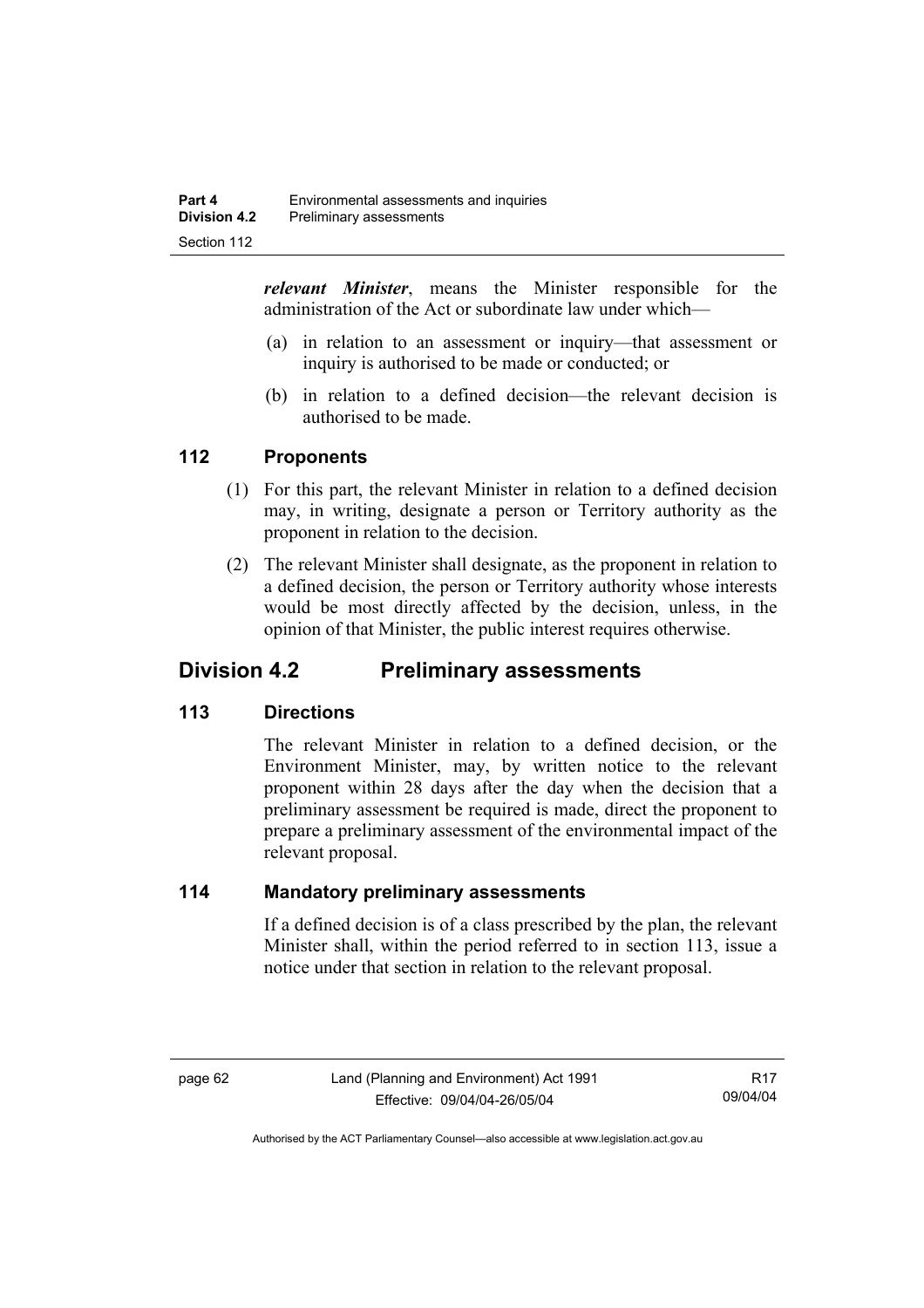***relevant Minister***, means the Minister responsible for the administration of the Act or subordinate law under which—

(a) in relation to an assessment or inquiry—that assessment or inquiry is authorised to be made or conducted; or

(b) in relation to a defined decision—the relevant decision is authorised to be made.

### 112 Proponents

(1) For this part, the relevant Minister in relation to a defined decision may, in writing, designate a person or Territory authority as the proponent in relation to the decision.

(2) The relevant Minister shall designate, as the proponent in relation to a defined decision, the person or Territory authority whose interests would be most directly affected by the decision, unless, in the opinion of that Minister, the public interest requires otherwise.

## Division 4.2 Preliminary assessments

### 113 Directions

The relevant Minister in relation to a defined decision, or the Environment Minister, may, by written notice to the relevant proponent within 28 days after the day when the decision that a preliminary assessment be required is made, direct the proponent to prepare a preliminary assessment of the environmental impact of the relevant proposal.

### 114 Mandatory preliminary assessments

If a defined decision is of a class prescribed by the plan, the relevant Minister shall, within the period referred to in section 113, issue a notice under that section in relation to the relevant proposal.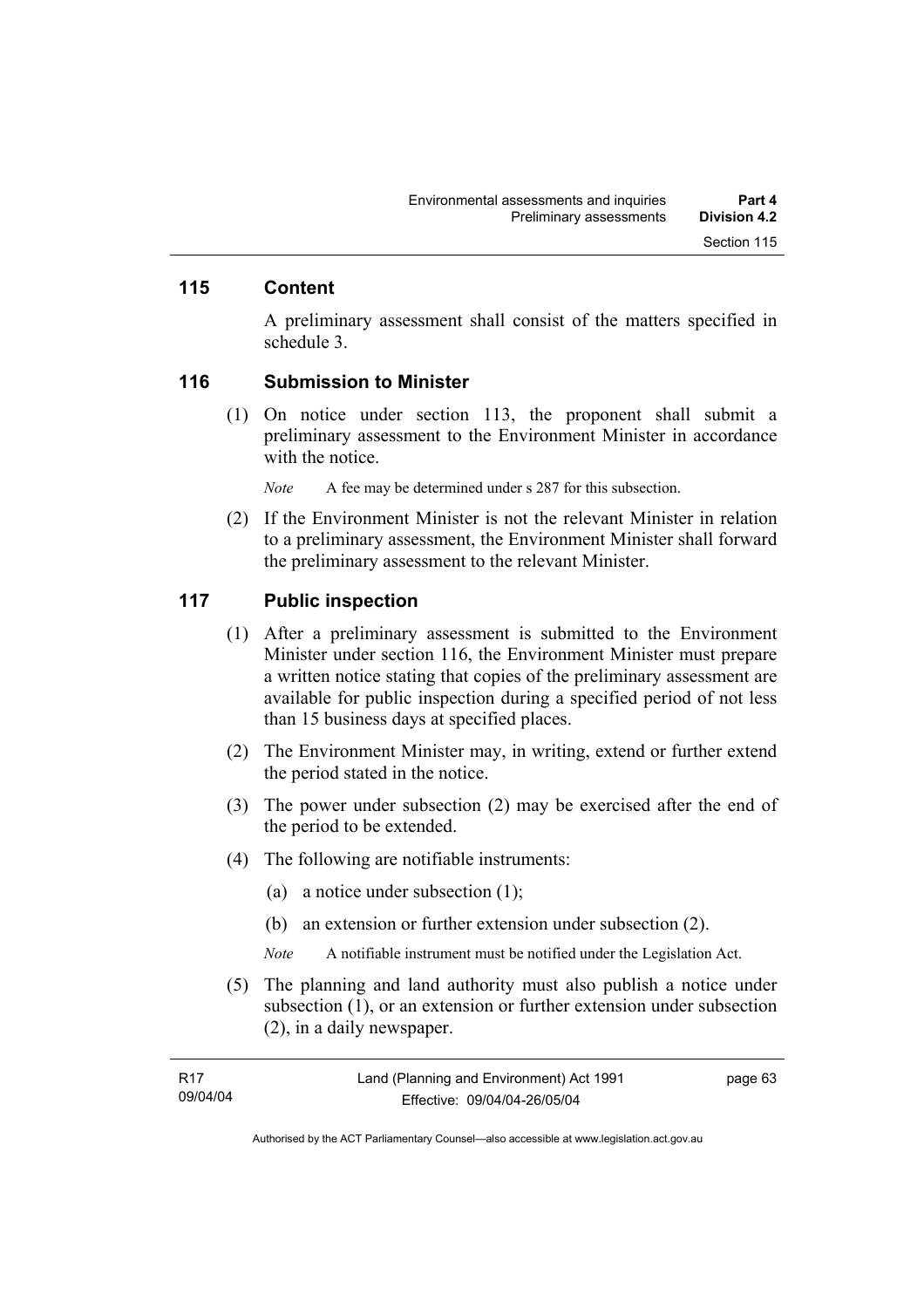## 115 Content

A preliminary assessment shall consist of the matters specified in schedule 3.

## 116 Submission to Minister

(1) On notice under section 113, the proponent shall submit a preliminary assessment to the Environment Minister in accordance with the notice.

*Note* A fee may be determined under s 287 for this subsection.

(2) If the Environment Minister is not the relevant Minister in relation to a preliminary assessment, the Environment Minister shall forward the preliminary assessment to the relevant Minister.

## 117 Public inspection

(1) After a preliminary assessment is submitted to the Environment Minister under section 116, the Environment Minister must prepare a written notice stating that copies of the preliminary assessment are available for public inspection during a specified period of not less than 15 business days at specified places.

(2) The Environment Minister may, in writing, extend or further extend the period stated in the notice.

(3) The power under subsection (2) may be exercised after the end of the period to be extended.

(4) The following are notifiable instruments:

(a) a notice under subsection (1);

(b) an extension or further extension under subsection (2).

*Note* A notifiable instrument must be notified under the Legislation Act.

(5) The planning and land authority must also publish a notice under subsection (1), or an extension or further extension under subsection (2), in a daily newspaper.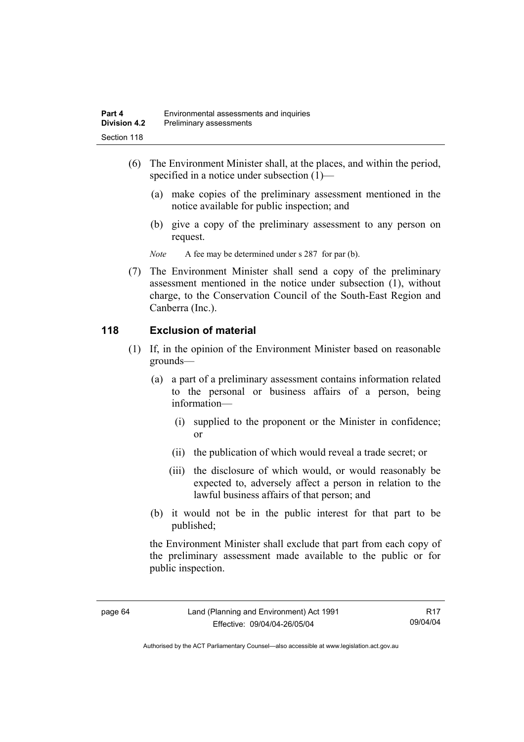(6) The Environment Minister shall, at the places, and within the period, specified in a notice under subsection (1)—

  (a) make copies of the preliminary assessment mentioned in the notice available for public inspection; and

  (b) give a copy of the preliminary assessment to any person on request.

*Note* A fee may be determined under s 287 for par (b).

(7) The Environment Minister shall send a copy of the preliminary assessment mentioned in the notice under subsection (1), without charge, to the Conservation Council of the South-East Region and Canberra (Inc.).

## 118 Exclusion of material

(1) If, in the opinion of the Environment Minister based on reasonable grounds—

  (a) a part of a preliminary assessment contains information related to the personal or business affairs of a person, being information—

    (i) supplied to the proponent or the Minister in confidence; or

    (ii) the publication of which would reveal a trade secret; or

    (iii) the disclosure of which would, or would reasonably be expected to, adversely affect a person in relation to the lawful business affairs of that person; and

  (b) it would not be in the public interest for that part to be published;

the Environment Minister shall exclude that part from each copy of the preliminary assessment made available to the public or for public inspection.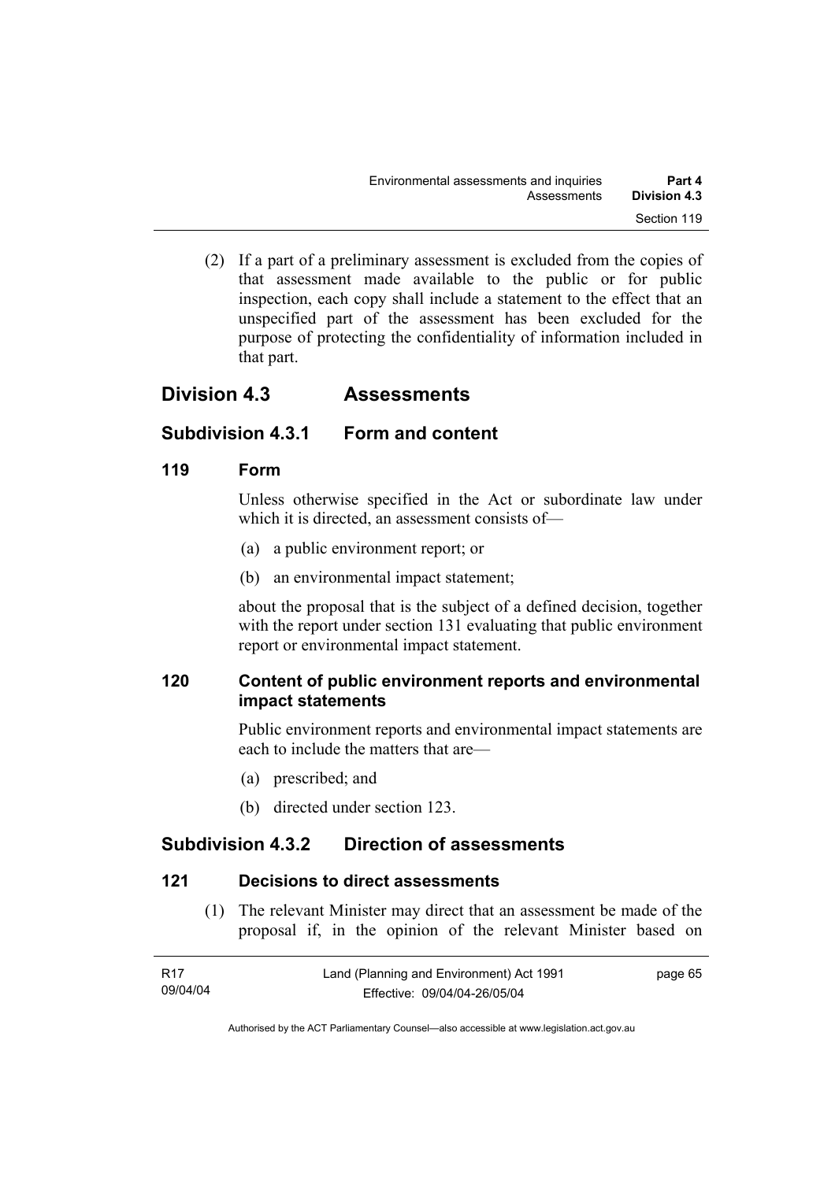(2) If a part of a preliminary assessment is excluded from the copies of that assessment made available to the public or for public inspection, each copy shall include a statement to the effect that an unspecified part of the assessment has been excluded for the purpose of protecting the confidentiality of information included in that part.

## Division 4.3 Assessments

### Subdivision 4.3.1 Form and content

#### 119 Form

Unless otherwise specified in the Act or subordinate law under which it is directed, an assessment consists of—

(a) a public environment report; or

(b) an environmental impact statement;

about the proposal that is the subject of a defined decision, together with the report under section 131 evaluating that public environment report or environmental impact statement.

#### 120 Content of public environment reports and environmental impact statements

Public environment reports and environmental impact statements are each to include the matters that are—

(a) prescribed; and

(b) directed under section 123.

### Subdivision 4.3.2 Direction of assessments

#### 121 Decisions to direct assessments

(1) The relevant Minister may direct that an assessment be made of the proposal if, in the opinion of the relevant Minister based on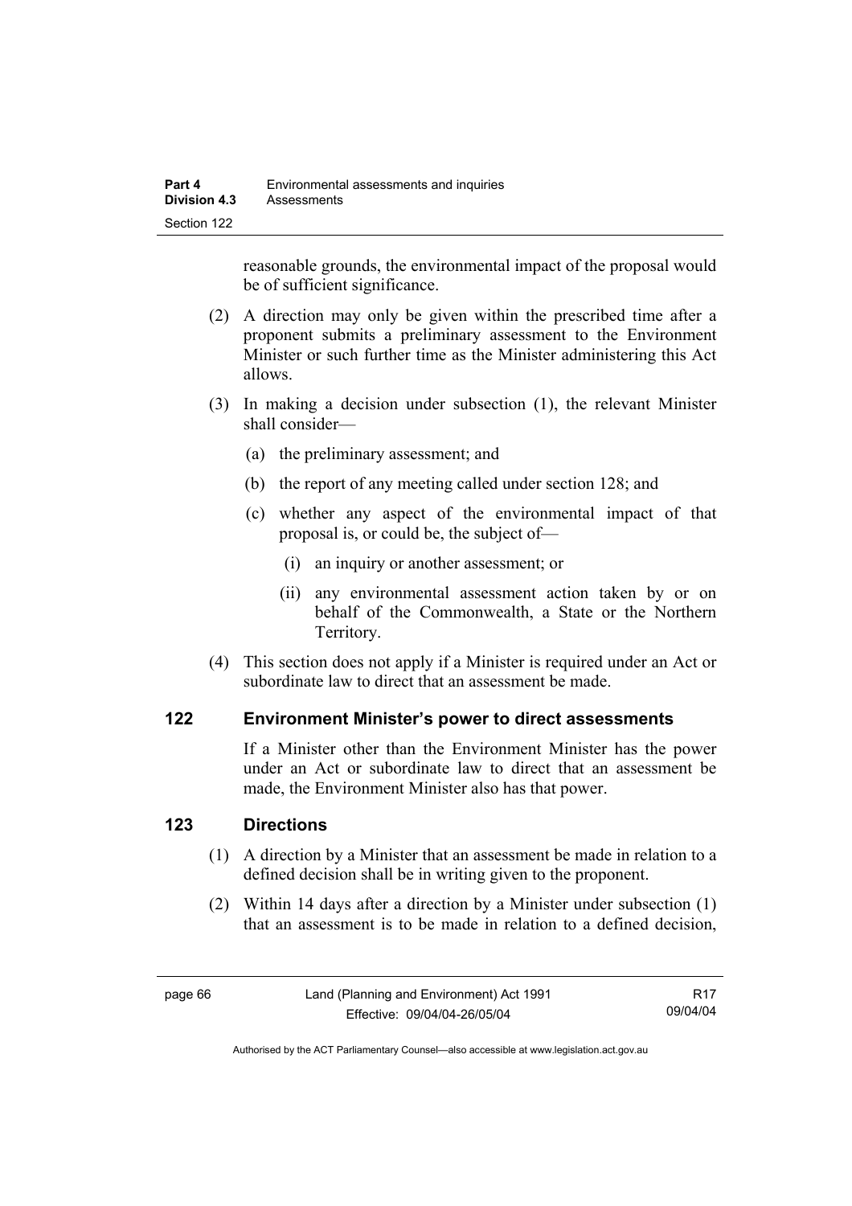reasonable grounds, the environmental impact of the proposal would be of sufficient significance.

(2) A direction may only be given within the prescribed time after a proponent submits a preliminary assessment to the Environment Minister or such further time as the Minister administering this Act allows.

(3) In making a decision under subsection (1), the relevant Minister shall consider—

(a) the preliminary assessment; and

(b) the report of any meeting called under section 128; and

(c) whether any aspect of the environmental impact of that proposal is, or could be, the subject of—

(i) an inquiry or another assessment; or

(ii) any environmental assessment action taken by or on behalf of the Commonwealth, a State or the Northern Territory.

(4) This section does not apply if a Minister is required under an Act or subordinate law to direct that an assessment be made.

## 122 Environment Minister's power to direct assessments

If a Minister other than the Environment Minister has the power under an Act or subordinate law to direct that an assessment be made, the Environment Minister also has that power.

## 123 Directions

(1) A direction by a Minister that an assessment be made in relation to a defined decision shall be in writing given to the proponent.

(2) Within 14 days after a direction by a Minister under subsection (1) that an assessment is to be made in relation to a defined decision,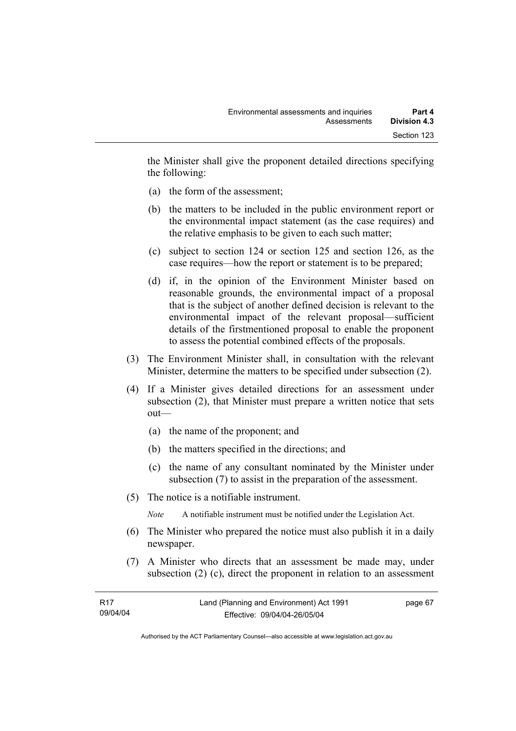the Minister shall give the proponent detailed directions specifying the following:

(a) the form of the assessment;

(b) the matters to be included in the public environment report or the environmental impact statement (as the case requires) and the relative emphasis to be given to each such matter;

(c) subject to section 124 or section 125 and section 126, as the case requires—how the report or statement is to be prepared;

(d) if, in the opinion of the Environment Minister based on reasonable grounds, the environmental impact of a proposal that is the subject of another defined decision is relevant to the environmental impact of the relevant proposal—sufficient details of the firstmentioned proposal to enable the proponent to assess the potential combined effects of the proposals.

(3) The Environment Minister shall, in consultation with the relevant Minister, determine the matters to be specified under subsection (2).

(4) If a Minister gives detailed directions for an assessment under subsection (2), that Minister must prepare a written notice that sets out—

(a) the name of the proponent; and

(b) the matters specified in the directions; and

(c) the name of any consultant nominated by the Minister under subsection (7) to assist in the preparation of the assessment.

(5) The notice is a notifiable instrument.

*Note* A notifiable instrument must be notified under the Legislation Act.

(6) The Minister who prepared the notice must also publish it in a daily newspaper.

(7) A Minister who directs that an assessment be made may, under subsection (2) (c), direct the proponent in relation to an assessment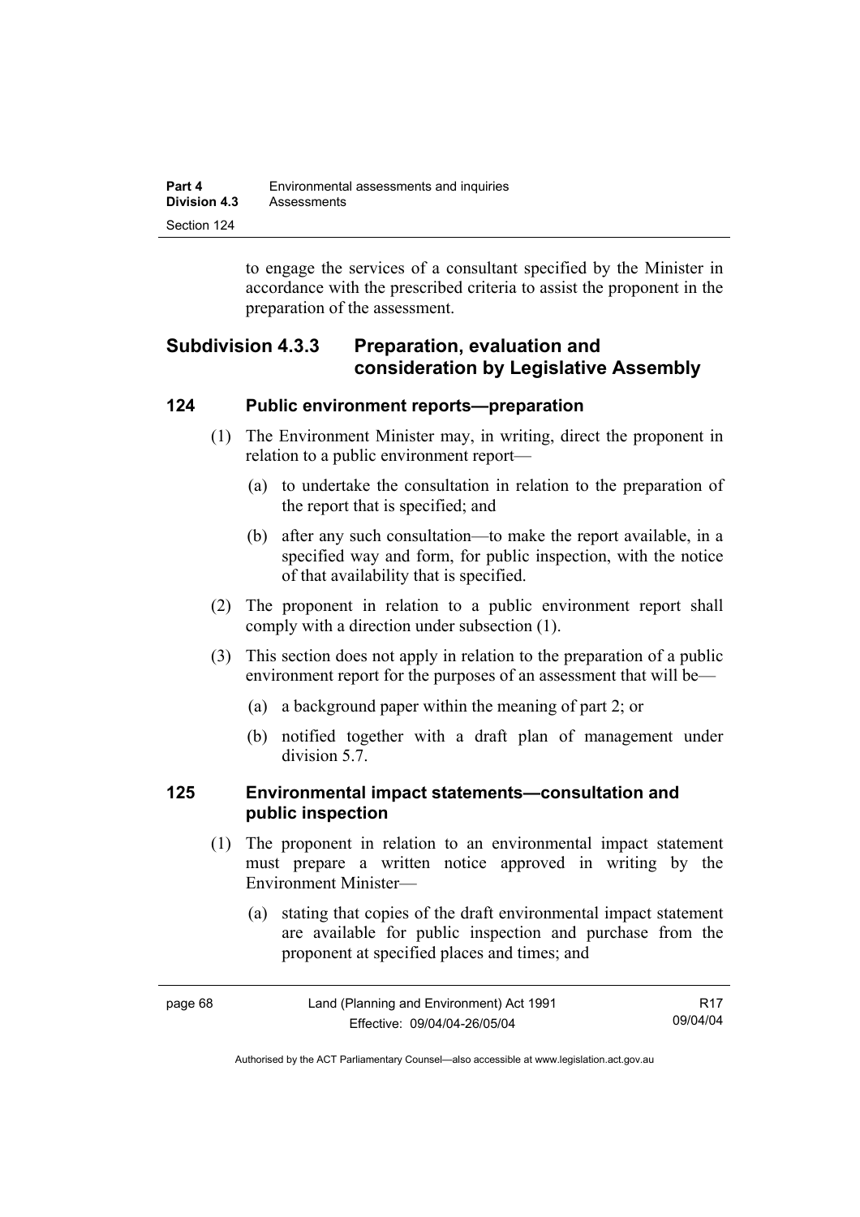to engage the services of a consultant specified by the Minister in accordance with the prescribed criteria to assist the proponent in the preparation of the assessment.

## Subdivision 4.3.3 Preparation, evaluation and consideration by Legislative Assembly

### 124 Public environment reports—preparation

(1) The Environment Minister may, in writing, direct the proponent in relation to a public environment report—

(a) to undertake the consultation in relation to the preparation of the report that is specified; and

(b) after any such consultation—to make the report available, in a specified way and form, for public inspection, with the notice of that availability that is specified.

(2) The proponent in relation to a public environment report shall comply with a direction under subsection (1).

(3) This section does not apply in relation to the preparation of a public environment report for the purposes of an assessment that will be—

(a) a background paper within the meaning of part 2; or

(b) notified together with a draft plan of management under division 5.7.

### 125 Environmental impact statements—consultation and public inspection

(1) The proponent in relation to an environmental impact statement must prepare a written notice approved in writing by the Environment Minister—

(a) stating that copies of the draft environmental impact statement are available for public inspection and purchase from the proponent at specified places and times; and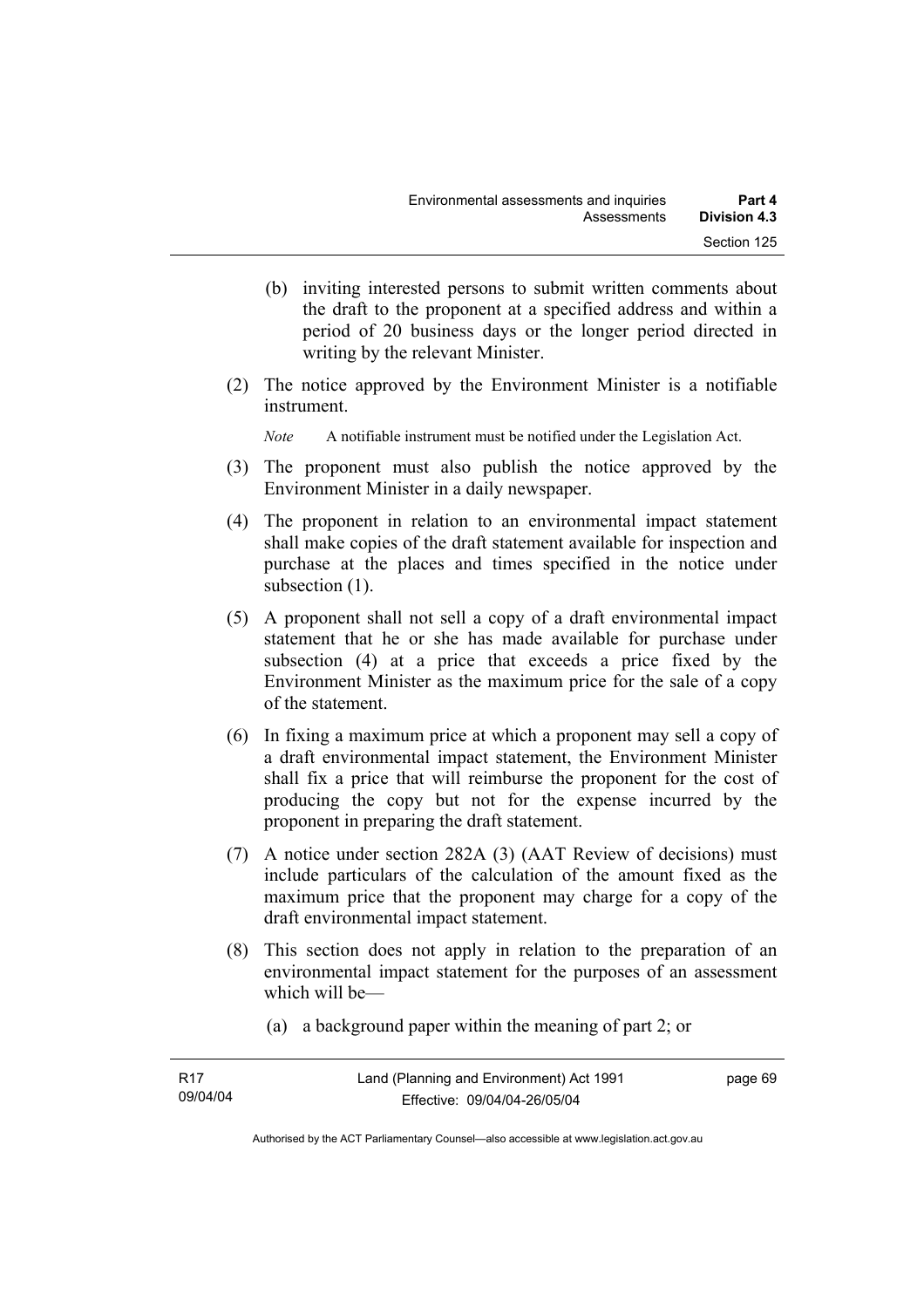(b) inviting interested persons to submit written comments about the draft to the proponent at a specified address and within a period of 20 business days or the longer period directed in writing by the relevant Minister.

(2) The notice approved by the Environment Minister is a notifiable instrument.

*Note* A notifiable instrument must be notified under the Legislation Act.

(3) The proponent must also publish the notice approved by the Environment Minister in a daily newspaper.

(4) The proponent in relation to an environmental impact statement shall make copies of the draft statement available for inspection and purchase at the places and times specified in the notice under subsection (1).

(5) A proponent shall not sell a copy of a draft environmental impact statement that he or she has made available for purchase under subsection (4) at a price that exceeds a price fixed by the Environment Minister as the maximum price for the sale of a copy of the statement.

(6) In fixing a maximum price at which a proponent may sell a copy of a draft environmental impact statement, the Environment Minister shall fix a price that will reimburse the proponent for the cost of producing the copy but not for the expense incurred by the proponent in preparing the draft statement.

(7) A notice under section 282A (3) (AAT Review of decisions) must include particulars of the calculation of the amount fixed as the maximum price that the proponent may charge for a copy of the draft environmental impact statement.

(8) This section does not apply in relation to the preparation of an environmental impact statement for the purposes of an assessment which will be—

(a) a background paper within the meaning of part 2; or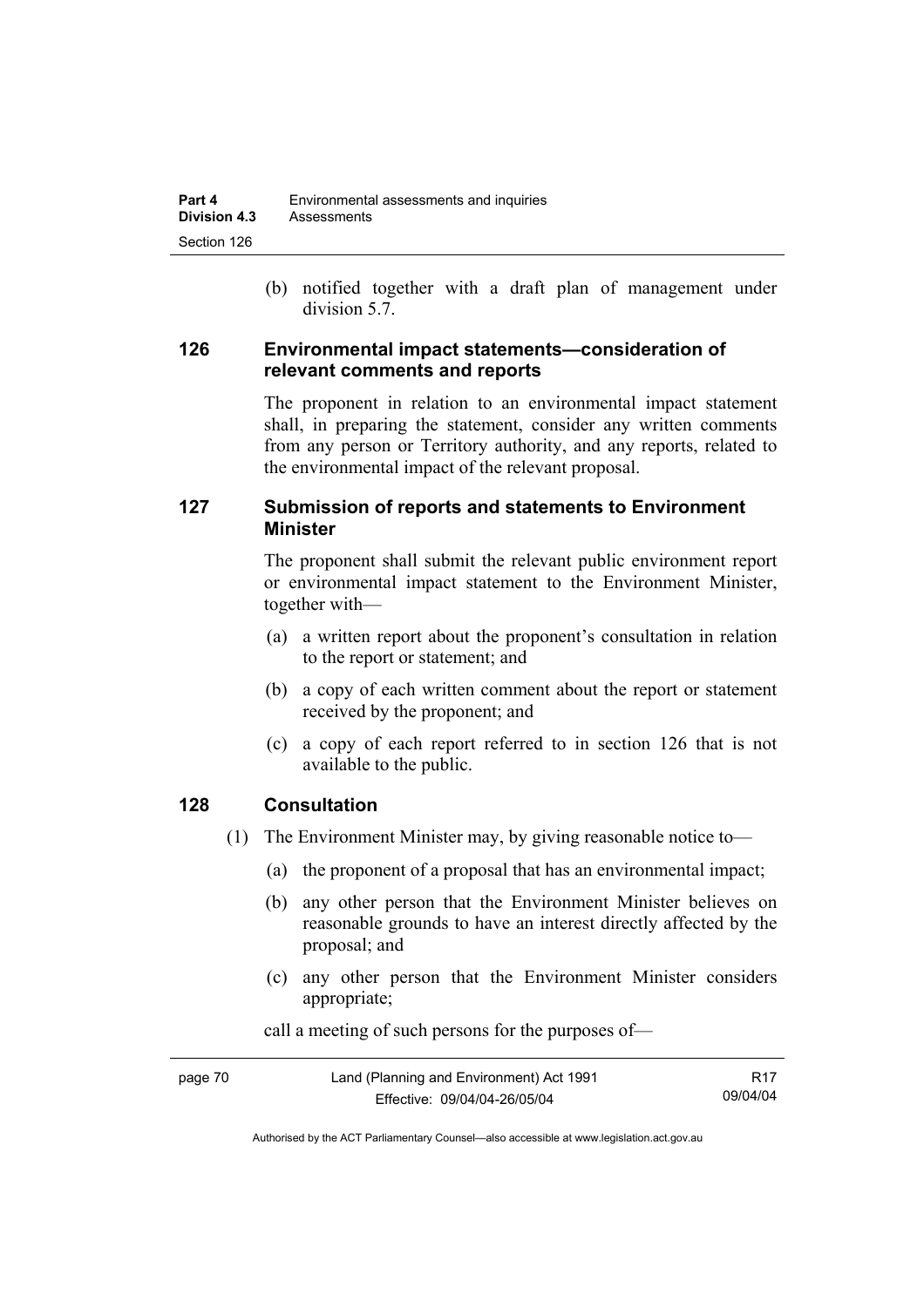(b) notified together with a draft plan of management under division 5.7.

### 126 Environmental impact statements—consideration of relevant comments and reports

The proponent in relation to an environmental impact statement shall, in preparing the statement, consider any written comments from any person or Territory authority, and any reports, related to the environmental impact of the relevant proposal.

### 127 Submission of reports and statements to Environment Minister

The proponent shall submit the relevant public environment report or environmental impact statement to the Environment Minister, together with—

(a) a written report about the proponent's consultation in relation to the report or statement; and

(b) a copy of each written comment about the report or statement received by the proponent; and

(c) a copy of each report referred to in section 126 that is not available to the public.

### 128 Consultation

(1) The Environment Minister may, by giving reasonable notice to—

(a) the proponent of a proposal that has an environmental impact;

(b) any other person that the Environment Minister believes on reasonable grounds to have an interest directly affected by the proposal; and

(c) any other person that the Environment Minister considers appropriate;

call a meeting of such persons for the purposes of—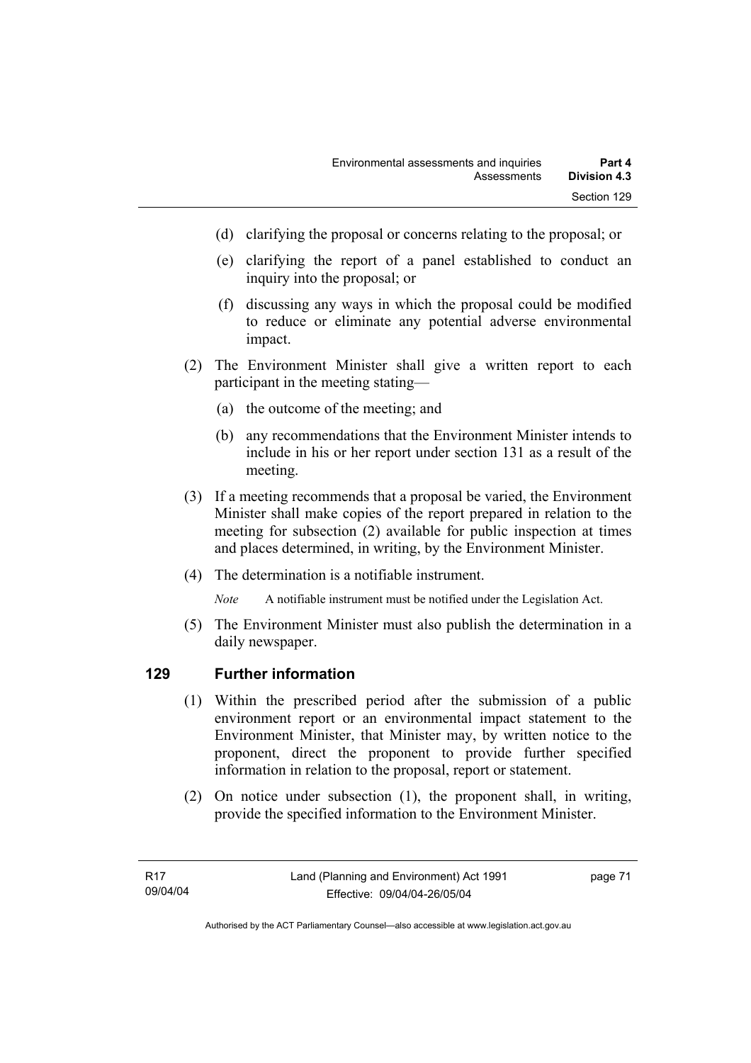(d) clarifying the proposal or concerns relating to the proposal; or

(e) clarifying the report of a panel established to conduct an inquiry into the proposal; or

(f) discussing any ways in which the proposal could be modified to reduce or eliminate any potential adverse environmental impact.

(2) The Environment Minister shall give a written report to each participant in the meeting stating—

(a) the outcome of the meeting; and

(b) any recommendations that the Environment Minister intends to include in his or her report under section 131 as a result of the meeting.

(3) If a meeting recommends that a proposal be varied, the Environment Minister shall make copies of the report prepared in relation to the meeting for subsection (2) available for public inspection at times and places determined, in writing, by the Environment Minister.

(4) The determination is a notifiable instrument.

*Note* A notifiable instrument must be notified under the Legislation Act.

(5) The Environment Minister must also publish the determination in a daily newspaper.

## 129 Further information

(1) Within the prescribed period after the submission of a public environment report or an environmental impact statement to the Environment Minister, that Minister may, by written notice to the proponent, direct the proponent to provide further specified information in relation to the proposal, report or statement.

(2) On notice under subsection (1), the proponent shall, in writing, provide the specified information to the Environment Minister.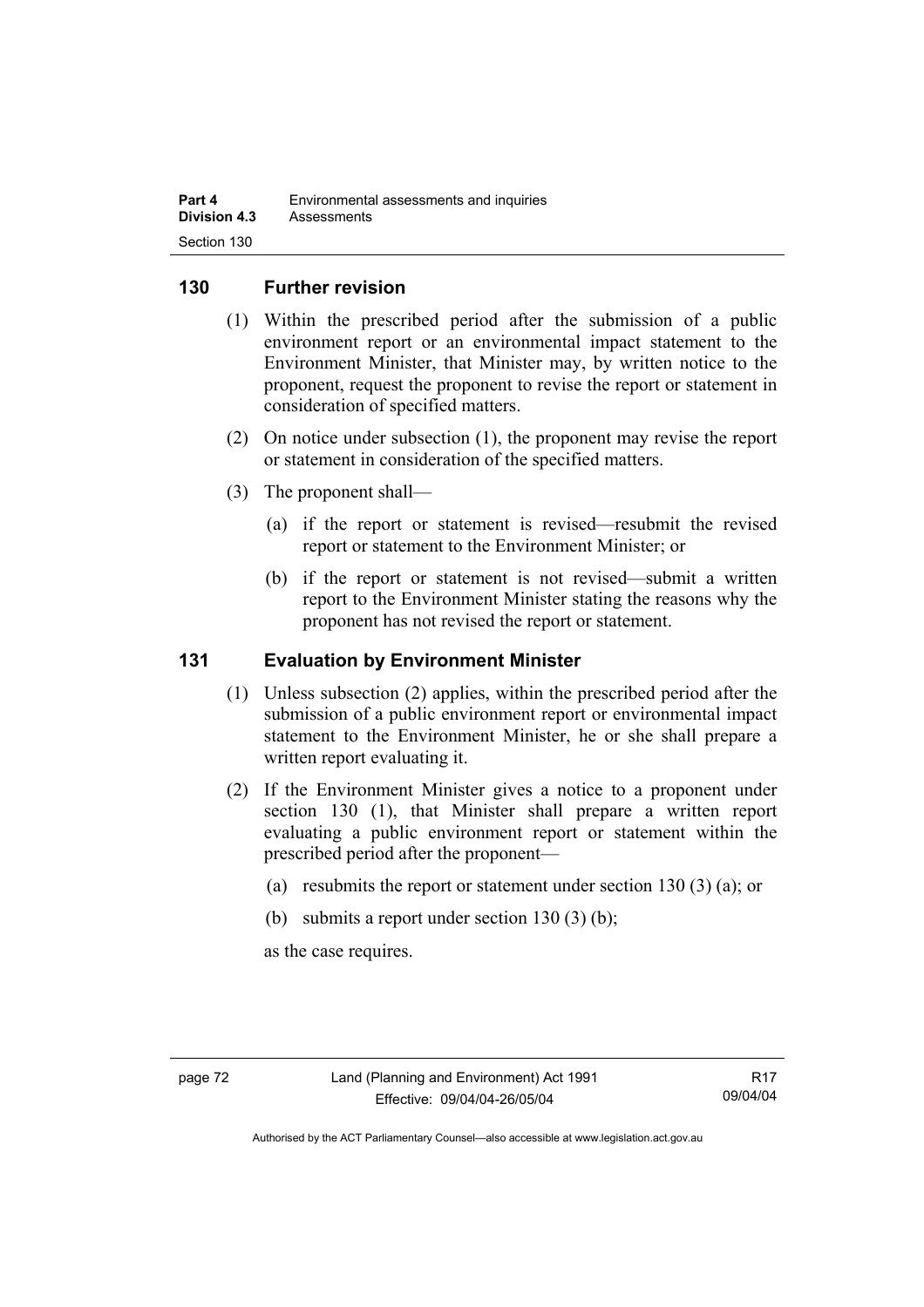## 130 Further revision

(1) Within the prescribed period after the submission of a public environment report or an environmental impact statement to the Environment Minister, that Minister may, by written notice to the proponent, request the proponent to revise the report or statement in consideration of specified matters.

(2) On notice under subsection (1), the proponent may revise the report or statement in consideration of the specified matters.

(3) The proponent shall—

(a) if the report or statement is revised—resubmit the revised report or statement to the Environment Minister; or

(b) if the report or statement is not revised—submit a written report to the Environment Minister stating the reasons why the proponent has not revised the report or statement.

## 131 Evaluation by Environment Minister

(1) Unless subsection (2) applies, within the prescribed period after the submission of a public environment report or environmental impact statement to the Environment Minister, he or she shall prepare a written report evaluating it.

(2) If the Environment Minister gives a notice to a proponent under section 130 (1), that Minister shall prepare a written report evaluating a public environment report or statement within the prescribed period after the proponent—

(a) resubmits the report or statement under section 130 (3) (a); or

(b) submits a report under section 130 (3) (b);

as the case requires.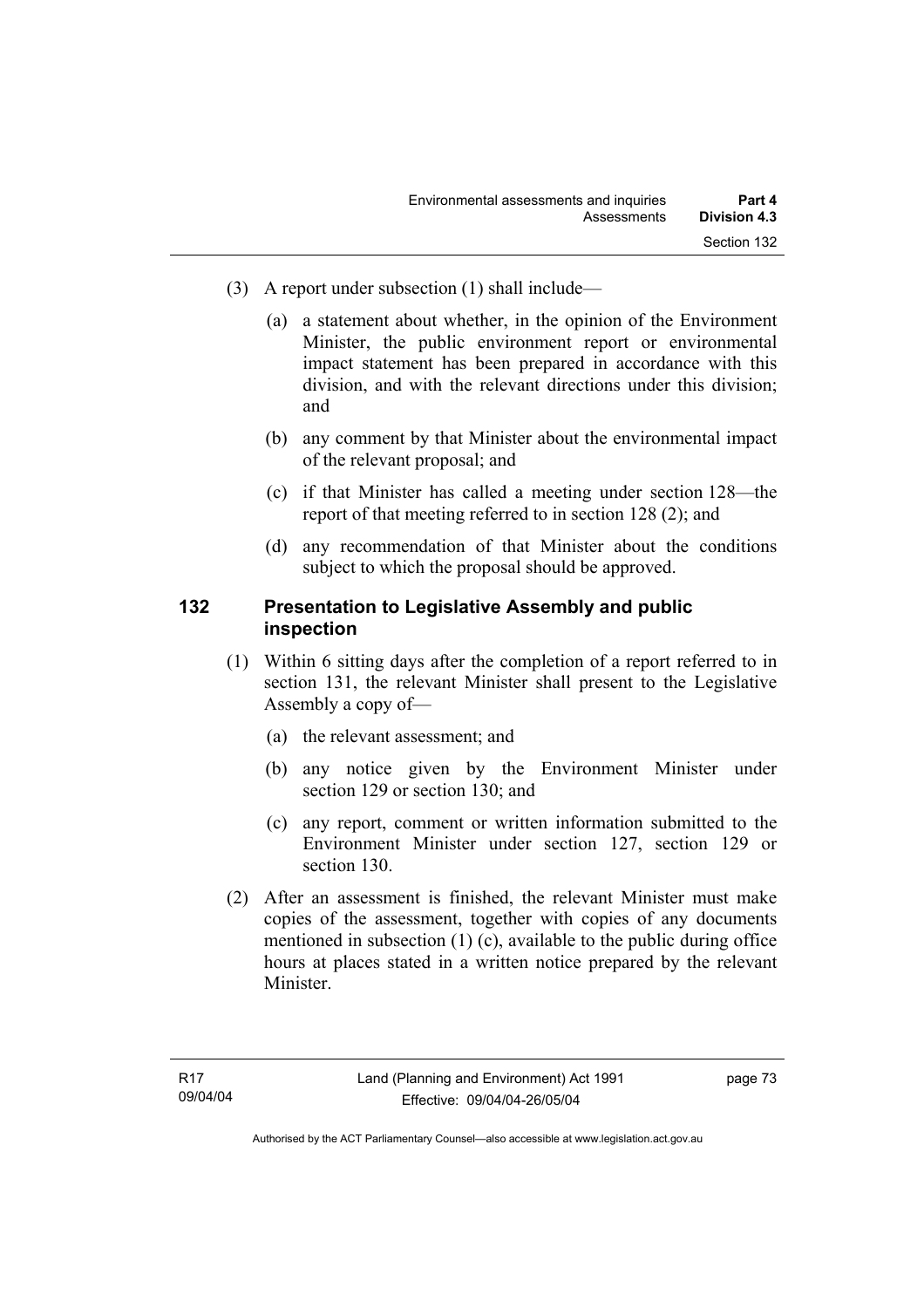(3) A report under subsection (1) shall include—

(a) a statement about whether, in the opinion of the Environment Minister, the public environment report or environmental impact statement has been prepared in accordance with this division, and with the relevant directions under this division; and

(b) any comment by that Minister about the environmental impact of the relevant proposal; and

(c) if that Minister has called a meeting under section 128—the report of that meeting referred to in section 128 (2); and

(d) any recommendation of that Minister about the conditions subject to which the proposal should be approved.

### 132 Presentation to Legislative Assembly and public inspection

(1) Within 6 sitting days after the completion of a report referred to in section 131, the relevant Minister shall present to the Legislative Assembly a copy of—

(a) the relevant assessment; and

(b) any notice given by the Environment Minister under section 129 or section 130; and

(c) any report, comment or written information submitted to the Environment Minister under section 127, section 129 or section 130.

(2) After an assessment is finished, the relevant Minister must make copies of the assessment, together with copies of any documents mentioned in subsection (1) (c), available to the public during office hours at places stated in a written notice prepared by the relevant Minister.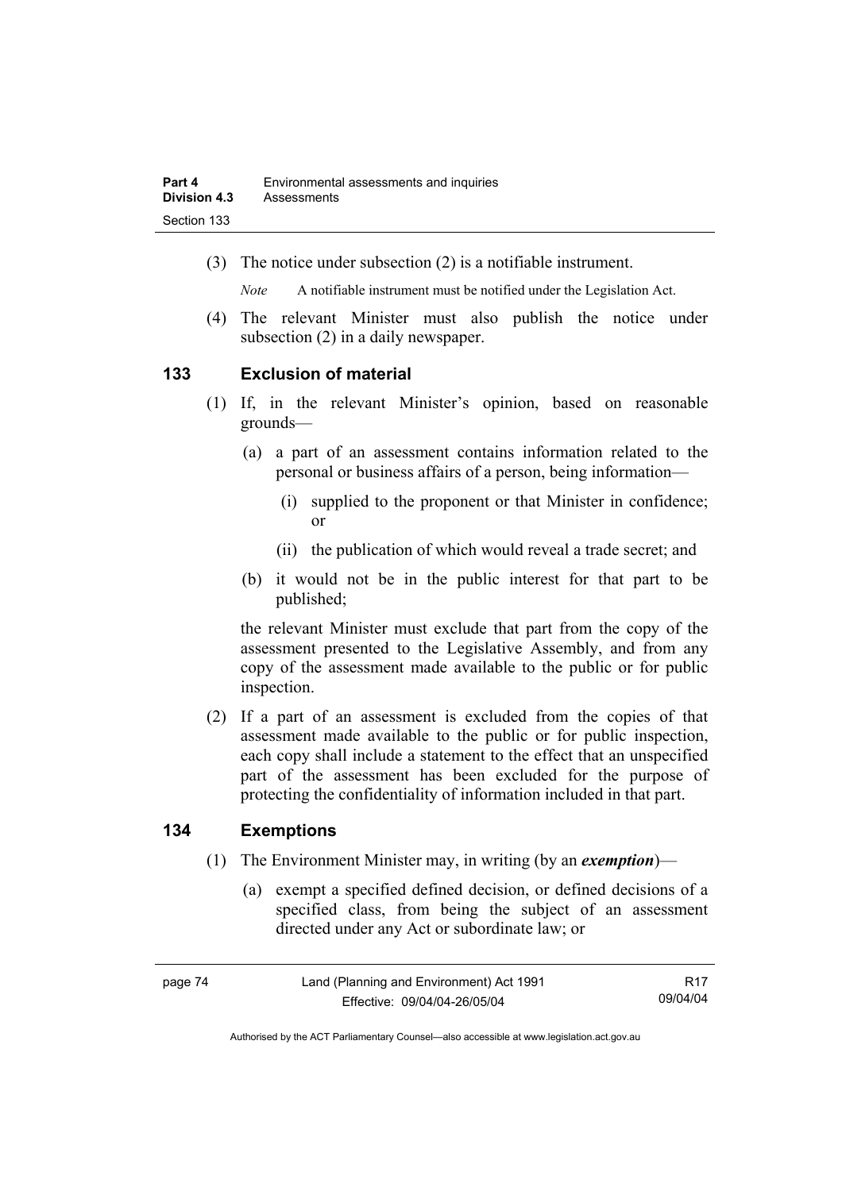(3) The notice under subsection (2) is a notifiable instrument.

*Note* A notifiable instrument must be notified under the Legislation Act.

(4) The relevant Minister must also publish the notice under subsection (2) in a daily newspaper.

## 133 Exclusion of material

(1) If, in the relevant Minister's opinion, based on reasonable grounds—

(a) a part of an assessment contains information related to the personal or business affairs of a person, being information—

(i) supplied to the proponent or that Minister in confidence; or

(ii) the publication of which would reveal a trade secret; and

(b) it would not be in the public interest for that part to be published;

the relevant Minister must exclude that part from the copy of the assessment presented to the Legislative Assembly, and from any copy of the assessment made available to the public or for public inspection.

(2) If a part of an assessment is excluded from the copies of that assessment made available to the public or for public inspection, each copy shall include a statement to the effect that an unspecified part of the assessment has been excluded for the purpose of protecting the confidentiality of information included in that part.

## 134 Exemptions

(1) The Environment Minister may, in writing (by an ***exemption***)—

(a) exempt a specified defined decision, or defined decisions of a specified class, from being the subject of an assessment directed under any Act or subordinate law; or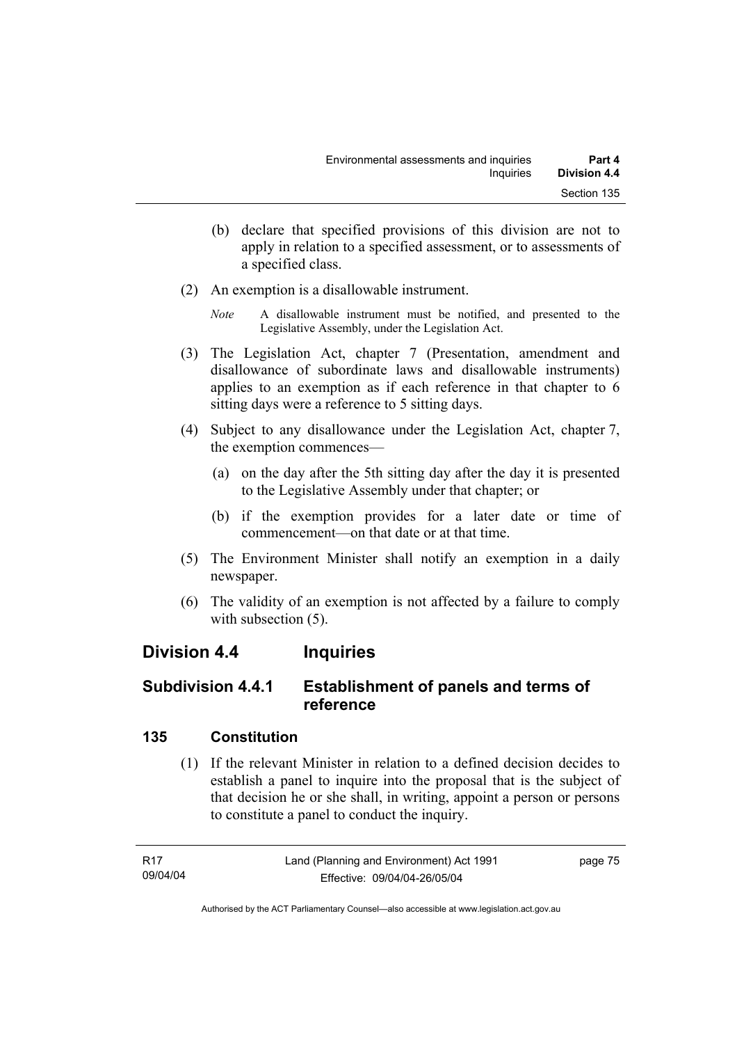(b) declare that specified provisions of this division are not to apply in relation to a specified assessment, or to assessments of a specified class.

(2) An exemption is a disallowable instrument.

*Note* A disallowable instrument must be notified, and presented to the Legislative Assembly, under the Legislation Act.

(3) The Legislation Act, chapter 7 (Presentation, amendment and disallowance of subordinate laws and disallowable instruments) applies to an exemption as if each reference in that chapter to 6 sitting days were a reference to 5 sitting days.

(4) Subject to any disallowance under the Legislation Act, chapter 7, the exemption commences—

(a) on the day after the 5th sitting day after the day it is presented to the Legislative Assembly under that chapter; or

(b) if the exemption provides for a later date or time of commencement—on that date or at that time.

(5) The Environment Minister shall notify an exemption in a daily newspaper.

(6) The validity of an exemption is not affected by a failure to comply with subsection (5).

## Division 4.4 Inquiries

### Subdivision 4.4.1 Establishment of panels and terms of reference

#### 135 Constitution

(1) If the relevant Minister in relation to a defined decision decides to establish a panel to inquire into the proposal that is the subject of that decision he or she shall, in writing, appoint a person or persons to constitute a panel to conduct the inquiry.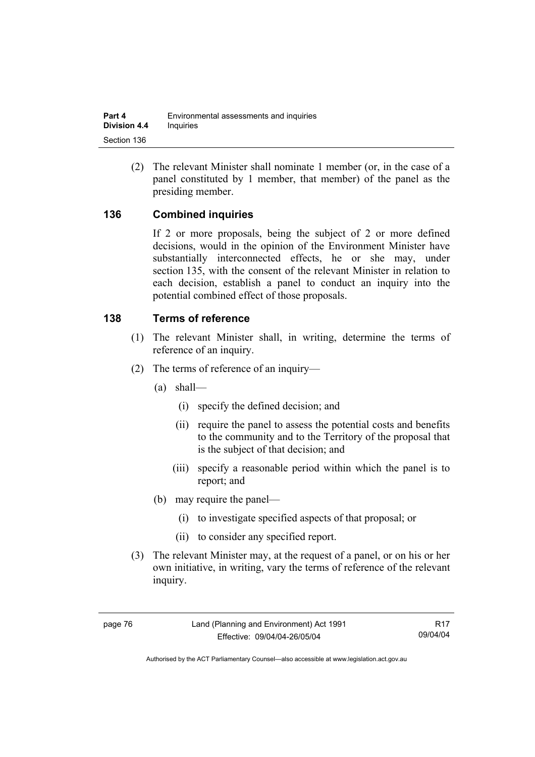(2) The relevant Minister shall nominate 1 member (or, in the case of a panel constituted by 1 member, that member) of the panel as the presiding member.

## 136 Combined inquiries

If 2 or more proposals, being the subject of 2 or more defined decisions, would in the opinion of the Environment Minister have substantially interconnected effects, he or she may, under section 135, with the consent of the relevant Minister in relation to each decision, establish a panel to conduct an inquiry into the potential combined effect of those proposals.

## 138 Terms of reference

(1) The relevant Minister shall, in writing, determine the terms of reference of an inquiry.

(2) The terms of reference of an inquiry—

(a) shall—

(i) specify the defined decision; and

(ii) require the panel to assess the potential costs and benefits to the community and to the Territory of the proposal that is the subject of that decision; and

(iii) specify a reasonable period within which the panel is to report; and

(b) may require the panel—

(i) to investigate specified aspects of that proposal; or

(ii) to consider any specified report.

(3) The relevant Minister may, at the request of a panel, or on his or her own initiative, in writing, vary the terms of reference of the relevant inquiry.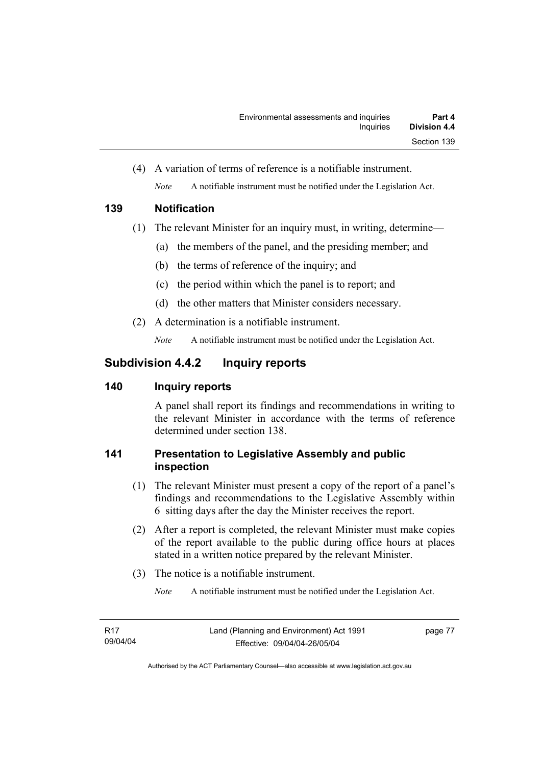(4) A variation of terms of reference is a notifiable instrument.

*Note* A notifiable instrument must be notified under the Legislation Act.

### 139 Notification

(1) The relevant Minister for an inquiry must, in writing, determine—

(a) the members of the panel, and the presiding member; and

(b) the terms of reference of the inquiry; and

(c) the period within which the panel is to report; and

(d) the other matters that Minister considers necessary.

(2) A determination is a notifiable instrument.

*Note* A notifiable instrument must be notified under the Legislation Act.

## Subdivision 4.4.2 Inquiry reports

### 140 Inquiry reports

A panel shall report its findings and recommendations in writing to the relevant Minister in accordance with the terms of reference determined under section 138.

### 141 Presentation to Legislative Assembly and public inspection

(1) The relevant Minister must present a copy of the report of a panel's findings and recommendations to the Legislative Assembly within 6 sitting days after the day the Minister receives the report.

(2) After a report is completed, the relevant Minister must make copies of the report available to the public during office hours at places stated in a written notice prepared by the relevant Minister.

(3) The notice is a notifiable instrument.

*Note* A notifiable instrument must be notified under the Legislation Act.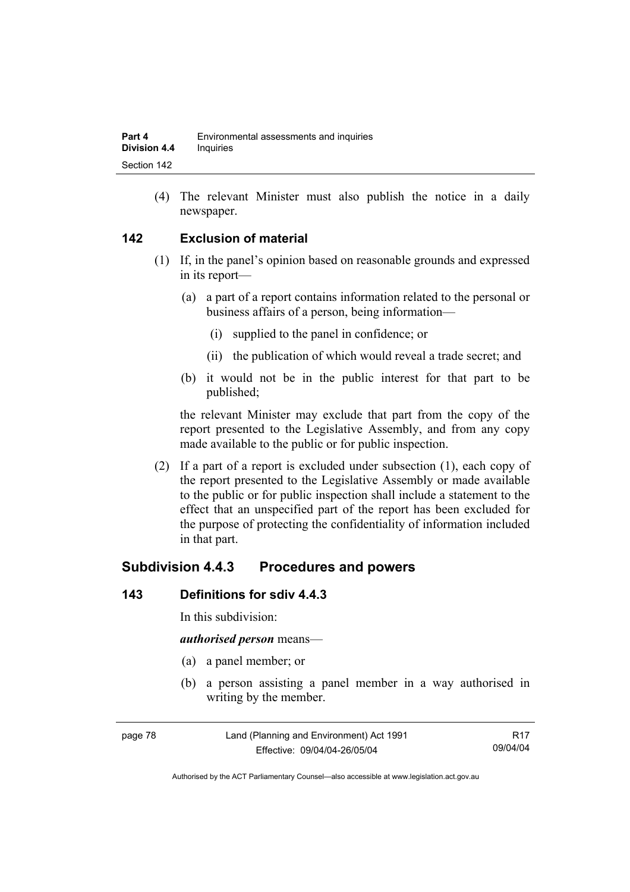(4) The relevant Minister must also publish the notice in a daily newspaper.

### 142 Exclusion of material

(1) If, in the panel's opinion based on reasonable grounds and expressed in its report—

(a) a part of a report contains information related to the personal or business affairs of a person, being information—

(i) supplied to the panel in confidence; or

(ii) the publication of which would reveal a trade secret; and

(b) it would not be in the public interest for that part to be published;

the relevant Minister may exclude that part from the copy of the report presented to the Legislative Assembly, and from any copy made available to the public or for public inspection.

(2) If a part of a report is excluded under subsection (1), each copy of the report presented to the Legislative Assembly or made available to the public or for public inspection shall include a statement to the effect that an unspecified part of the report has been excluded for the purpose of protecting the confidentiality of information included in that part.

## Subdivision 4.4.3 Procedures and powers

### 143 Definitions for sdiv 4.4.3

In this subdivision:

***authorised person*** means—

(a) a panel member; or

(b) a person assisting a panel member in a way authorised in writing by the member.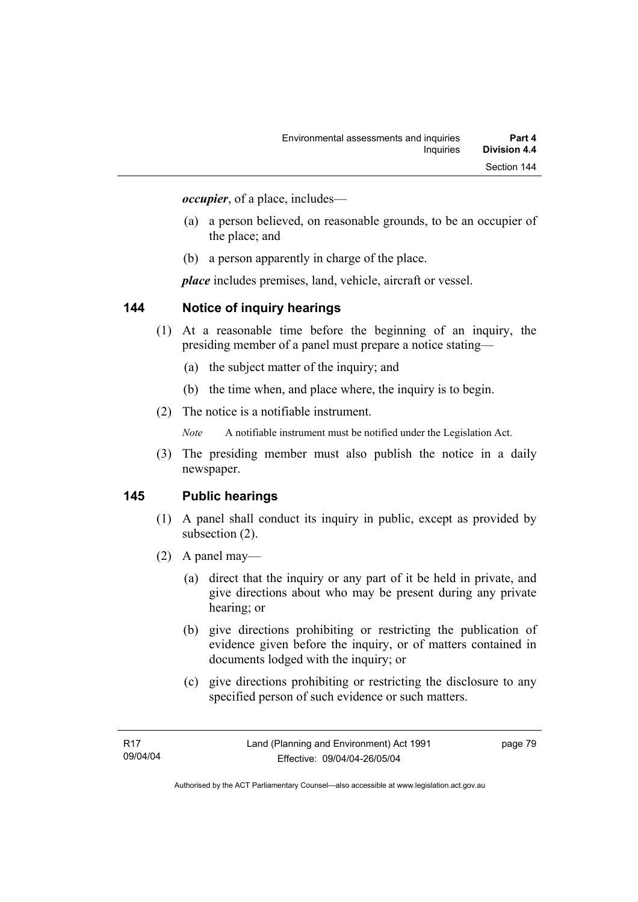***occupier***, of a place, includes—

(a) a person believed, on reasonable grounds, to be an occupier of the place; and

(b) a person apparently in charge of the place.

***place*** includes premises, land, vehicle, aircraft or vessel.

### 144 Notice of inquiry hearings

(1) At a reasonable time before the beginning of an inquiry, the presiding member of a panel must prepare a notice stating—

(a) the subject matter of the inquiry; and

(b) the time when, and place where, the inquiry is to begin.

(2) The notice is a notifiable instrument.

*Note* A notifiable instrument must be notified under the Legislation Act.

(3) The presiding member must also publish the notice in a daily newspaper.

### 145 Public hearings

(1) A panel shall conduct its inquiry in public, except as provided by subsection (2).

(2) A panel may—

(a) direct that the inquiry or any part of it be held in private, and give directions about who may be present during any private hearing; or

(b) give directions prohibiting or restricting the publication of evidence given before the inquiry, or of matters contained in documents lodged with the inquiry; or

(c) give directions prohibiting or restricting the disclosure to any specified person of such evidence or such matters.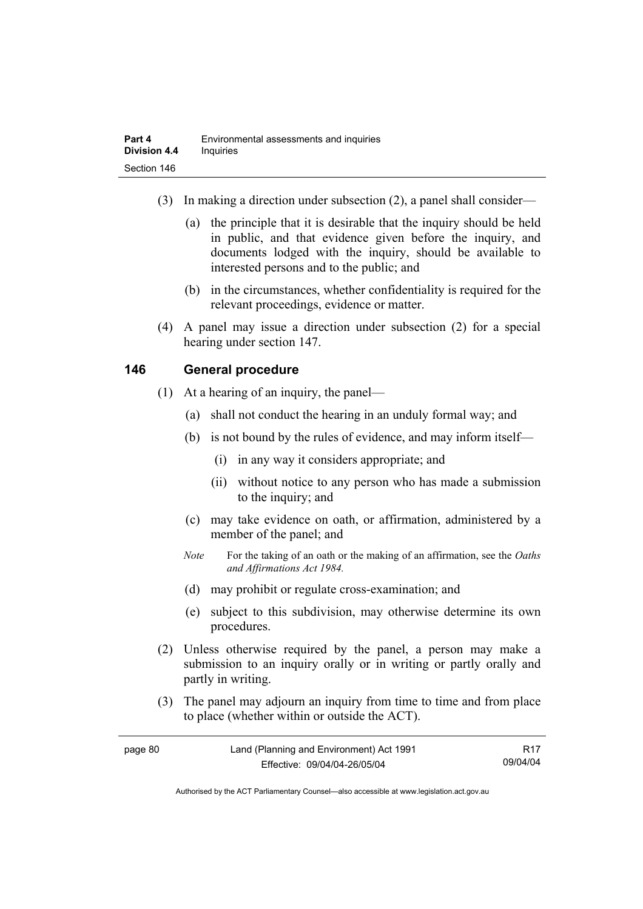(3) In making a direction under subsection (2), a panel shall consider—

(a) the principle that it is desirable that the inquiry should be held in public, and that evidence given before the inquiry, and documents lodged with the inquiry, should be available to interested persons and to the public; and

(b) in the circumstances, whether confidentiality is required for the relevant proceedings, evidence or matter.

(4) A panel may issue a direction under subsection (2) for a special hearing under section 147.

## 146 General procedure

(1) At a hearing of an inquiry, the panel—

(a) shall not conduct the hearing in an unduly formal way; and

(b) is not bound by the rules of evidence, and may inform itself—

(i) in any way it considers appropriate; and

(ii) without notice to any person who has made a submission to the inquiry; and

(c) may take evidence on oath, or affirmation, administered by a member of the panel; and

*Note* For the taking of an oath or the making of an affirmation, see the *Oaths and Affirmations Act 1984.*

(d) may prohibit or regulate cross-examination; and

(e) subject to this subdivision, may otherwise determine its own procedures.

(2) Unless otherwise required by the panel, a person may make a submission to an inquiry orally or in writing or partly orally and partly in writing.

(3) The panel may adjourn an inquiry from time to time and from place to place (whether within or outside the ACT).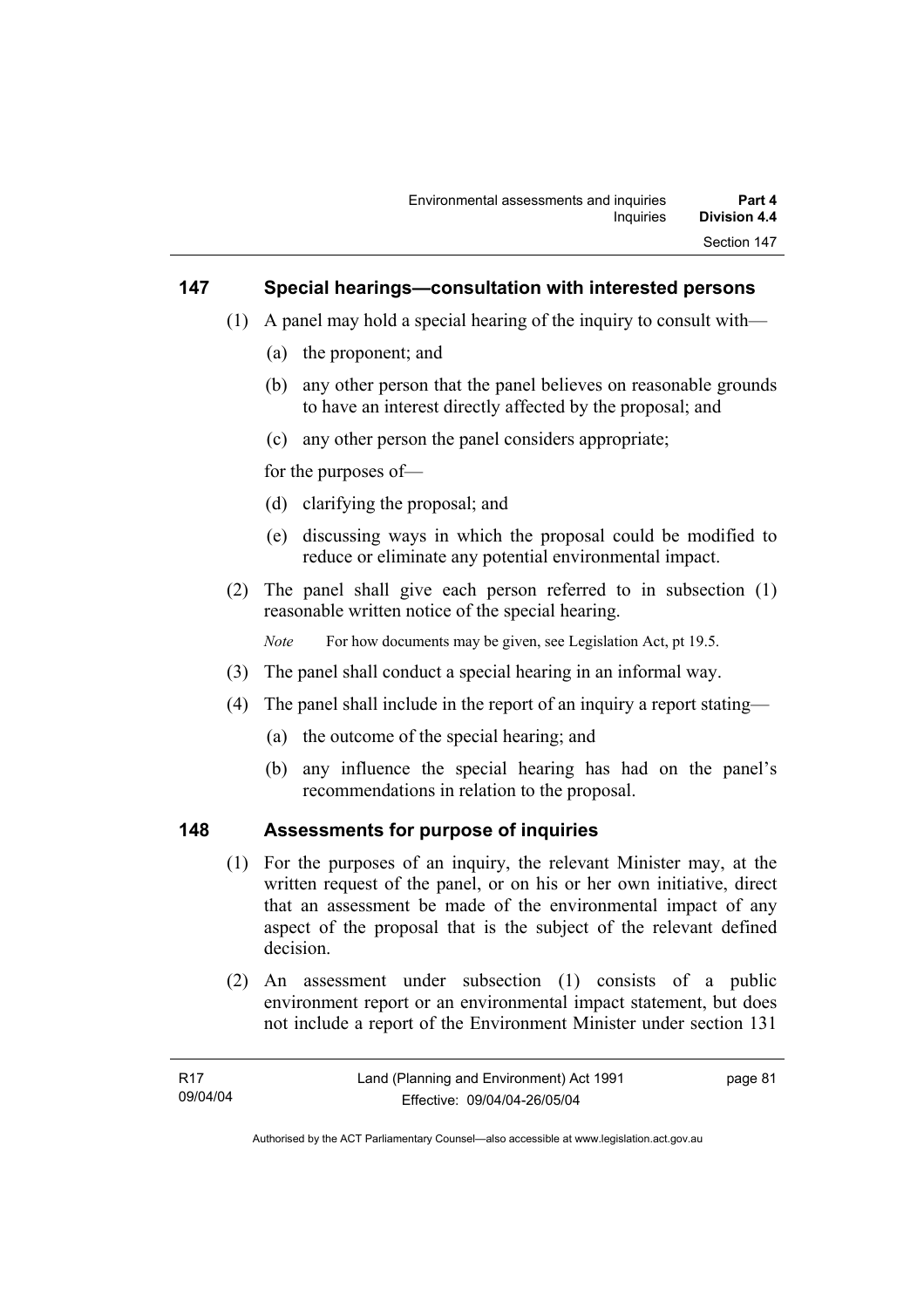## 147 Special hearings—consultation with interested persons

(1) A panel may hold a special hearing of the inquiry to consult with—

(a) the proponent; and

(b) any other person that the panel believes on reasonable grounds to have an interest directly affected by the proposal; and

(c) any other person the panel considers appropriate;

for the purposes of—

(d) clarifying the proposal; and

(e) discussing ways in which the proposal could be modified to reduce or eliminate any potential environmental impact.

(2) The panel shall give each person referred to in subsection (1) reasonable written notice of the special hearing.

*Note* For how documents may be given, see Legislation Act, pt 19.5.

(3) The panel shall conduct a special hearing in an informal way.

(4) The panel shall include in the report of an inquiry a report stating—

(a) the outcome of the special hearing; and

(b) any influence the special hearing has had on the panel's recommendations in relation to the proposal.

## 148 Assessments for purpose of inquiries

(1) For the purposes of an inquiry, the relevant Minister may, at the written request of the panel, or on his or her own initiative, direct that an assessment be made of the environmental impact of any aspect of the proposal that is the subject of the relevant defined decision.

(2) An assessment under subsection (1) consists of a public environment report or an environmental impact statement, but does not include a report of the Environment Minister under section 131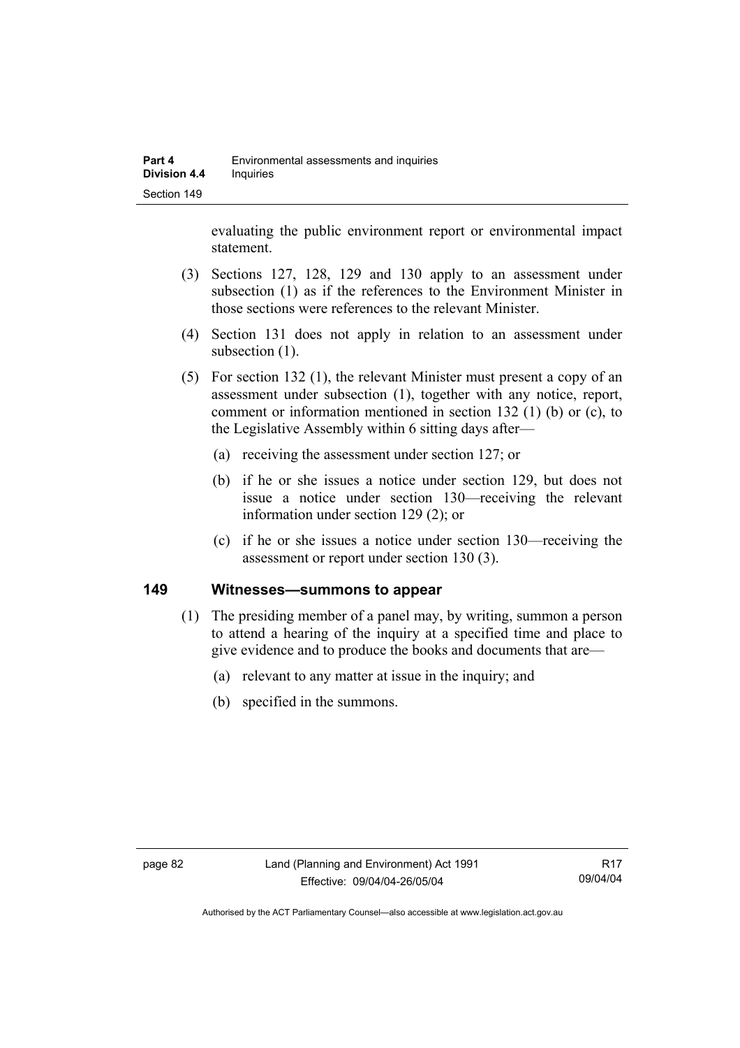evaluating the public environment report or environmental impact statement.

(3) Sections 127, 128, 129 and 130 apply to an assessment under subsection (1) as if the references to the Environment Minister in those sections were references to the relevant Minister.

(4) Section 131 does not apply in relation to an assessment under subsection (1).

(5) For section 132 (1), the relevant Minister must present a copy of an assessment under subsection (1), together with any notice, report, comment or information mentioned in section 132 (1) (b) or (c), to the Legislative Assembly within 6 sitting days after—

(a) receiving the assessment under section 127; or

(b) if he or she issues a notice under section 129, but does not issue a notice under section 130—receiving the relevant information under section 129 (2); or

(c) if he or she issues a notice under section 130—receiving the assessment or report under section 130 (3).

## 149 Witnesses—summons to appear

(1) The presiding member of a panel may, by writing, summon a person to attend a hearing of the inquiry at a specified time and place to give evidence and to produce the books and documents that are—

(a) relevant to any matter at issue in the inquiry; and

(b) specified in the summons.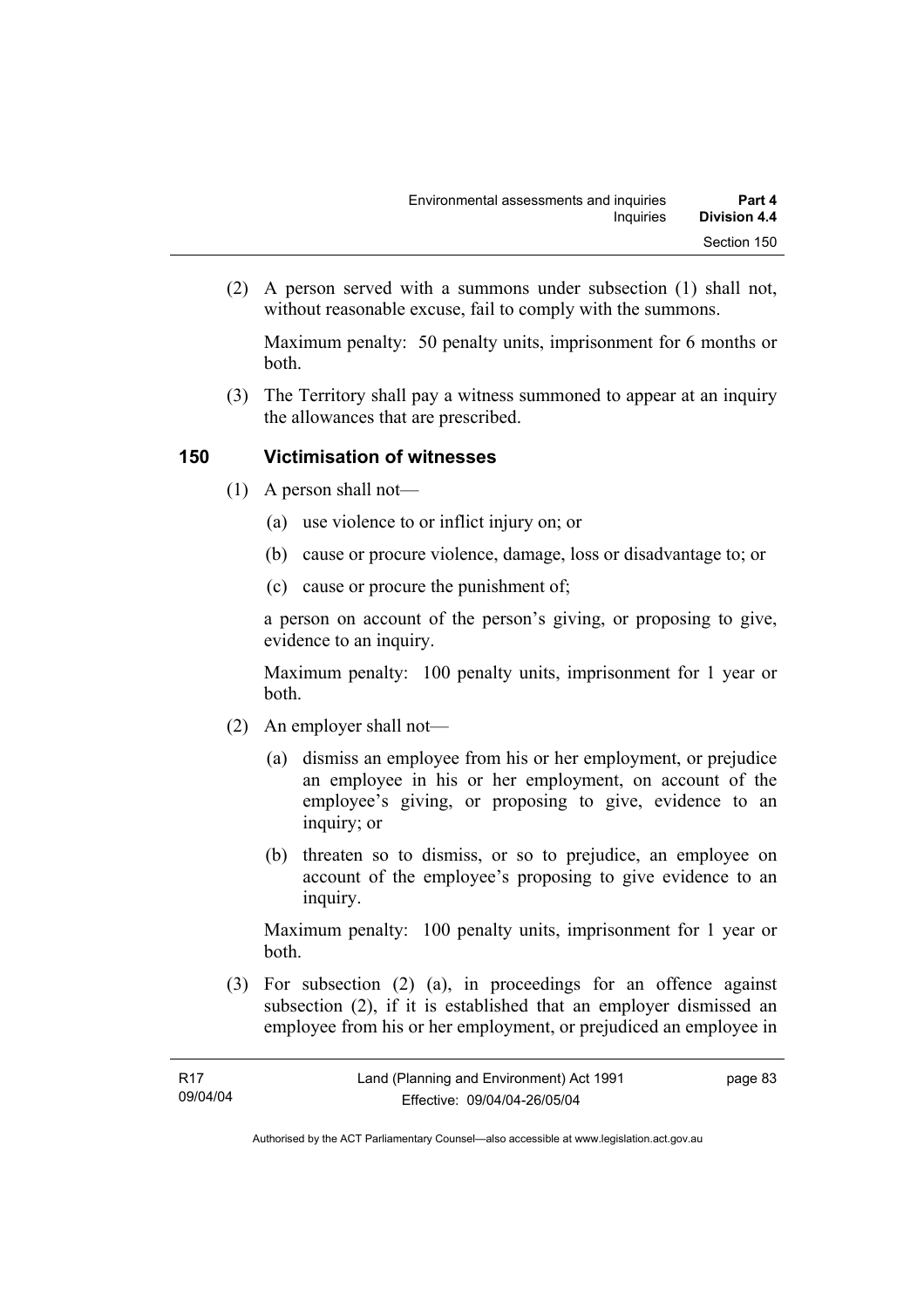(2) A person served with a summons under subsection (1) shall not, without reasonable excuse, fail to comply with the summons.

Maximum penalty: 50 penalty units, imprisonment for 6 months or both.

(3) The Territory shall pay a witness summoned to appear at an inquiry the allowances that are prescribed.

## 150 Victimisation of witnesses

(1) A person shall not—

(a) use violence to or inflict injury on; or

(b) cause or procure violence, damage, loss or disadvantage to; or

(c) cause or procure the punishment of;

a person on account of the person's giving, or proposing to give, evidence to an inquiry.

Maximum penalty: 100 penalty units, imprisonment for 1 year or both.

(2) An employer shall not—

(a) dismiss an employee from his or her employment, or prejudice an employee in his or her employment, on account of the employee's giving, or proposing to give, evidence to an inquiry; or

(b) threaten so to dismiss, or so to prejudice, an employee on account of the employee's proposing to give evidence to an inquiry.

Maximum penalty: 100 penalty units, imprisonment for 1 year or both.

(3) For subsection (2) (a), in proceedings for an offence against subsection (2), if it is established that an employer dismissed an employee from his or her employment, or prejudiced an employee in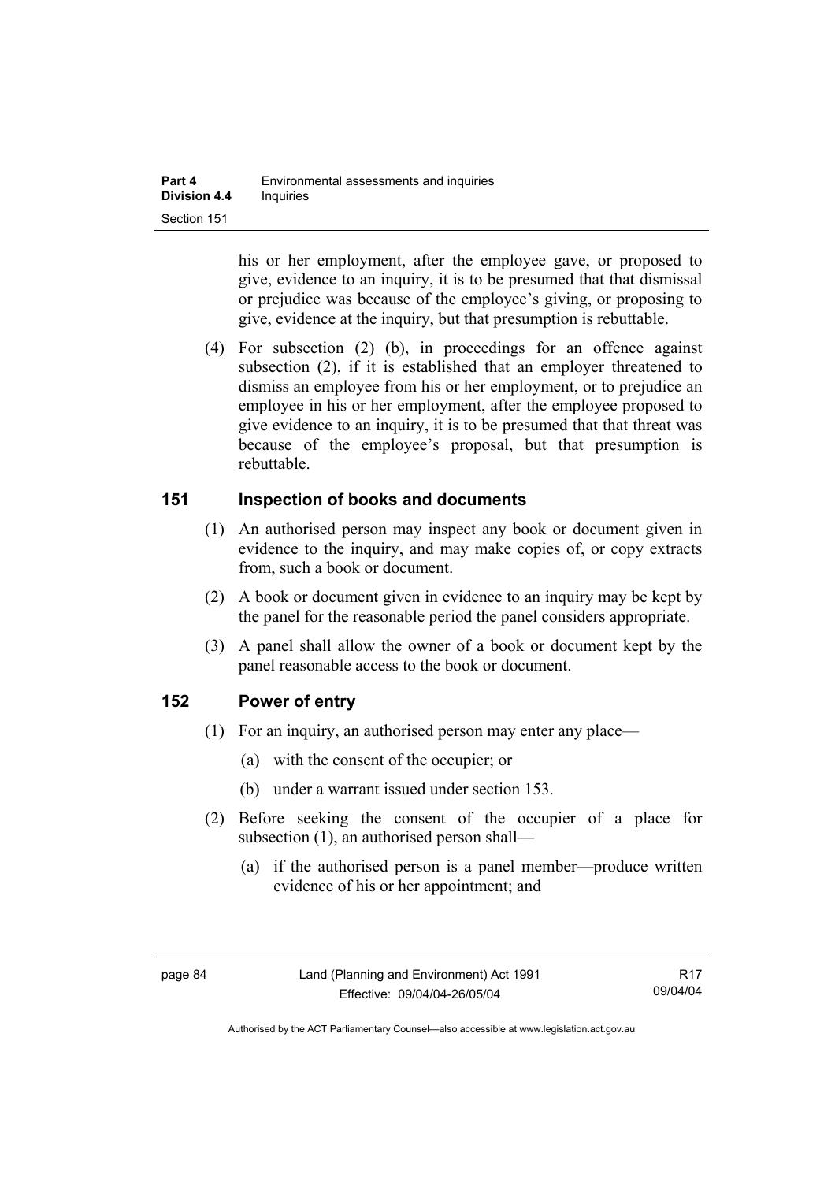his or her employment, after the employee gave, or proposed to give, evidence to an inquiry, it is to be presumed that that dismissal or prejudice was because of the employee's giving, or proposing to give, evidence at the inquiry, but that presumption is rebuttable.

(4) For subsection (2) (b), in proceedings for an offence against subsection (2), if it is established that an employer threatened to dismiss an employee from his or her employment, or to prejudice an employee in his or her employment, after the employee proposed to give evidence to an inquiry, it is to be presumed that that threat was because of the employee's proposal, but that presumption is rebuttable.

## 151 Inspection of books and documents

(1) An authorised person may inspect any book or document given in evidence to the inquiry, and may make copies of, or copy extracts from, such a book or document.

(2) A book or document given in evidence to an inquiry may be kept by the panel for the reasonable period the panel considers appropriate.

(3) A panel shall allow the owner of a book or document kept by the panel reasonable access to the book or document.

## 152 Power of entry

(1) For an inquiry, an authorised person may enter any place—

(a) with the consent of the occupier; or

(b) under a warrant issued under section 153.

(2) Before seeking the consent of the occupier of a place for subsection (1), an authorised person shall—

(a) if the authorised person is a panel member—produce written evidence of his or her appointment; and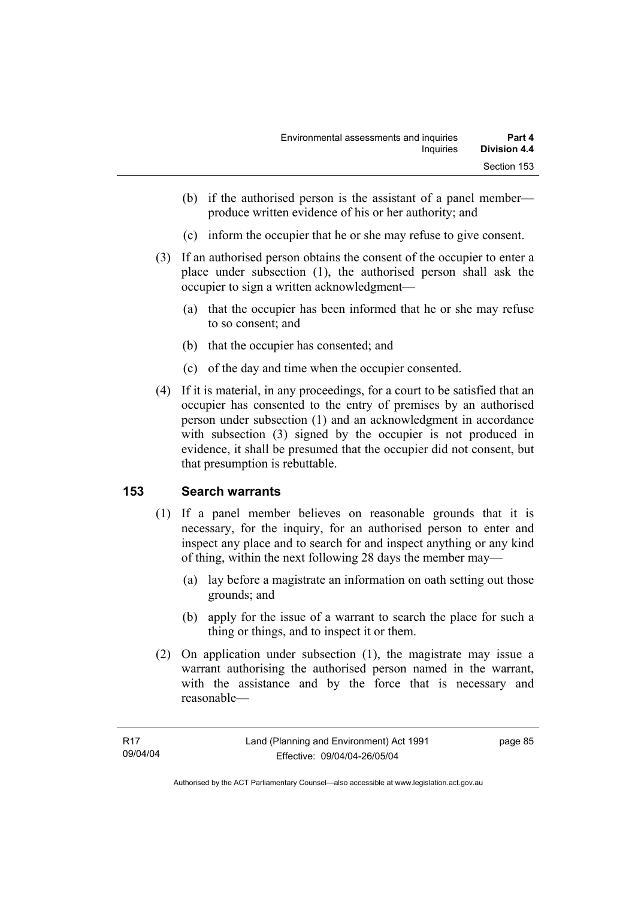(b) if the authorised person is the assistant of a panel member—produce written evidence of his or her authority; and

(c) inform the occupier that he or she may refuse to give consent.

(3) If an authorised person obtains the consent of the occupier to enter a place under subsection (1), the authorised person shall ask the occupier to sign a written acknowledgment—

(a) that the occupier has been informed that he or she may refuse to so consent; and

(b) that the occupier has consented; and

(c) of the day and time when the occupier consented.

(4) If it is material, in any proceedings, for a court to be satisfied that an occupier has consented to the entry of premises by an authorised person under subsection (1) and an acknowledgment in accordance with subsection (3) signed by the occupier is not produced in evidence, it shall be presumed that the occupier did not consent, but that presumption is rebuttable.

## 153 Search warrants

(1) If a panel member believes on reasonable grounds that it is necessary, for the inquiry, for an authorised person to enter and inspect any place and to search for and inspect anything or any kind of thing, within the next following 28 days the member may—

(a) lay before a magistrate an information on oath setting out those grounds; and

(b) apply for the issue of a warrant to search the place for such a thing or things, and to inspect it or them.

(2) On application under subsection (1), the magistrate may issue a warrant authorising the authorised person named in the warrant, with the assistance and by the force that is necessary and reasonable—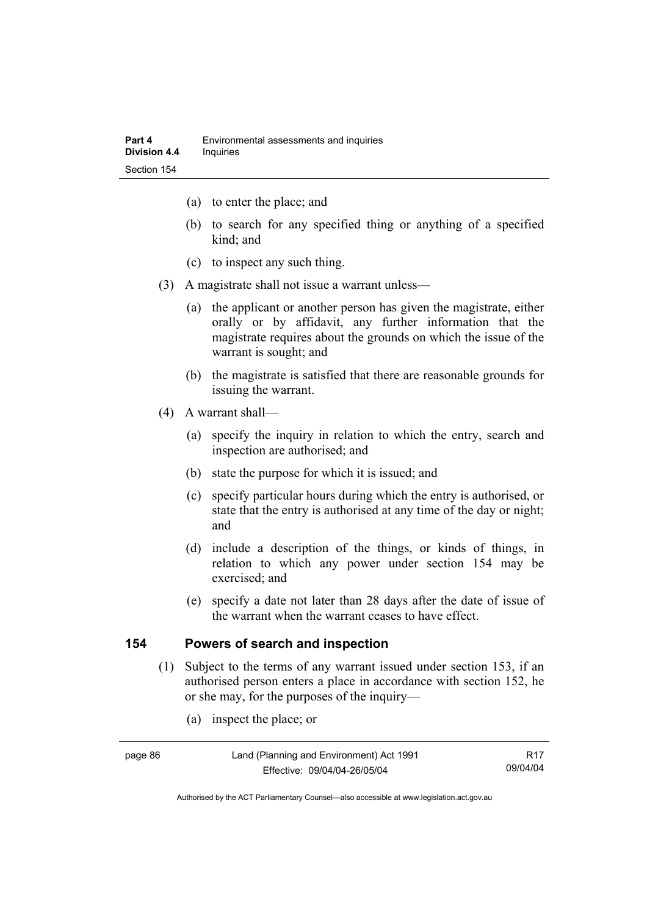- (a) to enter the place; and
- (b) to search for any specified thing or anything of a specified kind; and
- (c) to inspect any such thing.

(3) A magistrate shall not issue a warrant unless—

- (a) the applicant or another person has given the magistrate, either orally or by affidavit, any further information that the magistrate requires about the grounds on which the issue of the warrant is sought; and
- (b) the magistrate is satisfied that there are reasonable grounds for issuing the warrant.

(4) A warrant shall—

- (a) specify the inquiry in relation to which the entry, search and inspection are authorised; and
- (b) state the purpose for which it is issued; and
- (c) specify particular hours during which the entry is authorised, or state that the entry is authorised at any time of the day or night; and
- (d) include a description of the things, or kinds of things, in relation to which any power under section 154 may be exercised; and
- (e) specify a date not later than 28 days after the date of issue of the warrant when the warrant ceases to have effect.

## 154 Powers of search and inspection

(1) Subject to the terms of any warrant issued under section 153, if an authorised person enters a place in accordance with section 152, he or she may, for the purposes of the inquiry—

- (a) inspect the place; or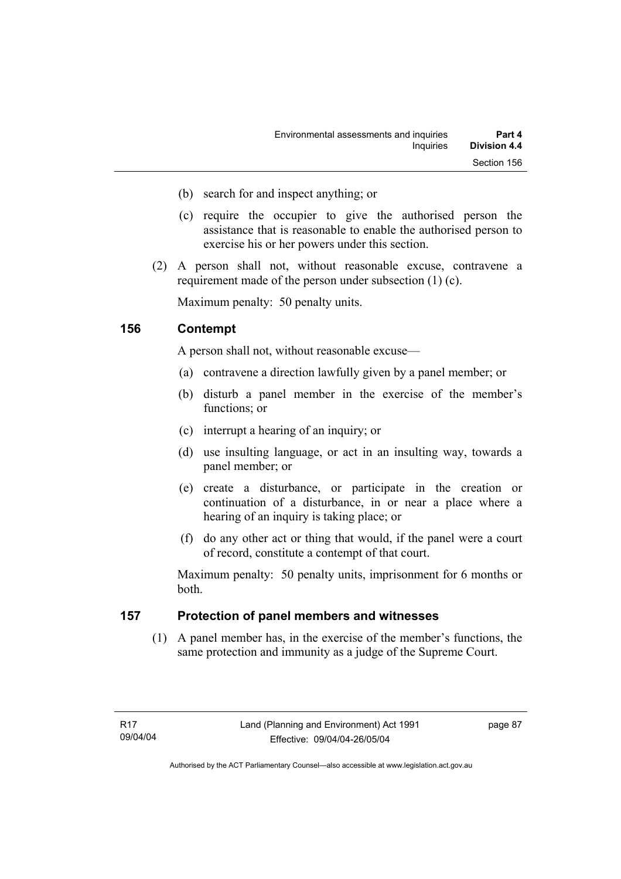(b) search for and inspect anything; or

(c) require the occupier to give the authorised person the assistance that is reasonable to enable the authorised person to exercise his or her powers under this section.

(2) A person shall not, without reasonable excuse, contravene a requirement made of the person under subsection (1) (c).

Maximum penalty: 50 penalty units.

## 156 Contempt

A person shall not, without reasonable excuse—

(a) contravene a direction lawfully given by a panel member; or

(b) disturb a panel member in the exercise of the member's functions; or

(c) interrupt a hearing of an inquiry; or

(d) use insulting language, or act in an insulting way, towards a panel member; or

(e) create a disturbance, or participate in the creation or continuation of a disturbance, in or near a place where a hearing of an inquiry is taking place; or

(f) do any other act or thing that would, if the panel were a court of record, constitute a contempt of that court.

Maximum penalty: 50 penalty units, imprisonment for 6 months or both.

## 157 Protection of panel members and witnesses

(1) A panel member has, in the exercise of the member's functions, the same protection and immunity as a judge of the Supreme Court.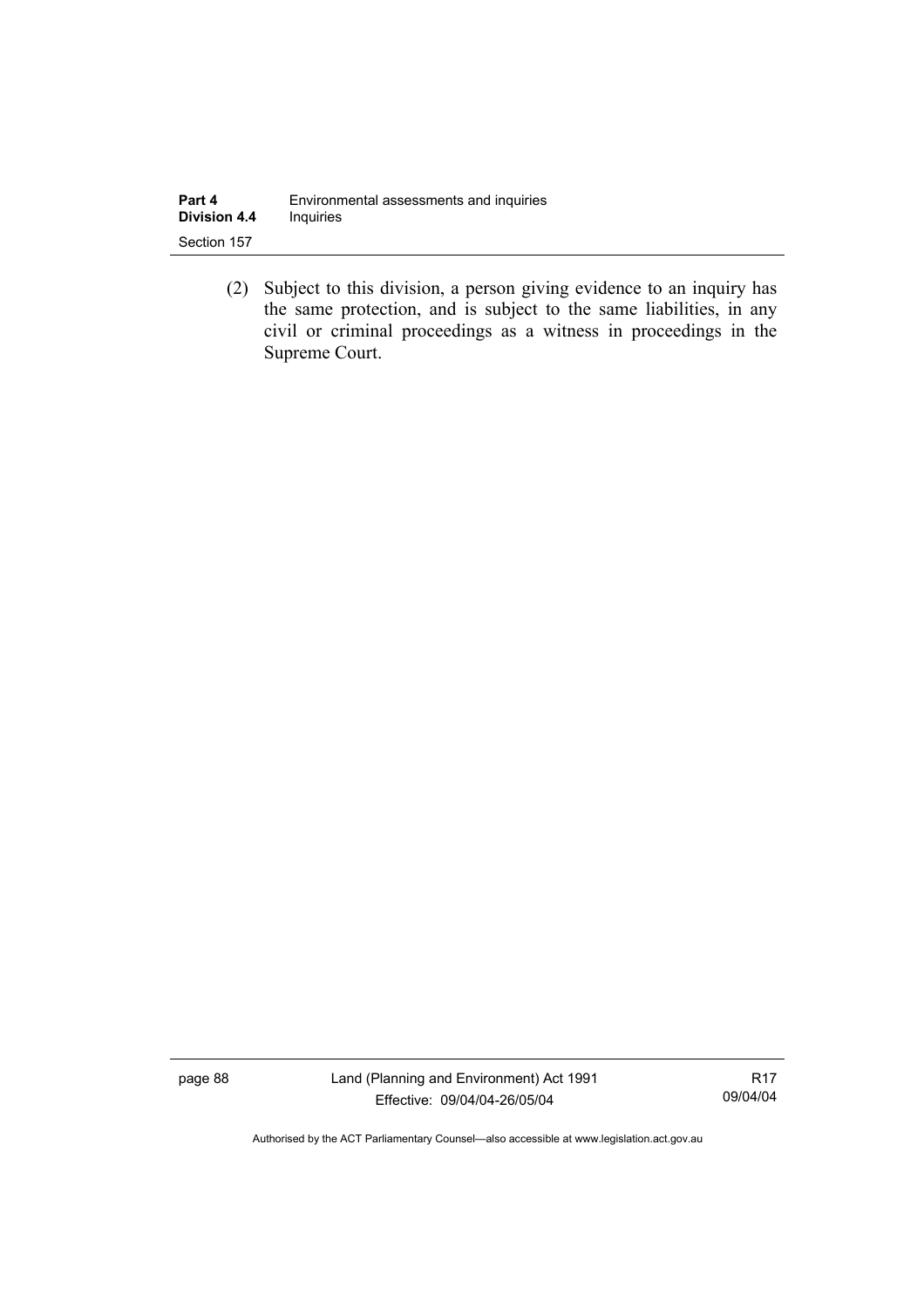(2) Subject to this division, a person giving evidence to an inquiry has the same protection, and is subject to the same liabilities, in any civil or criminal proceedings as a witness in proceedings in the Supreme Court.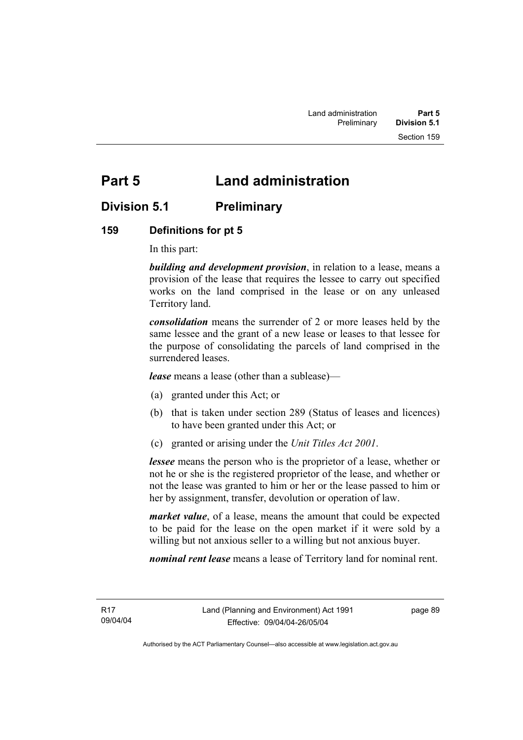# Part 5 Land administration

## Division 5.1 Preliminary

### 159 Definitions for pt 5

In this part:

***building and development provision***, in relation to a lease, means a provision of the lease that requires the lessee to carry out specified works on the land comprised in the lease or on any unleased Territory land.

***consolidation*** means the surrender of 2 or more leases held by the same lessee and the grant of a new lease or leases to that lessee for the purpose of consolidating the parcels of land comprised in the surrendered leases.

***lease*** means a lease (other than a sublease)—

(a) granted under this Act; or

(b) that is taken under section 289 (Status of leases and licences) to have been granted under this Act; or

(c) granted or arising under the *Unit Titles Act 2001*.

***lessee*** means the person who is the proprietor of a lease, whether or not he or she is the registered proprietor of the lease, and whether or not the lease was granted to him or her or the lease passed to him or her by assignment, transfer, devolution or operation of law.

***market value***, of a lease, means the amount that could be expected to be paid for the lease on the open market if it were sold by a willing but not anxious seller to a willing but not anxious buyer.

***nominal rent lease*** means a lease of Territory land for nominal rent.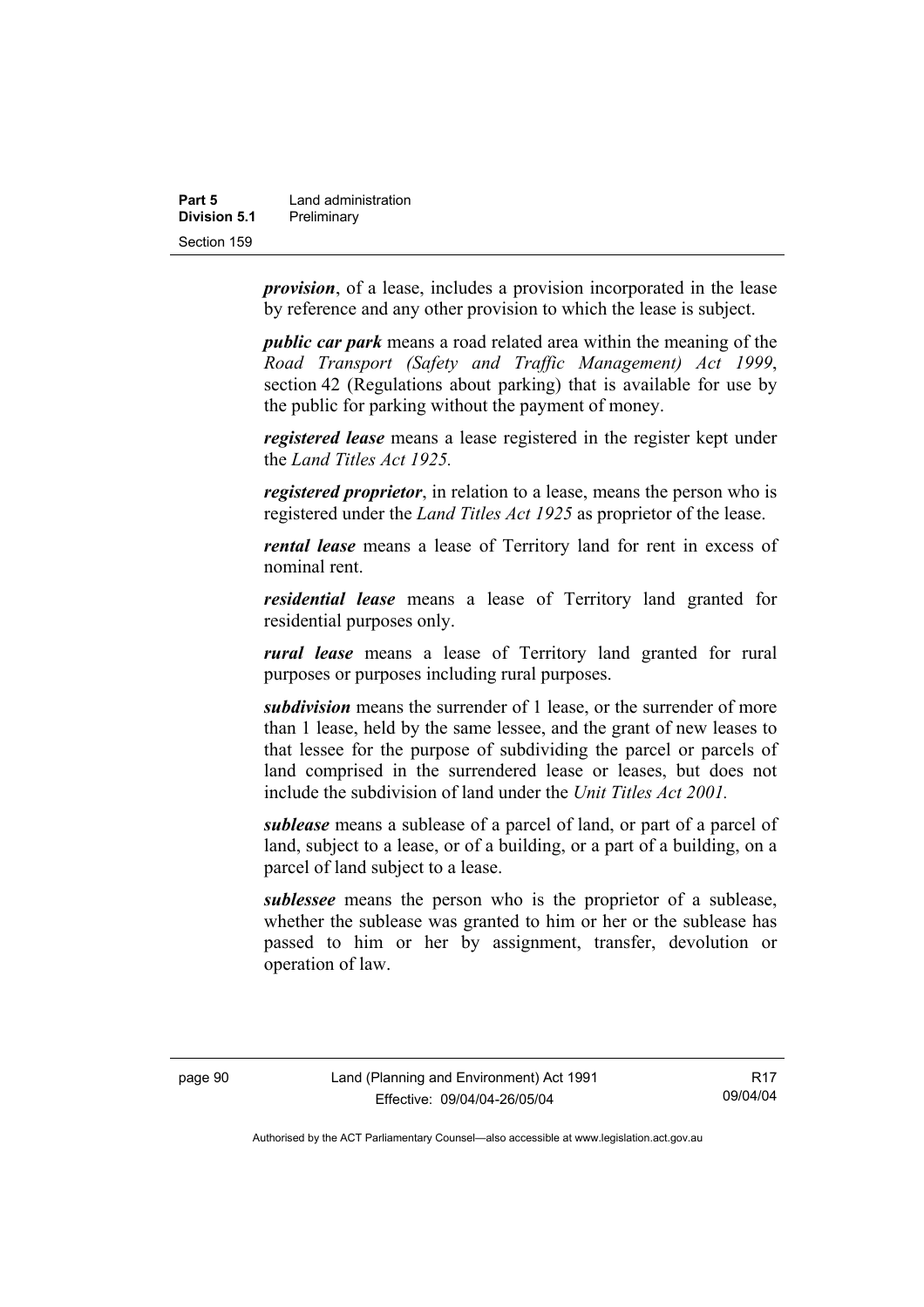***provision***, of a lease, includes a provision incorporated in the lease by reference and any other provision to which the lease is subject.

***public car park*** means a road related area within the meaning of the *Road Transport (Safety and Traffic Management) Act 1999*, section 42 (Regulations about parking) that is available for use by the public for parking without the payment of money.

***registered lease*** means a lease registered in the register kept under the *Land Titles Act 1925.*

***registered proprietor***, in relation to a lease, means the person who is registered under the *Land Titles Act 1925* as proprietor of the lease.

***rental lease*** means a lease of Territory land for rent in excess of nominal rent.

***residential lease*** means a lease of Territory land granted for residential purposes only.

***rural lease*** means a lease of Territory land granted for rural purposes or purposes including rural purposes.

***subdivision*** means the surrender of 1 lease, or the surrender of more than 1 lease, held by the same lessee, and the grant of new leases to that lessee for the purpose of subdividing the parcel or parcels of land comprised in the surrendered lease or leases, but does not include the subdivision of land under the *Unit Titles Act 2001.*

***sublease*** means a sublease of a parcel of land, or part of a parcel of land, subject to a lease, or of a building, or a part of a building, on a parcel of land subject to a lease.

***sublessee*** means the person who is the proprietor of a sublease, whether the sublease was granted to him or her or the sublease has passed to him or her by assignment, transfer, devolution or operation of law.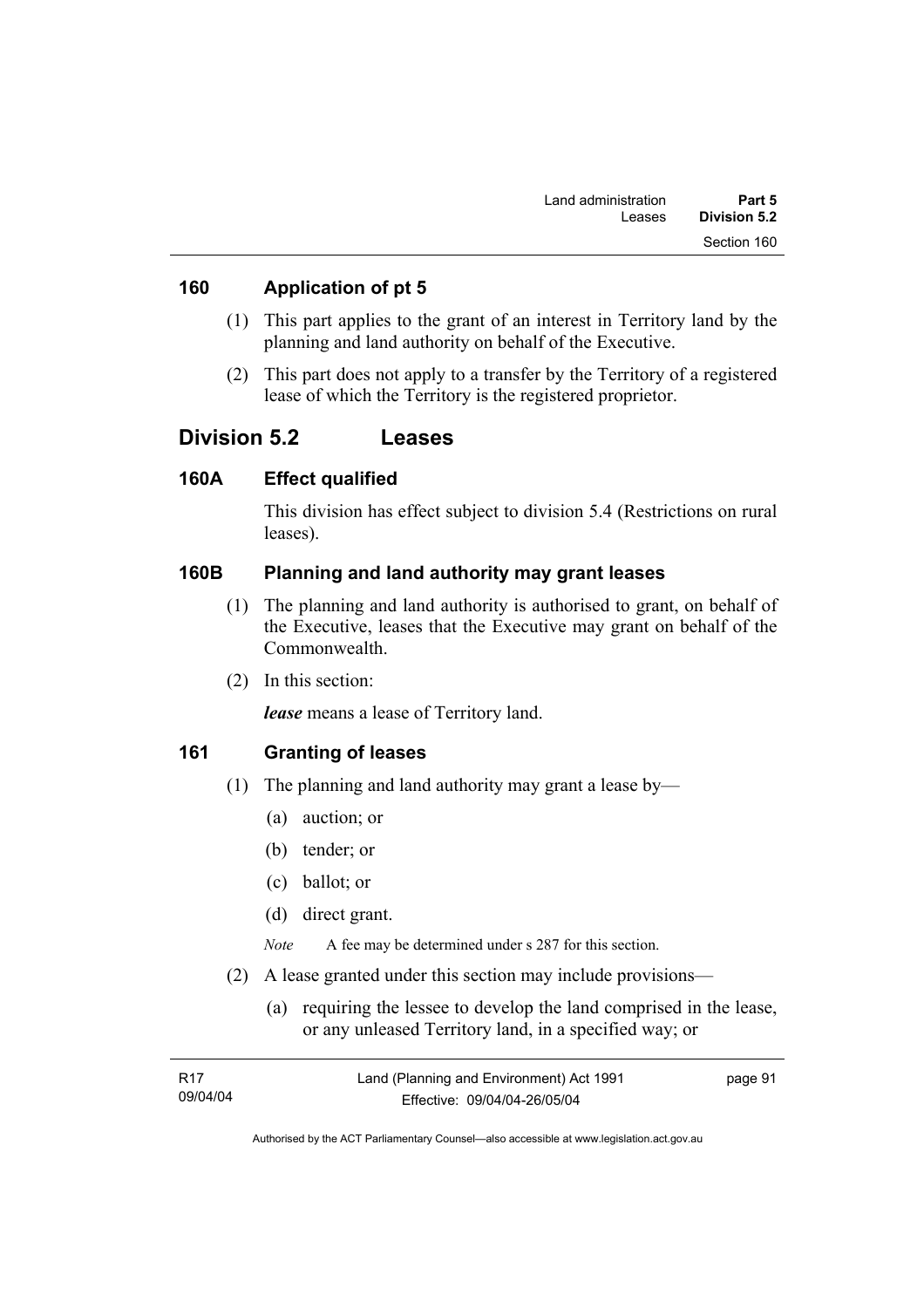### 160 Application of pt 5

(1) This part applies to the grant of an interest in Territory land by the planning and land authority on behalf of the Executive.

(2) This part does not apply to a transfer by the Territory of a registered lease of which the Territory is the registered proprietor.

## Division 5.2 Leases

### 160A Effect qualified

This division has effect subject to division 5.4 (Restrictions on rural leases).

### 160B Planning and land authority may grant leases

(1) The planning and land authority is authorised to grant, on behalf of the Executive, leases that the Executive may grant on behalf of the Commonwealth.

(2) In this section:

***lease*** means a lease of Territory land.

### 161 Granting of leases

(1) The planning and land authority may grant a lease by—

(a) auction; or

(b) tender; or

(c) ballot; or

(d) direct grant.

*Note* A fee may be determined under s 287 for this section.

(2) A lease granted under this section may include provisions—

(a) requiring the lessee to develop the land comprised in the lease, or any unleased Territory land, in a specified way; or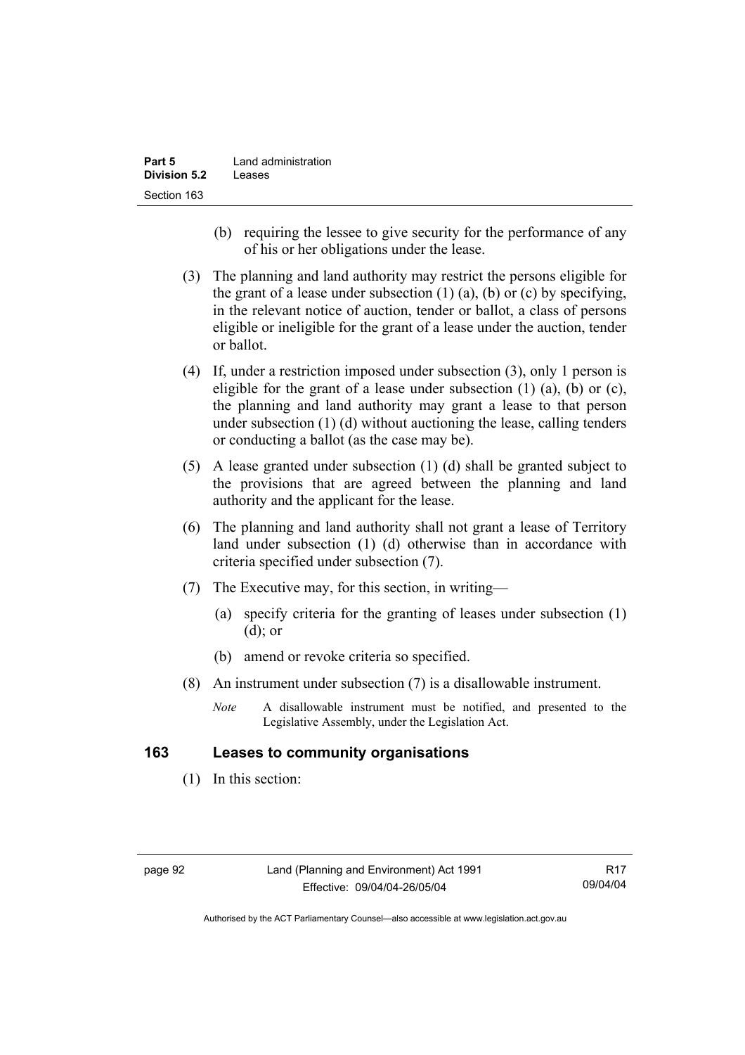(b) requiring the lessee to give security for the performance of any of his or her obligations under the lease.

(3) The planning and land authority may restrict the persons eligible for the grant of a lease under subsection (1) (a), (b) or (c) by specifying, in the relevant notice of auction, tender or ballot, a class of persons eligible or ineligible for the grant of a lease under the auction, tender or ballot.

(4) If, under a restriction imposed under subsection (3), only 1 person is eligible for the grant of a lease under subsection (1) (a), (b) or (c), the planning and land authority may grant a lease to that person under subsection (1) (d) without auctioning the lease, calling tenders or conducting a ballot (as the case may be).

(5) A lease granted under subsection (1) (d) shall be granted subject to the provisions that are agreed between the planning and land authority and the applicant for the lease.

(6) The planning and land authority shall not grant a lease of Territory land under subsection (1) (d) otherwise than in accordance with criteria specified under subsection (7).

(7) The Executive may, for this section, in writing—

(a) specify criteria for the granting of leases under subsection (1) (d); or

(b) amend or revoke criteria so specified.

(8) An instrument under subsection (7) is a disallowable instrument.

*Note* A disallowable instrument must be notified, and presented to the Legislative Assembly, under the Legislation Act.

## 163 Leases to community organisations

(1) In this section: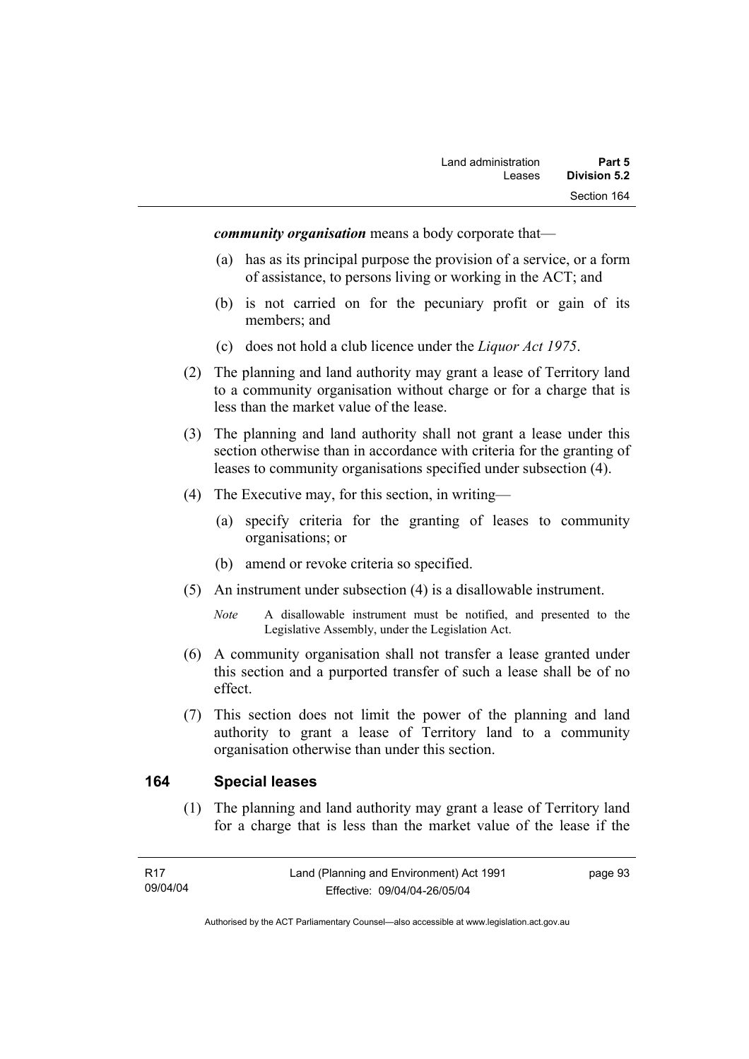***community organisation*** means a body corporate that—

(a) has as its principal purpose the provision of a service, or a form of assistance, to persons living or working in the ACT; and

(b) is not carried on for the pecuniary profit or gain of its members; and

(c) does not hold a club licence under the *Liquor Act 1975*.

(2) The planning and land authority may grant a lease of Territory land to a community organisation without charge or for a charge that is less than the market value of the lease.

(3) The planning and land authority shall not grant a lease under this section otherwise than in accordance with criteria for the granting of leases to community organisations specified under subsection (4).

(4) The Executive may, for this section, in writing—

(a) specify criteria for the granting of leases to community organisations; or

(b) amend or revoke criteria so specified.

(5) An instrument under subsection (4) is a disallowable instrument.

*Note* A disallowable instrument must be notified, and presented to the Legislative Assembly, under the Legislation Act.

(6) A community organisation shall not transfer a lease granted under this section and a purported transfer of such a lease shall be of no effect.

(7) This section does not limit the power of the planning and land authority to grant a lease of Territory land to a community organisation otherwise than under this section.

## 164 Special leases

(1) The planning and land authority may grant a lease of Territory land for a charge that is less than the market value of the lease if the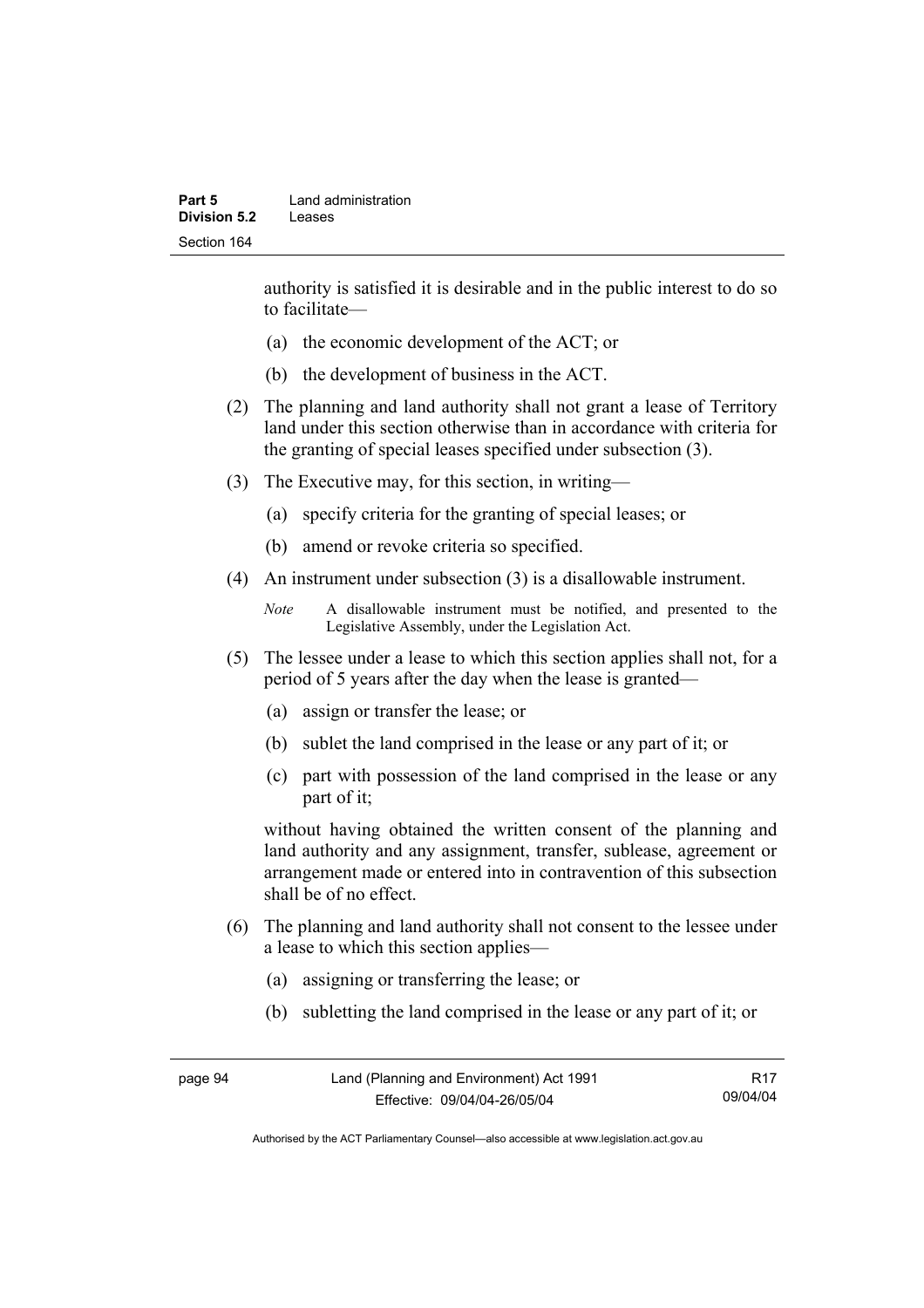authority is satisfied it is desirable and in the public interest to do so to facilitate—

(a) the economic development of the ACT; or

(b) the development of business in the ACT.

(2) The planning and land authority shall not grant a lease of Territory land under this section otherwise than in accordance with criteria for the granting of special leases specified under subsection (3).

(3) The Executive may, for this section, in writing—

(a) specify criteria for the granting of special leases; or

(b) amend or revoke criteria so specified.

(4) An instrument under subsection (3) is a disallowable instrument.

*Note* A disallowable instrument must be notified, and presented to the Legislative Assembly, under the Legislation Act.

(5) The lessee under a lease to which this section applies shall not, for a period of 5 years after the day when the lease is granted—

(a) assign or transfer the lease; or

(b) sublet the land comprised in the lease or any part of it; or

(c) part with possession of the land comprised in the lease or any part of it;

without having obtained the written consent of the planning and land authority and any assignment, transfer, sublease, agreement or arrangement made or entered into in contravention of this subsection shall be of no effect.

(6) The planning and land authority shall not consent to the lessee under a lease to which this section applies—

(a) assigning or transferring the lease; or

(b) subletting the land comprised in the lease or any part of it; or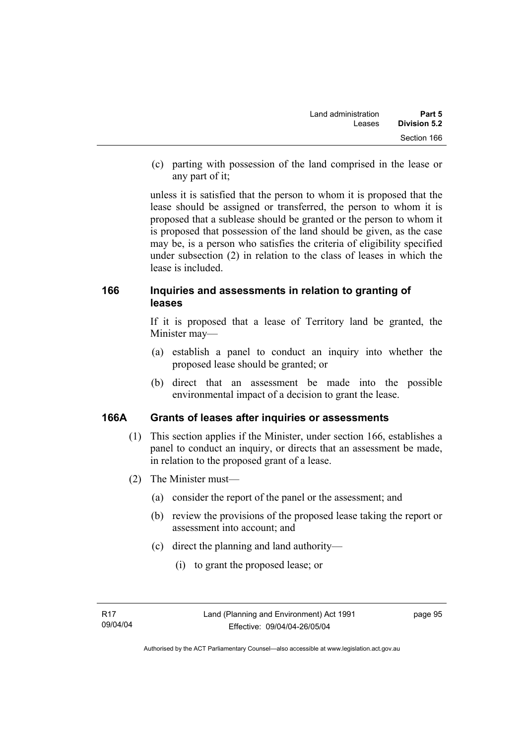(c) parting with possession of the land comprised in the lease or any part of it;

unless it is satisfied that the person to whom it is proposed that the lease should be assigned or transferred, the person to whom it is proposed that a sublease should be granted or the person to whom it is proposed that possession of the land should be given, as the case may be, is a person who satisfies the criteria of eligibility specified under subsection (2) in relation to the class of leases in which the lease is included.

## 166 Inquiries and assessments in relation to granting of leases

If it is proposed that a lease of Territory land be granted, the Minister may—

(a) establish a panel to conduct an inquiry into whether the proposed lease should be granted; or

(b) direct that an assessment be made into the possible environmental impact of a decision to grant the lease.

## 166A Grants of leases after inquiries or assessments

(1) This section applies if the Minister, under section 166, establishes a panel to conduct an inquiry, or directs that an assessment be made, in relation to the proposed grant of a lease.

(2) The Minister must—

(a) consider the report of the panel or the assessment; and

(b) review the provisions of the proposed lease taking the report or assessment into account; and

(c) direct the planning and land authority—

(i) to grant the proposed lease; or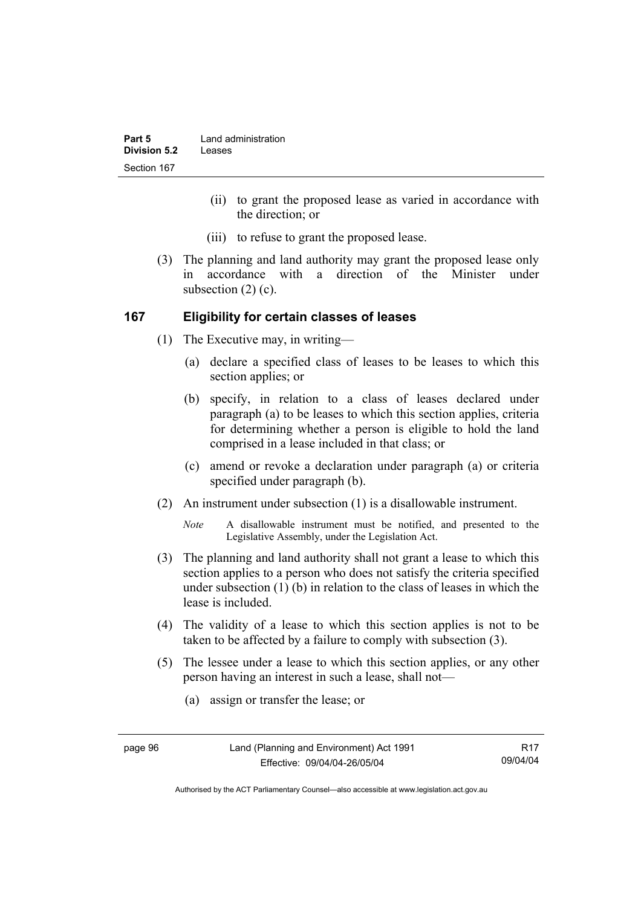(ii) to grant the proposed lease as varied in accordance with the direction; or

(iii) to refuse to grant the proposed lease.

(3) The planning and land authority may grant the proposed lease only in accordance with a direction of the Minister under subsection (2) (c).

## 167 Eligibility for certain classes of leases

(1) The Executive may, in writing—

(a) declare a specified class of leases to be leases to which this section applies; or

(b) specify, in relation to a class of leases declared under paragraph (a) to be leases to which this section applies, criteria for determining whether a person is eligible to hold the land comprised in a lease included in that class; or

(c) amend or revoke a declaration under paragraph (a) or criteria specified under paragraph (b).

(2) An instrument under subsection (1) is a disallowable instrument.

*Note* A disallowable instrument must be notified, and presented to the Legislative Assembly, under the Legislation Act.

(3) The planning and land authority shall not grant a lease to which this section applies to a person who does not satisfy the criteria specified under subsection (1) (b) in relation to the class of leases in which the lease is included.

(4) The validity of a lease to which this section applies is not to be taken to be affected by a failure to comply with subsection (3).

(5) The lessee under a lease to which this section applies, or any other person having an interest in such a lease, shall not—

(a) assign or transfer the lease; or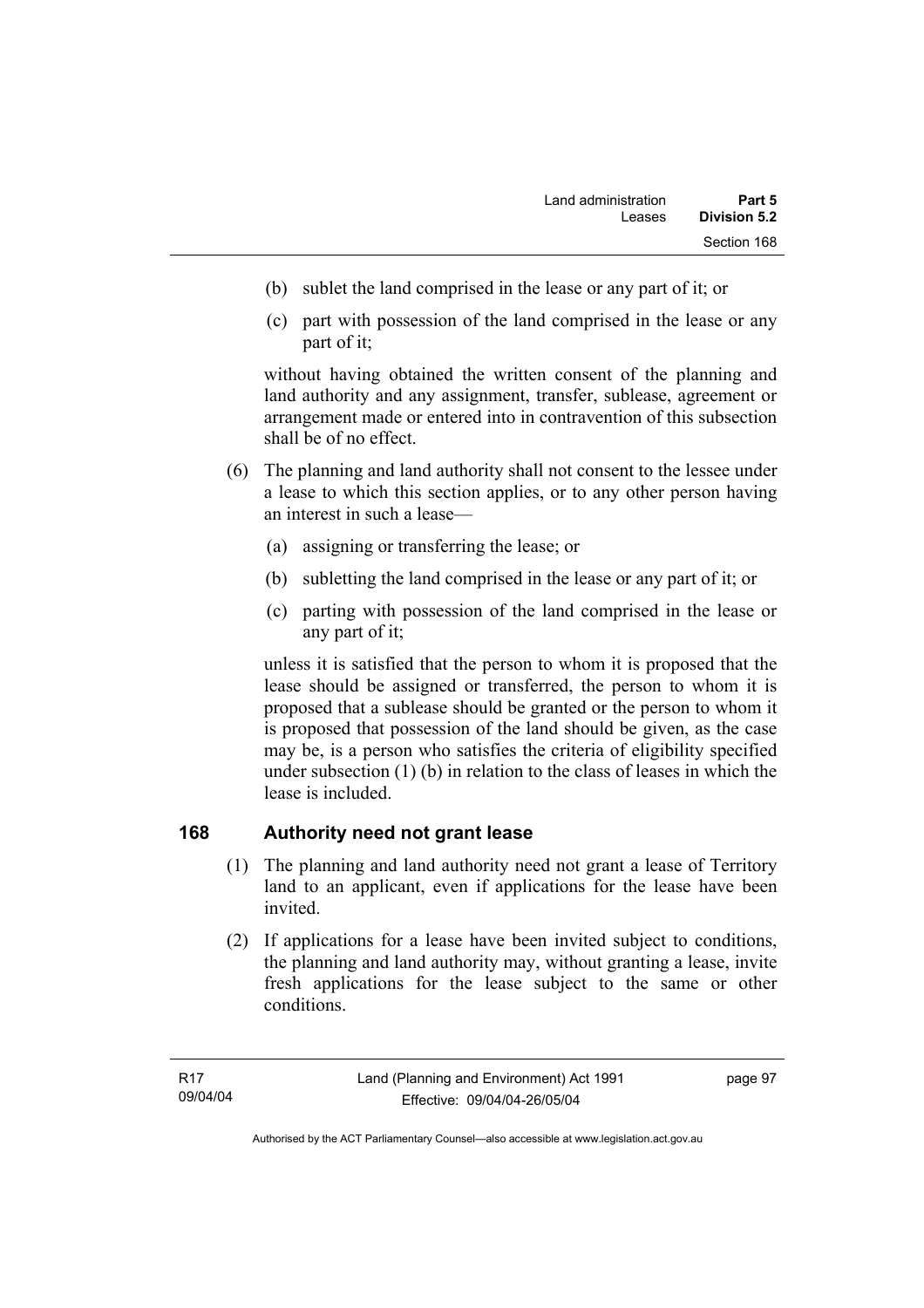(b) sublet the land comprised in the lease or any part of it; or

(c) part with possession of the land comprised in the lease or any part of it;

without having obtained the written consent of the planning and land authority and any assignment, transfer, sublease, agreement or arrangement made or entered into in contravention of this subsection shall be of no effect.

(6) The planning and land authority shall not consent to the lessee under a lease to which this section applies, or to any other person having an interest in such a lease—

(a) assigning or transferring the lease; or

(b) subletting the land comprised in the lease or any part of it; or

(c) parting with possession of the land comprised in the lease or any part of it;

unless it is satisfied that the person to whom it is proposed that the lease should be assigned or transferred, the person to whom it is proposed that a sublease should be granted or the person to whom it is proposed that possession of the land should be given, as the case may be, is a person who satisfies the criteria of eligibility specified under subsection (1) (b) in relation to the class of leases in which the lease is included.

## 168 Authority need not grant lease

(1) The planning and land authority need not grant a lease of Territory land to an applicant, even if applications for the lease have been invited.

(2) If applications for a lease have been invited subject to conditions, the planning and land authority may, without granting a lease, invite fresh applications for the lease subject to the same or other conditions.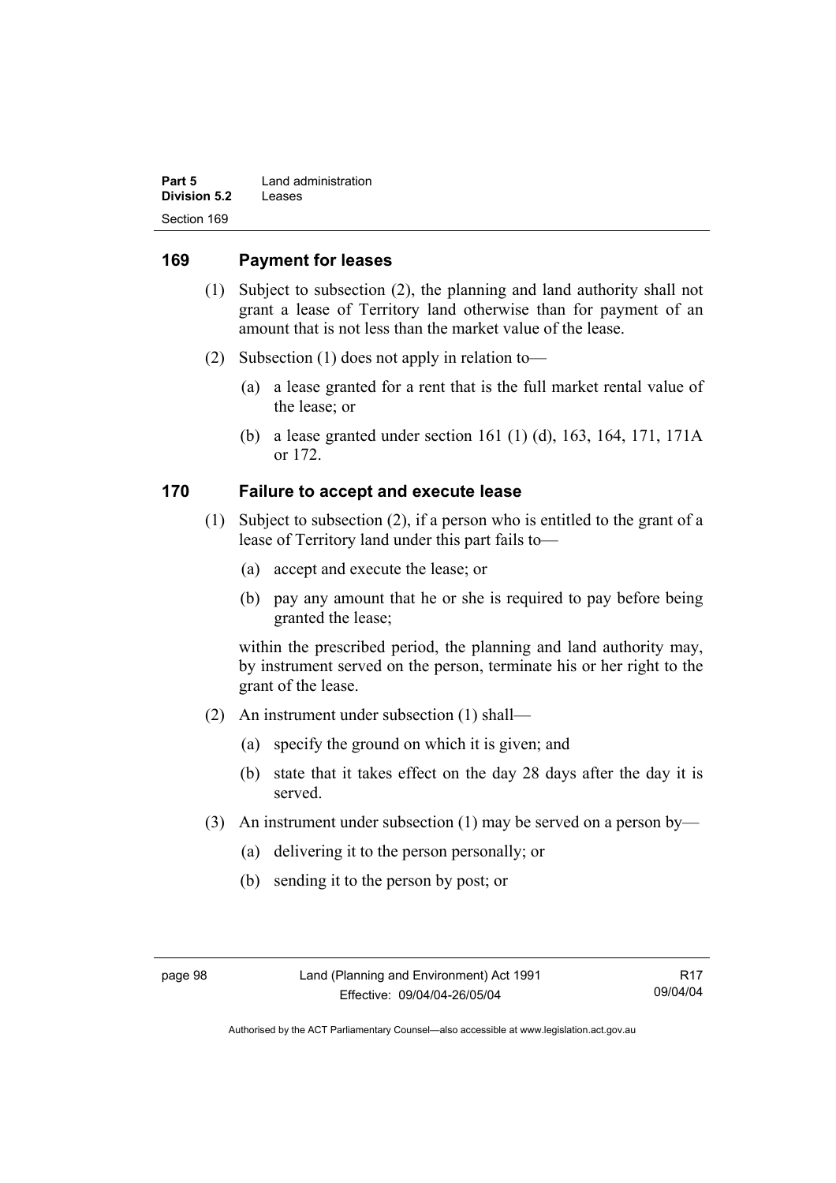## 169 Payment for leases

(1) Subject to subsection (2), the planning and land authority shall not grant a lease of Territory land otherwise than for payment of an amount that is not less than the market value of the lease.

(2) Subsection (1) does not apply in relation to—

(a) a lease granted for a rent that is the full market rental value of the lease; or

(b) a lease granted under section 161 (1) (d), 163, 164, 171, 171A or 172.

## 170 Failure to accept and execute lease

(1) Subject to subsection (2), if a person who is entitled to the grant of a lease of Territory land under this part fails to—

(a) accept and execute the lease; or

(b) pay any amount that he or she is required to pay before being granted the lease;

within the prescribed period, the planning and land authority may, by instrument served on the person, terminate his or her right to the grant of the lease.

(2) An instrument under subsection (1) shall—

(a) specify the ground on which it is given; and

(b) state that it takes effect on the day 28 days after the day it is served.

(3) An instrument under subsection (1) may be served on a person by—

(a) delivering it to the person personally; or

(b) sending it to the person by post; or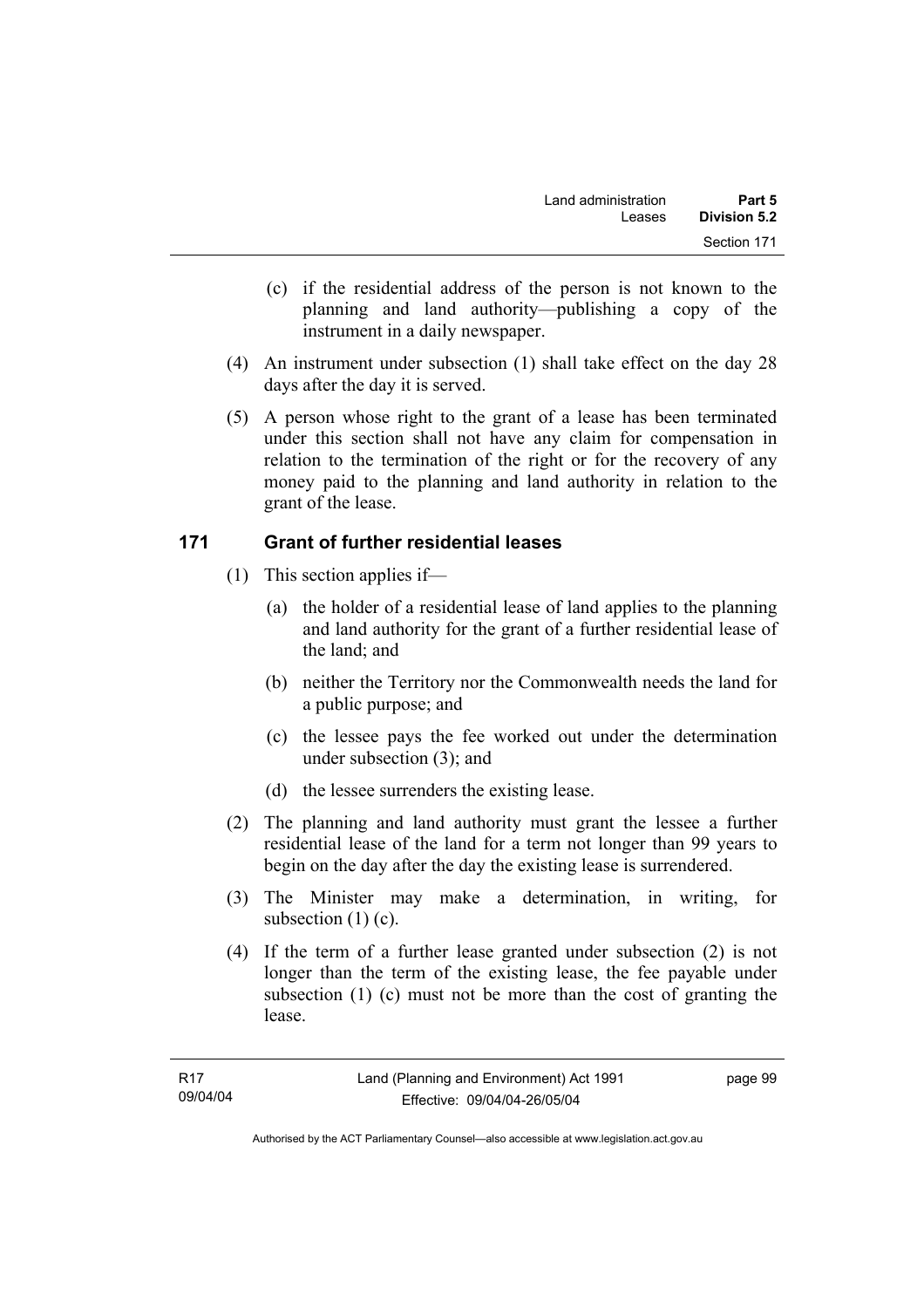(c) if the residential address of the person is not known to the planning and land authority—publishing a copy of the instrument in a daily newspaper.

(4) An instrument under subsection (1) shall take effect on the day 28 days after the day it is served.

(5) A person whose right to the grant of a lease has been terminated under this section shall not have any claim for compensation in relation to the termination of the right or for the recovery of any money paid to the planning and land authority in relation to the grant of the lease.

## 171 Grant of further residential leases

(1) This section applies if—

(a) the holder of a residential lease of land applies to the planning and land authority for the grant of a further residential lease of the land; and

(b) neither the Territory nor the Commonwealth needs the land for a public purpose; and

(c) the lessee pays the fee worked out under the determination under subsection (3); and

(d) the lessee surrenders the existing lease.

(2) The planning and land authority must grant the lessee a further residential lease of the land for a term not longer than 99 years to begin on the day after the day the existing lease is surrendered.

(3) The Minister may make a determination, in writing, for subsection (1) (c).

(4) If the term of a further lease granted under subsection (2) is not longer than the term of the existing lease, the fee payable under subsection (1) (c) must not be more than the cost of granting the lease.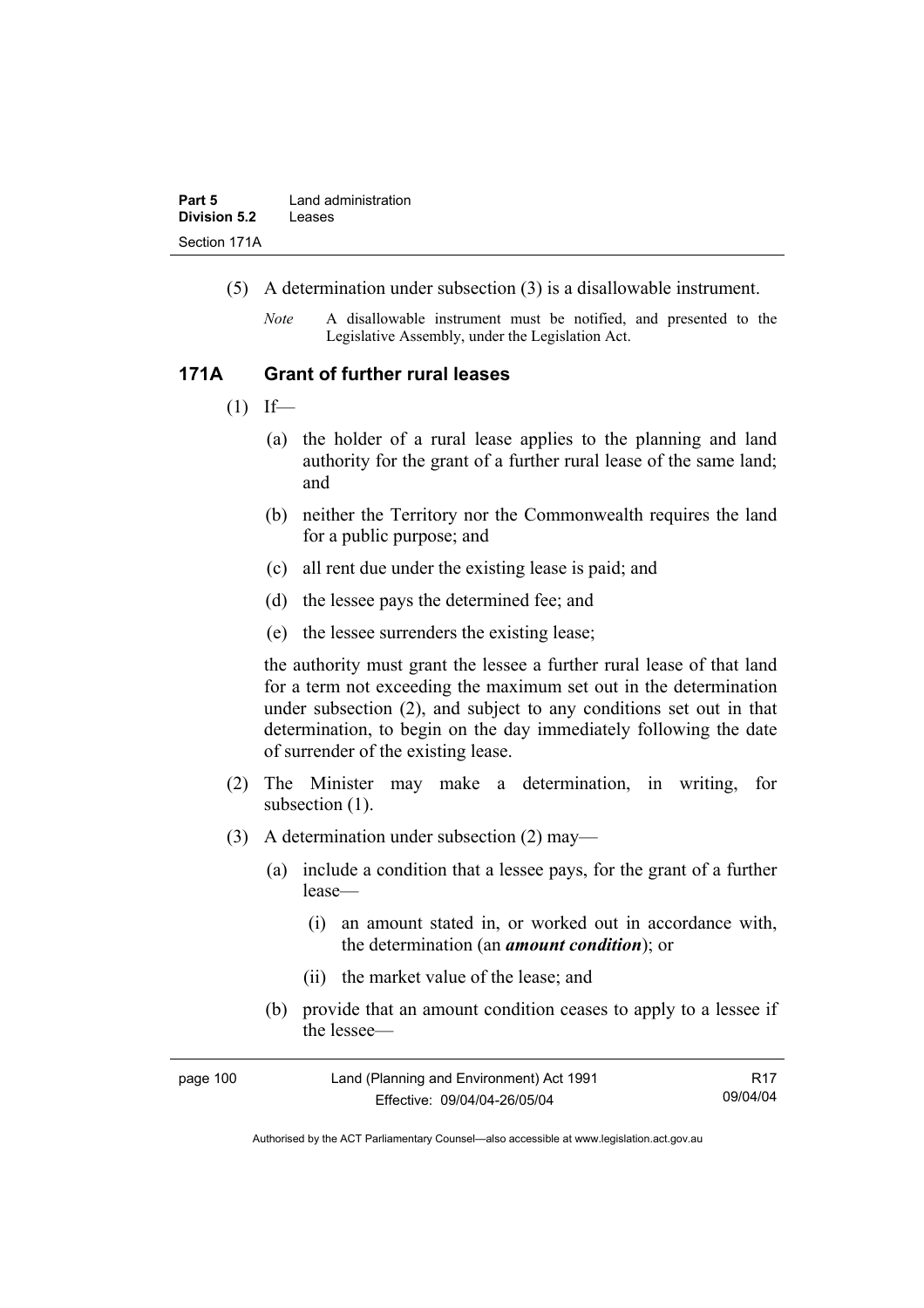(5) A determination under subsection (3) is a disallowable instrument.

*Note* A disallowable instrument must be notified, and presented to the Legislative Assembly, under the Legislation Act.

## 171A Grant of further rural leases

(1) If—

(a) the holder of a rural lease applies to the planning and land authority for the grant of a further rural lease of the same land; and

(b) neither the Territory nor the Commonwealth requires the land for a public purpose; and

(c) all rent due under the existing lease is paid; and

(d) the lessee pays the determined fee; and

(e) the lessee surrenders the existing lease;

the authority must grant the lessee a further rural lease of that land for a term not exceeding the maximum set out in the determination under subsection (2), and subject to any conditions set out in that determination, to begin on the day immediately following the date of surrender of the existing lease.

(2) The Minister may make a determination, in writing, for subsection (1).

(3) A determination under subsection (2) may—

(a) include a condition that a lessee pays, for the grant of a further lease—

(i) an amount stated in, or worked out in accordance with, the determination (an ***amount condition***); or

(ii) the market value of the lease; and

(b) provide that an amount condition ceases to apply to a lessee if the lessee—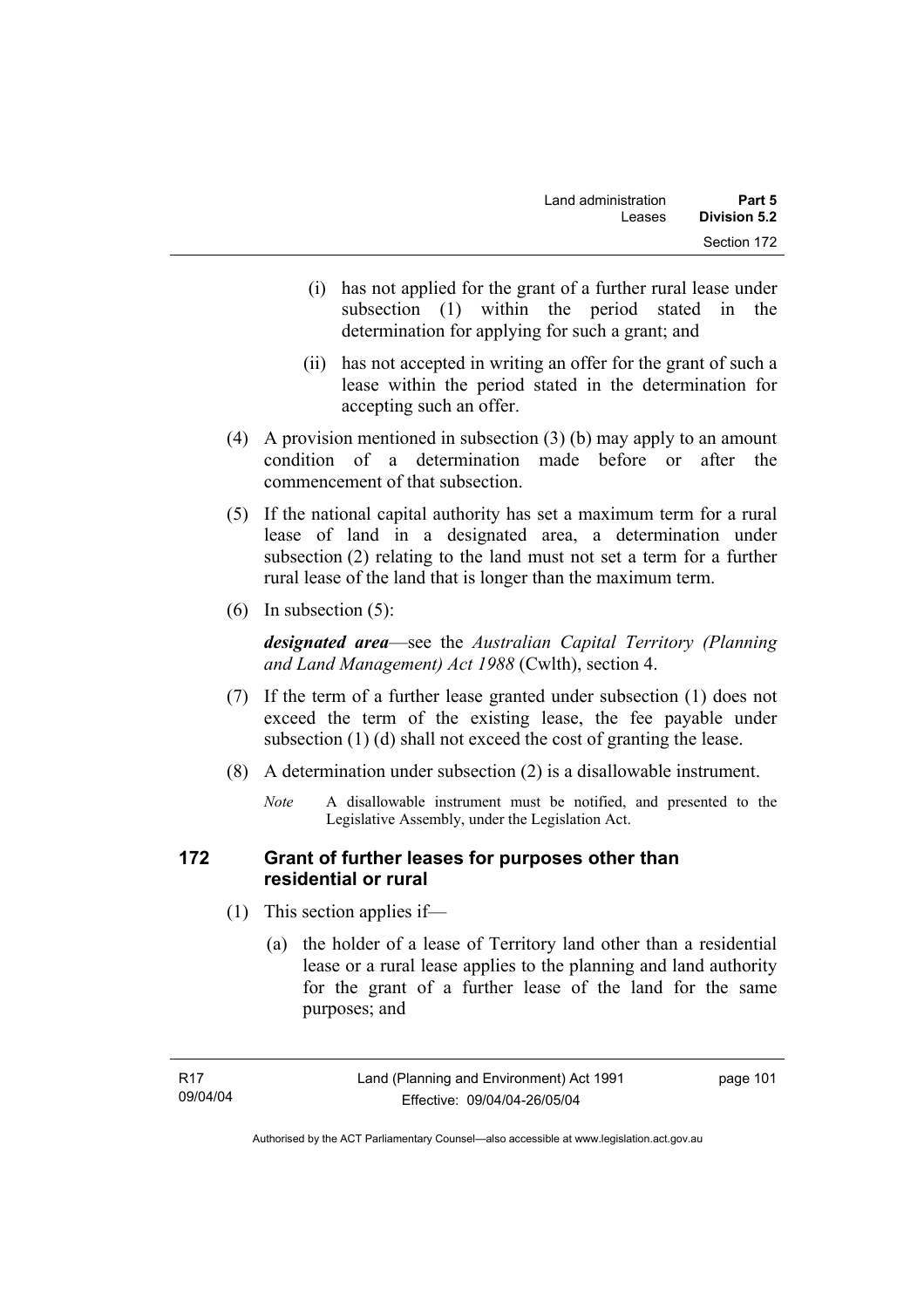(i) has not applied for the grant of a further rural lease under subsection (1) within the period stated in the determination for applying for such a grant; and

(ii) has not accepted in writing an offer for the grant of such a lease within the period stated in the determination for accepting such an offer.

(4) A provision mentioned in subsection (3) (b) may apply to an amount condition of a determination made before or after the commencement of that subsection.

(5) If the national capital authority has set a maximum term for a rural lease of land in a designated area, a determination under subsection (2) relating to the land must not set a term for a further rural lease of the land that is longer than the maximum term.

(6) In subsection (5):

***designated area***—see the *Australian Capital Territory (Planning and Land Management) Act 1988* (Cwlth), section 4.

(7) If the term of a further lease granted under subsection (1) does not exceed the term of the existing lease, the fee payable under subsection (1) (d) shall not exceed the cost of granting the lease.

(8) A determination under subsection (2) is a disallowable instrument.

*Note* A disallowable instrument must be notified, and presented to the Legislative Assembly, under the Legislation Act.

## 172 Grant of further leases for purposes other than residential or rural

(1) This section applies if—

(a) the holder of a lease of Territory land other than a residential lease or a rural lease applies to the planning and land authority for the grant of a further lease of the land for the same purposes; and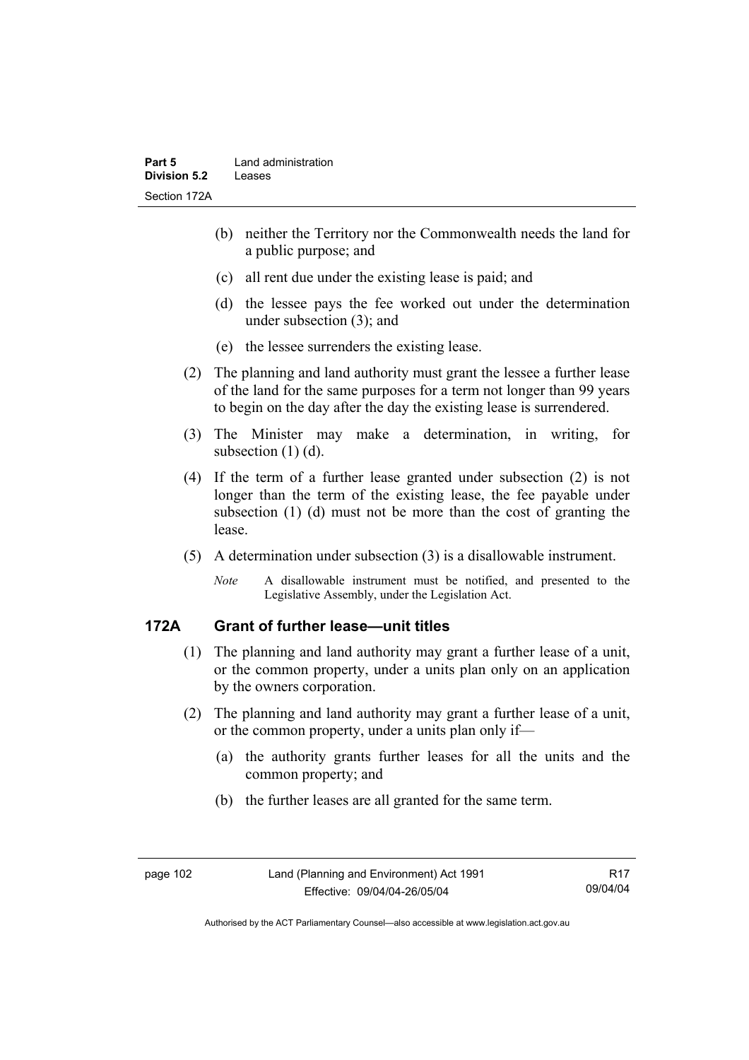(b) neither the Territory nor the Commonwealth needs the land for a public purpose; and

(c) all rent due under the existing lease is paid; and

(d) the lessee pays the fee worked out under the determination under subsection (3); and

(e) the lessee surrenders the existing lease.

(2) The planning and land authority must grant the lessee a further lease of the land for the same purposes for a term not longer than 99 years to begin on the day after the day the existing lease is surrendered.

(3) The Minister may make a determination, in writing, for subsection (1) (d).

(4) If the term of a further lease granted under subsection (2) is not longer than the term of the existing lease, the fee payable under subsection (1) (d) must not be more than the cost of granting the lease.

(5) A determination under subsection (3) is a disallowable instrument.

*Note* A disallowable instrument must be notified, and presented to the Legislative Assembly, under the Legislation Act.

## 172A Grant of further lease—unit titles

(1) The planning and land authority may grant a further lease of a unit, or the common property, under a units plan only on an application by the owners corporation.

(2) The planning and land authority may grant a further lease of a unit, or the common property, under a units plan only if—

(a) the authority grants further leases for all the units and the common property; and

(b) the further leases are all granted for the same term.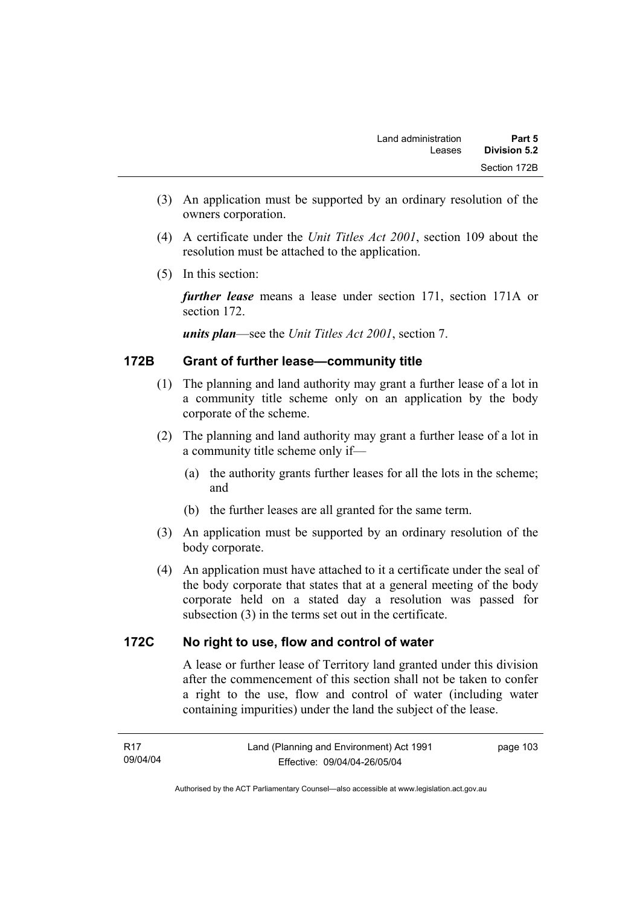(3) An application must be supported by an ordinary resolution of the owners corporation.

(4) A certificate under the *Unit Titles Act 2001*, section 109 about the resolution must be attached to the application.

(5) In this section:

***further lease*** means a lease under section 171, section 171A or section 172.

***units plan***—see the *Unit Titles Act 2001*, section 7.

### 172B Grant of further lease—community title

(1) The planning and land authority may grant a further lease of a lot in a community title scheme only on an application by the body corporate of the scheme.

(2) The planning and land authority may grant a further lease of a lot in a community title scheme only if—

(a) the authority grants further leases for all the lots in the scheme; and

(b) the further leases are all granted for the same term.

(3) An application must be supported by an ordinary resolution of the body corporate.

(4) An application must have attached to it a certificate under the seal of the body corporate that states that at a general meeting of the body corporate held on a stated day a resolution was passed for subsection (3) in the terms set out in the certificate.

### 172C No right to use, flow and control of water

A lease or further lease of Territory land granted under this division after the commencement of this section shall not be taken to confer a right to the use, flow and control of water (including water containing impurities) under the land the subject of the lease.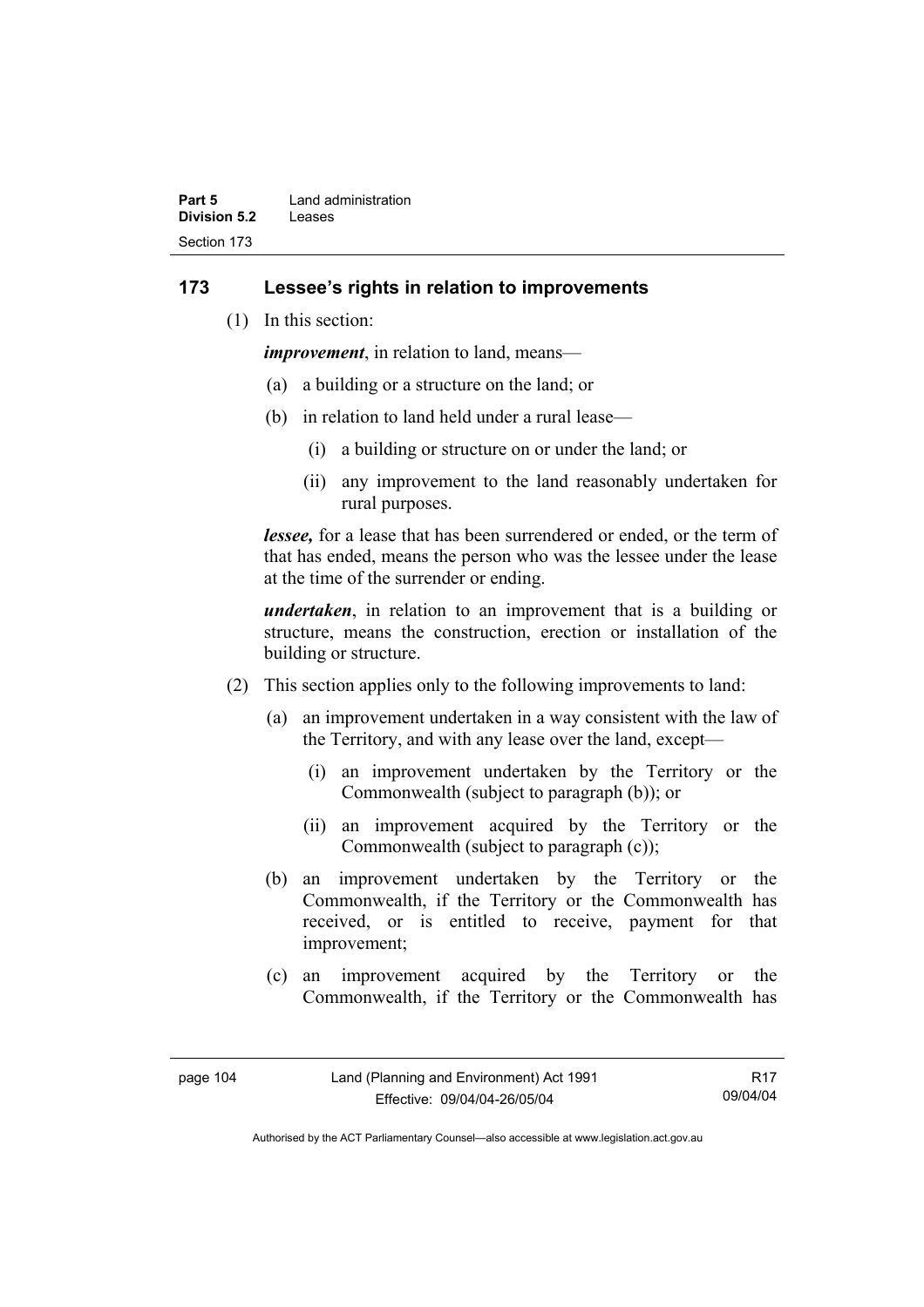## 173 Lessee's rights in relation to improvements

(1) In this section:

***improvement***, in relation to land, means—

(a) a building or a structure on the land; or

(b) in relation to land held under a rural lease—

(i) a building or structure on or under the land; or

(ii) any improvement to the land reasonably undertaken for rural purposes.

***lessee,*** for a lease that has been surrendered or ended, or the term of that has ended, means the person who was the lessee under the lease at the time of the surrender or ending.

***undertaken***, in relation to an improvement that is a building or structure, means the construction, erection or installation of the building or structure.

(2) This section applies only to the following improvements to land:

(a) an improvement undertaken in a way consistent with the law of the Territory, and with any lease over the land, except—

(i) an improvement undertaken by the Territory or the Commonwealth (subject to paragraph (b)); or

(ii) an improvement acquired by the Territory or the Commonwealth (subject to paragraph (c));

(b) an improvement undertaken by the Territory or the Commonwealth, if the Territory or the Commonwealth has received, or is entitled to receive, payment for that improvement;

(c) an improvement acquired by the Territory or the Commonwealth, if the Territory or the Commonwealth has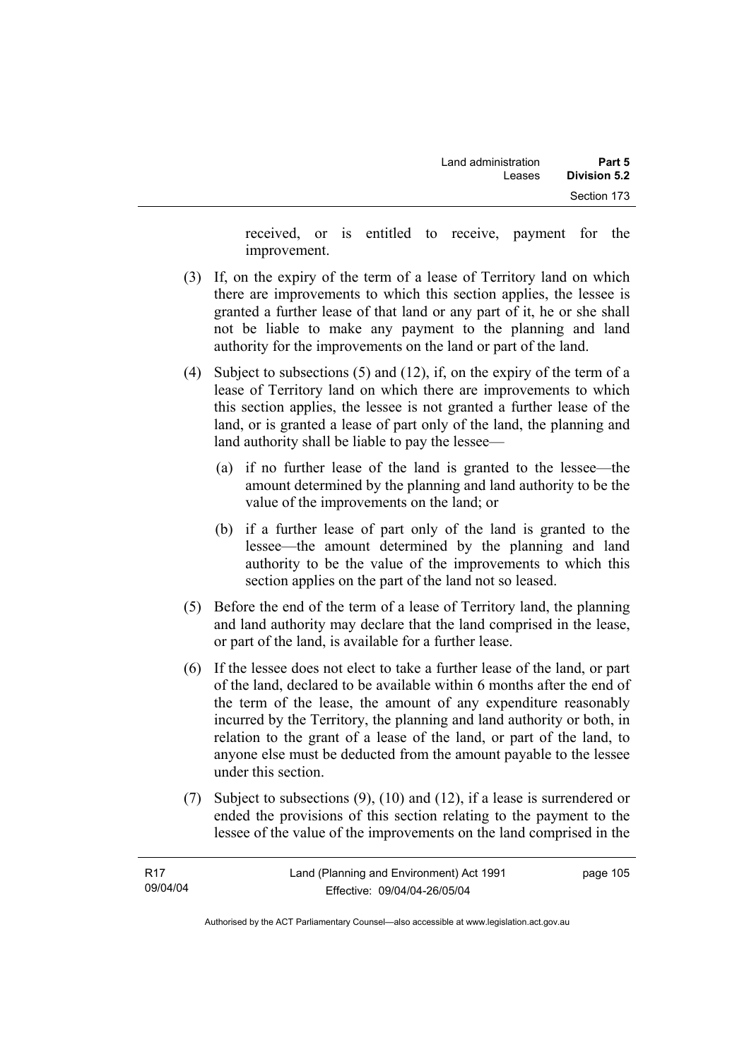received, or is entitled to receive, payment for the improvement.

(3) If, on the expiry of the term of a lease of Territory land on which there are improvements to which this section applies, the lessee is granted a further lease of that land or any part of it, he or she shall not be liable to make any payment to the planning and land authority for the improvements on the land or part of the land.

(4) Subject to subsections (5) and (12), if, on the expiry of the term of a lease of Territory land on which there are improvements to which this section applies, the lessee is not granted a further lease of the land, or is granted a lease of part only of the land, the planning and land authority shall be liable to pay the lessee—

(a) if no further lease of the land is granted to the lessee—the amount determined by the planning and land authority to be the value of the improvements on the land; or

(b) if a further lease of part only of the land is granted to the lessee—the amount determined by the planning and land authority to be the value of the improvements to which this section applies on the part of the land not so leased.

(5) Before the end of the term of a lease of Territory land, the planning and land authority may declare that the land comprised in the lease, or part of the land, is available for a further lease.

(6) If the lessee does not elect to take a further lease of the land, or part of the land, declared to be available within 6 months after the end of the term of the lease, the amount of any expenditure reasonably incurred by the Territory, the planning and land authority or both, in relation to the grant of a lease of the land, or part of the land, to anyone else must be deducted from the amount payable to the lessee under this section.

(7) Subject to subsections (9), (10) and (12), if a lease is surrendered or ended the provisions of this section relating to the payment to the lessee of the value of the improvements on the land comprised in the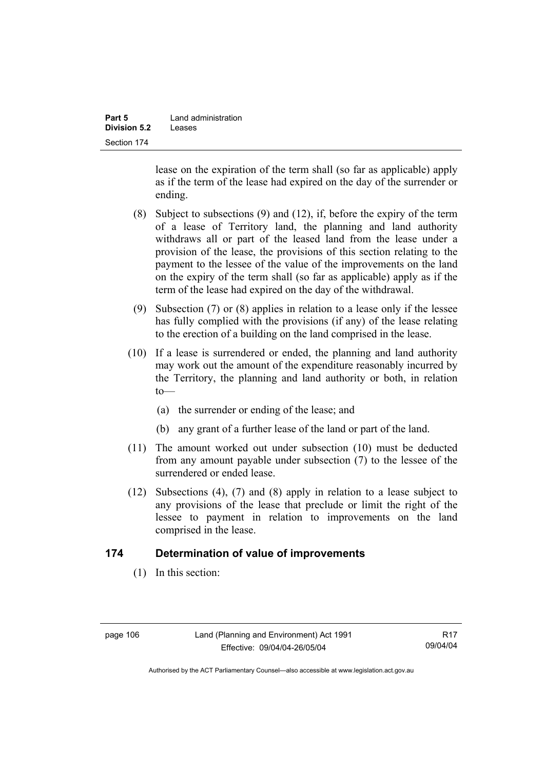lease on the expiration of the term shall (so far as applicable) apply as if the term of the lease had expired on the day of the surrender or ending.

(8) Subject to subsections (9) and (12), if, before the expiry of the term of a lease of Territory land, the planning and land authority withdraws all or part of the leased land from the lease under a provision of the lease, the provisions of this section relating to the payment to the lessee of the value of the improvements on the land on the expiry of the term shall (so far as applicable) apply as if the term of the lease had expired on the day of the withdrawal.

(9) Subsection (7) or (8) applies in relation to a lease only if the lessee has fully complied with the provisions (if any) of the lease relating to the erection of a building on the land comprised in the lease.

(10) If a lease is surrendered or ended, the planning and land authority may work out the amount of the expenditure reasonably incurred by the Territory, the planning and land authority or both, in relation to—

(a) the surrender or ending of the lease; and

(b) any grant of a further lease of the land or part of the land.

(11) The amount worked out under subsection (10) must be deducted from any amount payable under subsection (7) to the lessee of the surrendered or ended lease.

(12) Subsections (4), (7) and (8) apply in relation to a lease subject to any provisions of the lease that preclude or limit the right of the lessee to payment in relation to improvements on the land comprised in the lease.

## 174 Determination of value of improvements

(1) In this section: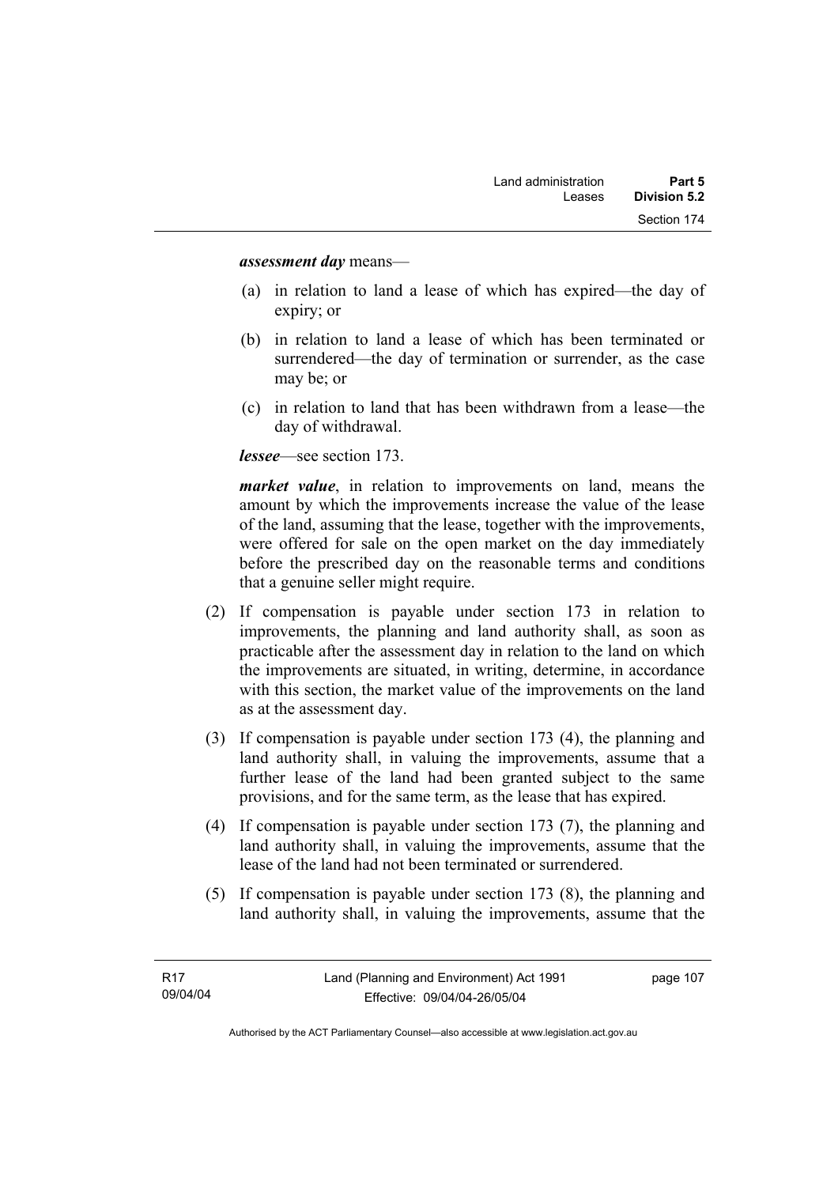***assessment day*** means—

(a) in relation to land a lease of which has expired—the day of expiry; or

(b) in relation to land a lease of which has been terminated or surrendered—the day of termination or surrender, as the case may be; or

(c) in relation to land that has been withdrawn from a lease—the day of withdrawal.

***lessee***—see section 173.

***market value***, in relation to improvements on land, means the amount by which the improvements increase the value of the lease of the land, assuming that the lease, together with the improvements, were offered for sale on the open market on the day immediately before the prescribed day on the reasonable terms and conditions that a genuine seller might require.

(2) If compensation is payable under section 173 in relation to improvements, the planning and land authority shall, as soon as practicable after the assessment day in relation to the land on which the improvements are situated, in writing, determine, in accordance with this section, the market value of the improvements on the land as at the assessment day.

(3) If compensation is payable under section 173 (4), the planning and land authority shall, in valuing the improvements, assume that a further lease of the land had been granted subject to the same provisions, and for the same term, as the lease that has expired.

(4) If compensation is payable under section 173 (7), the planning and land authority shall, in valuing the improvements, assume that the lease of the land had not been terminated or surrendered.

(5) If compensation is payable under section 173 (8), the planning and land authority shall, in valuing the improvements, assume that the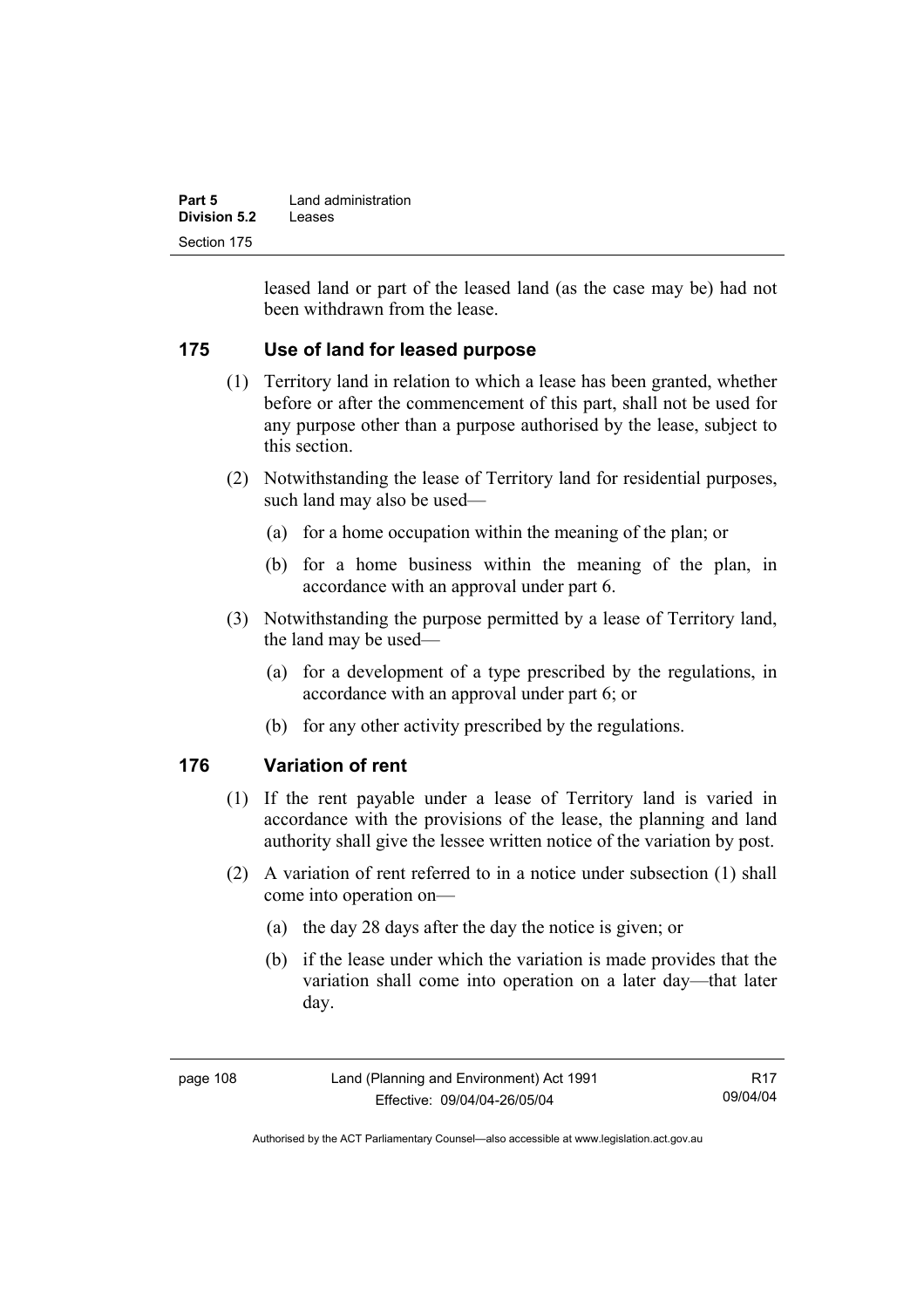leased land or part of the leased land (as the case may be) had not been withdrawn from the lease.

## 175 Use of land for leased purpose

(1) Territory land in relation to which a lease has been granted, whether before or after the commencement of this part, shall not be used for any purpose other than a purpose authorised by the lease, subject to this section.

(2) Notwithstanding the lease of Territory land for residential purposes, such land may also be used—

(a) for a home occupation within the meaning of the plan; or

(b) for a home business within the meaning of the plan, in accordance with an approval under part 6.

(3) Notwithstanding the purpose permitted by a lease of Territory land, the land may be used—

(a) for a development of a type prescribed by the regulations, in accordance with an approval under part 6; or

(b) for any other activity prescribed by the regulations.

## 176 Variation of rent

(1) If the rent payable under a lease of Territory land is varied in accordance with the provisions of the lease, the planning and land authority shall give the lessee written notice of the variation by post.

(2) A variation of rent referred to in a notice under subsection (1) shall come into operation on—

(a) the day 28 days after the day the notice is given; or

(b) if the lease under which the variation is made provides that the variation shall come into operation on a later day—that later day.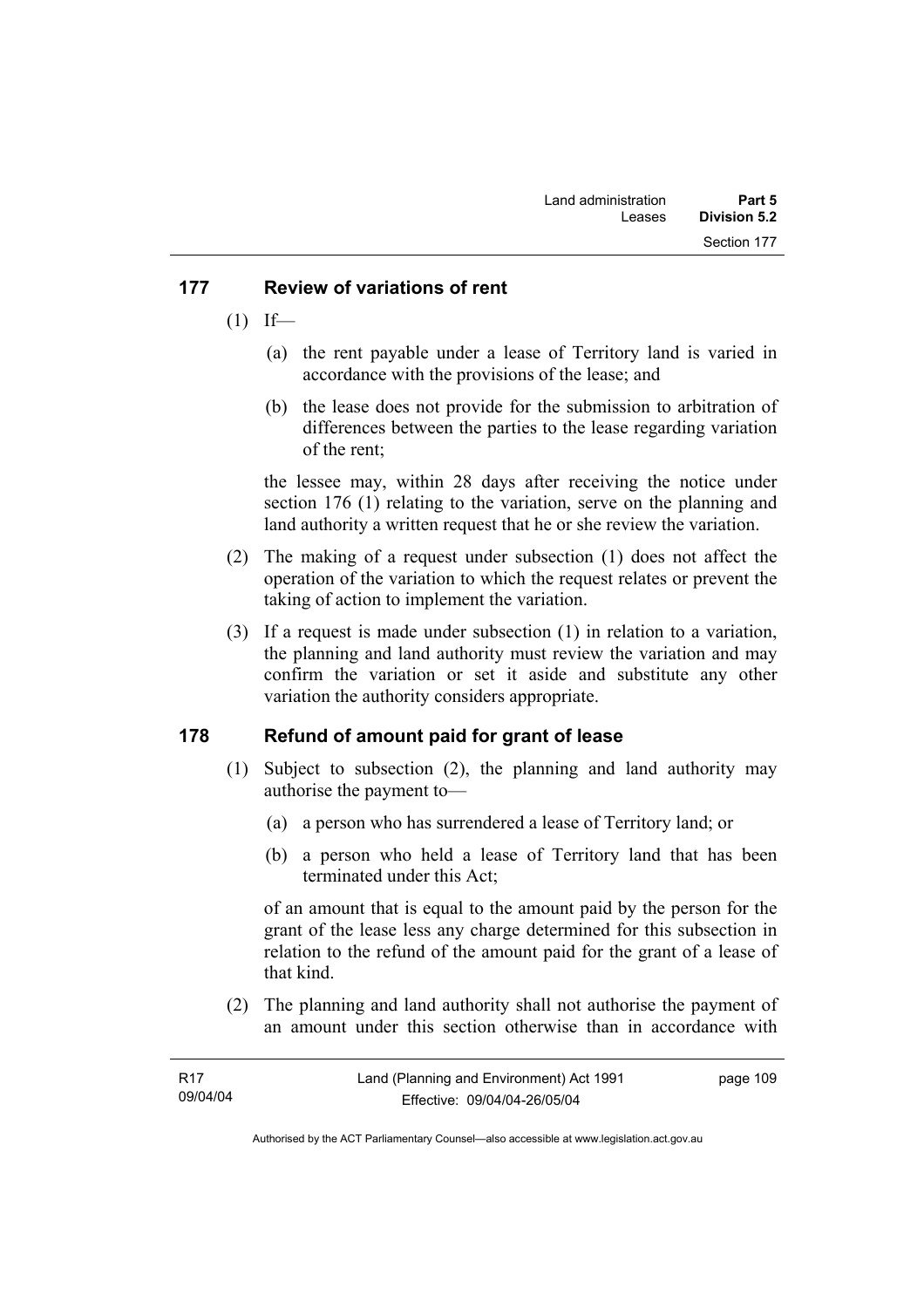### 177 Review of variations of rent

(1) If—

(a) the rent payable under a lease of Territory land is varied in accordance with the provisions of the lease; and

(b) the lease does not provide for the submission to arbitration of differences between the parties to the lease regarding variation of the rent;

the lessee may, within 28 days after receiving the notice under section 176 (1) relating to the variation, serve on the planning and land authority a written request that he or she review the variation.

(2) The making of a request under subsection (1) does not affect the operation of the variation to which the request relates or prevent the taking of action to implement the variation.

(3) If a request is made under subsection (1) in relation to a variation, the planning and land authority must review the variation and may confirm the variation or set it aside and substitute any other variation the authority considers appropriate.

### 178 Refund of amount paid for grant of lease

(1) Subject to subsection (2), the planning and land authority may authorise the payment to—

(a) a person who has surrendered a lease of Territory land; or

(b) a person who held a lease of Territory land that has been terminated under this Act;

of an amount that is equal to the amount paid by the person for the grant of the lease less any charge determined for this subsection in relation to the refund of the amount paid for the grant of a lease of that kind.

(2) The planning and land authority shall not authorise the payment of an amount under this section otherwise than in accordance with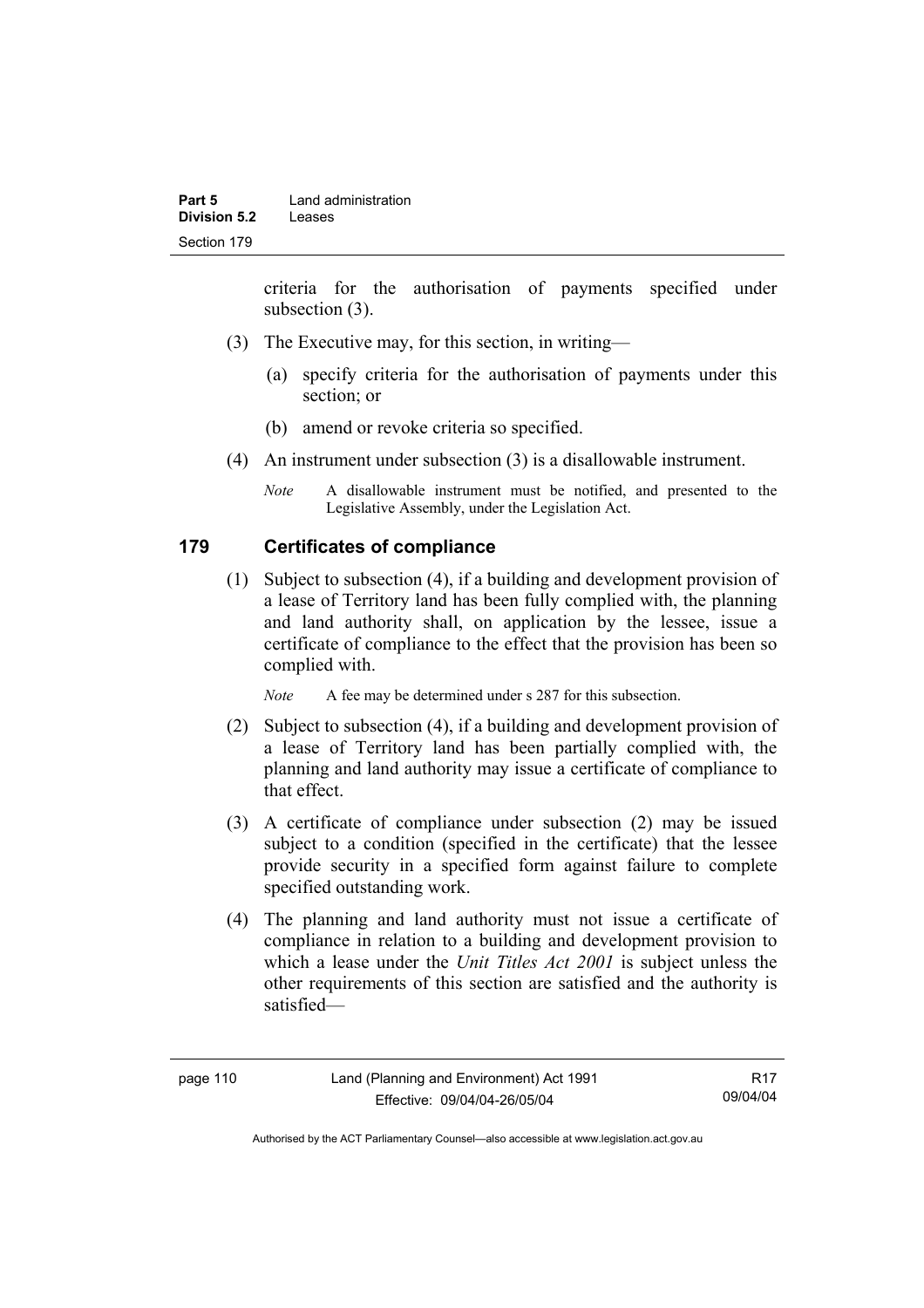criteria for the authorisation of payments specified under subsection (3).

(3) The Executive may, for this section, in writing—

(a) specify criteria for the authorisation of payments under this section; or

(b) amend or revoke criteria so specified.

(4) An instrument under subsection (3) is a disallowable instrument.

*Note* A disallowable instrument must be notified, and presented to the Legislative Assembly, under the Legislation Act.

## 179 Certificates of compliance

(1) Subject to subsection (4), if a building and development provision of a lease of Territory land has been fully complied with, the planning and land authority shall, on application by the lessee, issue a certificate of compliance to the effect that the provision has been so complied with.

*Note* A fee may be determined under s 287 for this subsection.

(2) Subject to subsection (4), if a building and development provision of a lease of Territory land has been partially complied with, the planning and land authority may issue a certificate of compliance to that effect.

(3) A certificate of compliance under subsection (2) may be issued subject to a condition (specified in the certificate) that the lessee provide security in a specified form against failure to complete specified outstanding work.

(4) The planning and land authority must not issue a certificate of compliance in relation to a building and development provision to which a lease under the *Unit Titles Act 2001* is subject unless the other requirements of this section are satisfied and the authority is satisfied—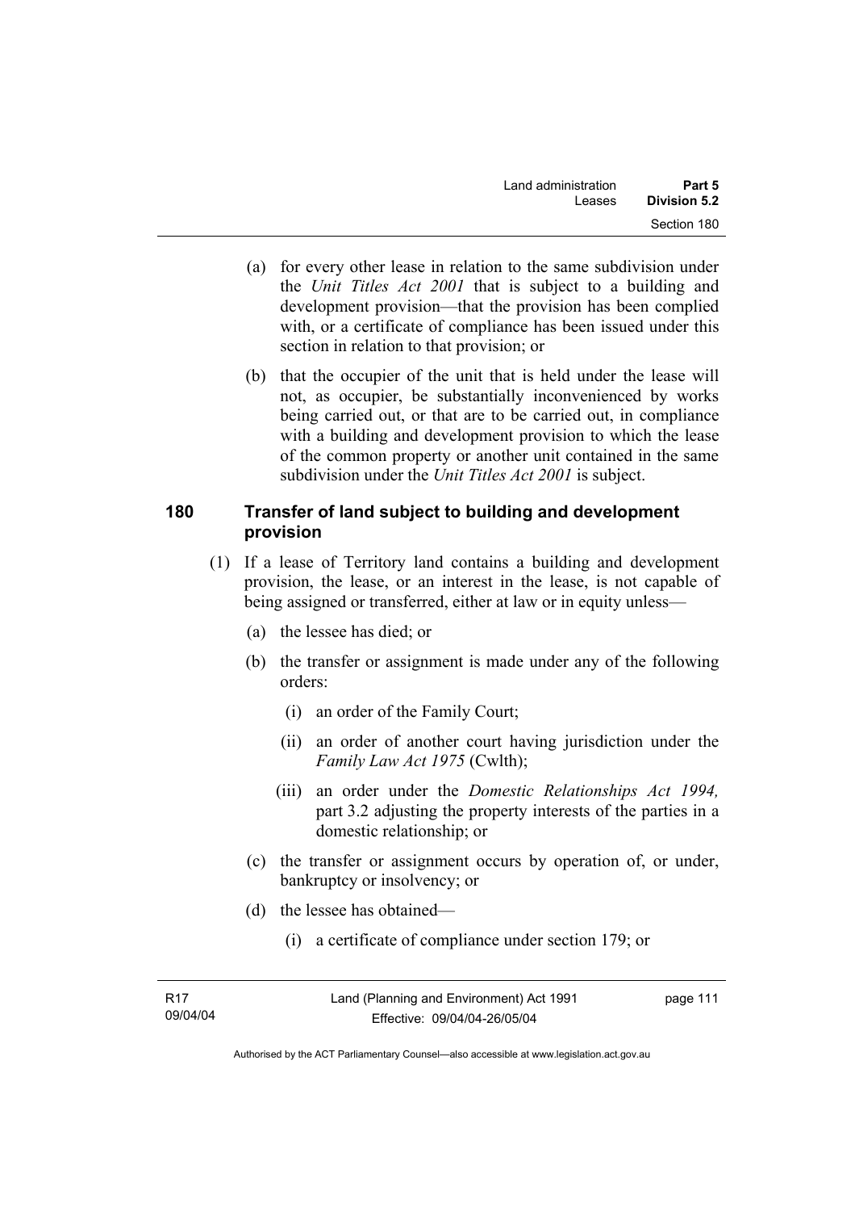(a) for every other lease in relation to the same subdivision under the *Unit Titles Act 2001* that is subject to a building and development provision—that the provision has been complied with, or a certificate of compliance has been issued under this section in relation to that provision; or

(b) that the occupier of the unit that is held under the lease will not, as occupier, be substantially inconvenienced by works being carried out, or that are to be carried out, in compliance with a building and development provision to which the lease of the common property or another unit contained in the same subdivision under the *Unit Titles Act 2001* is subject.

## 180 Transfer of land subject to building and development provision

(1) If a lease of Territory land contains a building and development provision, the lease, or an interest in the lease, is not capable of being assigned or transferred, either at law or in equity unless—

(a) the lessee has died; or

(b) the transfer or assignment is made under any of the following orders:

(i) an order of the Family Court;

(ii) an order of another court having jurisdiction under the *Family Law Act 1975* (Cwlth);

(iii) an order under the *Domestic Relationships Act 1994,* part 3.2 adjusting the property interests of the parties in a domestic relationship; or

(c) the transfer or assignment occurs by operation of, or under, bankruptcy or insolvency; or

(d) the lessee has obtained—

(i) a certificate of compliance under section 179; or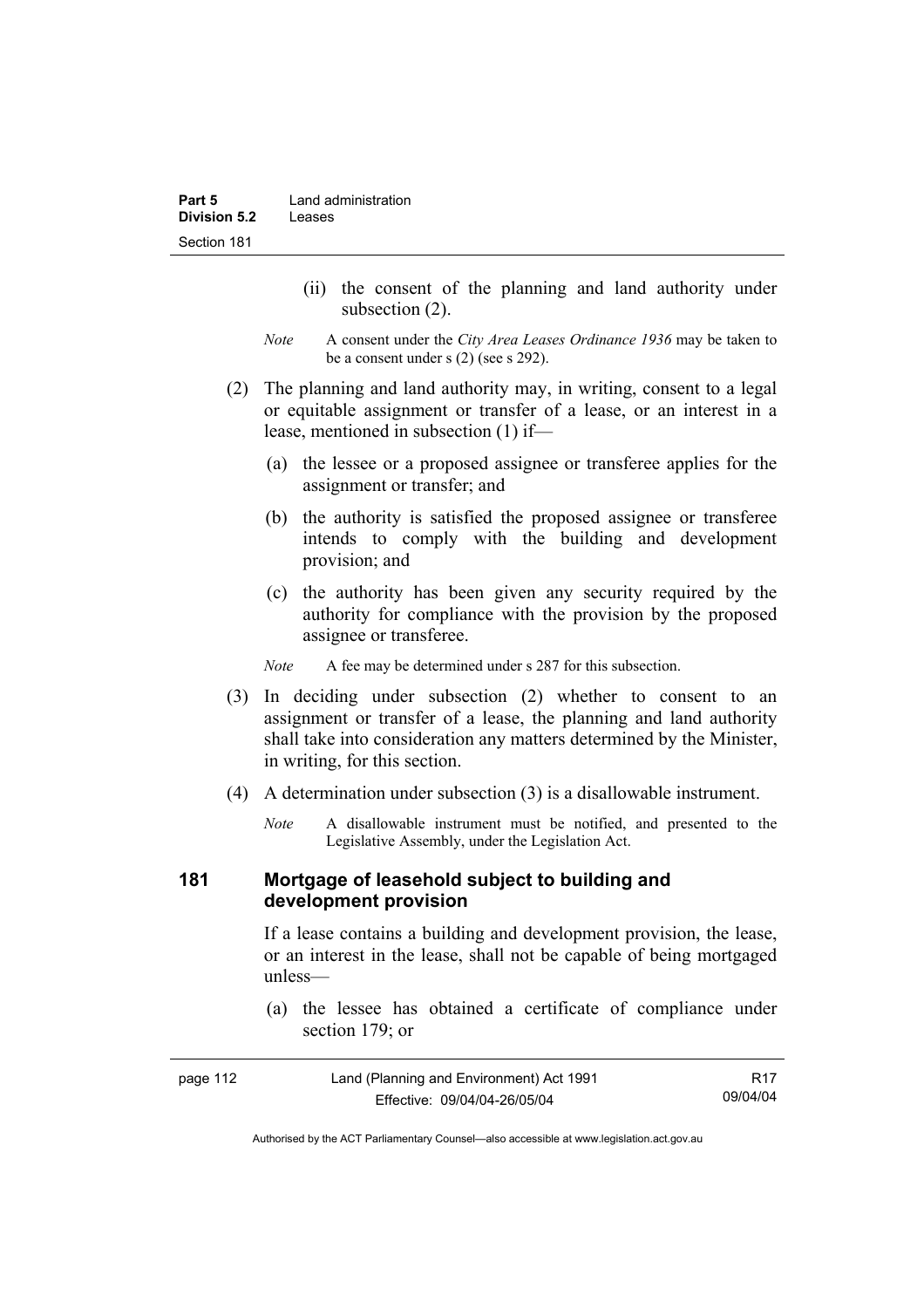(ii) the consent of the planning and land authority under subsection (2).

*Note* A consent under the *City Area Leases Ordinance 1936* may be taken to be a consent under s (2) (see s 292).

(2) The planning and land authority may, in writing, consent to a legal or equitable assignment or transfer of a lease, or an interest in a lease, mentioned in subsection (1) if—

(a) the lessee or a proposed assignee or transferee applies for the assignment or transfer; and

(b) the authority is satisfied the proposed assignee or transferee intends to comply with the building and development provision; and

(c) the authority has been given any security required by the authority for compliance with the provision by the proposed assignee or transferee.

*Note* A fee may be determined under s 287 for this subsection.

(3) In deciding under subsection (2) whether to consent to an assignment or transfer of a lease, the planning and land authority shall take into consideration any matters determined by the Minister, in writing, for this section.

(4) A determination under subsection (3) is a disallowable instrument.

*Note* A disallowable instrument must be notified, and presented to the Legislative Assembly, under the Legislation Act.

## 181 Mortgage of leasehold subject to building and development provision

If a lease contains a building and development provision, the lease, or an interest in the lease, shall not be capable of being mortgaged unless—

(a) the lessee has obtained a certificate of compliance under section 179; or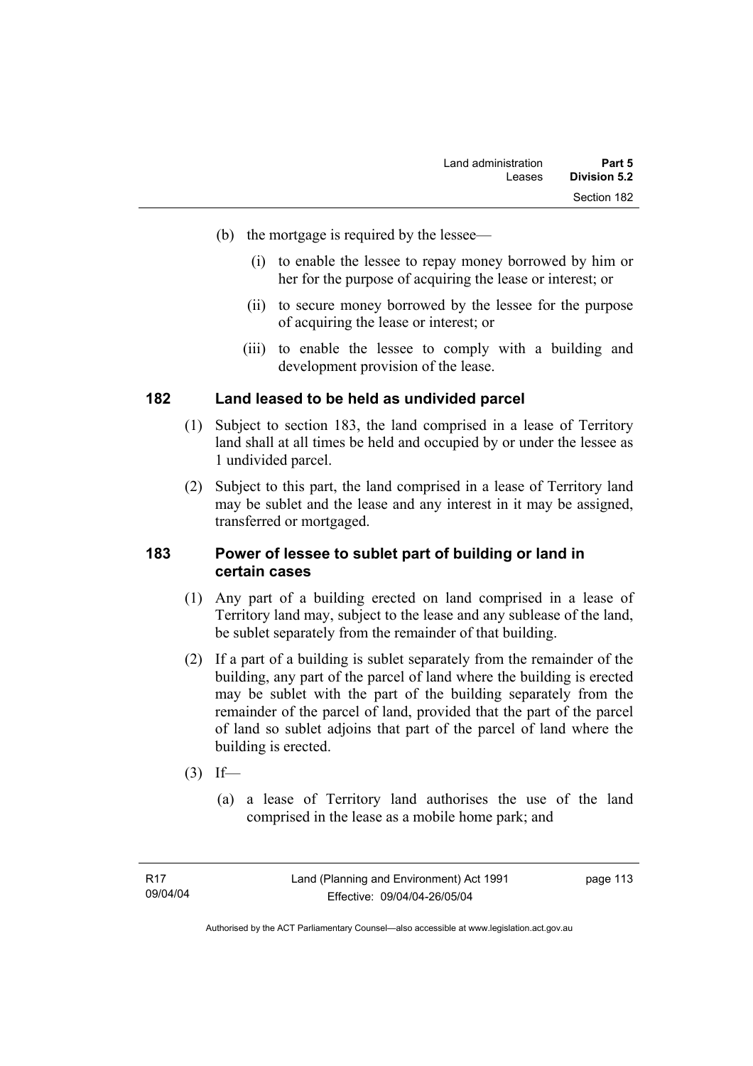(b) the mortgage is required by the lessee—

  (i) to enable the lessee to repay money borrowed by him or her for the purpose of acquiring the lease or interest; or

  (ii) to secure money borrowed by the lessee for the purpose of acquiring the lease or interest; or

  (iii) to enable the lessee to comply with a building and development provision of the lease.

### 182 Land leased to be held as undivided parcel

(1) Subject to section 183, the land comprised in a lease of Territory land shall at all times be held and occupied by or under the lessee as 1 undivided parcel.

(2) Subject to this part, the land comprised in a lease of Territory land may be sublet and the lease and any interest in it may be assigned, transferred or mortgaged.

### 183 Power of lessee to sublet part of building or land in certain cases

(1) Any part of a building erected on land comprised in a lease of Territory land may, subject to the lease and any sublease of the land, be sublet separately from the remainder of that building.

(2) If a part of a building is sublet separately from the remainder of the building, any part of the parcel of land where the building is erected may be sublet with the part of the building separately from the remainder of the parcel of land, provided that the part of the parcel of land so sublet adjoins that part of the parcel of land where the building is erected.

(3) If—

(a) a lease of Territory land authorises the use of the land comprised in the lease as a mobile home park; and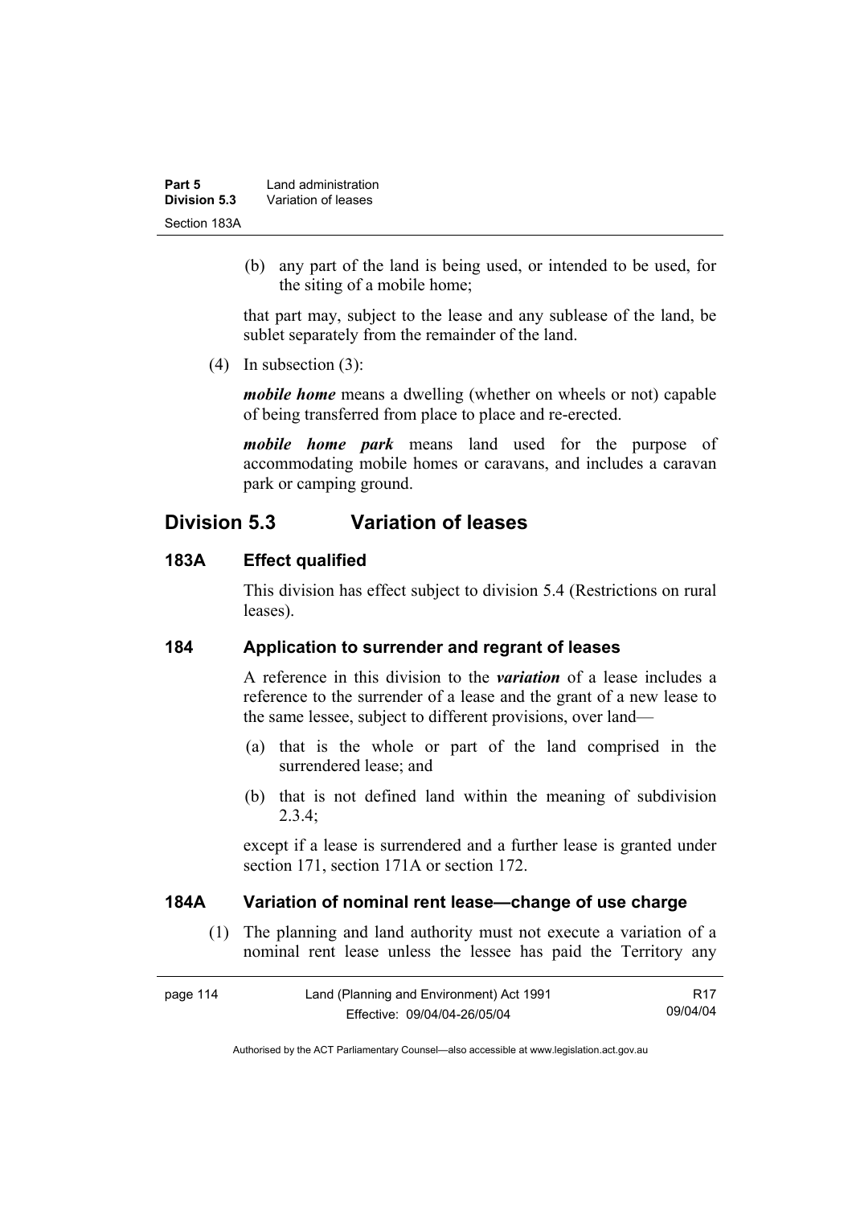(b) any part of the land is being used, or intended to be used, for the siting of a mobile home;

that part may, subject to the lease and any sublease of the land, be sublet separately from the remainder of the land.

(4) In subsection (3):

***mobile home*** means a dwelling (whether on wheels or not) capable of being transferred from place to place and re-erected.

***mobile home park*** means land used for the purpose of accommodating mobile homes or caravans, and includes a caravan park or camping ground.

## Division 5.3 Variation of leases

### 183A Effect qualified

This division has effect subject to division 5.4 (Restrictions on rural leases).

### 184 Application to surrender and regrant of leases

A reference in this division to the ***variation*** of a lease includes a reference to the surrender of a lease and the grant of a new lease to the same lessee, subject to different provisions, over land—

(a) that is the whole or part of the land comprised in the surrendered lease; and

(b) that is not defined land within the meaning of subdivision 2.3.4;

except if a lease is surrendered and a further lease is granted under section 171, section 171A or section 172.

### 184A Variation of nominal rent lease—change of use charge

(1) The planning and land authority must not execute a variation of a nominal rent lease unless the lessee has paid the Territory any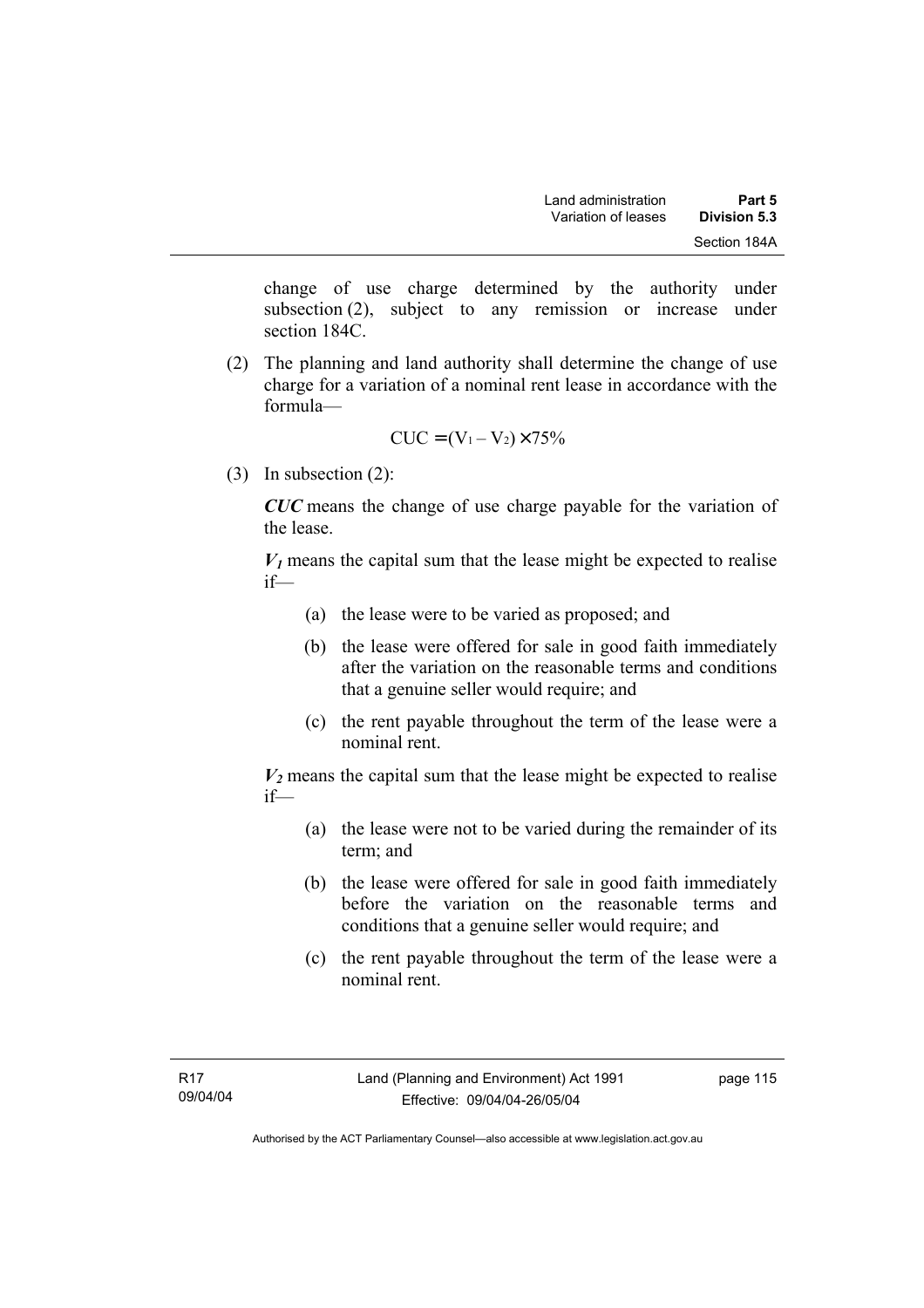change of use charge determined by the authority under subsection (2), subject to any remission or increase under section 184C.

(2) The planning and land authority shall determine the change of use charge for a variation of a nominal rent lease in accordance with the formula—

$$CUC = (V_1 - V_2) \times 75\%$$

(3) In subsection (2):

***CUC*** means the change of use charge payable for the variation of the lease.

***$V_1$*** means the capital sum that the lease might be expected to realise if—

(a) the lease were to be varied as proposed; and

(b) the lease were offered for sale in good faith immediately after the variation on the reasonable terms and conditions that a genuine seller would require; and

(c) the rent payable throughout the term of the lease were a nominal rent.

***$V_2$*** means the capital sum that the lease might be expected to realise if—

(a) the lease were not to be varied during the remainder of its term; and

(b) the lease were offered for sale in good faith immediately before the variation on the reasonable terms and conditions that a genuine seller would require; and

(c) the rent payable throughout the term of the lease were a nominal rent.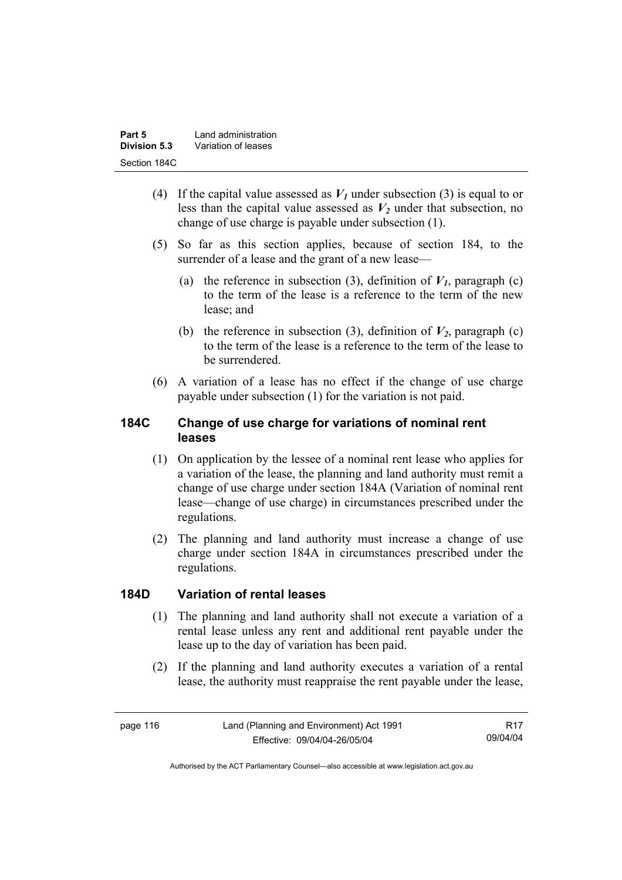(4) If the capital value assessed as $V_1$ under subsection (3) is equal to or less than the capital value assessed as $V_2$ under that subsection, no change of use charge is payable under subsection (1).

(5) So far as this section applies, because of section 184, to the surrender of a lease and the grant of a new lease—

(a) the reference in subsection (3), definition of $V_1$, paragraph (c) to the term of the lease is a reference to the term of the new lease; and

(b) the reference in subsection (3), definition of $V_2$, paragraph (c) to the term of the lease is a reference to the term of the lease to be surrendered.

(6) A variation of a lease has no effect if the change of use charge payable under subsection (1) for the variation is not paid.

## 184C Change of use charge for variations of nominal rent leases

(1) On application by the lessee of a nominal rent lease who applies for a variation of the lease, the planning and land authority must remit a change of use charge under section 184A (Variation of nominal rent lease—change of use charge) in circumstances prescribed under the regulations.

(2) The planning and land authority must increase a change of use charge under section 184A in circumstances prescribed under the regulations.

## 184D Variation of rental leases

(1) The planning and land authority shall not execute a variation of a rental lease unless any rent and additional rent payable under the lease up to the day of variation has been paid.

(2) If the planning and land authority executes a variation of a rental lease, the authority must reappraise the rent payable under the lease,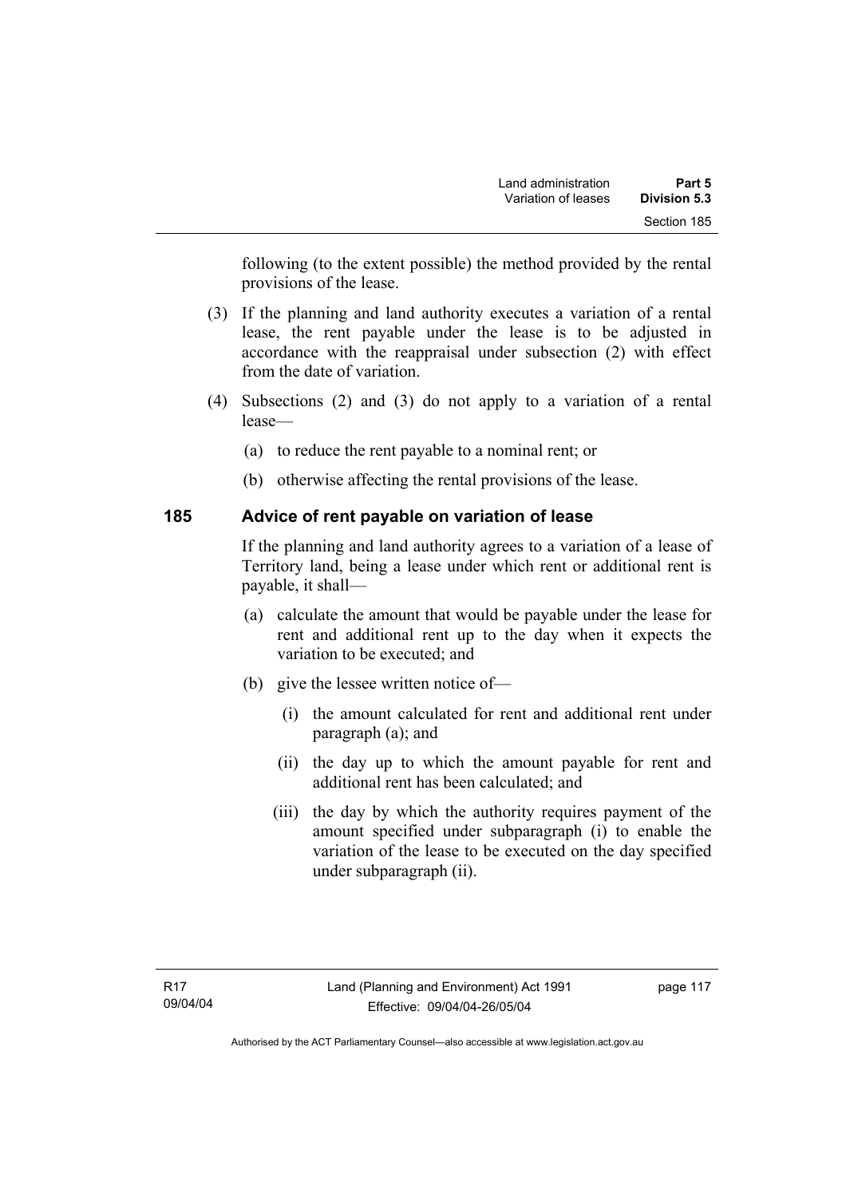following (to the extent possible) the method provided by the rental provisions of the lease.

(3) If the planning and land authority executes a variation of a rental lease, the rent payable under the lease is to be adjusted in accordance with the reappraisal under subsection (2) with effect from the date of variation.

(4) Subsections (2) and (3) do not apply to a variation of a rental lease—

(a) to reduce the rent payable to a nominal rent; or

(b) otherwise affecting the rental provisions of the lease.

## 185 Advice of rent payable on variation of lease

If the planning and land authority agrees to a variation of a lease of Territory land, being a lease under which rent or additional rent is payable, it shall—

(a) calculate the amount that would be payable under the lease for rent and additional rent up to the day when it expects the variation to be executed; and

(b) give the lessee written notice of—

(i) the amount calculated for rent and additional rent under paragraph (a); and

(ii) the day up to which the amount payable for rent and additional rent has been calculated; and

(iii) the day by which the authority requires payment of the amount specified under subparagraph (i) to enable the variation of the lease to be executed on the day specified under subparagraph (ii).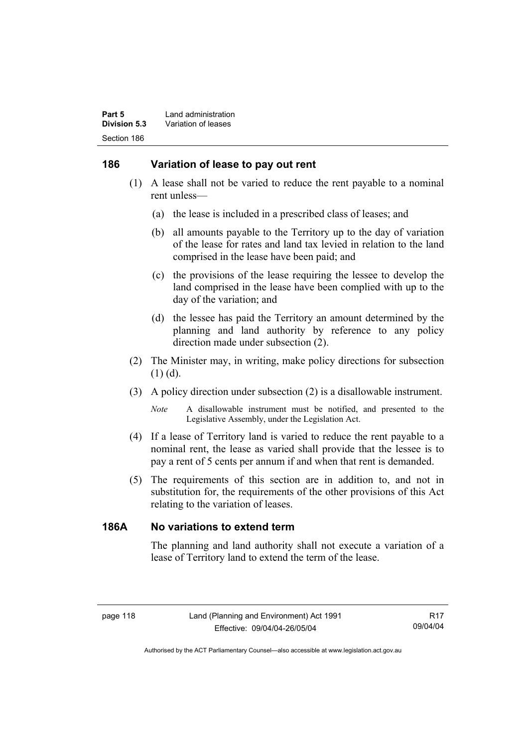## 186 Variation of lease to pay out rent

(1) A lease shall not be varied to reduce the rent payable to a nominal rent unless—

(a) the lease is included in a prescribed class of leases; and

(b) all amounts payable to the Territory up to the day of variation of the lease for rates and land tax levied in relation to the land comprised in the lease have been paid; and

(c) the provisions of the lease requiring the lessee to develop the land comprised in the lease have been complied with up to the day of the variation; and

(d) the lessee has paid the Territory an amount determined by the planning and land authority by reference to any policy direction made under subsection (2).

(2) The Minister may, in writing, make policy directions for subsection (1) (d).

(3) A policy direction under subsection (2) is a disallowable instrument.

*Note* A disallowable instrument must be notified, and presented to the Legislative Assembly, under the Legislation Act.

(4) If a lease of Territory land is varied to reduce the rent payable to a nominal rent, the lease as varied shall provide that the lessee is to pay a rent of 5 cents per annum if and when that rent is demanded.

(5) The requirements of this section are in addition to, and not in substitution for, the requirements of the other provisions of this Act relating to the variation of leases.

## 186A No variations to extend term

The planning and land authority shall not execute a variation of a lease of Territory land to extend the term of the lease.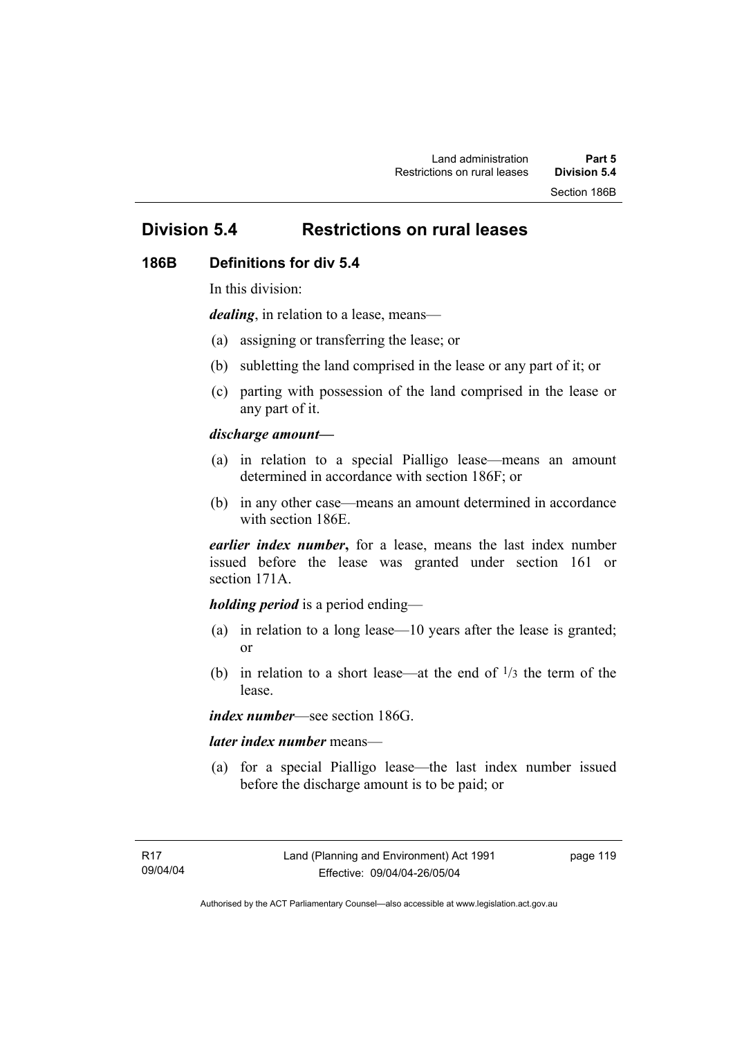## Division 5.4 Restrictions on rural leases

### 186B Definitions for div 5.4

In this division:

***dealing***, in relation to a lease, means—

(a) assigning or transferring the lease; or

(b) subletting the land comprised in the lease or any part of it; or

(c) parting with possession of the land comprised in the lease or any part of it.

***discharge amount—***

(a) in relation to a special Pialligo lease—means an amount determined in accordance with section 186F; or

(b) in any other case—means an amount determined in accordance with section 186E.

***earlier index number*****,** for a lease, means the last index number issued before the lease was granted under section 161 or section 171A.

***holding period*** is a period ending—

(a) in relation to a long lease—10 years after the lease is granted; or

(b) in relation to a short lease—at the end of $^{1}/_{3}$ the term of the lease.

***index number***—see section 186G.

***later index number*** means—

(a) for a special Pialligo lease—the last index number issued before the discharge amount is to be paid; or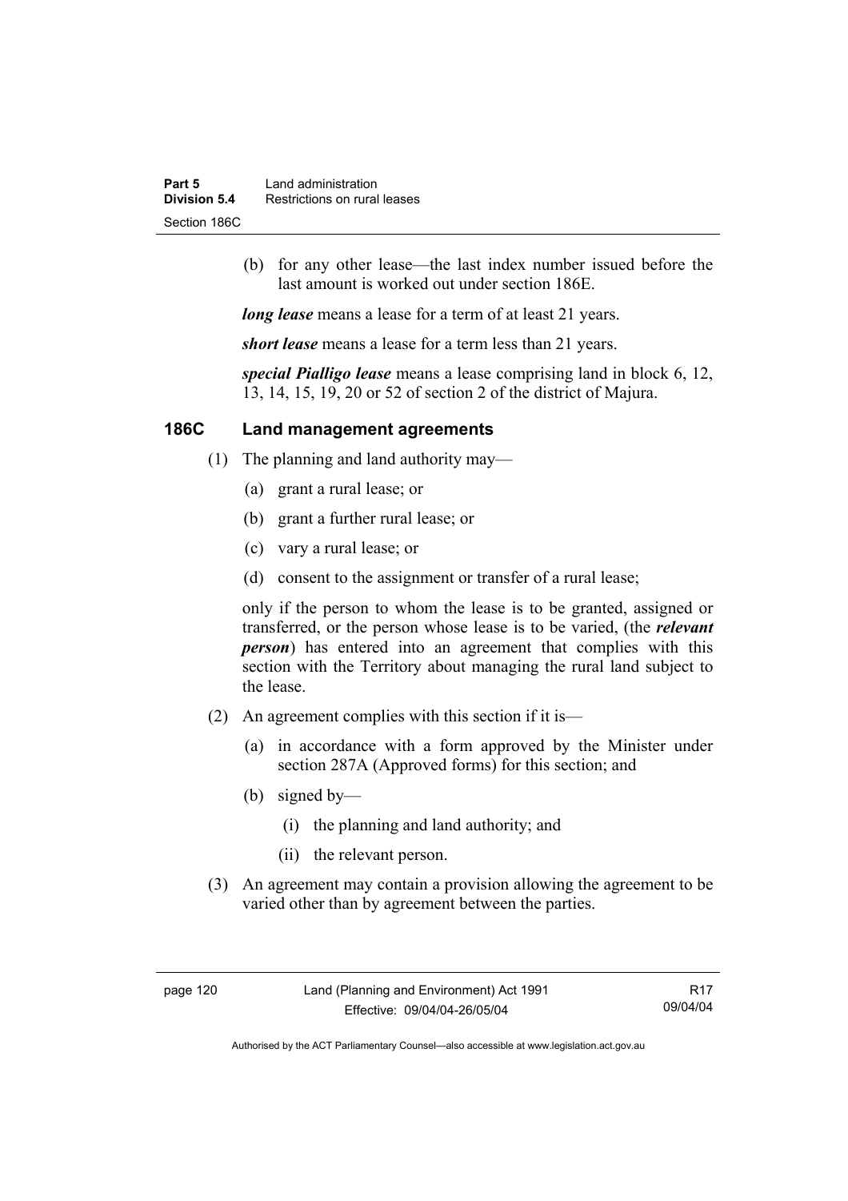(b) for any other lease—the last index number issued before the last amount is worked out under section 186E.

***long lease*** means a lease for a term of at least 21 years.

***short lease*** means a lease for a term less than 21 years.

***special Pialligo lease*** means a lease comprising land in block 6, 12, 13, 14, 15, 19, 20 or 52 of section 2 of the district of Majura.

### 186C Land management agreements

(1) The planning and land authority may—

(a) grant a rural lease; or

(b) grant a further rural lease; or

(c) vary a rural lease; or

(d) consent to the assignment or transfer of a rural lease;

only if the person to whom the lease is to be granted, assigned or transferred, or the person whose lease is to be varied, (the ***relevant person***) has entered into an agreement that complies with this section with the Territory about managing the rural land subject to the lease.

(2) An agreement complies with this section if it is—

(a) in accordance with a form approved by the Minister under section 287A (Approved forms) for this section; and

(b) signed by—

(i) the planning and land authority; and

(ii) the relevant person.

(3) An agreement may contain a provision allowing the agreement to be varied other than by agreement between the parties.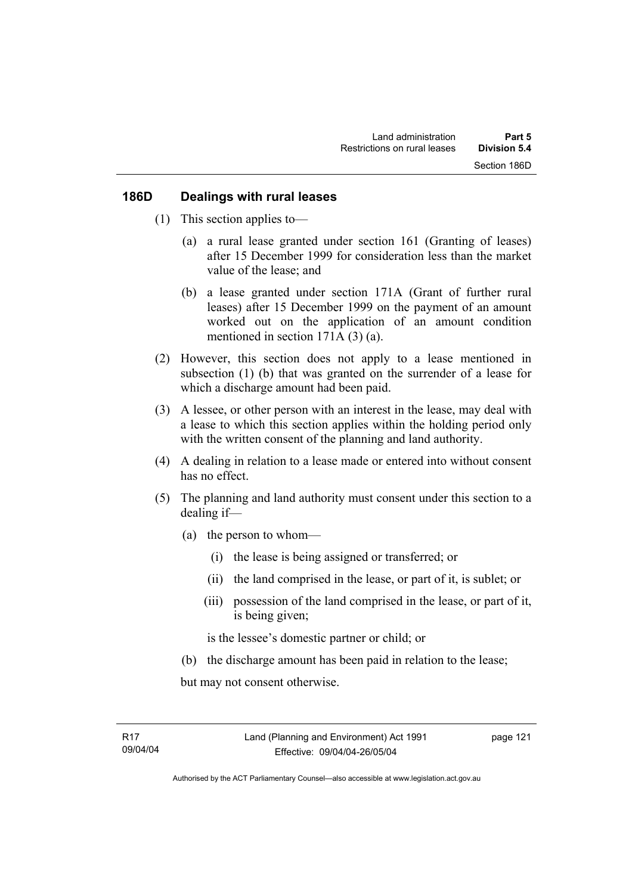## 186D Dealings with rural leases

(1) This section applies to—

(a) a rural lease granted under section 161 (Granting of leases) after 15 December 1999 for consideration less than the market value of the lease; and

(b) a lease granted under section 171A (Grant of further rural leases) after 15 December 1999 on the payment of an amount worked out on the application of an amount condition mentioned in section 171A (3) (a).

(2) However, this section does not apply to a lease mentioned in subsection (1) (b) that was granted on the surrender of a lease for which a discharge amount had been paid.

(3) A lessee, or other person with an interest in the lease, may deal with a lease to which this section applies within the holding period only with the written consent of the planning and land authority.

(4) A dealing in relation to a lease made or entered into without consent has no effect.

(5) The planning and land authority must consent under this section to a dealing if—

(a) the person to whom—

(i) the lease is being assigned or transferred; or

(ii) the land comprised in the lease, or part of it, is sublet; or

(iii) possession of the land comprised in the lease, or part of it, is being given;

is the lessee's domestic partner or child; or

(b) the discharge amount has been paid in relation to the lease;

but may not consent otherwise.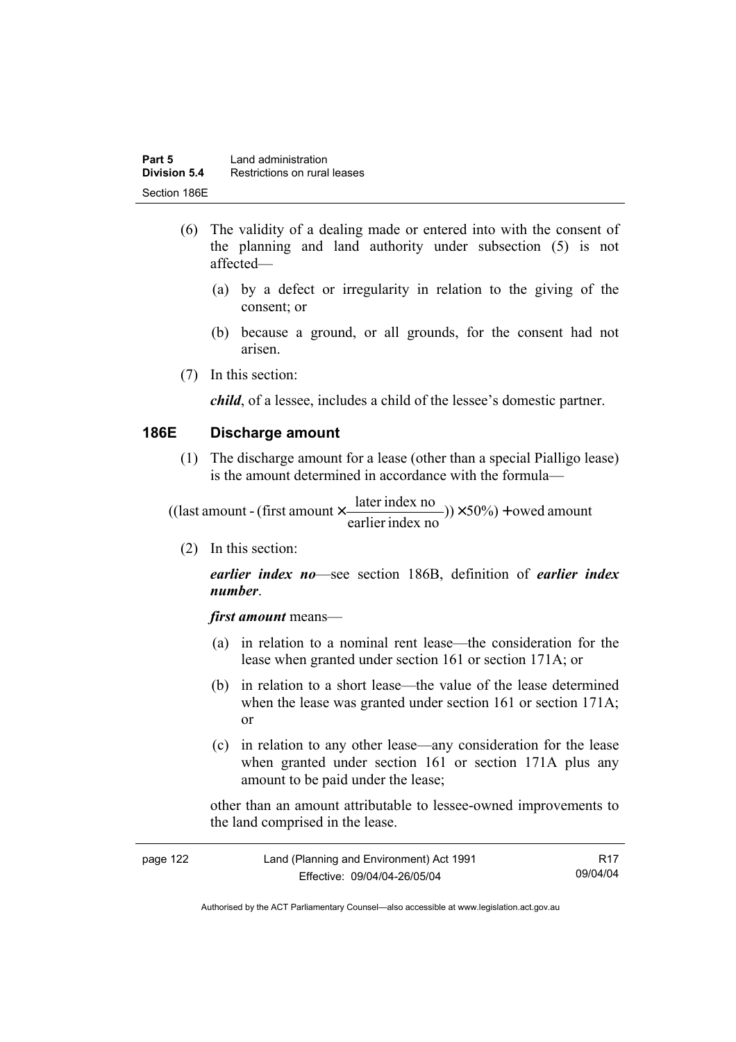(6) The validity of a dealing made or entered into with the consent of the planning and land authority under subsection (5) is not affected—

(a) by a defect or irregularity in relation to the giving of the consent; or

(b) because a ground, or all grounds, for the consent had not arisen.

(7) In this section:

***child***, of a lessee, includes a child of the lessee's domestic partner.

### 186E Discharge amount

(1) The discharge amount for a lease (other than a special Pialligo lease) is the amount determined in accordance with the formula—

$$((\text{last amount} - (\text{first amount} \times \frac{\text{later index no}}{\text{earlier index no}})) \times 50\%) + \text{owed amount}$$

(2) In this section:

***earlier index no***—see section 186B, definition of ***earlier index number***.

***first amount*** means—

(a) in relation to a nominal rent lease—the consideration for the lease when granted under section 161 or section 171A; or

(b) in relation to a short lease—the value of the lease determined when the lease was granted under section 161 or section 171A; or

(c) in relation to any other lease—any consideration for the lease when granted under section 161 or section 171A plus any amount to be paid under the lease;

other than an amount attributable to lessee-owned improvements to the land comprised in the lease.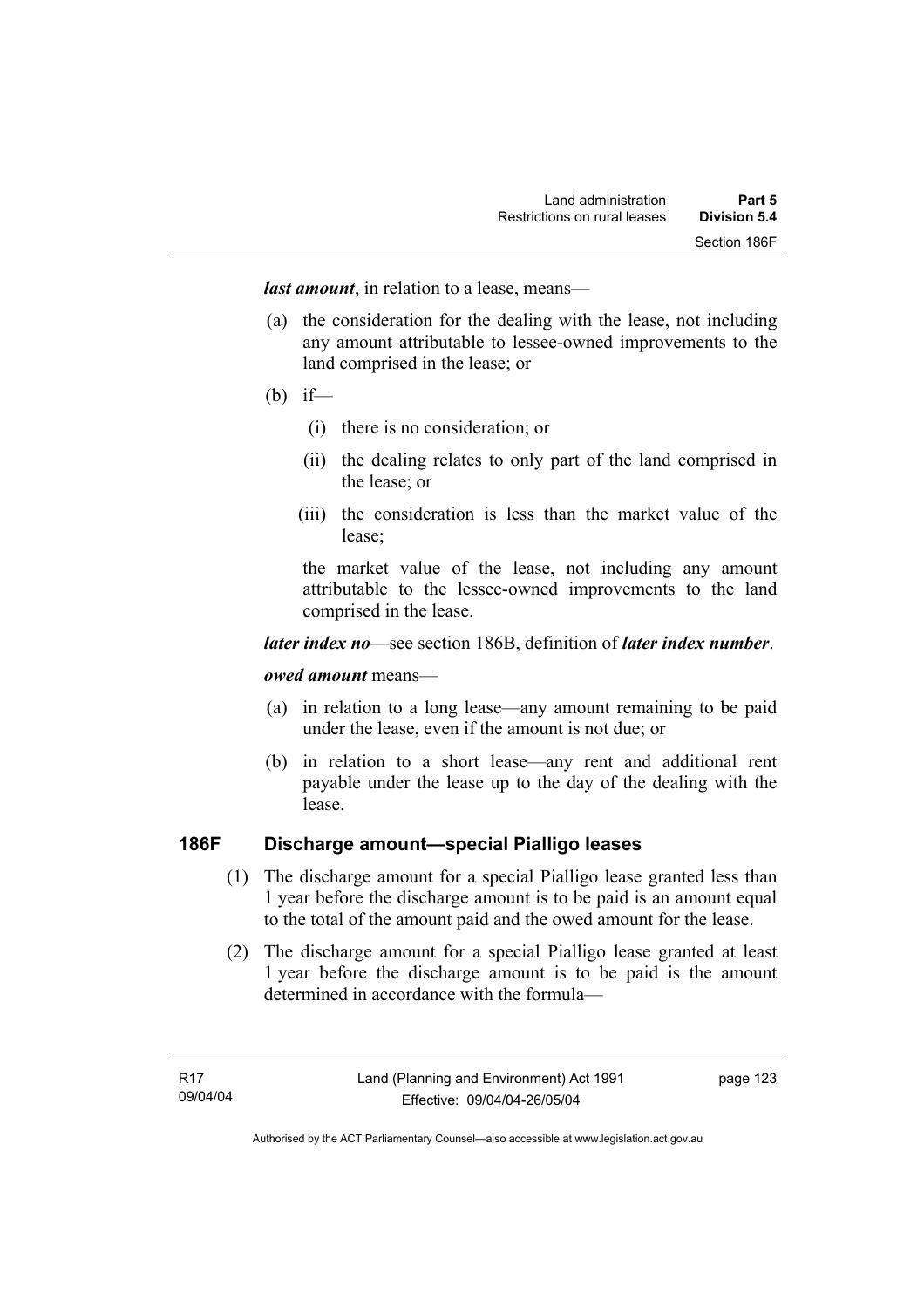***last amount***, in relation to a lease, means—

(a) the consideration for the dealing with the lease, not including any amount attributable to lessee-owned improvements to the land comprised in the lease; or

(b) if—

  (i) there is no consideration; or

  (ii) the dealing relates to only part of the land comprised in the lease; or

  (iii) the consideration is less than the market value of the lease;

  the market value of the lease, not including any amount attributable to the lessee-owned improvements to the land comprised in the lease.

***later index no***—see section 186B, definition of ***later index number***.

***owed amount*** means—

(a) in relation to a long lease—any amount remaining to be paid under the lease, even if the amount is not due; or

(b) in relation to a short lease—any rent and additional rent payable under the lease up to the day of the dealing with the lease.

### 186F Discharge amount—special Pialligo leases

(1) The discharge amount for a special Pialligo lease granted less than 1 year before the discharge amount is to be paid is an amount equal to the total of the amount paid and the owed amount for the lease.

(2) The discharge amount for a special Pialligo lease granted at least 1 year before the discharge amount is to be paid is the amount determined in accordance with the formula—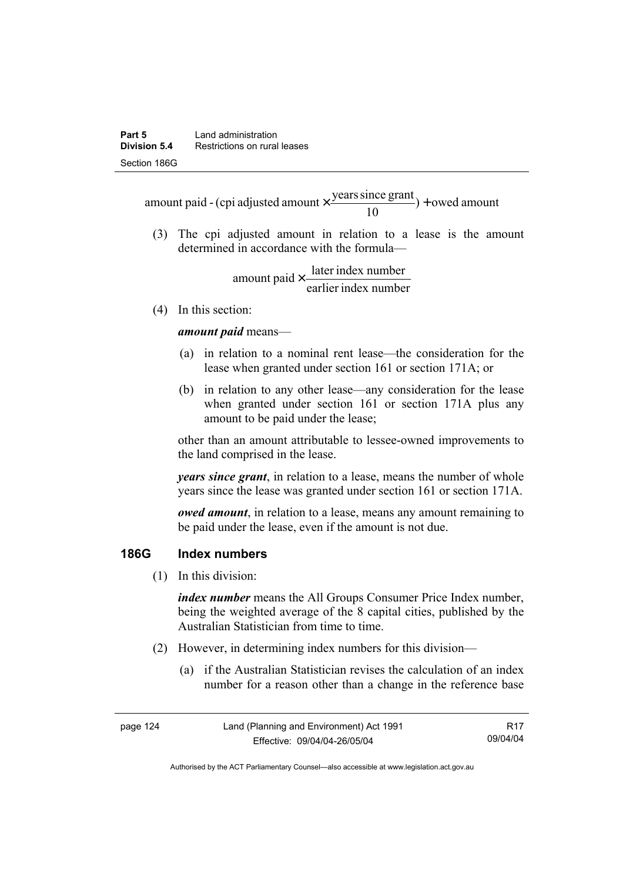$$\text{amount paid} - (\text{cpi adjusted amount} \times \frac{\text{years since grant}}{10}) + \text{owed amount}$$

(3) The cpi adjusted amount in relation to a lease is the amount determined in accordance with the formula—

$$\text{amount paid} \times \frac{\text{later index number}}{\text{earlier index number}}$$

(4) In this section:

***amount paid*** means—

(a) in relation to a nominal rent lease—the consideration for the lease when granted under section 161 or section 171A; or

(b) in relation to any other lease—any consideration for the lease when granted under section 161 or section 171A plus any amount to be paid under the lease;

other than an amount attributable to lessee-owned improvements to the land comprised in the lease.

***years since grant***, in relation to a lease, means the number of whole years since the lease was granted under section 161 or section 171A.

***owed amount***, in relation to a lease, means any amount remaining to be paid under the lease, even if the amount is not due.

## 186G Index numbers

(1) In this division:

***index number*** means the All Groups Consumer Price Index number, being the weighted average of the 8 capital cities, published by the Australian Statistician from time to time.

(2) However, in determining index numbers for this division—

(a) if the Australian Statistician revises the calculation of an index number for a reason other than a change in the reference base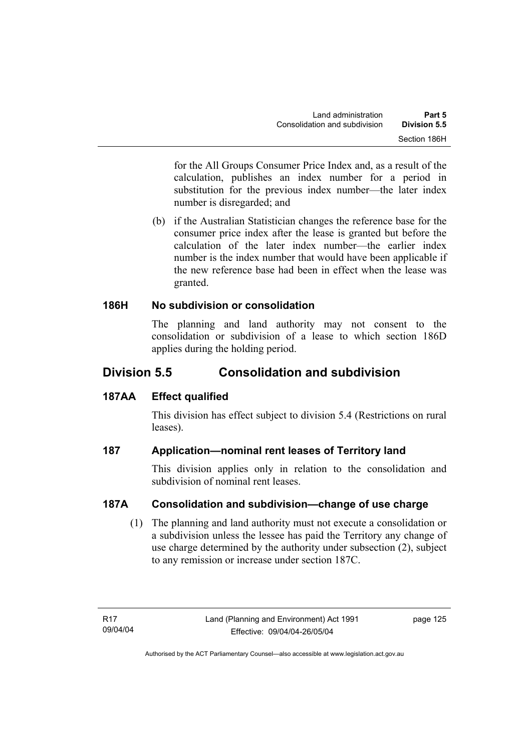for the All Groups Consumer Price Index and, as a result of the calculation, publishes an index number for a period in substitution for the previous index number—the later index number is disregarded; and

(b) if the Australian Statistician changes the reference base for the consumer price index after the lease is granted but before the calculation of the later index number—the earlier index number is the index number that would have been applicable if the new reference base had been in effect when the lease was granted.

### 186H No subdivision or consolidation

The planning and land authority may not consent to the consolidation or subdivision of a lease to which section 186D applies during the holding period.

## Division 5.5 Consolidation and subdivision

### 187AA Effect qualified

This division has effect subject to division 5.4 (Restrictions on rural leases).

### 187 Application—nominal rent leases of Territory land

This division applies only in relation to the consolidation and subdivision of nominal rent leases.

### 187A Consolidation and subdivision—change of use charge

(1) The planning and land authority must not execute a consolidation or a subdivision unless the lessee has paid the Territory any change of use charge determined by the authority under subsection (2), subject to any remission or increase under section 187C.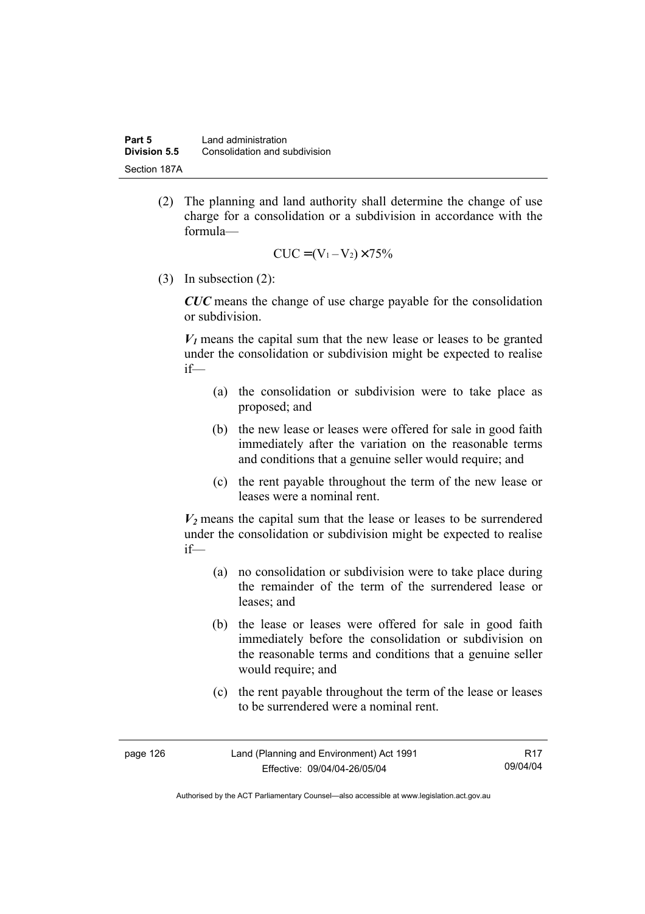(2) The planning and land authority shall determine the change of use charge for a consolidation or a subdivision in accordance with the formula—

$$CUC = (V_1 - V_2) \times 75\%$$

(3) In subsection (2):

***CUC*** means the change of use charge payable for the consolidation or subdivision.

***$V_1$*** means the capital sum that the new lease or leases to be granted under the consolidation or subdivision might be expected to realise if—

(a) the consolidation or subdivision were to take place as proposed; and

(b) the new lease or leases were offered for sale in good faith immediately after the variation on the reasonable terms and conditions that a genuine seller would require; and

(c) the rent payable throughout the term of the new lease or leases were a nominal rent.

***$V_2$*** means the capital sum that the lease or leases to be surrendered under the consolidation or subdivision might be expected to realise if—

(a) no consolidation or subdivision were to take place during the remainder of the term of the surrendered lease or leases; and

(b) the lease or leases were offered for sale in good faith immediately before the consolidation or subdivision on the reasonable terms and conditions that a genuine seller would require; and

(c) the rent payable throughout the term of the lease or leases to be surrendered were a nominal rent.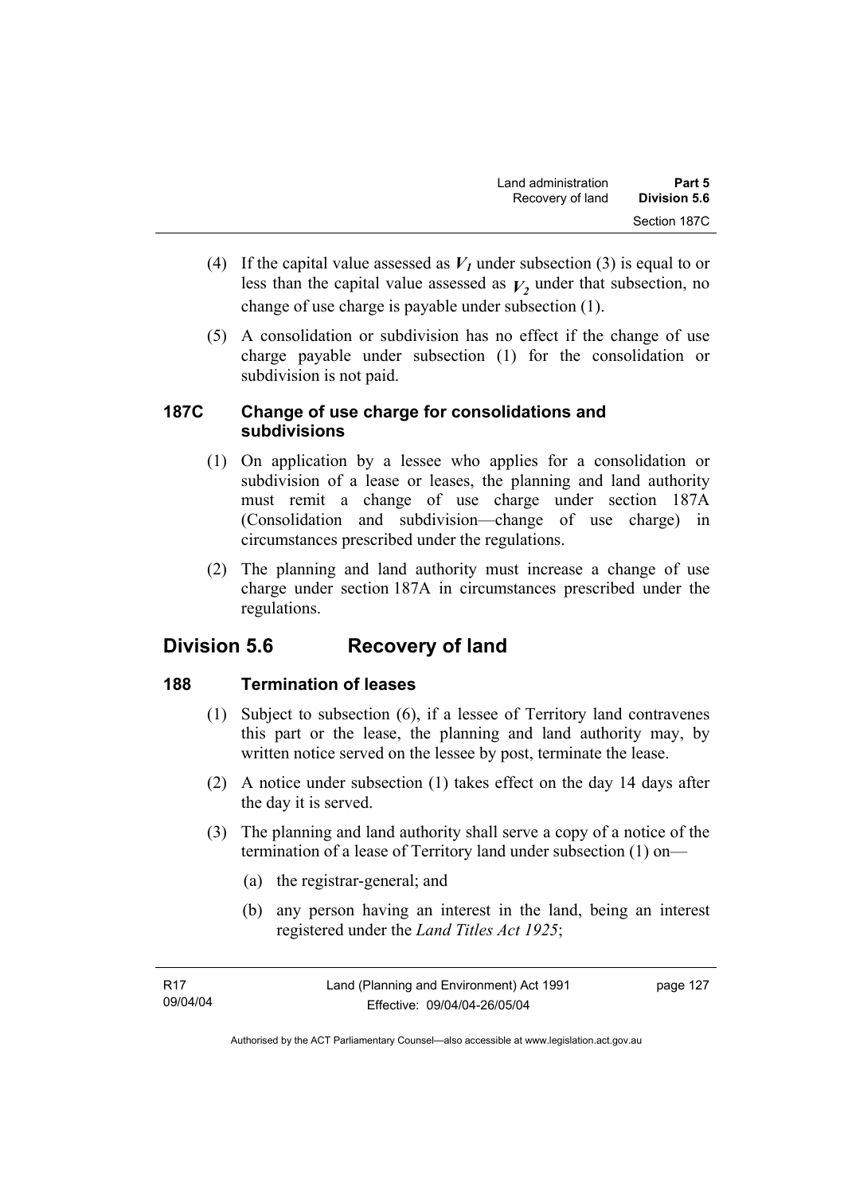(4) If the capital value assessed as $V_1$ under subsection (3) is equal to or less than the capital value assessed as $V_2$ under that subsection, no change of use charge is payable under subsection (1).

(5) A consolidation or subdivision has no effect if the change of use charge payable under subsection (1) for the consolidation or subdivision is not paid.

### 187C Change of use charge for consolidations and subdivisions

(1) On application by a lessee who applies for a consolidation or subdivision of a lease or leases, the planning and land authority must remit a change of use charge under section 187A (Consolidation and subdivision—change of use charge) in circumstances prescribed under the regulations.

(2) The planning and land authority must increase a change of use charge under section 187A in circumstances prescribed under the regulations.

## Division 5.6 Recovery of land

### 188 Termination of leases

(1) Subject to subsection (6), if a lessee of Territory land contravenes this part or the lease, the planning and land authority may, by written notice served on the lessee by post, terminate the lease.

(2) A notice under subsection (1) takes effect on the day 14 days after the day it is served.

(3) The planning and land authority shall serve a copy of a notice of the termination of a lease of Territory land under subsection (1) on—

(a) the registrar-general; and

(b) any person having an interest in the land, being an interest registered under the *Land Titles Act 1925*;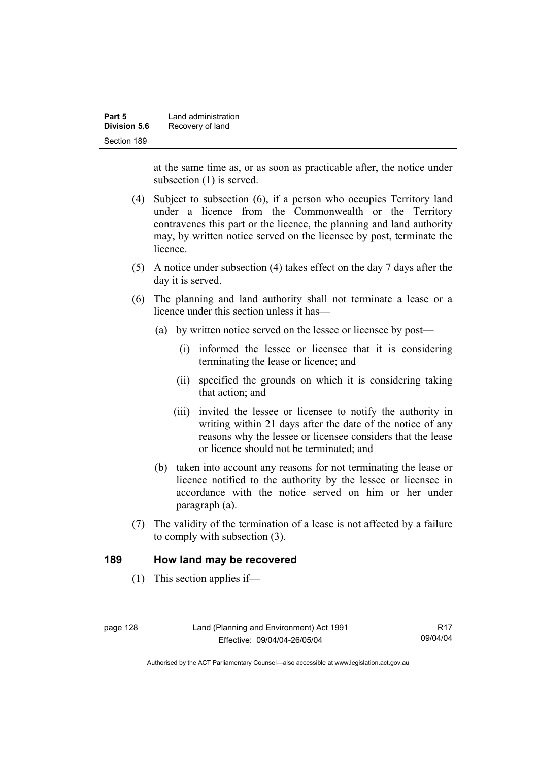at the same time as, or as soon as practicable after, the notice under subsection (1) is served.

(4) Subject to subsection (6), if a person who occupies Territory land under a licence from the Commonwealth or the Territory contravenes this part or the licence, the planning and land authority may, by written notice served on the licensee by post, terminate the licence.

(5) A notice under subsection (4) takes effect on the day 7 days after the day it is served.

(6) The planning and land authority shall not terminate a lease or a licence under this section unless it has—

  (a) by written notice served on the lessee or licensee by post—

    (i) informed the lessee or licensee that it is considering terminating the lease or licence; and

    (ii) specified the grounds on which it is considering taking that action; and

    (iii) invited the lessee or licensee to notify the authority in writing within 21 days after the date of the notice of any reasons why the lessee or licensee considers that the lease or licence should not be terminated; and

  (b) taken into account any reasons for not terminating the lease or licence notified to the authority by the lessee or licensee in accordance with the notice served on him or her under paragraph (a).

(7) The validity of the termination of a lease is not affected by a failure to comply with subsection (3).

## 189 How land may be recovered

(1) This section applies if—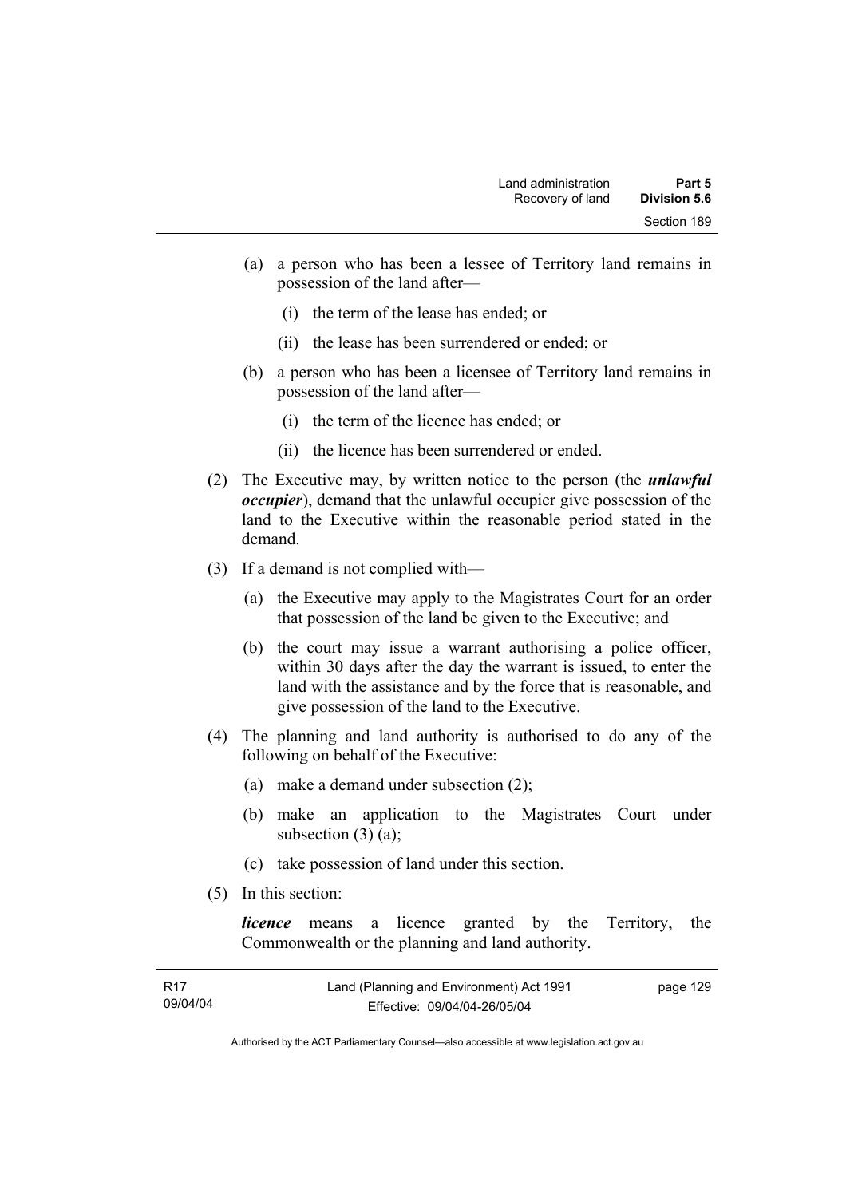(a) a person who has been a lessee of Territory land remains in possession of the land after—

  (i) the term of the lease has ended; or

  (ii) the lease has been surrendered or ended; or

(b) a person who has been a licensee of Territory land remains in possession of the land after—

  (i) the term of the licence has ended; or

  (ii) the licence has been surrendered or ended.

(2) The Executive may, by written notice to the person (the ***unlawful occupier***), demand that the unlawful occupier give possession of the land to the Executive within the reasonable period stated in the demand.

(3) If a demand is not complied with—

  (a) the Executive may apply to the Magistrates Court for an order that possession of the land be given to the Executive; and

  (b) the court may issue a warrant authorising a police officer, within 30 days after the day the warrant is issued, to enter the land with the assistance and by the force that is reasonable, and give possession of the land to the Executive.

(4) The planning and land authority is authorised to do any of the following on behalf of the Executive:

  (a) make a demand under subsection (2);

  (b) make an application to the Magistrates Court under subsection (3) (a);

  (c) take possession of land under this section.

(5) In this section:

***licence*** means a licence granted by the Territory, the Commonwealth or the planning and land authority.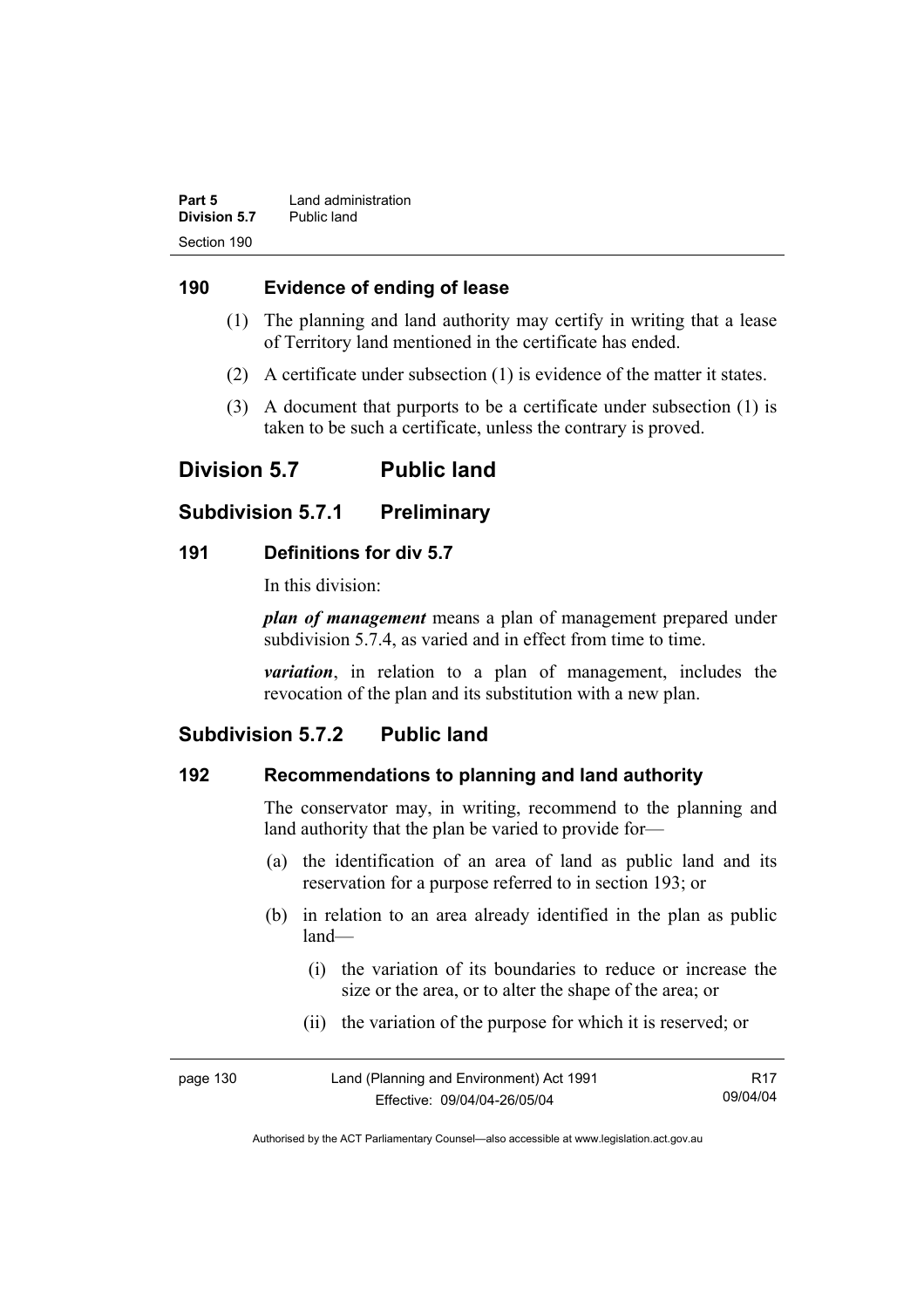## 190 Evidence of ending of lease

(1) The planning and land authority may certify in writing that a lease of Territory land mentioned in the certificate has ended.

(2) A certificate under subsection (1) is evidence of the matter it states.

(3) A document that purports to be a certificate under subsection (1) is taken to be such a certificate, unless the contrary is proved.

# Division 5.7 Public land

## Subdivision 5.7.1 Preliminary

### 191 Definitions for div 5.7

In this division:

***plan of management*** means a plan of management prepared under subdivision 5.7.4, as varied and in effect from time to time.

***variation***, in relation to a plan of management, includes the revocation of the plan and its substitution with a new plan.

## Subdivision 5.7.2 Public land

### 192 Recommendations to planning and land authority

The conservator may, in writing, recommend to the planning and land authority that the plan be varied to provide for—

(a) the identification of an area of land as public land and its reservation for a purpose referred to in section 193; or

(b) in relation to an area already identified in the plan as public land—

(i) the variation of its boundaries to reduce or increase the size or the area, or to alter the shape of the area; or

(ii) the variation of the purpose for which it is reserved; or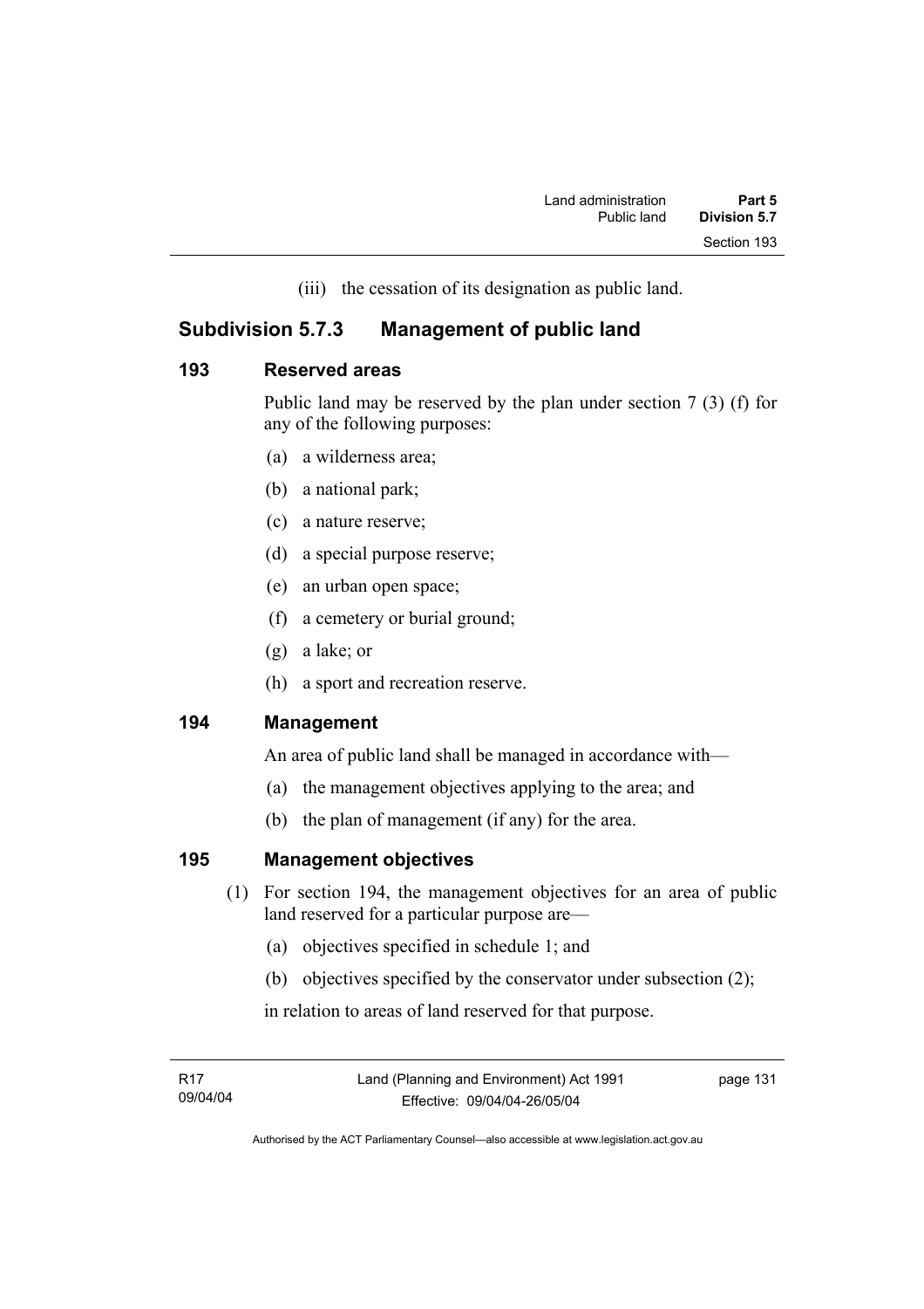(iii) the cessation of its designation as public land.

## Subdivision 5.7.3 Management of public land

### 193 Reserved areas

Public land may be reserved by the plan under section 7 (3) (f) for any of the following purposes:

(a) a wilderness area;

(b) a national park;

(c) a nature reserve;

(d) a special purpose reserve;

(e) an urban open space;

(f) a cemetery or burial ground;

(g) a lake; or

(h) a sport and recreation reserve.

### 194 Management

An area of public land shall be managed in accordance with—

(a) the management objectives applying to the area; and

(b) the plan of management (if any) for the area.

### 195 Management objectives

(1) For section 194, the management objectives for an area of public land reserved for a particular purpose are—

(a) objectives specified in schedule 1; and

(b) objectives specified by the conservator under subsection (2);

in relation to areas of land reserved for that purpose.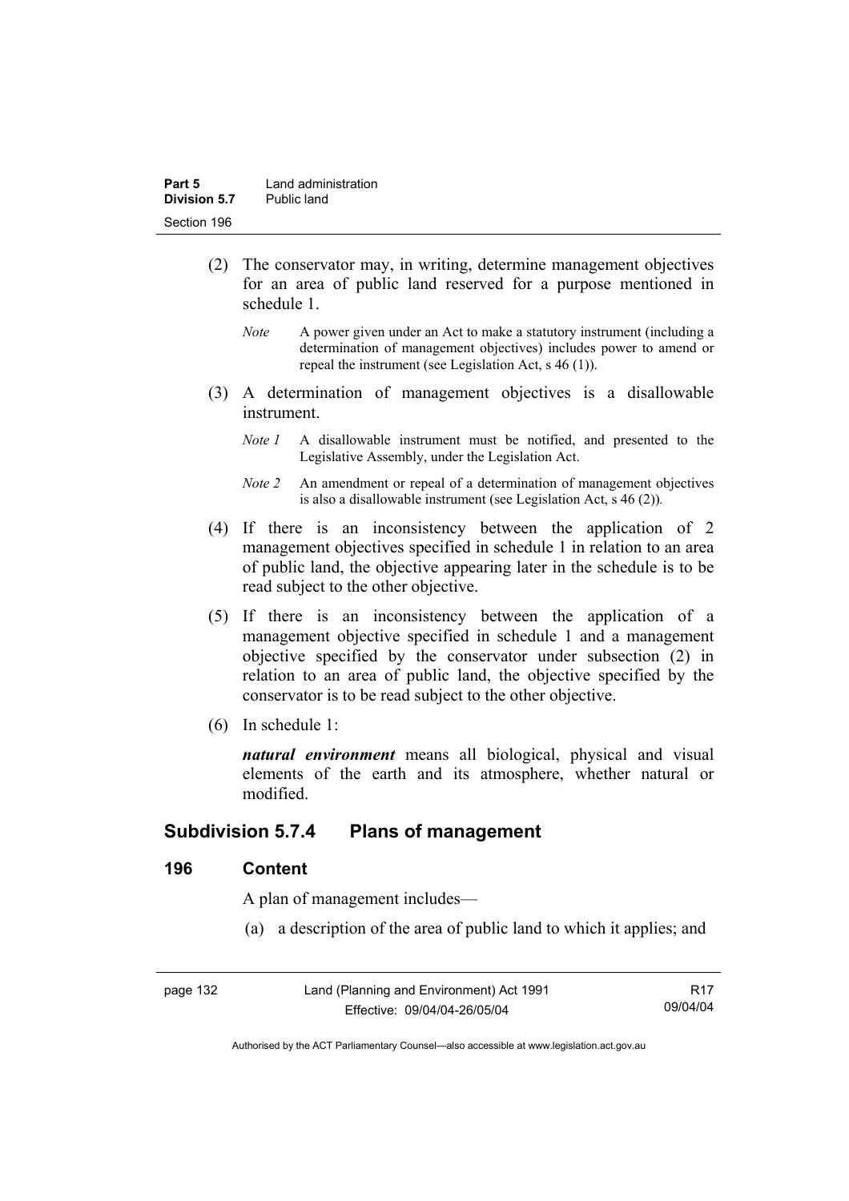(2) The conservator may, in writing, determine management objectives for an area of public land reserved for a purpose mentioned in schedule 1.

*Note* A power given under an Act to make a statutory instrument (including a determination of management objectives) includes power to amend or repeal the instrument (see Legislation Act, s 46 (1)).

(3) A determination of management objectives is a disallowable instrument.

*Note 1* A disallowable instrument must be notified, and presented to the Legislative Assembly, under the Legislation Act.

*Note 2* An amendment or repeal of a determination of management objectives is also a disallowable instrument (see Legislation Act, s 46 (2)).

(4) If there is an inconsistency between the application of 2 management objectives specified in schedule 1 in relation to an area of public land, the objective appearing later in the schedule is to be read subject to the other objective.

(5) If there is an inconsistency between the application of a management objective specified in schedule 1 and a management objective specified by the conservator under subsection (2) in relation to an area of public land, the objective specified by the conservator is to be read subject to the other objective.

(6) In schedule 1:

***natural environment*** means all biological, physical and visual elements of the earth and its atmosphere, whether natural or modified.

## Subdivision 5.7.4 Plans of management

### 196 Content

A plan of management includes—

(a) a description of the area of public land to which it applies; and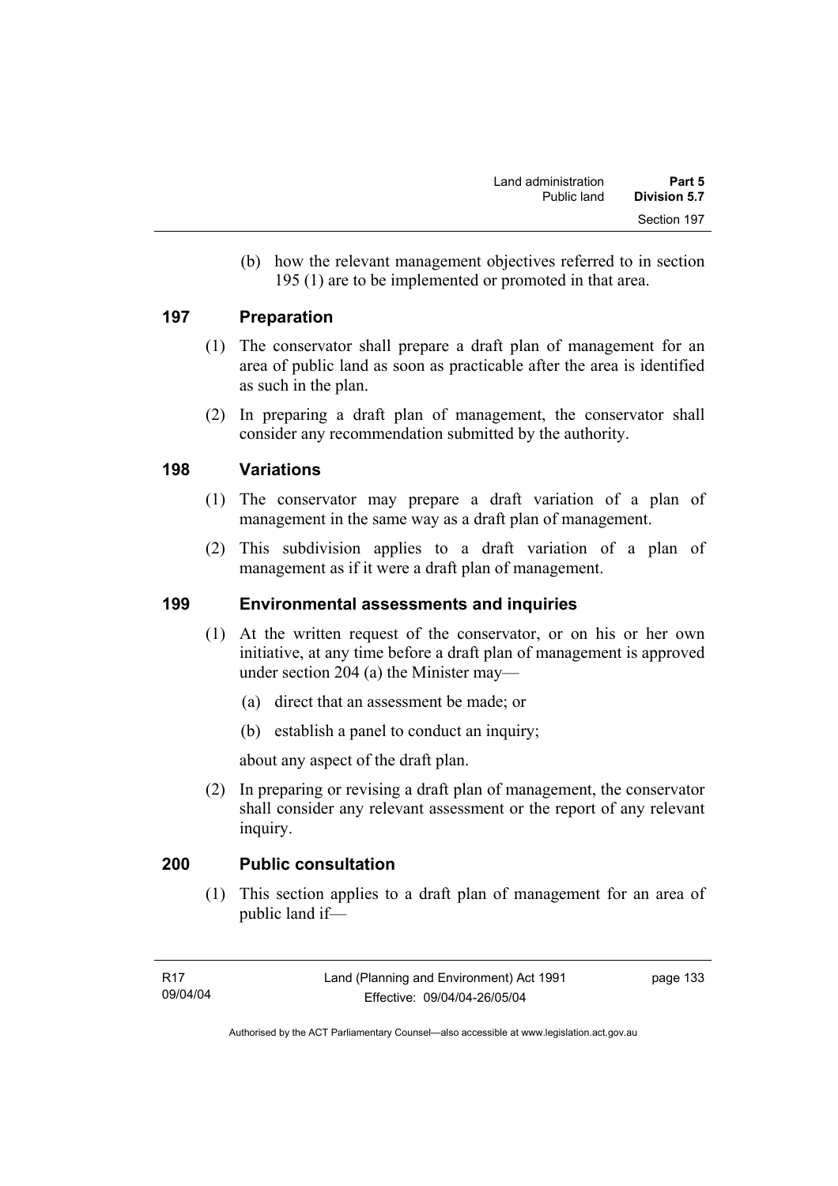(b) how the relevant management objectives referred to in section 195 (1) are to be implemented or promoted in that area.

## 197 Preparation

(1) The conservator shall prepare a draft plan of management for an area of public land as soon as practicable after the area is identified as such in the plan.

(2) In preparing a draft plan of management, the conservator shall consider any recommendation submitted by the authority.

## 198 Variations

(1) The conservator may prepare a draft variation of a plan of management in the same way as a draft plan of management.

(2) This subdivision applies to a draft variation of a plan of management as if it were a draft plan of management.

## 199 Environmental assessments and inquiries

(1) At the written request of the conservator, or on his or her own initiative, at any time before a draft plan of management is approved under section 204 (a) the Minister may—

(a) direct that an assessment be made; or

(b) establish a panel to conduct an inquiry;

about any aspect of the draft plan.

(2) In preparing or revising a draft plan of management, the conservator shall consider any relevant assessment or the report of any relevant inquiry.

## 200 Public consultation

(1) This section applies to a draft plan of management for an area of public land if—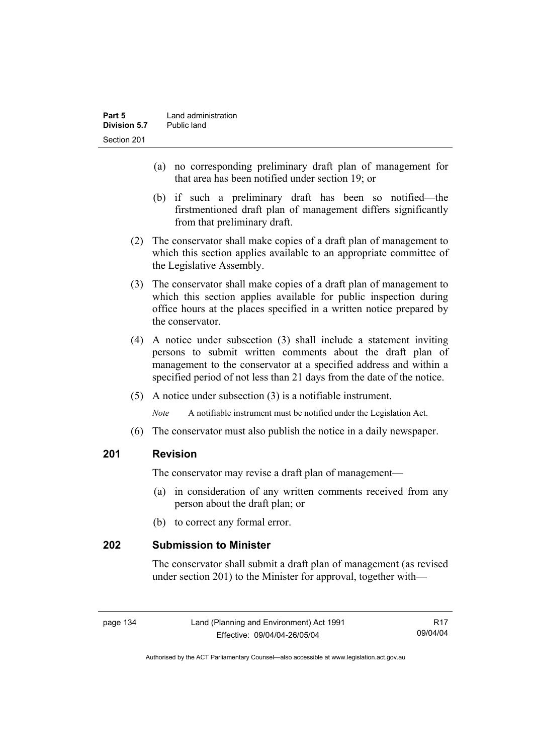(a) no corresponding preliminary draft plan of management for that area has been notified under section 19; or

(b) if such a preliminary draft has been so notified—the firstmentioned draft plan of management differs significantly from that preliminary draft.

(2) The conservator shall make copies of a draft plan of management to which this section applies available to an appropriate committee of the Legislative Assembly.

(3) The conservator shall make copies of a draft plan of management to which this section applies available for public inspection during office hours at the places specified in a written notice prepared by the conservator.

(4) A notice under subsection (3) shall include a statement inviting persons to submit written comments about the draft plan of management to the conservator at a specified address and within a specified period of not less than 21 days from the date of the notice.

(5) A notice under subsection (3) is a notifiable instrument.

*Note* A notifiable instrument must be notified under the Legislation Act.

(6) The conservator must also publish the notice in a daily newspaper.

## 201 Revision

The conservator may revise a draft plan of management—

(a) in consideration of any written comments received from any person about the draft plan; or

(b) to correct any formal error.

## 202 Submission to Minister

The conservator shall submit a draft plan of management (as revised under section 201) to the Minister for approval, together with—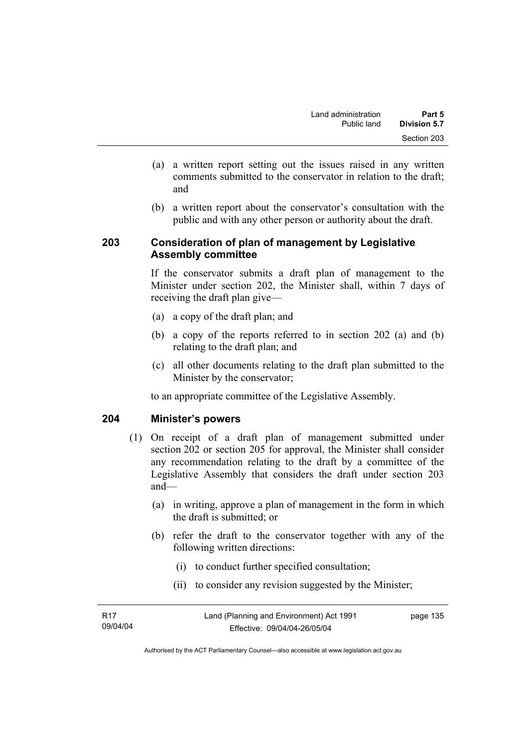(a) a written report setting out the issues raised in any written comments submitted to the conservator in relation to the draft; and

(b) a written report about the conservator's consultation with the public and with any other person or authority about the draft.

## 203 Consideration of plan of management by Legislative Assembly committee

If the conservator submits a draft plan of management to the Minister under section 202, the Minister shall, within 7 days of receiving the draft plan give—

(a) a copy of the draft plan; and

(b) a copy of the reports referred to in section 202 (a) and (b) relating to the draft plan; and

(c) all other documents relating to the draft plan submitted to the Minister by the conservator;

to an appropriate committee of the Legislative Assembly.

## 204 Minister's powers

(1) On receipt of a draft plan of management submitted under section 202 or section 205 for approval, the Minister shall consider any recommendation relating to the draft by a committee of the Legislative Assembly that considers the draft under section 203 and—

(a) in writing, approve a plan of management in the form in which the draft is submitted; or

(b) refer the draft to the conservator together with any of the following written directions:

(i) to conduct further specified consultation;

(ii) to consider any revision suggested by the Minister;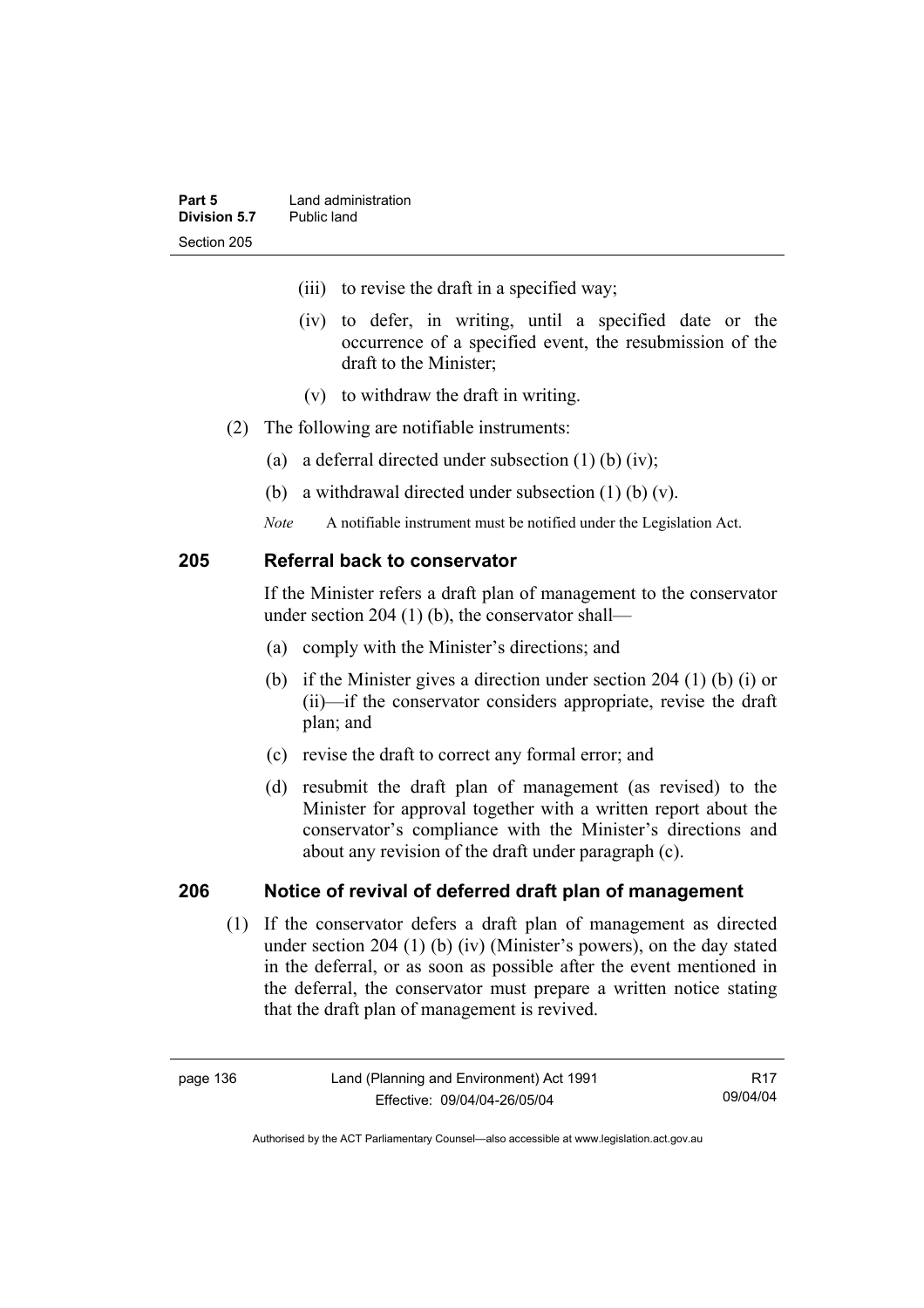(iii) to revise the draft in a specified way;

(iv) to defer, in writing, until a specified date or the occurrence of a specified event, the resubmission of the draft to the Minister;

(v) to withdraw the draft in writing.

(2) The following are notifiable instruments:

(a) a deferral directed under subsection (1) (b) (iv);

(b) a withdrawal directed under subsection (1) (b) (v).

*Note* A notifiable instrument must be notified under the Legislation Act.

## 205 Referral back to conservator

If the Minister refers a draft plan of management to the conservator under section 204 (1) (b), the conservator shall—

(a) comply with the Minister's directions; and

(b) if the Minister gives a direction under section 204 (1) (b) (i) or (ii)—if the conservator considers appropriate, revise the draft plan; and

(c) revise the draft to correct any formal error; and

(d) resubmit the draft plan of management (as revised) to the Minister for approval together with a written report about the conservator's compliance with the Minister's directions and about any revision of the draft under paragraph (c).

## 206 Notice of revival of deferred draft plan of management

(1) If the conservator defers a draft plan of management as directed under section 204 (1) (b) (iv) (Minister's powers), on the day stated in the deferral, or as soon as possible after the event mentioned in the deferral, the conservator must prepare a written notice stating that the draft plan of management is revived.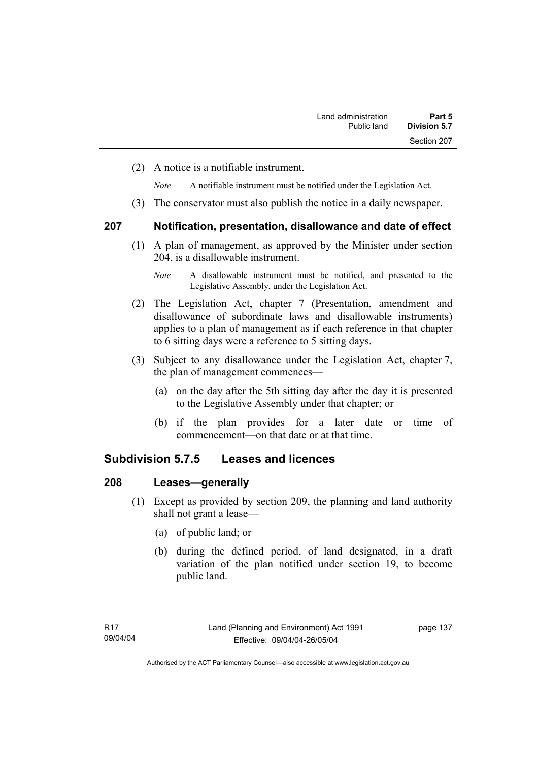(2) A notice is a notifiable instrument.

*Note* A notifiable instrument must be notified under the Legislation Act.

(3) The conservator must also publish the notice in a daily newspaper.

## 207 Notification, presentation, disallowance and date of effect

(1) A plan of management, as approved by the Minister under section 204, is a disallowable instrument.

*Note* A disallowable instrument must be notified, and presented to the Legislative Assembly, under the Legislation Act.

(2) The Legislation Act, chapter 7 (Presentation, amendment and disallowance of subordinate laws and disallowable instruments) applies to a plan of management as if each reference in that chapter to 6 sitting days were a reference to 5 sitting days.

(3) Subject to any disallowance under the Legislation Act, chapter 7, the plan of management commences—

(a) on the day after the 5th sitting day after the day it is presented to the Legislative Assembly under that chapter; or

(b) if the plan provides for a later date or time of commencement—on that date or at that time.

# Subdivision 5.7.5 Leases and licences

## 208 Leases—generally

(1) Except as provided by section 209, the planning and land authority shall not grant a lease—

(a) of public land; or

(b) during the defined period, of land designated, in a draft variation of the plan notified under section 19, to become public land.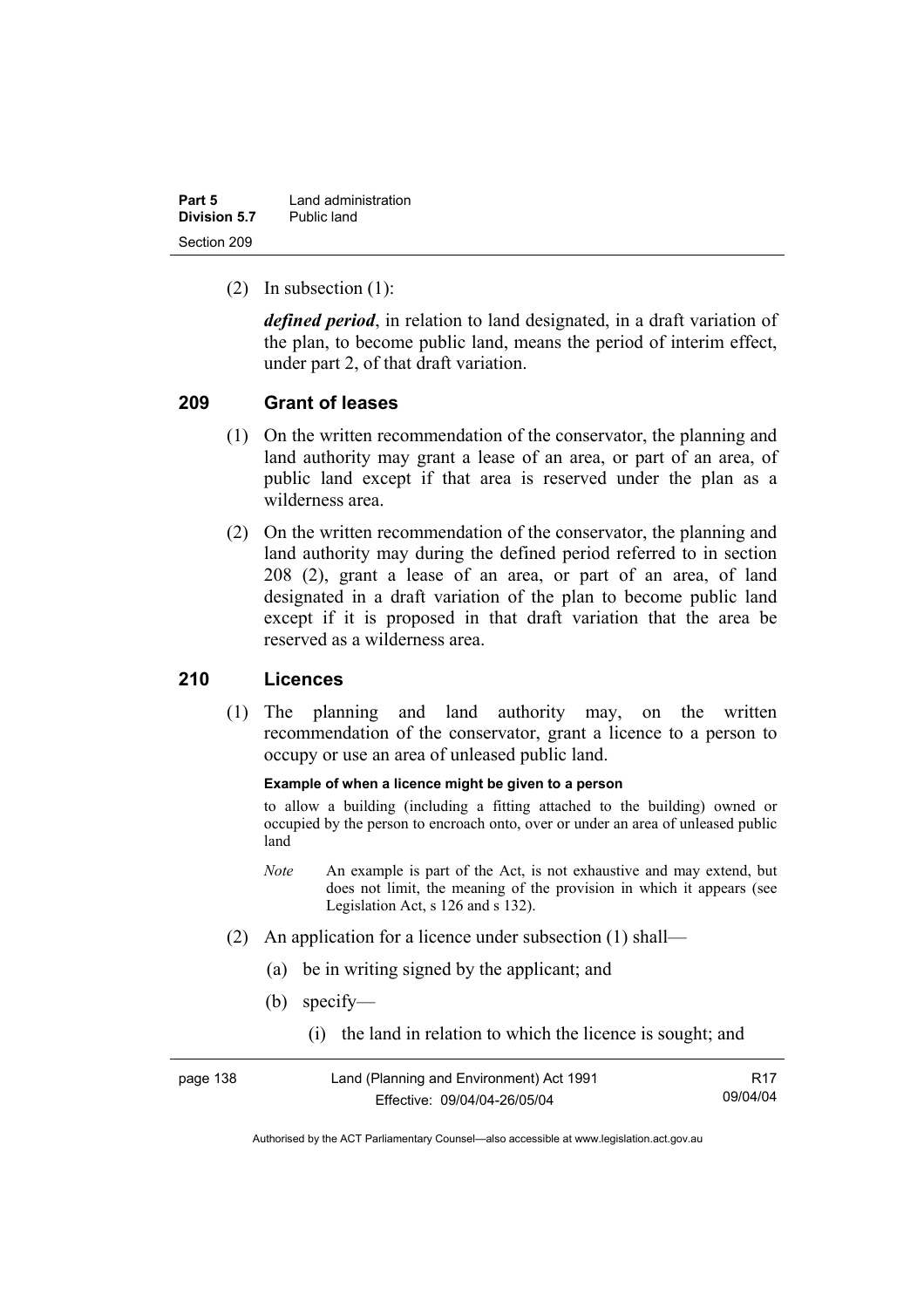(2) In subsection (1):

***defined period***, in relation to land designated, in a draft variation of the plan, to become public land, means the period of interim effect, under part 2, of that draft variation.

## 209 Grant of leases

(1) On the written recommendation of the conservator, the planning and land authority may grant a lease of an area, or part of an area, of public land except if that area is reserved under the plan as a wilderness area.

(2) On the written recommendation of the conservator, the planning and land authority may during the defined period referred to in section 208 (2), grant a lease of an area, or part of an area, of land designated in a draft variation of the plan to become public land except if it is proposed in that draft variation that the area be reserved as a wilderness area.

## 210 Licences

(1) The planning and land authority may, on the written recommendation of the conservator, grant a licence to a person to occupy or use an area of unleased public land.

**Example of when a licence might be given to a person**

to allow a building (including a fitting attached to the building) owned or occupied by the person to encroach onto, over or under an area of unleased public land

*Note* An example is part of the Act, is not exhaustive and may extend, but does not limit, the meaning of the provision in which it appears (see Legislation Act, s 126 and s 132).

(2) An application for a licence under subsection (1) shall—

(a) be in writing signed by the applicant; and

(b) specify—

(i) the land in relation to which the licence is sought; and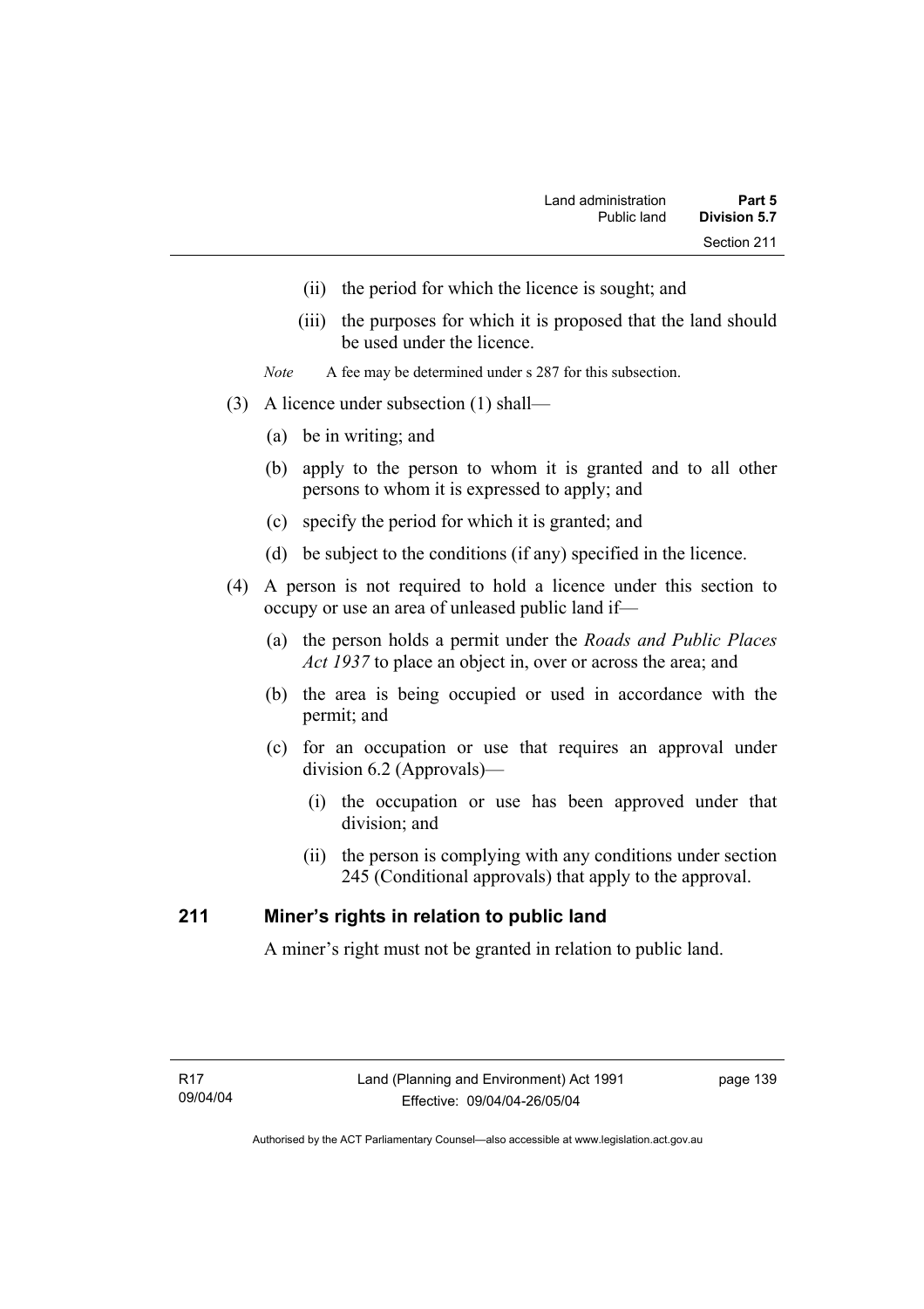(ii) the period for which the licence is sought; and

(iii) the purposes for which it is proposed that the land should be used under the licence.

*Note* A fee may be determined under s 287 for this subsection.

(3) A licence under subsection (1) shall—

(a) be in writing; and

(b) apply to the person to whom it is granted and to all other persons to whom it is expressed to apply; and

(c) specify the period for which it is granted; and

(d) be subject to the conditions (if any) specified in the licence.

(4) A person is not required to hold a licence under this section to occupy or use an area of unleased public land if—

(a) the person holds a permit under the *Roads and Public Places Act 1937* to place an object in, over or across the area; and

(b) the area is being occupied or used in accordance with the permit; and

(c) for an occupation or use that requires an approval under division 6.2 (Approvals)—

(i) the occupation or use has been approved under that division; and

(ii) the person is complying with any conditions under section 245 (Conditional approvals) that apply to the approval.

## 211 Miner's rights in relation to public land

A miner's right must not be granted in relation to public land.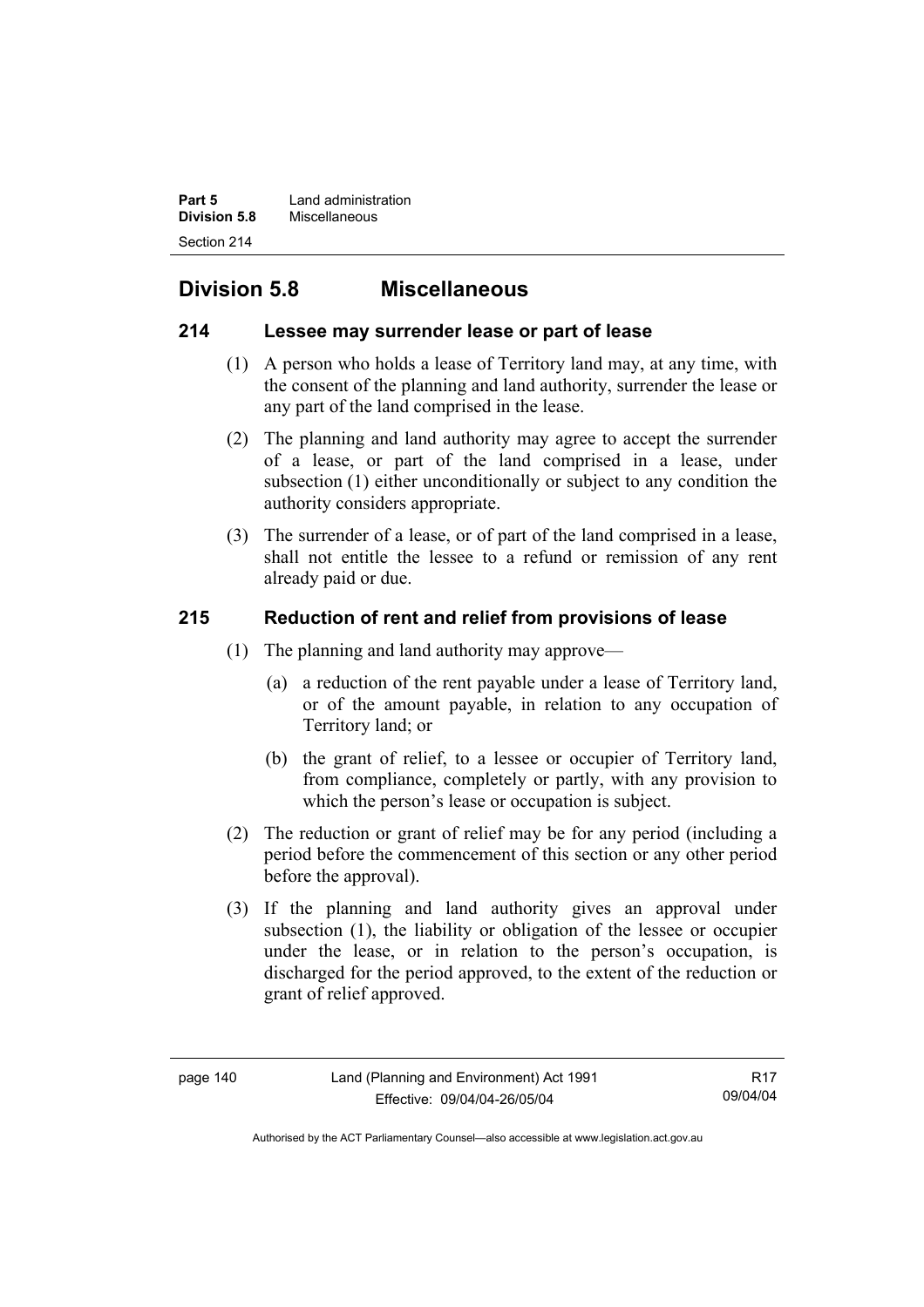## Division 5.8 Miscellaneous

### 214 Lessee may surrender lease or part of lease

(1) A person who holds a lease of Territory land may, at any time, with the consent of the planning and land authority, surrender the lease or any part of the land comprised in the lease.

(2) The planning and land authority may agree to accept the surrender of a lease, or part of the land comprised in a lease, under subsection (1) either unconditionally or subject to any condition the authority considers appropriate.

(3) The surrender of a lease, or of part of the land comprised in a lease, shall not entitle the lessee to a refund or remission of any rent already paid or due.

### 215 Reduction of rent and relief from provisions of lease

(1) The planning and land authority may approve—

(a) a reduction of the rent payable under a lease of Territory land, or of the amount payable, in relation to any occupation of Territory land; or

(b) the grant of relief, to a lessee or occupier of Territory land, from compliance, completely or partly, with any provision to which the person's lease or occupation is subject.

(2) The reduction or grant of relief may be for any period (including a period before the commencement of this section or any other period before the approval).

(3) If the planning and land authority gives an approval under subsection (1), the liability or obligation of the lessee or occupier under the lease, or in relation to the person's occupation, is discharged for the period approved, to the extent of the reduction or grant of relief approved.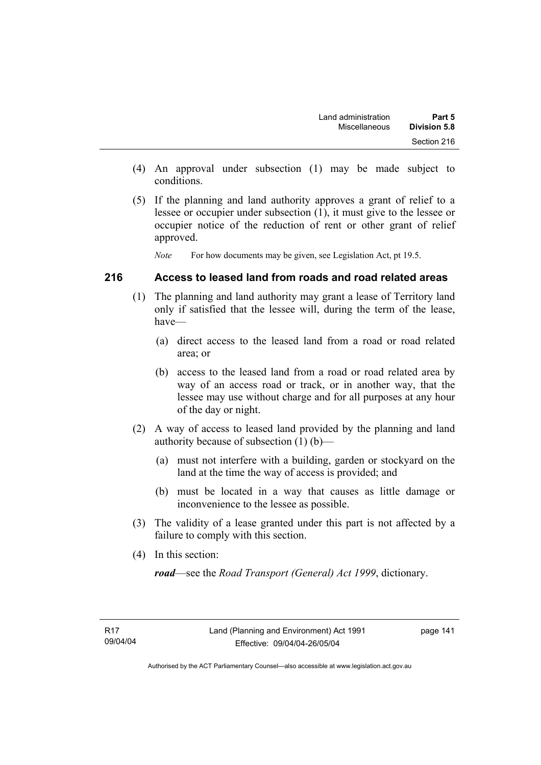(4) An approval under subsection (1) may be made subject to conditions.

(5) If the planning and land authority approves a grant of relief to a lessee or occupier under subsection (1), it must give to the lessee or occupier notice of the reduction of rent or other grant of relief approved.

*Note* For how documents may be given, see Legislation Act, pt 19.5.

## 216 Access to leased land from roads and road related areas

(1) The planning and land authority may grant a lease of Territory land only if satisfied that the lessee will, during the term of the lease, have—

(a) direct access to the leased land from a road or road related area; or

(b) access to the leased land from a road or road related area by way of an access road or track, or in another way, that the lessee may use without charge and for all purposes at any hour of the day or night.

(2) A way of access to leased land provided by the planning and land authority because of subsection (1) (b)—

(a) must not interfere with a building, garden or stockyard on the land at the time the way of access is provided; and

(b) must be located in a way that causes as little damage or inconvenience to the lessee as possible.

(3) The validity of a lease granted under this part is not affected by a failure to comply with this section.

(4) In this section:

***road***—see the *Road Transport (General) Act 1999*, dictionary.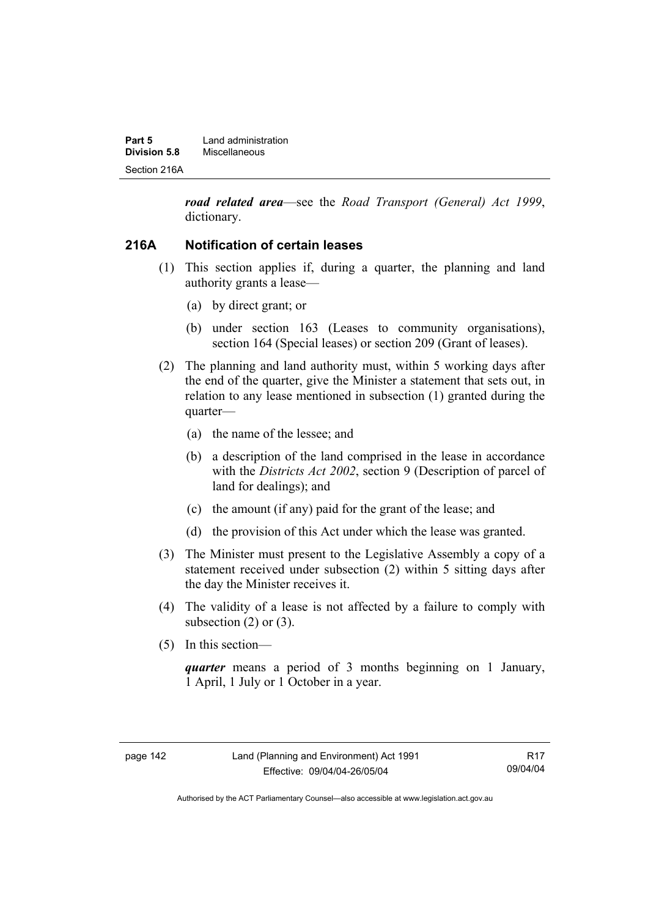***road related area***—see the *Road Transport (General) Act 1999*, dictionary.

### 216A Notification of certain leases

(1) This section applies if, during a quarter, the planning and land authority grants a lease—

   (a) by direct grant; or

   (b) under section 163 (Leases to community organisations), section 164 (Special leases) or section 209 (Grant of leases).

(2) The planning and land authority must, within 5 working days after the end of the quarter, give the Minister a statement that sets out, in relation to any lease mentioned in subsection (1) granted during the quarter—

   (a) the name of the lessee; and

   (b) a description of the land comprised in the lease in accordance with the *Districts Act 2002*, section 9 (Description of parcel of land for dealings); and

   (c) the amount (if any) paid for the grant of the lease; and

   (d) the provision of this Act under which the lease was granted.

(3) The Minister must present to the Legislative Assembly a copy of a statement received under subsection (2) within 5 sitting days after the day the Minister receives it.

(4) The validity of a lease is not affected by a failure to comply with subsection (2) or (3).

(5) In this section—

***quarter*** means a period of 3 months beginning on 1 January, 1 April, 1 July or 1 October in a year.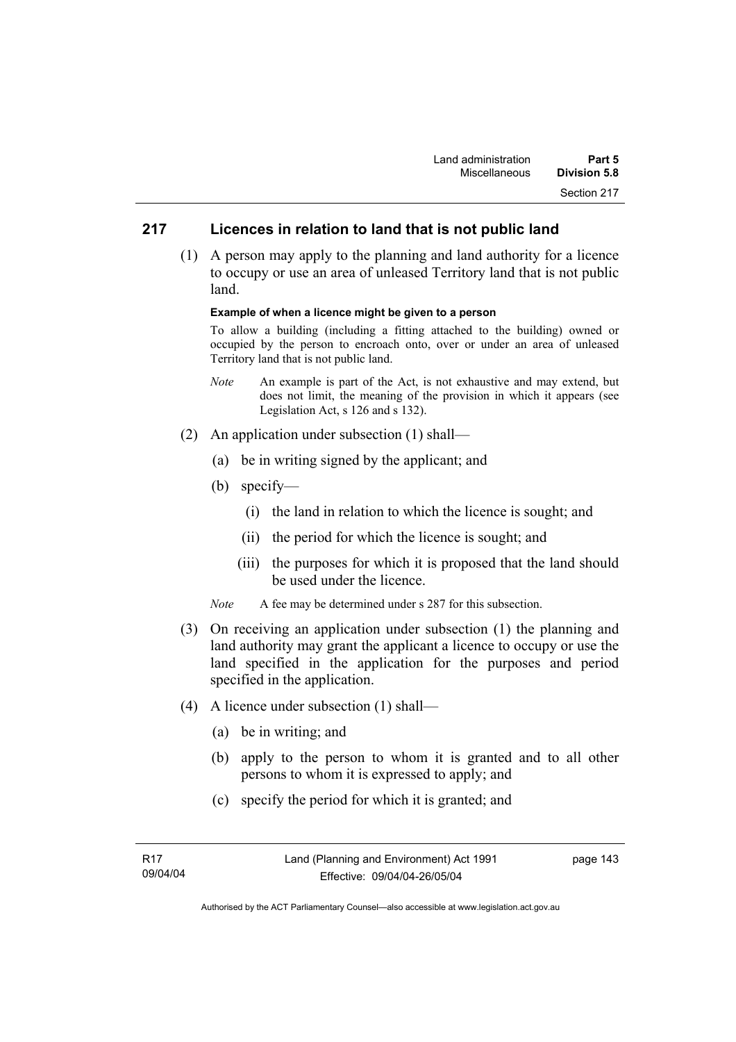## 217 Licences in relation to land that is not public land

(1) A person may apply to the planning and land authority for a licence to occupy or use an area of unleased Territory land that is not public land.

**Example of when a licence might be given to a person**

To allow a building (including a fitting attached to the building) owned or occupied by the person to encroach onto, over or under an area of unleased Territory land that is not public land.

*Note* An example is part of the Act, is not exhaustive and may extend, but does not limit, the meaning of the provision in which it appears (see Legislation Act, s 126 and s 132).

(2) An application under subsection (1) shall—

(a) be in writing signed by the applicant; and

(b) specify—

(i) the land in relation to which the licence is sought; and

(ii) the period for which the licence is sought; and

(iii) the purposes for which it is proposed that the land should be used under the licence.

*Note* A fee may be determined under s 287 for this subsection.

(3) On receiving an application under subsection (1) the planning and land authority may grant the applicant a licence to occupy or use the land specified in the application for the purposes and period specified in the application.

(4) A licence under subsection (1) shall—

(a) be in writing; and

(b) apply to the person to whom it is granted and to all other persons to whom it is expressed to apply; and

(c) specify the period for which it is granted; and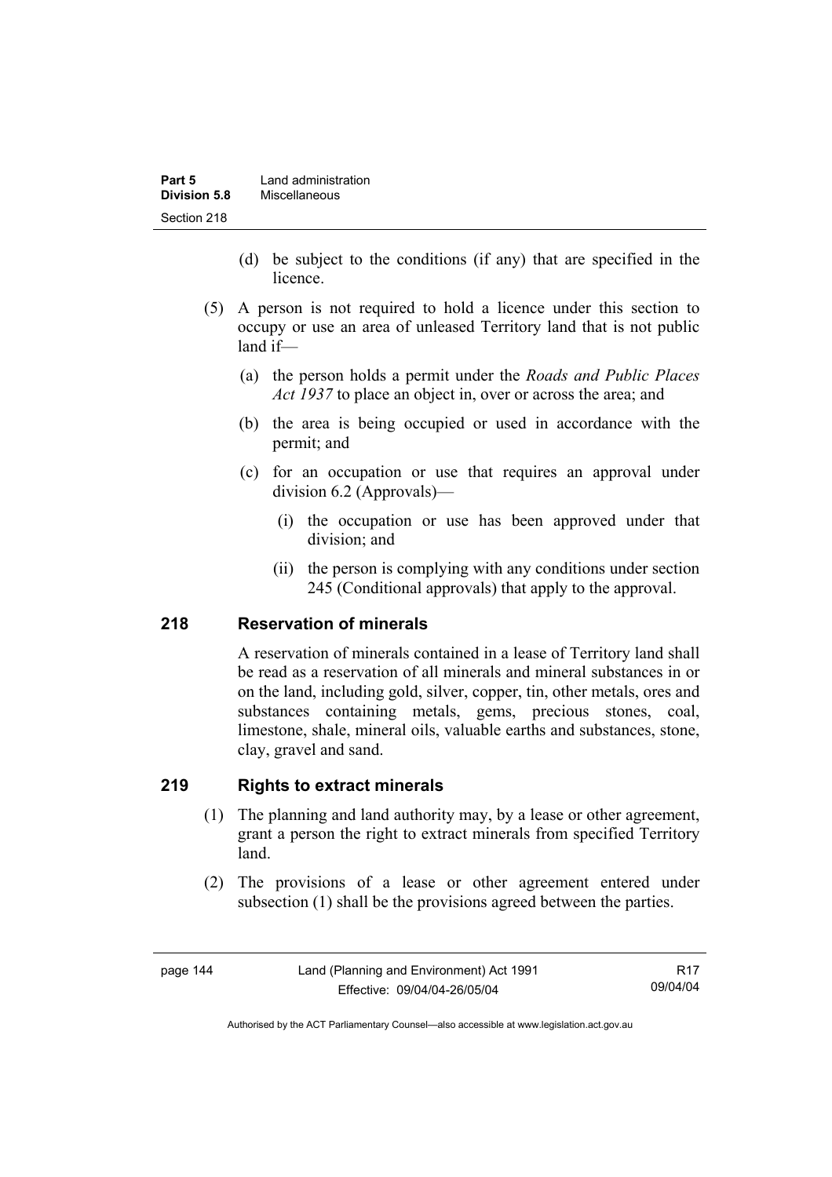(d) be subject to the conditions (if any) that are specified in the licence.

(5) A person is not required to hold a licence under this section to occupy or use an area of unleased Territory land that is not public land if—

(a) the person holds a permit under the *Roads and Public Places Act 1937* to place an object in, over or across the area; and

(b) the area is being occupied or used in accordance with the permit; and

(c) for an occupation or use that requires an approval under division 6.2 (Approvals)—

(i) the occupation or use has been approved under that division; and

(ii) the person is complying with any conditions under section 245 (Conditional approvals) that apply to the approval.

## 218 Reservation of minerals

A reservation of minerals contained in a lease of Territory land shall be read as a reservation of all minerals and mineral substances in or on the land, including gold, silver, copper, tin, other metals, ores and substances containing metals, gems, precious stones, coal, limestone, shale, mineral oils, valuable earths and substances, stone, clay, gravel and sand.

## 219 Rights to extract minerals

(1) The planning and land authority may, by a lease or other agreement, grant a person the right to extract minerals from specified Territory land.

(2) The provisions of a lease or other agreement entered under subsection (1) shall be the provisions agreed between the parties.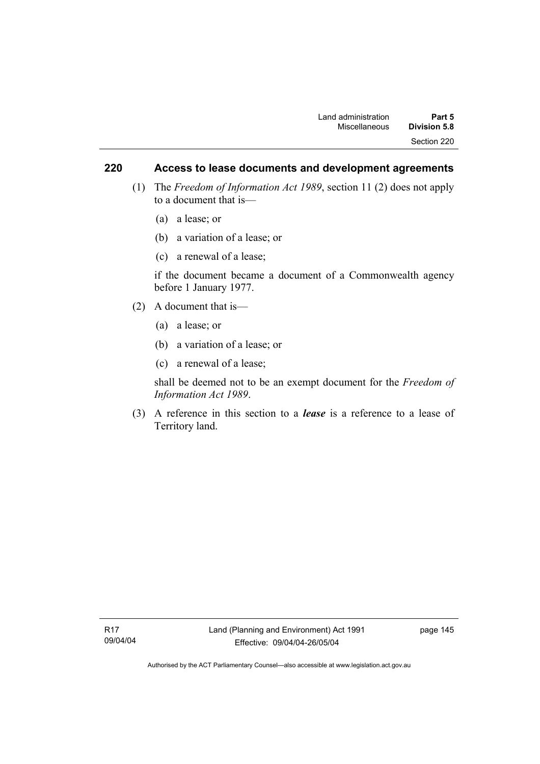## 220 Access to lease documents and development agreements

(1) The *Freedom of Information Act 1989*, section 11 (2) does not apply to a document that is—

(a) a lease; or

(b) a variation of a lease; or

(c) a renewal of a lease;

if the document became a document of a Commonwealth agency before 1 January 1977.

(2) A document that is—

(a) a lease; or

(b) a variation of a lease; or

(c) a renewal of a lease;

shall be deemed not to be an exempt document for the *Freedom of Information Act 1989*.

(3) A reference in this section to a ***lease*** is a reference to a lease of Territory land.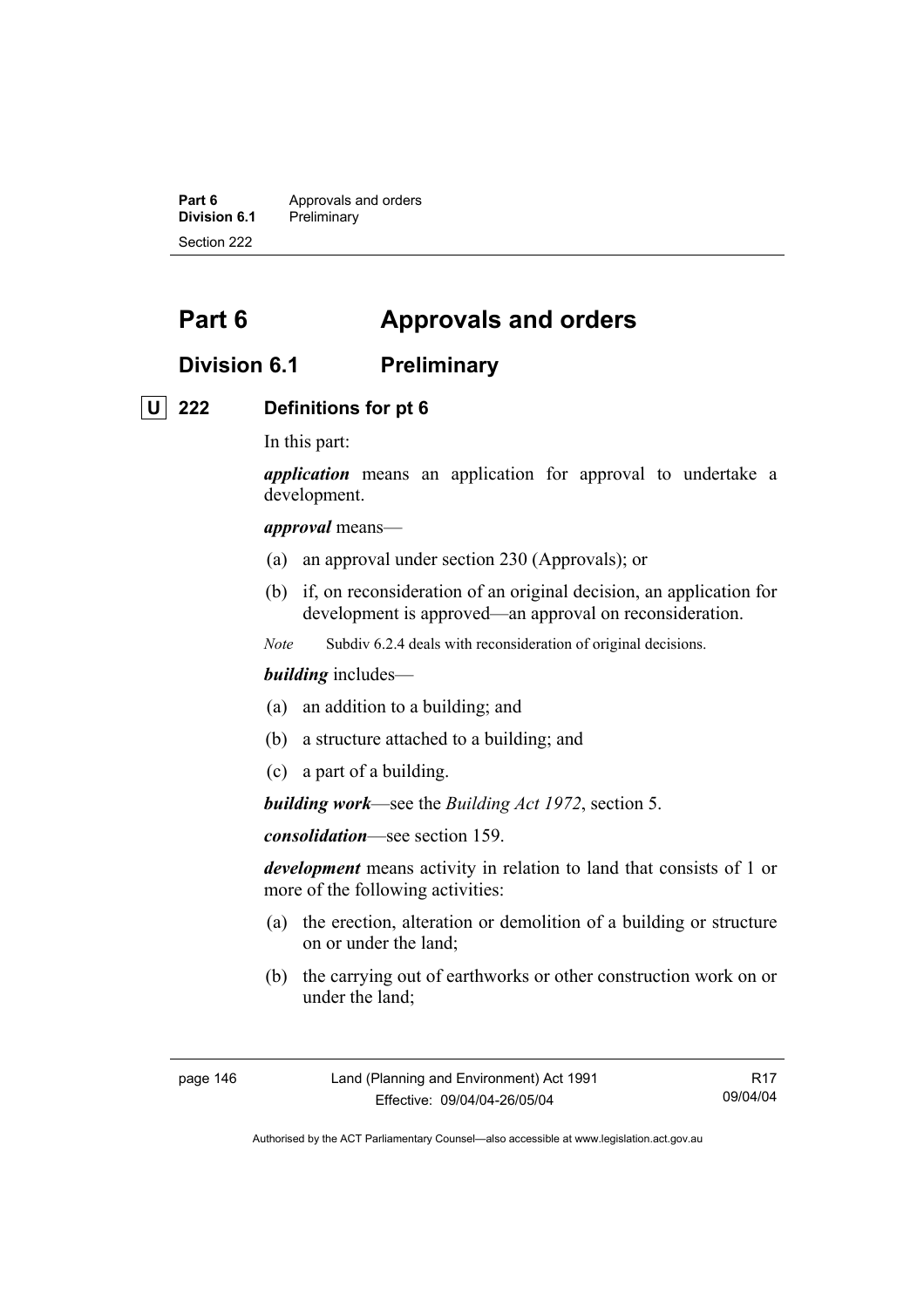# Part 6 Approvals and orders

## Division 6.1 Preliminary

### U 222 Definitions for pt 6

In this part:

***application*** means an application for approval to undertake a development.

***approval*** means—

(a) an approval under section 230 (Approvals); or

(b) if, on reconsideration of an original decision, an application for development is approved—an approval on reconsideration.

*Note* Subdiv 6.2.4 deals with reconsideration of original decisions.

***building*** includes—

(a) an addition to a building; and

(b) a structure attached to a building; and

(c) a part of a building.

***building work***—see the *Building Act 1972*, section 5.

***consolidation***—see section 159.

***development*** means activity in relation to land that consists of 1 or more of the following activities:

(a) the erection, alteration or demolition of a building or structure on or under the land;

(b) the carrying out of earthworks or other construction work on or under the land;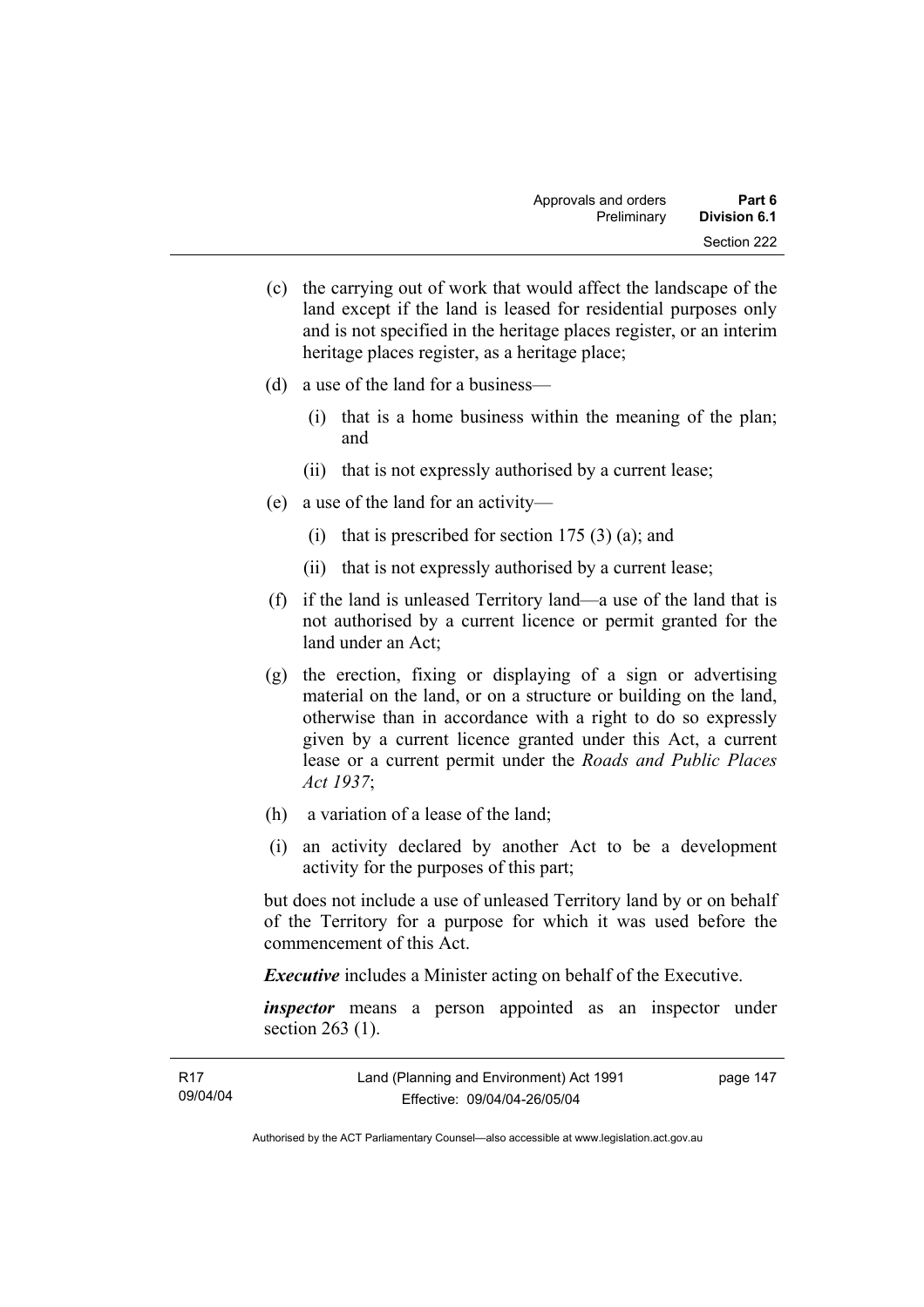(c) the carrying out of work that would affect the landscape of the land except if the land is leased for residential purposes only and is not specified in the heritage places register, or an interim heritage places register, as a heritage place;

(d) a use of the land for a business—

 (i) that is a home business within the meaning of the plan; and

 (ii) that is not expressly authorised by a current lease;

(e) a use of the land for an activity—

 (i) that is prescribed for section 175 (3) (a); and

 (ii) that is not expressly authorised by a current lease;

(f) if the land is unleased Territory land—a use of the land that is not authorised by a current licence or permit granted for the land under an Act;

(g) the erection, fixing or displaying of a sign or advertising material on the land, or on a structure or building on the land, otherwise than in accordance with a right to do so expressly given by a current licence granted under this Act, a current lease or a current permit under the *Roads and Public Places Act 1937*;

(h) a variation of a lease of the land;

(i) an activity declared by another Act to be a development activity for the purposes of this part;

but does not include a use of unleased Territory land by or on behalf of the Territory for a purpose for which it was used before the commencement of this Act.

***Executive*** includes a Minister acting on behalf of the Executive.

***inspector*** means a person appointed as an inspector under section 263 (1).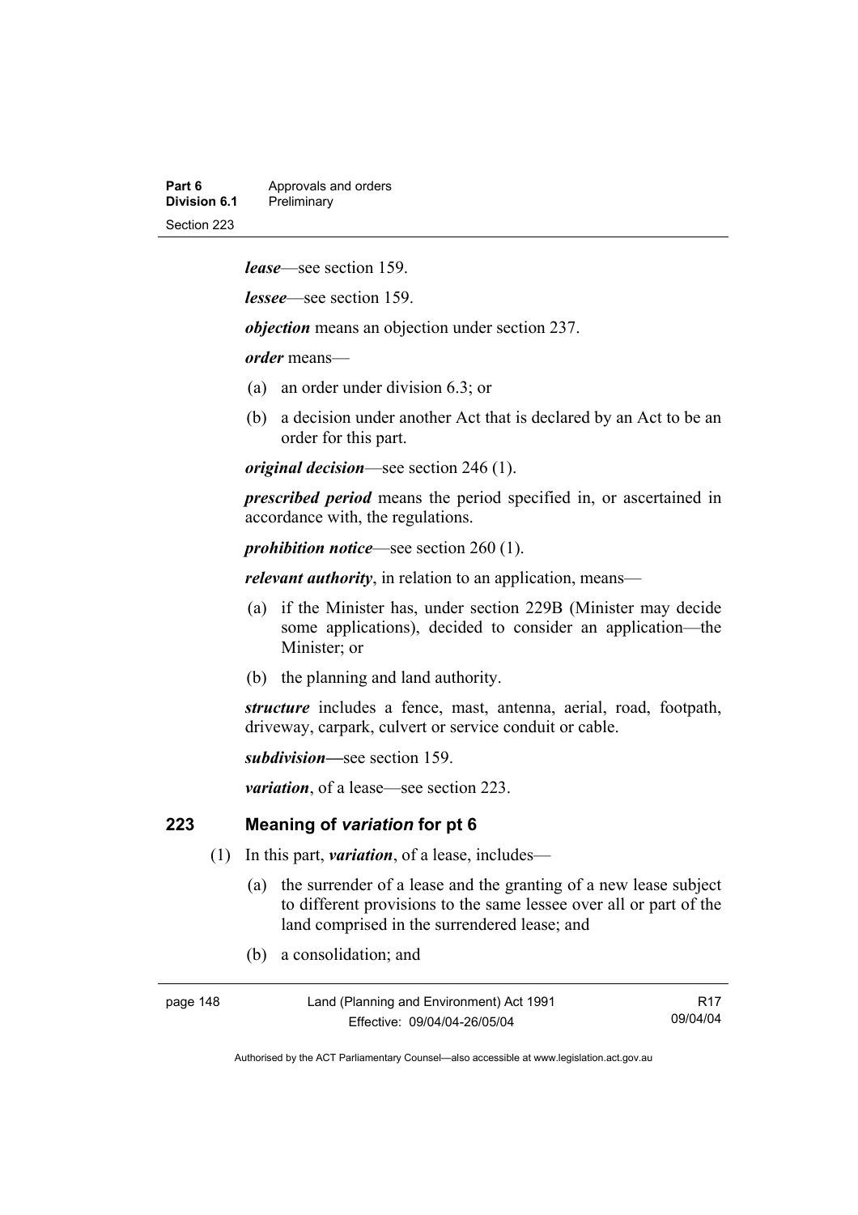***lease***—see section 159.

***lessee***—see section 159.

***objection*** means an objection under section 237.

***order*** means—

(a) an order under division 6.3; or

(b) a decision under another Act that is declared by an Act to be an order for this part.

***original decision***—see section 246 (1).

***prescribed period*** means the period specified in, or ascertained in accordance with, the regulations.

***prohibition notice***—see section 260 (1).

***relevant authority***, in relation to an application, means—

(a) if the Minister has, under section 229B (Minister may decide some applications), decided to consider an application—the Minister; or

(b) the planning and land authority.

***structure*** includes a fence, mast, antenna, aerial, road, footpath, driveway, carpark, culvert or service conduit or cable.

***subdivision***—see section 159.

***variation***, of a lease—see section 223.

## 223 Meaning of *variation* for pt 6

(1) In this part, ***variation***, of a lease, includes—

(a) the surrender of a lease and the granting of a new lease subject to different provisions to the same lessee over all or part of the land comprised in the surrendered lease; and

(b) a consolidation; and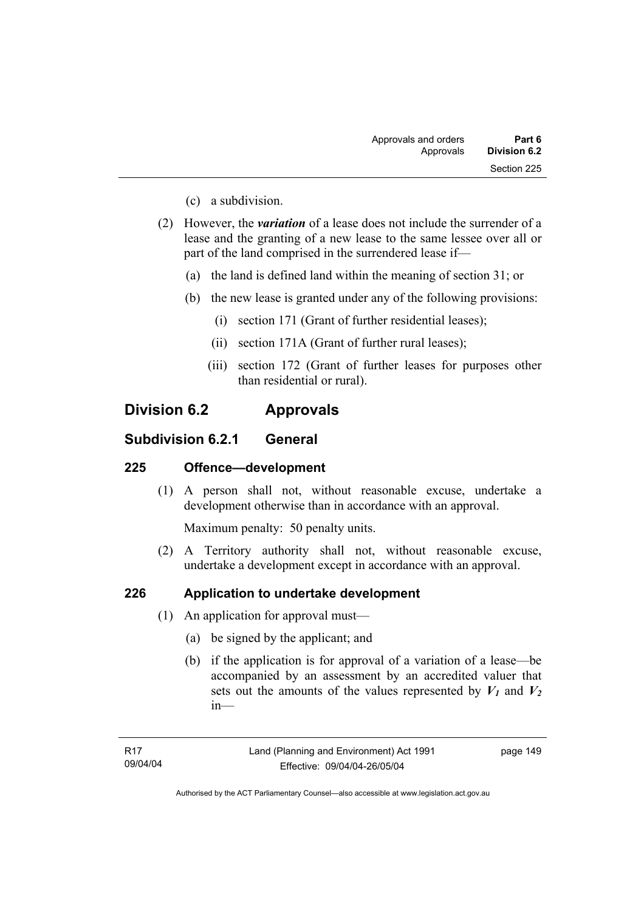(c) a subdivision.

(2) However, the ***variation*** of a lease does not include the surrender of a lease and the granting of a new lease to the same lessee over all or part of the land comprised in the surrendered lease if—

(a) the land is defined land within the meaning of section 31; or

(b) the new lease is granted under any of the following provisions:

(i) section 171 (Grant of further residential leases);

(ii) section 171A (Grant of further rural leases);

(iii) section 172 (Grant of further leases for purposes other than residential or rural).

## Division 6.2 Approvals

### Subdivision 6.2.1 General

#### 225 Offence—development

(1) A person shall not, without reasonable excuse, undertake a development otherwise than in accordance with an approval.

Maximum penalty: 50 penalty units.

(2) A Territory authority shall not, without reasonable excuse, undertake a development except in accordance with an approval.

#### 226 Application to undertake development

(1) An application for approval must—

(a) be signed by the applicant; and

(b) if the application is for approval of a variation of a lease—be accompanied by an assessment by an accredited valuer that sets out the amounts of the values represented by $V_1$ and $V_2$ in—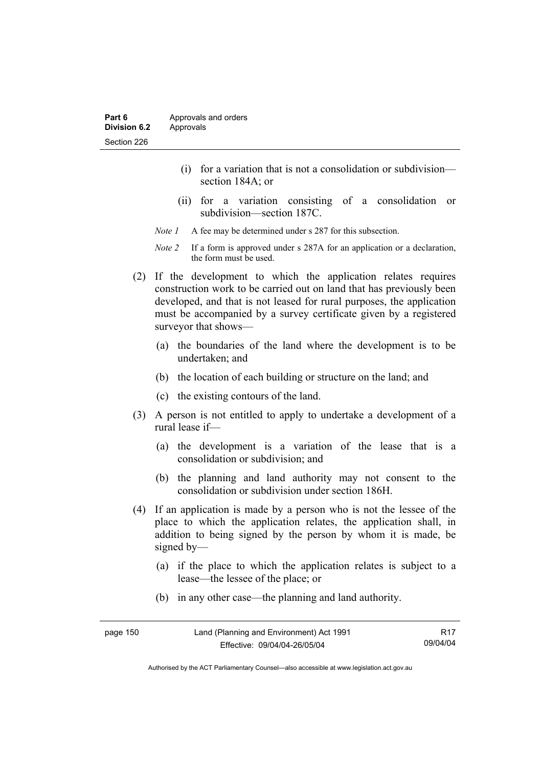(i) for a variation that is not a consolidation or subdivision—section 184A; or

(ii) for a variation consisting of a consolidation or subdivision—section 187C.

*Note 1* A fee may be determined under s 287 for this subsection.

*Note 2* If a form is approved under s 287A for an application or a declaration, the form must be used.

(2) If the development to which the application relates requires construction work to be carried out on land that has previously been developed, and that is not leased for rural purposes, the application must be accompanied by a survey certificate given by a registered surveyor that shows—

(a) the boundaries of the land where the development is to be undertaken; and

(b) the location of each building or structure on the land; and

(c) the existing contours of the land.

(3) A person is not entitled to apply to undertake a development of a rural lease if—

(a) the development is a variation of the lease that is a consolidation or subdivision; and

(b) the planning and land authority may not consent to the consolidation or subdivision under section 186H.

(4) If an application is made by a person who is not the lessee of the place to which the application relates, the application shall, in addition to being signed by the person by whom it is made, be signed by—

(a) if the place to which the application relates is subject to a lease—the lessee of the place; or

(b) in any other case—the planning and land authority.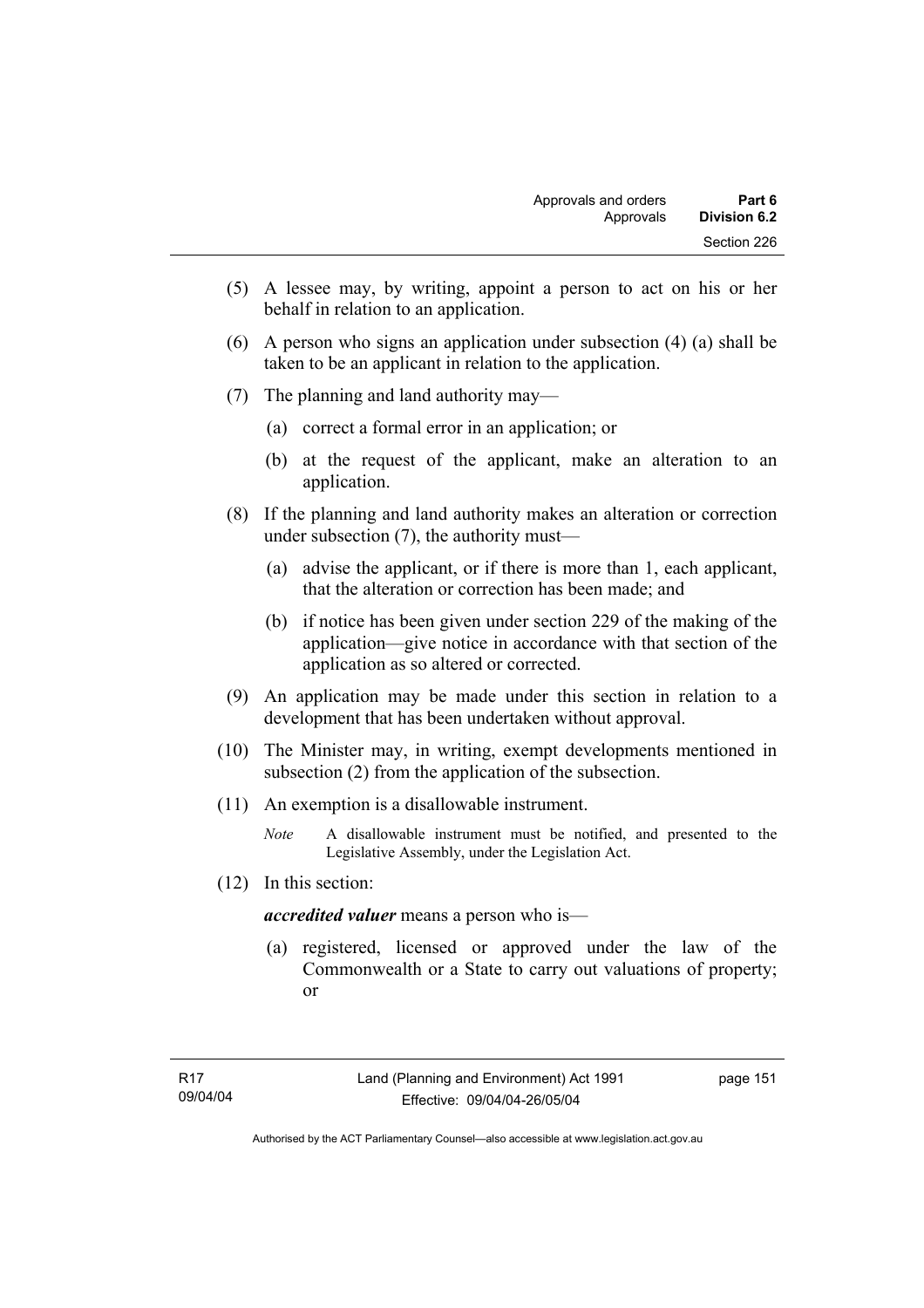(5) A lessee may, by writing, appoint a person to act on his or her behalf in relation to an application.

(6) A person who signs an application under subsection (4) (a) shall be taken to be an applicant in relation to the application.

(7) The planning and land authority may—

(a) correct a formal error in an application; or

(b) at the request of the applicant, make an alteration to an application.

(8) If the planning and land authority makes an alteration or correction under subsection (7), the authority must—

(a) advise the applicant, or if there is more than 1, each applicant, that the alteration or correction has been made; and

(b) if notice has been given under section 229 of the making of the application—give notice in accordance with that section of the application as so altered or corrected.

(9) An application may be made under this section in relation to a development that has been undertaken without approval.

(10) The Minister may, in writing, exempt developments mentioned in subsection (2) from the application of the subsection.

(11) An exemption is a disallowable instrument.

*Note* A disallowable instrument must be notified, and presented to the Legislative Assembly, under the Legislation Act.

(12) In this section:

***accredited valuer*** means a person who is—

(a) registered, licensed or approved under the law of the Commonwealth or a State to carry out valuations of property; or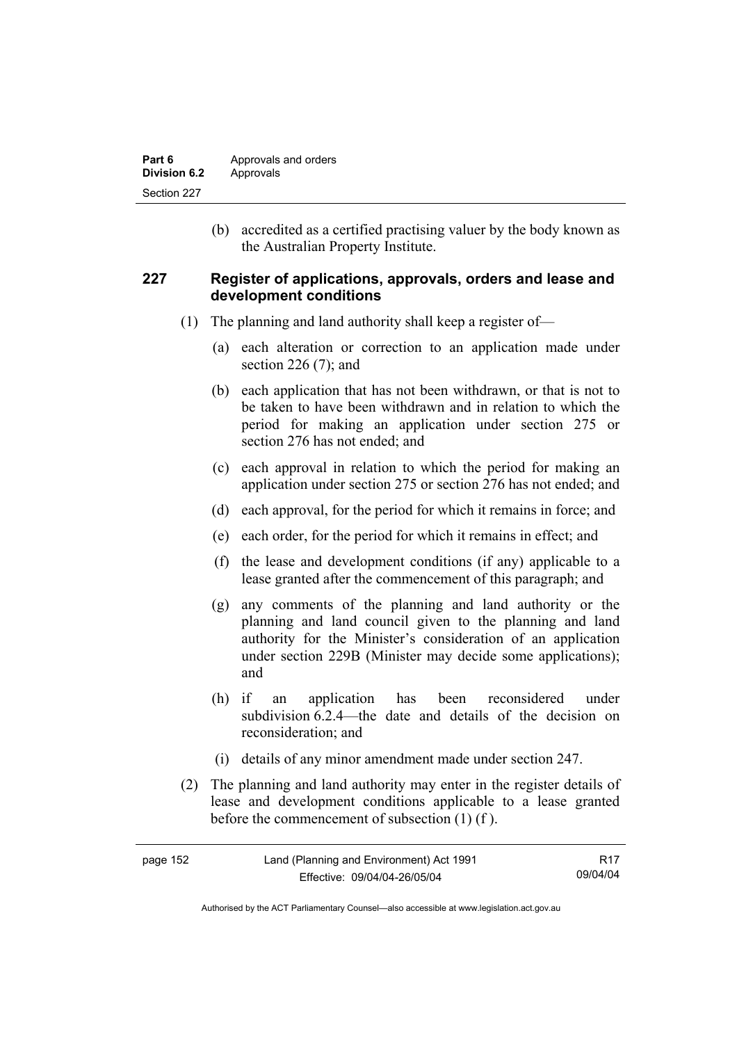(b) accredited as a certified practising valuer by the body known as the Australian Property Institute.

## 227 Register of applications, approvals, orders and lease and development conditions

(1) The planning and land authority shall keep a register of—

(a) each alteration or correction to an application made under section 226 (7); and

(b) each application that has not been withdrawn, or that is not to be taken to have been withdrawn and in relation to which the period for making an application under section 275 or section 276 has not ended; and

(c) each approval in relation to which the period for making an application under section 275 or section 276 has not ended; and

(d) each approval, for the period for which it remains in force; and

(e) each order, for the period for which it remains in effect; and

(f) the lease and development conditions (if any) applicable to a lease granted after the commencement of this paragraph; and

(g) any comments of the planning and land authority or the planning and land council given to the planning and land authority for the Minister's consideration of an application under section 229B (Minister may decide some applications); and

(h) if an application has been reconsidered under subdivision 6.2.4—the date and details of the decision on reconsideration; and

(i) details of any minor amendment made under section 247.

(2) The planning and land authority may enter in the register details of lease and development conditions applicable to a lease granted before the commencement of subsection (1) (f ).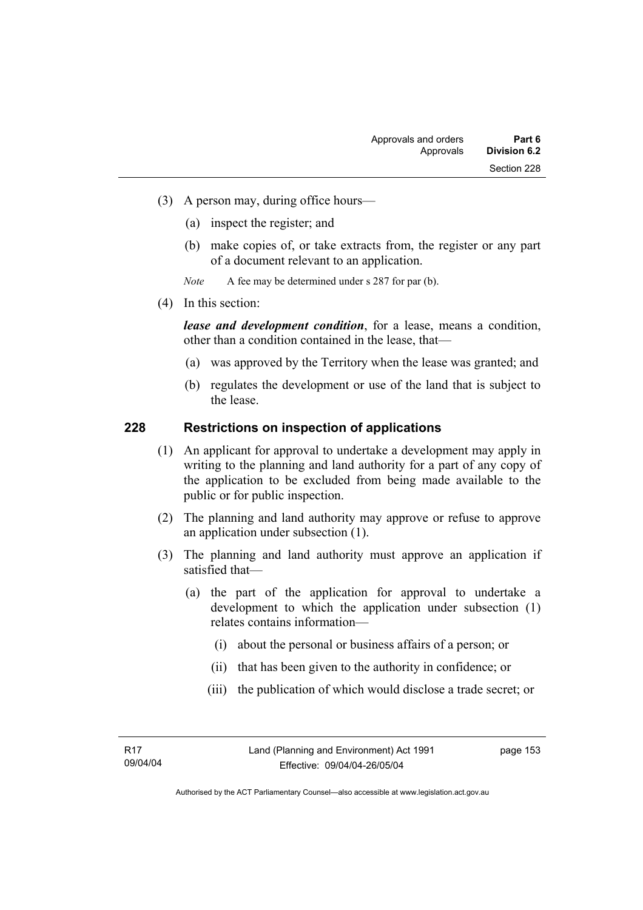(3) A person may, during office hours—

(a) inspect the register; and

(b) make copies of, or take extracts from, the register or any part of a document relevant to an application.

*Note* A fee may be determined under s 287 for par (b).

(4) In this section:

***lease and development condition***, for a lease, means a condition, other than a condition contained in the lease, that—

(a) was approved by the Territory when the lease was granted; and

(b) regulates the development or use of the land that is subject to the lease.

## 228 Restrictions on inspection of applications

(1) An applicant for approval to undertake a development may apply in writing to the planning and land authority for a part of any copy of the application to be excluded from being made available to the public or for public inspection.

(2) The planning and land authority may approve or refuse to approve an application under subsection (1).

(3) The planning and land authority must approve an application if satisfied that—

(a) the part of the application for approval to undertake a development to which the application under subsection (1) relates contains information—

(i) about the personal or business affairs of a person; or

(ii) that has been given to the authority in confidence; or

(iii) the publication of which would disclose a trade secret; or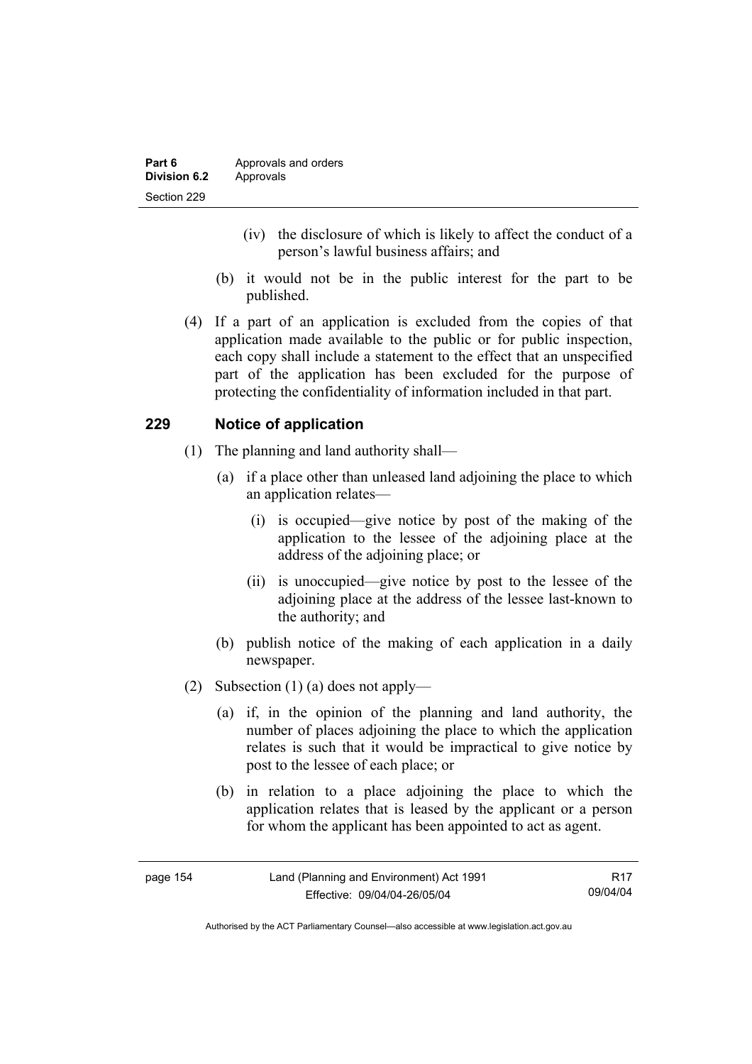(iv) the disclosure of which is likely to affect the conduct of a person's lawful business affairs; and

(b) it would not be in the public interest for the part to be published.

(4) If a part of an application is excluded from the copies of that application made available to the public or for public inspection, each copy shall include a statement to the effect that an unspecified part of the application has been excluded for the purpose of protecting the confidentiality of information included in that part.

## 229 Notice of application

(1) The planning and land authority shall—

(a) if a place other than unleased land adjoining the place to which an application relates—

(i) is occupied—give notice by post of the making of the application to the lessee of the adjoining place at the address of the adjoining place; or

(ii) is unoccupied—give notice by post to the lessee of the adjoining place at the address of the lessee last-known to the authority; and

(b) publish notice of the making of each application in a daily newspaper.

(2) Subsection (1) (a) does not apply—

(a) if, in the opinion of the planning and land authority, the number of places adjoining the place to which the application relates is such that it would be impractical to give notice by post to the lessee of each place; or

(b) in relation to a place adjoining the place to which the application relates that is leased by the applicant or a person for whom the applicant has been appointed to act as agent.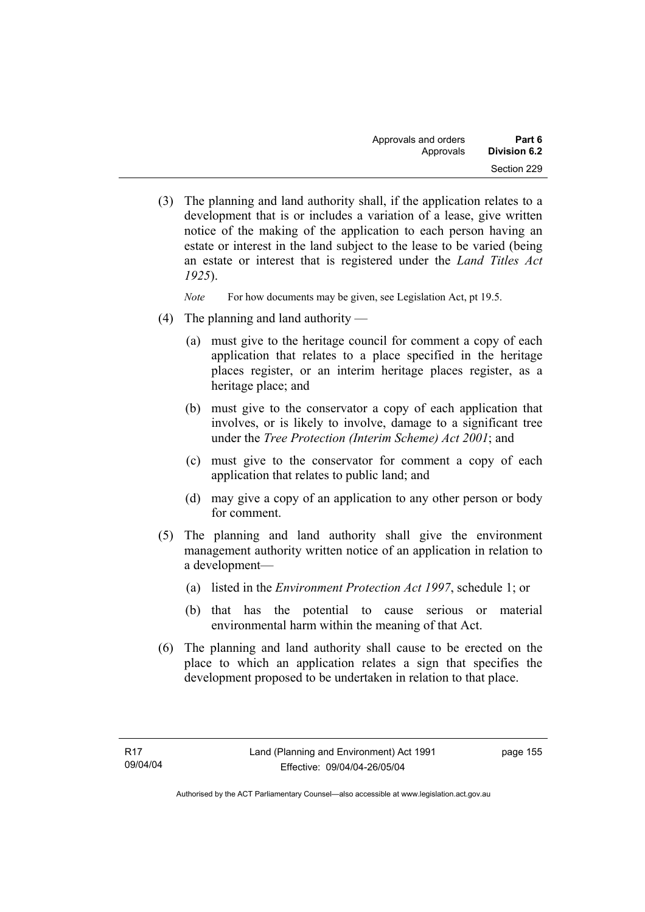(3) The planning and land authority shall, if the application relates to a development that is or includes a variation of a lease, give written notice of the making of the application to each person having an estate or interest in the land subject to the lease to be varied (being an estate or interest that is registered under the *Land Titles Act 1925*).

*Note* For how documents may be given, see Legislation Act, pt 19.5.

(4) The planning and land authority —

(a) must give to the heritage council for comment a copy of each application that relates to a place specified in the heritage places register, or an interim heritage places register, as a heritage place; and

(b) must give to the conservator a copy of each application that involves, or is likely to involve, damage to a significant tree under the *Tree Protection (Interim Scheme) Act 2001*; and

(c) must give to the conservator for comment a copy of each application that relates to public land; and

(d) may give a copy of an application to any other person or body for comment.

(5) The planning and land authority shall give the environment management authority written notice of an application in relation to a development—

(a) listed in the *Environment Protection Act 1997*, schedule 1; or

(b) that has the potential to cause serious or material environmental harm within the meaning of that Act.

(6) The planning and land authority shall cause to be erected on the place to which an application relates a sign that specifies the development proposed to be undertaken in relation to that place.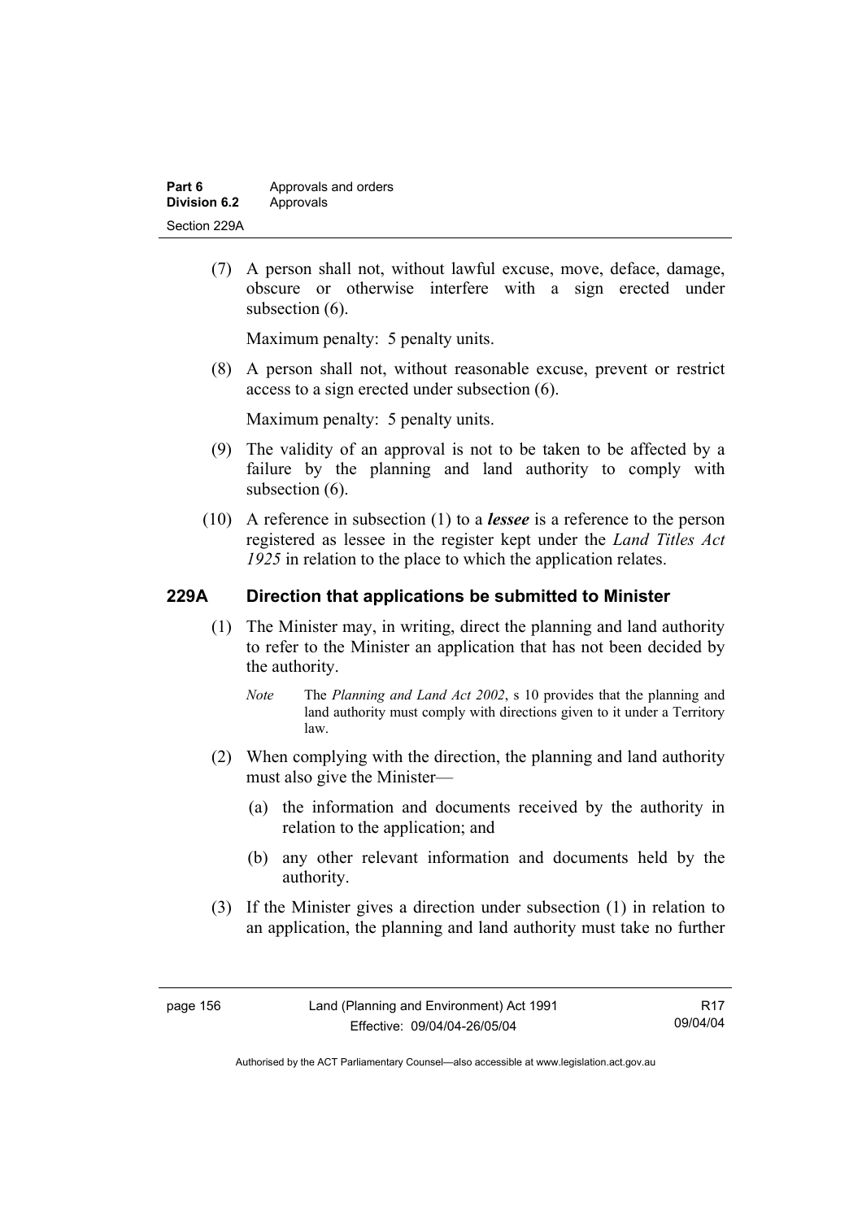(7) A person shall not, without lawful excuse, move, deface, damage, obscure or otherwise interfere with a sign erected under subsection (6).

Maximum penalty: 5 penalty units.

(8) A person shall not, without reasonable excuse, prevent or restrict access to a sign erected under subsection (6).

Maximum penalty: 5 penalty units.

(9) The validity of an approval is not to be taken to be affected by a failure by the planning and land authority to comply with subsection (6).

(10) A reference in subsection (1) to a ***lessee*** is a reference to the person registered as lessee in the register kept under the *Land Titles Act 1925* in relation to the place to which the application relates.

## 229A Direction that applications be submitted to Minister

(1) The Minister may, in writing, direct the planning and land authority to refer to the Minister an application that has not been decided by the authority.

*Note* The *Planning and Land Act 2002*, s 10 provides that the planning and land authority must comply with directions given to it under a Territory law.

(2) When complying with the direction, the planning and land authority must also give the Minister—

(a) the information and documents received by the authority in relation to the application; and

(b) any other relevant information and documents held by the authority.

(3) If the Minister gives a direction under subsection (1) in relation to an application, the planning and land authority must take no further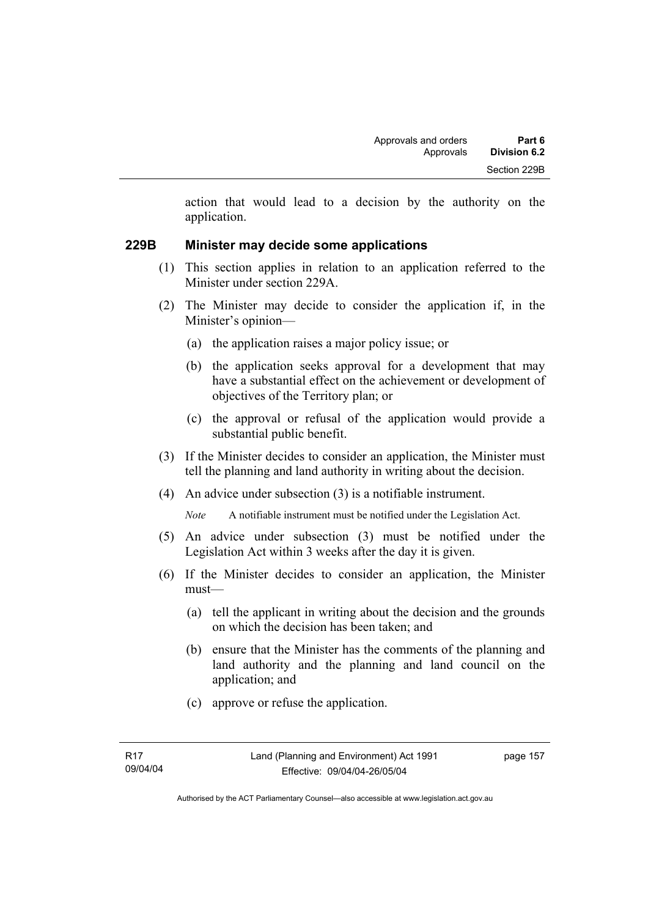action that would lead to a decision by the authority on the application.

## 229B Minister may decide some applications

(1) This section applies in relation to an application referred to the Minister under section 229A.

(2) The Minister may decide to consider the application if, in the Minister's opinion—

(a) the application raises a major policy issue; or

(b) the application seeks approval for a development that may have a substantial effect on the achievement or development of objectives of the Territory plan; or

(c) the approval or refusal of the application would provide a substantial public benefit.

(3) If the Minister decides to consider an application, the Minister must tell the planning and land authority in writing about the decision.

(4) An advice under subsection (3) is a notifiable instrument.

*Note* A notifiable instrument must be notified under the Legislation Act.

(5) An advice under subsection (3) must be notified under the Legislation Act within 3 weeks after the day it is given.

(6) If the Minister decides to consider an application, the Minister must—

(a) tell the applicant in writing about the decision and the grounds on which the decision has been taken; and

(b) ensure that the Minister has the comments of the planning and land authority and the planning and land council on the application; and

(c) approve or refuse the application.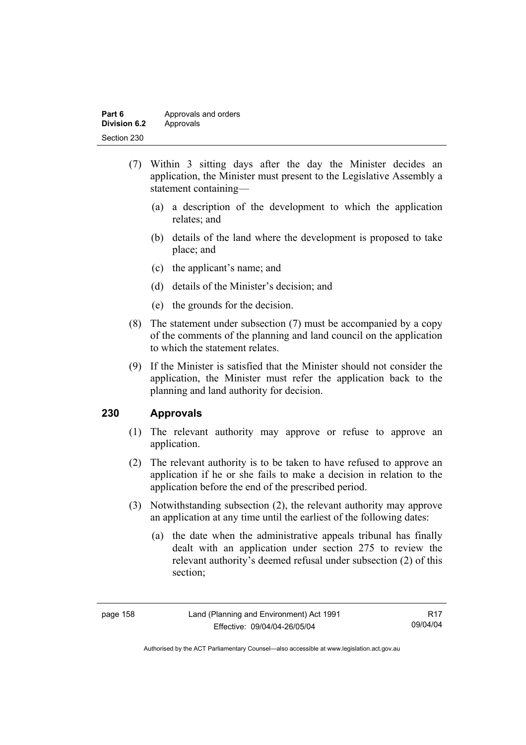(7) Within 3 sitting days after the day the Minister decides an application, the Minister must present to the Legislative Assembly a statement containing—

   (a) a description of the development to which the application relates; and

   (b) details of the land where the development is proposed to take place; and

   (c) the applicant's name; and

   (d) details of the Minister's decision; and

   (e) the grounds for the decision.

(8) The statement under subsection (7) must be accompanied by a copy of the comments of the planning and land council on the application to which the statement relates.

(9) If the Minister is satisfied that the Minister should not consider the application, the Minister must refer the application back to the planning and land authority for decision.

## 230 Approvals

(1) The relevant authority may approve or refuse to approve an application.

(2) The relevant authority is to be taken to have refused to approve an application if he or she fails to make a decision in relation to the application before the end of the prescribed period.

(3) Notwithstanding subsection (2), the relevant authority may approve an application at any time until the earliest of the following dates:

   (a) the date when the administrative appeals tribunal has finally dealt with an application under section 275 to review the relevant authority's deemed refusal under subsection (2) of this section;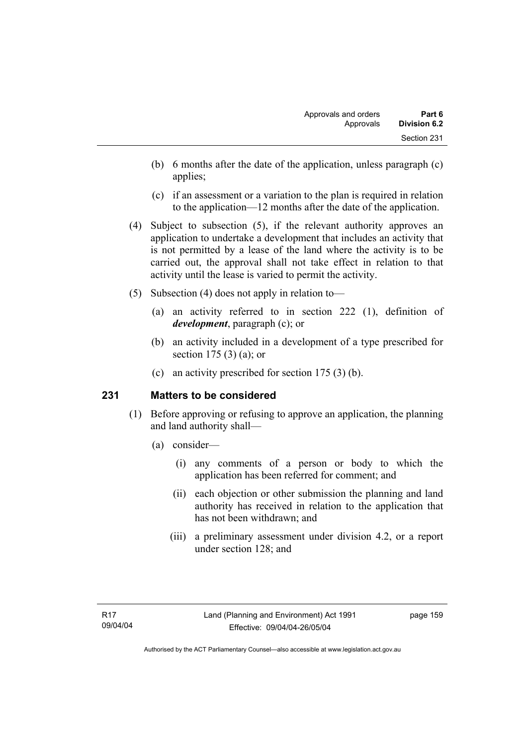(b) 6 months after the date of the application, unless paragraph (c) applies;

(c) if an assessment or a variation to the plan is required in relation to the application—12 months after the date of the application.

(4) Subject to subsection (5), if the relevant authority approves an application to undertake a development that includes an activity that is not permitted by a lease of the land where the activity is to be carried out, the approval shall not take effect in relation to that activity until the lease is varied to permit the activity.

(5) Subsection (4) does not apply in relation to—

(a) an activity referred to in section 222 (1), definition of ***development***, paragraph (c); or

(b) an activity included in a development of a type prescribed for section 175 (3) (a); or

(c) an activity prescribed for section 175 (3) (b).

## 231 Matters to be considered

(1) Before approving or refusing to approve an application, the planning and land authority shall—

(a) consider—

(i) any comments of a person or body to which the application has been referred for comment; and

(ii) each objection or other submission the planning and land authority has received in relation to the application that has not been withdrawn; and

(iii) a preliminary assessment under division 4.2, or a report under section 128; and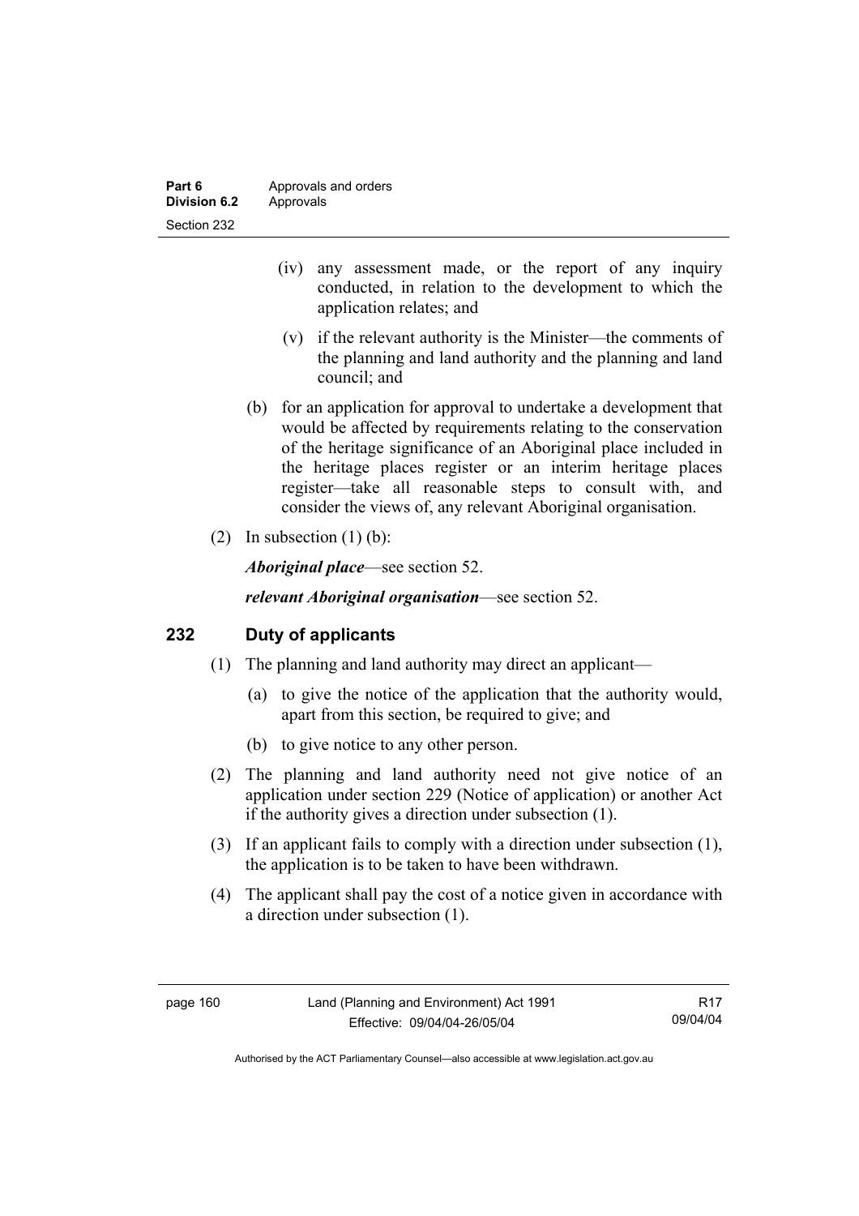(iv) any assessment made, or the report of any inquiry conducted, in relation to the development to which the application relates; and

(v) if the relevant authority is the Minister—the comments of the planning and land authority and the planning and land council; and

(b) for an application for approval to undertake a development that would be affected by requirements relating to the conservation of the heritage significance of an Aboriginal place included in the heritage places register or an interim heritage places register—take all reasonable steps to consult with, and consider the views of, any relevant Aboriginal organisation.

(2) In subsection (1) (b):

***Aboriginal place***—see section 52.

***relevant Aboriginal organisation***—see section 52.

## 232 Duty of applicants

(1) The planning and land authority may direct an applicant—

(a) to give the notice of the application that the authority would, apart from this section, be required to give; and

(b) to give notice to any other person.

(2) The planning and land authority need not give notice of an application under section 229 (Notice of application) or another Act if the authority gives a direction under subsection (1).

(3) If an applicant fails to comply with a direction under subsection (1), the application is to be taken to have been withdrawn.

(4) The applicant shall pay the cost of a notice given in accordance with a direction under subsection (1).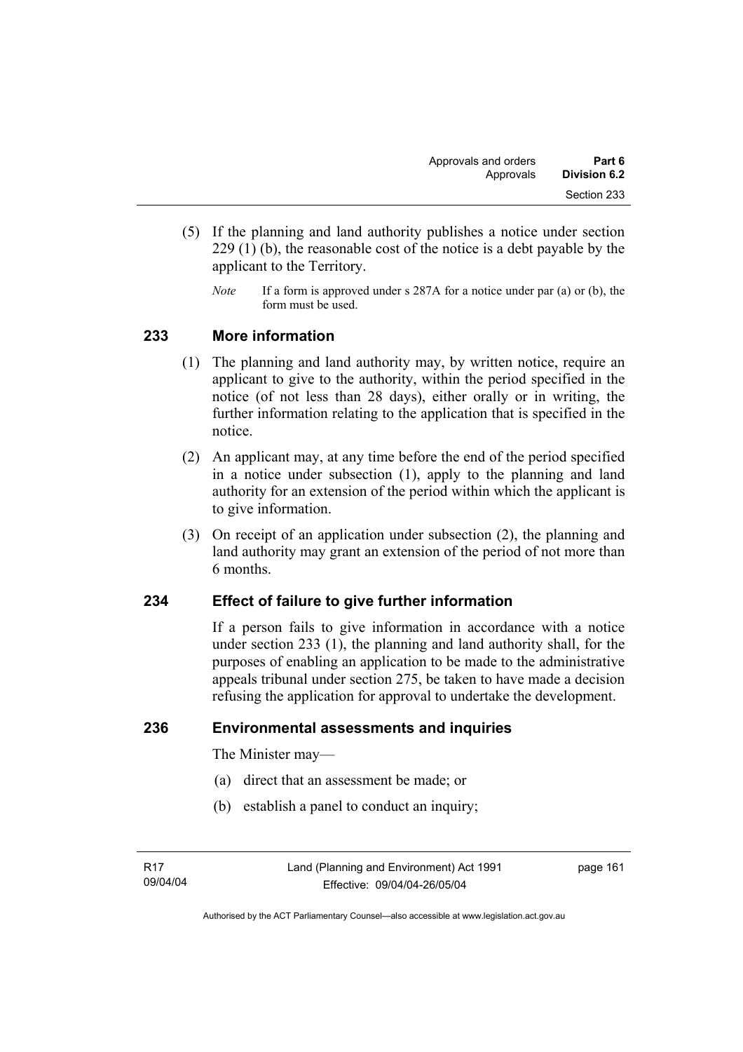(5) If the planning and land authority publishes a notice under section 229 (1) (b), the reasonable cost of the notice is a debt payable by the applicant to the Territory.

*Note* If a form is approved under s 287A for a notice under par (a) or (b), the form must be used.

## 233 More information

(1) The planning and land authority may, by written notice, require an applicant to give to the authority, within the period specified in the notice (of not less than 28 days), either orally or in writing, the further information relating to the application that is specified in the notice.

(2) An applicant may, at any time before the end of the period specified in a notice under subsection (1), apply to the planning and land authority for an extension of the period within which the applicant is to give information.

(3) On receipt of an application under subsection (2), the planning and land authority may grant an extension of the period of not more than 6 months.

## 234 Effect of failure to give further information

If a person fails to give information in accordance with a notice under section 233 (1), the planning and land authority shall, for the purposes of enabling an application to be made to the administrative appeals tribunal under section 275, be taken to have made a decision refusing the application for approval to undertake the development.

## 236 Environmental assessments and inquiries

The Minister may—

(a) direct that an assessment be made; or

(b) establish a panel to conduct an inquiry;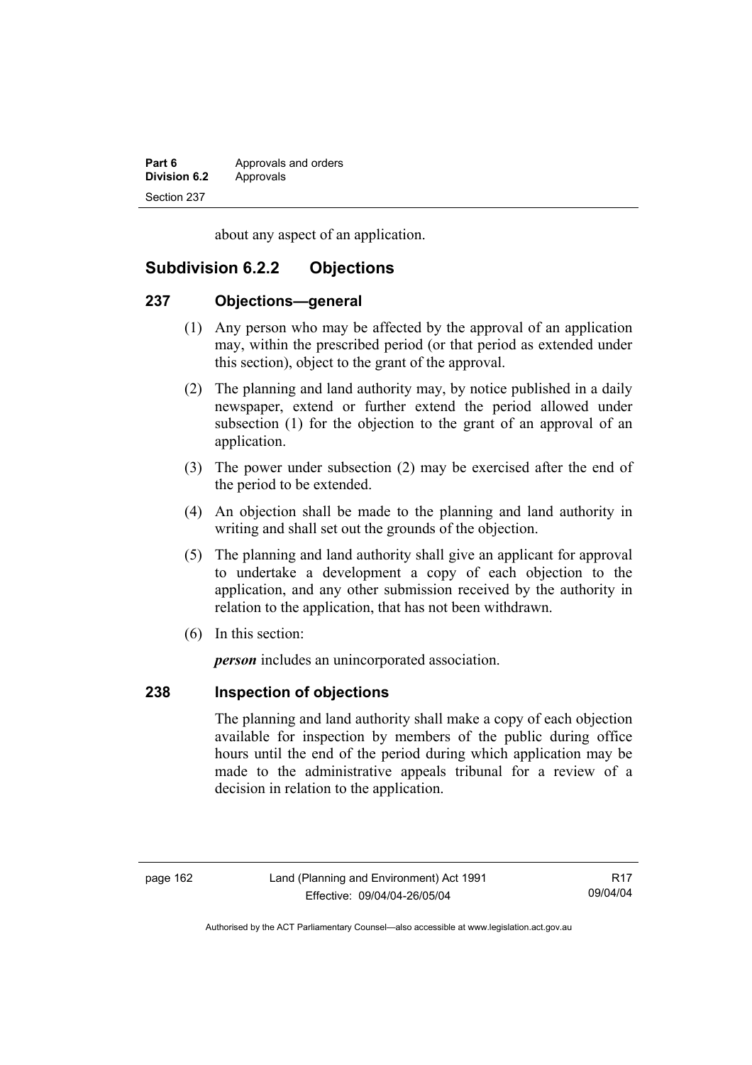about any aspect of an application.

## Subdivision 6.2.2 Objections

### 237 Objections—general

(1) Any person who may be affected by the approval of an application may, within the prescribed period (or that period as extended under this section), object to the grant of the approval.

(2) The planning and land authority may, by notice published in a daily newspaper, extend or further extend the period allowed under subsection (1) for the objection to the grant of an approval of an application.

(3) The power under subsection (2) may be exercised after the end of the period to be extended.

(4) An objection shall be made to the planning and land authority in writing and shall set out the grounds of the objection.

(5) The planning and land authority shall give an applicant for approval to undertake a development a copy of each objection to the application, and any other submission received by the authority in relation to the application, that has not been withdrawn.

(6) In this section:

***person*** includes an unincorporated association.

### 238 Inspection of objections

The planning and land authority shall make a copy of each objection available for inspection by members of the public during office hours until the end of the period during which application may be made to the administrative appeals tribunal for a review of a decision in relation to the application.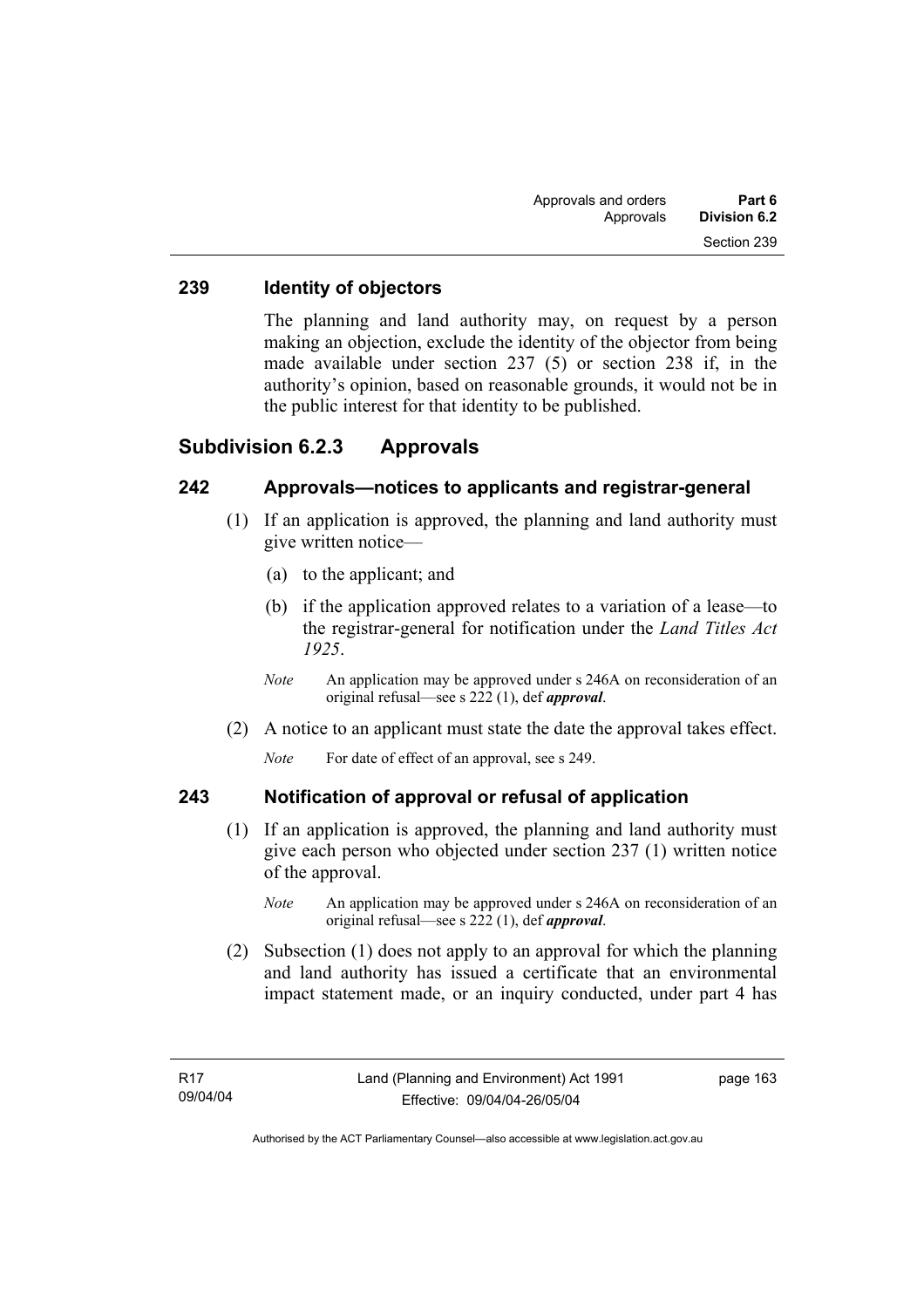### 239 Identity of objectors

The planning and land authority may, on request by a person making an objection, exclude the identity of the objector from being made available under section 237 (5) or section 238 if, in the authority's opinion, based on reasonable grounds, it would not be in the public interest for that identity to be published.

## Subdivision 6.2.3 Approvals

### 242 Approvals—notices to applicants and registrar-general

(1) If an application is approved, the planning and land authority must give written notice—

(a) to the applicant; and

(b) if the application approved relates to a variation of a lease—to the registrar-general for notification under the *Land Titles Act 1925*.

*Note* An application may be approved under s 246A on reconsideration of an original refusal—see s 222 (1), def ***approval***.

(2) A notice to an applicant must state the date the approval takes effect.

*Note* For date of effect of an approval, see s 249.

### 243 Notification of approval or refusal of application

(1) If an application is approved, the planning and land authority must give each person who objected under section 237 (1) written notice of the approval.

*Note* An application may be approved under s 246A on reconsideration of an original refusal—see s 222 (1), def ***approval***.

(2) Subsection (1) does not apply to an approval for which the planning and land authority has issued a certificate that an environmental impact statement made, or an inquiry conducted, under part 4 has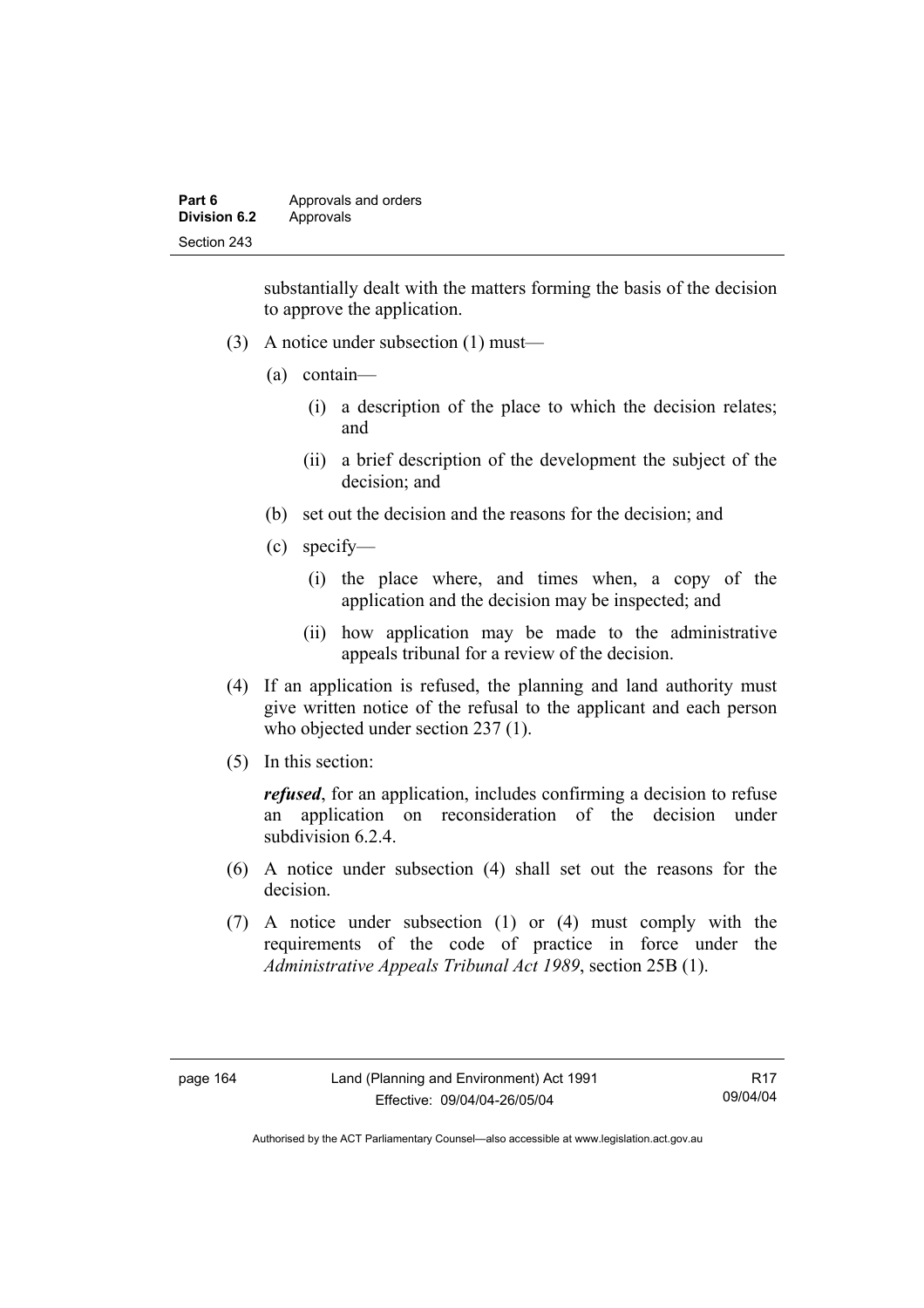substantially dealt with the matters forming the basis of the decision to approve the application.

(3) A notice under subsection (1) must—

(a) contain—

(i) a description of the place to which the decision relates; and

(ii) a brief description of the development the subject of the decision; and

(b) set out the decision and the reasons for the decision; and

(c) specify—

(i) the place where, and times when, a copy of the application and the decision may be inspected; and

(ii) how application may be made to the administrative appeals tribunal for a review of the decision.

(4) If an application is refused, the planning and land authority must give written notice of the refusal to the applicant and each person who objected under section 237 (1).

(5) In this section:

***refused***, for an application, includes confirming a decision to refuse an application on reconsideration of the decision under subdivision 6.2.4.

(6) A notice under subsection (4) shall set out the reasons for the decision.

(7) A notice under subsection (1) or (4) must comply with the requirements of the code of practice in force under the *Administrative Appeals Tribunal Act 1989*, section 25B (1).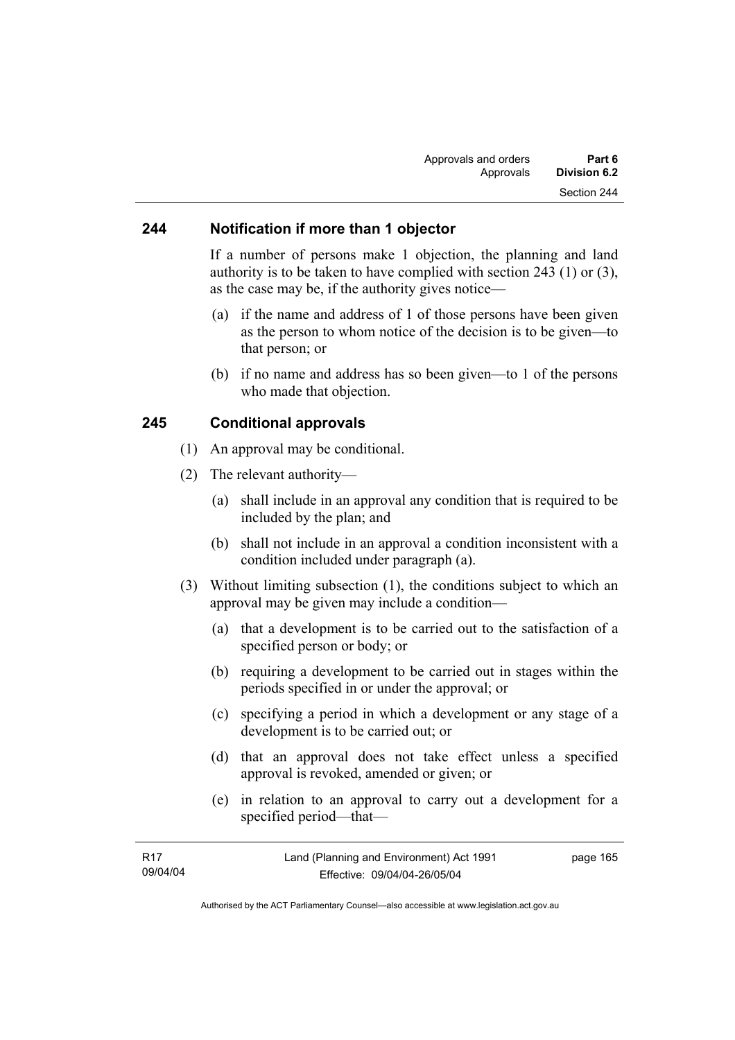### 244 Notification if more than 1 objector

If a number of persons make 1 objection, the planning and land authority is to be taken to have complied with section 243 (1) or (3), as the case may be, if the authority gives notice—

(a) if the name and address of 1 of those persons have been given as the person to whom notice of the decision is to be given—to that person; or

(b) if no name and address has so been given—to 1 of the persons who made that objection.

### 245 Conditional approvals

(1) An approval may be conditional.

(2) The relevant authority—

(a) shall include in an approval any condition that is required to be included by the plan; and

(b) shall not include in an approval a condition inconsistent with a condition included under paragraph (a).

(3) Without limiting subsection (1), the conditions subject to which an approval may be given may include a condition—

(a) that a development is to be carried out to the satisfaction of a specified person or body; or

(b) requiring a development to be carried out in stages within the periods specified in or under the approval; or

(c) specifying a period in which a development or any stage of a development is to be carried out; or

(d) that an approval does not take effect unless a specified approval is revoked, amended or given; or

(e) in relation to an approval to carry out a development for a specified period—that—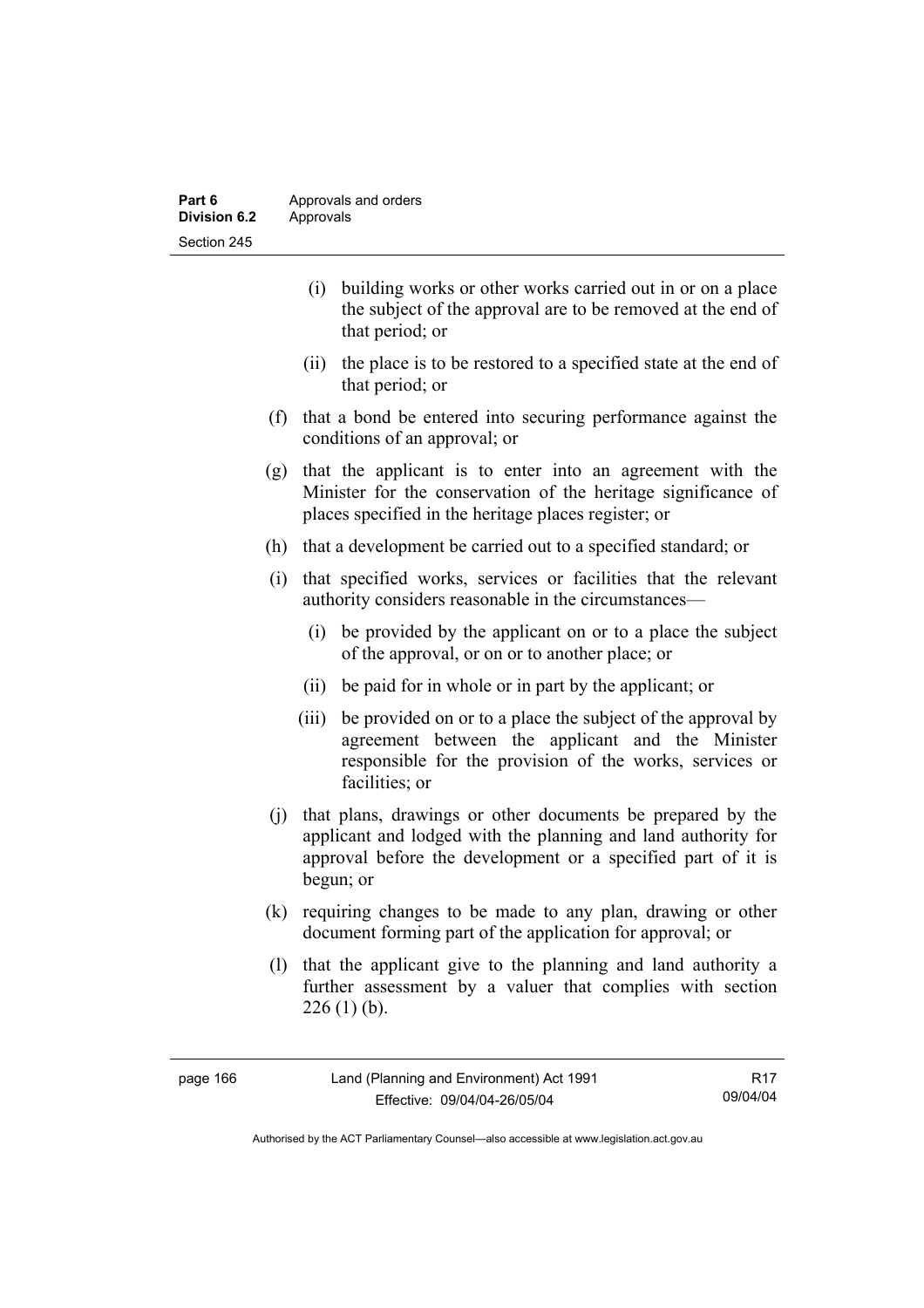(i) building works or other works carried out in or on a place the subject of the approval are to be removed at the end of that period; or

(ii) the place is to be restored to a specified state at the end of that period; or

(f) that a bond be entered into securing performance against the conditions of an approval; or

(g) that the applicant is to enter into an agreement with the Minister for the conservation of the heritage significance of places specified in the heritage places register; or

(h) that a development be carried out to a specified standard; or

(i) that specified works, services or facilities that the relevant authority considers reasonable in the circumstances—

(i) be provided by the applicant on or to a place the subject of the approval, or on or to another place; or

(ii) be paid for in whole or in part by the applicant; or

(iii) be provided on or to a place the subject of the approval by agreement between the applicant and the Minister responsible for the provision of the works, services or facilities; or

(j) that plans, drawings or other documents be prepared by the applicant and lodged with the planning and land authority for approval before the development or a specified part of it is begun; or

(k) requiring changes to be made to any plan, drawing or other document forming part of the application for approval; or

(l) that the applicant give to the planning and land authority a further assessment by a valuer that complies with section 226 (1) (b).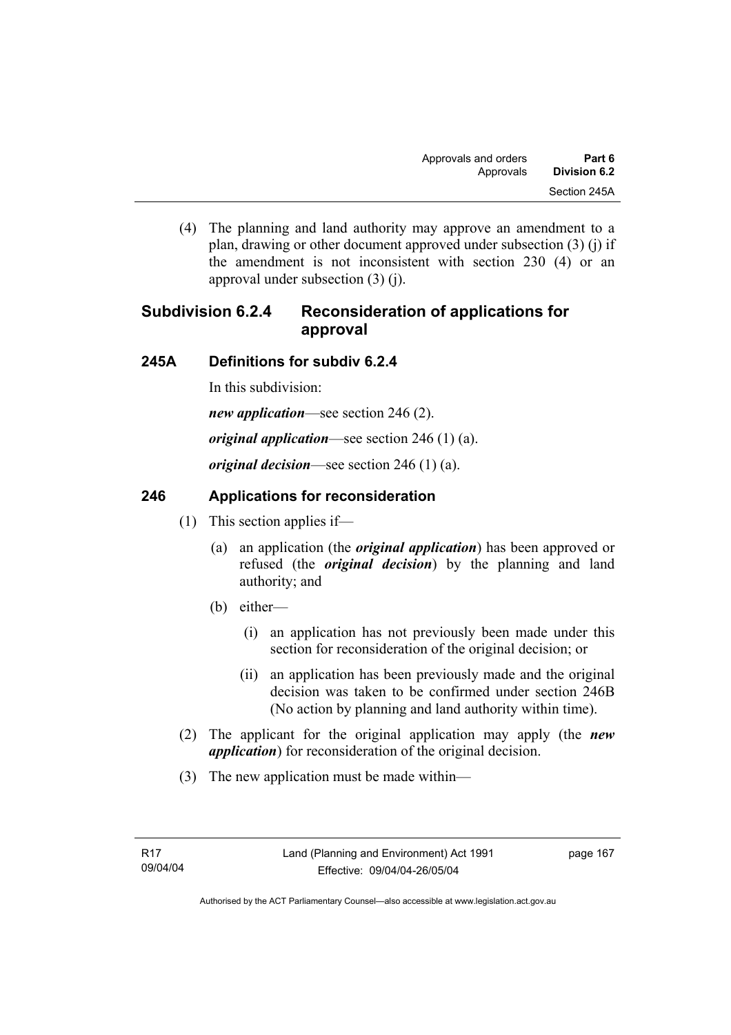(4) The planning and land authority may approve an amendment to a plan, drawing or other document approved under subsection (3) (j) if the amendment is not inconsistent with section 230 (4) or an approval under subsection (3) (j).

## Subdivision 6.2.4 Reconsideration of applications for approval

### 245A Definitions for subdiv 6.2.4

In this subdivision:

***new application***—see section 246 (2).

***original application***—see section 246 (1) (a).

***original decision***—see section 246 (1) (a).

### 246 Applications for reconsideration

(1) This section applies if—

(a) an application (the ***original application***) has been approved or refused (the ***original decision***) by the planning and land authority; and

(b) either—

(i) an application has not previously been made under this section for reconsideration of the original decision; or

(ii) an application has been previously made and the original decision was taken to be confirmed under section 246B (No action by planning and land authority within time).

(2) The applicant for the original application may apply (the ***new application***) for reconsideration of the original decision.

(3) The new application must be made within—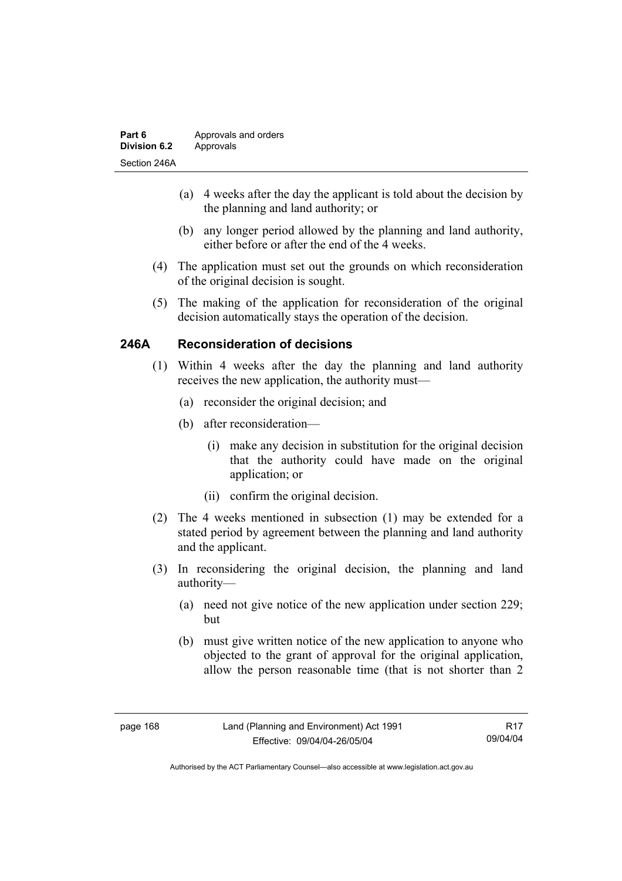(a) 4 weeks after the day the applicant is told about the decision by the planning and land authority; or

(b) any longer period allowed by the planning and land authority, either before or after the end of the 4 weeks.

(4) The application must set out the grounds on which reconsideration of the original decision is sought.

(5) The making of the application for reconsideration of the original decision automatically stays the operation of the decision.

## 246A Reconsideration of decisions

(1) Within 4 weeks after the day the planning and land authority receives the new application, the authority must—

(a) reconsider the original decision; and

(b) after reconsideration—

(i) make any decision in substitution for the original decision that the authority could have made on the original application; or

(ii) confirm the original decision.

(2) The 4 weeks mentioned in subsection (1) may be extended for a stated period by agreement between the planning and land authority and the applicant.

(3) In reconsidering the original decision, the planning and land authority—

(a) need not give notice of the new application under section 229; but

(b) must give written notice of the new application to anyone who objected to the grant of approval for the original application, allow the person reasonable time (that is not shorter than 2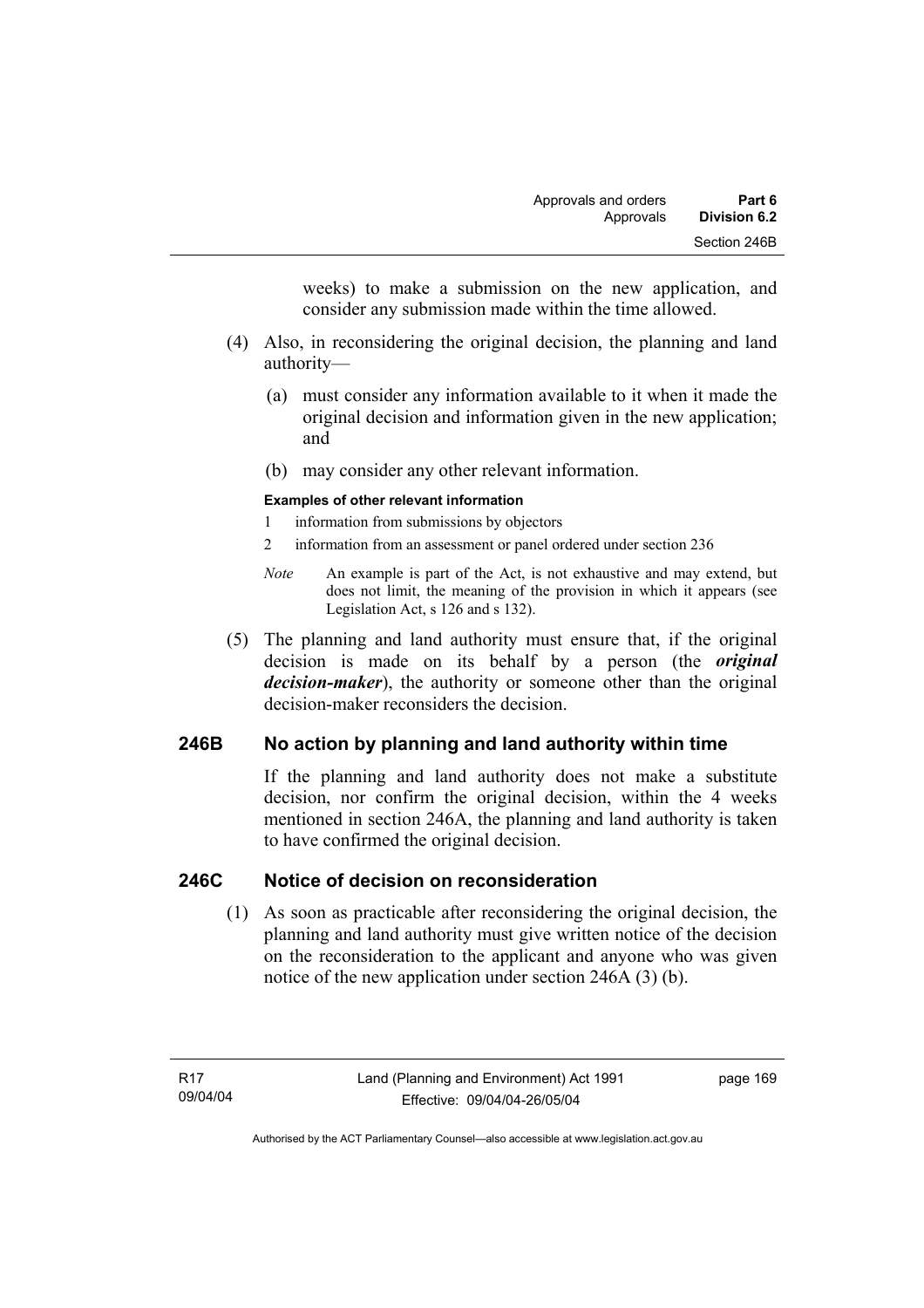weeks) to make a submission on the new application, and consider any submission made within the time allowed.

(4) Also, in reconsidering the original decision, the planning and land authority—

  (a) must consider any information available to it when it made the original decision and information given in the new application; and

  (b) may consider any other relevant information.

**Examples of other relevant information**

1 information from submissions by objectors

2 information from an assessment or panel ordered under section 236

*Note* An example is part of the Act, is not exhaustive and may extend, but does not limit, the meaning of the provision in which it appears (see Legislation Act, s 126 and s 132).

(5) The planning and land authority must ensure that, if the original decision is made on its behalf by a person (the ***original decision-maker***), the authority or someone other than the original decision-maker reconsiders the decision.

## 246B No action by planning and land authority within time

If the planning and land authority does not make a substitute decision, nor confirm the original decision, within the 4 weeks mentioned in section 246A, the planning and land authority is taken to have confirmed the original decision.

## 246C Notice of decision on reconsideration

(1) As soon as practicable after reconsidering the original decision, the planning and land authority must give written notice of the decision on the reconsideration to the applicant and anyone who was given notice of the new application under section 246A (3) (b).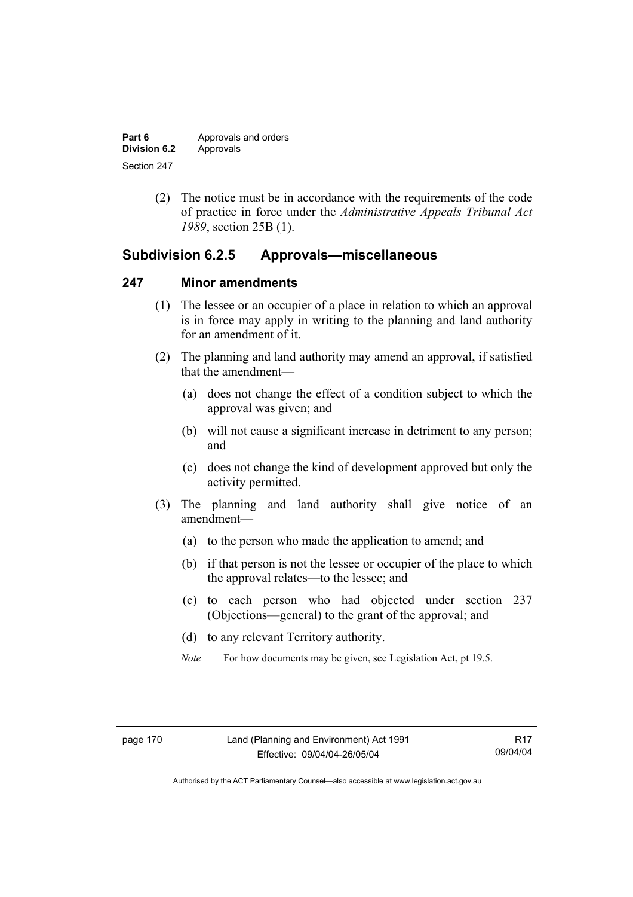(2) The notice must be in accordance with the requirements of the code of practice in force under the *Administrative Appeals Tribunal Act 1989*, section 25B (1).

## Subdivision 6.2.5 Approvals—miscellaneous

### 247 Minor amendments

(1) The lessee or an occupier of a place in relation to which an approval is in force may apply in writing to the planning and land authority for an amendment of it.

(2) The planning and land authority may amend an approval, if satisfied that the amendment—

(a) does not change the effect of a condition subject to which the approval was given; and

(b) will not cause a significant increase in detriment to any person; and

(c) does not change the kind of development approved but only the activity permitted.

(3) The planning and land authority shall give notice of an amendment—

(a) to the person who made the application to amend; and

(b) if that person is not the lessee or occupier of the place to which the approval relates—to the lessee; and

(c) to each person who had objected under section 237 (Objections—general) to the grant of the approval; and

(d) to any relevant Territory authority.

*Note* For how documents may be given, see Legislation Act, pt 19.5.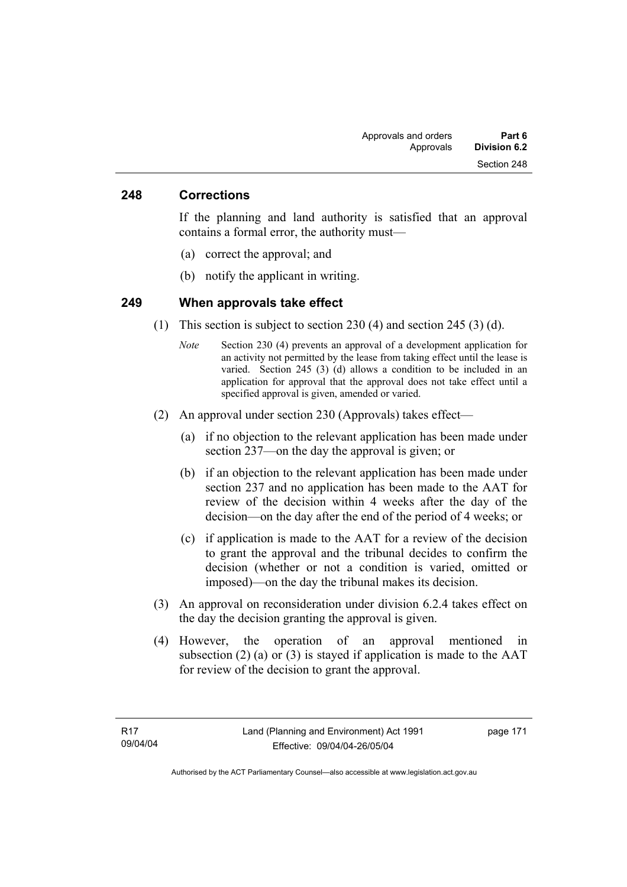### 248 Corrections

If the planning and land authority is satisfied that an approval contains a formal error, the authority must—

(a) correct the approval; and

(b) notify the applicant in writing.

### 249 When approvals take effect

(1) This section is subject to section 230 (4) and section 245 (3) (d).

*Note* Section 230 (4) prevents an approval of a development application for an activity not permitted by the lease from taking effect until the lease is varied. Section 245 (3) (d) allows a condition to be included in an application for approval that the approval does not take effect until a specified approval is given, amended or varied.

(2) An approval under section 230 (Approvals) takes effect—

(a) if no objection to the relevant application has been made under section 237—on the day the approval is given; or

(b) if an objection to the relevant application has been made under section 237 and no application has been made to the AAT for review of the decision within 4 weeks after the day of the decision—on the day after the end of the period of 4 weeks; or

(c) if application is made to the AAT for a review of the decision to grant the approval and the tribunal decides to confirm the decision (whether or not a condition is varied, omitted or imposed)—on the day the tribunal makes its decision.

(3) An approval on reconsideration under division 6.2.4 takes effect on the day the decision granting the approval is given.

(4) However, the operation of an approval mentioned in subsection (2) (a) or (3) is stayed if application is made to the AAT for review of the decision to grant the approval.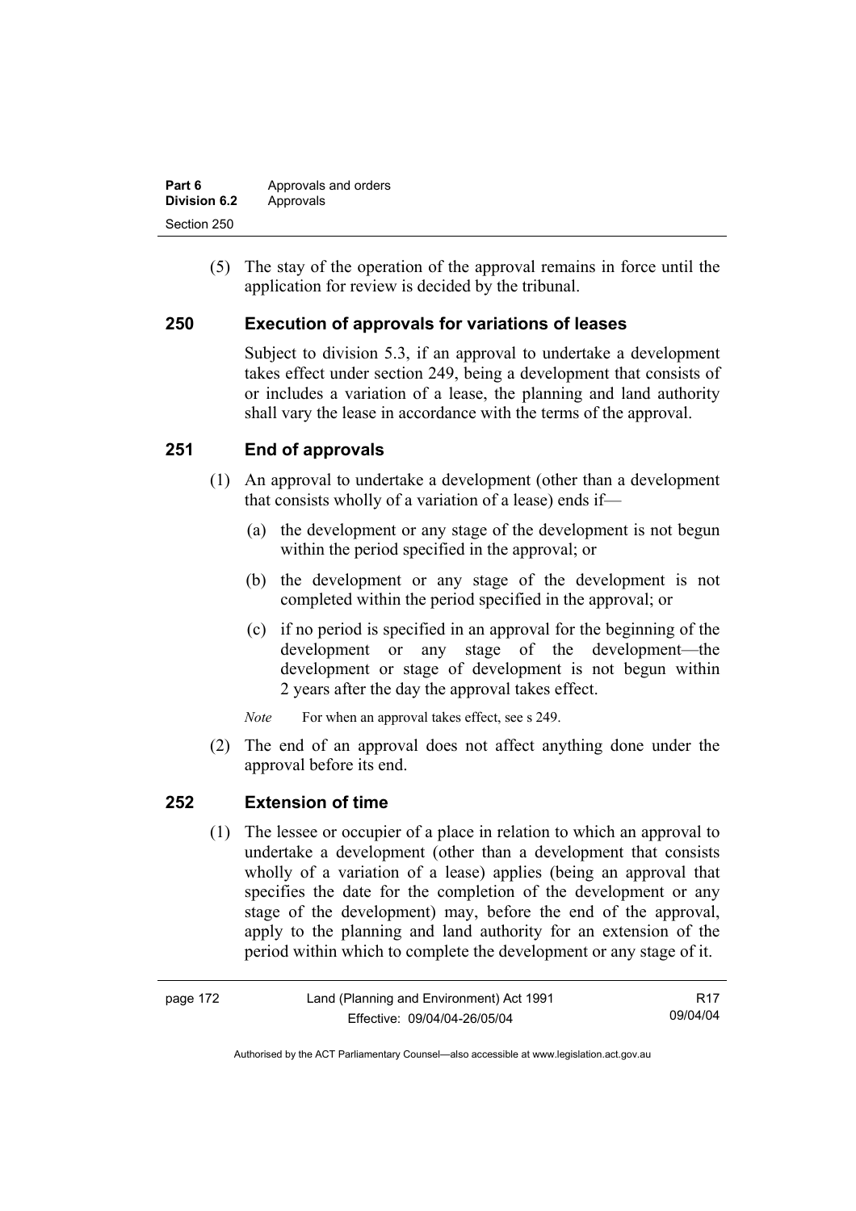(5) The stay of the operation of the approval remains in force until the application for review is decided by the tribunal.

## 250 Execution of approvals for variations of leases

Subject to division 5.3, if an approval to undertake a development takes effect under section 249, being a development that consists of or includes a variation of a lease, the planning and land authority shall vary the lease in accordance with the terms of the approval.

## 251 End of approvals

(1) An approval to undertake a development (other than a development that consists wholly of a variation of a lease) ends if—

(a) the development or any stage of the development is not begun within the period specified in the approval; or

(b) the development or any stage of the development is not completed within the period specified in the approval; or

(c) if no period is specified in an approval for the beginning of the development or any stage of the development—the development or stage of development is not begun within 2 years after the day the approval takes effect.

*Note* For when an approval takes effect, see s 249.

(2) The end of an approval does not affect anything done under the approval before its end.

## 252 Extension of time

(1) The lessee or occupier of a place in relation to which an approval to undertake a development (other than a development that consists wholly of a variation of a lease) applies (being an approval that specifies the date for the completion of the development or any stage of the development) may, before the end of the approval, apply to the planning and land authority for an extension of the period within which to complete the development or any stage of it.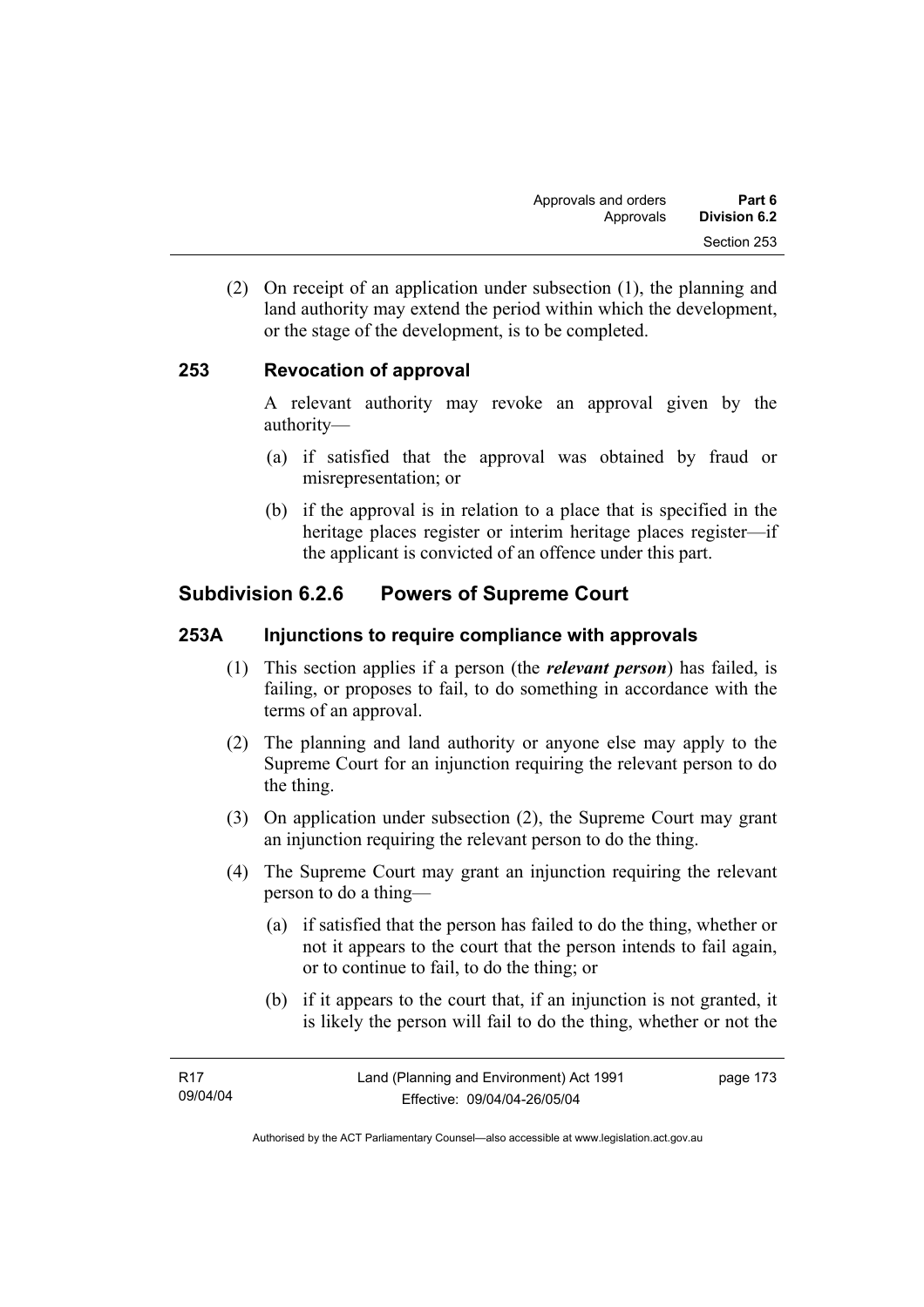(2) On receipt of an application under subsection (1), the planning and land authority may extend the period within which the development, or the stage of the development, is to be completed.

### 253 Revocation of approval

A relevant authority may revoke an approval given by the authority—

(a) if satisfied that the approval was obtained by fraud or misrepresentation; or

(b) if the approval is in relation to a place that is specified in the heritage places register or interim heritage places register—if the applicant is convicted of an offence under this part.

## Subdivision 6.2.6 Powers of Supreme Court

### 253A Injunctions to require compliance with approvals

(1) This section applies if a person (the ***relevant person***) has failed, is failing, or proposes to fail, to do something in accordance with the terms of an approval.

(2) The planning and land authority or anyone else may apply to the Supreme Court for an injunction requiring the relevant person to do the thing.

(3) On application under subsection (2), the Supreme Court may grant an injunction requiring the relevant person to do the thing.

(4) The Supreme Court may grant an injunction requiring the relevant person to do a thing—

(a) if satisfied that the person has failed to do the thing, whether or not it appears to the court that the person intends to fail again, or to continue to fail, to do the thing; or

(b) if it appears to the court that, if an injunction is not granted, it is likely the person will fail to do the thing, whether or not the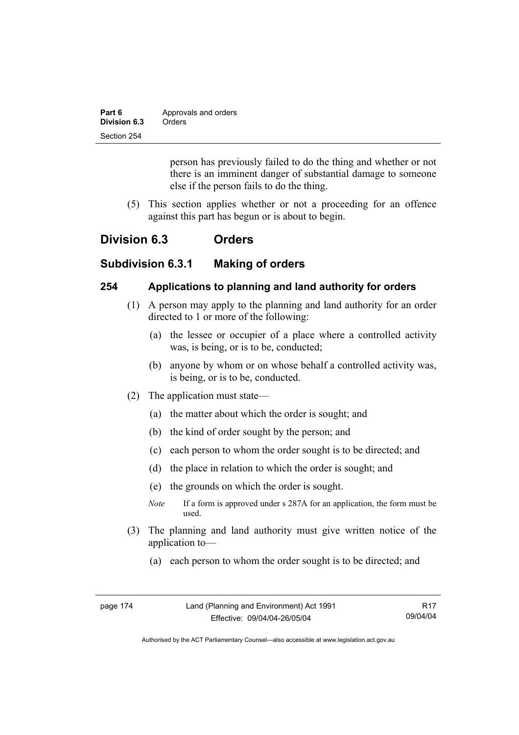person has previously failed to do the thing and whether or not there is an imminent danger of substantial damage to someone else if the person fails to do the thing.

(5) This section applies whether or not a proceeding for an offence against this part has begun or is about to begin.

## Division 6.3 Orders

### Subdivision 6.3.1 Making of orders

#### 254 Applications to planning and land authority for orders

(1) A person may apply to the planning and land authority for an order directed to 1 or more of the following:

(a) the lessee or occupier of a place where a controlled activity was, is being, or is to be, conducted;

(b) anyone by whom or on whose behalf a controlled activity was, is being, or is to be, conducted.

(2) The application must state—

(a) the matter about which the order is sought; and

(b) the kind of order sought by the person; and

(c) each person to whom the order sought is to be directed; and

(d) the place in relation to which the order is sought; and

(e) the grounds on which the order is sought.

*Note* If a form is approved under s 287A for an application, the form must be used.

(3) The planning and land authority must give written notice of the application to—

(a) each person to whom the order sought is to be directed; and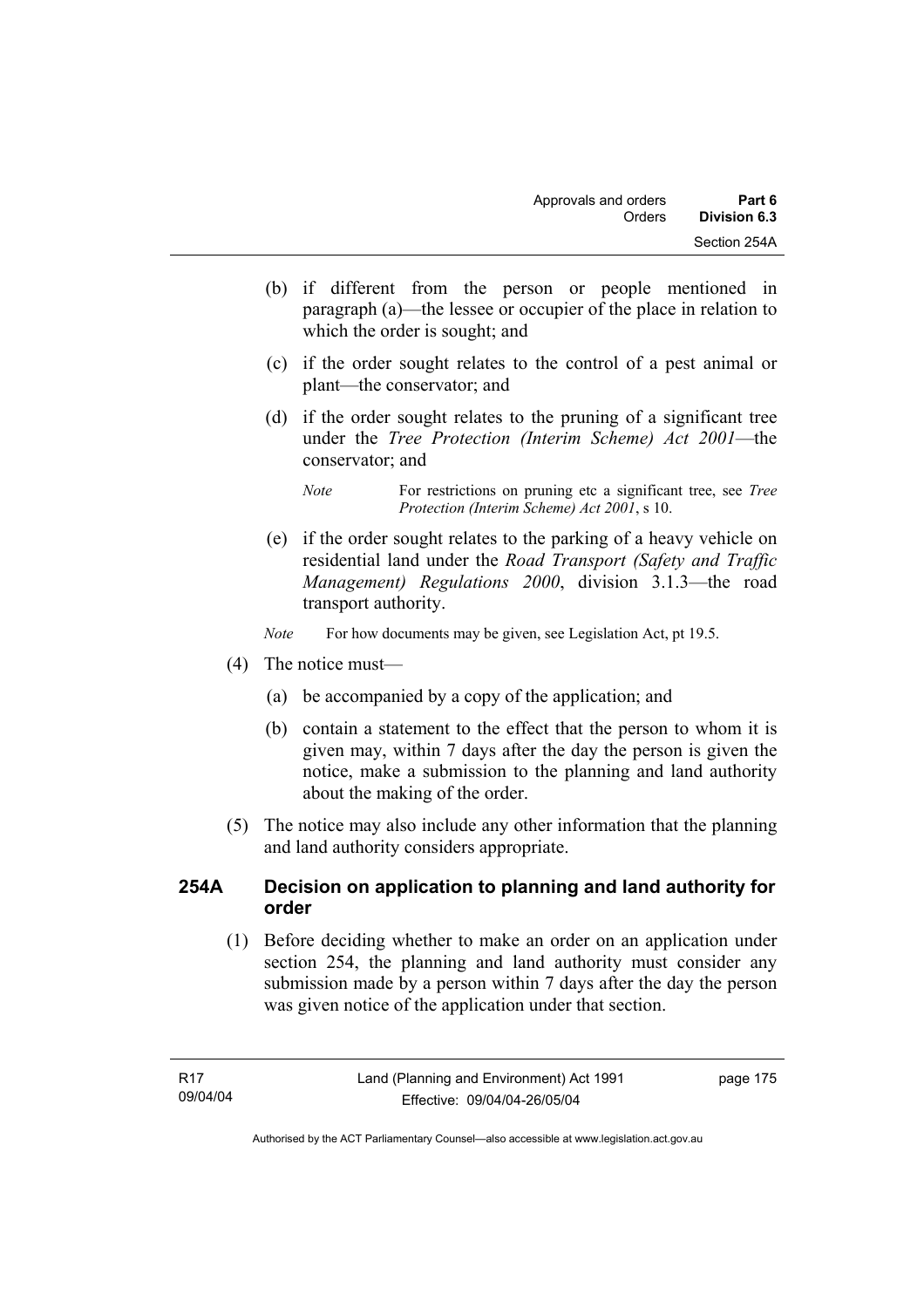(b) if different from the person or people mentioned in paragraph (a)—the lessee or occupier of the place in relation to which the order is sought; and

(c) if the order sought relates to the control of a pest animal or plant—the conservator; and

(d) if the order sought relates to the pruning of a significant tree under the *Tree Protection (Interim Scheme) Act 2001*—the conservator; and

*Note* For restrictions on pruning etc a significant tree, see *Tree Protection (Interim Scheme) Act 2001*, s 10.

(e) if the order sought relates to the parking of a heavy vehicle on residential land under the *Road Transport (Safety and Traffic Management) Regulations 2000*, division 3.1.3—the road transport authority.

*Note* For how documents may be given, see Legislation Act, pt 19.5.

(4) The notice must—

(a) be accompanied by a copy of the application; and

(b) contain a statement to the effect that the person to whom it is given may, within 7 days after the day the person is given the notice, make a submission to the planning and land authority about the making of the order.

(5) The notice may also include any other information that the planning and land authority considers appropriate.

### 254A Decision on application to planning and land authority for order

(1) Before deciding whether to make an order on an application under section 254, the planning and land authority must consider any submission made by a person within 7 days after the day the person was given notice of the application under that section.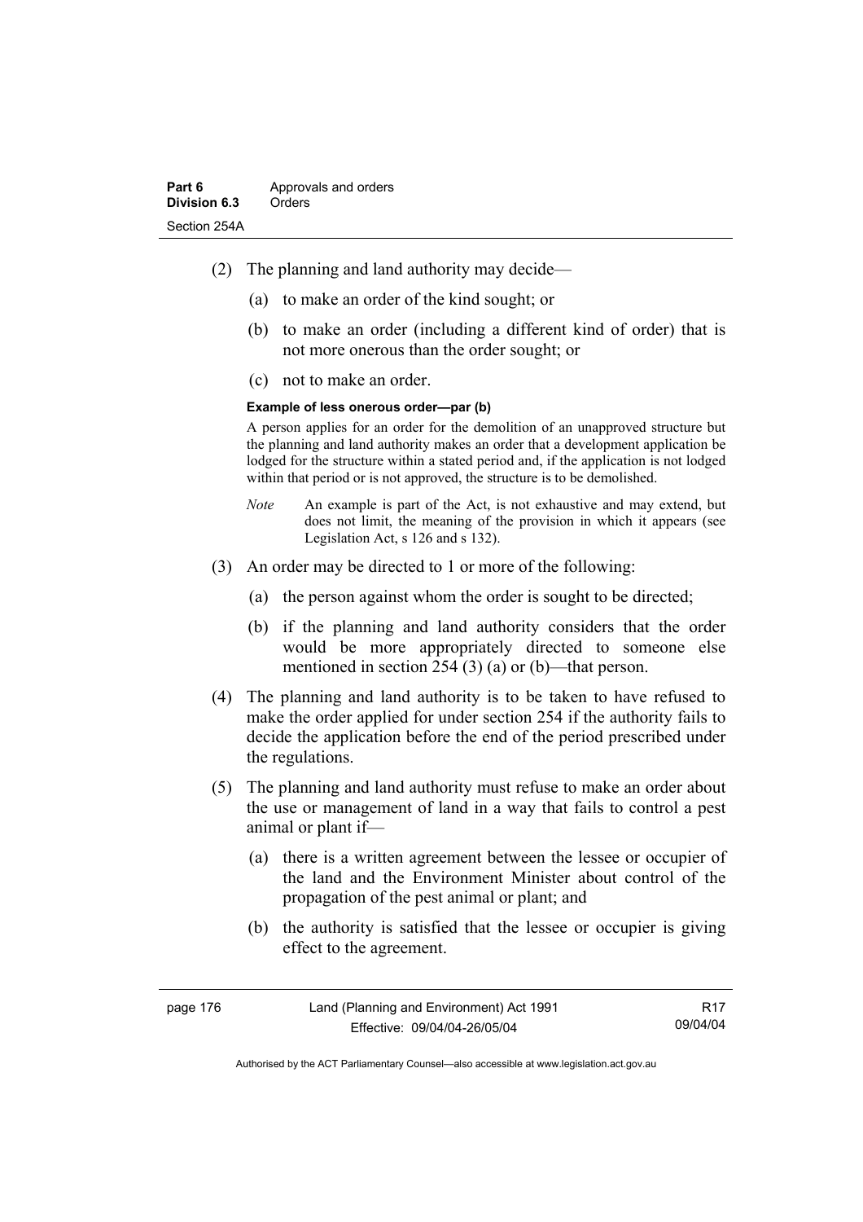(2) The planning and land authority may decide—

(a) to make an order of the kind sought; or

(b) to make an order (including a different kind of order) that is not more onerous than the order sought; or

(c) not to make an order.

**Example of less onerous order—par (b)**

A person applies for an order for the demolition of an unapproved structure but the planning and land authority makes an order that a development application be lodged for the structure within a stated period and, if the application is not lodged within that period or is not approved, the structure is to be demolished.

*Note* An example is part of the Act, is not exhaustive and may extend, but does not limit, the meaning of the provision in which it appears (see Legislation Act, s 126 and s 132).

(3) An order may be directed to 1 or more of the following:

(a) the person against whom the order is sought to be directed;

(b) if the planning and land authority considers that the order would be more appropriately directed to someone else mentioned in section 254 (3) (a) or (b)—that person.

(4) The planning and land authority is to be taken to have refused to make the order applied for under section 254 if the authority fails to decide the application before the end of the period prescribed under the regulations.

(5) The planning and land authority must refuse to make an order about the use or management of land in a way that fails to control a pest animal or plant if—

(a) there is a written agreement between the lessee or occupier of the land and the Environment Minister about control of the propagation of the pest animal or plant; and

(b) the authority is satisfied that the lessee or occupier is giving effect to the agreement.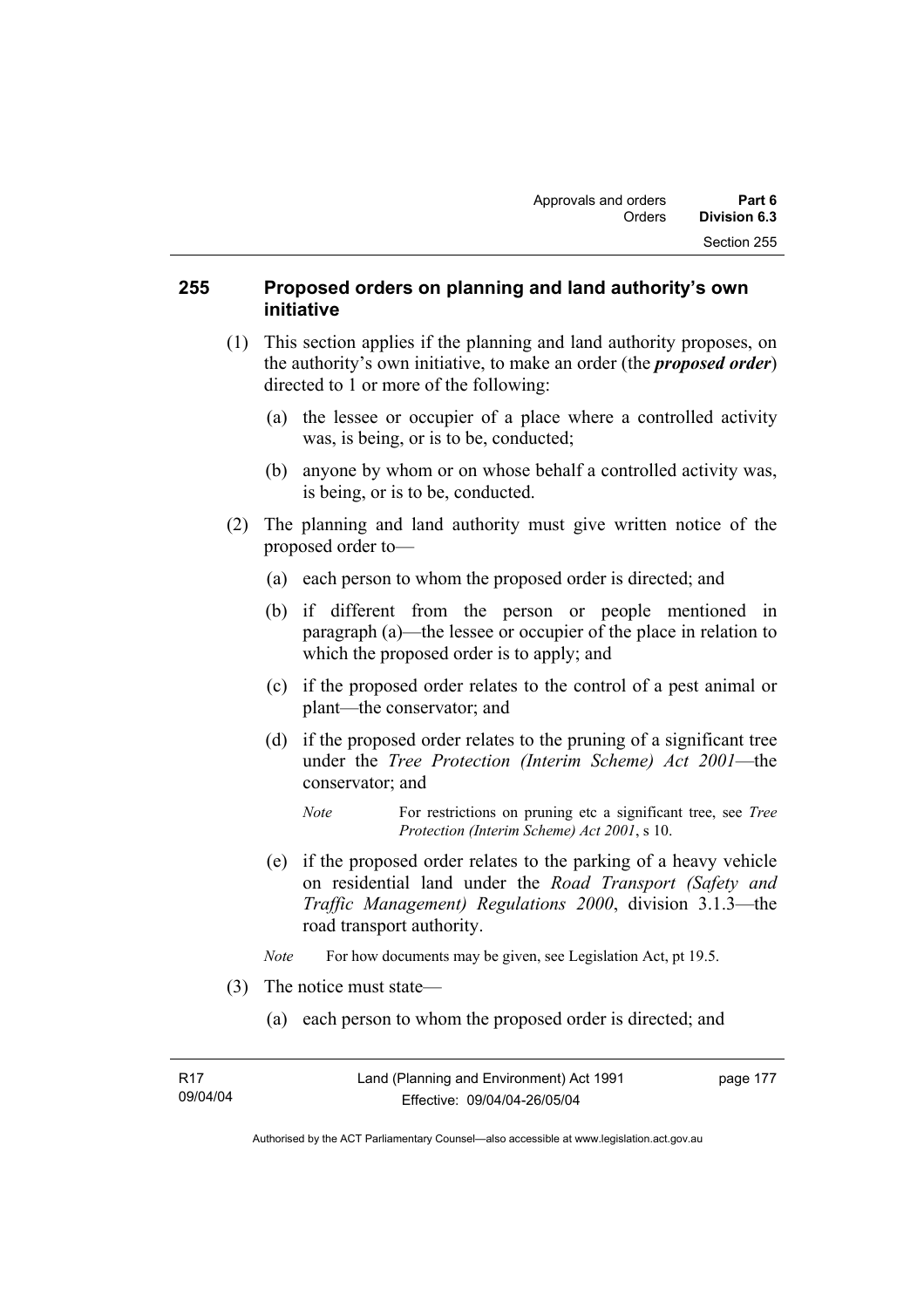### 255 Proposed orders on planning and land authority's own initiative

(1) This section applies if the planning and land authority proposes, on the authority's own initiative, to make an order (the ***proposed order***) directed to 1 or more of the following:

(a) the lessee or occupier of a place where a controlled activity was, is being, or is to be, conducted;

(b) anyone by whom or on whose behalf a controlled activity was, is being, or is to be, conducted.

(2) The planning and land authority must give written notice of the proposed order to—

(a) each person to whom the proposed order is directed; and

(b) if different from the person or people mentioned in paragraph (a)—the lessee or occupier of the place in relation to which the proposed order is to apply; and

(c) if the proposed order relates to the control of a pest animal or plant—the conservator; and

(d) if the proposed order relates to the pruning of a significant tree under the *Tree Protection (Interim Scheme) Act 2001*—the conservator; and

*Note* For restrictions on pruning etc a significant tree, see *Tree Protection (Interim Scheme) Act 2001*, s 10.

(e) if the proposed order relates to the parking of a heavy vehicle on residential land under the *Road Transport (Safety and Traffic Management) Regulations 2000*, division 3.1.3—the road transport authority.

*Note* For how documents may be given, see Legislation Act, pt 19.5.

(3) The notice must state—

(a) each person to whom the proposed order is directed; and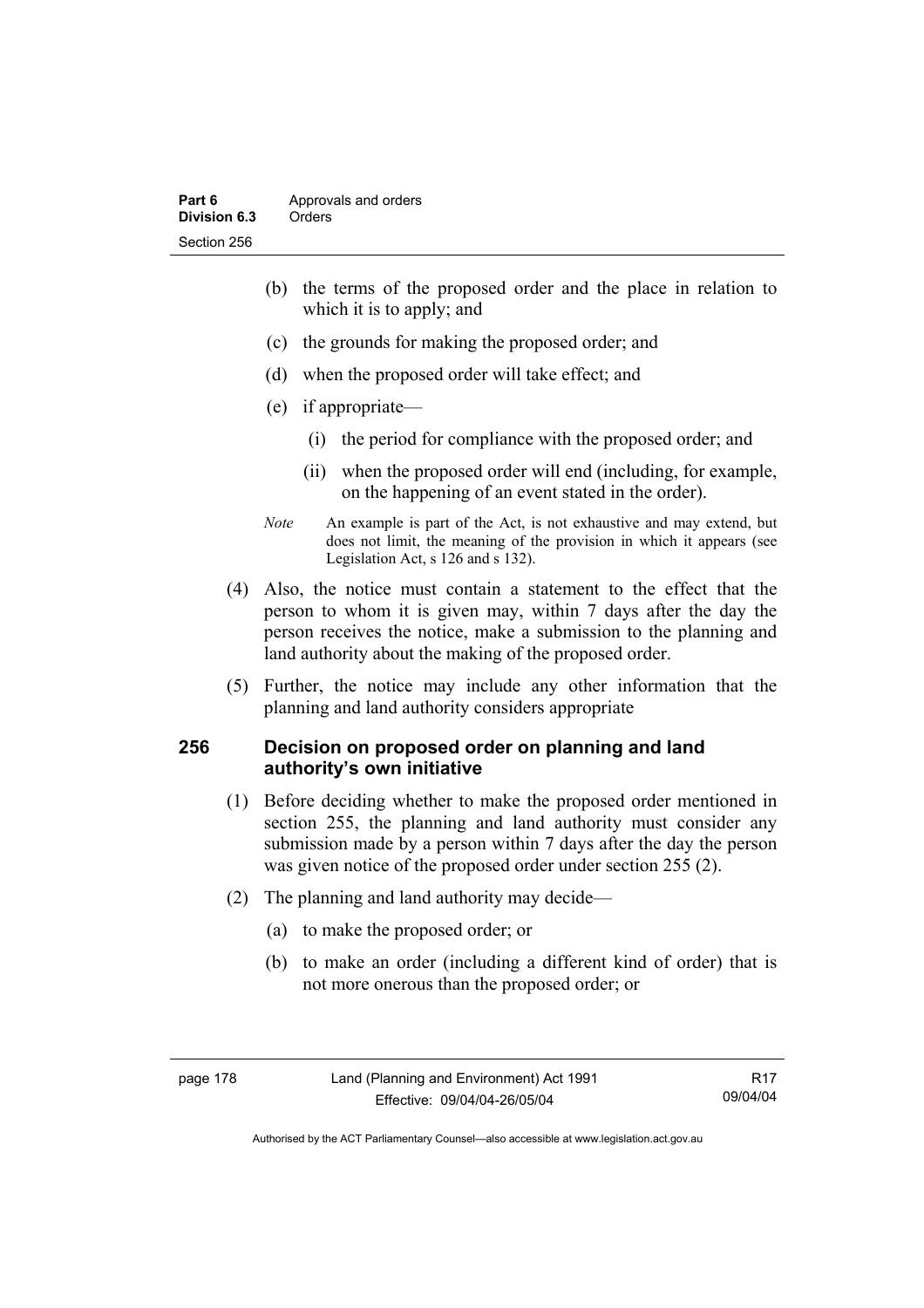(b) the terms of the proposed order and the place in relation to which it is to apply; and

(c) the grounds for making the proposed order; and

(d) when the proposed order will take effect; and

(e) if appropriate—

(i) the period for compliance with the proposed order; and

(ii) when the proposed order will end (including, for example, on the happening of an event stated in the order).

*Note* An example is part of the Act, is not exhaustive and may extend, but does not limit, the meaning of the provision in which it appears (see Legislation Act, s 126 and s 132).

(4) Also, the notice must contain a statement to the effect that the person to whom it is given may, within 7 days after the day the person receives the notice, make a submission to the planning and land authority about the making of the proposed order.

(5) Further, the notice may include any other information that the planning and land authority considers appropriate

## 256 Decision on proposed order on planning and land authority's own initiative

(1) Before deciding whether to make the proposed order mentioned in section 255, the planning and land authority must consider any submission made by a person within 7 days after the day the person was given notice of the proposed order under section 255 (2).

(2) The planning and land authority may decide—

(a) to make the proposed order; or

(b) to make an order (including a different kind of order) that is not more onerous than the proposed order; or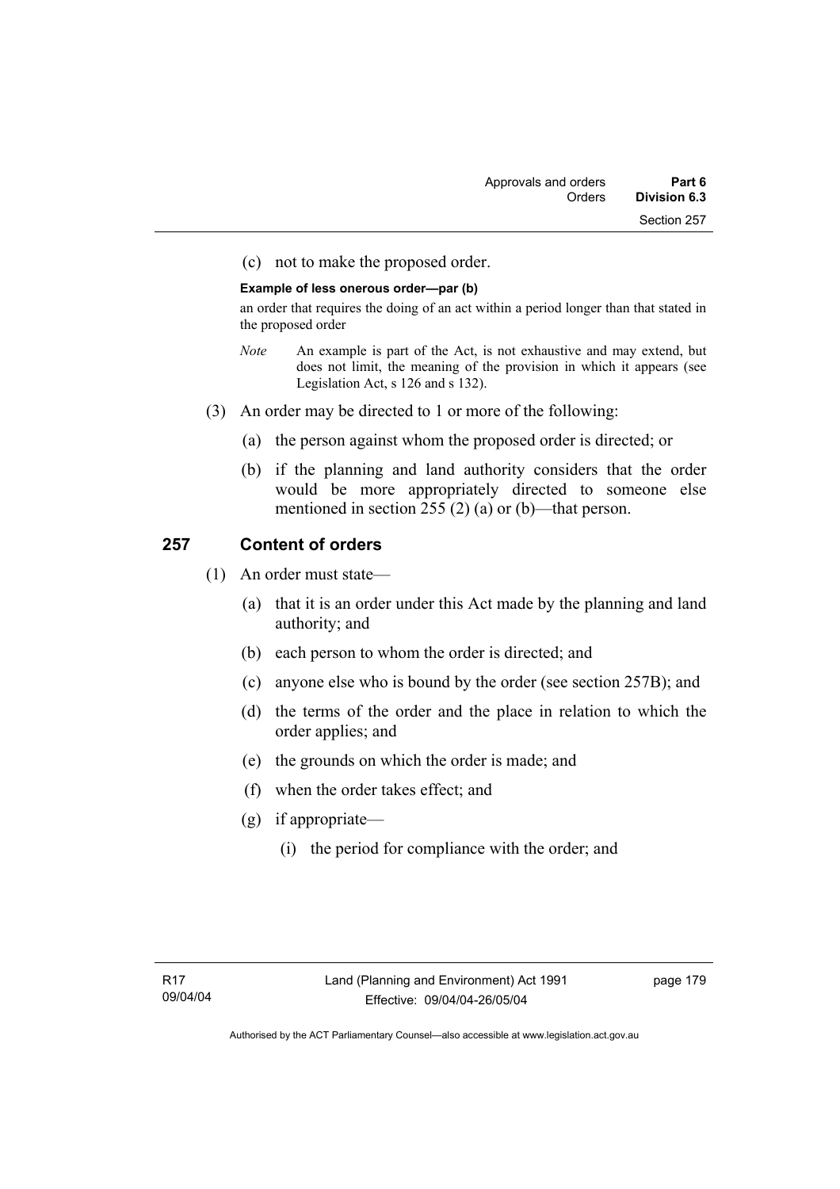(c) not to make the proposed order.

**Example of less onerous order—par (b)**

an order that requires the doing of an act within a period longer than that stated in the proposed order

*Note* An example is part of the Act, is not exhaustive and may extend, but does not limit, the meaning of the provision in which it appears (see Legislation Act, s 126 and s 132).

(3) An order may be directed to 1 or more of the following:

(a) the person against whom the proposed order is directed; or

(b) if the planning and land authority considers that the order would be more appropriately directed to someone else mentioned in section 255 (2) (a) or (b)—that person.

## 257 Content of orders

(1) An order must state—

(a) that it is an order under this Act made by the planning and land authority; and

(b) each person to whom the order is directed; and

(c) anyone else who is bound by the order (see section 257B); and

(d) the terms of the order and the place in relation to which the order applies; and

(e) the grounds on which the order is made; and

(f) when the order takes effect; and

(g) if appropriate—

(i) the period for compliance with the order; and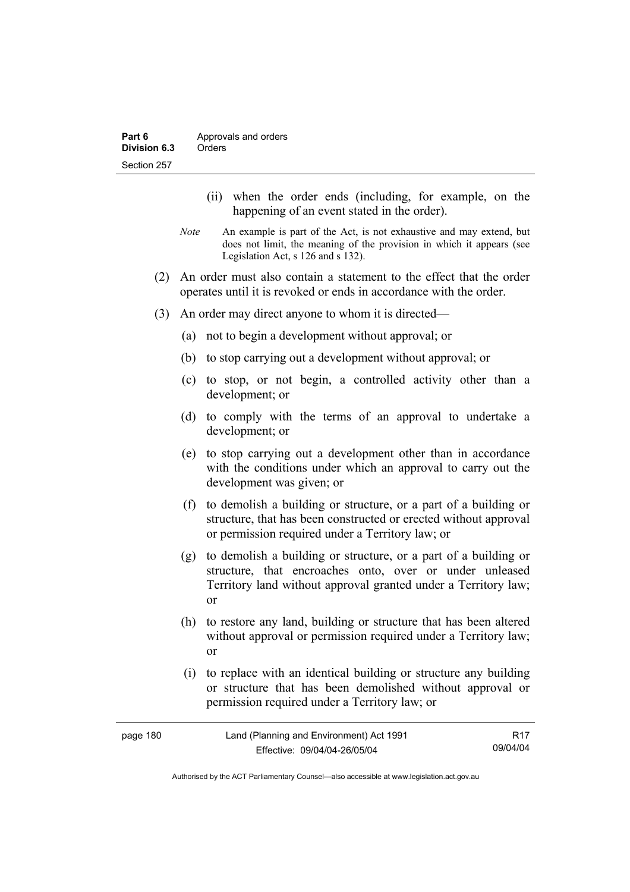(ii) when the order ends (including, for example, on the happening of an event stated in the order).

*Note* An example is part of the Act, is not exhaustive and may extend, but does not limit, the meaning of the provision in which it appears (see Legislation Act, s 126 and s 132).

(2) An order must also contain a statement to the effect that the order operates until it is revoked or ends in accordance with the order.

(3) An order may direct anyone to whom it is directed—

(a) not to begin a development without approval; or

(b) to stop carrying out a development without approval; or

(c) to stop, or not begin, a controlled activity other than a development; or

(d) to comply with the terms of an approval to undertake a development; or

(e) to stop carrying out a development other than in accordance with the conditions under which an approval to carry out the development was given; or

(f) to demolish a building or structure, or a part of a building or structure, that has been constructed or erected without approval or permission required under a Territory law; or

(g) to demolish a building or structure, or a part of a building or structure, that encroaches onto, over or under unleased Territory land without approval granted under a Territory law; or

(h) to restore any land, building or structure that has been altered without approval or permission required under a Territory law; or

(i) to replace with an identical building or structure any building or structure that has been demolished without approval or permission required under a Territory law; or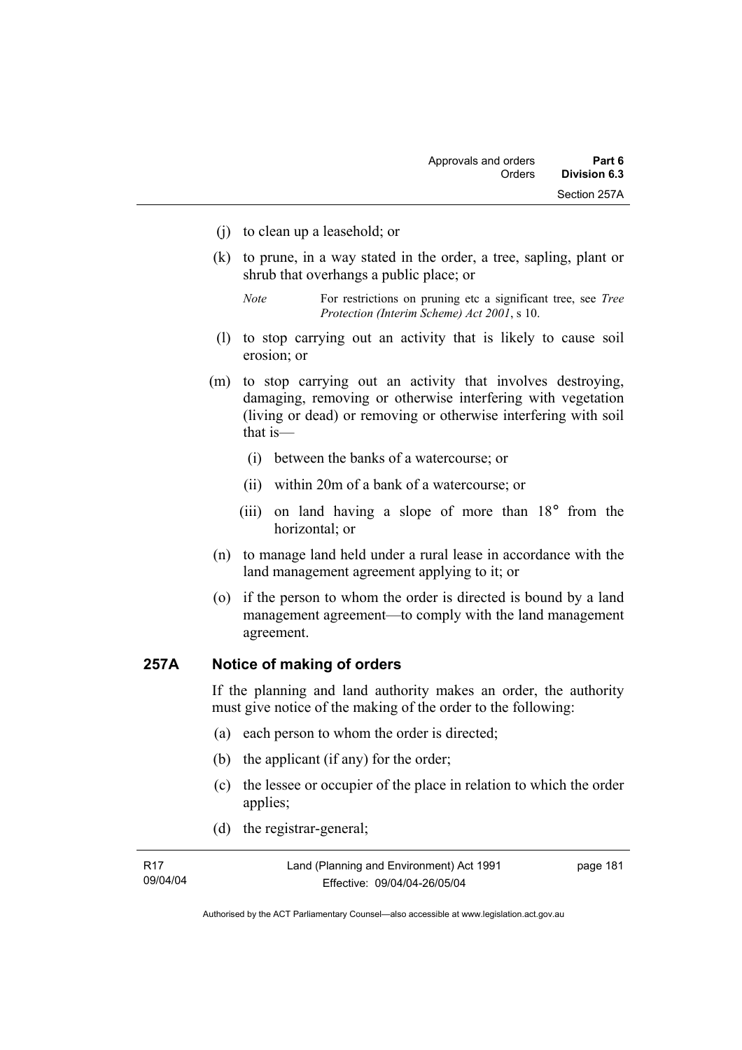(j) to clean up a leasehold; or

(k) to prune, in a way stated in the order, a tree, sapling, plant or shrub that overhangs a public place; or

*Note* For restrictions on pruning etc a significant tree, see *Tree Protection (Interim Scheme) Act 2001*, s 10.

(l) to stop carrying out an activity that is likely to cause soil erosion; or

(m) to stop carrying out an activity that involves destroying, damaging, removing or otherwise interfering with vegetation (living or dead) or removing or otherwise interfering with soil that is—

(i) between the banks of a watercourse; or

(ii) within 20m of a bank of a watercourse; or

(iii) on land having a slope of more than 18° from the horizontal; or

(n) to manage land held under a rural lease in accordance with the land management agreement applying to it; or

(o) if the person to whom the order is directed is bound by a land management agreement—to comply with the land management agreement.

## 257A Notice of making of orders

If the planning and land authority makes an order, the authority must give notice of the making of the order to the following:

(a) each person to whom the order is directed;

(b) the applicant (if any) for the order;

(c) the lessee or occupier of the place in relation to which the order applies;

(d) the registrar-general;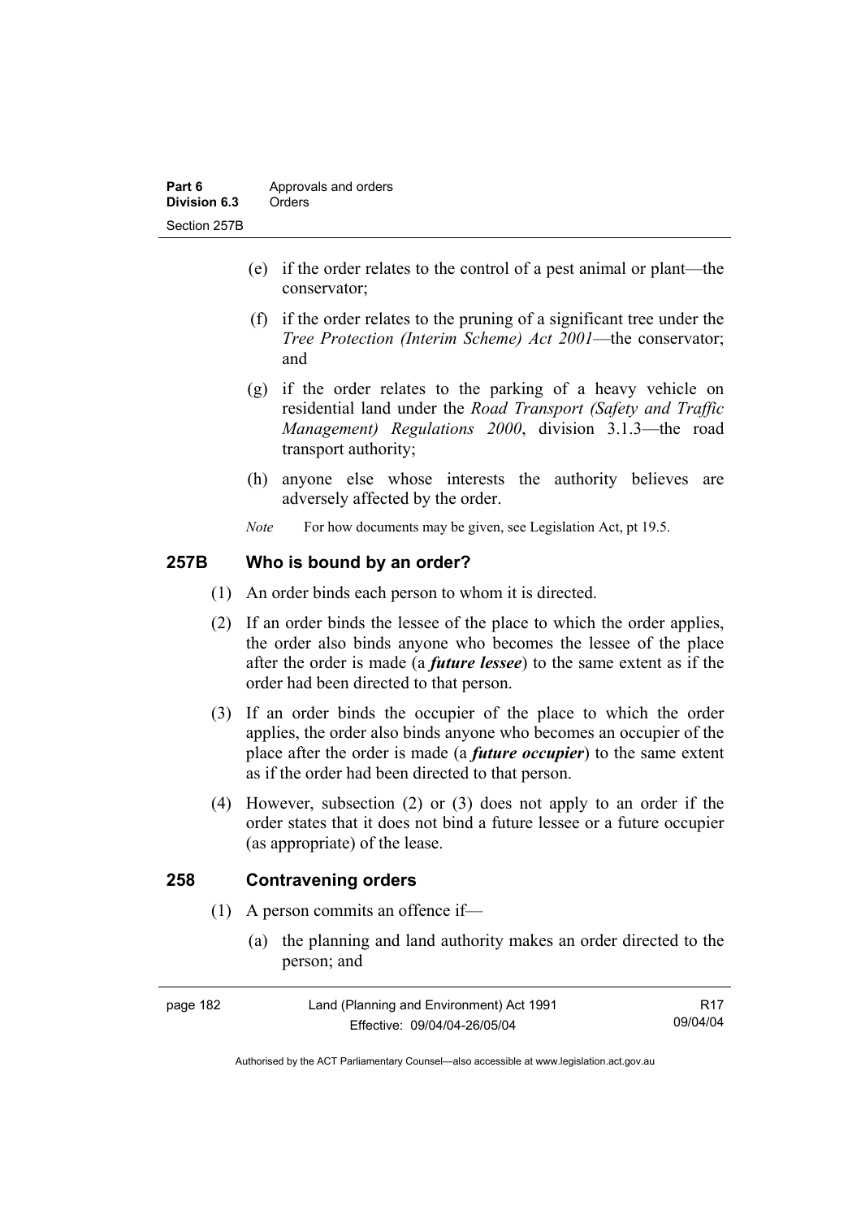(e) if the order relates to the control of a pest animal or plant—the conservator;

(f) if the order relates to the pruning of a significant tree under the *Tree Protection (Interim Scheme) Act 2001*—the conservator; and

(g) if the order relates to the parking of a heavy vehicle on residential land under the *Road Transport (Safety and Traffic Management) Regulations 2000*, division 3.1.3—the road transport authority;

(h) anyone else whose interests the authority believes are adversely affected by the order.

*Note* For how documents may be given, see Legislation Act, pt 19.5.

## 257B Who is bound by an order?

(1) An order binds each person to whom it is directed.

(2) If an order binds the lessee of the place to which the order applies, the order also binds anyone who becomes the lessee of the place after the order is made (a ***future lessee***) to the same extent as if the order had been directed to that person.

(3) If an order binds the occupier of the place to which the order applies, the order also binds anyone who becomes an occupier of the place after the order is made (a ***future occupier***) to the same extent as if the order had been directed to that person.

(4) However, subsection (2) or (3) does not apply to an order if the order states that it does not bind a future lessee or a future occupier (as appropriate) of the lease.

## 258 Contravening orders

(1) A person commits an offence if—

(a) the planning and land authority makes an order directed to the person; and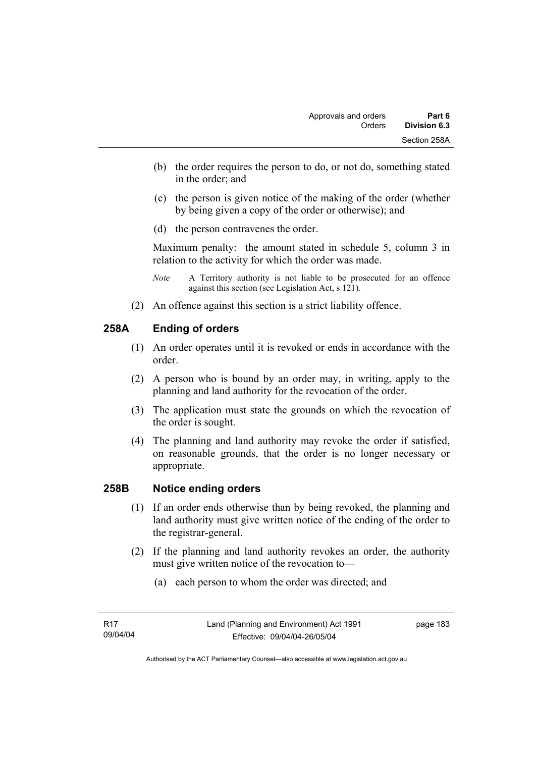(b) the order requires the person to do, or not do, something stated in the order; and

(c) the person is given notice of the making of the order (whether by being given a copy of the order or otherwise); and

(d) the person contravenes the order.

Maximum penalty: the amount stated in schedule 5, column 3 in relation to the activity for which the order was made.

*Note* A Territory authority is not liable to be prosecuted for an offence against this section (see Legislation Act, s 121).

(2) An offence against this section is a strict liability offence.

## 258A Ending of orders

(1) An order operates until it is revoked or ends in accordance with the order.

(2) A person who is bound by an order may, in writing, apply to the planning and land authority for the revocation of the order.

(3) The application must state the grounds on which the revocation of the order is sought.

(4) The planning and land authority may revoke the order if satisfied, on reasonable grounds, that the order is no longer necessary or appropriate.

## 258B Notice ending orders

(1) If an order ends otherwise than by being revoked, the planning and land authority must give written notice of the ending of the order to the registrar-general.

(2) If the planning and land authority revokes an order, the authority must give written notice of the revocation to—

(a) each person to whom the order was directed; and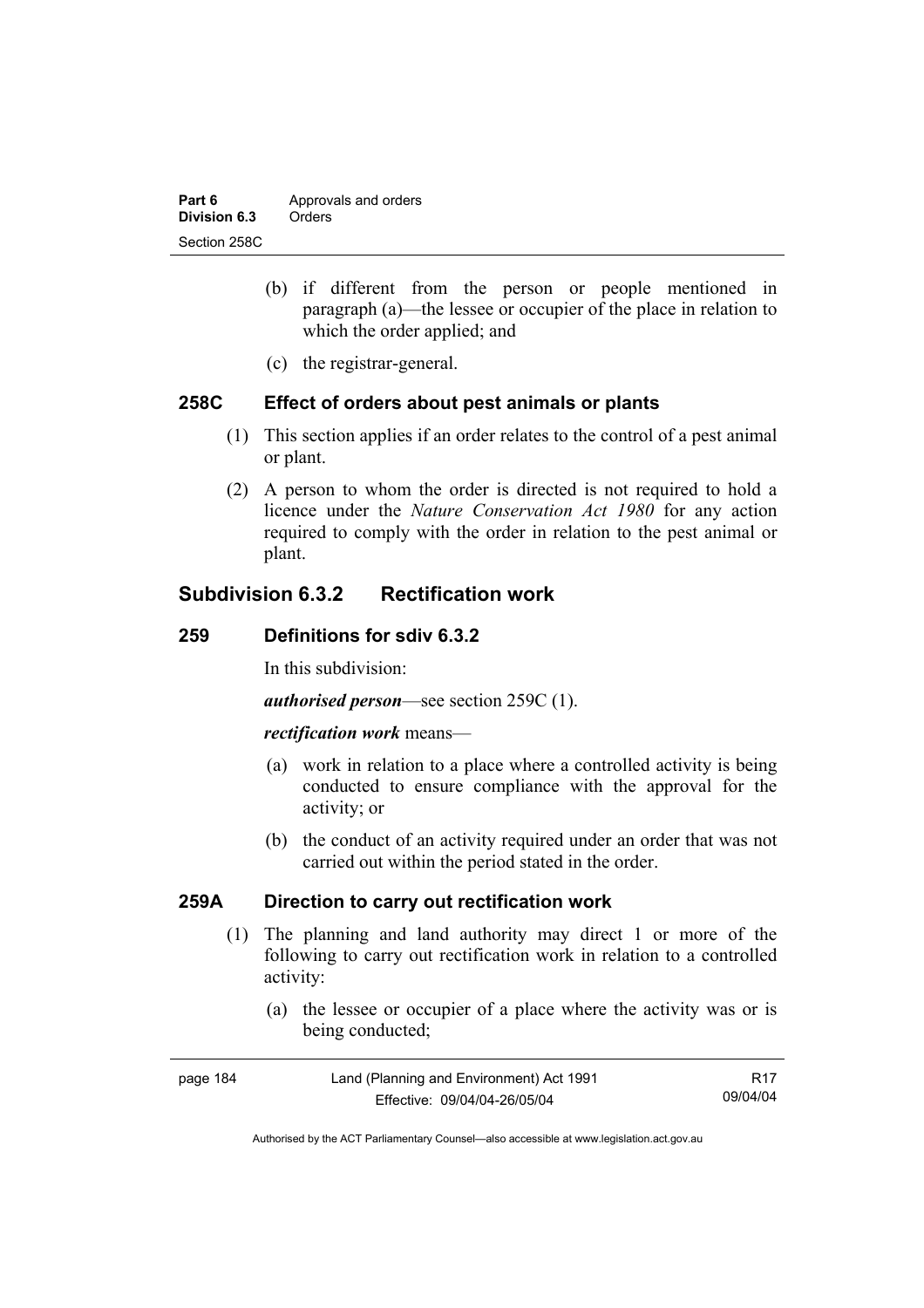(b) if different from the person or people mentioned in paragraph (a)—the lessee or occupier of the place in relation to which the order applied; and

(c) the registrar-general.

### 258C Effect of orders about pest animals or plants

(1) This section applies if an order relates to the control of a pest animal or plant.

(2) A person to whom the order is directed is not required to hold a licence under the *Nature Conservation Act 1980* for any action required to comply with the order in relation to the pest animal or plant.

## Subdivision 6.3.2 Rectification work

### 259 Definitions for sdiv 6.3.2

In this subdivision:

***authorised person***—see section 259C (1).

***rectification work*** means—

(a) work in relation to a place where a controlled activity is being conducted to ensure compliance with the approval for the activity; or

(b) the conduct of an activity required under an order that was not carried out within the period stated in the order.

### 259A Direction to carry out rectification work

(1) The planning and land authority may direct 1 or more of the following to carry out rectification work in relation to a controlled activity:

(a) the lessee or occupier of a place where the activity was or is being conducted;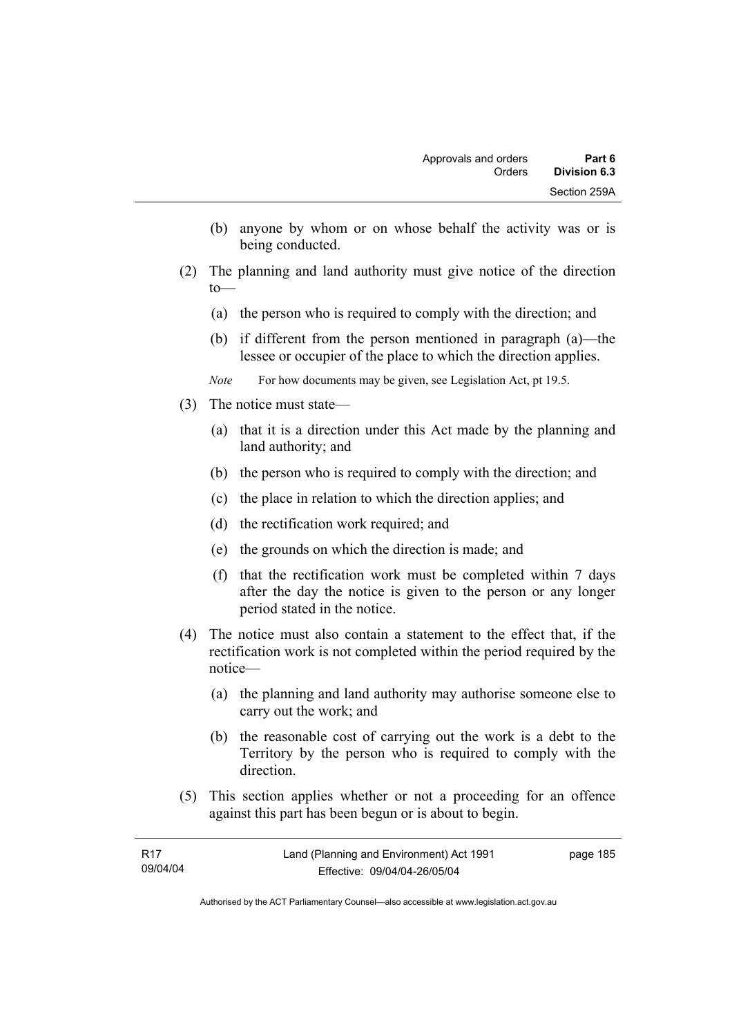(b) anyone by whom or on whose behalf the activity was or is being conducted.

(2) The planning and land authority must give notice of the direction to—

(a) the person who is required to comply with the direction; and

(b) if different from the person mentioned in paragraph (a)—the lessee or occupier of the place to which the direction applies.

*Note* For how documents may be given, see Legislation Act, pt 19.5.

(3) The notice must state—

(a) that it is a direction under this Act made by the planning and land authority; and

(b) the person who is required to comply with the direction; and

(c) the place in relation to which the direction applies; and

(d) the rectification work required; and

(e) the grounds on which the direction is made; and

(f) that the rectification work must be completed within 7 days after the day the notice is given to the person or any longer period stated in the notice.

(4) The notice must also contain a statement to the effect that, if the rectification work is not completed within the period required by the notice—

(a) the planning and land authority may authorise someone else to carry out the work; and

(b) the reasonable cost of carrying out the work is a debt to the Territory by the person who is required to comply with the direction.

(5) This section applies whether or not a proceeding for an offence against this part has been begun or is about to begin.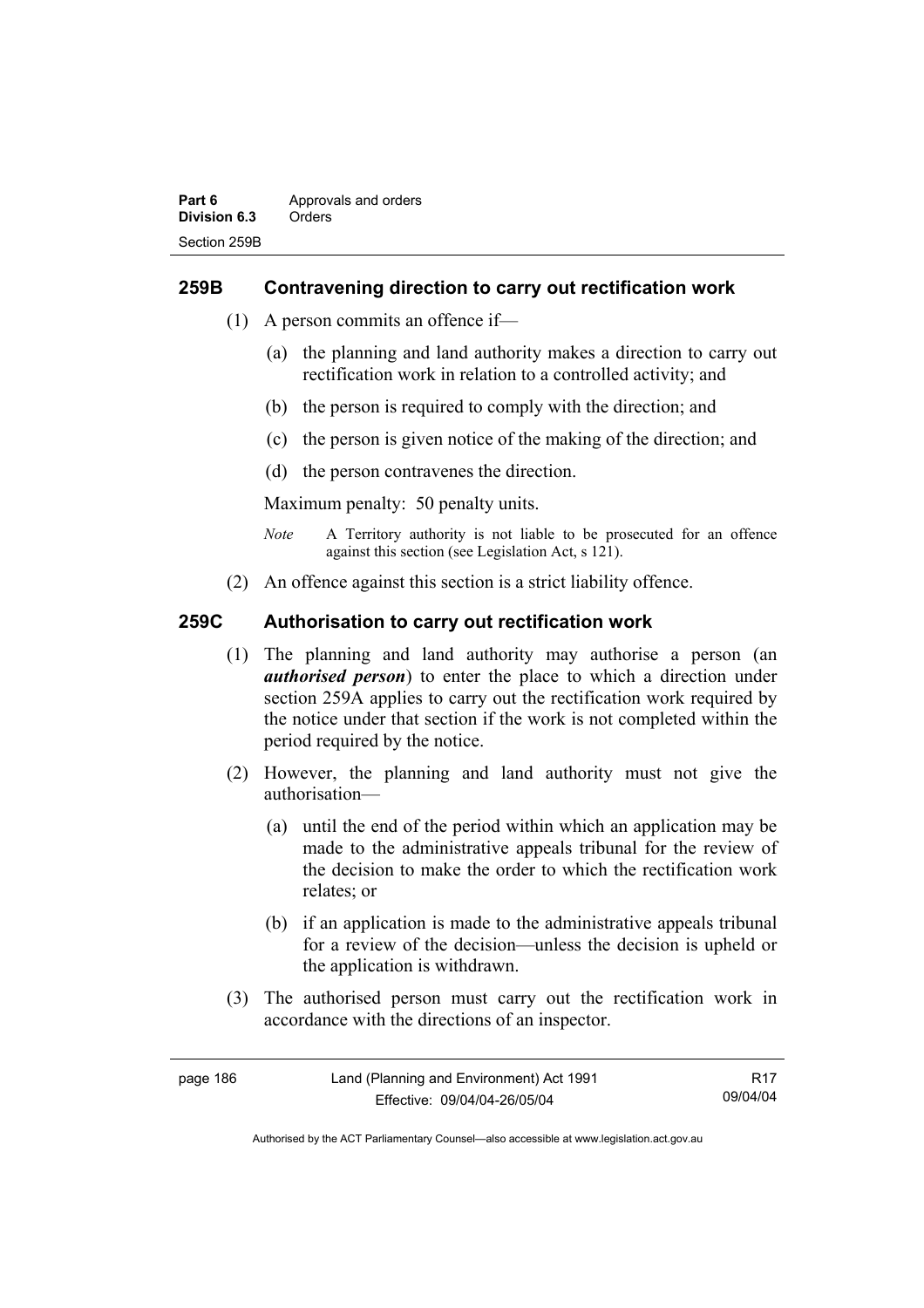## 259B Contravening direction to carry out rectification work

(1) A person commits an offence if—

(a) the planning and land authority makes a direction to carry out rectification work in relation to a controlled activity; and

(b) the person is required to comply with the direction; and

(c) the person is given notice of the making of the direction; and

(d) the person contravenes the direction.

Maximum penalty: 50 penalty units.

*Note* A Territory authority is not liable to be prosecuted for an offence against this section (see Legislation Act, s 121).

(2) An offence against this section is a strict liability offence.

## 259C Authorisation to carry out rectification work

(1) The planning and land authority may authorise a person (an ***authorised person***) to enter the place to which a direction under section 259A applies to carry out the rectification work required by the notice under that section if the work is not completed within the period required by the notice.

(2) However, the planning and land authority must not give the authorisation—

(a) until the end of the period within which an application may be made to the administrative appeals tribunal for the review of the decision to make the order to which the rectification work relates; or

(b) if an application is made to the administrative appeals tribunal for a review of the decision—unless the decision is upheld or the application is withdrawn.

(3) The authorised person must carry out the rectification work in accordance with the directions of an inspector.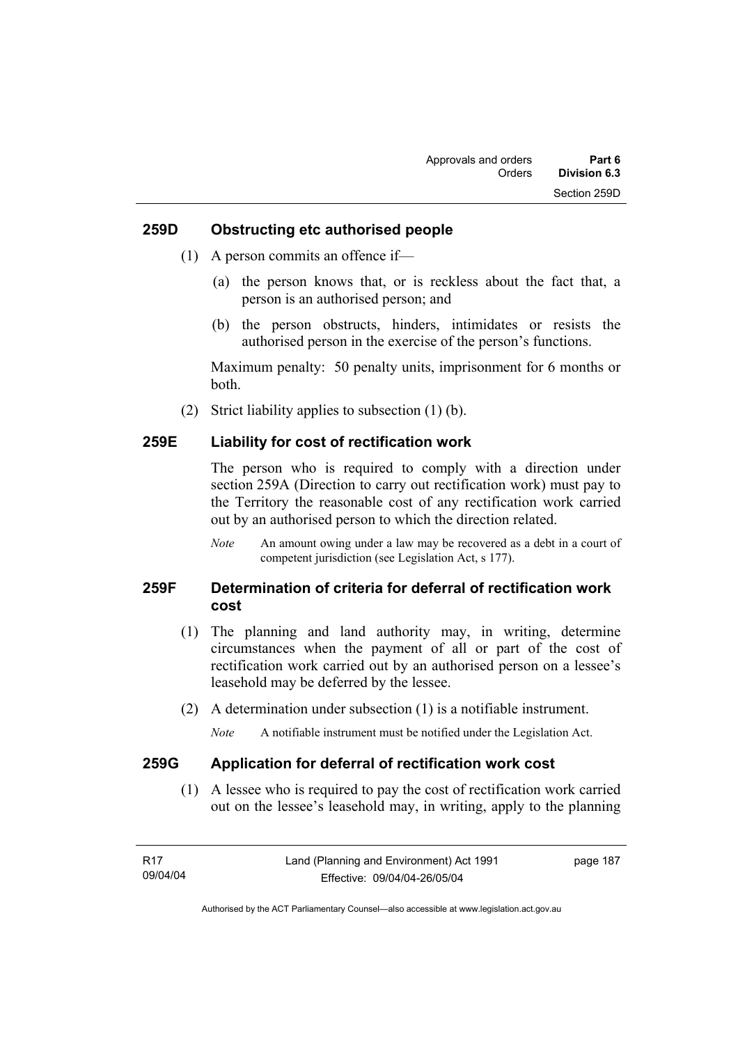### 259D Obstructing etc authorised people

(1) A person commits an offence if—

(a) the person knows that, or is reckless about the fact that, a person is an authorised person; and

(b) the person obstructs, hinders, intimidates or resists the authorised person in the exercise of the person's functions.

Maximum penalty: 50 penalty units, imprisonment for 6 months or both.

(2) Strict liability applies to subsection (1) (b).

### 259E Liability for cost of rectification work

The person who is required to comply with a direction under section 259A (Direction to carry out rectification work) must pay to the Territory the reasonable cost of any rectification work carried out by an authorised person to which the direction related.

*Note* An amount owing under a law may be recovered as a debt in a court of competent jurisdiction (see Legislation Act, s 177).

### 259F Determination of criteria for deferral of rectification work cost

(1) The planning and land authority may, in writing, determine circumstances when the payment of all or part of the cost of rectification work carried out by an authorised person on a lessee's leasehold may be deferred by the lessee.

(2) A determination under subsection (1) is a notifiable instrument.

*Note* A notifiable instrument must be notified under the Legislation Act.

### 259G Application for deferral of rectification work cost

(1) A lessee who is required to pay the cost of rectification work carried out on the lessee's leasehold may, in writing, apply to the planning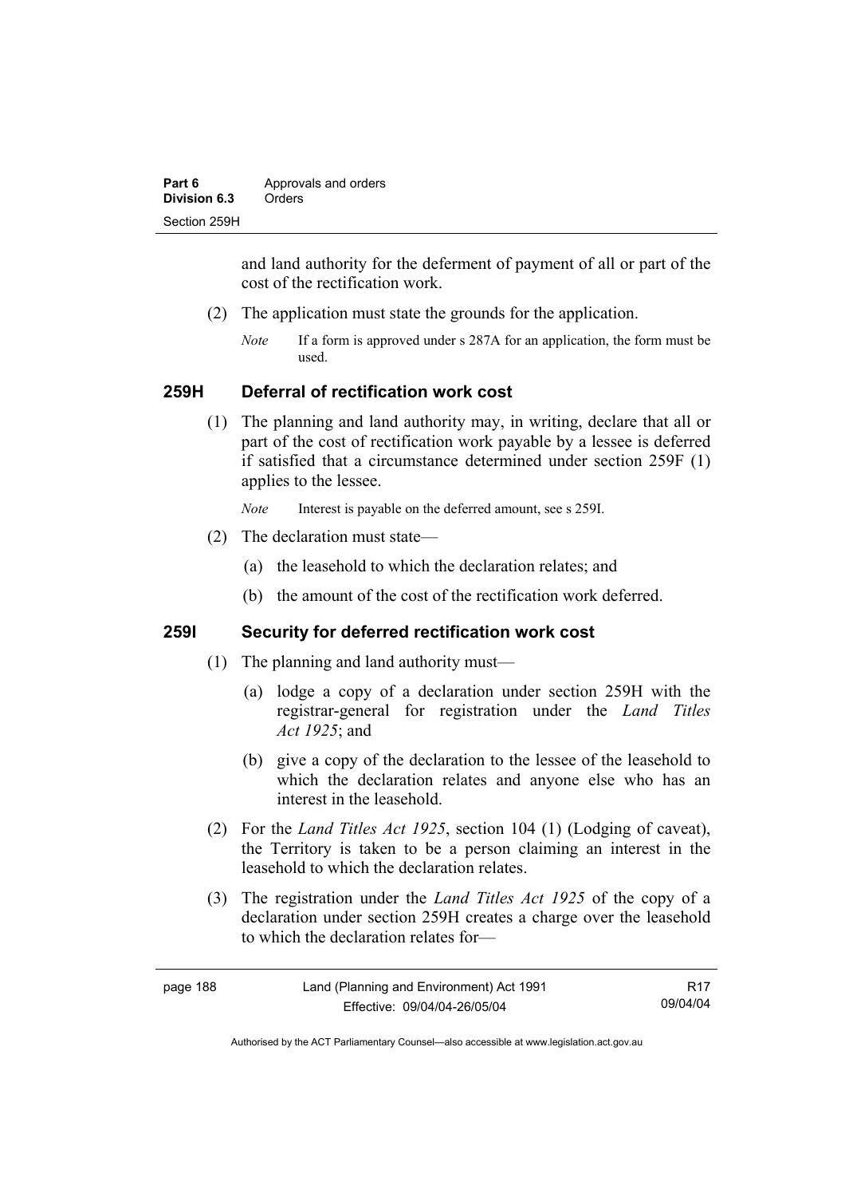and land authority for the deferment of payment of all or part of the cost of the rectification work.

(2) The application must state the grounds for the application.

*Note* If a form is approved under s 287A for an application, the form must be used.

## 259H Deferral of rectification work cost

(1) The planning and land authority may, in writing, declare that all or part of the cost of rectification work payable by a lessee is deferred if satisfied that a circumstance determined under section 259F (1) applies to the lessee.

*Note* Interest is payable on the deferred amount, see s 259I.

(2) The declaration must state—

(a) the leasehold to which the declaration relates; and

(b) the amount of the cost of the rectification work deferred.

## 259I Security for deferred rectification work cost

(1) The planning and land authority must—

(a) lodge a copy of a declaration under section 259H with the registrar-general for registration under the *Land Titles Act 1925*; and

(b) give a copy of the declaration to the lessee of the leasehold to which the declaration relates and anyone else who has an interest in the leasehold.

(2) For the *Land Titles Act 1925*, section 104 (1) (Lodging of caveat), the Territory is taken to be a person claiming an interest in the leasehold to which the declaration relates.

(3) The registration under the *Land Titles Act 1925* of the copy of a declaration under section 259H creates a charge over the leasehold to which the declaration relates for—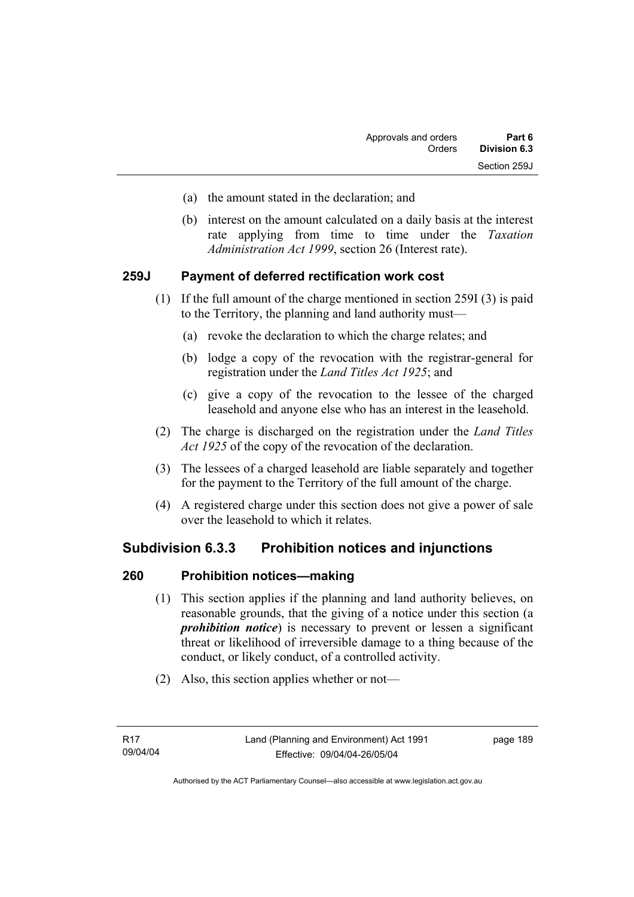(a) the amount stated in the declaration; and

(b) interest on the amount calculated on a daily basis at the interest rate applying from time to time under the *Taxation Administration Act 1999*, section 26 (Interest rate).

### 259J Payment of deferred rectification work cost

(1) If the full amount of the charge mentioned in section 259I (3) is paid to the Territory, the planning and land authority must—

(a) revoke the declaration to which the charge relates; and

(b) lodge a copy of the revocation with the registrar-general for registration under the *Land Titles Act 1925*; and

(c) give a copy of the revocation to the lessee of the charged leasehold and anyone else who has an interest in the leasehold.

(2) The charge is discharged on the registration under the *Land Titles Act 1925* of the copy of the revocation of the declaration.

(3) The lessees of a charged leasehold are liable separately and together for the payment to the Territory of the full amount of the charge.

(4) A registered charge under this section does not give a power of sale over the leasehold to which it relates.

## Subdivision 6.3.3 Prohibition notices and injunctions

### 260 Prohibition notices—making

(1) This section applies if the planning and land authority believes, on reasonable grounds, that the giving of a notice under this section (a ***prohibition notice***) is necessary to prevent or lessen a significant threat or likelihood of irreversible damage to a thing because of the conduct, or likely conduct, of a controlled activity.

(2) Also, this section applies whether or not—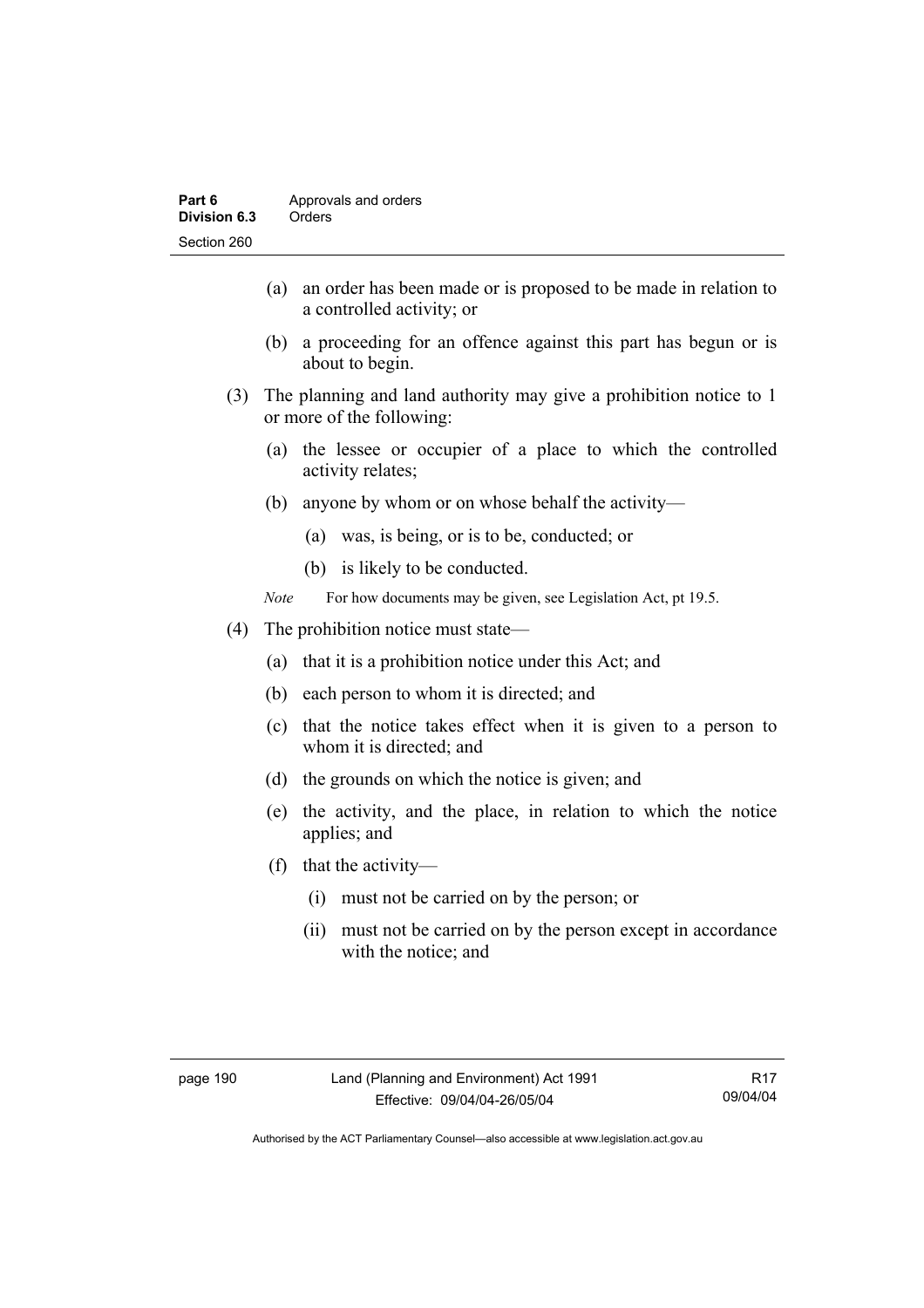(a) an order has been made or is proposed to be made in relation to a controlled activity; or

(b) a proceeding for an offence against this part has begun or is about to begin.

(3) The planning and land authority may give a prohibition notice to 1 or more of the following:

(a) the lessee or occupier of a place to which the controlled activity relates;

(b) anyone by whom or on whose behalf the activity—

(a) was, is being, or is to be, conducted; or

(b) is likely to be conducted.

*Note* For how documents may be given, see Legislation Act, pt 19.5.

(4) The prohibition notice must state—

(a) that it is a prohibition notice under this Act; and

(b) each person to whom it is directed; and

(c) that the notice takes effect when it is given to a person to whom it is directed; and

(d) the grounds on which the notice is given; and

(e) the activity, and the place, in relation to which the notice applies; and

(f) that the activity—

(i) must not be carried on by the person; or

(ii) must not be carried on by the person except in accordance with the notice; and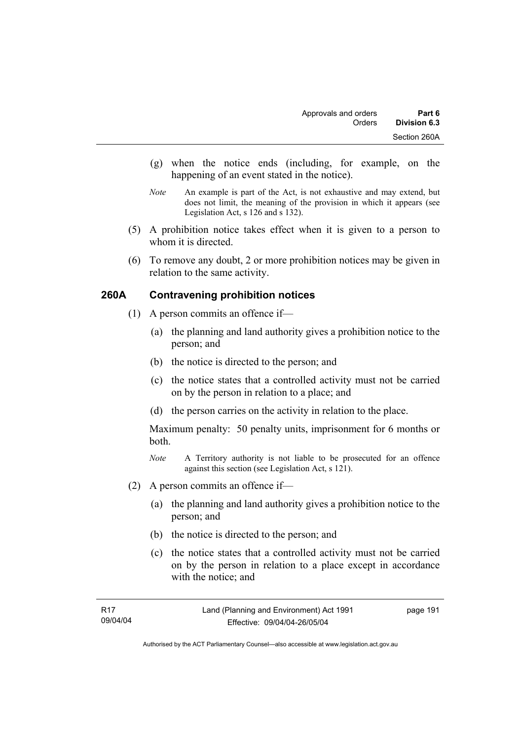(g) when the notice ends (including, for example, on the happening of an event stated in the notice).

*Note* An example is part of the Act, is not exhaustive and may extend, but does not limit, the meaning of the provision in which it appears (see Legislation Act, s 126 and s 132).

(5) A prohibition notice takes effect when it is given to a person to whom it is directed.

(6) To remove any doubt, 2 or more prohibition notices may be given in relation to the same activity.

## 260A Contravening prohibition notices

(1) A person commits an offence if—

(a) the planning and land authority gives a prohibition notice to the person; and

(b) the notice is directed to the person; and

(c) the notice states that a controlled activity must not be carried on by the person in relation to a place; and

(d) the person carries on the activity in relation to the place.

Maximum penalty: 50 penalty units, imprisonment for 6 months or both.

*Note* A Territory authority is not liable to be prosecuted for an offence against this section (see Legislation Act, s 121).

(2) A person commits an offence if—

(a) the planning and land authority gives a prohibition notice to the person; and

(b) the notice is directed to the person; and

(c) the notice states that a controlled activity must not be carried on by the person in relation to a place except in accordance with the notice; and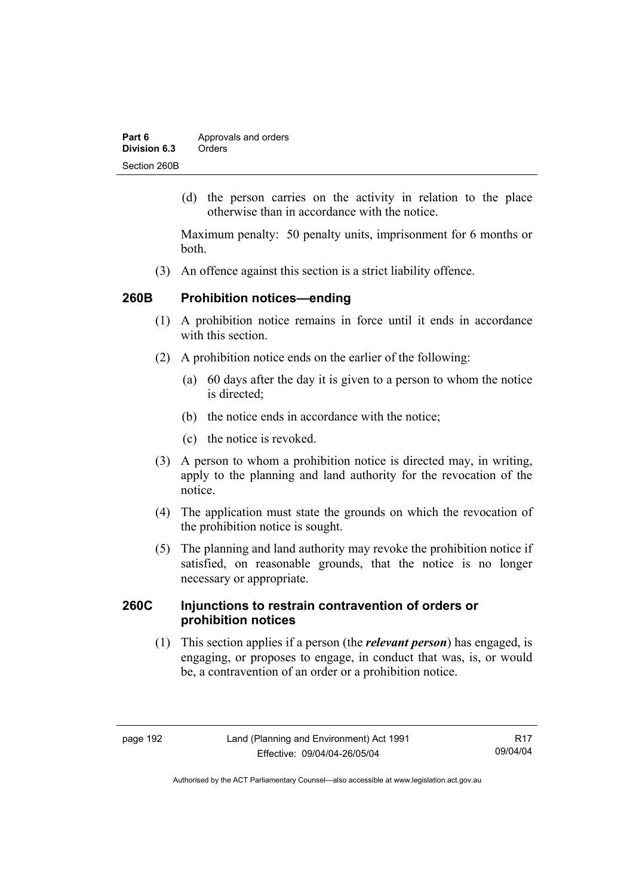(d) the person carries on the activity in relation to the place otherwise than in accordance with the notice.

Maximum penalty: 50 penalty units, imprisonment for 6 months or both.

(3) An offence against this section is a strict liability offence.

## 260B Prohibition notices—ending

(1) A prohibition notice remains in force until it ends in accordance with this section.

(2) A prohibition notice ends on the earlier of the following:

(a) 60 days after the day it is given to a person to whom the notice is directed;

(b) the notice ends in accordance with the notice;

(c) the notice is revoked.

(3) A person to whom a prohibition notice is directed may, in writing, apply to the planning and land authority for the revocation of the notice.

(4) The application must state the grounds on which the revocation of the prohibition notice is sought.

(5) The planning and land authority may revoke the prohibition notice if satisfied, on reasonable grounds, that the notice is no longer necessary or appropriate.

## 260C Injunctions to restrain contravention of orders or prohibition notices

(1) This section applies if a person (the ***relevant person***) has engaged, is engaging, or proposes to engage, in conduct that was, is, or would be, a contravention of an order or a prohibition notice.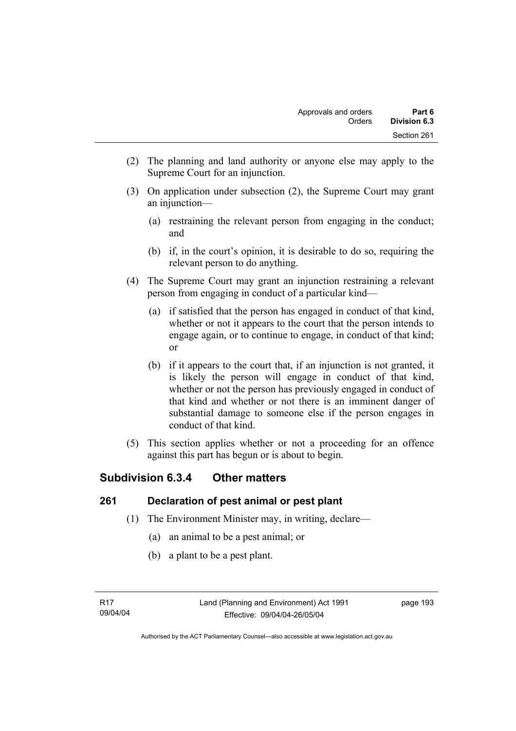(2) The planning and land authority or anyone else may apply to the Supreme Court for an injunction.

(3) On application under subsection (2), the Supreme Court may grant an injunction—

(a) restraining the relevant person from engaging in the conduct; and

(b) if, in the court's opinion, it is desirable to do so, requiring the relevant person to do anything.

(4) The Supreme Court may grant an injunction restraining a relevant person from engaging in conduct of a particular kind—

(a) if satisfied that the person has engaged in conduct of that kind, whether or not it appears to the court that the person intends to engage again, or to continue to engage, in conduct of that kind; or

(b) if it appears to the court that, if an injunction is not granted, it is likely the person will engage in conduct of that kind, whether or not the person has previously engaged in conduct of that kind and whether or not there is an imminent danger of substantial damage to someone else if the person engages in conduct of that kind.

(5) This section applies whether or not a proceeding for an offence against this part has begun or is about to begin.

## Subdivision 6.3.4 Other matters

### 261 Declaration of pest animal or pest plant

(1) The Environment Minister may, in writing, declare—

(a) an animal to be a pest animal; or

(b) a plant to be a pest plant.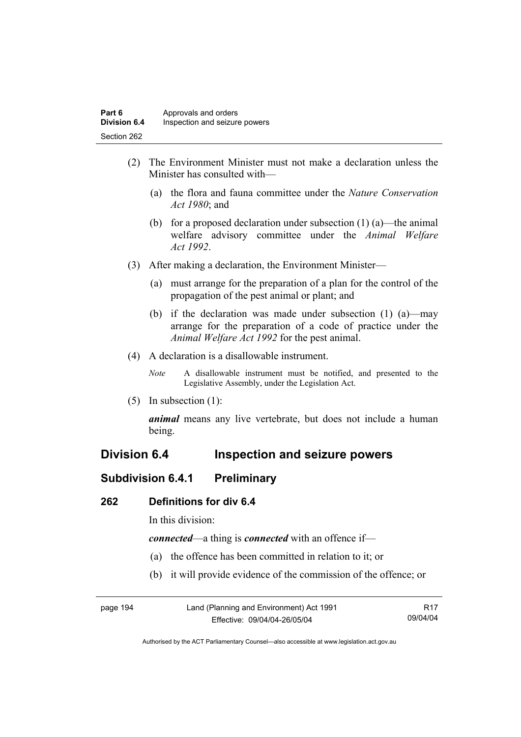(2) The Environment Minister must not make a declaration unless the Minister has consulted with—

(a) the flora and fauna committee under the *Nature Conservation Act 1980*; and

(b) for a proposed declaration under subsection (1) (a)—the animal welfare advisory committee under the *Animal Welfare Act 1992*.

(3) After making a declaration, the Environment Minister—

(a) must arrange for the preparation of a plan for the control of the propagation of the pest animal or plant; and

(b) if the declaration was made under subsection (1) (a)—may arrange for the preparation of a code of practice under the *Animal Welfare Act 1992* for the pest animal.

(4) A declaration is a disallowable instrument.

*Note* A disallowable instrument must be notified, and presented to the Legislative Assembly, under the Legislation Act.

(5) In subsection (1):

***animal*** means any live vertebrate, but does not include a human being.

## Division 6.4 Inspection and seizure powers

### Subdivision 6.4.1 Preliminary

#### 262 Definitions for div 6.4

In this division:

***connected***—a thing is ***connected*** with an offence if—

(a) the offence has been committed in relation to it; or

(b) it will provide evidence of the commission of the offence; or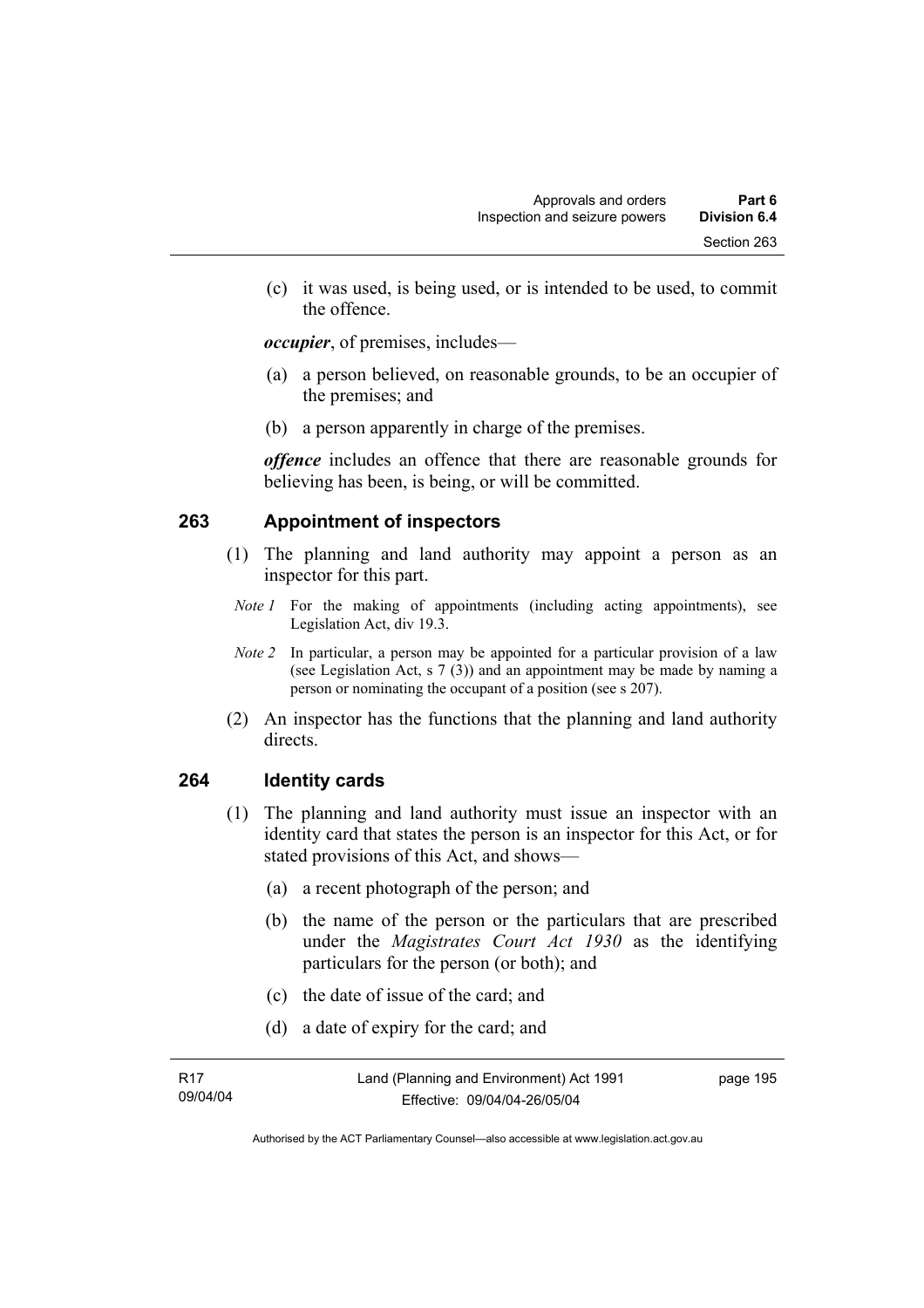(c) it was used, is being used, or is intended to be used, to commit the offence.

***occupier***, of premises, includes—

(a) a person believed, on reasonable grounds, to be an occupier of the premises; and

(b) a person apparently in charge of the premises.

***offence*** includes an offence that there are reasonable grounds for believing has been, is being, or will be committed.

## 263 Appointment of inspectors

(1) The planning and land authority may appoint a person as an inspector for this part.

*Note 1* For the making of appointments (including acting appointments), see Legislation Act, div 19.3.

*Note 2* In particular, a person may be appointed for a particular provision of a law (see Legislation Act, s 7 (3)) and an appointment may be made by naming a person or nominating the occupant of a position (see s 207).

(2) An inspector has the functions that the planning and land authority directs.

## 264 Identity cards

(1) The planning and land authority must issue an inspector with an identity card that states the person is an inspector for this Act, or for stated provisions of this Act, and shows—

(a) a recent photograph of the person; and

(b) the name of the person or the particulars that are prescribed under the *Magistrates Court Act 1930* as the identifying particulars for the person (or both); and

(c) the date of issue of the card; and

(d) a date of expiry for the card; and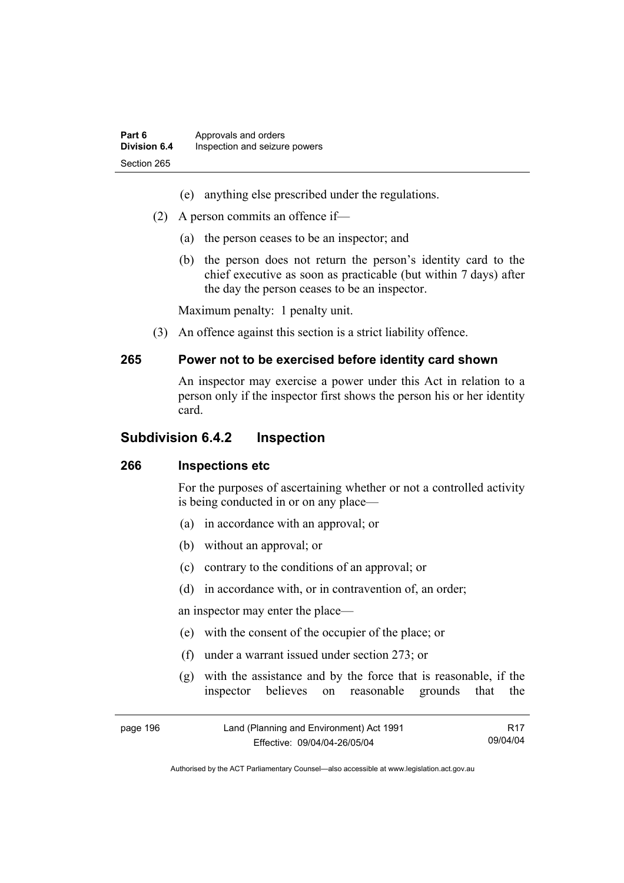(e) anything else prescribed under the regulations.

(2) A person commits an offence if—

(a) the person ceases to be an inspector; and

(b) the person does not return the person's identity card to the chief executive as soon as practicable (but within 7 days) after the day the person ceases to be an inspector.

Maximum penalty: 1 penalty unit.

(3) An offence against this section is a strict liability offence.

### 265 Power not to be exercised before identity card shown

An inspector may exercise a power under this Act in relation to a person only if the inspector first shows the person his or her identity card.

## Subdivision 6.4.2 Inspection

### 266 Inspections etc

For the purposes of ascertaining whether or not a controlled activity is being conducted in or on any place—

(a) in accordance with an approval; or

(b) without an approval; or

(c) contrary to the conditions of an approval; or

(d) in accordance with, or in contravention of, an order;

an inspector may enter the place—

(e) with the consent of the occupier of the place; or

(f) under a warrant issued under section 273; or

(g) with the assistance and by the force that is reasonable, if the inspector believes on reasonable grounds that the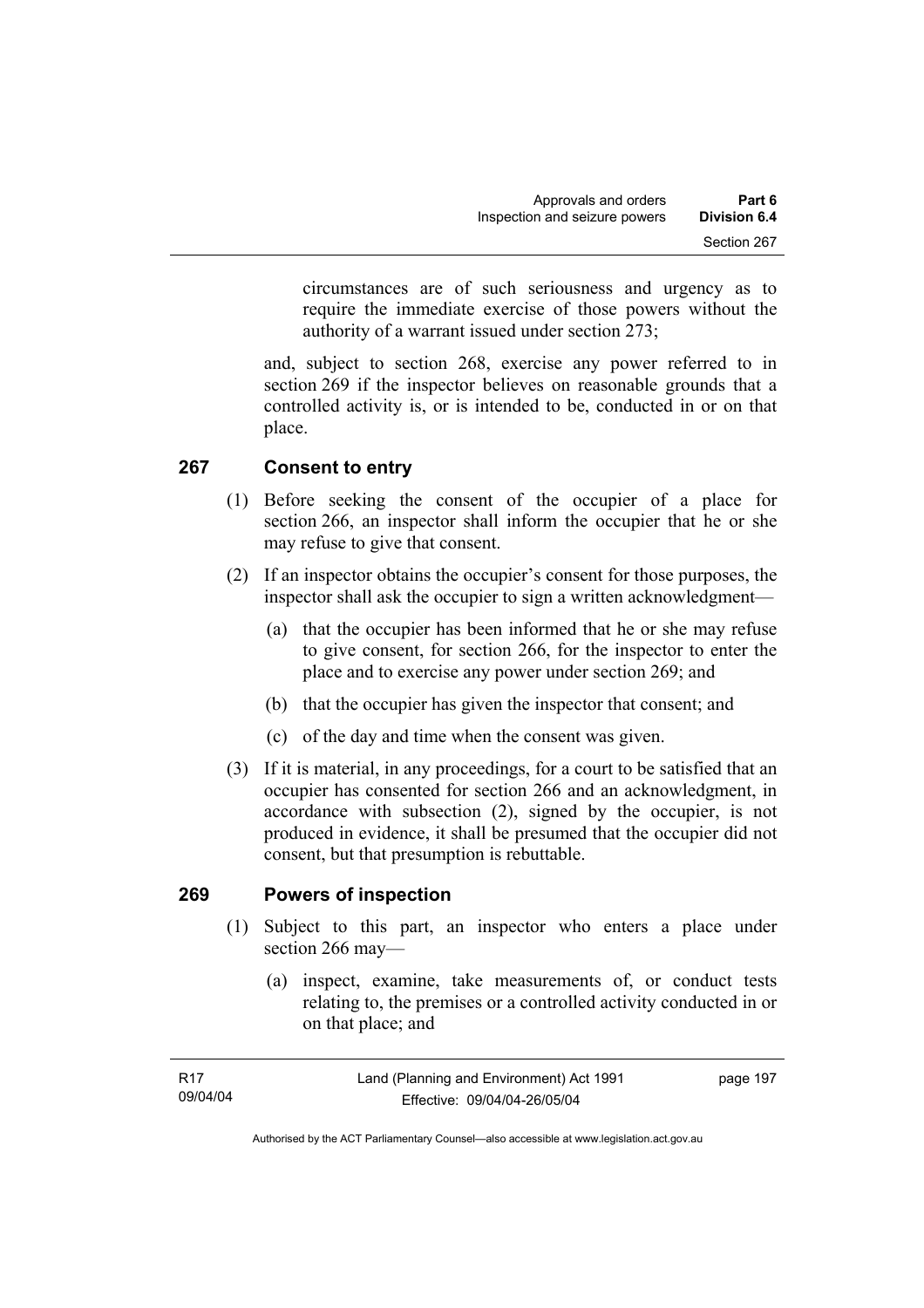circumstances are of such seriousness and urgency as to require the immediate exercise of those powers without the authority of a warrant issued under section 273;

and, subject to section 268, exercise any power referred to in section 269 if the inspector believes on reasonable grounds that a controlled activity is, or is intended to be, conducted in or on that place.

## 267 Consent to entry

(1) Before seeking the consent of the occupier of a place for section 266, an inspector shall inform the occupier that he or she may refuse to give that consent.

(2) If an inspector obtains the occupier's consent for those purposes, the inspector shall ask the occupier to sign a written acknowledgment—

  (a) that the occupier has been informed that he or she may refuse to give consent, for section 266, for the inspector to enter the place and to exercise any power under section 269; and

  (b) that the occupier has given the inspector that consent; and

  (c) of the day and time when the consent was given.

(3) If it is material, in any proceedings, for a court to be satisfied that an occupier has consented for section 266 and an acknowledgment, in accordance with subsection (2), signed by the occupier, is not produced in evidence, it shall be presumed that the occupier did not consent, but that presumption is rebuttable.

## 269 Powers of inspection

(1) Subject to this part, an inspector who enters a place under section 266 may—

  (a) inspect, examine, take measurements of, or conduct tests relating to, the premises or a controlled activity conducted in or on that place; and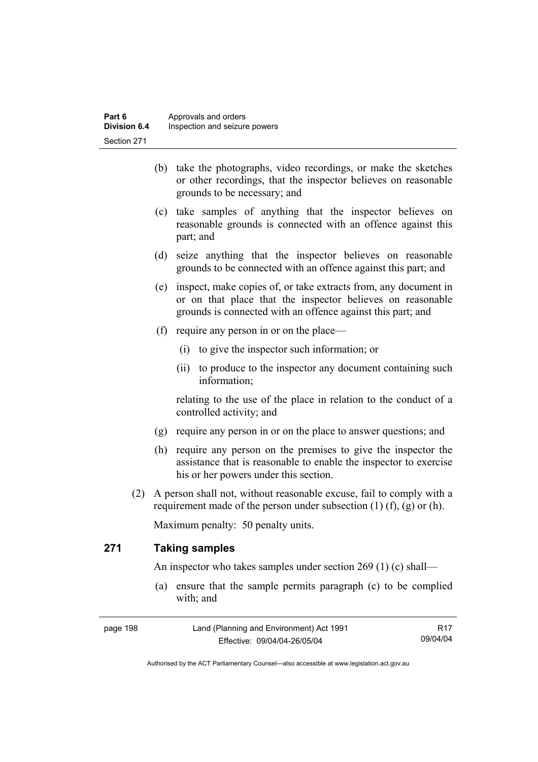(b) take the photographs, video recordings, or make the sketches or other recordings, that the inspector believes on reasonable grounds to be necessary; and

(c) take samples of anything that the inspector believes on reasonable grounds is connected with an offence against this part; and

(d) seize anything that the inspector believes on reasonable grounds to be connected with an offence against this part; and

(e) inspect, make copies of, or take extracts from, any document in or on that place that the inspector believes on reasonable grounds is connected with an offence against this part; and

(f) require any person in or on the place—

(i) to give the inspector such information; or

(ii) to produce to the inspector any document containing such information;

relating to the use of the place in relation to the conduct of a controlled activity; and

(g) require any person in or on the place to answer questions; and

(h) require any person on the premises to give the inspector the assistance that is reasonable to enable the inspector to exercise his or her powers under this section.

(2) A person shall not, without reasonable excuse, fail to comply with a requirement made of the person under subsection (1) (f), (g) or (h).

Maximum penalty: 50 penalty units.

## 271 Taking samples

An inspector who takes samples under section 269 (1) (c) shall—

(a) ensure that the sample permits paragraph (c) to be complied with; and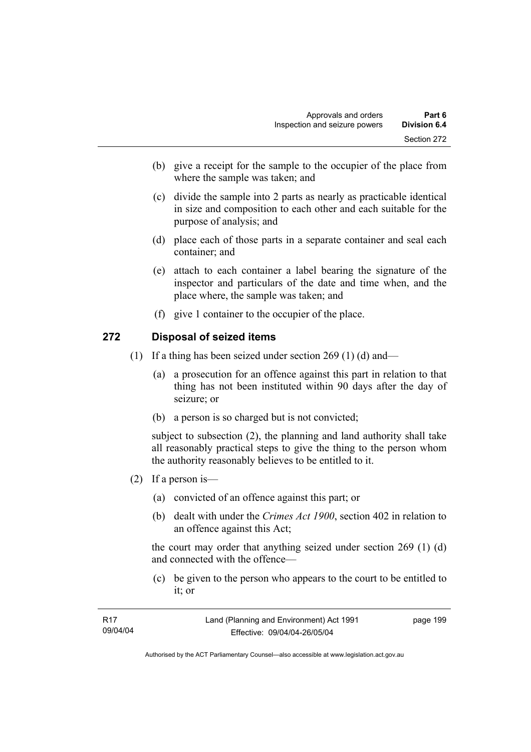(b) give a receipt for the sample to the occupier of the place from where the sample was taken; and

(c) divide the sample into 2 parts as nearly as practicable identical in size and composition to each other and each suitable for the purpose of analysis; and

(d) place each of those parts in a separate container and seal each container; and

(e) attach to each container a label bearing the signature of the inspector and particulars of the date and time when, and the place where, the sample was taken; and

(f) give 1 container to the occupier of the place.

## 272 Disposal of seized items

(1) If a thing has been seized under section 269 (1) (d) and—

(a) a prosecution for an offence against this part in relation to that thing has not been instituted within 90 days after the day of seizure; or

(b) a person is so charged but is not convicted;

subject to subsection (2), the planning and land authority shall take all reasonably practical steps to give the thing to the person whom the authority reasonably believes to be entitled to it.

(2) If a person is—

(a) convicted of an offence against this part; or

(b) dealt with under the *Crimes Act 1900*, section 402 in relation to an offence against this Act;

the court may order that anything seized under section 269 (1) (d) and connected with the offence—

(c) be given to the person who appears to the court to be entitled to it; or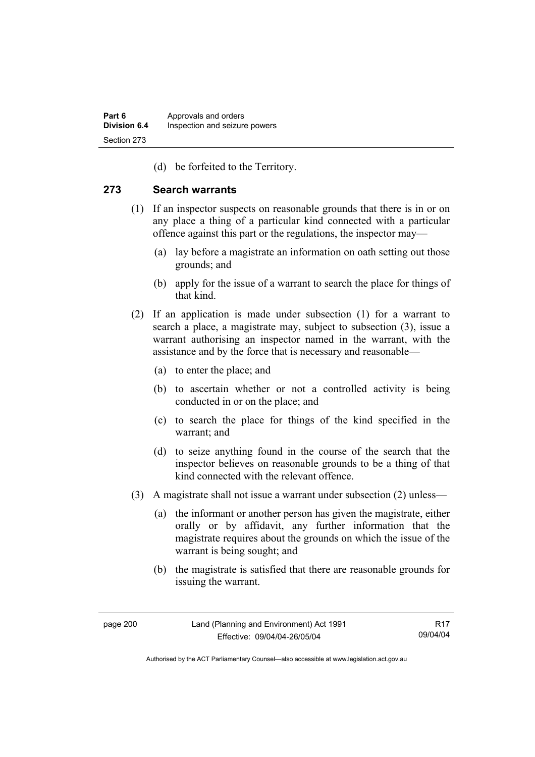(d) be forfeited to the Territory.

## 273 Search warrants

(1) If an inspector suspects on reasonable grounds that there is in or on any place a thing of a particular kind connected with a particular offence against this part or the regulations, the inspector may—

(a) lay before a magistrate an information on oath setting out those grounds; and

(b) apply for the issue of a warrant to search the place for things of that kind.

(2) If an application is made under subsection (1) for a warrant to search a place, a magistrate may, subject to subsection (3), issue a warrant authorising an inspector named in the warrant, with the assistance and by the force that is necessary and reasonable—

(a) to enter the place; and

(b) to ascertain whether or not a controlled activity is being conducted in or on the place; and

(c) to search the place for things of the kind specified in the warrant; and

(d) to seize anything found in the course of the search that the inspector believes on reasonable grounds to be a thing of that kind connected with the relevant offence.

(3) A magistrate shall not issue a warrant under subsection (2) unless—

(a) the informant or another person has given the magistrate, either orally or by affidavit, any further information that the magistrate requires about the grounds on which the issue of the warrant is being sought; and

(b) the magistrate is satisfied that there are reasonable grounds for issuing the warrant.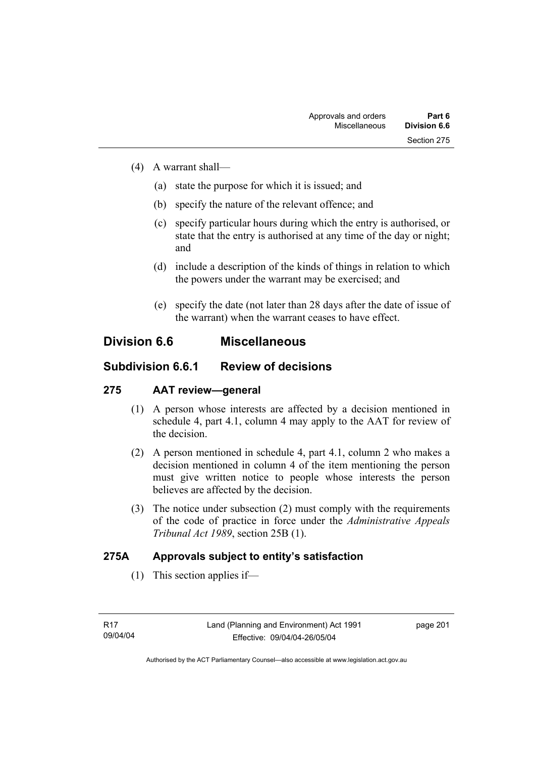(4) A warrant shall—

(a) state the purpose for which it is issued; and

(b) specify the nature of the relevant offence; and

(c) specify particular hours during which the entry is authorised, or state that the entry is authorised at any time of the day or night; and

(d) include a description of the kinds of things in relation to which the powers under the warrant may be exercised; and

(e) specify the date (not later than 28 days after the date of issue of the warrant) when the warrant ceases to have effect.

## Division 6.6 Miscellaneous

### Subdivision 6.6.1 Review of decisions

#### 275 AAT review—general

(1) A person whose interests are affected by a decision mentioned in schedule 4, part 4.1, column 4 may apply to the AAT for review of the decision.

(2) A person mentioned in schedule 4, part 4.1, column 2 who makes a decision mentioned in column 4 of the item mentioning the person must give written notice to people whose interests the person believes are affected by the decision.

(3) The notice under subsection (2) must comply with the requirements of the code of practice in force under the *Administrative Appeals Tribunal Act 1989*, section 25B (1).

#### 275A Approvals subject to entity's satisfaction

(1) This section applies if—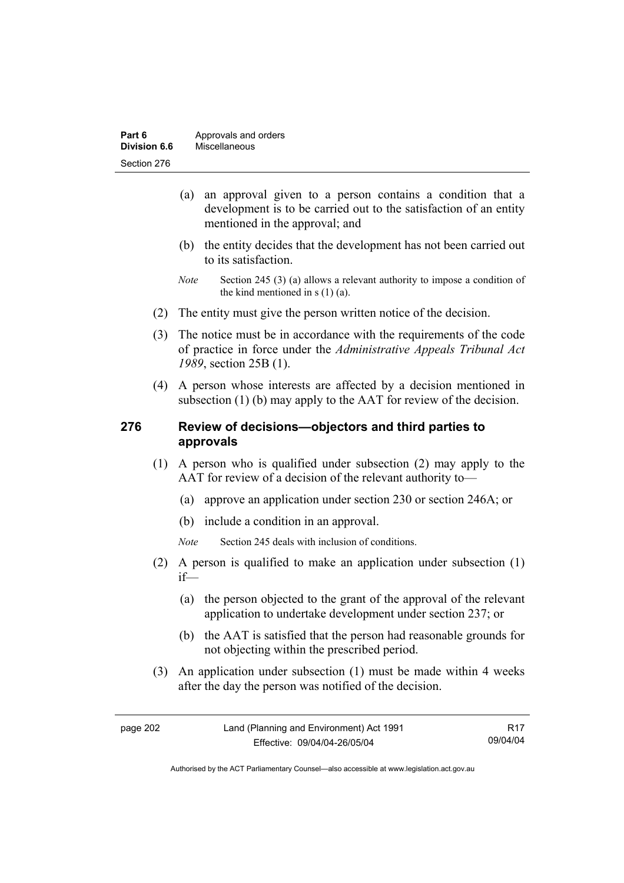(a) an approval given to a person contains a condition that a development is to be carried out to the satisfaction of an entity mentioned in the approval; and

(b) the entity decides that the development has not been carried out to its satisfaction.

*Note* Section 245 (3) (a) allows a relevant authority to impose a condition of the kind mentioned in s (1) (a).

(2) The entity must give the person written notice of the decision.

(3) The notice must be in accordance with the requirements of the code of practice in force under the *Administrative Appeals Tribunal Act 1989*, section 25B (1).

(4) A person whose interests are affected by a decision mentioned in subsection (1) (b) may apply to the AAT for review of the decision.

## 276 Review of decisions—objectors and third parties to approvals

(1) A person who is qualified under subsection (2) may apply to the AAT for review of a decision of the relevant authority to—

(a) approve an application under section 230 or section 246A; or

(b) include a condition in an approval.

*Note* Section 245 deals with inclusion of conditions.

(2) A person is qualified to make an application under subsection (1) if—

(a) the person objected to the grant of the approval of the relevant application to undertake development under section 237; or

(b) the AAT is satisfied that the person had reasonable grounds for not objecting within the prescribed period.

(3) An application under subsection (1) must be made within 4 weeks after the day the person was notified of the decision.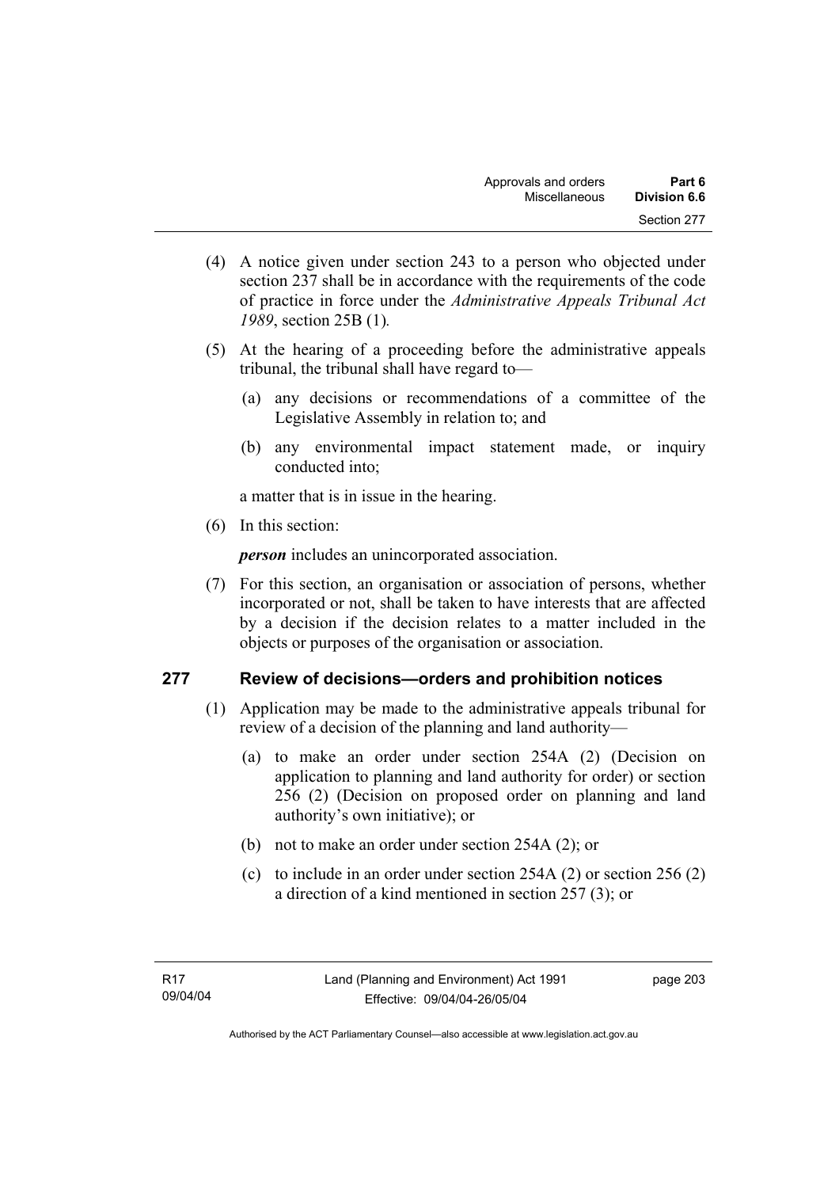(4) A notice given under section 243 to a person who objected under section 237 shall be in accordance with the requirements of the code of practice in force under the *Administrative Appeals Tribunal Act 1989*, section 25B (1).

(5) At the hearing of a proceeding before the administrative appeals tribunal, the tribunal shall have regard to—

  (a) any decisions or recommendations of a committee of the Legislative Assembly in relation to; and

  (b) any environmental impact statement made, or inquiry conducted into;

a matter that is in issue in the hearing.

(6) In this section:

***person*** includes an unincorporated association.

(7) For this section, an organisation or association of persons, whether incorporated or not, shall be taken to have interests that are affected by a decision if the decision relates to a matter included in the objects or purposes of the organisation or association.

## 277 Review of decisions—orders and prohibition notices

(1) Application may be made to the administrative appeals tribunal for review of a decision of the planning and land authority—

  (a) to make an order under section 254A (2) (Decision on application to planning and land authority for order) or section 256 (2) (Decision on proposed order on planning and land authority's own initiative); or

  (b) not to make an order under section 254A (2); or

  (c) to include in an order under section 254A (2) or section 256 (2) a direction of a kind mentioned in section 257 (3); or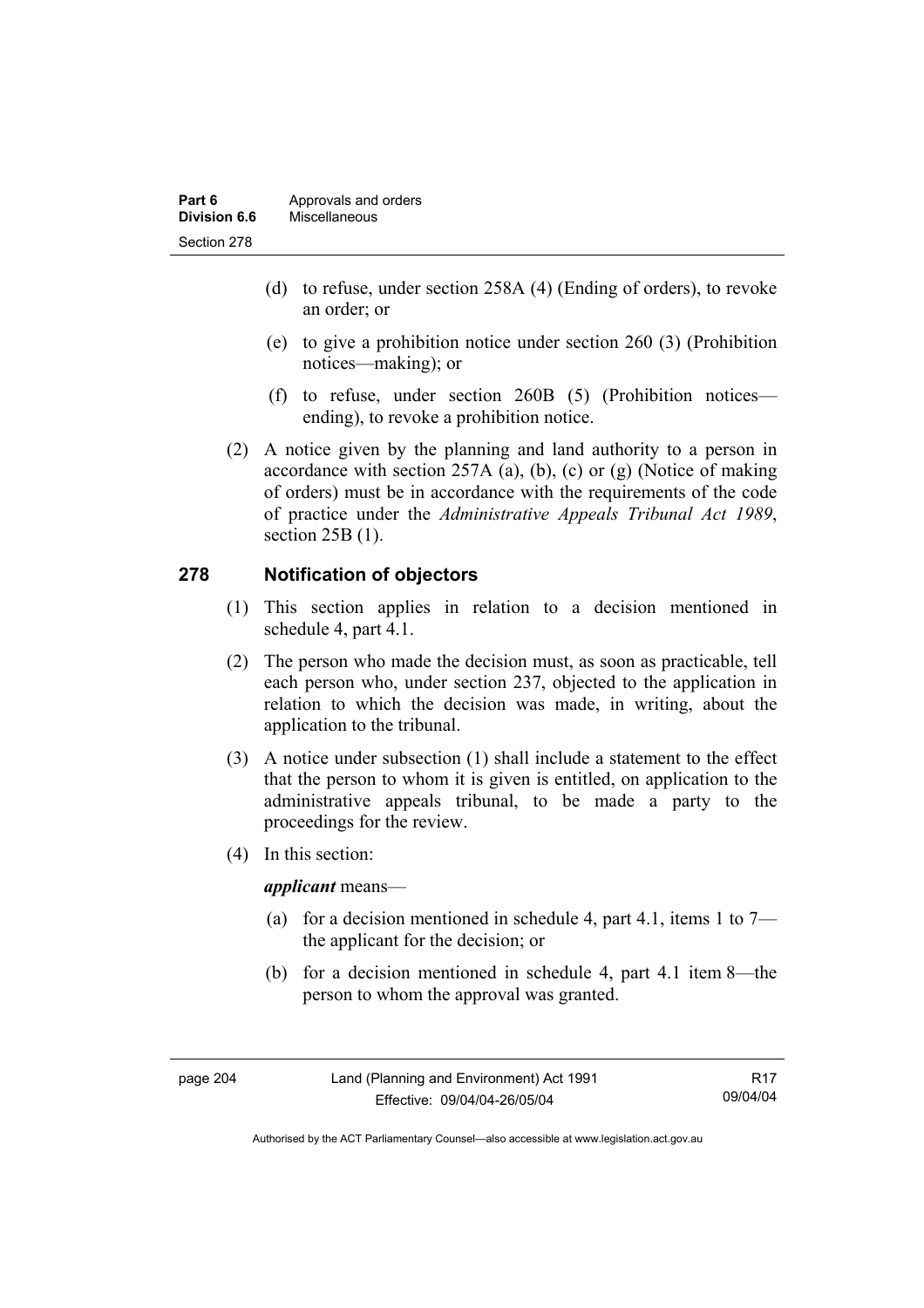(d) to refuse, under section 258A (4) (Ending of orders), to revoke an order; or

(e) to give a prohibition notice under section 260 (3) (Prohibition notices—making); or

(f) to refuse, under section 260B (5) (Prohibition notices—ending), to revoke a prohibition notice.

(2) A notice given by the planning and land authority to a person in accordance with section 257A (a), (b), (c) or (g) (Notice of making of orders) must be in accordance with the requirements of the code of practice under the *Administrative Appeals Tribunal Act 1989*, section 25B (1).

## 278 Notification of objectors

(1) This section applies in relation to a decision mentioned in schedule 4, part 4.1.

(2) The person who made the decision must, as soon as practicable, tell each person who, under section 237, objected to the application in relation to which the decision was made, in writing, about the application to the tribunal.

(3) A notice under subsection (1) shall include a statement to the effect that the person to whom it is given is entitled, on application to the administrative appeals tribunal, to be made a party to the proceedings for the review.

(4) In this section:

***applicant*** means—

(a) for a decision mentioned in schedule 4, part 4.1, items 1 to 7—the applicant for the decision; or

(b) for a decision mentioned in schedule 4, part 4.1 item 8—the person to whom the approval was granted.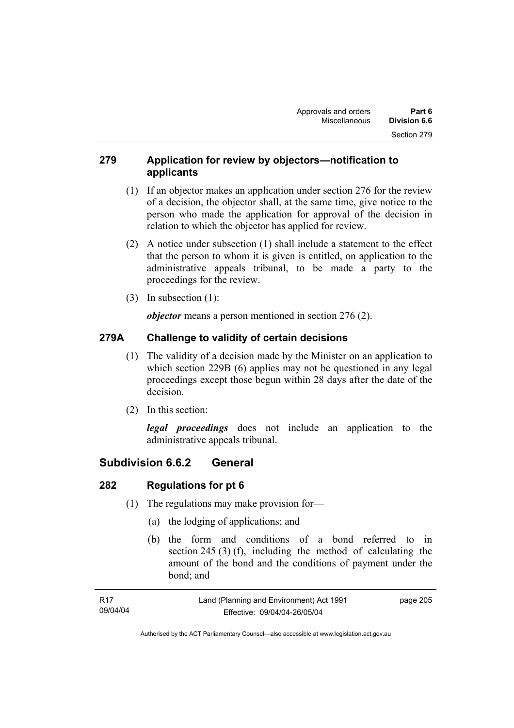## 279 Application for review by objectors—notification to applicants

(1) If an objector makes an application under section 276 for the review of a decision, the objector shall, at the same time, give notice to the person who made the application for approval of the decision in relation to which the objector has applied for review.

(2) A notice under subsection (1) shall include a statement to the effect that the person to whom it is given is entitled, on application to the administrative appeals tribunal, to be made a party to the proceedings for the review.

(3) In subsection (1):

***objector*** means a person mentioned in section 276 (2).

## 279A Challenge to validity of certain decisions

(1) The validity of a decision made by the Minister on an application to which section 229B (6) applies may not be questioned in any legal proceedings except those begun within 28 days after the date of the decision.

(2) In this section:

***legal proceedings*** does not include an application to the administrative appeals tribunal.

# Subdivision 6.6.2 General

## 282 Regulations for pt 6

(1) The regulations may make provision for—

(a) the lodging of applications; and

(b) the form and conditions of a bond referred to in section 245 (3) (f), including the method of calculating the amount of the bond and the conditions of payment under the bond; and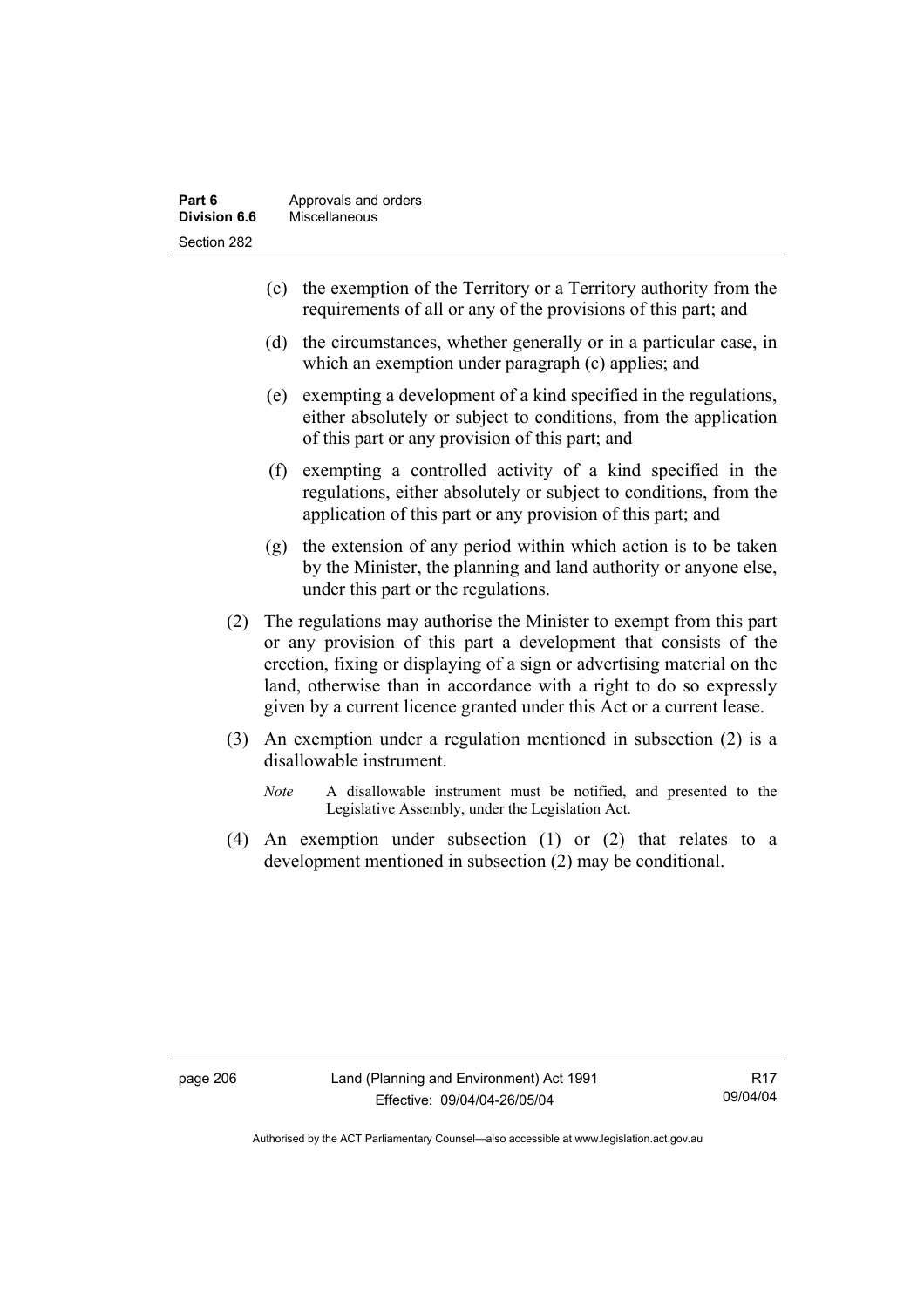(c) the exemption of the Territory or a Territory authority from the requirements of all or any of the provisions of this part; and

(d) the circumstances, whether generally or in a particular case, in which an exemption under paragraph (c) applies; and

(e) exempting a development of a kind specified in the regulations, either absolutely or subject to conditions, from the application of this part or any provision of this part; and

(f) exempting a controlled activity of a kind specified in the regulations, either absolutely or subject to conditions, from the application of this part or any provision of this part; and

(g) the extension of any period within which action is to be taken by the Minister, the planning and land authority or anyone else, under this part or the regulations.

(2) The regulations may authorise the Minister to exempt from this part or any provision of this part a development that consists of the erection, fixing or displaying of a sign or advertising material on the land, otherwise than in accordance with a right to do so expressly given by a current licence granted under this Act or a current lease.

(3) An exemption under a regulation mentioned in subsection (2) is a disallowable instrument.

*Note* A disallowable instrument must be notified, and presented to the Legislative Assembly, under the Legislation Act.

(4) An exemption under subsection (1) or (2) that relates to a development mentioned in subsection (2) may be conditional.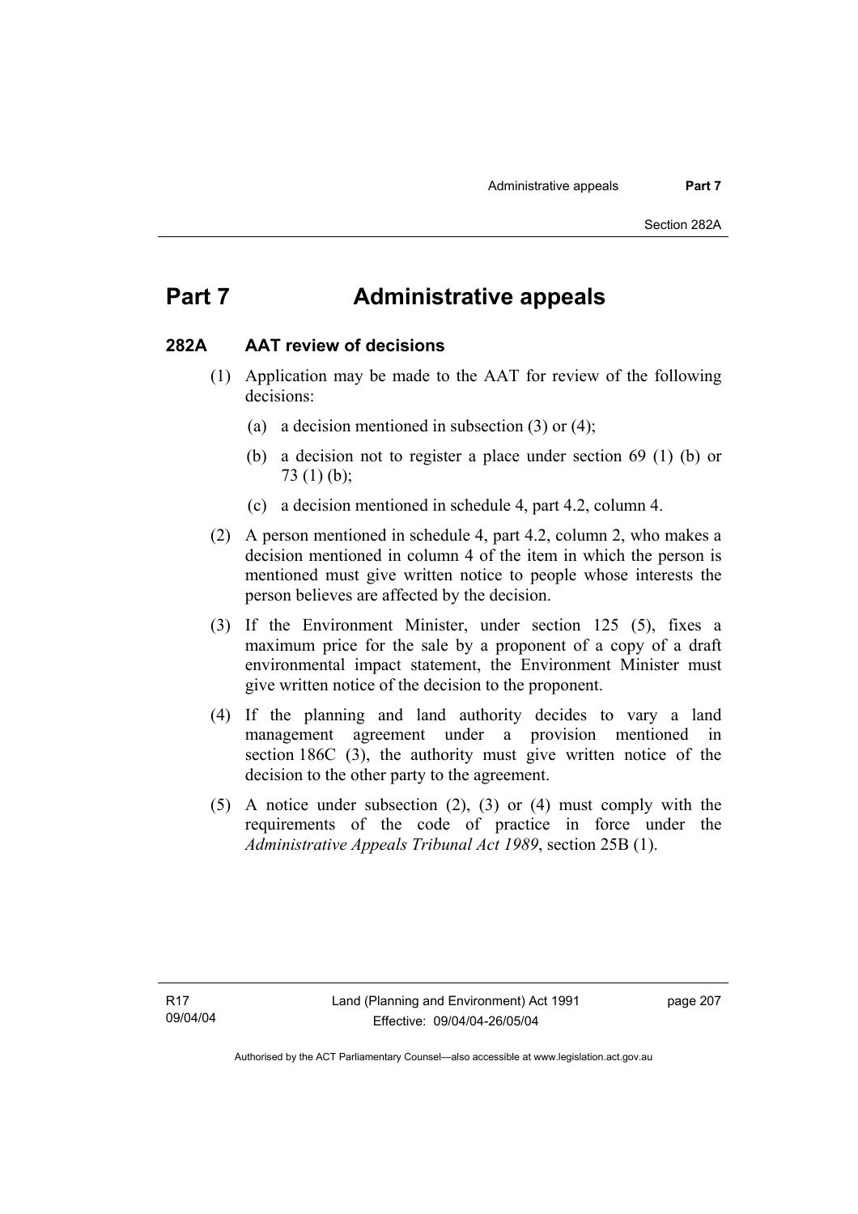# Part 7 Administrative appeals

## 282A AAT review of decisions

(1) Application may be made to the AAT for review of the following decisions:

(a) a decision mentioned in subsection (3) or (4);

(b) a decision not to register a place under section 69 (1) (b) or 73 (1) (b);

(c) a decision mentioned in schedule 4, part 4.2, column 4.

(2) A person mentioned in schedule 4, part 4.2, column 2, who makes a decision mentioned in column 4 of the item in which the person is mentioned must give written notice to people whose interests the person believes are affected by the decision.

(3) If the Environment Minister, under section 125 (5), fixes a maximum price for the sale by a proponent of a copy of a draft environmental impact statement, the Environment Minister must give written notice of the decision to the proponent.

(4) If the planning and land authority decides to vary a land management agreement under a provision mentioned in section 186C (3), the authority must give written notice of the decision to the other party to the agreement.

(5) A notice under subsection (2), (3) or (4) must comply with the requirements of the code of practice in force under the *Administrative Appeals Tribunal Act 1989*, section 25B (1).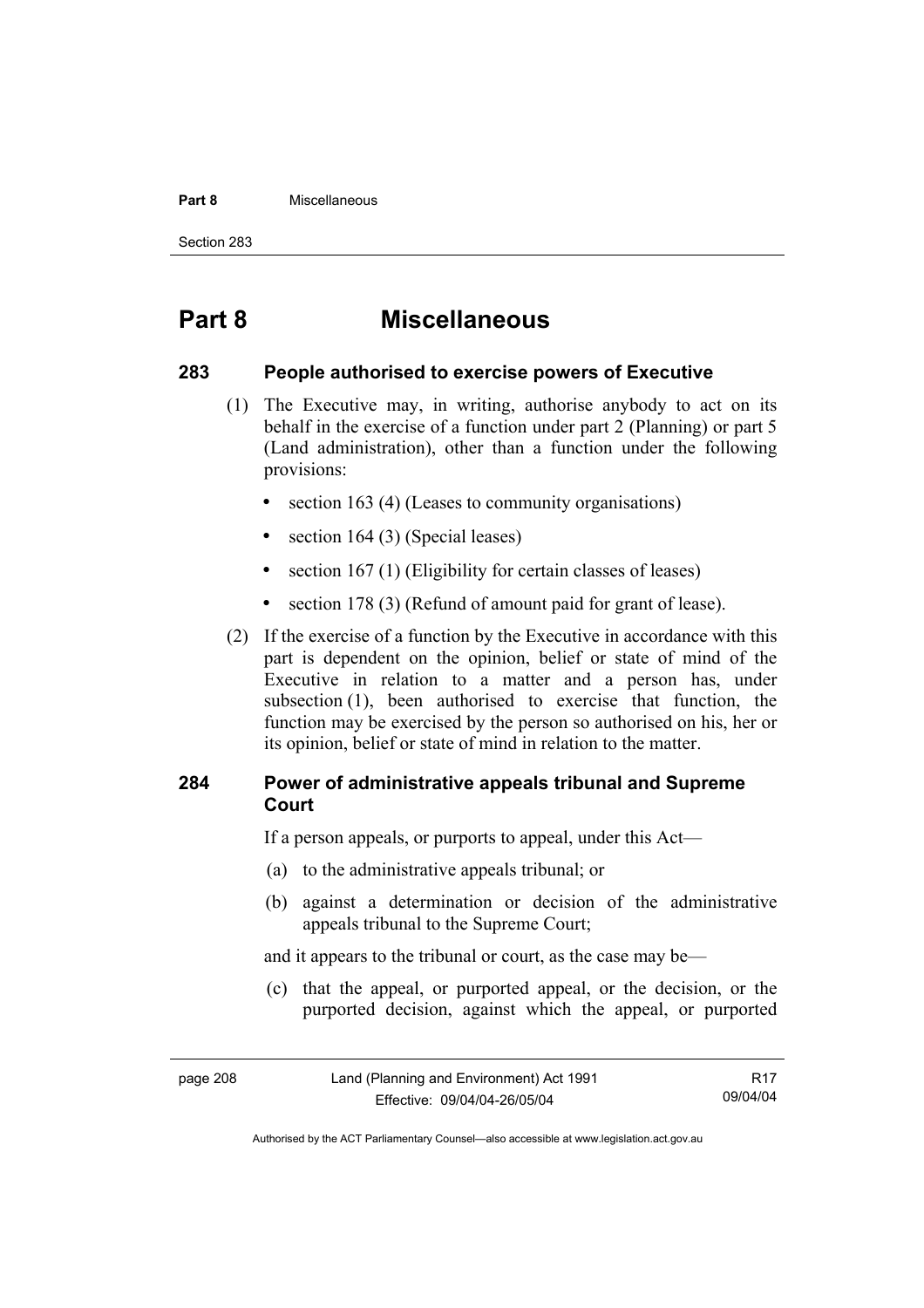# Part 8 Miscellaneous

## 283 People authorised to exercise powers of Executive

(1) The Executive may, in writing, authorise anybody to act on its behalf in the exercise of a function under part 2 (Planning) or part 5 (Land administration), other than a function under the following provisions:

- section 163 (4) (Leases to community organisations)
- section 164 (3) (Special leases)
- section 167 (1) (Eligibility for certain classes of leases)
- section 178 (3) (Refund of amount paid for grant of lease).

(2) If the exercise of a function by the Executive in accordance with this part is dependent on the opinion, belief or state of mind of the Executive in relation to a matter and a person has, under subsection (1), been authorised to exercise that function, the function may be exercised by the person so authorised on his, her or its opinion, belief or state of mind in relation to the matter.

## 284 Power of administrative appeals tribunal and Supreme Court

If a person appeals, or purports to appeal, under this Act—

(a) to the administrative appeals tribunal; or

(b) against a determination or decision of the administrative appeals tribunal to the Supreme Court;

and it appears to the tribunal or court, as the case may be—

(c) that the appeal, or purported appeal, or the decision, or the purported decision, against which the appeal, or purported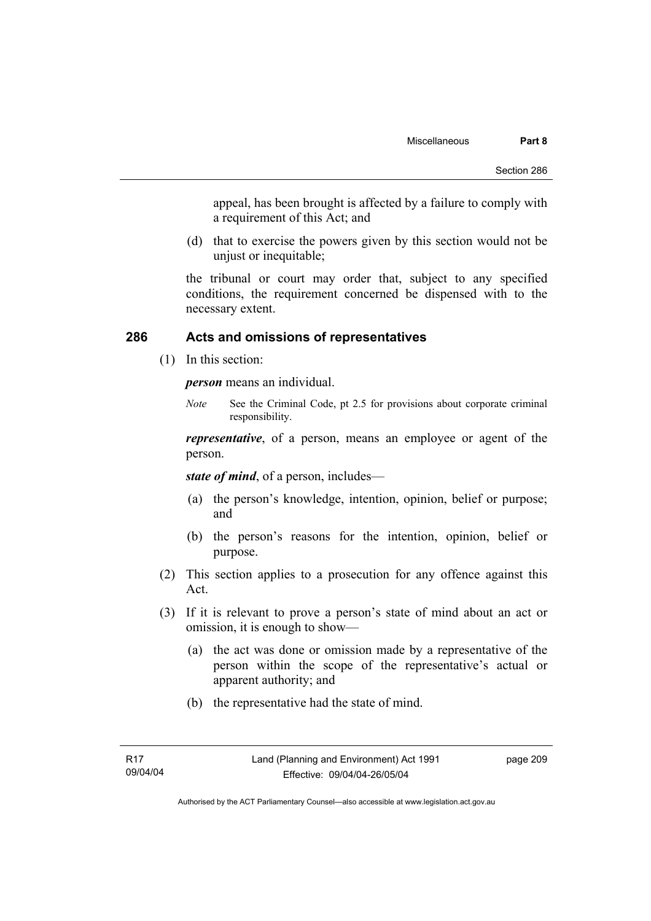appeal, has been brought is affected by a failure to comply with a requirement of this Act; and

(d) that to exercise the powers given by this section would not be unjust or inequitable;

the tribunal or court may order that, subject to any specified conditions, the requirement concerned be dispensed with to the necessary extent.

## 286 Acts and omissions of representatives

(1) In this section:

***person*** means an individual.

*Note* See the Criminal Code, pt 2.5 for provisions about corporate criminal responsibility.

***representative***, of a person, means an employee or agent of the person.

***state of mind***, of a person, includes—

(a) the person's knowledge, intention, opinion, belief or purpose; and

(b) the person's reasons for the intention, opinion, belief or purpose.

(2) This section applies to a prosecution for any offence against this Act.

(3) If it is relevant to prove a person's state of mind about an act or omission, it is enough to show—

(a) the act was done or omission made by a representative of the person within the scope of the representative's actual or apparent authority; and

(b) the representative had the state of mind.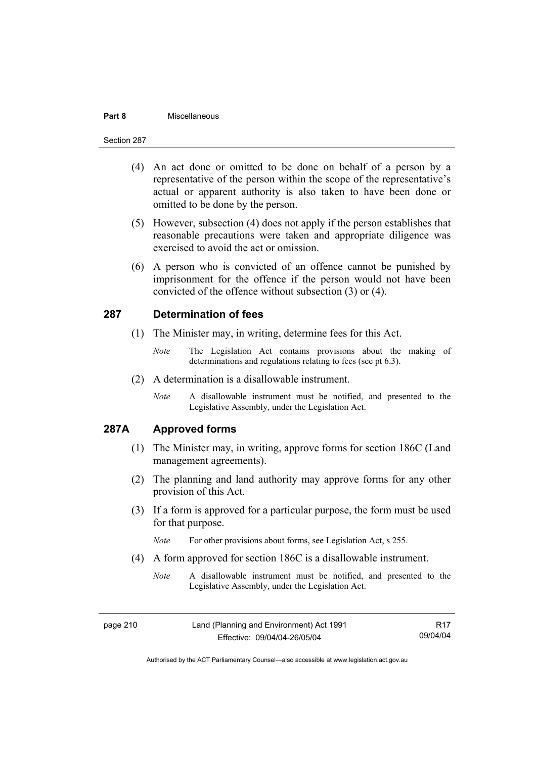(4) An act done or omitted to be done on behalf of a person by a representative of the person within the scope of the representative's actual or apparent authority is also taken to have been done or omitted to be done by the person.

(5) However, subsection (4) does not apply if the person establishes that reasonable precautions were taken and appropriate diligence was exercised to avoid the act or omission.

(6) A person who is convicted of an offence cannot be punished by imprisonment for the offence if the person would not have been convicted of the offence without subsection (3) or (4).

## 287 Determination of fees

(1) The Minister may, in writing, determine fees for this Act.

*Note* The Legislation Act contains provisions about the making of determinations and regulations relating to fees (see pt 6.3).

(2) A determination is a disallowable instrument.

*Note* A disallowable instrument must be notified, and presented to the Legislative Assembly, under the Legislation Act.

## 287A Approved forms

(1) The Minister may, in writing, approve forms for section 186C (Land management agreements).

(2) The planning and land authority may approve forms for any other provision of this Act.

(3) If a form is approved for a particular purpose, the form must be used for that purpose.

*Note* For other provisions about forms, see Legislation Act, s 255.

(4) A form approved for section 186C is a disallowable instrument.

*Note* A disallowable instrument must be notified, and presented to the Legislative Assembly, under the Legislation Act.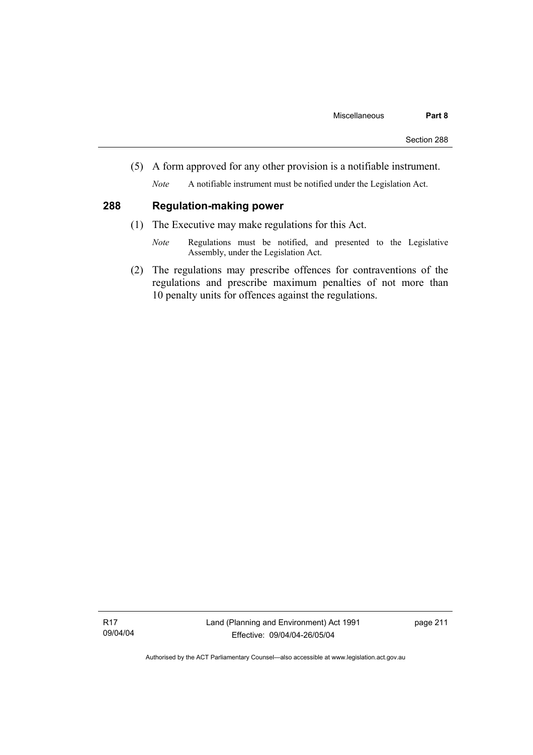(5) A form approved for any other provision is a notifiable instrument.

*Note* A notifiable instrument must be notified under the Legislation Act.

## 288 Regulation-making power

(1) The Executive may make regulations for this Act.

*Note* Regulations must be notified, and presented to the Legislative Assembly, under the Legislation Act.

(2) The regulations may prescribe offences for contraventions of the regulations and prescribe maximum penalties of not more than 10 penalty units for offences against the regulations.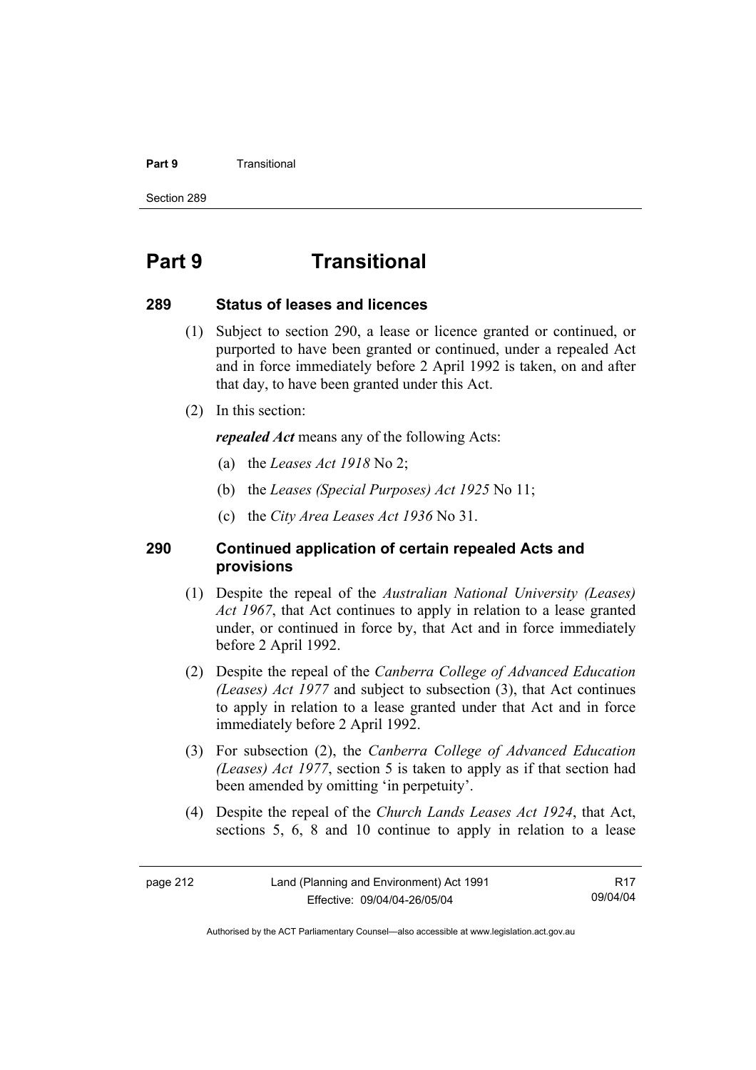# Part 9 Transitional

## 289 Status of leases and licences

(1) Subject to section 290, a lease or licence granted or continued, or purported to have been granted or continued, under a repealed Act and in force immediately before 2 April 1992 is taken, on and after that day, to have been granted under this Act.

(2) In this section:

***repealed Act*** means any of the following Acts:

(a) the *Leases Act 1918* No 2;

(b) the *Leases (Special Purposes) Act 1925* No 11;

(c) the *City Area Leases Act 1936* No 31.

## 290 Continued application of certain repealed Acts and provisions

(1) Despite the repeal of the *Australian National University (Leases) Act 1967*, that Act continues to apply in relation to a lease granted under, or continued in force by, that Act and in force immediately before 2 April 1992.

(2) Despite the repeal of the *Canberra College of Advanced Education (Leases) Act 1977* and subject to subsection (3), that Act continues to apply in relation to a lease granted under that Act and in force immediately before 2 April 1992.

(3) For subsection (2), the *Canberra College of Advanced Education (Leases) Act 1977*, section 5 is taken to apply as if that section had been amended by omitting 'in perpetuity'.

(4) Despite the repeal of the *Church Lands Leases Act 1924*, that Act, sections 5, 6, 8 and 10 continue to apply in relation to a lease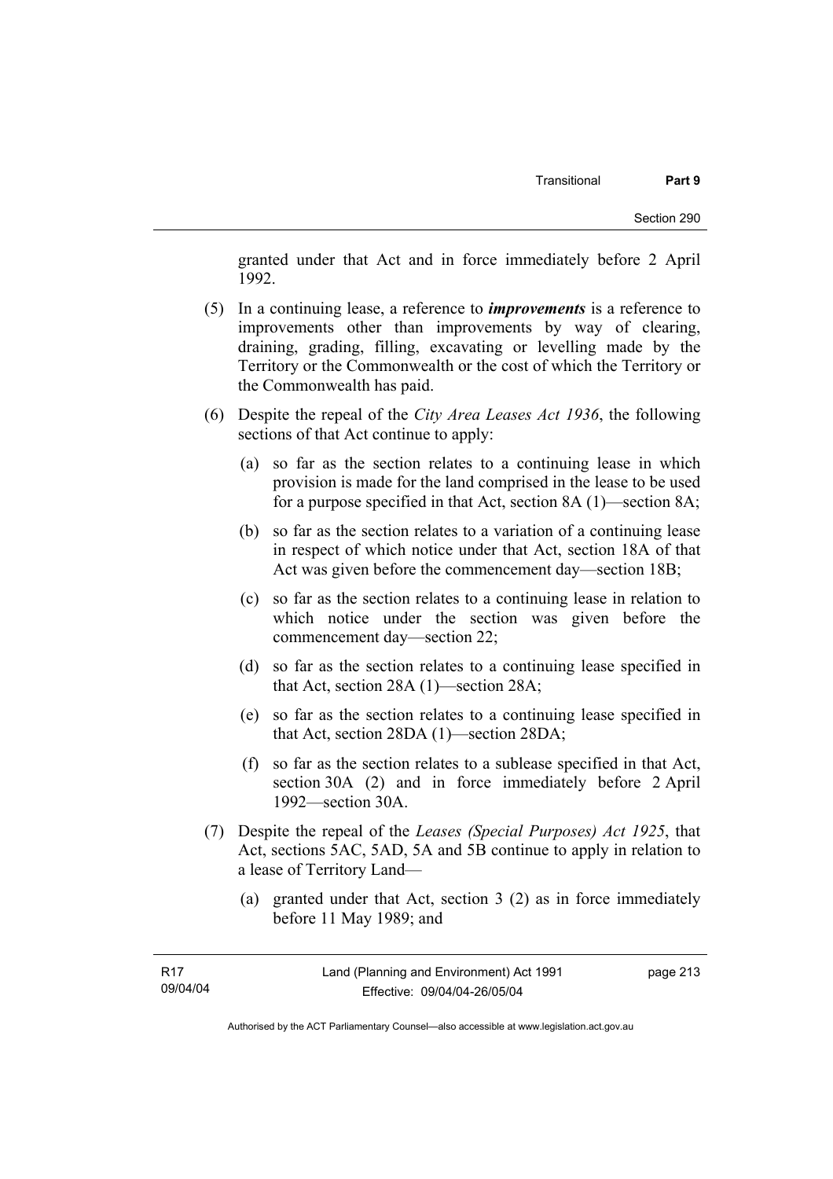granted under that Act and in force immediately before 2 April 1992.

(5) In a continuing lease, a reference to ***improvements*** is a reference to improvements other than improvements by way of clearing, draining, grading, filling, excavating or levelling made by the Territory or the Commonwealth or the cost of which the Territory or the Commonwealth has paid.

(6) Despite the repeal of the *City Area Leases Act 1936*, the following sections of that Act continue to apply:

(a) so far as the section relates to a continuing lease in which provision is made for the land comprised in the lease to be used for a purpose specified in that Act, section 8A (1)—section 8A;

(b) so far as the section relates to a variation of a continuing lease in respect of which notice under that Act, section 18A of that Act was given before the commencement day—section 18B;

(c) so far as the section relates to a continuing lease in relation to which notice under the section was given before the commencement day—section 22;

(d) so far as the section relates to a continuing lease specified in that Act, section 28A (1)—section 28A;

(e) so far as the section relates to a continuing lease specified in that Act, section 28DA (1)—section 28DA;

(f) so far as the section relates to a sublease specified in that Act, section 30A (2) and in force immediately before 2 April 1992—section 30A.

(7) Despite the repeal of the *Leases (Special Purposes) Act 1925*, that Act, sections 5AC, 5AD, 5A and 5B continue to apply in relation to a lease of Territory Land—

(a) granted under that Act, section 3 (2) as in force immediately before 11 May 1989; and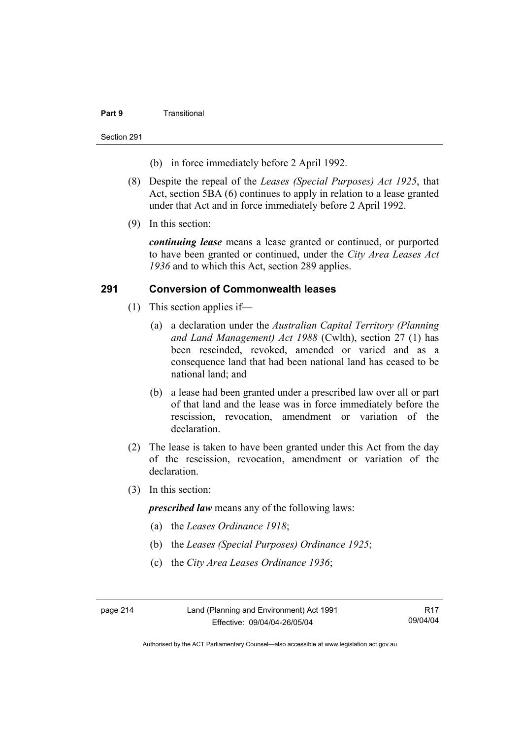(b) in force immediately before 2 April 1992.

(8) Despite the repeal of the *Leases (Special Purposes) Act 1925*, that Act, section 5BA (6) continues to apply in relation to a lease granted under that Act and in force immediately before 2 April 1992.

(9) In this section:

***continuing lease*** means a lease granted or continued, or purported to have been granted or continued, under the *City Area Leases Act 1936* and to which this Act, section 289 applies.

## 291 Conversion of Commonwealth leases

(1) This section applies if—

(a) a declaration under the *Australian Capital Territory (Planning and Land Management) Act 1988* (Cwlth), section 27 (1) has been rescinded, revoked, amended or varied and as a consequence land that had been national land has ceased to be national land; and

(b) a lease had been granted under a prescribed law over all or part of that land and the lease was in force immediately before the rescission, revocation, amendment or variation of the declaration.

(2) The lease is taken to have been granted under this Act from the day of the rescission, revocation, amendment or variation of the declaration.

(3) In this section:

***prescribed law*** means any of the following laws:

(a) the *Leases Ordinance 1918*;

(b) the *Leases (Special Purposes) Ordinance 1925*;

(c) the *City Area Leases Ordinance 1936*;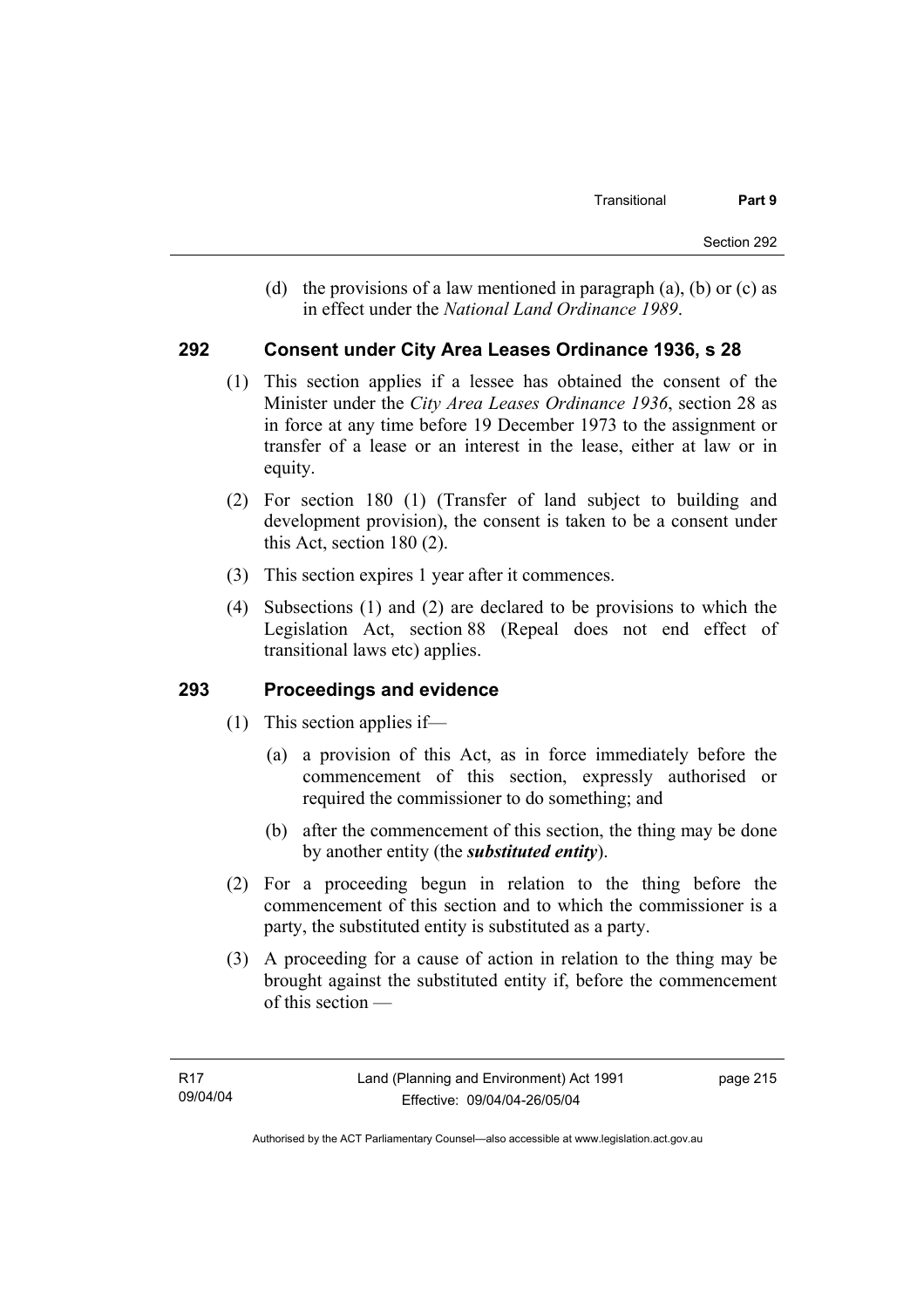(d) the provisions of a law mentioned in paragraph (a), (b) or (c) as in effect under the *National Land Ordinance 1989*.

## 292 Consent under City Area Leases Ordinance 1936, s 28

(1) This section applies if a lessee has obtained the consent of the Minister under the *City Area Leases Ordinance 1936*, section 28 as in force at any time before 19 December 1973 to the assignment or transfer of a lease or an interest in the lease, either at law or in equity.

(2) For section 180 (1) (Transfer of land subject to building and development provision), the consent is taken to be a consent under this Act, section 180 (2).

(3) This section expires 1 year after it commences.

(4) Subsections (1) and (2) are declared to be provisions to which the Legislation Act, section 88 (Repeal does not end effect of transitional laws etc) applies.

## 293 Proceedings and evidence

(1) This section applies if—

(a) a provision of this Act, as in force immediately before the commencement of this section, expressly authorised or required the commissioner to do something; and

(b) after the commencement of this section, the thing may be done by another entity (the ***substituted entity***).

(2) For a proceeding begun in relation to the thing before the commencement of this section and to which the commissioner is a party, the substituted entity is substituted as a party.

(3) A proceeding for a cause of action in relation to the thing may be brought against the substituted entity if, before the commencement of this section —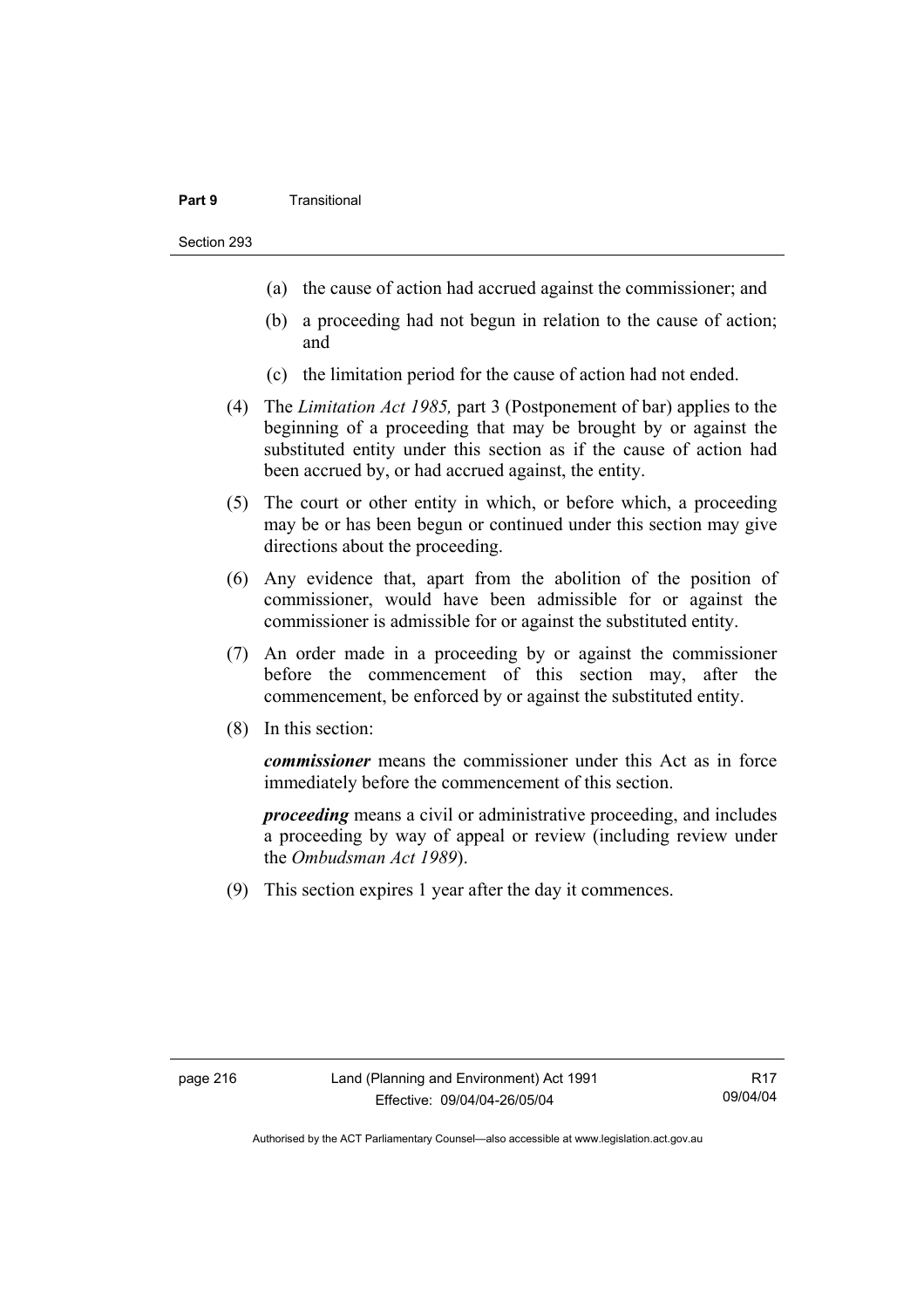(a) the cause of action had accrued against the commissioner; and

(b) a proceeding had not begun in relation to the cause of action; and

(c) the limitation period for the cause of action had not ended.

(4) The *Limitation Act 1985,* part 3 (Postponement of bar) applies to the beginning of a proceeding that may be brought by or against the substituted entity under this section as if the cause of action had been accrued by, or had accrued against, the entity.

(5) The court or other entity in which, or before which, a proceeding may be or has been begun or continued under this section may give directions about the proceeding.

(6) Any evidence that, apart from the abolition of the position of commissioner, would have been admissible for or against the commissioner is admissible for or against the substituted entity.

(7) An order made in a proceeding by or against the commissioner before the commencement of this section may, after the commencement, be enforced by or against the substituted entity.

(8) In this section:

***commissioner*** means the commissioner under this Act as in force immediately before the commencement of this section.

***proceeding*** means a civil or administrative proceeding, and includes a proceeding by way of appeal or review (including review under the *Ombudsman Act 1989*).

(9) This section expires 1 year after the day it commences.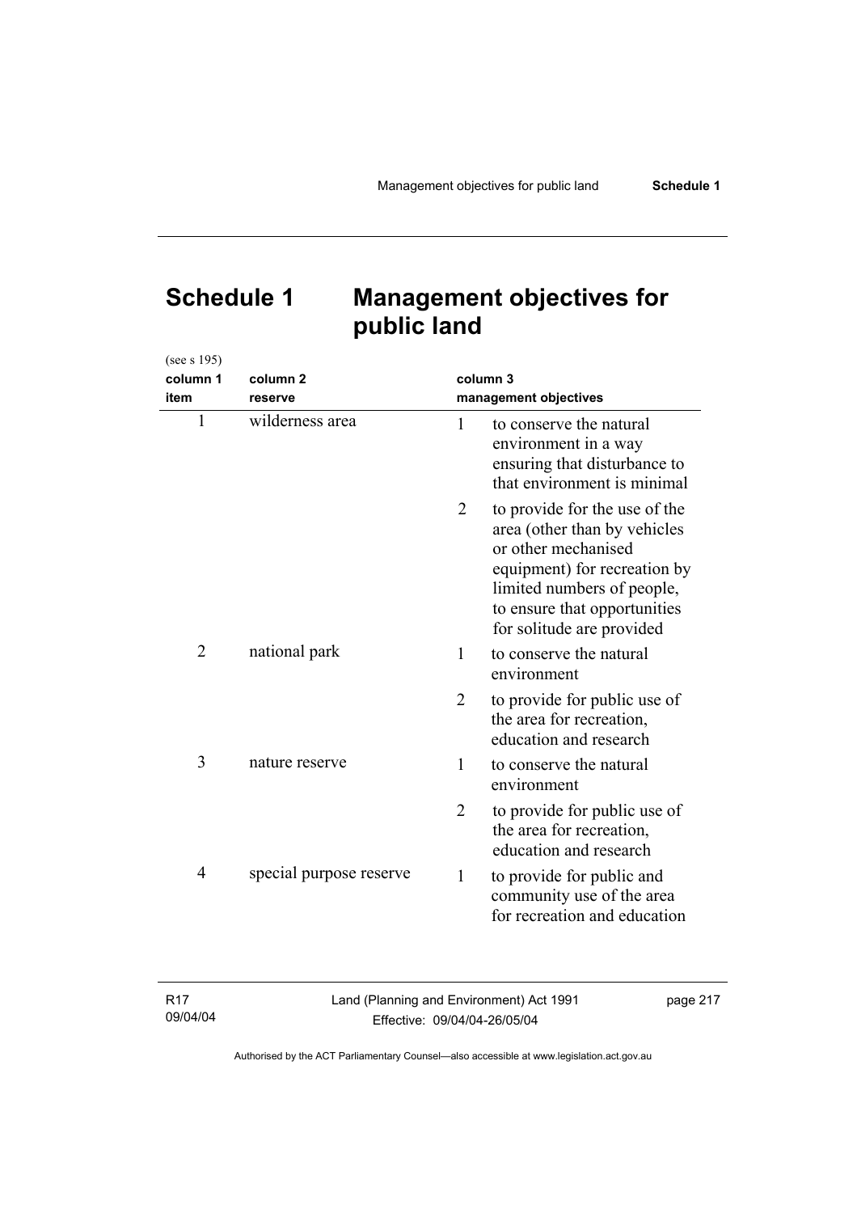# Schedule 1 Management objectives for public land

(see s 195)

| column 1 item | column 2 reserve | column 3 management objectives |
|---|---|---|
| 1 | wilderness area | 1 to conserve the natural environment in a way ensuring that disturbance to that environment is minimal |
| | | 2 to provide for the use of the area (other than by vehicles or other mechanised equipment) for recreation by limited numbers of people, to ensure that opportunities for solitude are provided |
| 2 | national park | 1 to conserve the natural environment |
| | | 2 to provide for public use of the area for recreation, education and research |
| 3 | nature reserve | 1 to conserve the natural environment |
| | | 2 to provide for public use of the area for recreation, education and research |
| 4 | special purpose reserve | 1 to provide for public and community use of the area for recreation and education |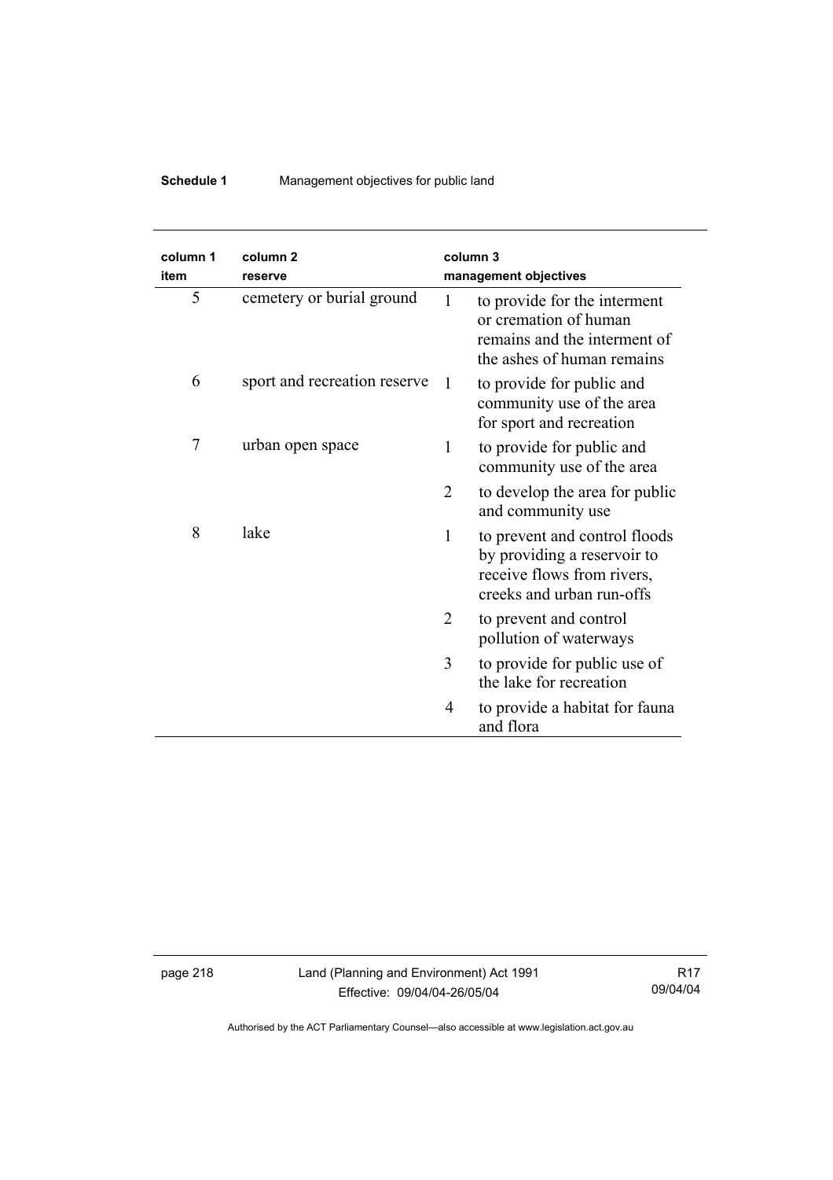| column 1 item | column 2 reserve | column 3 management objectives |
|---|---|---|
| 5 | cemetery or burial ground | 1 to provide for the interment or cremation of human remains and the interment of the ashes of human remains |
| 6 | sport and recreation reserve | 1 to provide for public and community use of the area for sport and recreation |
| 7 | urban open space | 1 to provide for public and community use of the area |
| | | 2 to develop the area for public and community use |
| 8 | lake | 1 to prevent and control floods by providing a reservoir to receive flows from rivers, creeks and urban run-offs |
| | | 2 to prevent and control pollution of waterways |
| | | 3 to provide for public use of the lake for recreation |
| | | 4 to provide a habitat for fauna and flora |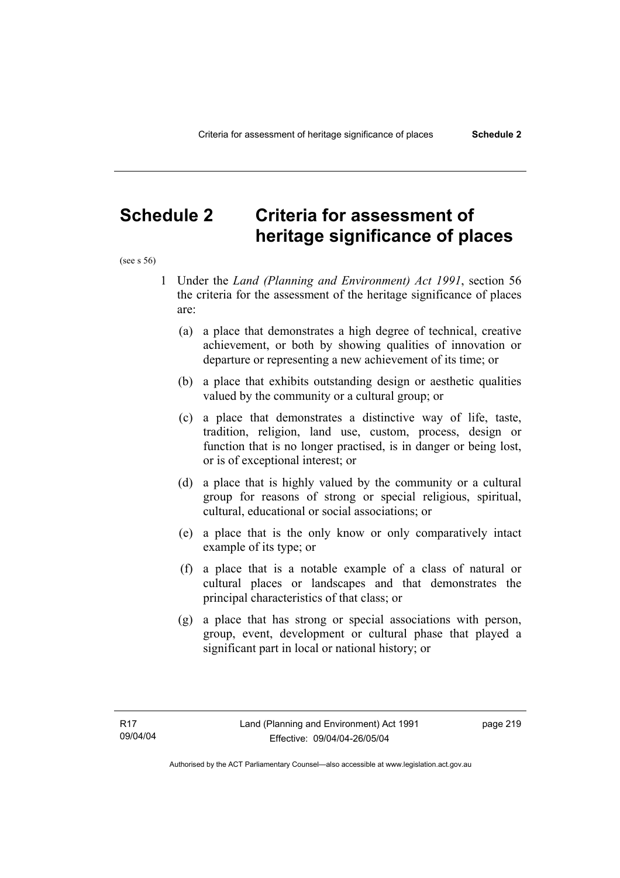# Schedule 2 Criteria for assessment of heritage significance of places

(see s 56)

1 Under the *Land (Planning and Environment) Act 1991*, section 56 the criteria for the assessment of the heritage significance of places are:

(a) a place that demonstrates a high degree of technical, creative achievement, or both by showing qualities of innovation or departure or representing a new achievement of its time; or

(b) a place that exhibits outstanding design or aesthetic qualities valued by the community or a cultural group; or

(c) a place that demonstrates a distinctive way of life, taste, tradition, religion, land use, custom, process, design or function that is no longer practised, is in danger or being lost, or is of exceptional interest; or

(d) a place that is highly valued by the community or a cultural group for reasons of strong or special religious, spiritual, cultural, educational or social associations; or

(e) a place that is the only know or only comparatively intact example of its type; or

(f) a place that is a notable example of a class of natural or cultural places or landscapes and that demonstrates the principal characteristics of that class; or

(g) a place that has strong or special associations with person, group, event, development or cultural phase that played a significant part in local or national history; or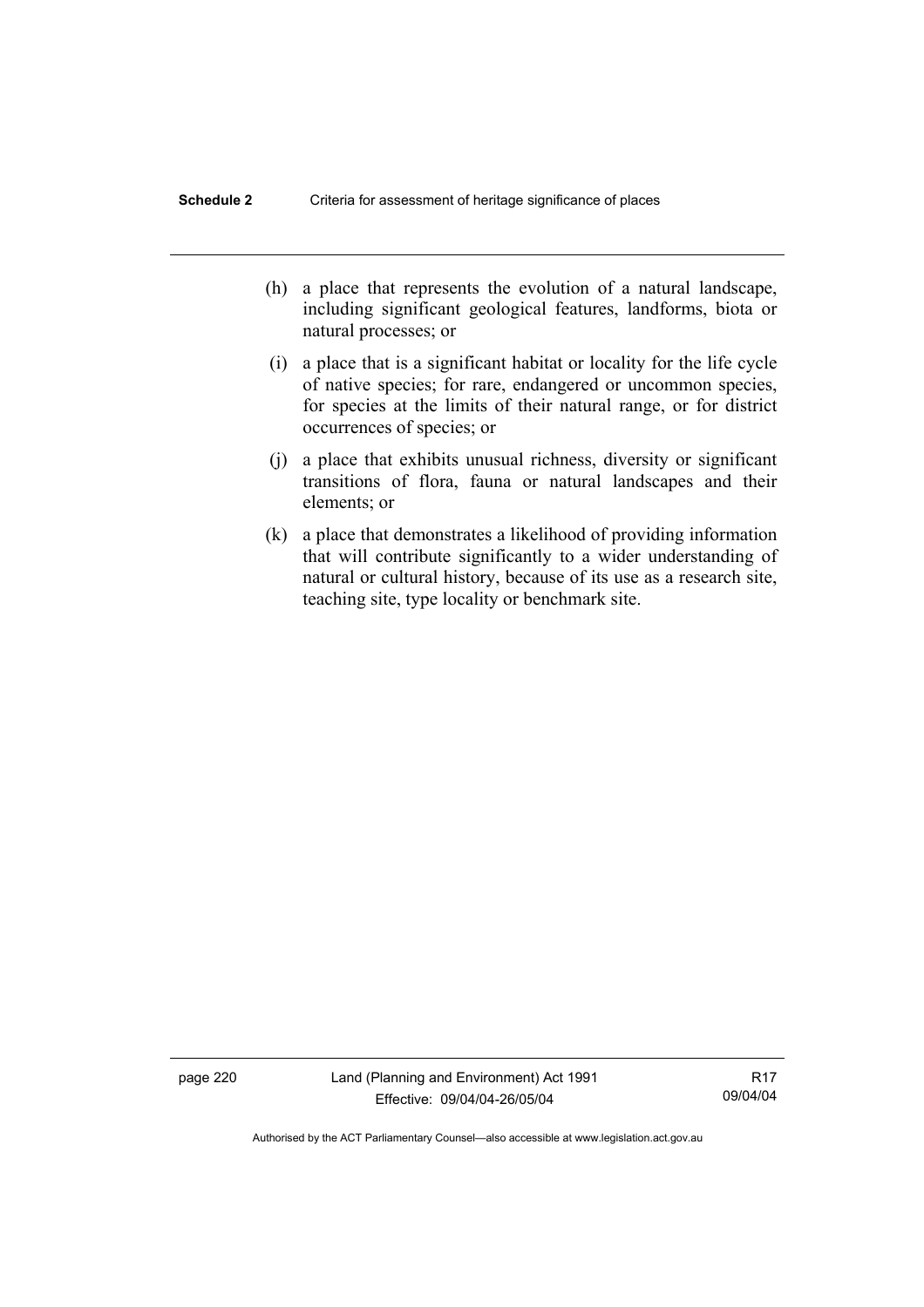(h) a place that represents the evolution of a natural landscape, including significant geological features, landforms, biota or natural processes; or

(i) a place that is a significant habitat or locality for the life cycle of native species; for rare, endangered or uncommon species, for species at the limits of their natural range, or for district occurrences of species; or

(j) a place that exhibits unusual richness, diversity or significant transitions of flora, fauna or natural landscapes and their elements; or

(k) a place that demonstrates a likelihood of providing information that will contribute significantly to a wider understanding of natural or cultural history, because of its use as a research site, teaching site, type locality or benchmark site.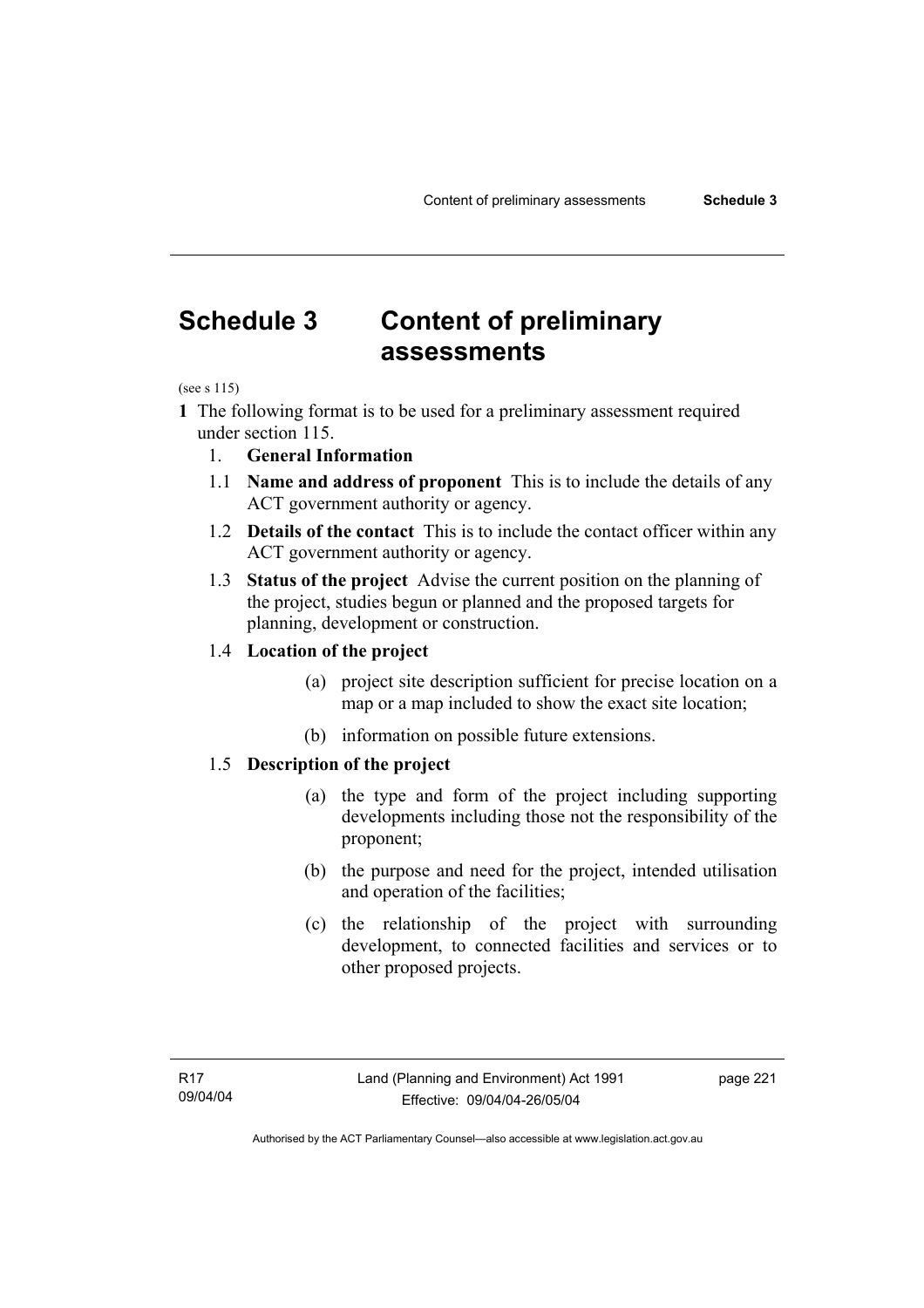# Schedule 3 Content of preliminary assessments

(see s 115)

**1** The following format is to be used for a preliminary assessment required under section 115.

1. **General Information**

1.1 **Name and address of proponent** This is to include the details of any ACT government authority or agency.

1.2 **Details of the contact** This is to include the contact officer within any ACT government authority or agency.

1.3 **Status of the project** Advise the current position on the planning of the project, studies begun or planned and the proposed targets for planning, development or construction.

1.4 **Location of the project**

(a) project site description sufficient for precise location on a map or a map included to show the exact site location;

(b) information on possible future extensions.

1.5 **Description of the project**

(a) the type and form of the project including supporting developments including those not the responsibility of the proponent;

(b) the purpose and need for the project, intended utilisation and operation of the facilities;

(c) the relationship of the project with surrounding development, to connected facilities and services or to other proposed projects.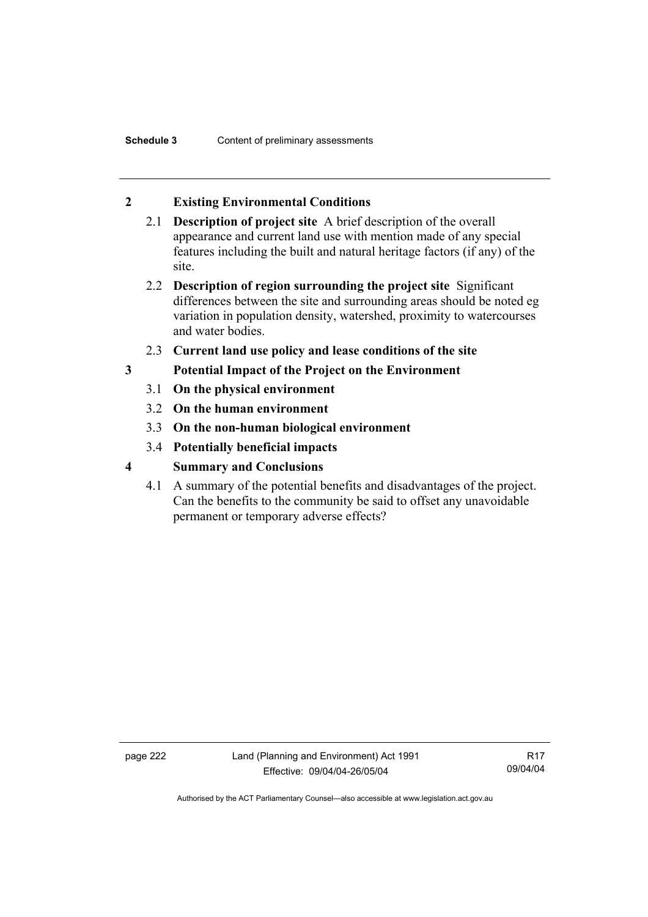## 2 Existing Environmental Conditions

2.1 **Description of project site** A brief description of the overall appearance and current land use with mention made of any special features including the built and natural heritage factors (if any) of the site.

2.2 **Description of region surrounding the project site** Significant differences between the site and surrounding areas should be noted eg variation in population density, watershed, proximity to watercourses and water bodies.

2.3 **Current land use policy and lease conditions of the site**

## 3 Potential Impact of the Project on the Environment

3.1 **On the physical environment**

3.2 **On the human environment**

3.3 **On the non-human biological environment**

3.4 **Potentially beneficial impacts**

## 4 Summary and Conclusions

4.1 A summary of the potential benefits and disadvantages of the project. Can the benefits to the community be said to offset any unavoidable permanent or temporary adverse effects?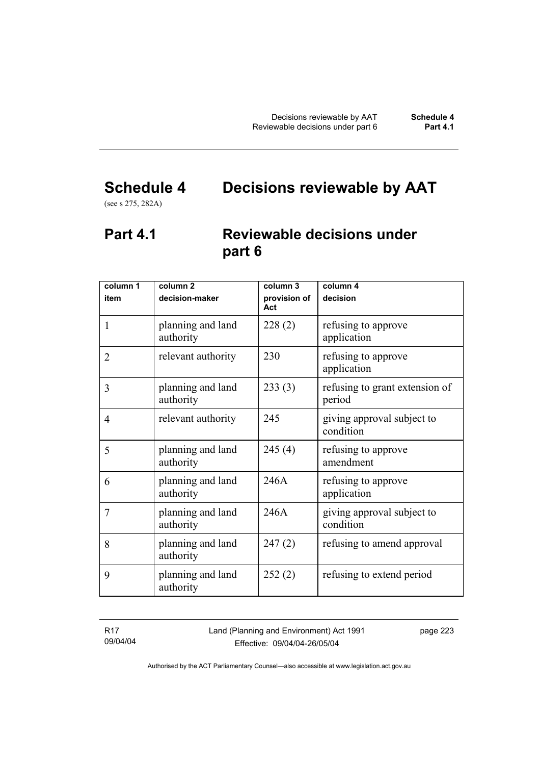# Schedule 4 Decisions reviewable by AAT

(see s 275, 282A)

## Part 4.1 Reviewable decisions under part 6

| column 1<br>item | column 2<br>decision-maker | column 3<br>provision of Act | column 4<br>decision |
|---|---|---|---|
| 1 | planning and land authority | 228 (2) | refusing to approve application |
| 2 | relevant authority | 230 | refusing to approve application |
| 3 | planning and land authority | 233 (3) | refusing to grant extension of period |
| 4 | relevant authority | 245 | giving approval subject to condition |
| 5 | planning and land authority | 245 (4) | refusing to approve amendment |
| 6 | planning and land authority | 246A | refusing to approve application |
| 7 | planning and land authority | 246A | giving approval subject to condition |
| 8 | planning and land authority | 247 (2) | refusing to amend approval |
| 9 | planning and land authority | 252 (2) | refusing to extend period |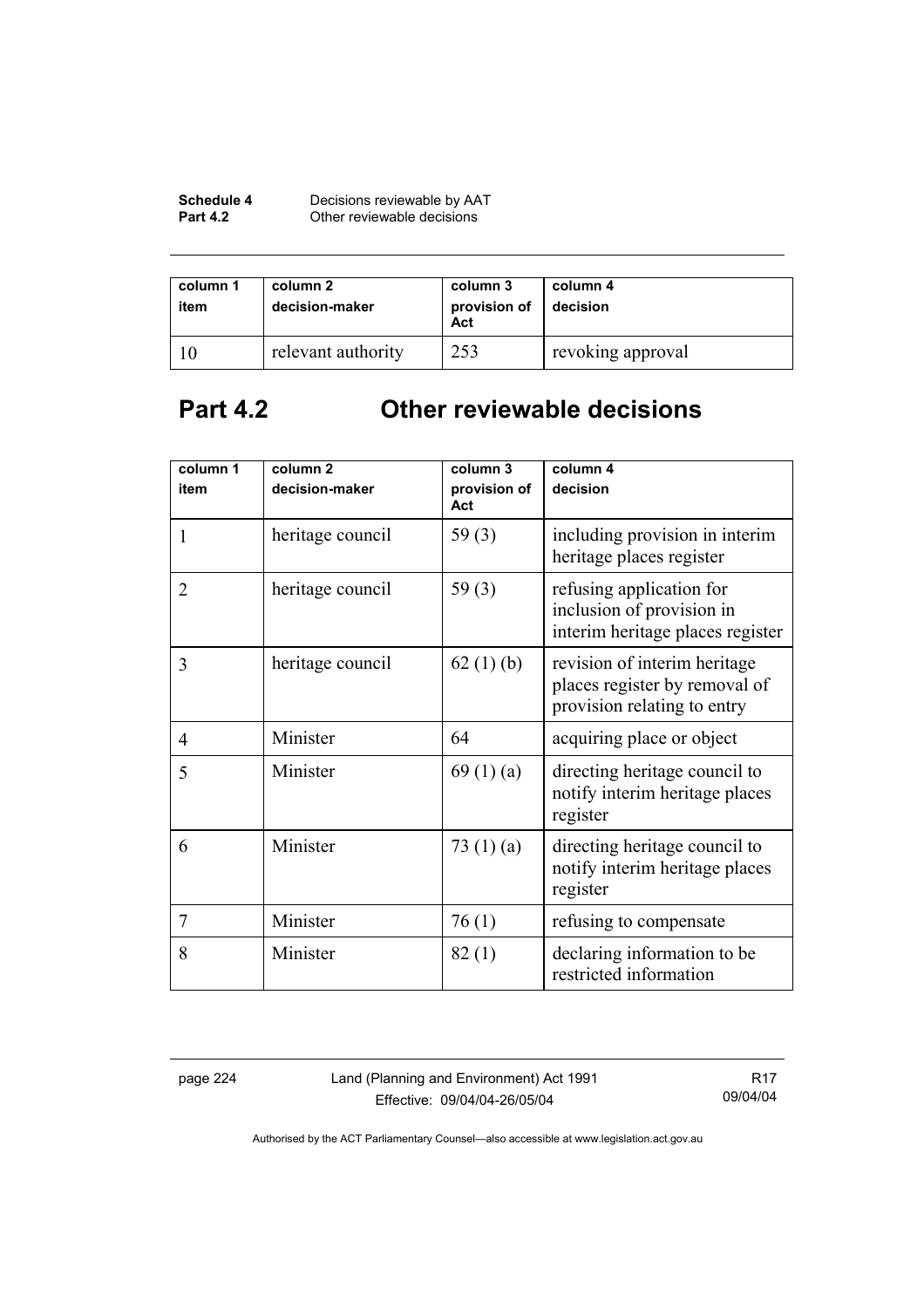| column 1 item | column 2 decision-maker | column 3 provision of Act | column 4 decision |
|---|---|---|---|
| 10 | relevant authority | 253 | revoking approval |

## Part 4.2 Other reviewable decisions

| column 1 item | column 2 decision-maker | column 3 provision of Act | column 4 decision |
|---|---|---|---|
| 1 | heritage council | 59 (3) | including provision in interim heritage places register |
| 2 | heritage council | 59 (3) | refusing application for inclusion of provision in interim heritage places register |
| 3 | heritage council | 62 (1) (b) | revision of interim heritage places register by removal of provision relating to entry |
| 4 | Minister | 64 | acquiring place or object |
| 5 | Minister | 69 (1) (a) | directing heritage council to notify interim heritage places register |
| 6 | Minister | 73 (1) (a) | directing heritage council to notify interim heritage places register |
| 7 | Minister | 76 (1) | refusing to compensate |
| 8 | Minister | 82 (1) | declaring information to be restricted information |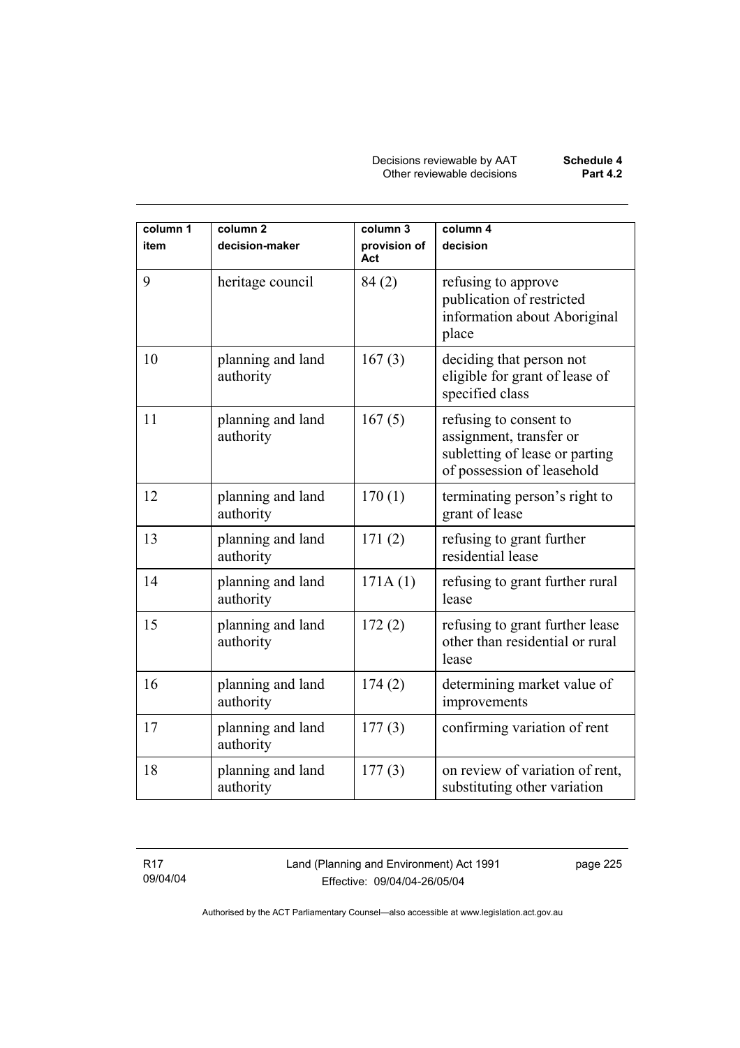| column 1<br>item | column 2<br>decision-maker | column 3<br>provision of Act | column 4<br>decision |
|---|---|---|---|
| 9 | heritage council | 84 (2) | refusing to approve publication of restricted information about Aboriginal place |
| 10 | planning and land authority | 167 (3) | deciding that person not eligible for grant of lease of specified class |
| 11 | planning and land authority | 167 (5) | refusing to consent to assignment, transfer or subletting of lease or parting of possession of leasehold |
| 12 | planning and land authority | 170 (1) | terminating person's right to grant of lease |
| 13 | planning and land authority | 171 (2) | refusing to grant further residential lease |
| 14 | planning and land authority | 171A (1) | refusing to grant further rural lease |
| 15 | planning and land authority | 172 (2) | refusing to grant further lease other than residential or rural lease |
| 16 | planning and land authority | 174 (2) | determining market value of improvements |
| 17 | planning and land authority | 177 (3) | confirming variation of rent |
| 18 | planning and land authority | 177 (3) | on review of variation of rent, substituting other variation |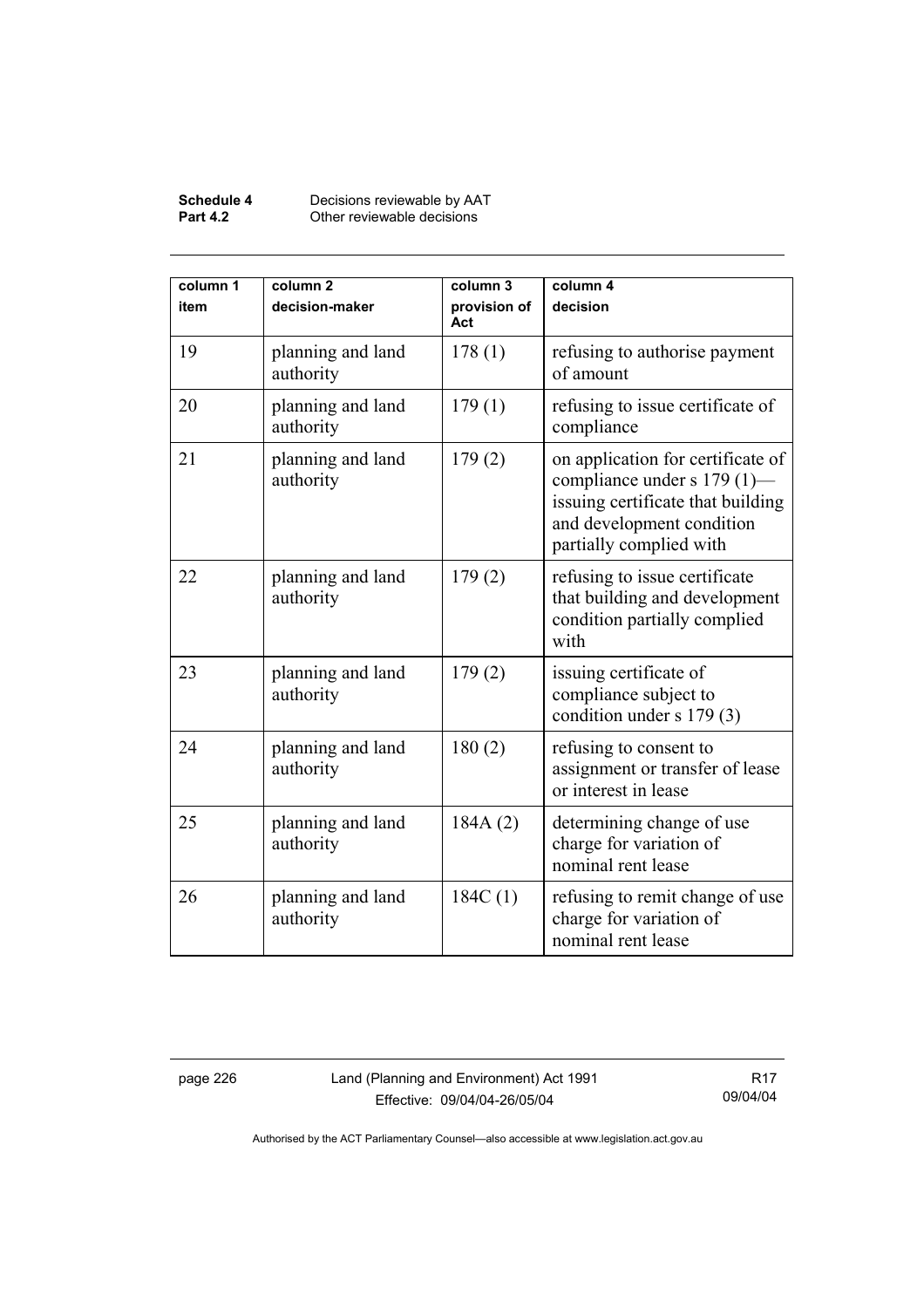| column 1<br>item | column 2<br>decision-maker | column 3<br>provision of Act | column 4<br>decision |
|---|---|---|---|
| 19 | planning and land authority | 178 (1) | refusing to authorise payment of amount |
| 20 | planning and land authority | 179 (1) | refusing to issue certificate of compliance |
| 21 | planning and land authority | 179 (2) | on application for certificate of compliance under s 179 (1)—issuing certificate that building and development condition partially complied with |
| 22 | planning and land authority | 179 (2) | refusing to issue certificate that building and development condition partially complied with |
| 23 | planning and land authority | 179 (2) | issuing certificate of compliance subject to condition under s 179 (3) |
| 24 | planning and land authority | 180 (2) | refusing to consent to assignment or transfer of lease or interest in lease |
| 25 | planning and land authority | 184A (2) | determining change of use charge for variation of nominal rent lease |
| 26 | planning and land authority | 184C (1) | refusing to remit change of use charge for variation of nominal rent lease |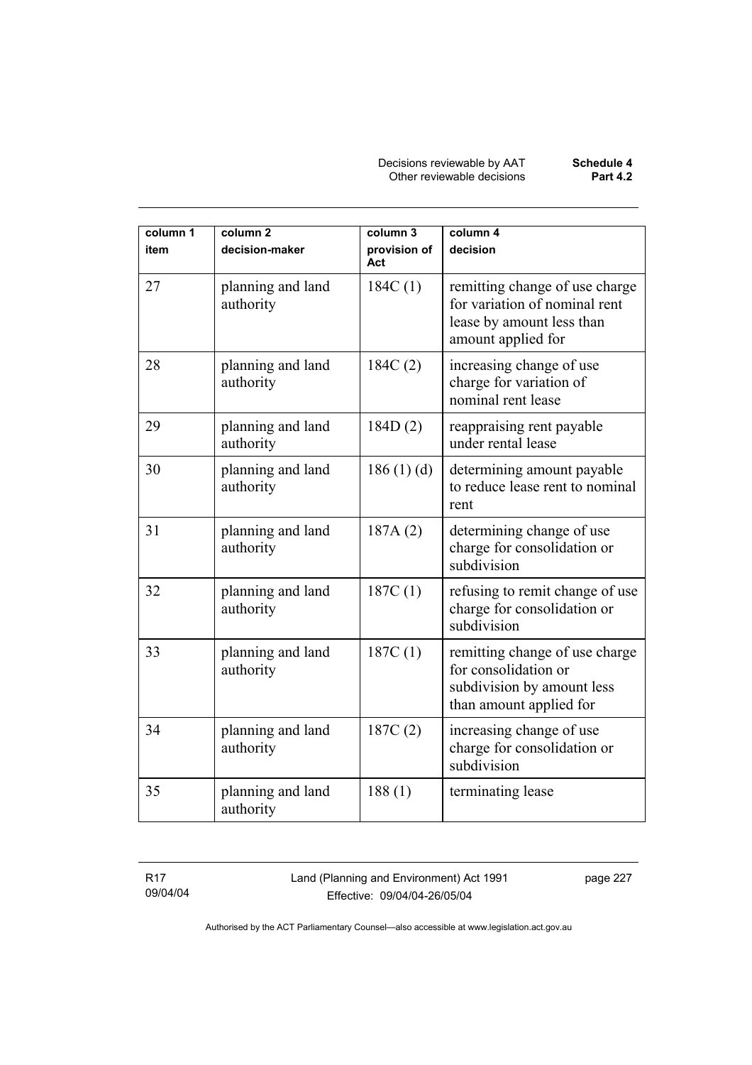| column 1 item | column 2 decision-maker | column 3 provision of Act | column 4 decision |
|---|---|---|---|
| 27 | planning and land authority | 184C (1) | remitting change of use charge for variation of nominal rent lease by amount less than amount applied for |
| 28 | planning and land authority | 184C (2) | increasing change of use charge for variation of nominal rent lease |
| 29 | planning and land authority | 184D (2) | reappraising rent payable under rental lease |
| 30 | planning and land authority | 186 (1) (d) | determining amount payable to reduce lease rent to nominal rent |
| 31 | planning and land authority | 187A (2) | determining change of use charge for consolidation or subdivision |
| 32 | planning and land authority | 187C (1) | refusing to remit change of use charge for consolidation or subdivision |
| 33 | planning and land authority | 187C (1) | remitting change of use charge for consolidation or subdivision by amount less than amount applied for |
| 34 | planning and land authority | 187C (2) | increasing change of use charge for consolidation or subdivision |
| 35 | planning and land authority | 188 (1) | terminating lease |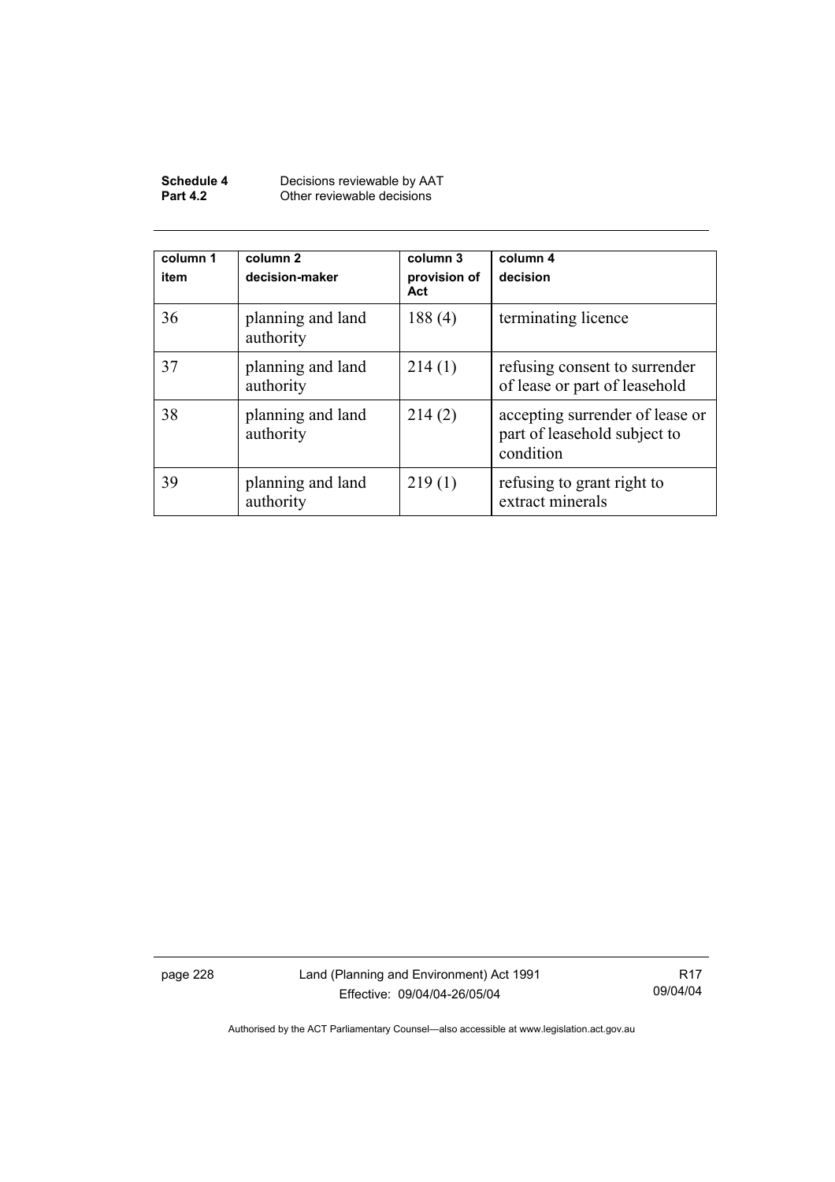| column 1 item | column 2 decision-maker | column 3 provision of Act | column 4 decision |
|---|---|---|---|
| 36 | planning and land authority | 188 (4) | terminating licence |
| 37 | planning and land authority | 214 (1) | refusing consent to surrender of lease or part of leasehold |
| 38 | planning and land authority | 214 (2) | accepting surrender of lease or part of leasehold subject to condition |
| 39 | planning and land authority | 219 (1) | refusing to grant right to extract minerals |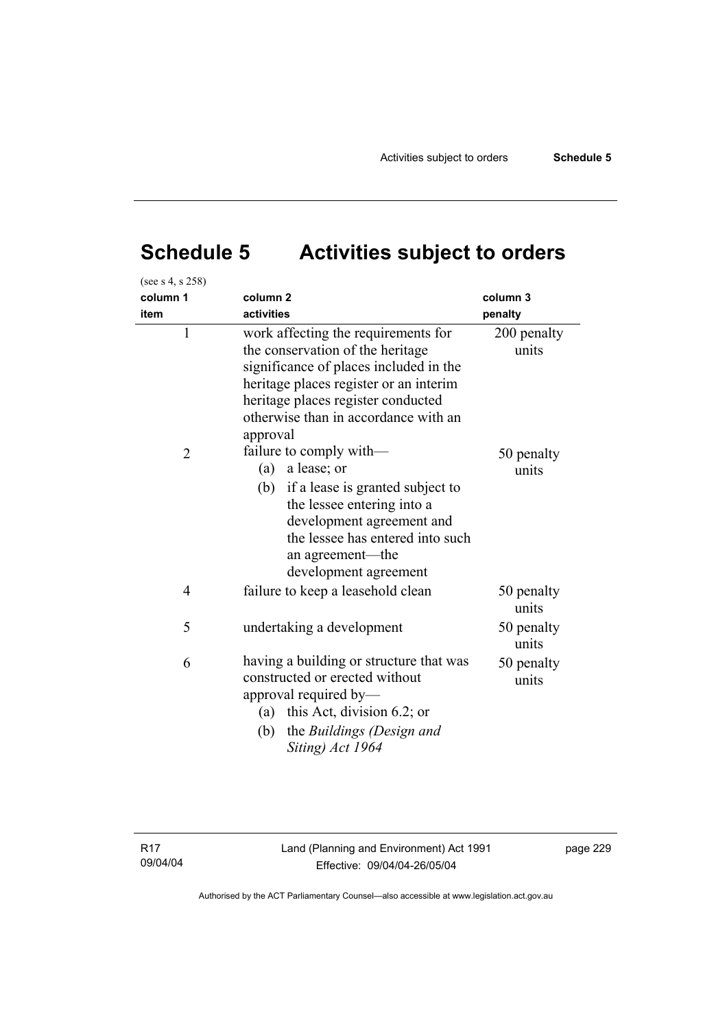# Schedule 5 Activities subject to orders

(see s 4, s 258)

| column 1<br>item | column 2<br>activities | column 3<br>penalty |
|---|---|---|
| 1 | work affecting the requirements for the conservation of the heritage significance of places included in the heritage places register or an interim heritage places register conducted otherwise than in accordance with an approval | 200 penalty units |
| 2 | failure to comply with—<br>(a) a lease; or<br>(b) if a lease is granted subject to the lessee entering into a development agreement and the lessee has entered into such an agreement—the development agreement | 50 penalty units |
| 4 | failure to keep a leasehold clean | 50 penalty units |
| 5 | undertaking a development | 50 penalty units |
| 6 | having a building or structure that was constructed or erected without approval required by—<br>(a) this Act, division 6.2; or<br>(b) the *Buildings (Design and Siting) Act 1964* | 50 penalty units |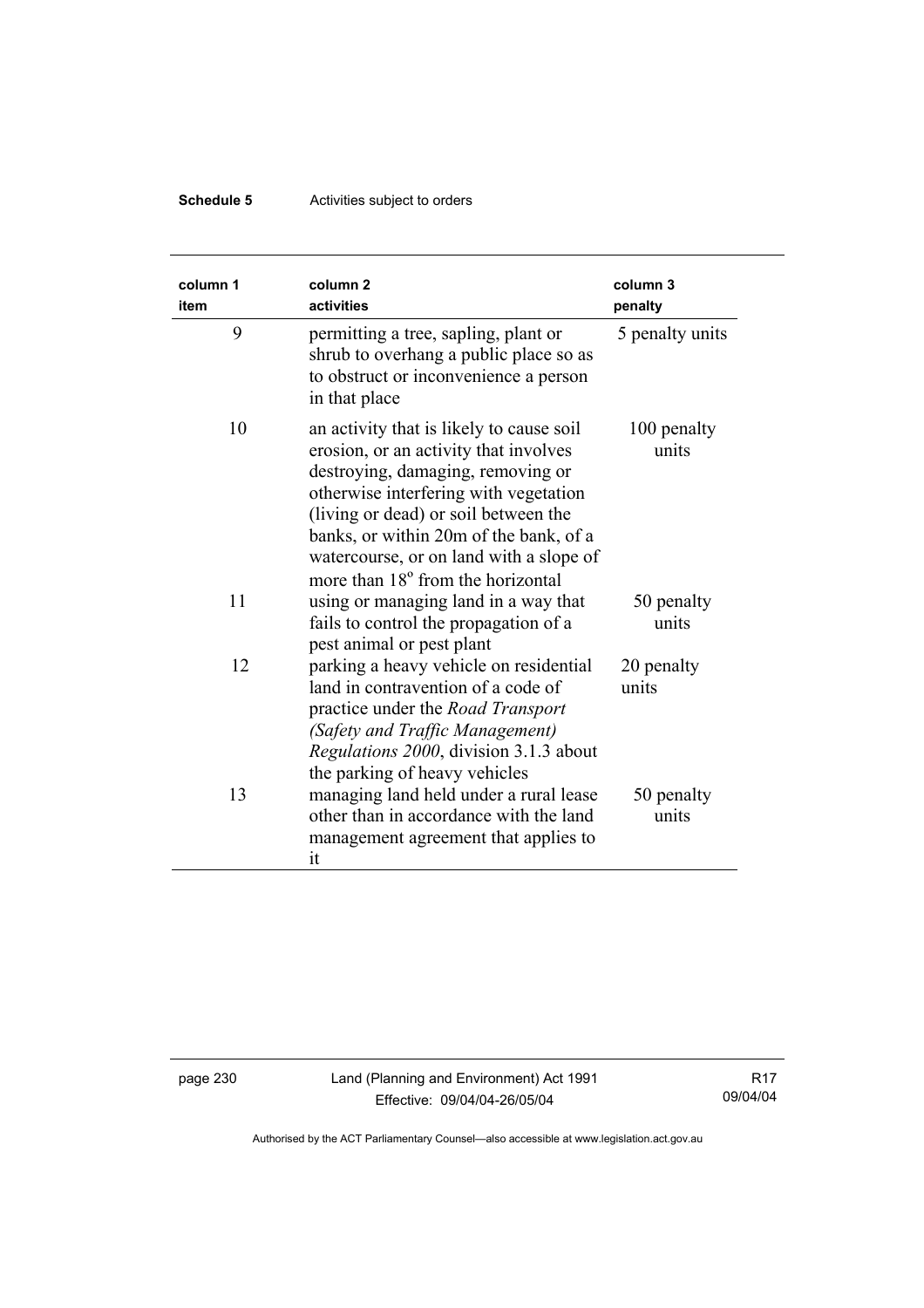| column 1 item | column 2 activities | column 3 penalty |
|---|---|---|
| 9 | permitting a tree, sapling, plant or shrub to overhang a public place so as to obstruct or inconvenience a person in that place | 5 penalty units |
| 10 | an activity that is likely to cause soil erosion, or an activity that involves destroying, damaging, removing or otherwise interfering with vegetation (living or dead) or soil between the banks, or within 20m of the bank, of a watercourse, or on land with a slope of more than 18° from the horizontal | 100 penalty units |
| 11 | using or managing land in a way that fails to control the propagation of a pest animal or pest plant | 50 penalty units |
| 12 | parking a heavy vehicle on residential land in contravention of a code of practice under the *Road Transport (Safety and Traffic Management) Regulations 2000*, division 3.1.3 about the parking of heavy vehicles | 20 penalty units |
| 13 | managing land held under a rural lease other than in accordance with the land management agreement that applies to it | 50 penalty units |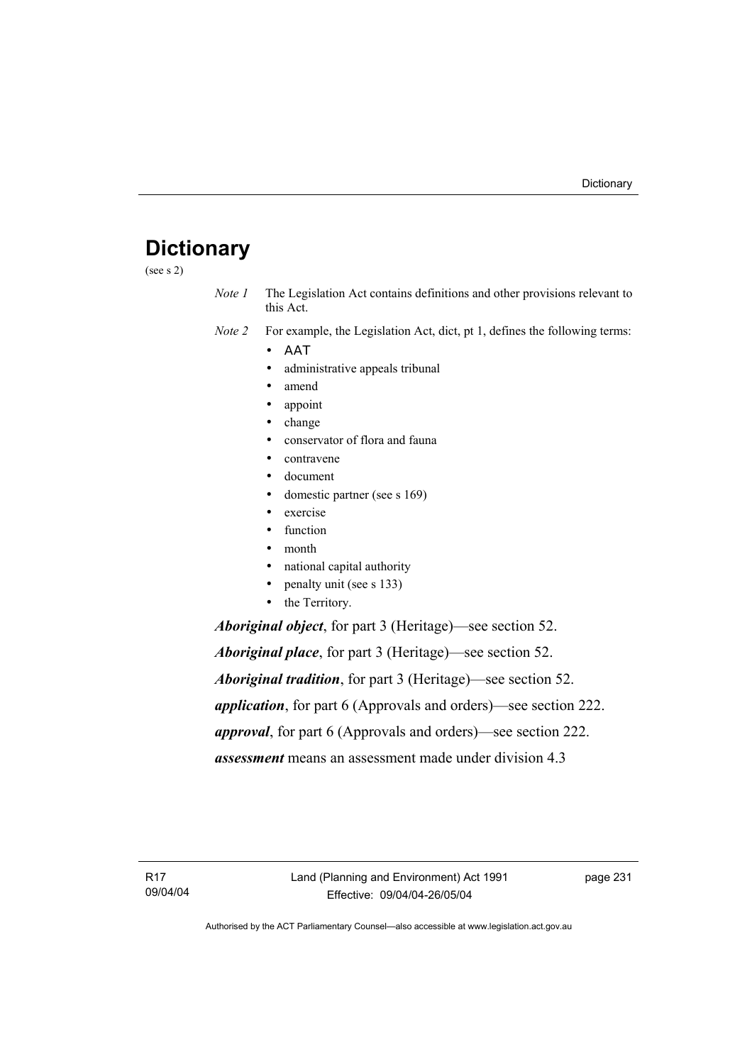# Dictionary

(see s 2)

*Note 1* The Legislation Act contains definitions and other provisions relevant to this Act.

*Note 2* For example, the Legislation Act, dict, pt 1, defines the following terms:

- AAT
- administrative appeals tribunal
- amend
- appoint
- change
- conservator of flora and fauna
- contravene
- document
- domestic partner (see s 169)
- exercise
- function
- month
- national capital authority
- penalty unit (see s 133)
- the Territory.

***Aboriginal object***, for part 3 (Heritage)—see section 52.

***Aboriginal place***, for part 3 (Heritage)—see section 52.

***Aboriginal tradition***, for part 3 (Heritage)—see section 52.

***application***, for part 6 (Approvals and orders)—see section 222.

***approval***, for part 6 (Approvals and orders)—see section 222.

***assessment*** means an assessment made under division 4.3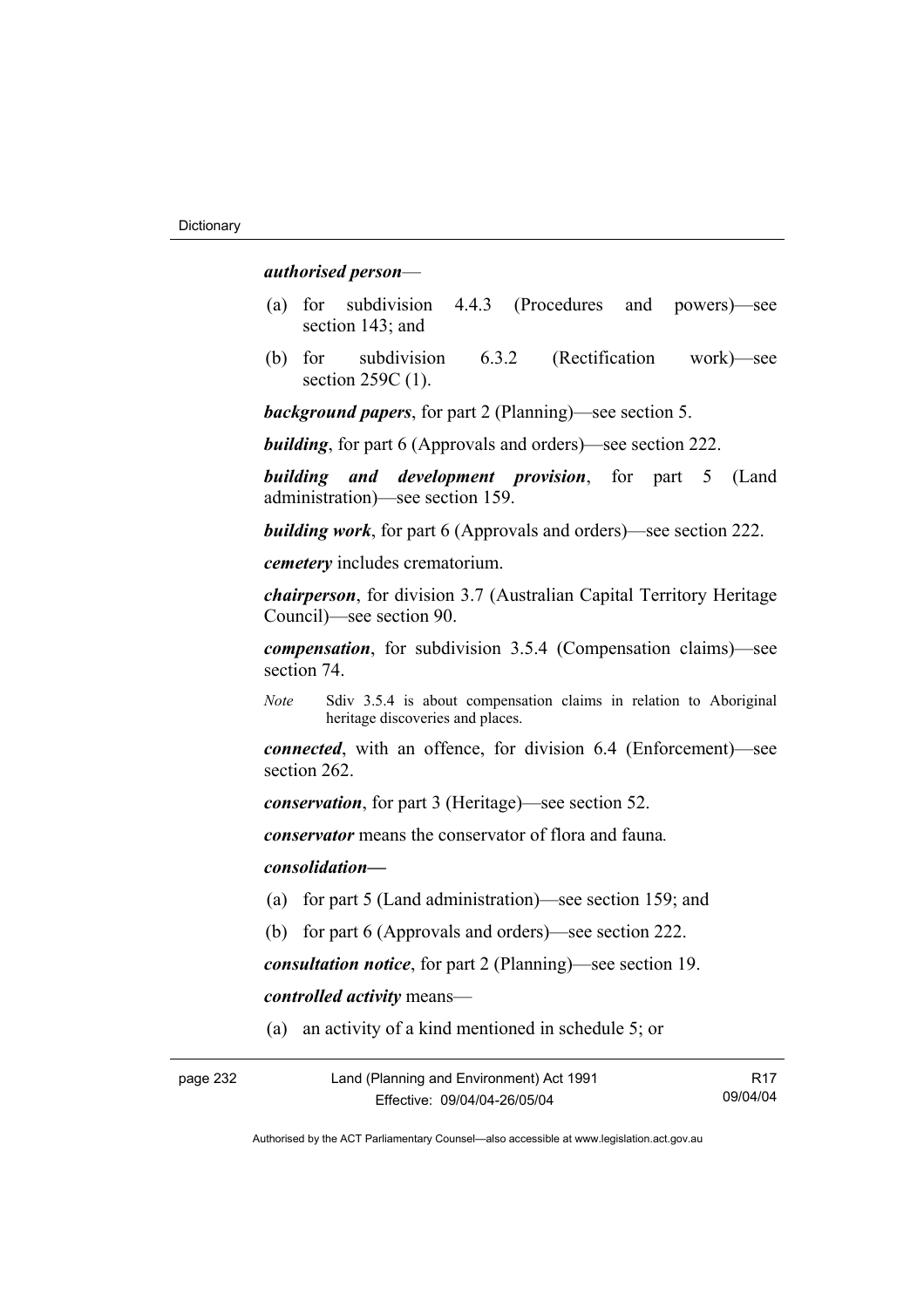***authorised person***—

(a) for subdivision 4.4.3 (Procedures and powers)—see section 143; and

(b) for subdivision 6.3.2 (Rectification work)—see section 259C (1).

***background papers***, for part 2 (Planning)—see section 5.

***building***, for part 6 (Approvals and orders)—see section 222.

***building and development provision***, for part 5 (Land administration)—see section 159.

***building work***, for part 6 (Approvals and orders)—see section 222.

***cemetery*** includes crematorium.

***chairperson***, for division 3.7 (Australian Capital Territory Heritage Council)—see section 90.

***compensation***, for subdivision 3.5.4 (Compensation claims)—see section 74.

*Note* Sdiv 3.5.4 is about compensation claims in relation to Aboriginal heritage discoveries and places.

***connected***, with an offence, for division 6.4 (Enforcement)—see section 262.

***conservation***, for part 3 (Heritage)—see section 52.

***conservator*** means the conservator of flora and fauna*.*

***consolidation—***

(a) for part 5 (Land administration)—see section 159; and

(b) for part 6 (Approvals and orders)—see section 222.

***consultation notice***, for part 2 (Planning)—see section 19.

***controlled activity*** means—

(a) an activity of a kind mentioned in schedule 5; or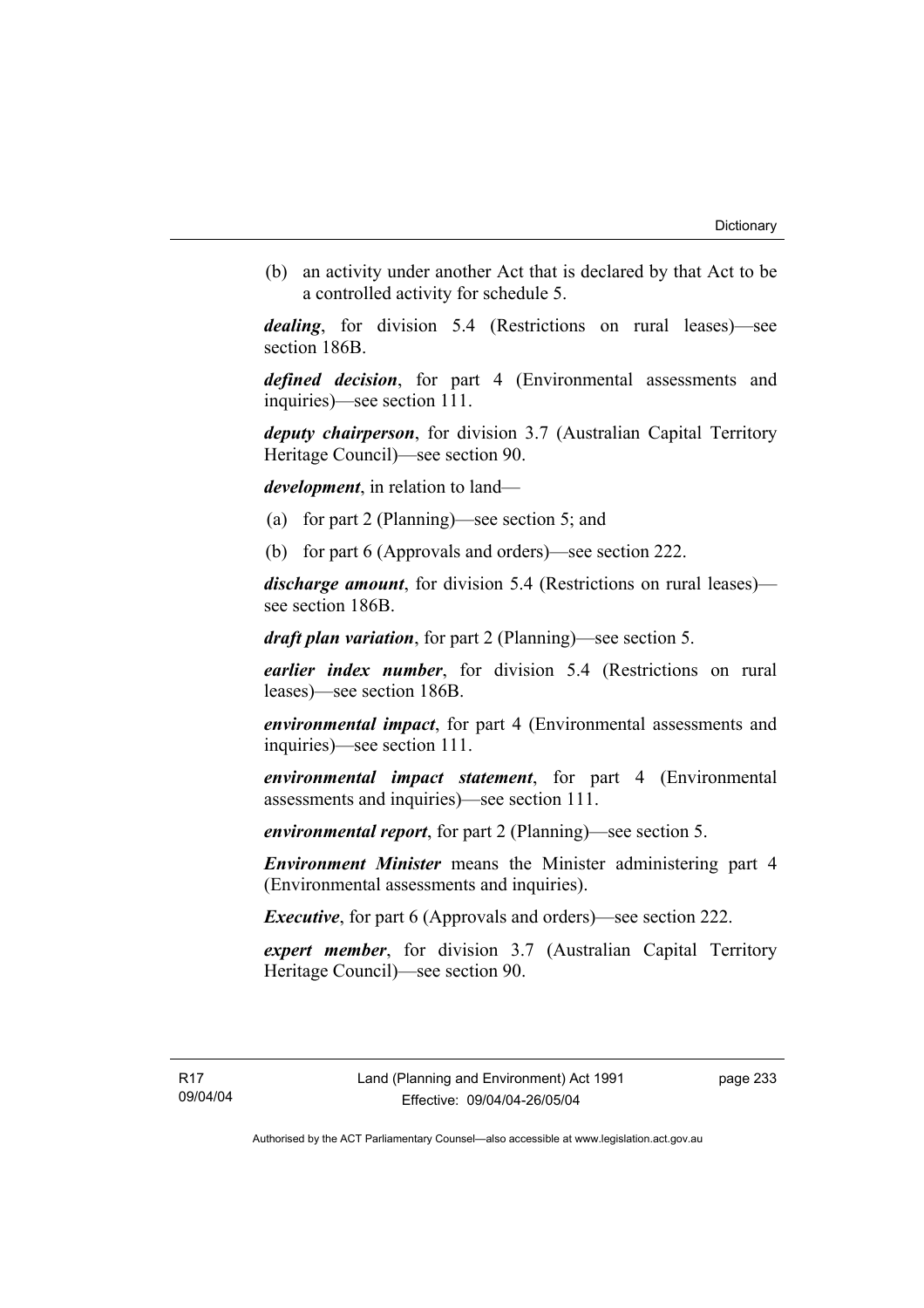(b) an activity under another Act that is declared by that Act to be a controlled activity for schedule 5.

***dealing***, for division 5.4 (Restrictions on rural leases)—see section 186B.

***defined decision***, for part 4 (Environmental assessments and inquiries)—see section 111.

***deputy chairperson***, for division 3.7 (Australian Capital Territory Heritage Council)—see section 90.

***development***, in relation to land—

(a) for part 2 (Planning)—see section 5; and

(b) for part 6 (Approvals and orders)—see section 222.

***discharge amount***, for division 5.4 (Restrictions on rural leases)—see section 186B.

***draft plan variation***, for part 2 (Planning)—see section 5.

***earlier index number***, for division 5.4 (Restrictions on rural leases)—see section 186B.

***environmental impact***, for part 4 (Environmental assessments and inquiries)—see section 111.

***environmental impact statement***, for part 4 (Environmental assessments and inquiries)—see section 111.

***environmental report***, for part 2 (Planning)—see section 5.

***Environment Minister*** means the Minister administering part 4 (Environmental assessments and inquiries).

***Executive***, for part 6 (Approvals and orders)—see section 222.

***expert member***, for division 3.7 (Australian Capital Territory Heritage Council)—see section 90.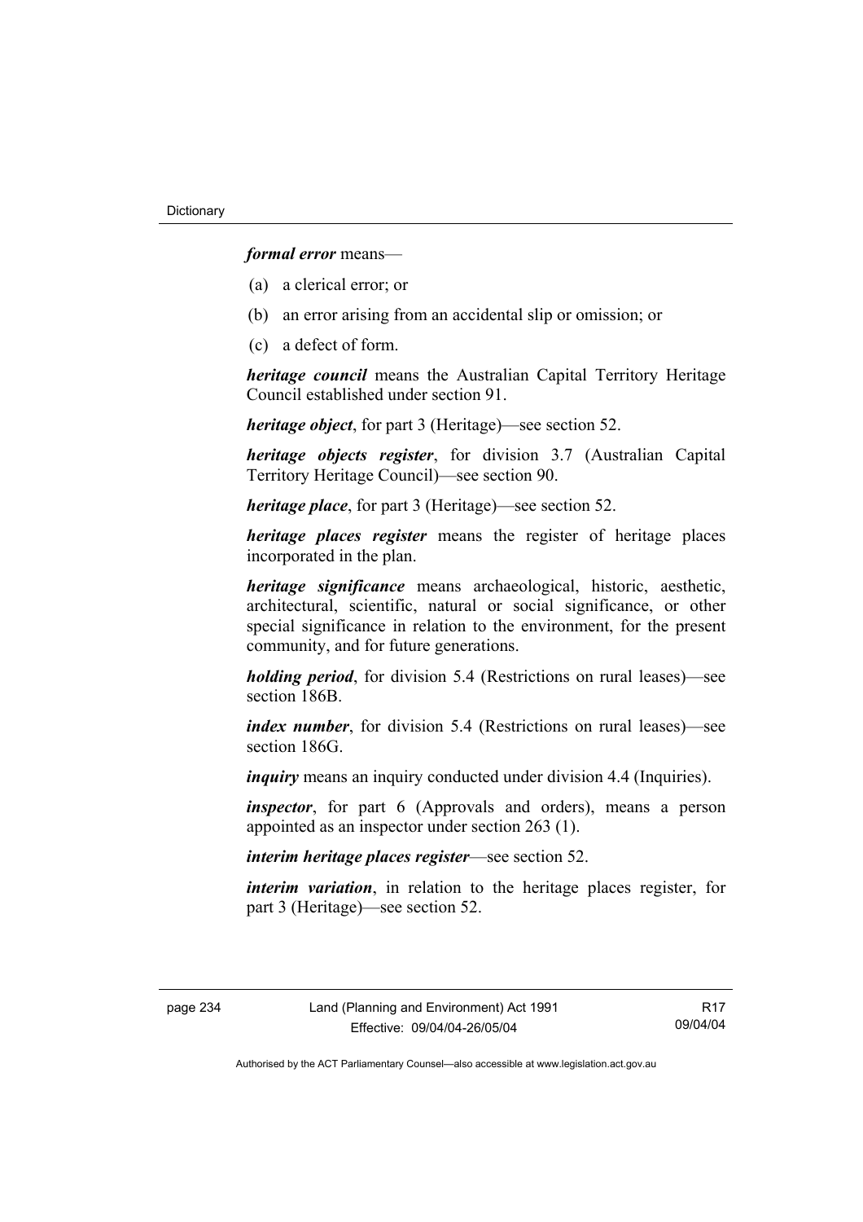***formal error*** means—

(a) a clerical error; or

(b) an error arising from an accidental slip or omission; or

(c) a defect of form.

***heritage council*** means the Australian Capital Territory Heritage Council established under section 91.

***heritage object***, for part 3 (Heritage)—see section 52.

***heritage objects register***, for division 3.7 (Australian Capital Territory Heritage Council)—see section 90.

***heritage place***, for part 3 (Heritage)—see section 52.

***heritage places register*** means the register of heritage places incorporated in the plan.

***heritage significance*** means archaeological, historic, aesthetic, architectural, scientific, natural or social significance, or other special significance in relation to the environment, for the present community, and for future generations.

***holding period***, for division 5.4 (Restrictions on rural leases)—see section 186B.

***index number***, for division 5.4 (Restrictions on rural leases)—see section 186G.

***inquiry*** means an inquiry conducted under division 4.4 (Inquiries).

***inspector***, for part 6 (Approvals and orders), means a person appointed as an inspector under section 263 (1).

***interim heritage places register***—see section 52.

***interim variation***, in relation to the heritage places register, for part 3 (Heritage)—see section 52.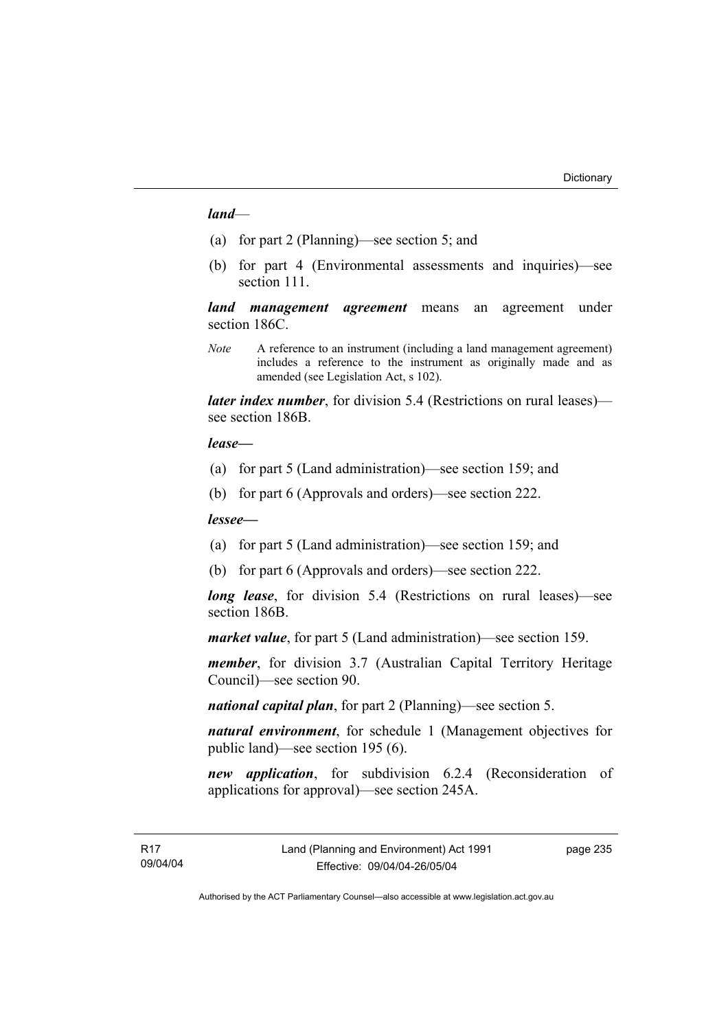***land***—

(a) for part 2 (Planning)—see section 5; and

(b) for part 4 (Environmental assessments and inquiries)—see section 111.

***land management agreement*** means an agreement under section 186C.

*Note* A reference to an instrument (including a land management agreement) includes a reference to the instrument as originally made and as amended (see Legislation Act, s 102).

***later index number***, for division 5.4 (Restrictions on rural leases)—see section 186B.

***lease—***

(a) for part 5 (Land administration)—see section 159; and

(b) for part 6 (Approvals and orders)—see section 222.

***lessee—***

(a) for part 5 (Land administration)—see section 159; and

(b) for part 6 (Approvals and orders)—see section 222.

***long lease***, for division 5.4 (Restrictions on rural leases)—see section 186B.

***market value***, for part 5 (Land administration)—see section 159.

***member***, for division 3.7 (Australian Capital Territory Heritage Council)—see section 90.

***national capital plan***, for part 2 (Planning)—see section 5.

***natural environment***, for schedule 1 (Management objectives for public land)—see section 195 (6).

***new application***, for subdivision 6.2.4 (Reconsideration of applications for approval)—see section 245A.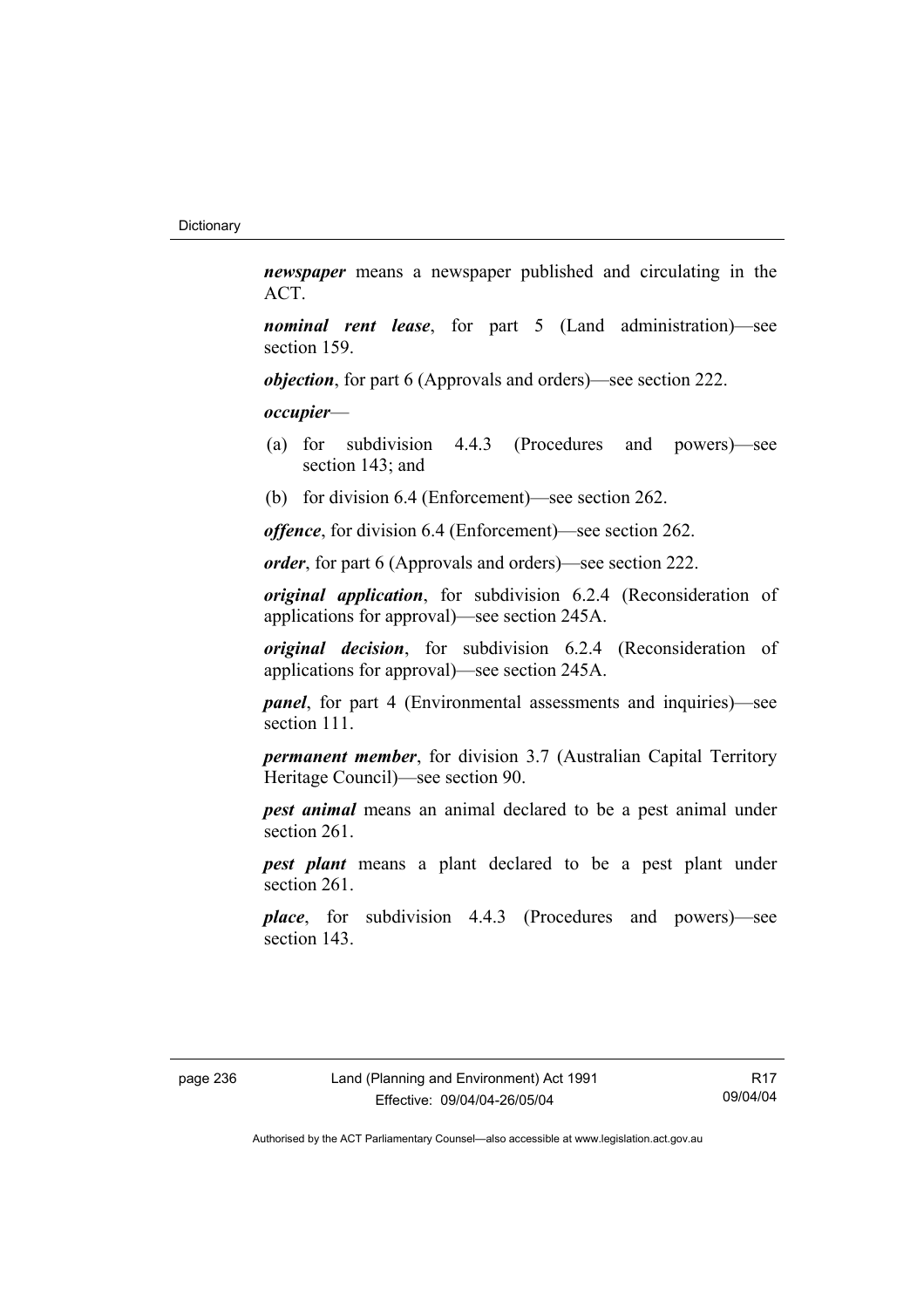***newspaper*** means a newspaper published and circulating in the ACT.

***nominal rent lease***, for part 5 (Land administration)—see section 159.

***objection***, for part 6 (Approvals and orders)—see section 222.

***occupier***—

(a) for subdivision 4.4.3 (Procedures and powers)—see section 143; and

(b) for division 6.4 (Enforcement)—see section 262.

***offence***, for division 6.4 (Enforcement)—see section 262.

***order***, for part 6 (Approvals and orders)—see section 222.

***original application***, for subdivision 6.2.4 (Reconsideration of applications for approval)—see section 245A.

***original decision***, for subdivision 6.2.4 (Reconsideration of applications for approval)—see section 245A.

***panel***, for part 4 (Environmental assessments and inquiries)—see section 111.

***permanent member***, for division 3.7 (Australian Capital Territory Heritage Council)—see section 90.

***pest animal*** means an animal declared to be a pest animal under section 261.

***pest plant*** means a plant declared to be a pest plant under section 261.

***place***, for subdivision 4.4.3 (Procedures and powers)—see section 143.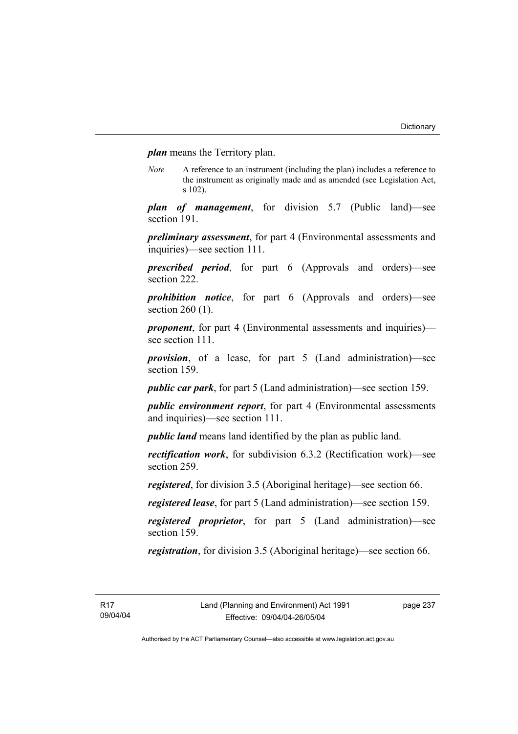***plan*** means the Territory plan.

*Note* A reference to an instrument (including the plan) includes a reference to the instrument as originally made and as amended (see Legislation Act, s 102).

***plan of management***, for division 5.7 (Public land)—see section 191.

***preliminary assessment***, for part 4 (Environmental assessments and inquiries)—see section 111.

***prescribed period***, for part 6 (Approvals and orders)—see section 222.

***prohibition notice***, for part 6 (Approvals and orders)—see section 260 (1).

***proponent***, for part 4 (Environmental assessments and inquiries)—see section 111.

***provision***, of a lease, for part 5 (Land administration)—see section 159.

***public car park***, for part 5 (Land administration)—see section 159.

***public environment report***, for part 4 (Environmental assessments and inquiries)—see section 111.

***public land*** means land identified by the plan as public land.

***rectification work***, for subdivision 6.3.2 (Rectification work)—see section 259.

***registered***, for division 3.5 (Aboriginal heritage)—see section 66.

***registered lease***, for part 5 (Land administration)—see section 159.

***registered proprietor***, for part 5 (Land administration)—see section 159.

***registration***, for division 3.5 (Aboriginal heritage)—see section 66.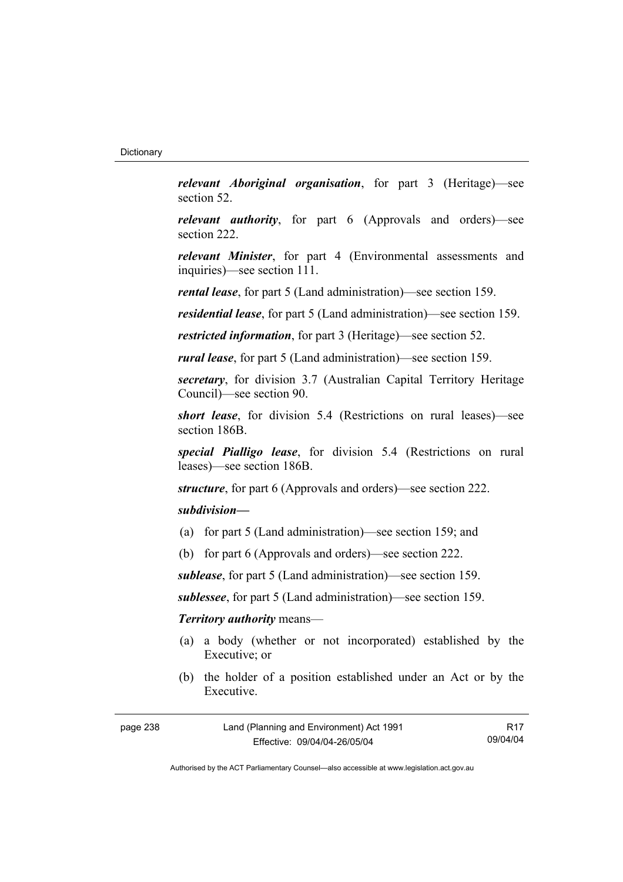***relevant Aboriginal organisation***, for part 3 (Heritage)—see section 52.

***relevant authority***, for part 6 (Approvals and orders)—see section 222.

***relevant Minister***, for part 4 (Environmental assessments and inquiries)—see section 111.

***rental lease***, for part 5 (Land administration)—see section 159.

***residential lease***, for part 5 (Land administration)—see section 159.

***restricted information***, for part 3 (Heritage)—see section 52.

***rural lease***, for part 5 (Land administration)—see section 159.

***secretary***, for division 3.7 (Australian Capital Territory Heritage Council)—see section 90.

***short lease***, for division 5.4 (Restrictions on rural leases)—see section 186B.

***special Pialligo lease***, for division 5.4 (Restrictions on rural leases)—see section 186B.

***structure***, for part 6 (Approvals and orders)—see section 222.

***subdivision***—

(a) for part 5 (Land administration)—see section 159; and

(b) for part 6 (Approvals and orders)—see section 222.

***sublease***, for part 5 (Land administration)—see section 159.

***sublessee***, for part 5 (Land administration)—see section 159.

***Territory authority*** means—

(a) a body (whether or not incorporated) established by the Executive; or

(b) the holder of a position established under an Act or by the Executive.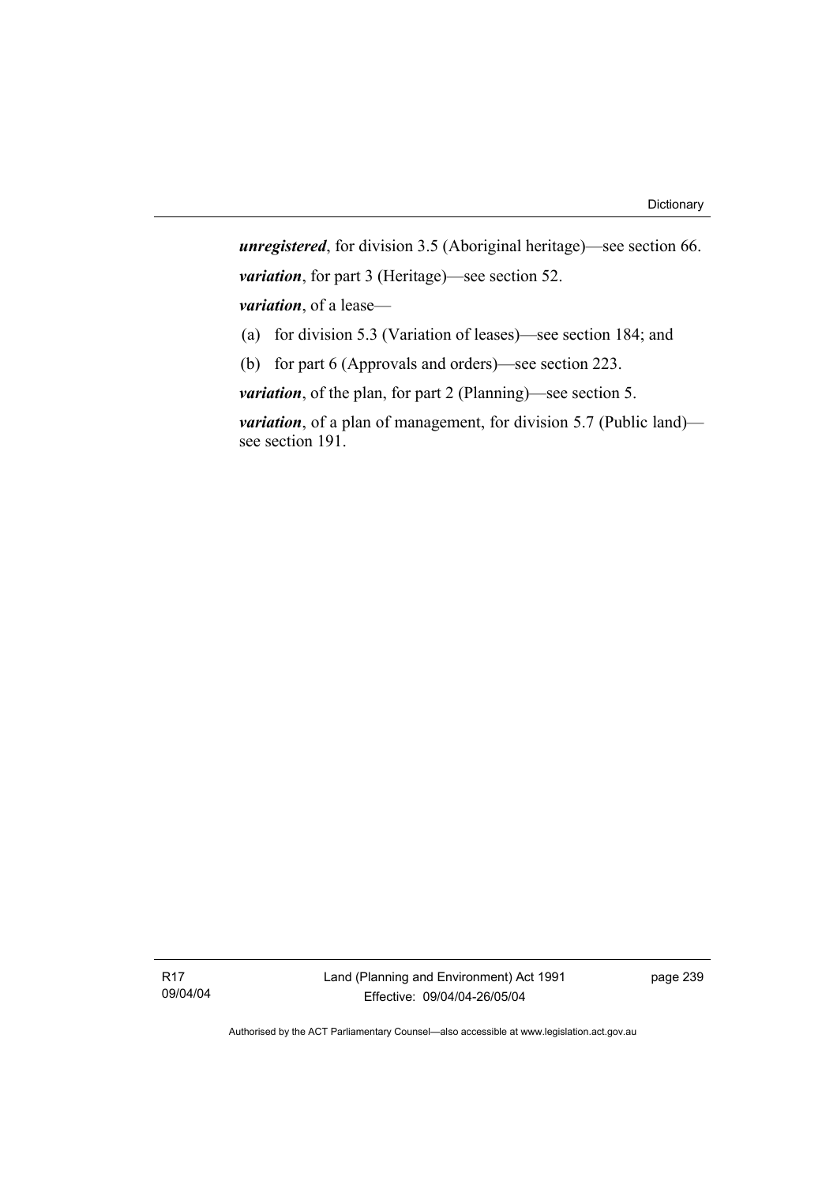***unregistered***, for division 3.5 (Aboriginal heritage)—see section 66.

***variation***, for part 3 (Heritage)—see section 52.

***variation***, of a lease—

(a) for division 5.3 (Variation of leases)—see section 184; and

(b) for part 6 (Approvals and orders)—see section 223.

***variation***, of the plan, for part 2 (Planning)—see section 5.

***variation***, of a plan of management, for division 5.7 (Public land)—see section 191.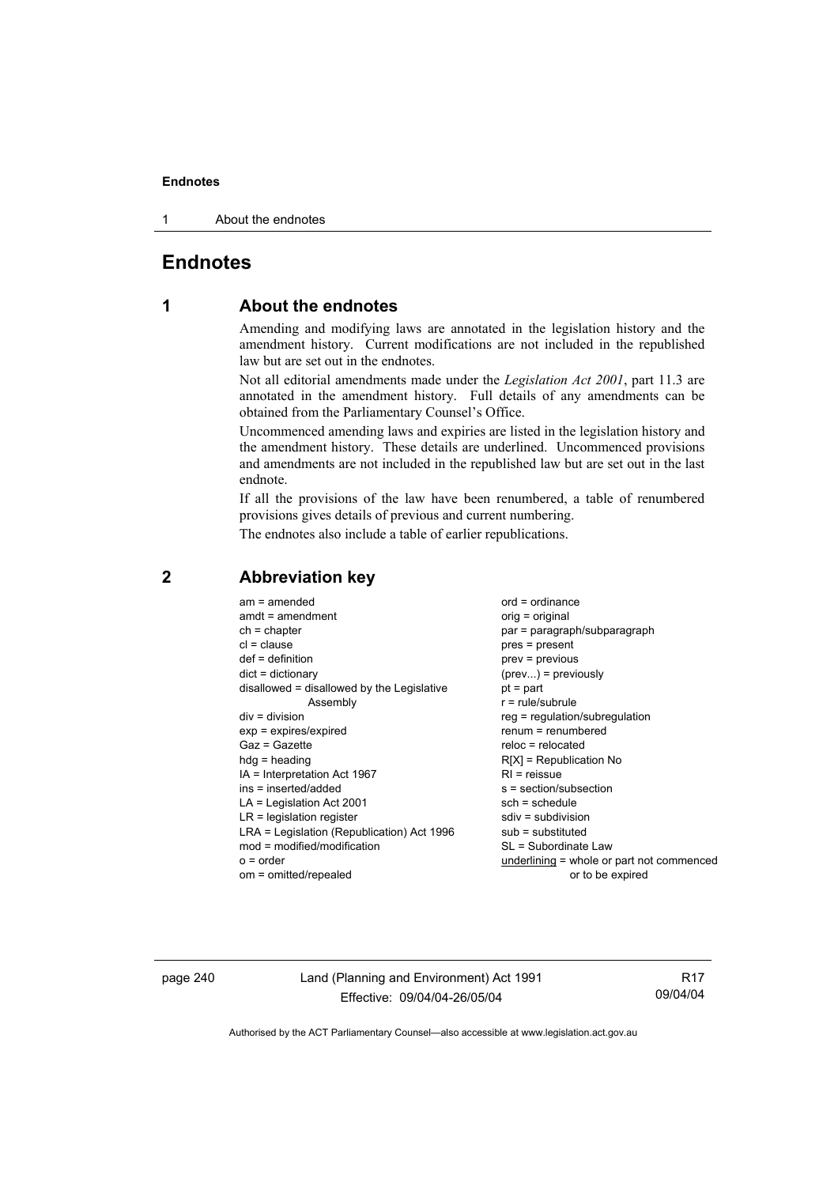# Endnotes

## 1 About the endnotes

Amending and modifying laws are annotated in the legislation history and the amendment history. Current modifications are not included in the republished law but are set out in the endnotes.

Not all editorial amendments made under the *Legislation Act 2001*, part 11.3 are annotated in the amendment history. Full details of any amendments can be obtained from the Parliamentary Counsel's Office.

Uncommenced amending laws and expiries are listed in the legislation history and the amendment history. These details are underlined. Uncommenced provisions and amendments are not included in the republished law but are set out in the last endnote.

If all the provisions of the law have been renumbered, a table of renumbered provisions gives details of previous and current numbering.

The endnotes also include a table of earlier republications.

## 2 Abbreviation key

am = amended
amdt = amendment
ch = chapter
cl = clause
def = definition
dict = dictionary
disallowed = disallowed by the Legislative Assembly
div = division
exp = expires/expired
Gaz = Gazette
hdg = heading
IA = Interpretation Act 1967
ins = inserted/added
LA = Legislation Act 2001
LR = legislation register
LRA = Legislation (Republication) Act 1996
mod = modified/modification
o = order
om = omitted/repealed
ord = ordinance
orig = original
par = paragraph/subparagraph
pres = present
prev = previous
(prev...) = previously
pt = part
r = rule/subrule
reg = regulation/subregulation
renum = renumbered
reloc = relocated
R[X] = Republication No
RI = reissue
s = section/subsection
sch = schedule
sdiv = subdivision
sub = substituted
SL = Subordinate Law
<u>underlining</u> = whole or part not commenced or to be expired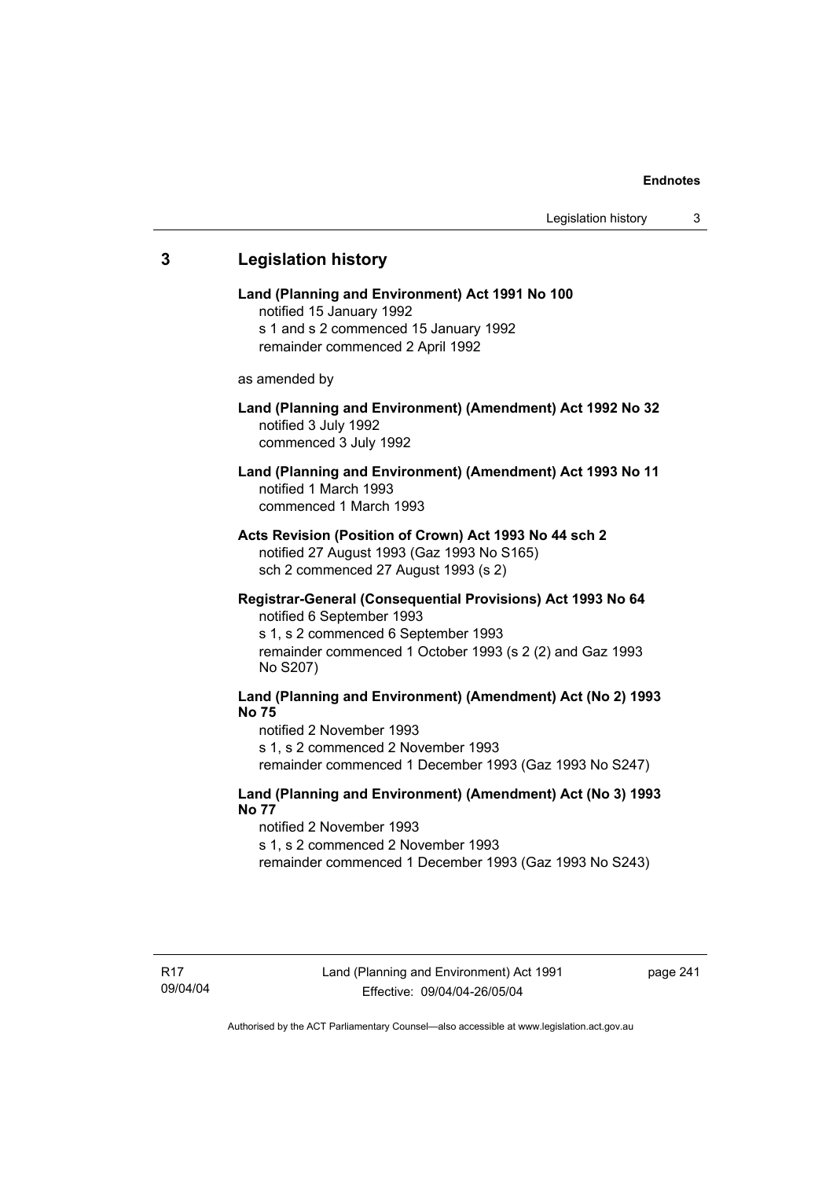## 3 Legislation history

**Land (Planning and Environment) Act 1991 No 100**

notified 15 January 1992

s 1 and s 2 commenced 15 January 1992

remainder commenced 2 April 1992

as amended by

**Land (Planning and Environment) (Amendment) Act 1992 No 32**

notified 3 July 1992

commenced 3 July 1992

**Land (Planning and Environment) (Amendment) Act 1993 No 11**

notified 1 March 1993

commenced 1 March 1993

**Acts Revision (Position of Crown) Act 1993 No 44 sch 2**

notified 27 August 1993 (Gaz 1993 No S165)

sch 2 commenced 27 August 1993 (s 2)

**Registrar-General (Consequential Provisions) Act 1993 No 64**

notified 6 September 1993

s 1, s 2 commenced 6 September 1993

remainder commenced 1 October 1993 (s 2 (2) and Gaz 1993 No S207)

**Land (Planning and Environment) (Amendment) Act (No 2) 1993 No 75**

notified 2 November 1993

s 1, s 2 commenced 2 November 1993

remainder commenced 1 December 1993 (Gaz 1993 No S247)

**Land (Planning and Environment) (Amendment) Act (No 3) 1993 No 77**

notified 2 November 1993

s 1, s 2 commenced 2 November 1993

remainder commenced 1 December 1993 (Gaz 1993 No S243)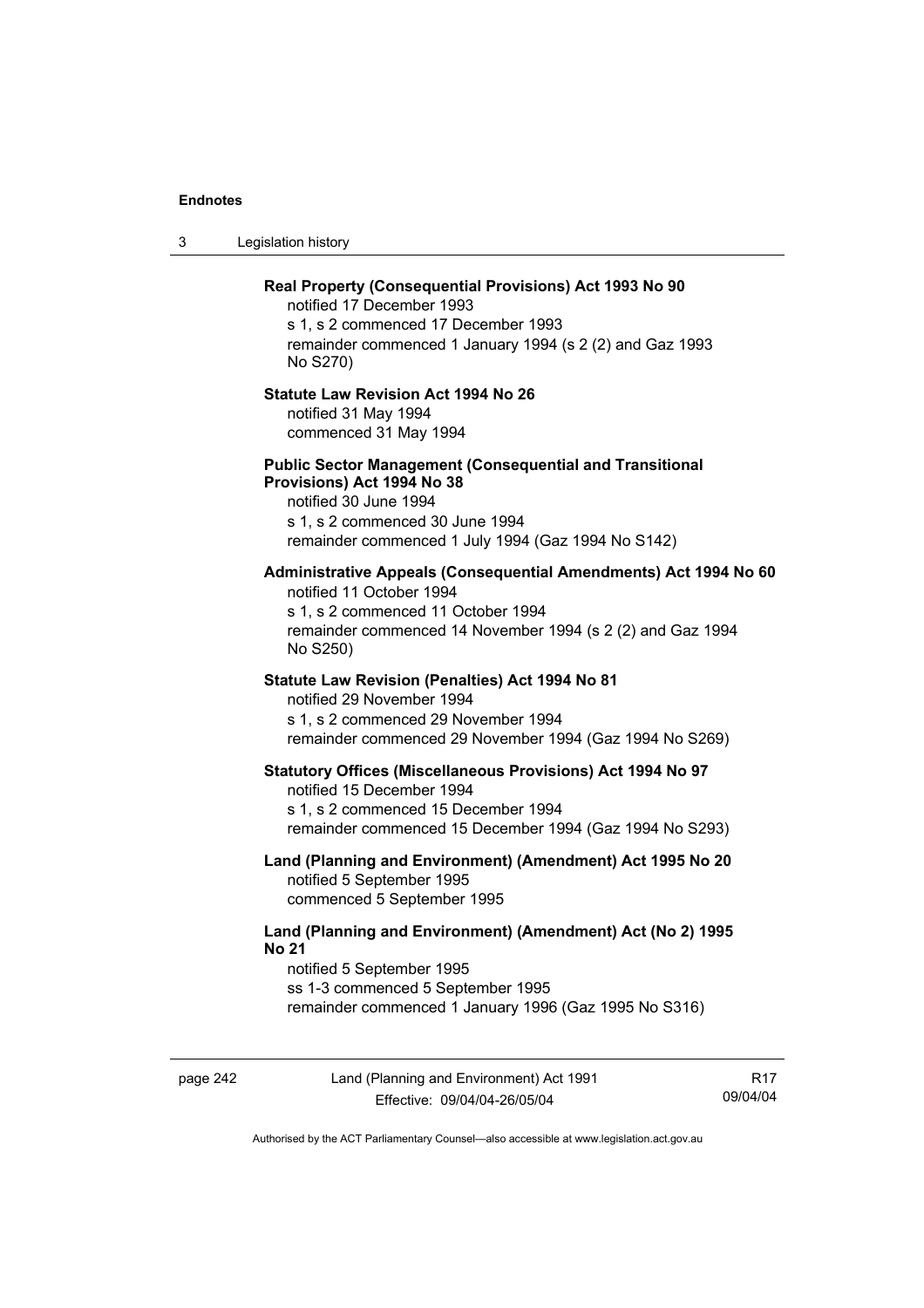**Real Property (Consequential Provisions) Act 1993 No 90**

notified 17 December 1993
s 1, s 2 commenced 17 December 1993
remainder commenced 1 January 1994 (s 2 (2) and Gaz 1993 No S270)

**Statute Law Revision Act 1994 No 26**

notified 31 May 1994
commenced 31 May 1994

**Public Sector Management (Consequential and Transitional Provisions) Act 1994 No 38**

notified 30 June 1994
s 1, s 2 commenced 30 June 1994
remainder commenced 1 July 1994 (Gaz 1994 No S142)

**Administrative Appeals (Consequential Amendments) Act 1994 No 60**

notified 11 October 1994
s 1, s 2 commenced 11 October 1994
remainder commenced 14 November 1994 (s 2 (2) and Gaz 1994 No S250)

**Statute Law Revision (Penalties) Act 1994 No 81**

notified 29 November 1994
s 1, s 2 commenced 29 November 1994
remainder commenced 29 November 1994 (Gaz 1994 No S269)

**Statutory Offices (Miscellaneous Provisions) Act 1994 No 97**

notified 15 December 1994
s 1, s 2 commenced 15 December 1994
remainder commenced 15 December 1994 (Gaz 1994 No S293)

**Land (Planning and Environment) (Amendment) Act 1995 No 20**

notified 5 September 1995
commenced 5 September 1995

**Land (Planning and Environment) (Amendment) Act (No 2) 1995 No 21**

notified 5 September 1995
ss 1-3 commenced 5 September 1995
remainder commenced 1 January 1996 (Gaz 1995 No S316)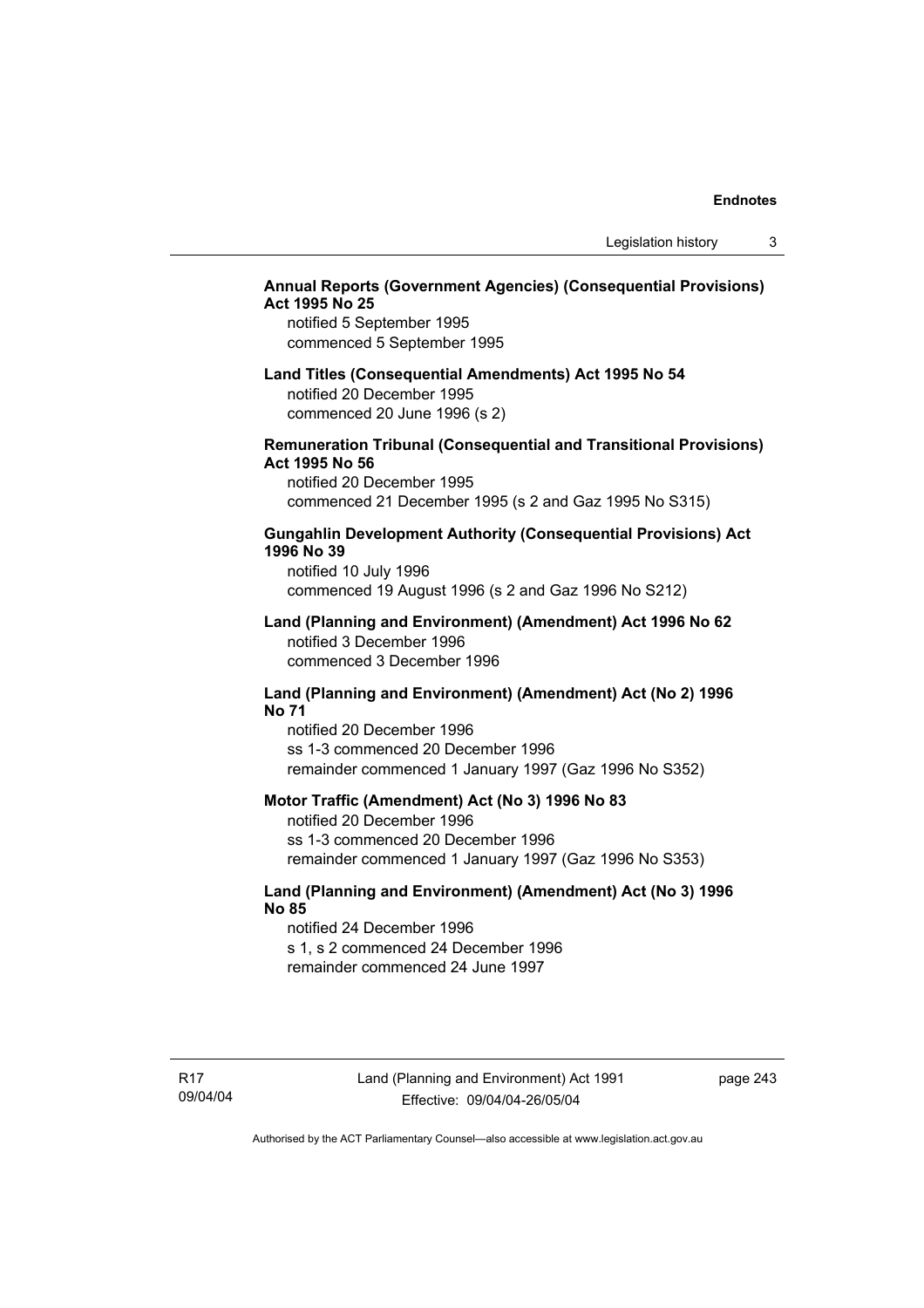**Annual Reports (Government Agencies) (Consequential Provisions) Act 1995 No 25**

notified 5 September 1995
commenced 5 September 1995

**Land Titles (Consequential Amendments) Act 1995 No 54**

notified 20 December 1995
commenced 20 June 1996 (s 2)

**Remuneration Tribunal (Consequential and Transitional Provisions) Act 1995 No 56**

notified 20 December 1995
commenced 21 December 1995 (s 2 and Gaz 1995 No S315)

**Gungahlin Development Authority (Consequential Provisions) Act 1996 No 39**

notified 10 July 1996
commenced 19 August 1996 (s 2 and Gaz 1996 No S212)

**Land (Planning and Environment) (Amendment) Act 1996 No 62**

notified 3 December 1996
commenced 3 December 1996

**Land (Planning and Environment) (Amendment) Act (No 2) 1996 No 71**

notified 20 December 1996
ss 1-3 commenced 20 December 1996
remainder commenced 1 January 1997 (Gaz 1996 No S352)

**Motor Traffic (Amendment) Act (No 3) 1996 No 83**

notified 20 December 1996
ss 1-3 commenced 20 December 1996
remainder commenced 1 January 1997 (Gaz 1996 No S353)

**Land (Planning and Environment) (Amendment) Act (No 3) 1996 No 85**

notified 24 December 1996
s 1, s 2 commenced 24 December 1996
remainder commenced 24 June 1997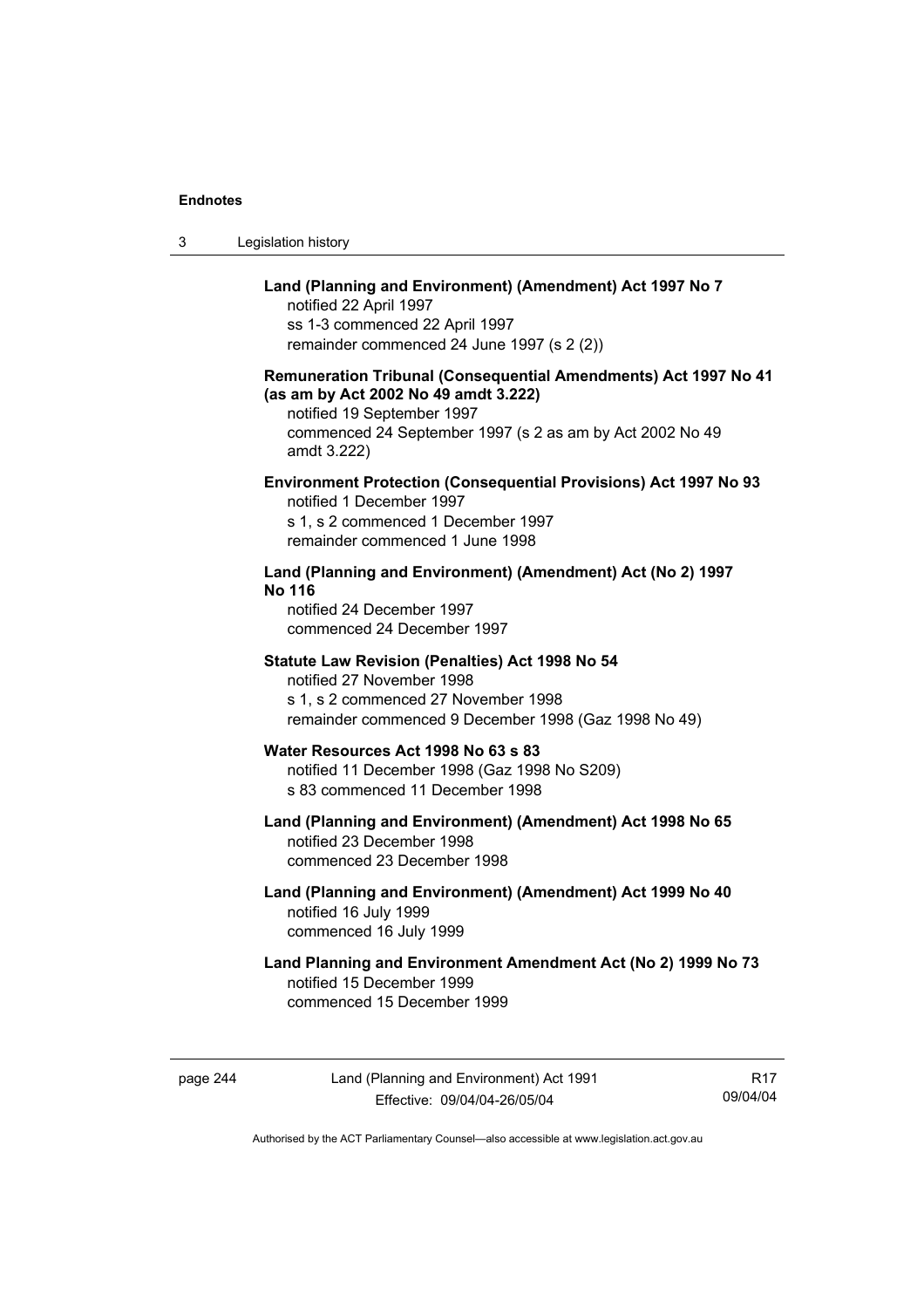**Land (Planning and Environment) (Amendment) Act 1997 No 7**
notified 22 April 1997
ss 1-3 commenced 22 April 1997
remainder commenced 24 June 1997 (s 2 (2))

**Remuneration Tribunal (Consequential Amendments) Act 1997 No 41 (as am by Act 2002 No 49 amdt 3.222)**
notified 19 September 1997
commenced 24 September 1997 (s 2 as am by Act 2002 No 49 amdt 3.222)

**Environment Protection (Consequential Provisions) Act 1997 No 93**
notified 1 December 1997
s 1, s 2 commenced 1 December 1997
remainder commenced 1 June 1998

**Land (Planning and Environment) (Amendment) Act (No 2) 1997 No 116**
notified 24 December 1997
commenced 24 December 1997

**Statute Law Revision (Penalties) Act 1998 No 54**
notified 27 November 1998
s 1, s 2 commenced 27 November 1998
remainder commenced 9 December 1998 (Gaz 1998 No 49)

**Water Resources Act 1998 No 63 s 83**
notified 11 December 1998 (Gaz 1998 No S209)
s 83 commenced 11 December 1998

**Land (Planning and Environment) (Amendment) Act 1998 No 65**
notified 23 December 1998
commenced 23 December 1998

**Land (Planning and Environment) (Amendment) Act 1999 No 40**
notified 16 July 1999
commenced 16 July 1999

**Land Planning and Environment Amendment Act (No 2) 1999 No 73**
notified 15 December 1999
commenced 15 December 1999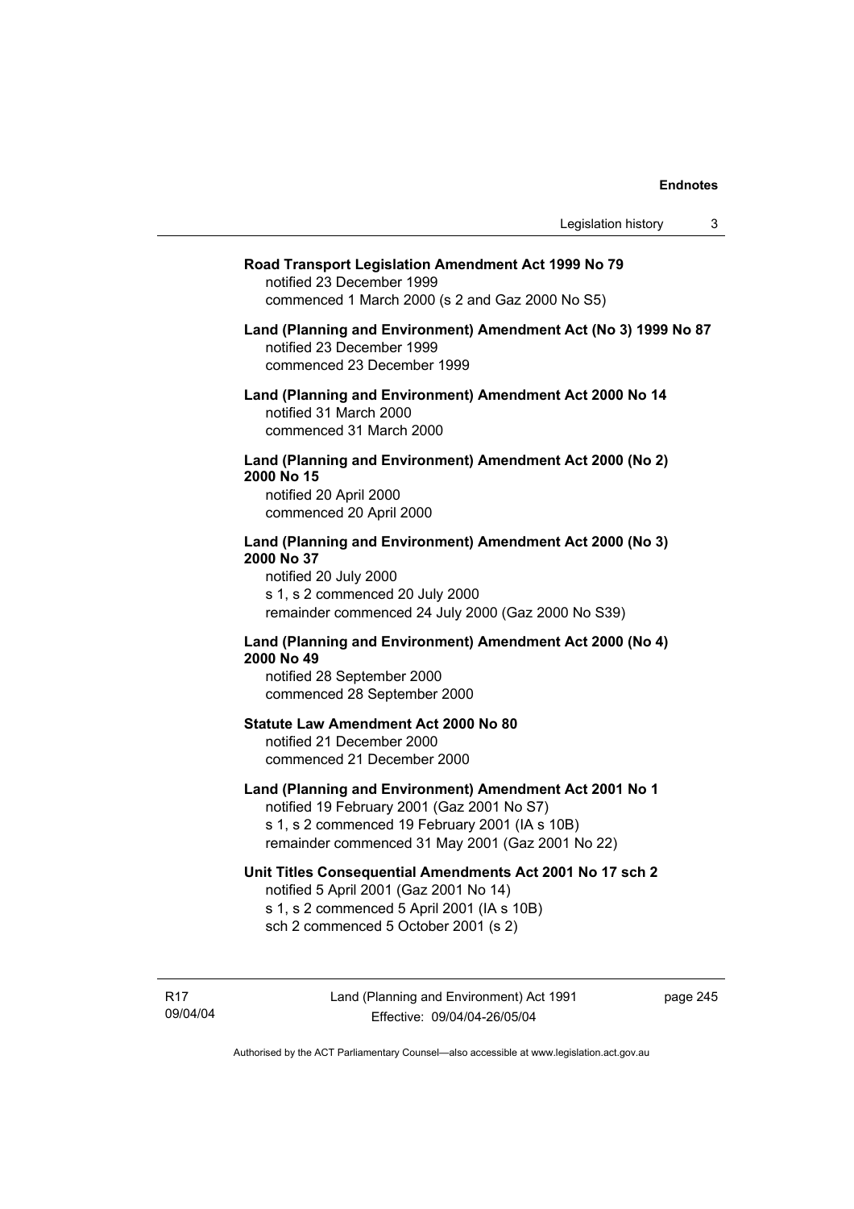**Road Transport Legislation Amendment Act 1999 No 79**
notified 23 December 1999
commenced 1 March 2000 (s 2 and Gaz 2000 No S5)

**Land (Planning and Environment) Amendment Act (No 3) 1999 No 87**
notified 23 December 1999
commenced 23 December 1999

**Land (Planning and Environment) Amendment Act 2000 No 14**
notified 31 March 2000
commenced 31 March 2000

**Land (Planning and Environment) Amendment Act 2000 (No 2) 2000 No 15**
notified 20 April 2000
commenced 20 April 2000

**Land (Planning and Environment) Amendment Act 2000 (No 3) 2000 No 37**
notified 20 July 2000
s 1, s 2 commenced 20 July 2000
remainder commenced 24 July 2000 (Gaz 2000 No S39)

**Land (Planning and Environment) Amendment Act 2000 (No 4) 2000 No 49**
notified 28 September 2000
commenced 28 September 2000

**Statute Law Amendment Act 2000 No 80**
notified 21 December 2000
commenced 21 December 2000

**Land (Planning and Environment) Amendment Act 2001 No 1**
notified 19 February 2001 (Gaz 2001 No S7)
s 1, s 2 commenced 19 February 2001 (IA s 10B)
remainder commenced 31 May 2001 (Gaz 2001 No 22)

**Unit Titles Consequential Amendments Act 2001 No 17 sch 2**
notified 5 April 2001 (Gaz 2001 No 14)
s 1, s 2 commenced 5 April 2001 (IA s 10B)
sch 2 commenced 5 October 2001 (s 2)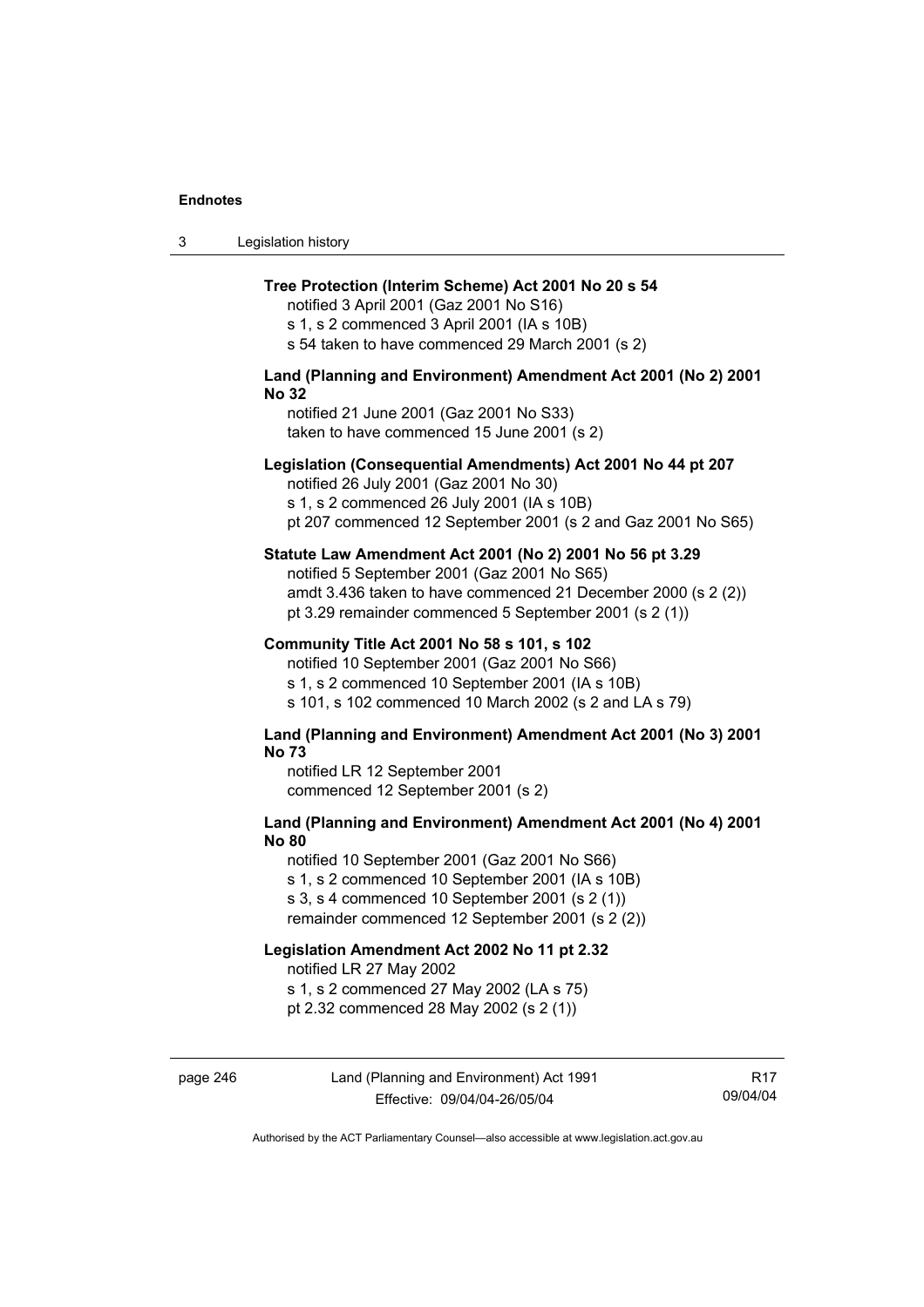**Tree Protection (Interim Scheme) Act 2001 No 20 s 54**

notified 3 April 2001 (Gaz 2001 No S16)
s 1, s 2 commenced 3 April 2001 (IA s 10B)
s 54 taken to have commenced 29 March 2001 (s 2)

**Land (Planning and Environment) Amendment Act 2001 (No 2) 2001 No 32**

notified 21 June 2001 (Gaz 2001 No S33)
taken to have commenced 15 June 2001 (s 2)

**Legislation (Consequential Amendments) Act 2001 No 44 pt 207**

notified 26 July 2001 (Gaz 2001 No 30)
s 1, s 2 commenced 26 July 2001 (IA s 10B)
pt 207 commenced 12 September 2001 (s 2 and Gaz 2001 No S65)

**Statute Law Amendment Act 2001 (No 2) 2001 No 56 pt 3.29**

notified 5 September 2001 (Gaz 2001 No S65)
amdt 3.436 taken to have commenced 21 December 2000 (s 2 (2))
pt 3.29 remainder commenced 5 September 2001 (s 2 (1))

**Community Title Act 2001 No 58 s 101, s 102**

notified 10 September 2001 (Gaz 2001 No S66)
s 1, s 2 commenced 10 September 2001 (IA s 10B)
s 101, s 102 commenced 10 March 2002 (s 2 and LA s 79)

**Land (Planning and Environment) Amendment Act 2001 (No 3) 2001 No 73**

notified LR 12 September 2001
commenced 12 September 2001 (s 2)

**Land (Planning and Environment) Amendment Act 2001 (No 4) 2001 No 80**

notified 10 September 2001 (Gaz 2001 No S66)
s 1, s 2 commenced 10 September 2001 (IA s 10B)
s 3, s 4 commenced 10 September 2001 (s 2 (1))
remainder commenced 12 September 2001 (s 2 (2))

**Legislation Amendment Act 2002 No 11 pt 2.32**

notified LR 27 May 2002
s 1, s 2 commenced 27 May 2002 (LA s 75)
pt 2.32 commenced 28 May 2002 (s 2 (1))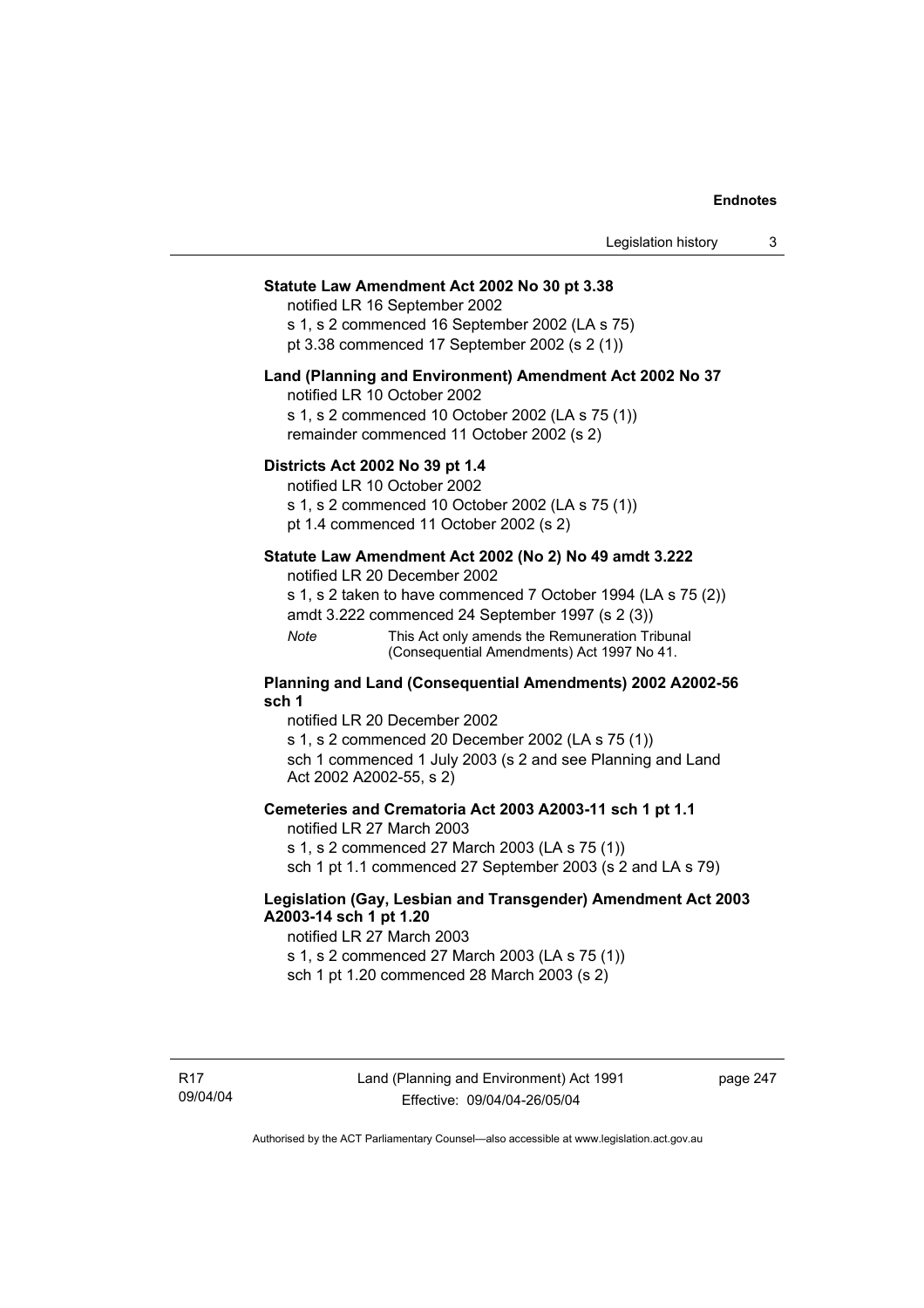**Statute Law Amendment Act 2002 No 30 pt 3.38**

notified LR 16 September 2002

s 1, s 2 commenced 16 September 2002 (LA s 75)

pt 3.38 commenced 17 September 2002 (s 2 (1))

**Land (Planning and Environment) Amendment Act 2002 No 37**

notified LR 10 October 2002

s 1, s 2 commenced 10 October 2002 (LA s 75 (1))

remainder commenced 11 October 2002 (s 2)

**Districts Act 2002 No 39 pt 1.4**

notified LR 10 October 2002

s 1, s 2 commenced 10 October 2002 (LA s 75 (1))

pt 1.4 commenced 11 October 2002 (s 2)

**Statute Law Amendment Act 2002 (No 2) No 49 amdt 3.222**

notified LR 20 December 2002

s 1, s 2 taken to have commenced 7 October 1994 (LA s 75 (2))

amdt 3.222 commenced 24 September 1997 (s 2 (3))

*Note* This Act only amends the Remuneration Tribunal (Consequential Amendments) Act 1997 No 41.

**Planning and Land (Consequential Amendments) 2002 A2002-56 sch 1**

notified LR 20 December 2002

s 1, s 2 commenced 20 December 2002 (LA s 75 (1))

sch 1 commenced 1 July 2003 (s 2 and see Planning and Land Act 2002 A2002-55, s 2)

**Cemeteries and Crematoria Act 2003 A2003-11 sch 1 pt 1.1**

notified LR 27 March 2003

s 1, s 2 commenced 27 March 2003 (LA s 75 (1))

sch 1 pt 1.1 commenced 27 September 2003 (s 2 and LA s 79)

**Legislation (Gay, Lesbian and Transgender) Amendment Act 2003 A2003-14 sch 1 pt 1.20**

notified LR 27 March 2003

s 1, s 2 commenced 27 March 2003 (LA s 75 (1))

sch 1 pt 1.20 commenced 28 March 2003 (s 2)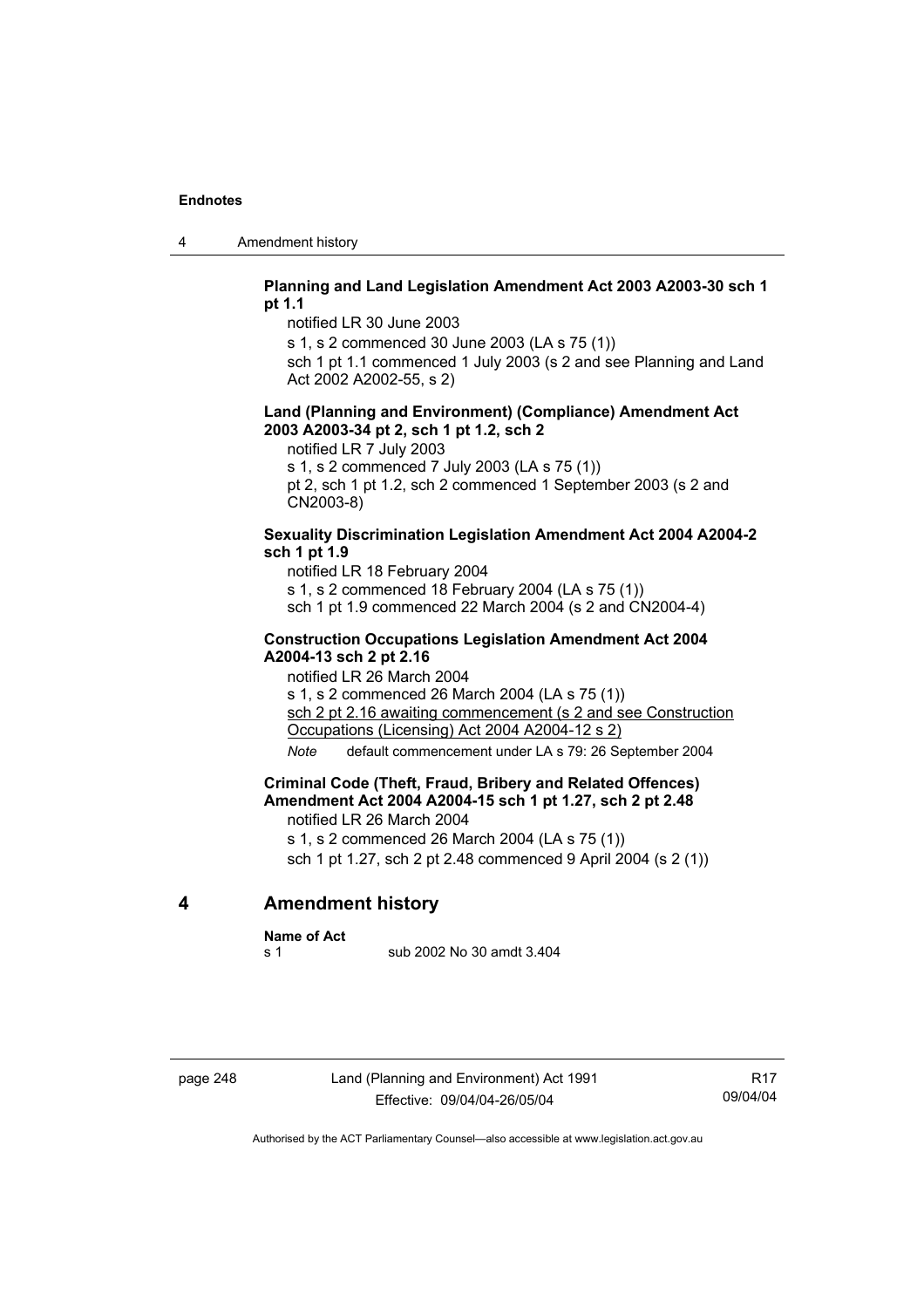**Planning and Land Legislation Amendment Act 2003 A2003-30 sch 1 pt 1.1**

notified LR 30 June 2003

s 1, s 2 commenced 30 June 2003 (LA s 75 (1))

sch 1 pt 1.1 commenced 1 July 2003 (s 2 and see Planning and Land Act 2002 A2002-55, s 2)

**Land (Planning and Environment) (Compliance) Amendment Act 2003 A2003-34 pt 2, sch 1 pt 1.2, sch 2**

notified LR 7 July 2003

s 1, s 2 commenced 7 July 2003 (LA s 75 (1))

pt 2, sch 1 pt 1.2, sch 2 commenced 1 September 2003 (s 2 and CN2003-8)

**Sexuality Discrimination Legislation Amendment Act 2004 A2004-2 sch 1 pt 1.9**

notified LR 18 February 2004

s 1, s 2 commenced 18 February 2004 (LA s 75 (1))

sch 1 pt 1.9 commenced 22 March 2004 (s 2 and CN2004-4)

**Construction Occupations Legislation Amendment Act 2004 A2004-13 sch 2 pt 2.16**

notified LR 26 March 2004

s 1, s 2 commenced 26 March 2004 (LA s 75 (1))

sch 2 pt 2.16 awaiting commencement (s 2 and see Construction Occupations (Licensing) Act 2004 A2004-12 s 2)

*Note* default commencement under LA s 79: 26 September 2004

**Criminal Code (Theft, Fraud, Bribery and Related Offences) Amendment Act 2004 A2004-15 sch 1 pt 1.27, sch 2 pt 2.48**

notified LR 26 March 2004

s 1, s 2 commenced 26 March 2004 (LA s 75 (1))

sch 1 pt 1.27, sch 2 pt 2.48 commenced 9 April 2004 (s 2 (1))

## 4 Amendment history

**Name of Act**

s 1 sub 2002 No 30 amdt 3.404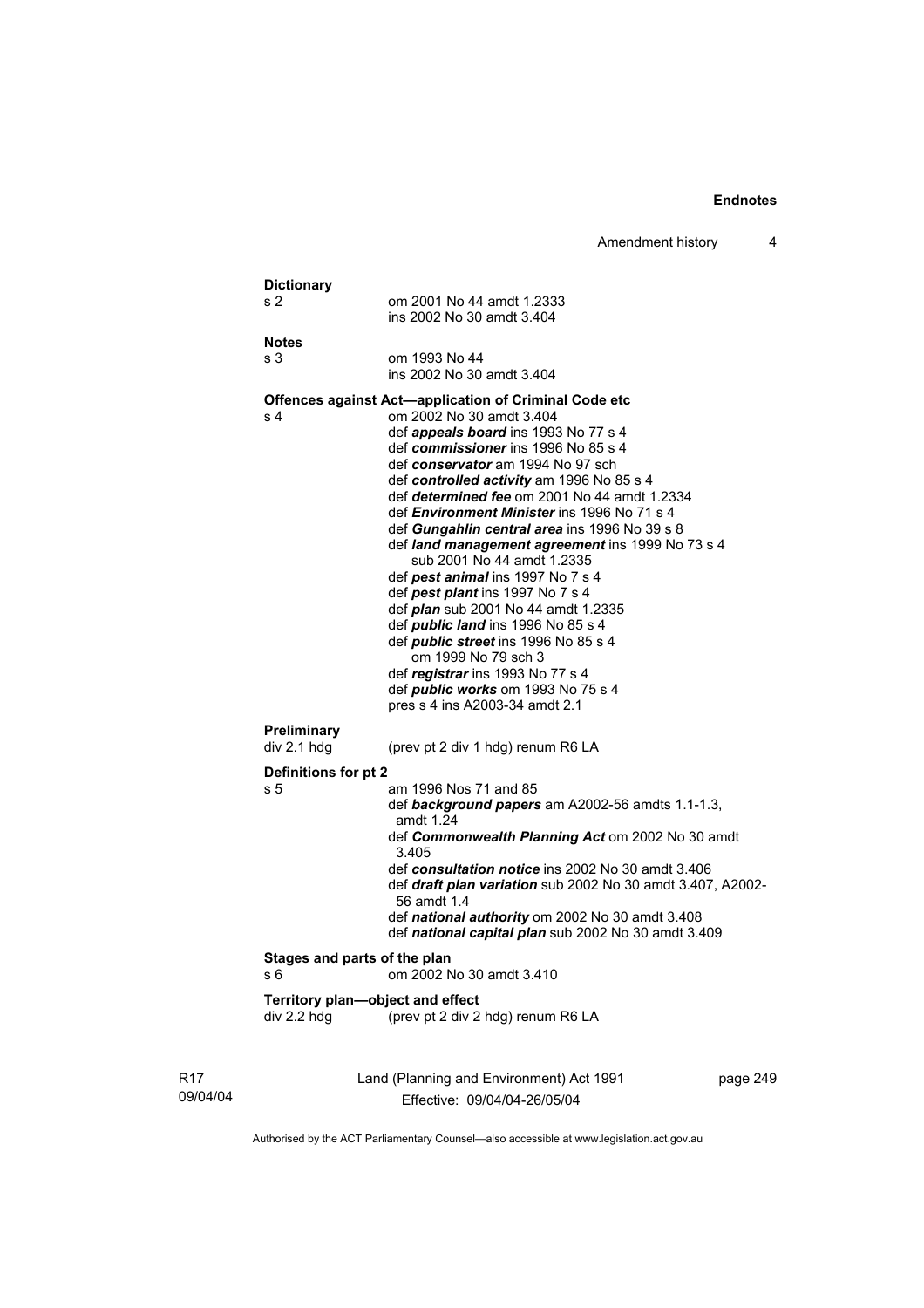**Dictionary**

| | |
|---|---|
| s 2 | om 2001 No 44 amdt 1.2333<br>ins 2002 No 30 amdt 3.404 |

**Notes**

| | |
|---|---|
| s 3 | om 1993 No 44<br>ins 2002 No 30 amdt 3.404 |

**Offences against Act—application of Criminal Code etc**

| | |
|---|---|
| s 4 | om 2002 No 30 amdt 3.404<br>def ***appeals board*** ins 1993 No 77 s 4<br>def ***commissioner*** ins 1996 No 85 s 4<br>def ***conservator*** am 1994 No 97 sch<br>def ***controlled activity*** am 1996 No 85 s 4<br>def ***determined fee*** om 2001 No 44 amdt 1.2334<br>def ***Environment Minister*** ins 1996 No 71 s 4<br>def ***Gungahlin central area*** ins 1996 No 39 s 8<br>def ***land management agreement*** ins 1999 No 73 s 4<br>sub 2001 No 44 amdt 1.2335<br>def ***pest animal*** ins 1997 No 7 s 4<br>def ***pest plant*** ins 1997 No 7 s 4<br>def ***plan*** sub 2001 No 44 amdt 1.2335<br>def ***public land*** ins 1996 No 85 s 4<br>def ***public street*** ins 1996 No 85 s 4<br>om 1999 No 79 sch 3<br>def ***registrar*** ins 1993 No 77 s 4<br>def ***public works*** om 1993 No 75 s 4<br>pres s 4 ins A2003-34 amdt 2.1 |

**Preliminary**

| | |
|---|---|
| div 2.1 hdg | (prev pt 2 div 1 hdg) renum R6 LA |

**Definitions for pt 2**

| | |
|---|---|
| s 5 | am 1996 Nos 71 and 85<br>def ***background papers*** am A2002-56 amdts 1.1-1.3, amdt 1.24<br>def ***Commonwealth Planning Act*** om 2002 No 30 amdt 3.405<br>def ***consultation notice*** ins 2002 No 30 amdt 3.406<br>def ***draft plan variation*** sub 2002 No 30 amdt 3.407, A2002-56 amdt 1.4<br>def ***national authority*** om 2002 No 30 amdt 3.408<br>def ***national capital plan*** sub 2002 No 30 amdt 3.409 |

**Stages and parts of the plan**

| | |
|---|---|
| s 6 | om 2002 No 30 amdt 3.410 |

**Territory plan—object and effect**

| | |
|---|---|
| div 2.2 hdg | (prev pt 2 div 2 hdg) renum R6 LA |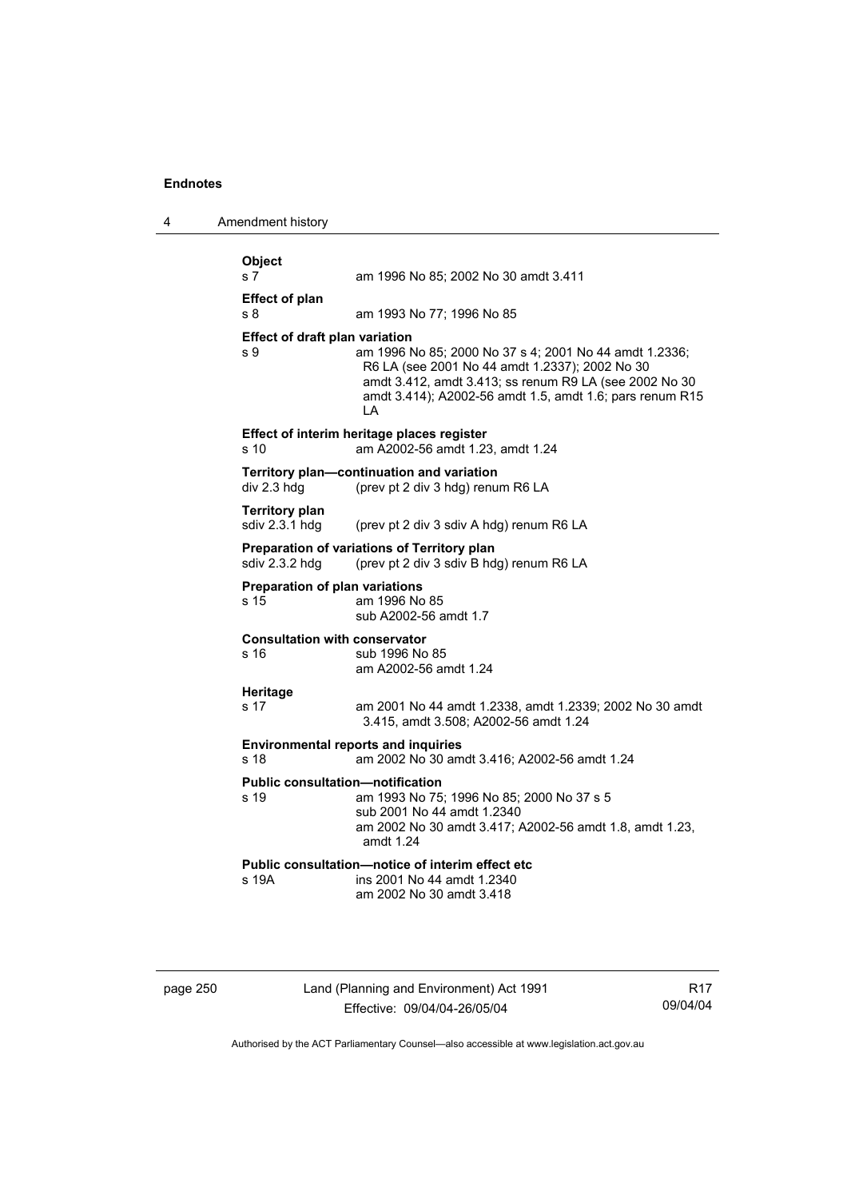**Object**

s 7 am 1996 No 85; 2002 No 30 amdt 3.411

**Effect of plan**

s 8 am 1993 No 77; 1996 No 85

**Effect of draft plan variation**

s 9 am 1996 No 85; 2000 No 37 s 4; 2001 No 44 amdt 1.2336; R6 LA (see 2001 No 44 amdt 1.2337); 2002 No 30 amdt 3.412, amdt 3.413; ss renum R9 LA (see 2002 No 30 amdt 3.414); A2002-56 amdt 1.5, amdt 1.6; pars renum R15 LA

**Effect of interim heritage places register**

s 10 am A2002-56 amdt 1.23, amdt 1.24

**Territory plan—continuation and variation**

div 2.3 hdg (prev pt 2 div 3 hdg) renum R6 LA

**Territory plan**

sdiv 2.3.1 hdg (prev pt 2 div 3 sdiv A hdg) renum R6 LA

**Preparation of variations of Territory plan**

sdiv 2.3.2 hdg (prev pt 2 div 3 sdiv B hdg) renum R6 LA

**Preparation of plan variations**

s 15 am 1996 No 85
sub A2002-56 amdt 1.7

**Consultation with conservator**

s 16 sub 1996 No 85
am A2002-56 amdt 1.24

**Heritage**

s 17 am 2001 No 44 amdt 1.2338, amdt 1.2339; 2002 No 30 amdt 3.415, amdt 3.508; A2002-56 amdt 1.24

**Environmental reports and inquiries**

s 18 am 2002 No 30 amdt 3.416; A2002-56 amdt 1.24

**Public consultation—notification**

s 19 am 1993 No 75; 1996 No 85; 2000 No 37 s 5
sub 2001 No 44 amdt 1.2340
am 2002 No 30 amdt 3.417; A2002-56 amdt 1.8, amdt 1.23, amdt 1.24

**Public consultation—notice of interim effect etc**

s 19A ins 2001 No 44 amdt 1.2340
am 2002 No 30 amdt 3.418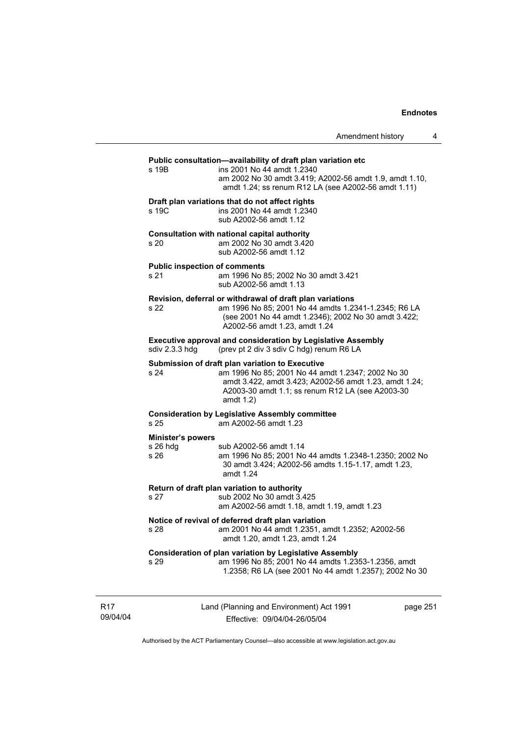**Public consultation—availability of draft plan variation etc**

s 19B ins 2001 No 44 amdt 1.2340
am 2002 No 30 amdt 3.419; A2002-56 amdt 1.9, amdt 1.10, amdt 1.24; ss renum R12 LA (see A2002-56 amdt 1.11)

**Draft plan variations that do not affect rights**

s 19C ins 2001 No 44 amdt 1.2340
sub A2002-56 amdt 1.12

**Consultation with national capital authority**

s 20 am 2002 No 30 amdt 3.420
sub A2002-56 amdt 1.12

**Public inspection of comments**

s 21 am 1996 No 85; 2002 No 30 amdt 3.421
sub A2002-56 amdt 1.13

**Revision, deferral or withdrawal of draft plan variations**

s 22 am 1996 No 85; 2001 No 44 amdts 1.2341-1.2345; R6 LA (see 2001 No 44 amdt 1.2346); 2002 No 30 amdt 3.422; A2002-56 amdt 1.23, amdt 1.24

**Executive approval and consideration by Legislative Assembly**

sdiv 2.3.3 hdg (prev pt 2 div 3 sdiv C hdg) renum R6 LA

**Submission of draft plan variation to Executive**

s 24 am 1996 No 85; 2001 No 44 amdt 1.2347; 2002 No 30 amdt 3.422, amdt 3.423; A2002-56 amdt 1.23, amdt 1.24; A2003-30 amdt 1.1; ss renum R12 LA (see A2003-30 amdt 1.2)

**Consideration by Legislative Assembly committee**

s 25 am A2002-56 amdt 1.23

**Minister's powers**

s 26 hdg sub A2002-56 amdt 1.14
s 26 am 1996 No 85; 2001 No 44 amdts 1.2348-1.2350; 2002 No 30 amdt 3.424; A2002-56 amdts 1.15-1.17, amdt 1.23, amdt 1.24

**Return of draft plan variation to authority**

s 27 sub 2002 No 30 amdt 3.425
am A2002-56 amdt 1.18, amdt 1.19, amdt 1.23

**Notice of revival of deferred draft plan variation**

s 28 am 2001 No 44 amdt 1.2351, amdt 1.2352; A2002-56 amdt 1.20, amdt 1.23, amdt 1.24

**Consideration of plan variation by Legislative Assembly**

s 29 am 1996 No 85; 2001 No 44 amdts 1.2353-1.2356, amdt 1.2358; R6 LA (see 2001 No 44 amdt 1.2357); 2002 No 30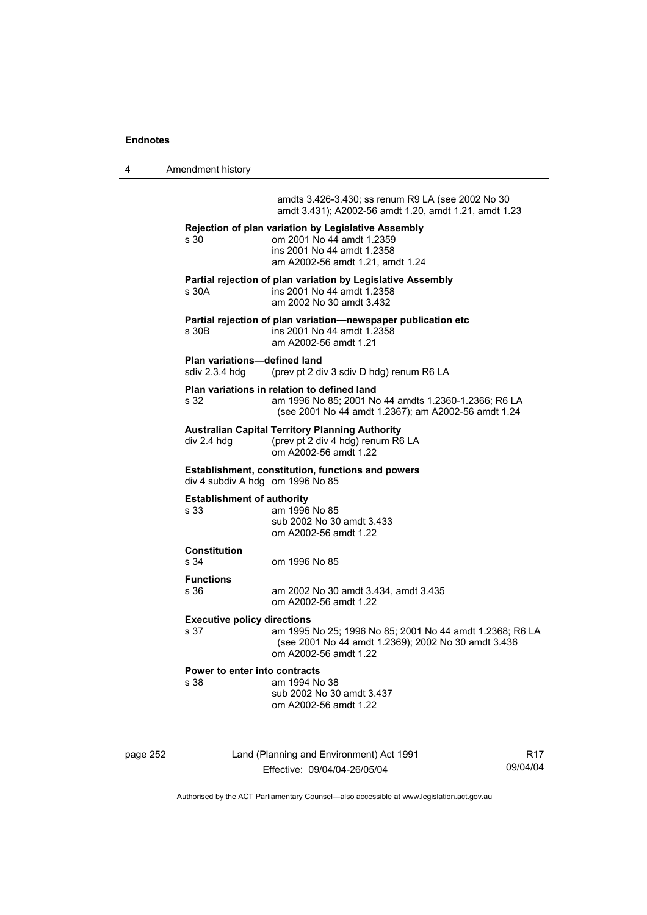amdts 3.426-3.430; ss renum R9 LA (see 2002 No 30 amdt 3.431); A2002-56 amdt 1.20, amdt 1.21, amdt 1.23

**Rejection of plan variation by Legislative Assembly**
s 30 om 2001 No 44 amdt 1.2359
ins 2001 No 44 amdt 1.2358
am A2002-56 amdt 1.21, amdt 1.24

**Partial rejection of plan variation by Legislative Assembly**
s 30A ins 2001 No 44 amdt 1.2358
am 2002 No 30 amdt 3.432

**Partial rejection of plan variation—newspaper publication etc**
s 30B ins 2001 No 44 amdt 1.2358
am A2002-56 amdt 1.21

**Plan variations—defined land**
sdiv 2.3.4 hdg (prev pt 2 div 3 sdiv D hdg) renum R6 LA

**Plan variations in relation to defined land**
s 32 am 1996 No 85; 2001 No 44 amdts 1.2360-1.2366; R6 LA (see 2001 No 44 amdt 1.2367); am A2002-56 amdt 1.24

**Australian Capital Territory Planning Authority**
div 2.4 hdg (prev pt 2 div 4 hdg) renum R6 LA
om A2002-56 amdt 1.22

**Establishment, constitution, functions and powers**
div 4 subdiv A hdg om 1996 No 85

**Establishment of authority**
s 33 am 1996 No 85
sub 2002 No 30 amdt 3.433
om A2002-56 amdt 1.22

**Constitution**
s 34 om 1996 No 85

**Functions**
s 36 am 2002 No 30 amdt 3.434, amdt 3.435
om A2002-56 amdt 1.22

**Executive policy directions**
s 37 am 1995 No 25; 1996 No 85; 2001 No 44 amdt 1.2368; R6 LA (see 2001 No 44 amdt 1.2369); 2002 No 30 amdt 3.436
om A2002-56 amdt 1.22

**Power to enter into contracts**
s 38 am 1994 No 38
sub 2002 No 30 amdt 3.437
om A2002-56 amdt 1.22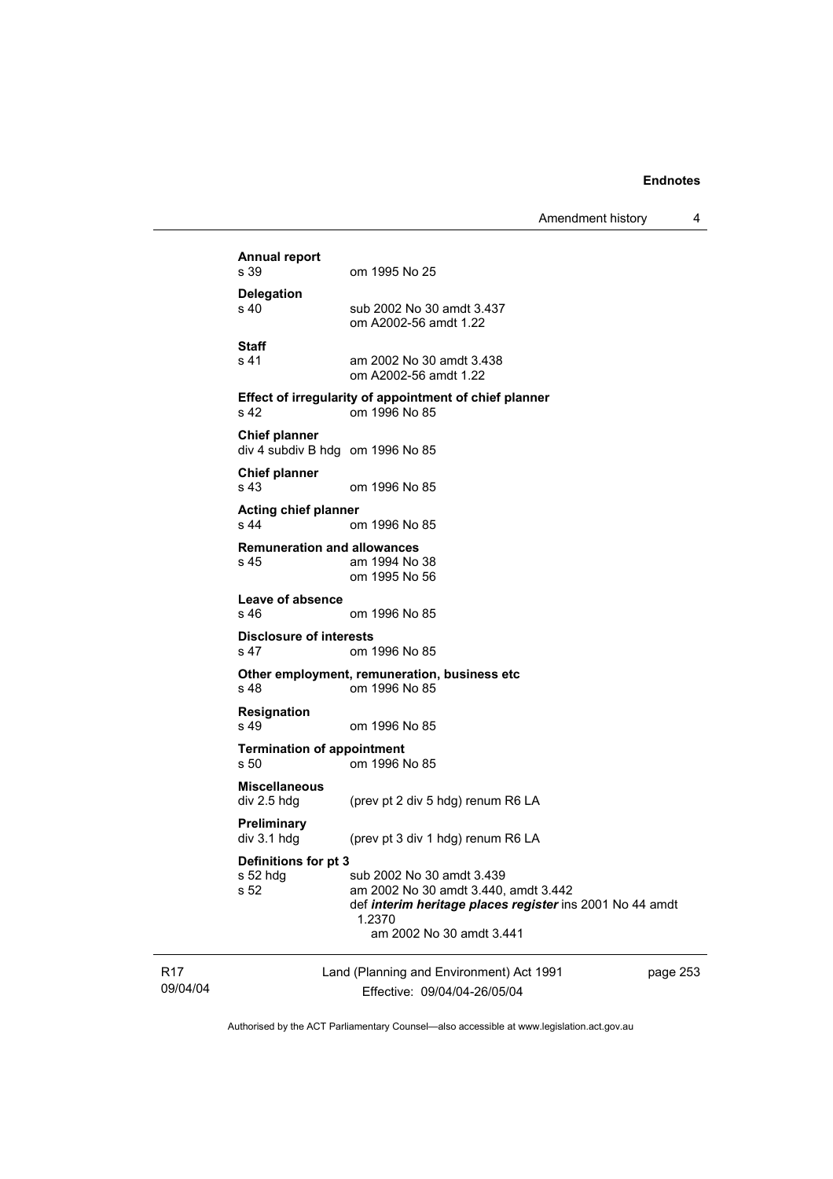**Annual report**
s 39 om 1995 No 25

**Delegation**
s 40 sub 2002 No 30 amdt 3.437
om A2002-56 amdt 1.22

**Staff**
s 41 am 2002 No 30 amdt 3.438
om A2002-56 amdt 1.22

**Effect of irregularity of appointment of chief planner**
s 42 om 1996 No 85

**Chief planner**
div 4 subdiv B hdg om 1996 No 85

**Chief planner**
s 43 om 1996 No 85

**Acting chief planner**
s 44 om 1996 No 85

**Remuneration and allowances**
s 45 am 1994 No 38
om 1995 No 56

**Leave of absence**
s 46 om 1996 No 85

**Disclosure of interests**
s 47 om 1996 No 85

**Other employment, remuneration, business etc**
s 48 om 1996 No 85

**Resignation**
s 49 om 1996 No 85

**Termination of appointment**
s 50 om 1996 No 85

**Miscellaneous**
div 2.5 hdg (prev pt 2 div 5 hdg) renum R6 LA

**Preliminary**
div 3.1 hdg (prev pt 3 div 1 hdg) renum R6 LA

**Definitions for pt 3**
s 52 hdg sub 2002 No 30 amdt 3.439
s 52 am 2002 No 30 amdt 3.440, amdt 3.442
def ***interim heritage places register*** ins 2001 No 44 amdt 1.2370
am 2002 No 30 amdt 3.441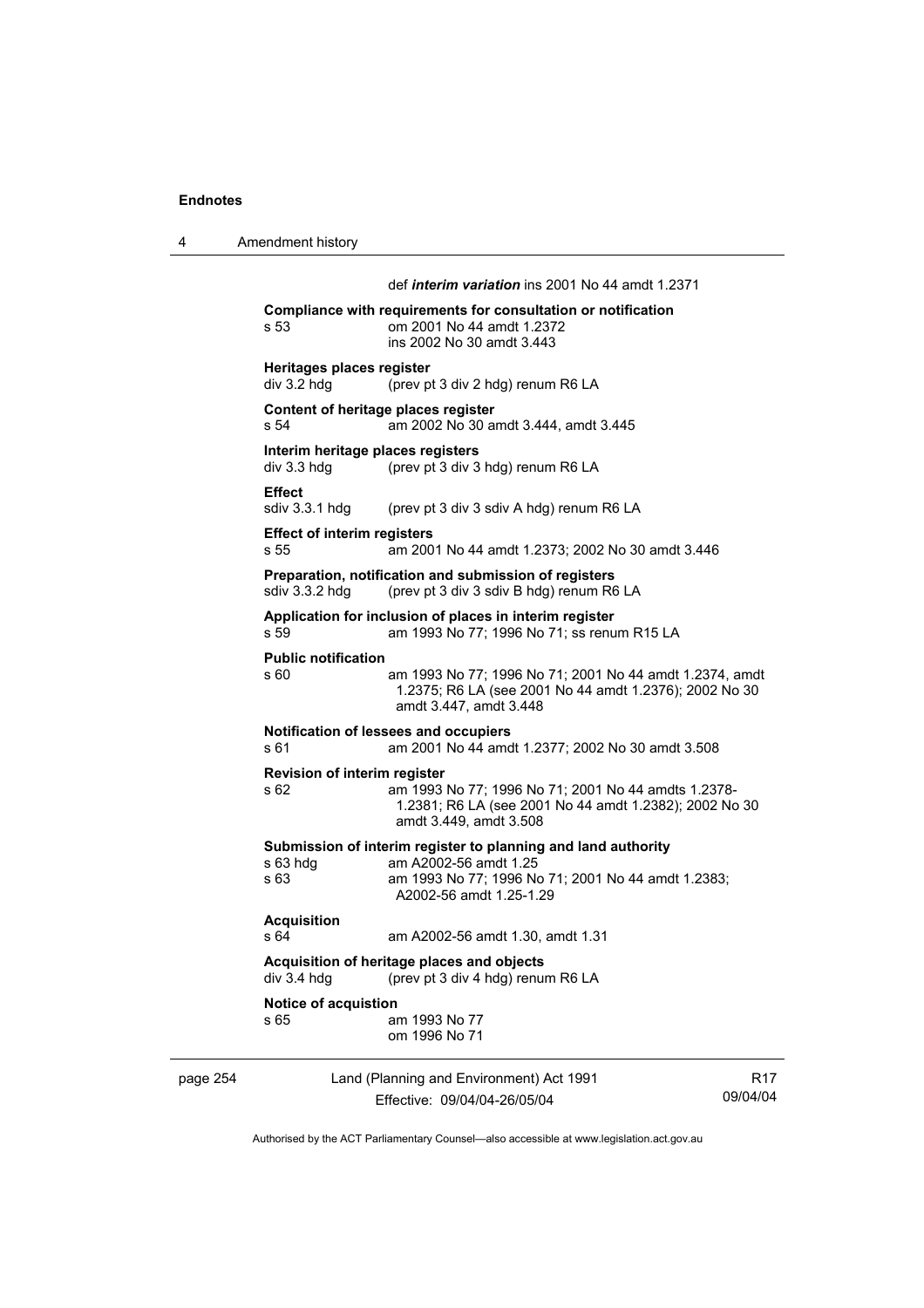def ***interim variation*** ins 2001 No 44 amdt 1.2371

**Compliance with requirements for consultation or notification**
s 53 om 2001 No 44 amdt 1.2372
ins 2002 No 30 amdt 3.443

**Heritages places register**
div 3.2 hdg (prev pt 3 div 2 hdg) renum R6 LA

**Content of heritage places register**
s 54 am 2002 No 30 amdt 3.444, amdt 3.445

**Interim heritage places registers**
div 3.3 hdg (prev pt 3 div 3 hdg) renum R6 LA

**Effect**
sdiv 3.3.1 hdg (prev pt 3 div 3 sdiv A hdg) renum R6 LA

**Effect of interim registers**
s 55 am 2001 No 44 amdt 1.2373; 2002 No 30 amdt 3.446

**Preparation, notification and submission of registers**
sdiv 3.3.2 hdg (prev pt 3 div 3 sdiv B hdg) renum R6 LA

**Application for inclusion of places in interim register**
s 59 am 1993 No 77; 1996 No 71; ss renum R15 LA

**Public notification**
s 60 am 1993 No 77; 1996 No 71; 2001 No 44 amdt 1.2374, amdt 1.2375; R6 LA (see 2001 No 44 amdt 1.2376); 2002 No 30 amdt 3.447, amdt 3.448

**Notification of lessees and occupiers**
s 61 am 2001 No 44 amdt 1.2377; 2002 No 30 amdt 3.508

**Revision of interim register**
s 62 am 1993 No 77; 1996 No 71; 2001 No 44 amdts 1.2378-1.2381; R6 LA (see 2001 No 44 amdt 1.2382); 2002 No 30 amdt 3.449, amdt 3.508

**Submission of interim register to planning and land authority**
s 63 hdg am A2002-56 amdt 1.25
s 63 am 1993 No 77; 1996 No 71; 2001 No 44 amdt 1.2383; A2002-56 amdt 1.25-1.29

**Acquisition**
s 64 am A2002-56 amdt 1.30, amdt 1.31

**Acquisition of heritage places and objects**
div 3.4 hdg (prev pt 3 div 4 hdg) renum R6 LA

**Notice of acquistion**
s 65 am 1993 No 77
om 1996 No 71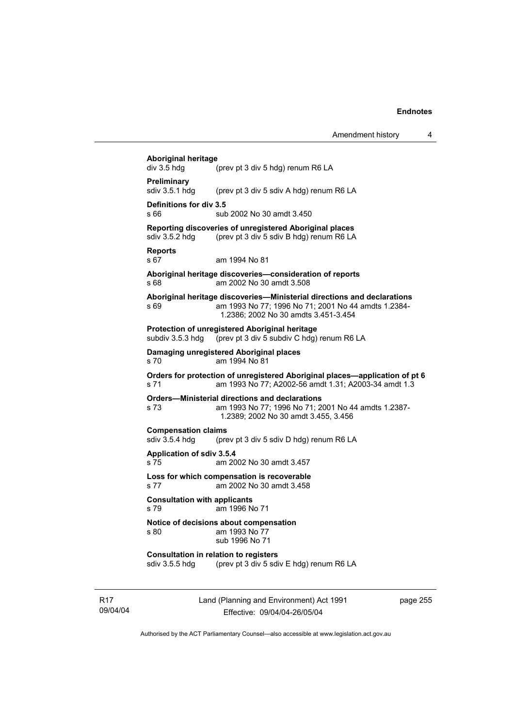**Aboriginal heritage**
div 3.5 hdg (prev pt 3 div 5 hdg) renum R6 LA

**Preliminary**
sdiv 3.5.1 hdg (prev pt 3 div 5 sdiv A hdg) renum R6 LA

**Definitions for div 3.5**
s 66 sub 2002 No 30 amdt 3.450

**Reporting discoveries of unregistered Aboriginal places**
sdiv 3.5.2 hdg (prev pt 3 div 5 sdiv B hdg) renum R6 LA

**Reports**
s 67 am 1994 No 81

**Aboriginal heritage discoveries—consideration of reports**
s 68 am 2002 No 30 amdt 3.508

**Aboriginal heritage discoveries—Ministerial directions and declarations**
s 69 am 1993 No 77; 1996 No 71; 2001 No 44 amdts 1.2384-1.2386; 2002 No 30 amdts 3.451-3.454

**Protection of unregistered Aboriginal heritage**
subdiv 3.5.3 hdg (prev pt 3 div 5 subdiv C hdg) renum R6 LA

**Damaging unregistered Aboriginal places**
s 70 am 1994 No 81

**Orders for protection of unregistered Aboriginal places—application of pt 6**
s 71 am 1993 No 77; A2002-56 amdt 1.31; A2003-34 amdt 1.3

**Orders—Ministerial directions and declarations**
s 73 am 1993 No 77; 1996 No 71; 2001 No 44 amdts 1.2387-1.2389; 2002 No 30 amdt 3.455, 3.456

**Compensation claims**
sdiv 3.5.4 hdg (prev pt 3 div 5 sdiv D hdg) renum R6 LA

**Application of sdiv 3.5.4**
s 75 am 2002 No 30 amdt 3.457

**Loss for which compensation is recoverable**
s 77 am 2002 No 30 amdt 3.458

**Consultation with applicants**
s 79 am 1996 No 71

**Notice of decisions about compensation**
s 80 am 1993 No 77
sub 1996 No 71

**Consultation in relation to registers**
sdiv 3.5.5 hdg (prev pt 3 div 5 sdiv E hdg) renum R6 LA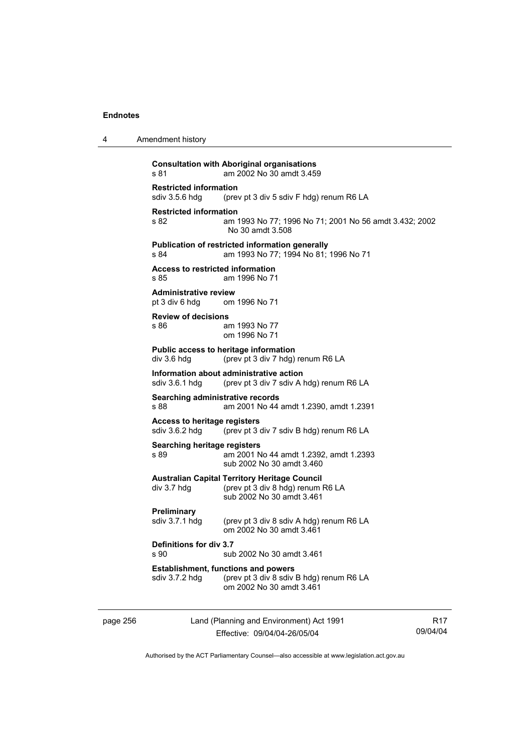**Consultation with Aboriginal organisations**
s 81 am 2002 No 30 amdt 3.459

**Restricted information**
sdiv 3.5.6 hdg (prev pt 3 div 5 sdiv F hdg) renum R6 LA

**Restricted information**
s 82 am 1993 No 77; 1996 No 71; 2001 No 56 amdt 3.432; 2002 No 30 amdt 3.508

**Publication of restricted information generally**
s 84 am 1993 No 77; 1994 No 81; 1996 No 71

**Access to restricted information**
s 85 am 1996 No 71

**Administrative review**
pt 3 div 6 hdg om 1996 No 71

**Review of decisions**
s 86 am 1993 No 77
om 1996 No 71

**Public access to heritage information**
div 3.6 hdg (prev pt 3 div 7 hdg) renum R6 LA

**Information about administrative action**
sdiv 3.6.1 hdg (prev pt 3 div 7 sdiv A hdg) renum R6 LA

**Searching administrative records**
s 88 am 2001 No 44 amdt 1.2390, amdt 1.2391

**Access to heritage registers**
sdiv 3.6.2 hdg (prev pt 3 div 7 sdiv B hdg) renum R6 LA

**Searching heritage registers**
s 89 am 2001 No 44 amdt 1.2392, amdt 1.2393
sub 2002 No 30 amdt 3.460

**Australian Capital Territory Heritage Council**
div 3.7 hdg (prev pt 3 div 8 hdg) renum R6 LA
sub 2002 No 30 amdt 3.461

**Preliminary**
sdiv 3.7.1 hdg (prev pt 3 div 8 sdiv A hdg) renum R6 LA
om 2002 No 30 amdt 3.461

**Definitions for div 3.7**
s 90 sub 2002 No 30 amdt 3.461

**Establishment, functions and powers**
sdiv 3.7.2 hdg (prev pt 3 div 8 sdiv B hdg) renum R6 LA
om 2002 No 30 amdt 3.461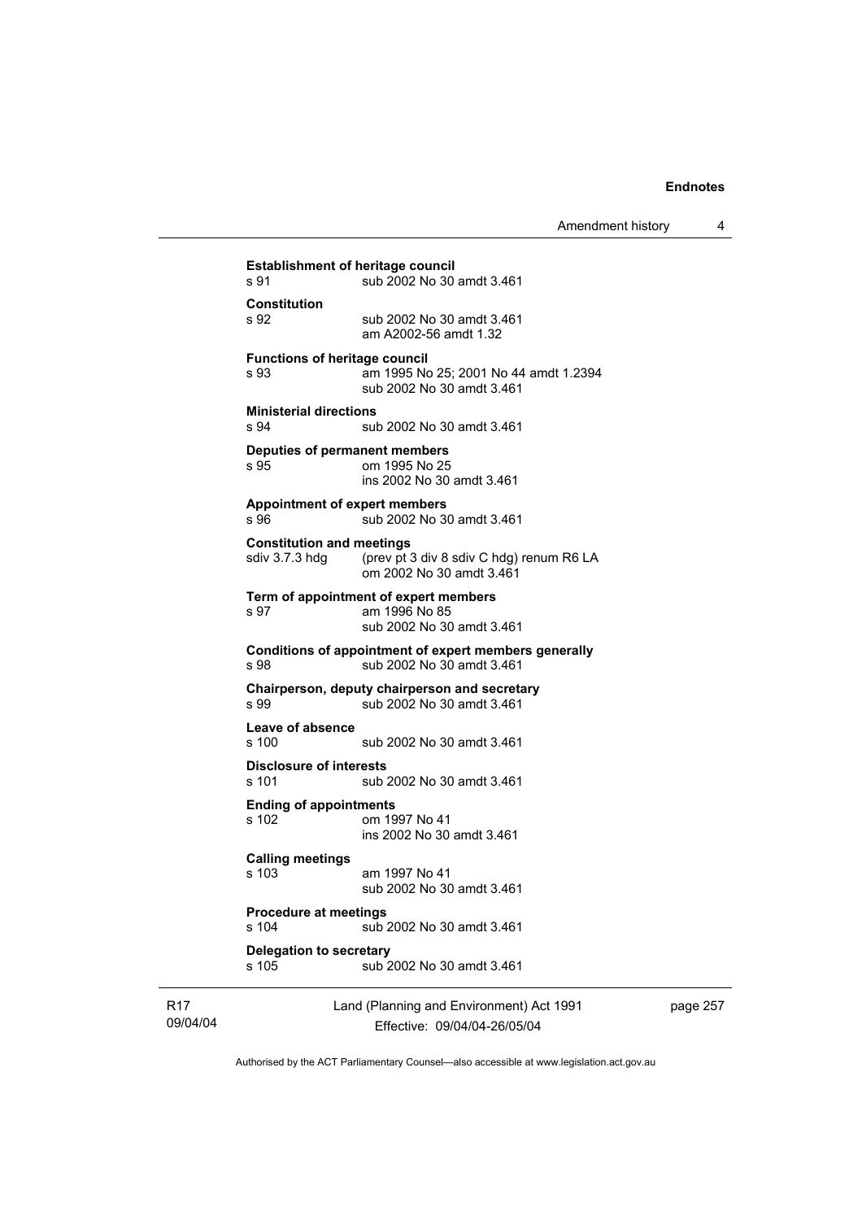**Establishment of heritage council**

s 91 sub 2002 No 30 amdt 3.461

**Constitution**

s 92 sub 2002 No 30 amdt 3.461
am A2002-56 amdt 1.32

**Functions of heritage council**

s 93 am 1995 No 25; 2001 No 44 amdt 1.2394
sub 2002 No 30 amdt 3.461

**Ministerial directions**

s 94 sub 2002 No 30 amdt 3.461

**Deputies of permanent members**

s 95 om 1995 No 25
ins 2002 No 30 amdt 3.461

**Appointment of expert members**

s 96 sub 2002 No 30 amdt 3.461

**Constitution and meetings**

sdiv 3.7.3 hdg (prev pt 3 div 8 sdiv C hdg) renum R6 LA
om 2002 No 30 amdt 3.461

**Term of appointment of expert members**

s 97 am 1996 No 85
sub 2002 No 30 amdt 3.461

**Conditions of appointment of expert members generally**

s 98 sub 2002 No 30 amdt 3.461

**Chairperson, deputy chairperson and secretary**

s 99 sub 2002 No 30 amdt 3.461

**Leave of absence**

s 100 sub 2002 No 30 amdt 3.461

**Disclosure of interests**

s 101 sub 2002 No 30 amdt 3.461

**Ending of appointments**

s 102 om 1997 No 41
ins 2002 No 30 amdt 3.461

**Calling meetings**

s 103 am 1997 No 41
sub 2002 No 30 amdt 3.461

**Procedure at meetings**

s 104 sub 2002 No 30 amdt 3.461

**Delegation to secretary**

s 105 sub 2002 No 30 amdt 3.461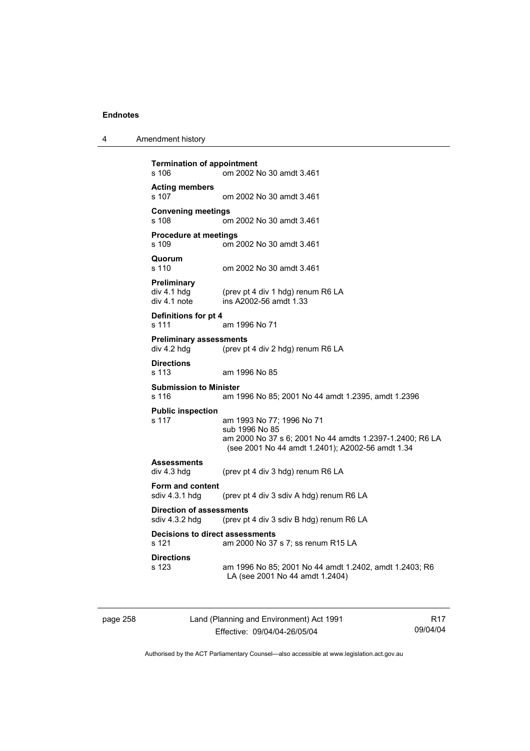**Termination of appointment**
s 106 om 2002 No 30 amdt 3.461

**Acting members**
s 107 om 2002 No 30 amdt 3.461

**Convening meetings**
s 108 om 2002 No 30 amdt 3.461

**Procedure at meetings**
s 109 om 2002 No 30 amdt 3.461

**Quorum**
s 110 om 2002 No 30 amdt 3.461

**Preliminary**
div 4.1 hdg (prev pt 4 div 1 hdg) renum R6 LA
div 4.1 note ins A2002-56 amdt 1.33

**Definitions for pt 4**
s 111 am 1996 No 71

**Preliminary assessments**
div 4.2 hdg (prev pt 4 div 2 hdg) renum R6 LA

**Directions**
s 113 am 1996 No 85

**Submission to Minister**
s 116 am 1996 No 85; 2001 No 44 amdt 1.2395, amdt 1.2396

**Public inspection**
s 117 am 1993 No 77; 1996 No 71
sub 1996 No 85
am 2000 No 37 s 6; 2001 No 44 amdts 1.2397-1.2400; R6 LA (see 2001 No 44 amdt 1.2401); A2002-56 amdt 1.34

**Assessments**
div 4.3 hdg (prev pt 4 div 3 hdg) renum R6 LA

**Form and content**
sdiv 4.3.1 hdg (prev pt 4 div 3 sdiv A hdg) renum R6 LA

**Direction of assessments**
sdiv 4.3.2 hdg (prev pt 4 div 3 sdiv B hdg) renum R6 LA

**Decisions to direct assessments**
s 121 am 2000 No 37 s 7; ss renum R15 LA

**Directions**
s 123 am 1996 No 85; 2001 No 44 amdt 1.2402, amdt 1.2403; R6 LA (see 2001 No 44 amdt 1.2404)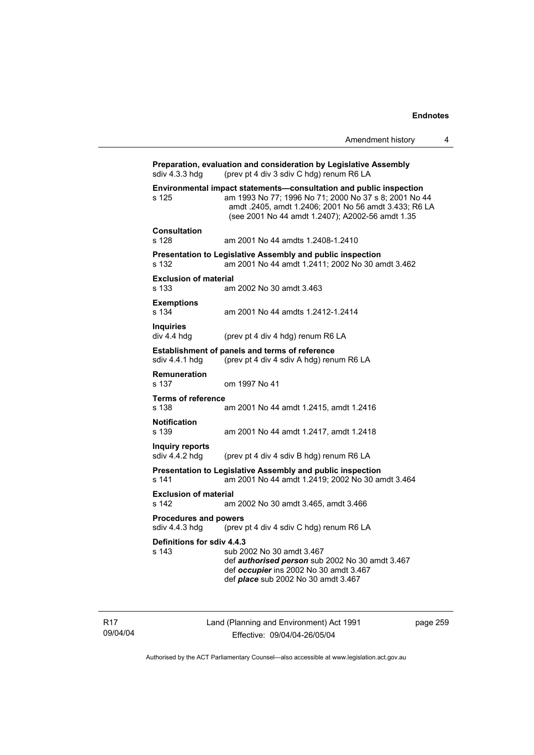**Preparation, evaluation and consideration by Legislative Assembly**
sdiv 4.3.3 hdg (prev pt 4 div 3 sdiv C hdg) renum R6 LA

**Environmental impact statements—consultation and public inspection**
s 125 am 1993 No 77; 1996 No 71; 2000 No 37 s 8; 2001 No 44 amdt .2405, amdt 1.2406; 2001 No 56 amdt 3.433; R6 LA (see 2001 No 44 amdt 1.2407); A2002-56 amdt 1.35

**Consultation**
s 128 am 2001 No 44 amdts 1.2408-1.2410

**Presentation to Legislative Assembly and public inspection**
s 132 am 2001 No 44 amdt 1.2411; 2002 No 30 amdt 3.462

**Exclusion of material**
s 133 am 2002 No 30 amdt 3.463

**Exemptions**
s 134 am 2001 No 44 amdts 1.2412-1.2414

**Inquiries**
div 4.4 hdg (prev pt 4 div 4 hdg) renum R6 LA

**Establishment of panels and terms of reference**
sdiv 4.4.1 hdg (prev pt 4 div 4 sdiv A hdg) renum R6 LA

**Remuneration**
s 137 om 1997 No 41

**Terms of reference**
s 138 am 2001 No 44 amdt 1.2415, amdt 1.2416

**Notification**
s 139 am 2001 No 44 amdt 1.2417, amdt 1.2418

**Inquiry reports**
sdiv 4.4.2 hdg (prev pt 4 div 4 sdiv B hdg) renum R6 LA

**Presentation to Legislative Assembly and public inspection**
s 141 am 2001 No 44 amdt 1.2419; 2002 No 30 amdt 3.464

**Exclusion of material**
s 142 am 2002 No 30 amdt 3.465, amdt 3.466

**Procedures and powers**
sdiv 4.4.3 hdg (prev pt 4 div 4 sdiv C hdg) renum R6 LA

**Definitions for sdiv 4.4.3**
s 143 sub 2002 No 30 amdt 3.467
def ***authorised person*** sub 2002 No 30 amdt 3.467
def ***occupier*** ins 2002 No 30 amdt 3.467
def ***place*** sub 2002 No 30 amdt 3.467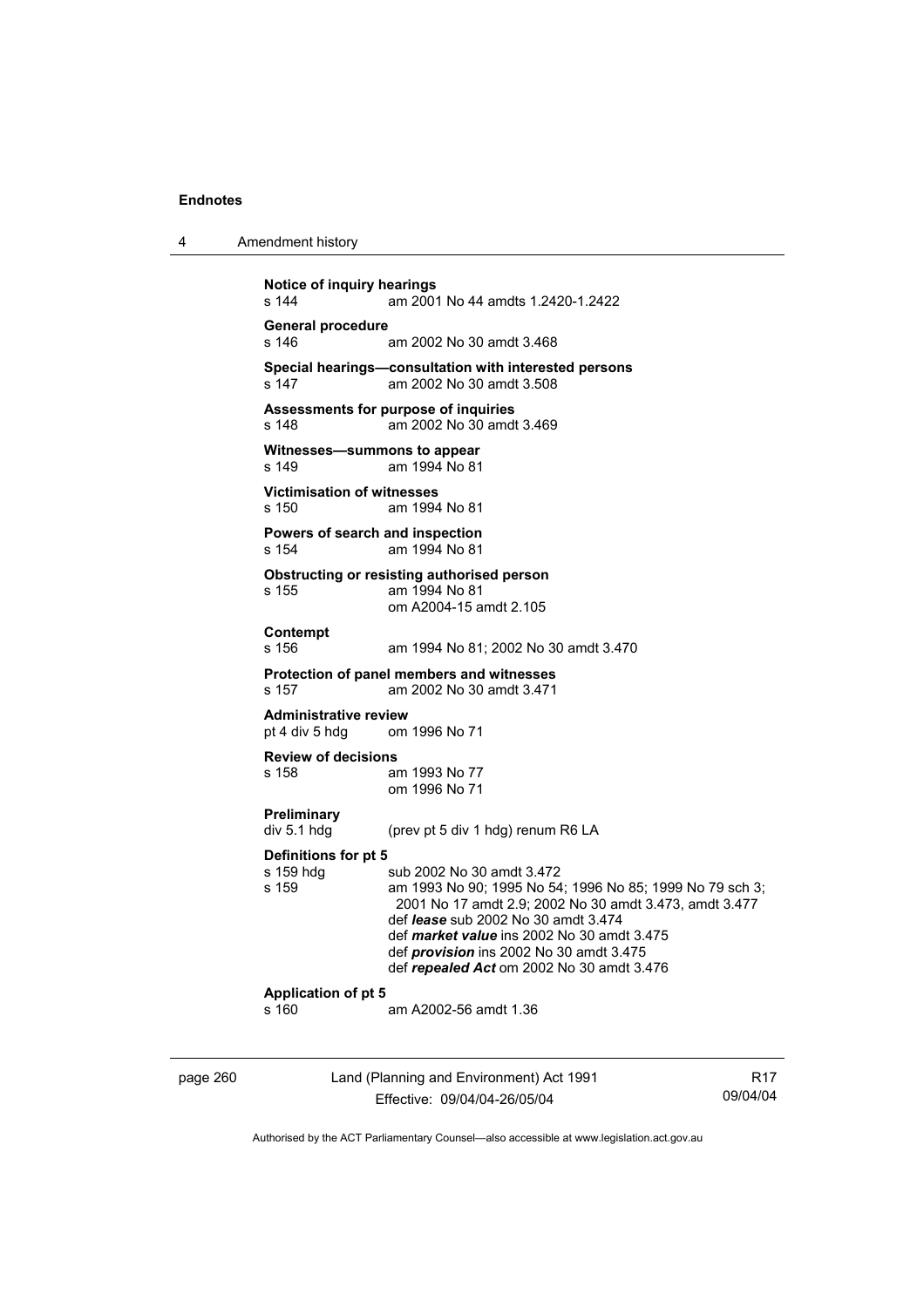**Notice of inquiry hearings**
s 144 am 2001 No 44 amdts 1.2420-1.2422

**General procedure**
s 146 am 2002 No 30 amdt 3.468

**Special hearings—consultation with interested persons**
s 147 am 2002 No 30 amdt 3.508

**Assessments for purpose of inquiries**
s 148 am 2002 No 30 amdt 3.469

**Witnesses—summons to appear**
s 149 am 1994 No 81

**Victimisation of witnesses**
s 150 am 1994 No 81

**Powers of search and inspection**
s 154 am 1994 No 81

**Obstructing or resisting authorised person**
s 155 am 1994 No 81
om A2004-15 amdt 2.105

**Contempt**
s 156 am 1994 No 81; 2002 No 30 amdt 3.470

**Protection of panel members and witnesses**
s 157 am 2002 No 30 amdt 3.471

**Administrative review**
pt 4 div 5 hdg om 1996 No 71

**Review of decisions**
s 158 am 1993 No 77
om 1996 No 71

**Preliminary**
div 5.1 hdg (prev pt 5 div 1 hdg) renum R6 LA

**Definitions for pt 5**
s 159 hdg sub 2002 No 30 amdt 3.472
s 159 am 1993 No 90; 1995 No 54; 1996 No 85; 1999 No 79 sch 3; 2001 No 17 amdt 2.9; 2002 No 30 amdt 3.473, amdt 3.477
def ***lease*** sub 2002 No 30 amdt 3.474
def ***market value*** ins 2002 No 30 amdt 3.475
def ***provision*** ins 2002 No 30 amdt 3.475
def ***repealed Act*** om 2002 No 30 amdt 3.476

**Application of pt 5**
s 160 am A2002-56 amdt 1.36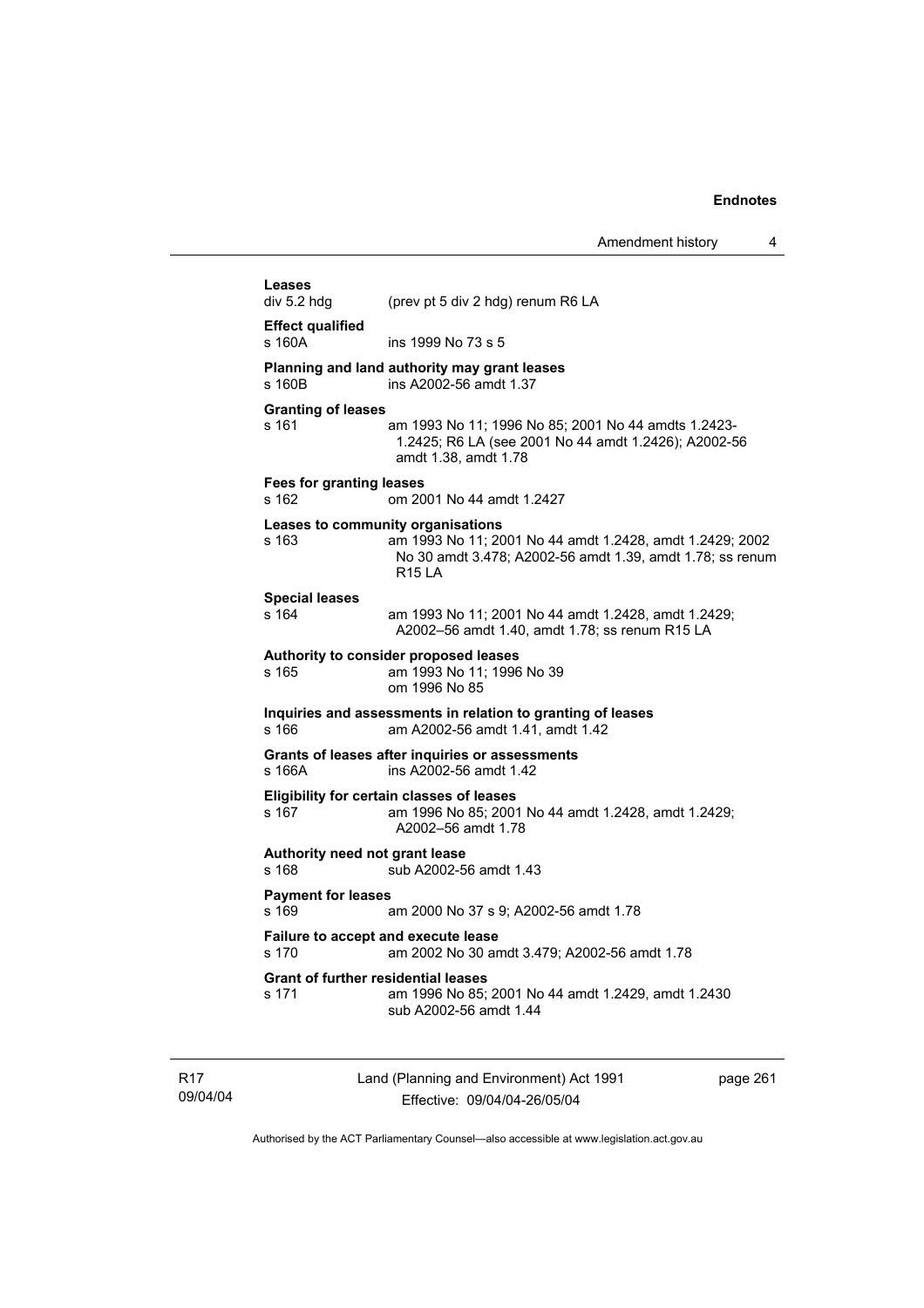**Leases**

div 5.2 hdg (prev pt 5 div 2 hdg) renum R6 LA

**Effect qualified**

s 160A ins 1999 No 73 s 5

**Planning and land authority may grant leases**

s 160B ins A2002-56 amdt 1.37

**Granting of leases**

s 161 am 1993 No 11; 1996 No 85; 2001 No 44 amdts 1.2423-1.2425; R6 LA (see 2001 No 44 amdt 1.2426); A2002-56 amdt 1.38, amdt 1.78

**Fees for granting leases**

s 162 om 2001 No 44 amdt 1.2427

**Leases to community organisations**

s 163 am 1993 No 11; 2001 No 44 amdt 1.2428, amdt 1.2429; 2002 No 30 amdt 3.478; A2002-56 amdt 1.39, amdt 1.78; ss renum R15 LA

**Special leases**

s 164 am 1993 No 11; 2001 No 44 amdt 1.2428, amdt 1.2429; A2002–56 amdt 1.40, amdt 1.78; ss renum R15 LA

**Authority to consider proposed leases**

s 165 am 1993 No 11; 1996 No 39
om 1996 No 85

**Inquiries and assessments in relation to granting of leases**

s 166 am A2002-56 amdt 1.41, amdt 1.42

**Grants of leases after inquiries or assessments**

s 166A ins A2002-56 amdt 1.42

**Eligibility for certain classes of leases**

s 167 am 1996 No 85; 2001 No 44 amdt 1.2428, amdt 1.2429; A2002–56 amdt 1.78

**Authority need not grant lease**

s 168 sub A2002-56 amdt 1.43

**Payment for leases**

s 169 am 2000 No 37 s 9; A2002-56 amdt 1.78

**Failure to accept and execute lease**

s 170 am 2002 No 30 amdt 3.479; A2002-56 amdt 1.78

**Grant of further residential leases**

s 171 am 1996 No 85; 2001 No 44 amdt 1.2429, amdt 1.2430
sub A2002-56 amdt 1.44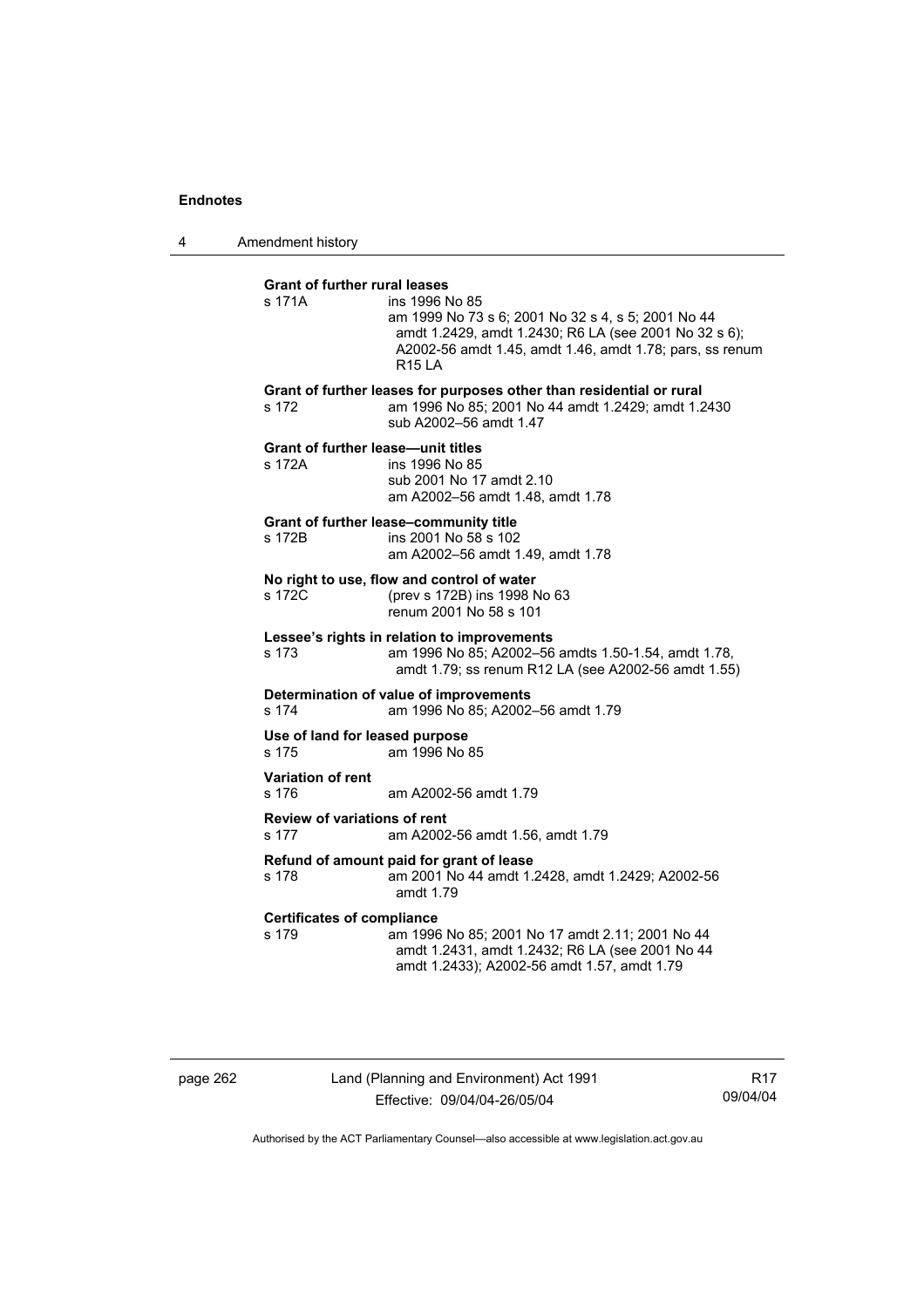**Grant of further rural leases**

s 171A ins 1996 No 85
am 1999 No 73 s 6; 2001 No 32 s 4, s 5; 2001 No 44 amdt 1.2429, amdt 1.2430; R6 LA (see 2001 No 32 s 6); A2002-56 amdt 1.45, amdt 1.46, amdt 1.78; pars, ss renum R15 LA

**Grant of further leases for purposes other than residential or rural**

s 172 am 1996 No 85; 2001 No 44 amdt 1.2429; amdt 1.2430
sub A2002–56 amdt 1.47

**Grant of further lease—unit titles**

s 172A ins 1996 No 85
sub 2001 No 17 amdt 2.10
am A2002–56 amdt 1.48, amdt 1.78

**Grant of further lease–community title**

s 172B ins 2001 No 58 s 102
am A2002–56 amdt 1.49, amdt 1.78

**No right to use, flow and control of water**

s 172C (prev s 172B) ins 1998 No 63
renum 2001 No 58 s 101

**Lessee's rights in relation to improvements**

s 173 am 1996 No 85; A2002–56 amdts 1.50-1.54, amdt 1.78, amdt 1.79; ss renum R12 LA (see A2002-56 amdt 1.55)

**Determination of value of improvements**

s 174 am 1996 No 85; A2002–56 amdt 1.79

**Use of land for leased purpose**

s 175 am 1996 No 85

**Variation of rent**

s 176 am A2002-56 amdt 1.79

**Review of variations of rent**

s 177 am A2002-56 amdt 1.56, amdt 1.79

**Refund of amount paid for grant of lease**

s 178 am 2001 No 44 amdt 1.2428, amdt 1.2429; A2002-56 amdt 1.79

**Certificates of compliance**

s 179 am 1996 No 85; 2001 No 17 amdt 2.11; 2001 No 44 amdt 1.2431, amdt 1.2432; R6 LA (see 2001 No 44 amdt 1.2433); A2002-56 amdt 1.57, amdt 1.79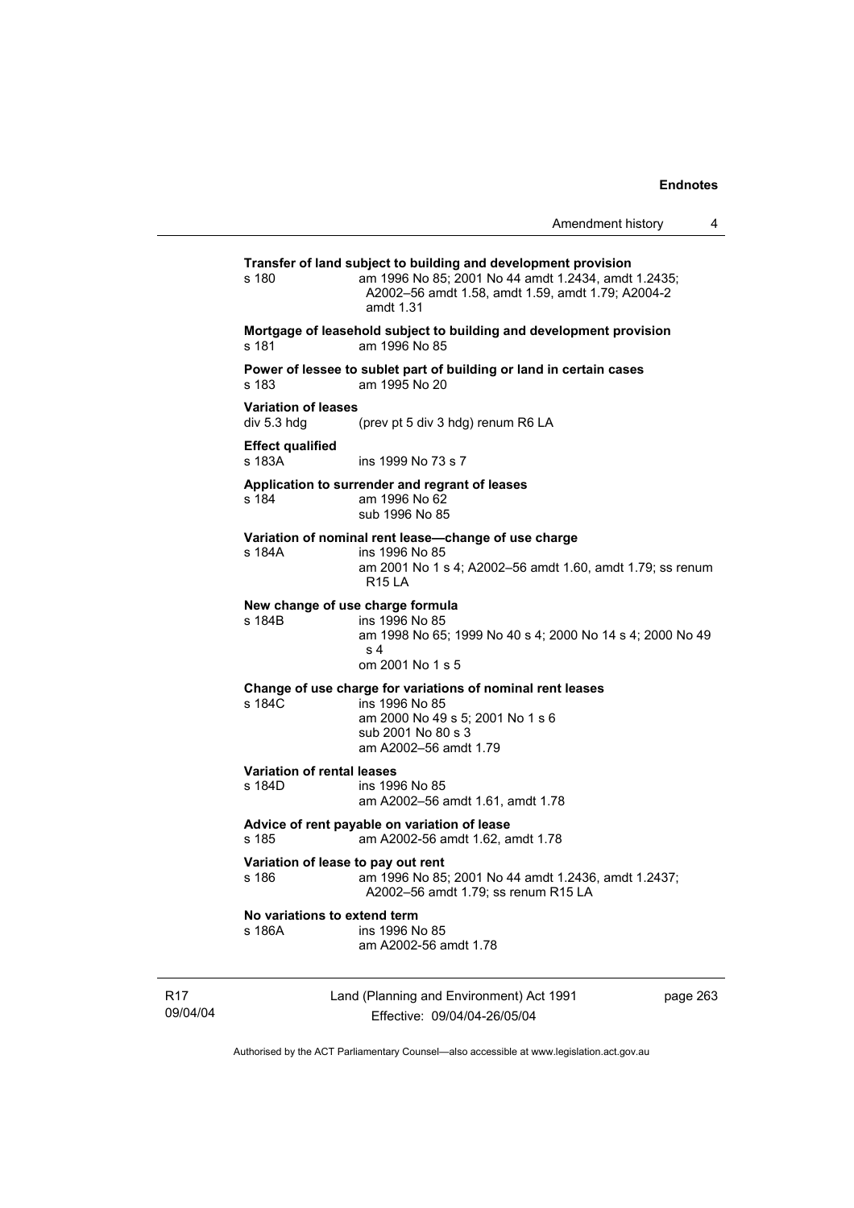**Transfer of land subject to building and development provision**
s 180 am 1996 No 85; 2001 No 44 amdt 1.2434, amdt 1.2435; A2002–56 amdt 1.58, amdt 1.59, amdt 1.79; A2004-2 amdt 1.31

**Mortgage of leasehold subject to building and development provision**
s 181 am 1996 No 85

**Power of lessee to sublet part of building or land in certain cases**
s 183 am 1995 No 20

**Variation of leases**
div 5.3 hdg (prev pt 5 div 3 hdg) renum R6 LA

**Effect qualified**
s 183A ins 1999 No 73 s 7

**Application to surrender and regrant of leases**
s 184 am 1996 No 62
sub 1996 No 85

**Variation of nominal rent lease—change of use charge**
s 184A ins 1996 No 85
am 2001 No 1 s 4; A2002–56 amdt 1.60, amdt 1.79; ss renum R15 LA

**New change of use charge formula**
s 184B ins 1996 No 85
am 1998 No 65; 1999 No 40 s 4; 2000 No 14 s 4; 2000 No 49 s 4
om 2001 No 1 s 5

**Change of use charge for variations of nominal rent leases**
s 184C ins 1996 No 85
am 2000 No 49 s 5; 2001 No 1 s 6
sub 2001 No 80 s 3
am A2002–56 amdt 1.79

**Variation of rental leases**
s 184D ins 1996 No 85
am A2002–56 amdt 1.61, amdt 1.78

**Advice of rent payable on variation of lease**
s 185 am A2002-56 amdt 1.62, amdt 1.78

**Variation of lease to pay out rent**
s 186 am 1996 No 85; 2001 No 44 amdt 1.2436, amdt 1.2437; A2002–56 amdt 1.79; ss renum R15 LA

**No variations to extend term**
s 186A ins 1996 No 85
am A2002-56 amdt 1.78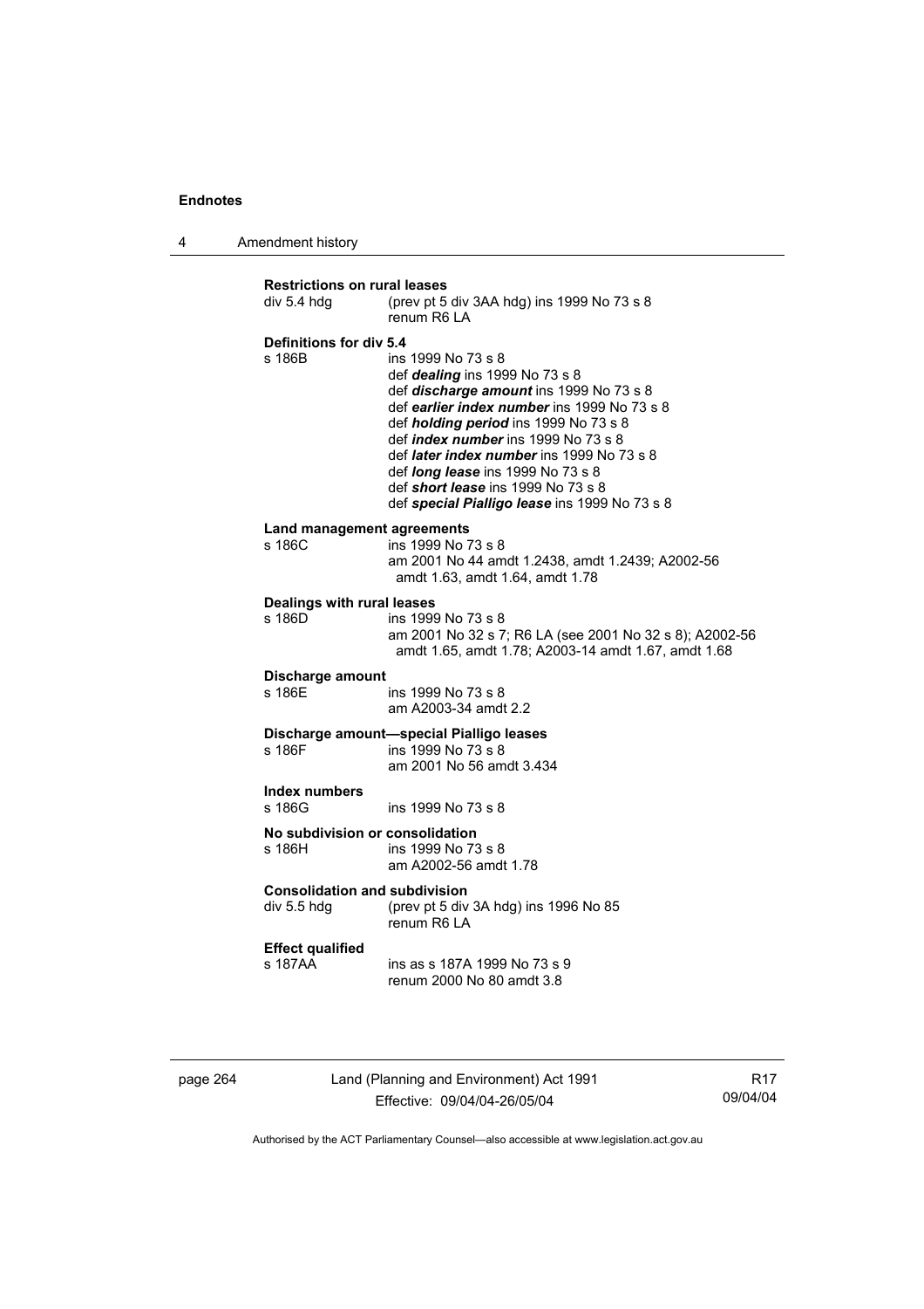**Restrictions on rural leases**

div 5.4 hdg (prev pt 5 div 3AA hdg) ins 1999 No 73 s 8
renum R6 LA

**Definitions for div 5.4**

s 186B ins 1999 No 73 s 8
def ***dealing*** ins 1999 No 73 s 8
def ***discharge amount*** ins 1999 No 73 s 8
def ***earlier index number*** ins 1999 No 73 s 8
def ***holding period*** ins 1999 No 73 s 8
def ***index number*** ins 1999 No 73 s 8
def ***later index number*** ins 1999 No 73 s 8
def ***long lease*** ins 1999 No 73 s 8
def ***short lease*** ins 1999 No 73 s 8
def ***special Pialligo lease*** ins 1999 No 73 s 8

**Land management agreements**

s 186C ins 1999 No 73 s 8
am 2001 No 44 amdt 1.2438, amdt 1.2439; A2002-56 amdt 1.63, amdt 1.64, amdt 1.78

**Dealings with rural leases**

s 186D ins 1999 No 73 s 8
am 2001 No 32 s 7; R6 LA (see 2001 No 32 s 8); A2002-56 amdt 1.65, amdt 1.78; A2003-14 amdt 1.67, amdt 1.68

**Discharge amount**

s 186E ins 1999 No 73 s 8
am A2003-34 amdt 2.2

**Discharge amount—special Pialligo leases**

s 186F ins 1999 No 73 s 8
am 2001 No 56 amdt 3.434

**Index numbers**

s 186G ins 1999 No 73 s 8

**No subdivision or consolidation**

s 186H ins 1999 No 73 s 8
am A2002-56 amdt 1.78

**Consolidation and subdivision**

div 5.5 hdg (prev pt 5 div 3A hdg) ins 1996 No 85
renum R6 LA

**Effect qualified**

s 187AA ins as s 187A 1999 No 73 s 9
renum 2000 No 80 amdt 3.8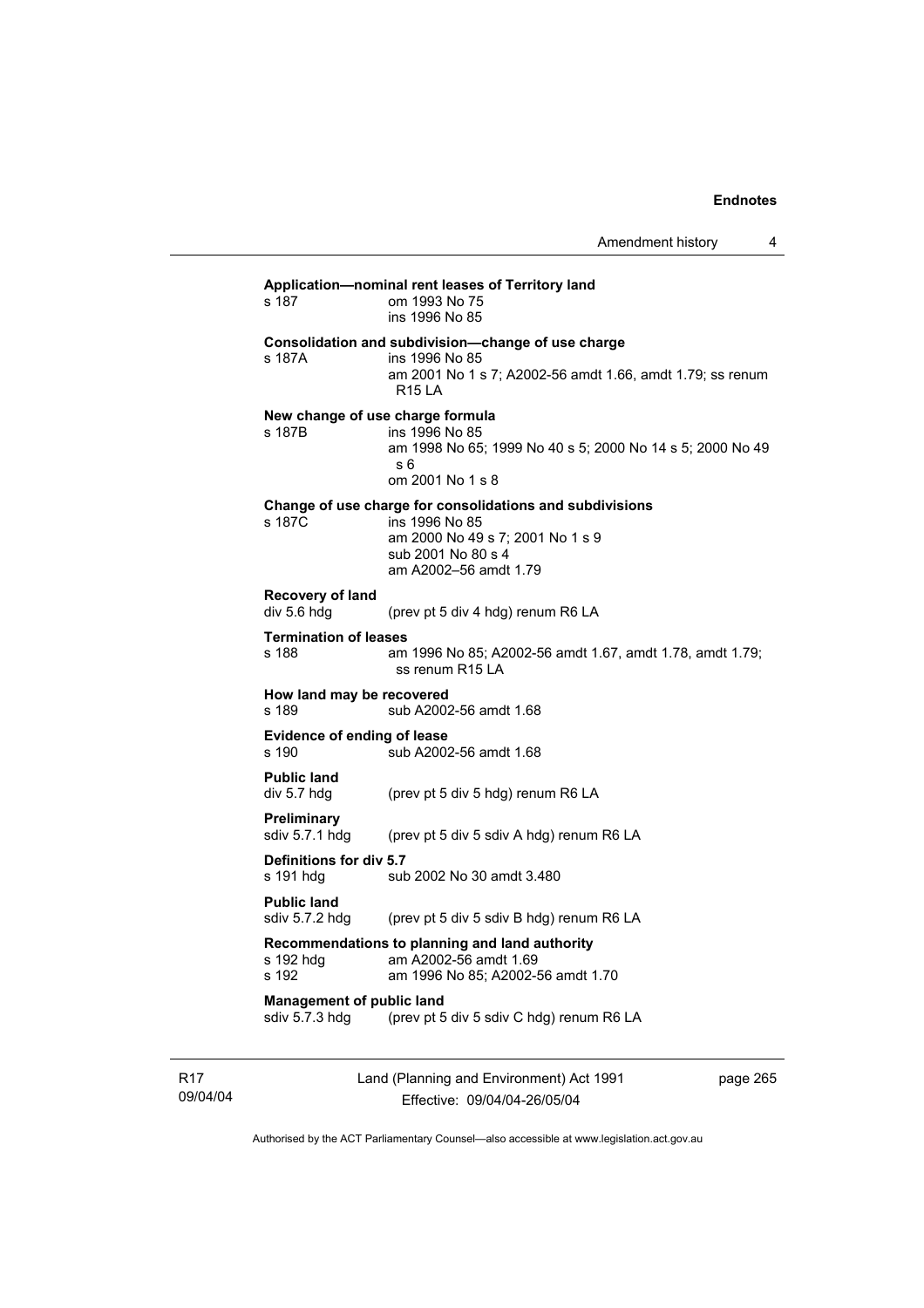**Application—nominal rent leases of Territory land**
s 187 om 1993 No 75
ins 1996 No 85

**Consolidation and subdivision—change of use charge**
s 187A ins 1996 No 85
am 2001 No 1 s 7; A2002-56 amdt 1.66, amdt 1.79; ss renum R15 LA

**New change of use charge formula**
s 187B ins 1996 No 85
am 1998 No 65; 1999 No 40 s 5; 2000 No 14 s 5; 2000 No 49 s 6
om 2001 No 1 s 8

**Change of use charge for consolidations and subdivisions**
s 187C ins 1996 No 85
am 2000 No 49 s 7; 2001 No 1 s 9
sub 2001 No 80 s 4
am A2002–56 amdt 1.79

**Recovery of land**
div 5.6 hdg (prev pt 5 div 4 hdg) renum R6 LA

**Termination of leases**
s 188 am 1996 No 85; A2002-56 amdt 1.67, amdt 1.78, amdt 1.79; ss renum R15 LA

**How land may be recovered**
s 189 sub A2002-56 amdt 1.68

**Evidence of ending of lease**
s 190 sub A2002-56 amdt 1.68

**Public land**
div 5.7 hdg (prev pt 5 div 5 hdg) renum R6 LA

**Preliminary**
sdiv 5.7.1 hdg (prev pt 5 div 5 sdiv A hdg) renum R6 LA

**Definitions for div 5.7**
s 191 hdg sub 2002 No 30 amdt 3.480

**Public land**
sdiv 5.7.2 hdg (prev pt 5 div 5 sdiv B hdg) renum R6 LA

**Recommendations to planning and land authority**
s 192 hdg am A2002-56 amdt 1.69
s 192 am 1996 No 85; A2002-56 amdt 1.70

**Management of public land**
sdiv 5.7.3 hdg (prev pt 5 div 5 sdiv C hdg) renum R6 LA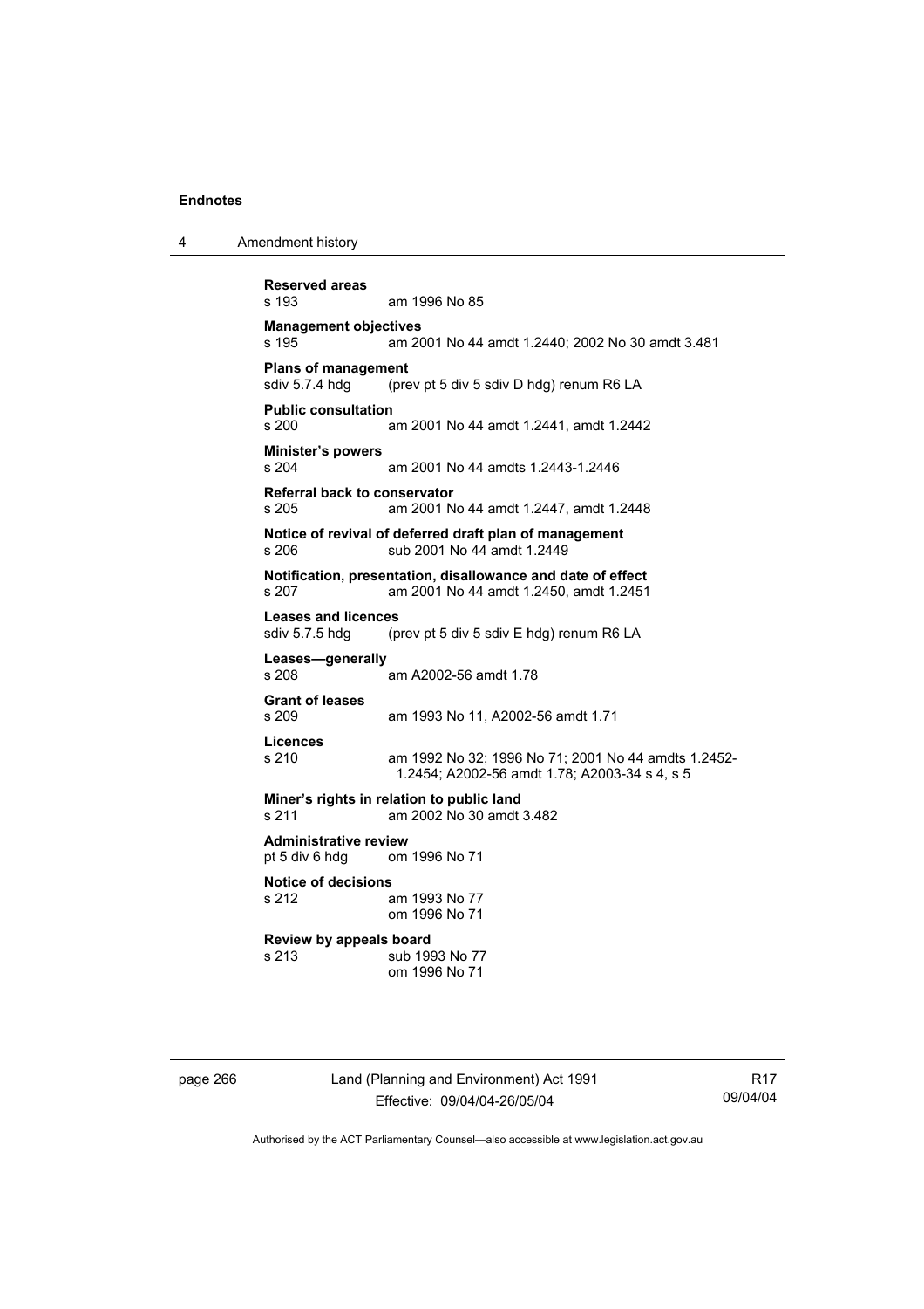**Reserved areas**
s 193 am 1996 No 85

**Management objectives**
s 195 am 2001 No 44 amdt 1.2440; 2002 No 30 amdt 3.481

**Plans of management**
sdiv 5.7.4 hdg (prev pt 5 div 5 sdiv D hdg) renum R6 LA

**Public consultation**
s 200 am 2001 No 44 amdt 1.2441, amdt 1.2442

**Minister's powers**
s 204 am 2001 No 44 amdts 1.2443-1.2446

**Referral back to conservator**
s 205 am 2001 No 44 amdt 1.2447, amdt 1.2448

**Notice of revival of deferred draft plan of management**
s 206 sub 2001 No 44 amdt 1.2449

**Notification, presentation, disallowance and date of effect**
s 207 am 2001 No 44 amdt 1.2450, amdt 1.2451

**Leases and licences**
sdiv 5.7.5 hdg (prev pt 5 div 5 sdiv E hdg) renum R6 LA

**Leases—generally**
s 208 am A2002-56 amdt 1.78

**Grant of leases**
s 209 am 1993 No 11, A2002-56 amdt 1.71

**Licences**
s 210 am 1992 No 32; 1996 No 71; 2001 No 44 amdts 1.2452-1.2454; A2002-56 amdt 1.78; A2003-34 s 4, s 5

**Miner's rights in relation to public land**
s 211 am 2002 No 30 amdt 3.482

**Administrative review**
pt 5 div 6 hdg om 1996 No 71

**Notice of decisions**
s 212 am 1993 No 77
om 1996 No 71

**Review by appeals board**
s 213 sub 1993 No 77
om 1996 No 71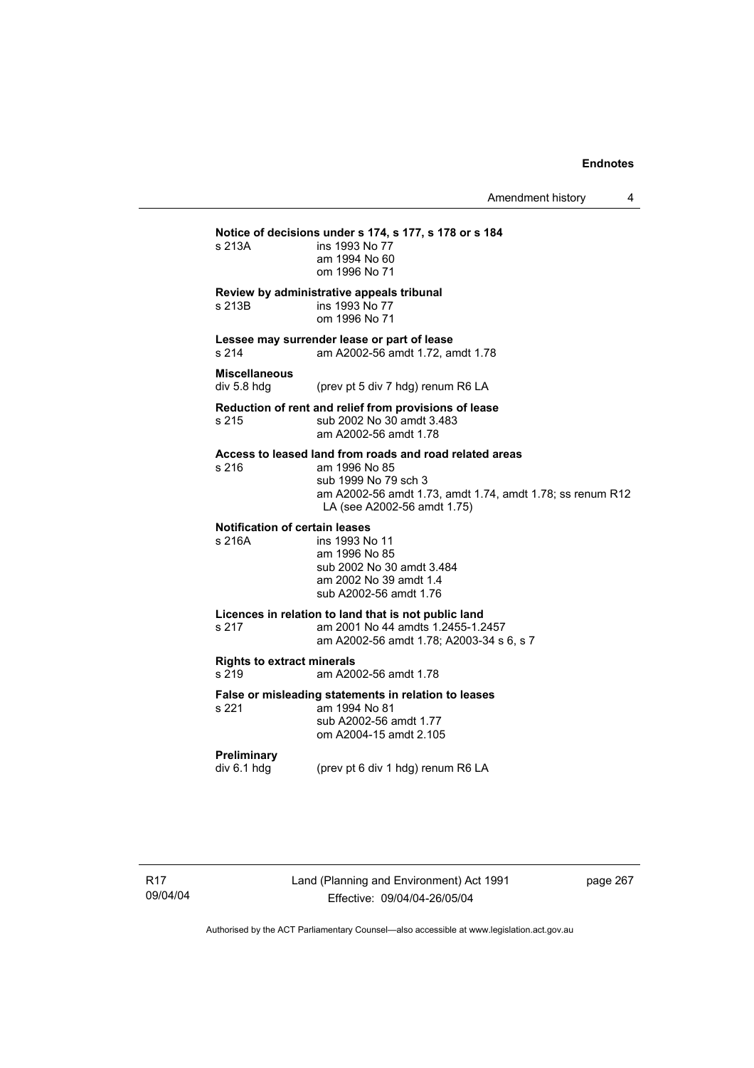**Notice of decisions under s 174, s 177, s 178 or s 184**
s 213A ins 1993 No 77
am 1994 No 60
om 1996 No 71

**Review by administrative appeals tribunal**
s 213B ins 1993 No 77
om 1996 No 71

**Lessee may surrender lease or part of lease**
s 214 am A2002-56 amdt 1.72, amdt 1.78

**Miscellaneous**
div 5.8 hdg (prev pt 5 div 7 hdg) renum R6 LA

**Reduction of rent and relief from provisions of lease**
s 215 sub 2002 No 30 amdt 3.483
am A2002-56 amdt 1.78

**Access to leased land from roads and road related areas**
s 216 am 1996 No 85
sub 1999 No 79 sch 3
am A2002-56 amdt 1.73, amdt 1.74, amdt 1.78; ss renum R12 LA (see A2002-56 amdt 1.75)

**Notification of certain leases**
s 216A ins 1993 No 11
am 1996 No 85
sub 2002 No 30 amdt 3.484
am 2002 No 39 amdt 1.4
sub A2002-56 amdt 1.76

**Licences in relation to land that is not public land**
s 217 am 2001 No 44 amdts 1.2455-1.2457
am A2002-56 amdt 1.78; A2003-34 s 6, s 7

**Rights to extract minerals**
s 219 am A2002-56 amdt 1.78

**False or misleading statements in relation to leases**
s 221 am 1994 No 81
sub A2002-56 amdt 1.77
om A2004-15 amdt 2.105

**Preliminary**
div 6.1 hdg (prev pt 6 div 1 hdg) renum R6 LA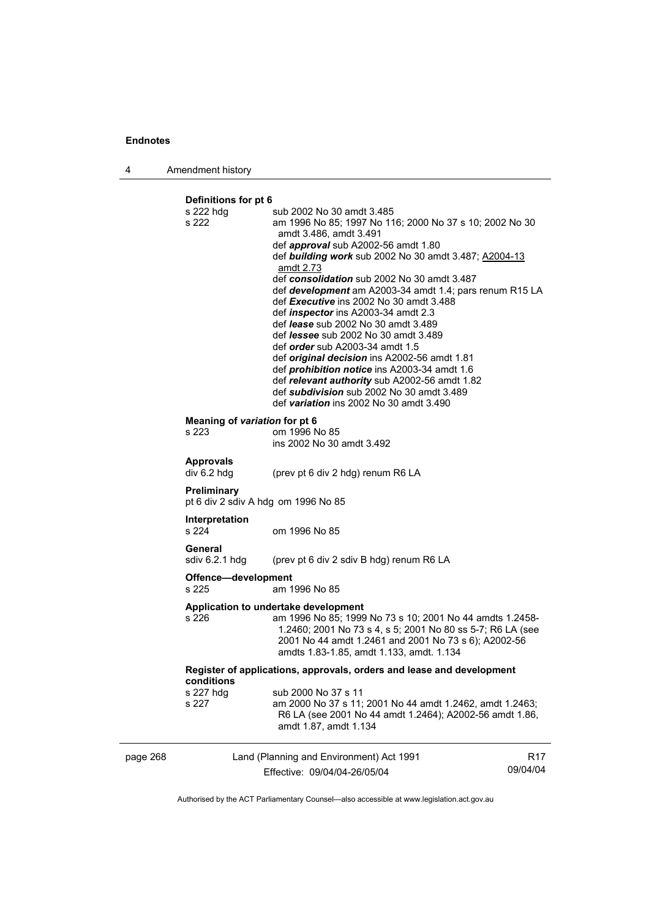**Definitions for pt 6**

s 222 hdg sub 2002 No 30 amdt 3.485

s 222 am 1996 No 85; 1997 No 116; 2000 No 37 s 10; 2002 No 30 amdt 3.486, amdt 3.491

def ***approval*** sub A2002-56 amdt 1.80

def ***building work*** sub 2002 No 30 amdt 3.487; A2004-13 amdt 2.73

def ***consolidation*** sub 2002 No 30 amdt 3.487

def ***development*** am A2003-34 amdt 1.4; pars renum R15 LA

def ***Executive*** ins 2002 No 30 amdt 3.488

def ***inspector*** ins A2003-34 amdt 2.3

def ***lease*** sub 2002 No 30 amdt 3.489

def ***lessee*** sub 2002 No 30 amdt 3.489

def ***order*** sub A2003-34 amdt 1.5

def ***original decision*** ins A2002-56 amdt 1.81

def ***prohibition notice*** ins A2003-34 amdt 1.6

def ***relevant authority*** sub A2002-56 amdt 1.82

def ***subdivision*** sub 2002 No 30 amdt 3.489

def ***variation*** ins 2002 No 30 amdt 3.490

**Meaning of *variation* for pt 6**

s 223 om 1996 No 85
ins 2002 No 30 amdt 3.492

**Approvals**

div 6.2 hdg (prev pt 6 div 2 hdg) renum R6 LA

**Preliminary**

pt 6 div 2 sdiv A hdg om 1996 No 85

**Interpretation**

s 224 om 1996 No 85

**General**

sdiv 6.2.1 hdg (prev pt 6 div 2 sdiv B hdg) renum R6 LA

**Offence—development**

s 225 am 1996 No 85

**Application to undertake development**

s 226 am 1996 No 85; 1999 No 73 s 10; 2001 No 44 amdts 1.2458-1.2460; 2001 No 73 s 4, s 5; 2001 No 80 ss 5-7; R6 LA (see 2001 No 44 amdt 1.2461 and 2001 No 73 s 6); A2002-56 amdts 1.83-1.85, amdt 1.133, amdt. 1.134

**Register of applications, approvals, orders and lease and development conditions**

s 227 hdg sub 2000 No 37 s 11

s 227 am 2000 No 37 s 11; 2001 No 44 amdt 1.2462, amdt 1.2463; R6 LA (see 2001 No 44 amdt 1.2464); A2002-56 amdt 1.86, amdt 1.87, amdt 1.134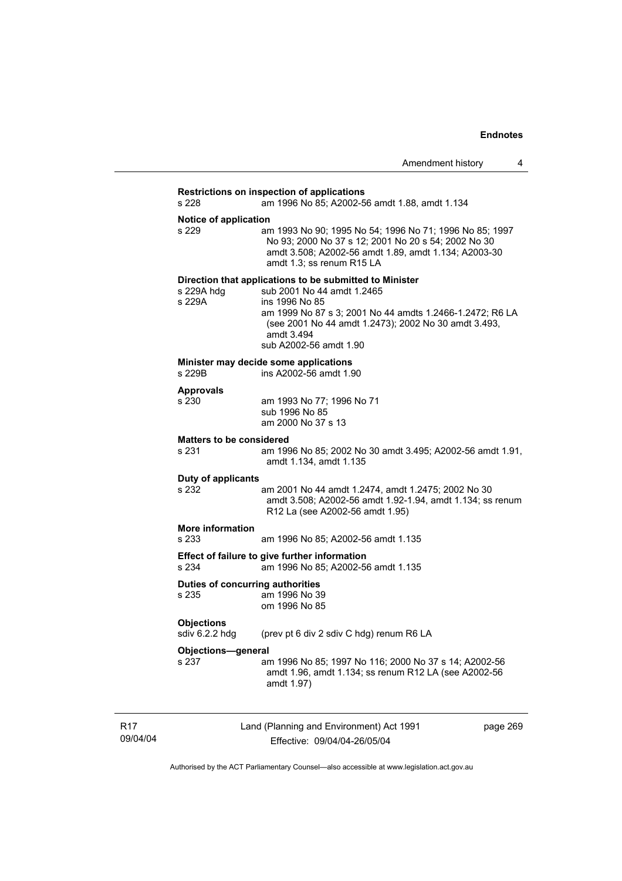**Restrictions on inspection of applications**

s 228 am 1996 No 85; A2002-56 amdt 1.88, amdt 1.134

**Notice of application**

s 229 am 1993 No 90; 1995 No 54; 1996 No 71; 1996 No 85; 1997 No 93; 2000 No 37 s 12; 2001 No 20 s 54; 2002 No 30 amdt 3.508; A2002-56 amdt 1.89, amdt 1.134; A2003-30 amdt 1.3; ss renum R15 LA

**Direction that applications to be submitted to Minister**

s 229A hdg sub 2001 No 44 amdt 1.2465

s 229A ins 1996 No 85
am 1999 No 87 s 3; 2001 No 44 amdts 1.2466-1.2472; R6 LA (see 2001 No 44 amdt 1.2473); 2002 No 30 amdt 3.493, amdt 3.494
sub A2002-56 amdt 1.90

**Minister may decide some applications**

s 229B ins A2002-56 amdt 1.90

**Approvals**

s 230 am 1993 No 77; 1996 No 71
sub 1996 No 85
am 2000 No 37 s 13

**Matters to be considered**

s 231 am 1996 No 85; 2002 No 30 amdt 3.495; A2002-56 amdt 1.91, amdt 1.134, amdt 1.135

**Duty of applicants**

s 232 am 2001 No 44 amdt 1.2474, amdt 1.2475; 2002 No 30 amdt 3.508; A2002-56 amdt 1.92-1.94, amdt 1.134; ss renum R12 La (see A2002-56 amdt 1.95)

**More information**

s 233 am 1996 No 85; A2002-56 amdt 1.135

**Effect of failure to give further information**

s 234 am 1996 No 85; A2002-56 amdt 1.135

**Duties of concurring authorities**

s 235 am 1996 No 39
om 1996 No 85

**Objections**

sdiv 6.2.2 hdg (prev pt 6 div 2 sdiv C hdg) renum R6 LA

**Objections—general**

s 237 am 1996 No 85; 1997 No 116; 2000 No 37 s 14; A2002-56 amdt 1.96, amdt 1.134; ss renum R12 LA (see A2002-56 amdt 1.97)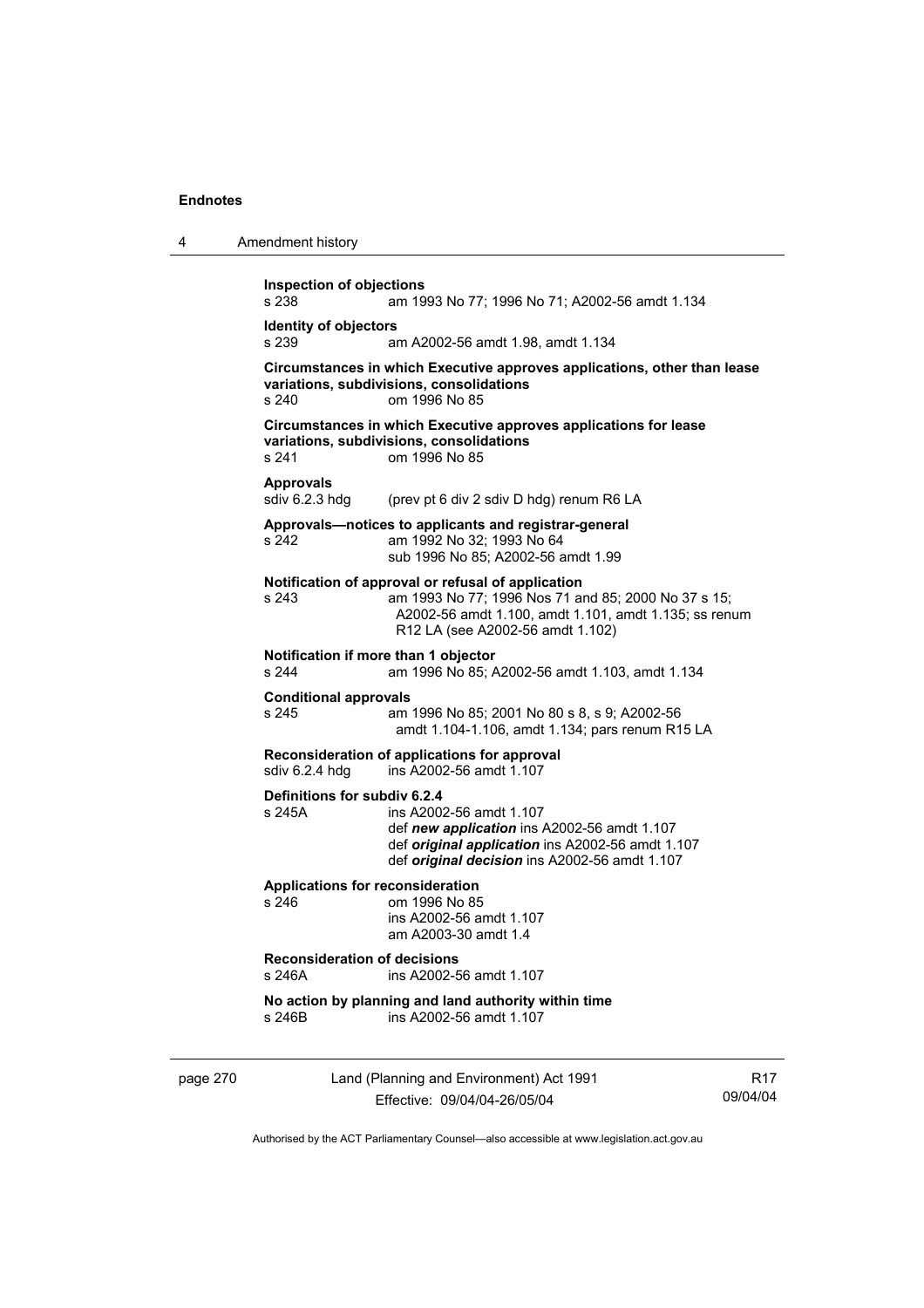**Inspection of objections**
s 238 am 1993 No 77; 1996 No 71; A2002-56 amdt 1.134

**Identity of objectors**
s 239 am A2002-56 amdt 1.98, amdt 1.134

**Circumstances in which Executive approves applications, other than lease variations, subdivisions, consolidations**
s 240 om 1996 No 85

**Circumstances in which Executive approves applications for lease variations, subdivisions, consolidations**
s 241 om 1996 No 85

**Approvals**
sdiv 6.2.3 hdg (prev pt 6 div 2 sdiv D hdg) renum R6 LA

**Approvals—notices to applicants and registrar-general**
s 242 am 1992 No 32; 1993 No 64
sub 1996 No 85; A2002-56 amdt 1.99

**Notification of approval or refusal of application**
s 243 am 1993 No 77; 1996 Nos 71 and 85; 2000 No 37 s 15; A2002-56 amdt 1.100, amdt 1.101, amdt 1.135; ss renum R12 LA (see A2002-56 amdt 1.102)

**Notification if more than 1 objector**
s 244 am 1996 No 85; A2002-56 amdt 1.103, amdt 1.134

**Conditional approvals**
s 245 am 1996 No 85; 2001 No 80 s 8, s 9; A2002-56 amdt 1.104-1.106, amdt 1.134; pars renum R15 LA

**Reconsideration of applications for approval**
sdiv 6.2.4 hdg ins A2002-56 amdt 1.107

**Definitions for subdiv 6.2.4**
s 245A ins A2002-56 amdt 1.107
def ***new application*** ins A2002-56 amdt 1.107
def ***original application*** ins A2002-56 amdt 1.107
def ***original decision*** ins A2002-56 amdt 1.107

**Applications for reconsideration**
s 246 om 1996 No 85
ins A2002-56 amdt 1.107
am A2003-30 amdt 1.4

**Reconsideration of decisions**
s 246A ins A2002-56 amdt 1.107

**No action by planning and land authority within time**
s 246B ins A2002-56 amdt 1.107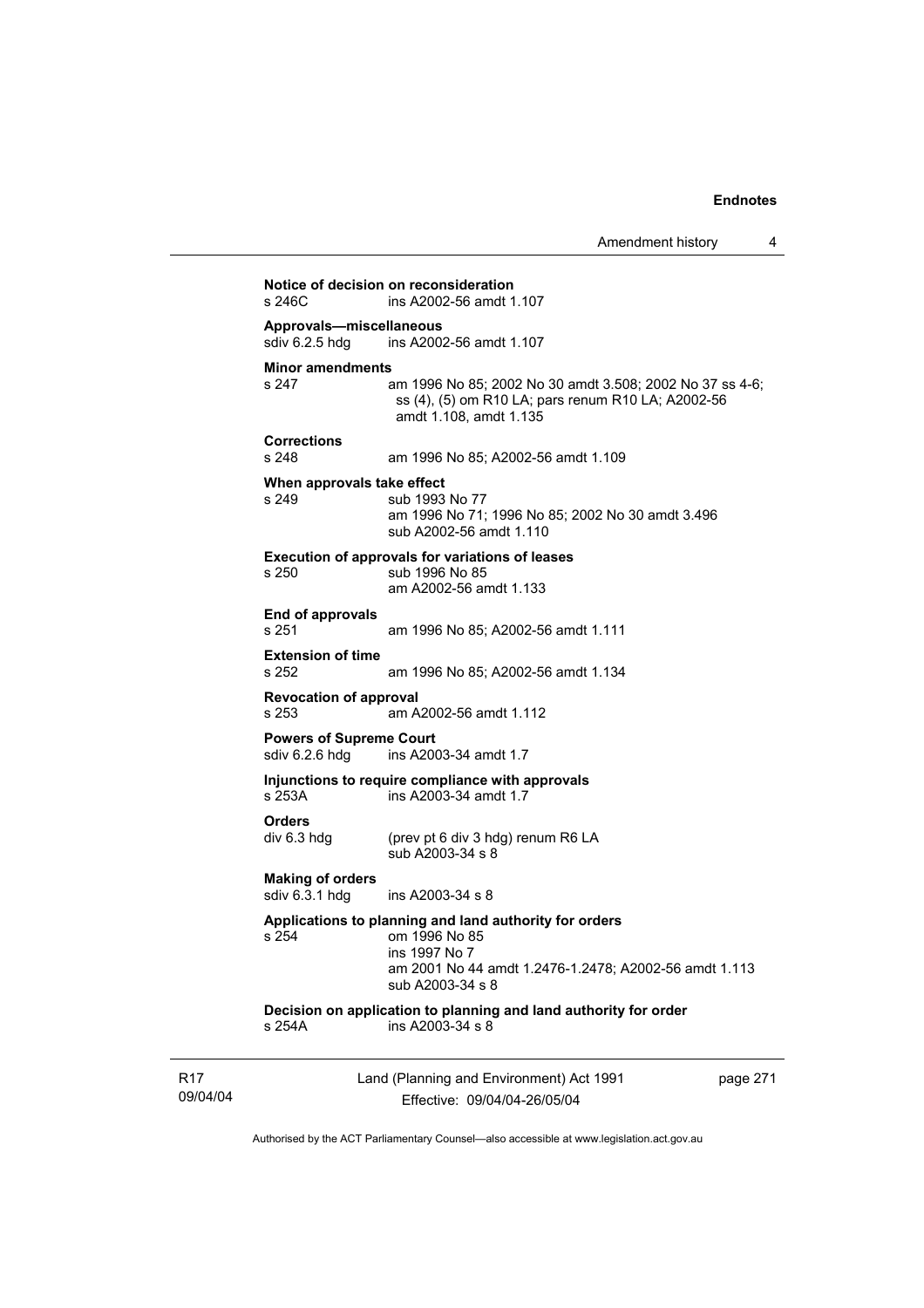**Notice of decision on reconsideration**
s 246C ins A2002-56 amdt 1.107

**Approvals—miscellaneous**
sdiv 6.2.5 hdg ins A2002-56 amdt 1.107

**Minor amendments**
s 247 am 1996 No 85; 2002 No 30 amdt 3.508; 2002 No 37 ss 4-6; ss (4), (5) om R10 LA; pars renum R10 LA; A2002-56 amdt 1.108, amdt 1.135

**Corrections**
s 248 am 1996 No 85; A2002-56 amdt 1.109

**When approvals take effect**
s 249 sub 1993 No 77
am 1996 No 71; 1996 No 85; 2002 No 30 amdt 3.496
sub A2002-56 amdt 1.110

**Execution of approvals for variations of leases**
s 250 sub 1996 No 85
am A2002-56 amdt 1.133

**End of approvals**
s 251 am 1996 No 85; A2002-56 amdt 1.111

**Extension of time**
s 252 am 1996 No 85; A2002-56 amdt 1.134

**Revocation of approval**
s 253 am A2002-56 amdt 1.112

**Powers of Supreme Court**
sdiv 6.2.6 hdg ins A2003-34 amdt 1.7

**Injunctions to require compliance with approvals**
s 253A ins A2003-34 amdt 1.7

**Orders**
div 6.3 hdg (prev pt 6 div 3 hdg) renum R6 LA
sub A2003-34 s 8

**Making of orders**
sdiv 6.3.1 hdg ins A2003-34 s 8

**Applications to planning and land authority for orders**
s 254 om 1996 No 85
ins 1997 No 7
am 2001 No 44 amdt 1.2476-1.2478; A2002-56 amdt 1.113
sub A2003-34 s 8

**Decision on application to planning and land authority for order**
s 254A ins A2003-34 s 8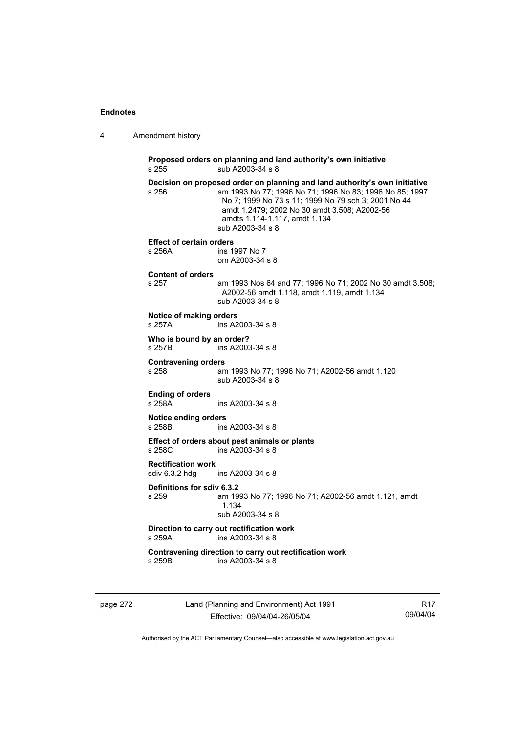**Proposed orders on planning and land authority's own initiative**
s 255 sub A2003-34 s 8

**Decision on proposed order on planning and land authority's own initiative**
s 256 am 1993 No 77; 1996 No 71; 1996 No 83; 1996 No 85; 1997 No 7; 1999 No 73 s 11; 1999 No 79 sch 3; 2001 No 44 amdt 1.2479; 2002 No 30 amdt 3.508; A2002-56 amdts 1.114-1.117, amdt 1.134
sub A2003-34 s 8

**Effect of certain orders**
s 256A ins 1997 No 7
om A2003-34 s 8

**Content of orders**
s 257 am 1993 Nos 64 and 77; 1996 No 71; 2002 No 30 amdt 3.508; A2002-56 amdt 1.118, amdt 1.119, amdt 1.134
sub A2003-34 s 8

**Notice of making orders**
s 257A ins A2003-34 s 8

**Who is bound by an order?**
s 257B ins A2003-34 s 8

**Contravening orders**
s 258 am 1993 No 77; 1996 No 71; A2002-56 amdt 1.120
sub A2003-34 s 8

**Ending of orders**
s 258A ins A2003-34 s 8

**Notice ending orders**
s 258B ins A2003-34 s 8

**Effect of orders about pest animals or plants**
s 258C ins A2003-34 s 8

**Rectification work**
sdiv 6.3.2 hdg ins A2003-34 s 8

**Definitions for sdiv 6.3.2**
s 259 am 1993 No 77; 1996 No 71; A2002-56 amdt 1.121, amdt 1.134
sub A2003-34 s 8

**Direction to carry out rectification work**
s 259A ins A2003-34 s 8

**Contravening direction to carry out rectification work**
s 259B ins A2003-34 s 8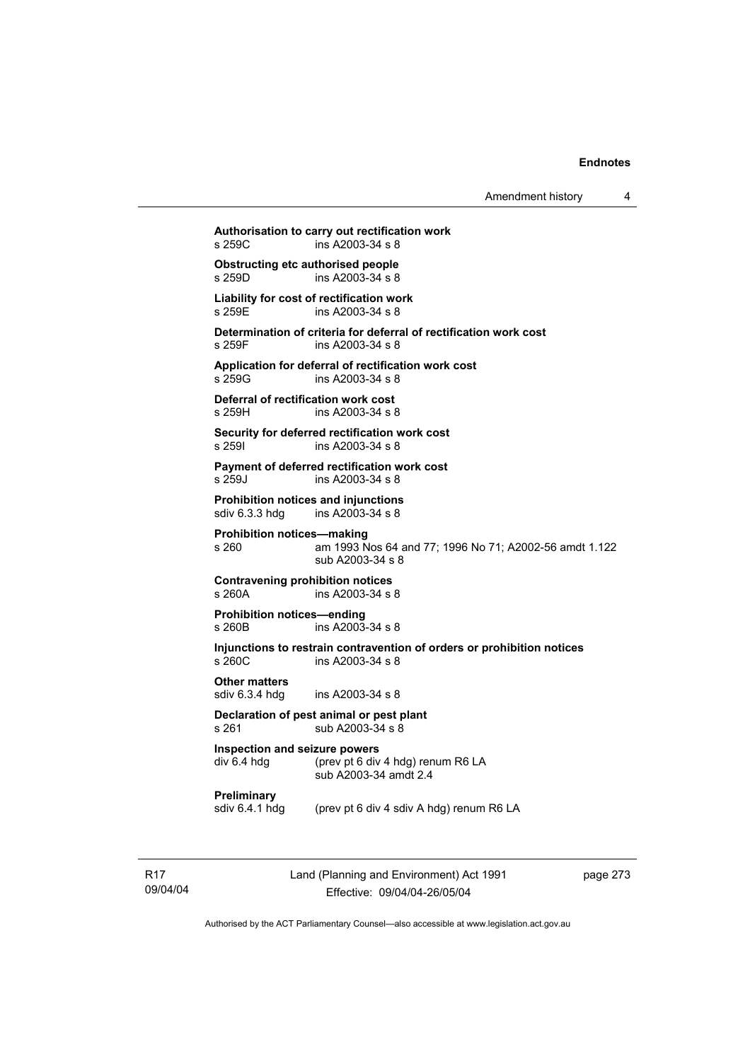**Authorisation to carry out rectification work**
s 259C ins A2003-34 s 8

**Obstructing etc authorised people**
s 259D ins A2003-34 s 8

**Liability for cost of rectification work**
s 259E ins A2003-34 s 8

**Determination of criteria for deferral of rectification work cost**
s 259F ins A2003-34 s 8

**Application for deferral of rectification work cost**
s 259G ins A2003-34 s 8

**Deferral of rectification work cost**
s 259H ins A2003-34 s 8

**Security for deferred rectification work cost**
s 259I ins A2003-34 s 8

**Payment of deferred rectification work cost**
s 259J ins A2003-34 s 8

**Prohibition notices and injunctions**
sdiv 6.3.3 hdg ins A2003-34 s 8

**Prohibition notices—making**
s 260 am 1993 Nos 64 and 77; 1996 No 71; A2002-56 amdt 1.122
sub A2003-34 s 8

**Contravening prohibition notices**
s 260A ins A2003-34 s 8

**Prohibition notices—ending**
s 260B ins A2003-34 s 8

**Injunctions to restrain contravention of orders or prohibition notices**
s 260C ins A2003-34 s 8

**Other matters**
sdiv 6.3.4 hdg ins A2003-34 s 8

**Declaration of pest animal or pest plant**
s 261 sub A2003-34 s 8

**Inspection and seizure powers**
div 6.4 hdg (prev pt 6 div 4 hdg) renum R6 LA
sub A2003-34 amdt 2.4

**Preliminary**
sdiv 6.4.1 hdg (prev pt 6 div 4 sdiv A hdg) renum R6 LA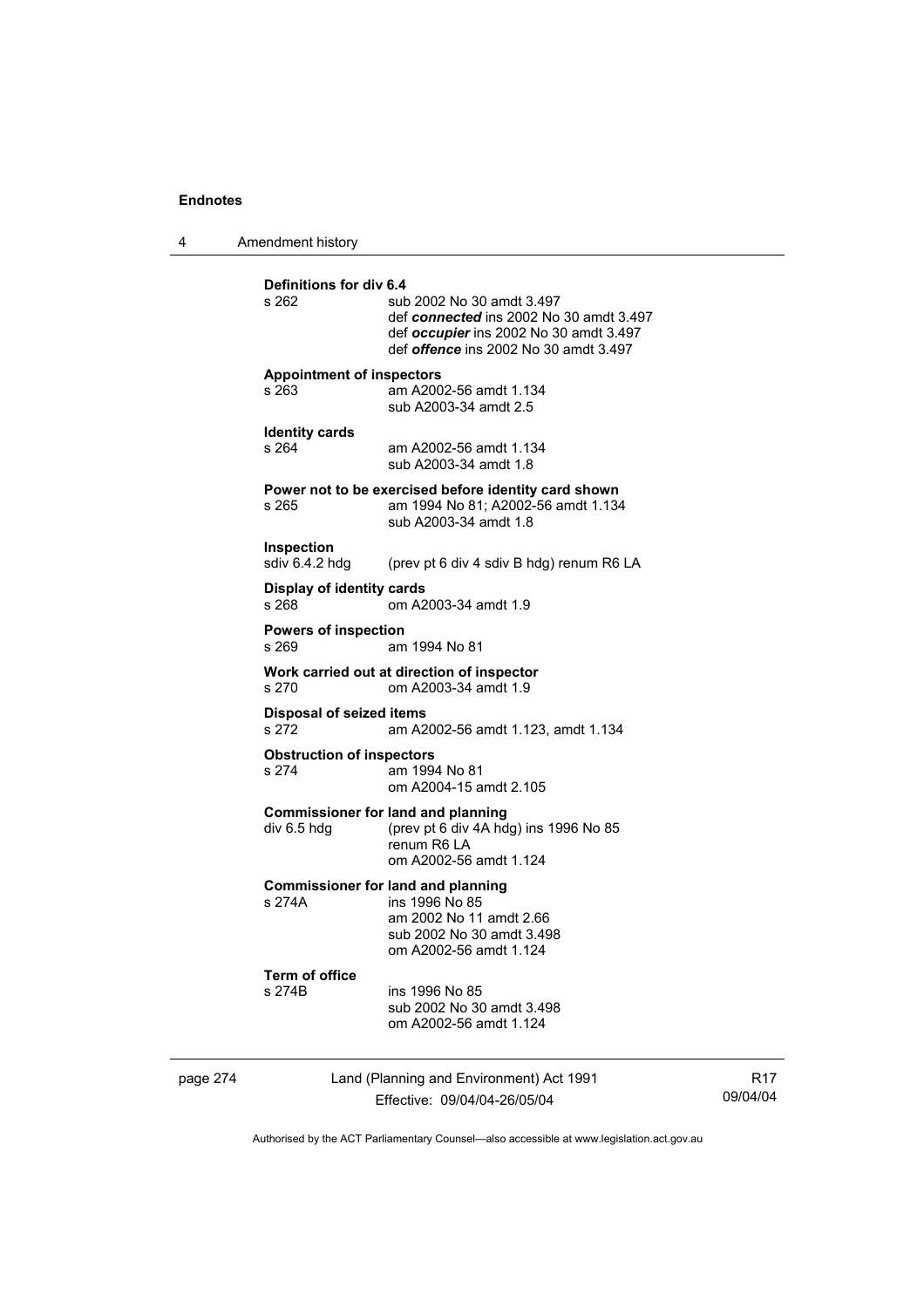**Definitions for div 6.4**

s 262 — sub 2002 No 30 amdt 3.497
def ***connected*** ins 2002 No 30 amdt 3.497
def ***occupier*** ins 2002 No 30 amdt 3.497
def ***offence*** ins 2002 No 30 amdt 3.497

**Appointment of inspectors**

s 263 — am A2002-56 amdt 1.134
sub A2003-34 amdt 2.5

**Identity cards**

s 264 — am A2002-56 amdt 1.134
sub A2003-34 amdt 1.8

**Power not to be exercised before identity card shown**

s 265 — am 1994 No 81; A2002-56 amdt 1.134
sub A2003-34 amdt 1.8

**Inspection**

sdiv 6.4.2 hdg — (prev pt 6 div 4 sdiv B hdg) renum R6 LA

**Display of identity cards**

s 268 — om A2003-34 amdt 1.9

**Powers of inspection**

s 269 — am 1994 No 81

**Work carried out at direction of inspector**

s 270 — om A2003-34 amdt 1.9

**Disposal of seized items**

s 272 — am A2002-56 amdt 1.123, amdt 1.134

**Obstruction of inspectors**

s 274 — am 1994 No 81
om A2004-15 amdt 2.105

**Commissioner for land and planning**

div 6.5 hdg — (prev pt 6 div 4A hdg) ins 1996 No 85
renum R6 LA
om A2002-56 amdt 1.124

**Commissioner for land and planning**

s 274A — ins 1996 No 85
am 2002 No 11 amdt 2.66
sub 2002 No 30 amdt 3.498
om A2002-56 amdt 1.124

**Term of office**

s 274B — ins 1996 No 85
sub 2002 No 30 amdt 3.498
om A2002-56 amdt 1.124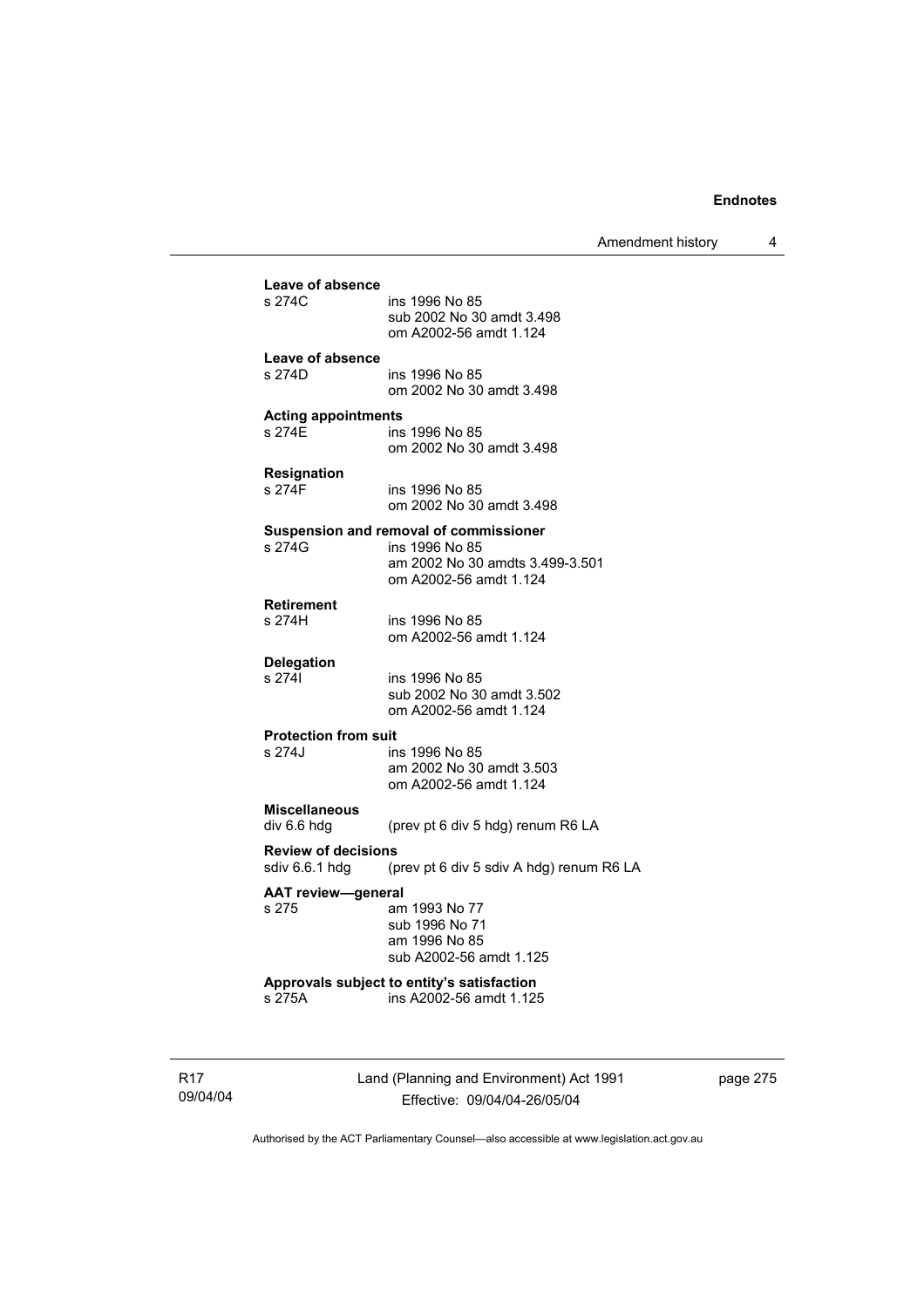**Leave of absence**
s 274C ins 1996 No 85
sub 2002 No 30 amdt 3.498
om A2002-56 amdt 1.124

**Leave of absence**
s 274D ins 1996 No 85
om 2002 No 30 amdt 3.498

**Acting appointments**
s 274E ins 1996 No 85
om 2002 No 30 amdt 3.498

**Resignation**
s 274F ins 1996 No 85
om 2002 No 30 amdt 3.498

**Suspension and removal of commissioner**
s 274G ins 1996 No 85
am 2002 No 30 amdts 3.499-3.501
om A2002-56 amdt 1.124

**Retirement**
s 274H ins 1996 No 85
om A2002-56 amdt 1.124

**Delegation**
s 274I ins 1996 No 85
sub 2002 No 30 amdt 3.502
om A2002-56 amdt 1.124

**Protection from suit**
s 274J ins 1996 No 85
am 2002 No 30 amdt 3.503
om A2002-56 amdt 1.124

**Miscellaneous**
div 6.6 hdg (prev pt 6 div 5 hdg) renum R6 LA

**Review of decisions**
sdiv 6.6.1 hdg (prev pt 6 div 5 sdiv A hdg) renum R6 LA

**AAT review—general**
s 275 am 1993 No 77
sub 1996 No 71
am 1996 No 85
sub A2002-56 amdt 1.125

**Approvals subject to entity's satisfaction**
s 275A ins A2002-56 amdt 1.125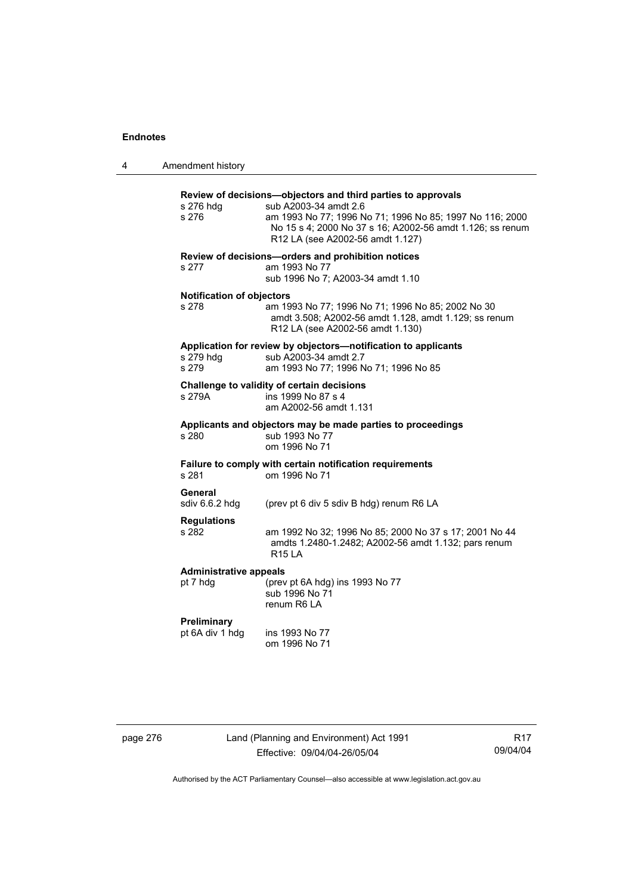**Review of decisions—objectors and third parties to approvals**

| | |
|---|---|
| s 276 hdg | sub A2003-34 amdt 2.6 |
| s 276 | am 1993 No 77; 1996 No 71; 1996 No 85; 1997 No 116; 2000 No 15 s 4; 2000 No 37 s 16; A2002-56 amdt 1.126; ss renum R12 LA (see A2002-56 amdt 1.127) |

**Review of decisions—orders and prohibition notices**

| | |
|---|---|
| s 277 | am 1993 No 77<br>sub 1996 No 7; A2003-34 amdt 1.10 |

**Notification of objectors**

| | |
|---|---|
| s 278 | am 1993 No 77; 1996 No 71; 1996 No 85; 2002 No 30 amdt 3.508; A2002-56 amdt 1.128, amdt 1.129; ss renum R12 LA (see A2002-56 amdt 1.130) |

**Application for review by objectors—notification to applicants**

| | |
|---|---|
| s 279 hdg | sub A2003-34 amdt 2.7 |
| s 279 | am 1993 No 77; 1996 No 71; 1996 No 85 |

**Challenge to validity of certain decisions**

| | |
|---|---|
| s 279A | ins 1999 No 87 s 4<br>am A2002-56 amdt 1.131 |

**Applicants and objectors may be made parties to proceedings**

| | |
|---|---|
| s 280 | sub 1993 No 77<br>om 1996 No 71 |

**Failure to comply with certain notification requirements**

| | |
|---|---|
| s 281 | om 1996 No 71 |

**General**

| | |
|---|---|
| sdiv 6.6.2 hdg | (prev pt 6 div 5 sdiv B hdg) renum R6 LA |

**Regulations**

| | |
|---|---|
| s 282 | am 1992 No 32; 1996 No 85; 2000 No 37 s 17; 2001 No 44 amdts 1.2480-1.2482; A2002-56 amdt 1.132; pars renum R15 LA |

**Administrative appeals**

| | |
|---|---|
| pt 7 hdg | (prev pt 6A hdg) ins 1993 No 77<br>sub 1996 No 71<br>renum R6 LA |

**Preliminary**

| | |
|---|---|
| pt 6A div 1 hdg | ins 1993 No 77<br>om 1996 No 71 |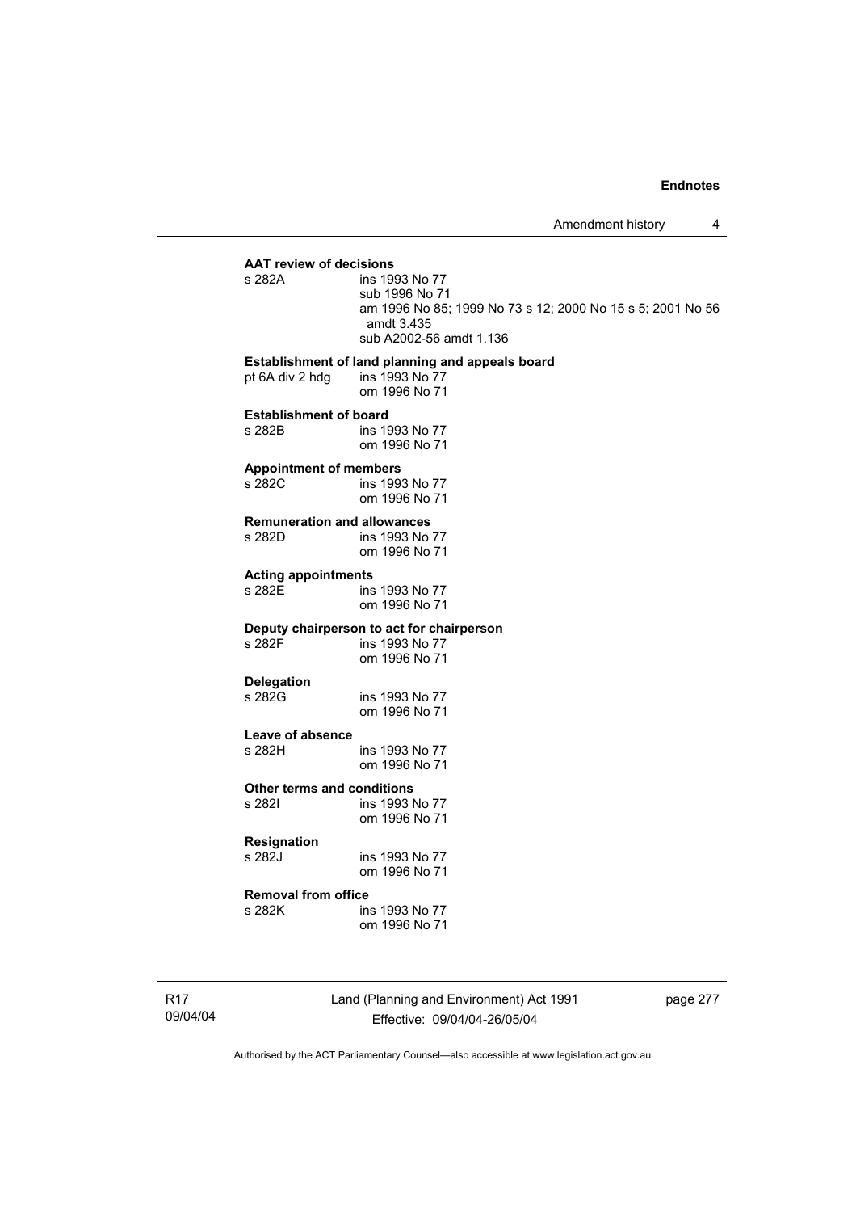**AAT review of decisions**

s 282A ins 1993 No 77
sub 1996 No 71
am 1996 No 85; 1999 No 73 s 12; 2000 No 15 s 5; 2001 No 56 amdt 3.435
sub A2002-56 amdt 1.136

**Establishment of land planning and appeals board**

pt 6A div 2 hdg ins 1993 No 77
om 1996 No 71

**Establishment of board**

s 282B ins 1993 No 77
om 1996 No 71

**Appointment of members**

s 282C ins 1993 No 77
om 1996 No 71

**Remuneration and allowances**

s 282D ins 1993 No 77
om 1996 No 71

**Acting appointments**

s 282E ins 1993 No 77
om 1996 No 71

**Deputy chairperson to act for chairperson**

s 282F ins 1993 No 77
om 1996 No 71

**Delegation**

s 282G ins 1993 No 77
om 1996 No 71

**Leave of absence**

s 282H ins 1993 No 77
om 1996 No 71

**Other terms and conditions**

s 282I ins 1993 No 77
om 1996 No 71

**Resignation**

s 282J ins 1993 No 77
om 1996 No 71

**Removal from office**

s 282K ins 1993 No 77
om 1996 No 71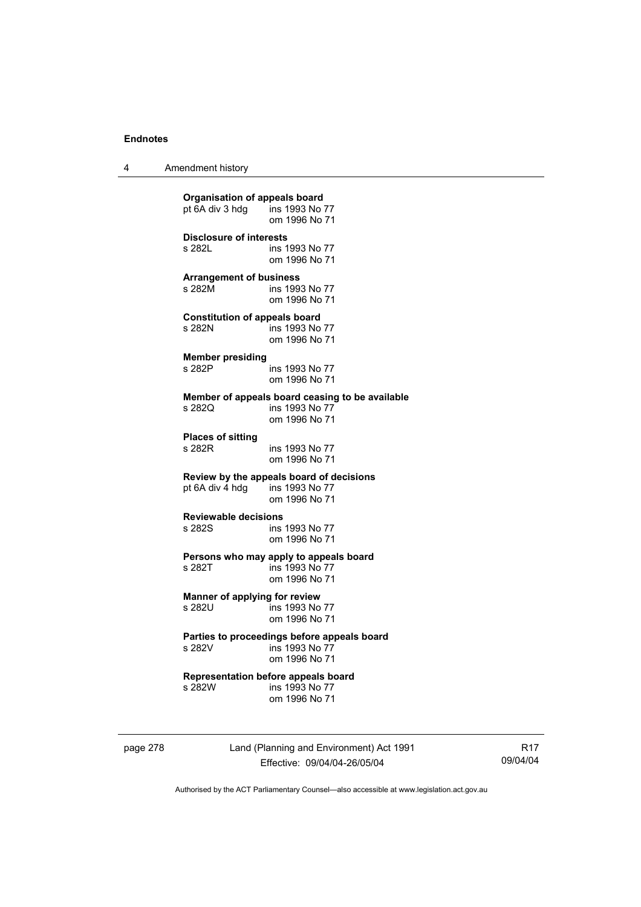**Organisation of appeals board**
pt 6A div 3 hdg ins 1993 No 77
om 1996 No 71

**Disclosure of interests**
s 282L ins 1993 No 77
om 1996 No 71

**Arrangement of business**
s 282M ins 1993 No 77
om 1996 No 71

**Constitution of appeals board**
s 282N ins 1993 No 77
om 1996 No 71

**Member presiding**
s 282P ins 1993 No 77
om 1996 No 71

**Member of appeals board ceasing to be available**
s 282Q ins 1993 No 77
om 1996 No 71

**Places of sitting**
s 282R ins 1993 No 77
om 1996 No 71

**Review by the appeals board of decisions**
pt 6A div 4 hdg ins 1993 No 77
om 1996 No 71

**Reviewable decisions**
s 282S ins 1993 No 77
om 1996 No 71

**Persons who may apply to appeals board**
s 282T ins 1993 No 77
om 1996 No 71

**Manner of applying for review**
s 282U ins 1993 No 77
om 1996 No 71

**Parties to proceedings before appeals board**
s 282V ins 1993 No 77
om 1996 No 71

**Representation before appeals board**
s 282W ins 1993 No 77
om 1996 No 71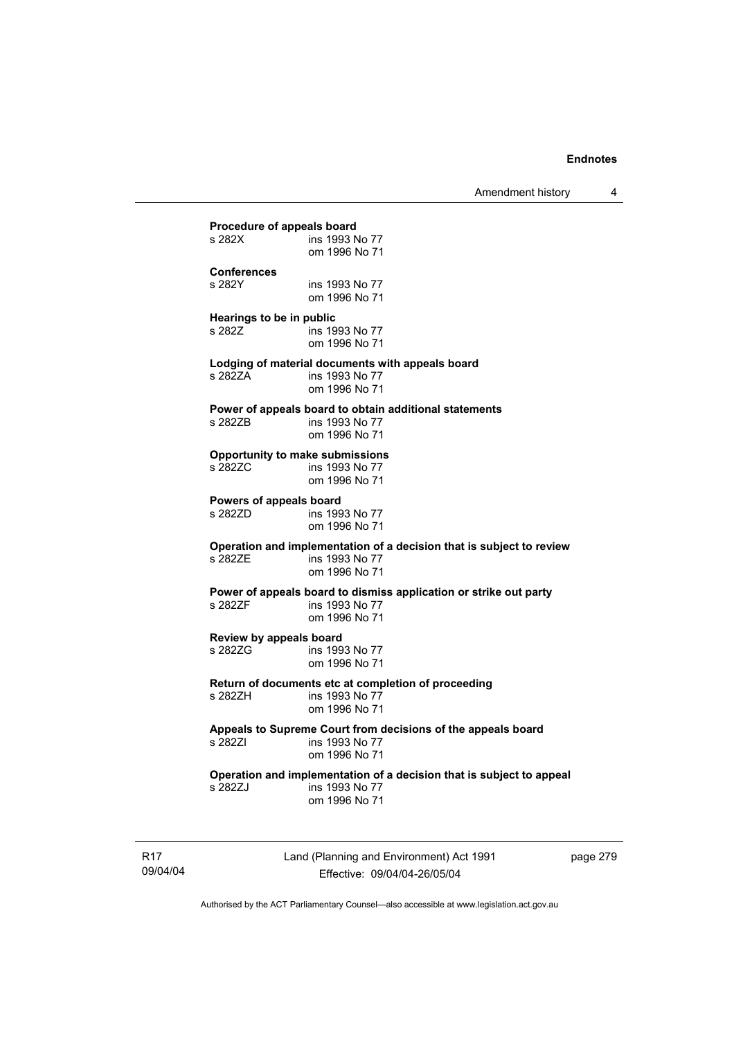**Procedure of appeals board**
s 282X ins 1993 No 77
om 1996 No 71

**Conferences**
s 282Y ins 1993 No 77
om 1996 No 71

**Hearings to be in public**
s 282Z ins 1993 No 77
om 1996 No 71

**Lodging of material documents with appeals board**
s 282ZA ins 1993 No 77
om 1996 No 71

**Power of appeals board to obtain additional statements**
s 282ZB ins 1993 No 77
om 1996 No 71

**Opportunity to make submissions**
s 282ZC ins 1993 No 77
om 1996 No 71

**Powers of appeals board**
s 282ZD ins 1993 No 77
om 1996 No 71

**Operation and implementation of a decision that is subject to review**
s 282ZE ins 1993 No 77
om 1996 No 71

**Power of appeals board to dismiss application or strike out party**
s 282ZF ins 1993 No 77
om 1996 No 71

**Review by appeals board**
s 282ZG ins 1993 No 77
om 1996 No 71

**Return of documents etc at completion of proceeding**
s 282ZH ins 1993 No 77
om 1996 No 71

**Appeals to Supreme Court from decisions of the appeals board**
s 282ZI ins 1993 No 77
om 1996 No 71

**Operation and implementation of a decision that is subject to appeal**
s 282ZJ ins 1993 No 77
om 1996 No 71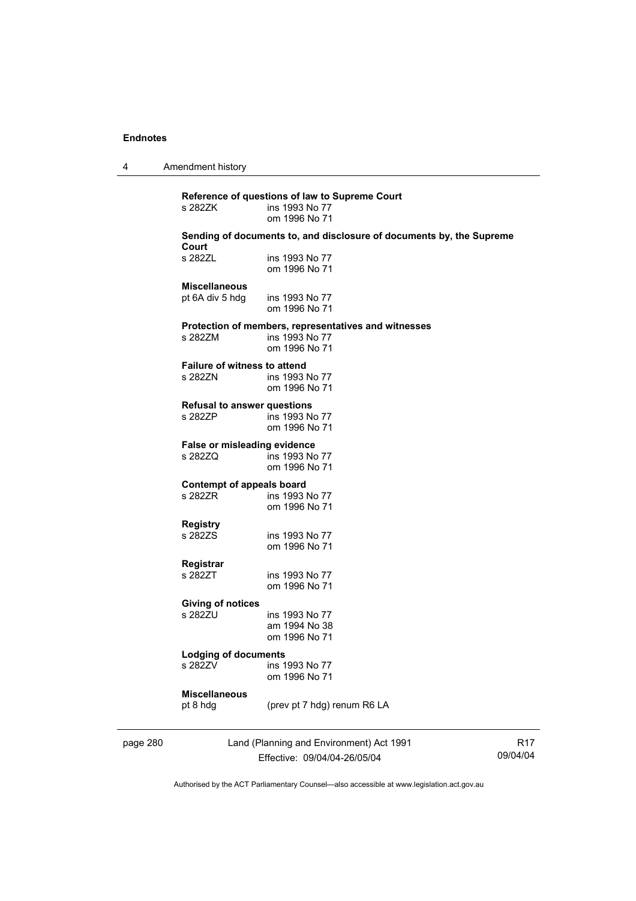**Reference of questions of law to Supreme Court**
s 282ZK ins 1993 No 77
om 1996 No 71

**Sending of documents to, and disclosure of documents by, the Supreme Court**
s 282ZL ins 1993 No 77
om 1996 No 71

**Miscellaneous**
pt 6A div 5 hdg ins 1993 No 77
om 1996 No 71

**Protection of members, representatives and witnesses**
s 282ZM ins 1993 No 77
om 1996 No 71

**Failure of witness to attend**
s 282ZN ins 1993 No 77
om 1996 No 71

**Refusal to answer questions**
s 282ZP ins 1993 No 77
om 1996 No 71

**False or misleading evidence**
s 282ZQ ins 1993 No 77
om 1996 No 71

**Contempt of appeals board**
s 282ZR ins 1993 No 77
om 1996 No 71

**Registry**
s 282ZS ins 1993 No 77
om 1996 No 71

**Registrar**
s 282ZT ins 1993 No 77
om 1996 No 71

**Giving of notices**
s 282ZU ins 1993 No 77
am 1994 No 38
om 1996 No 71

**Lodging of documents**
s 282ZV ins 1993 No 77
om 1996 No 71

**Miscellaneous**
pt 8 hdg (prev pt 7 hdg) renum R6 LA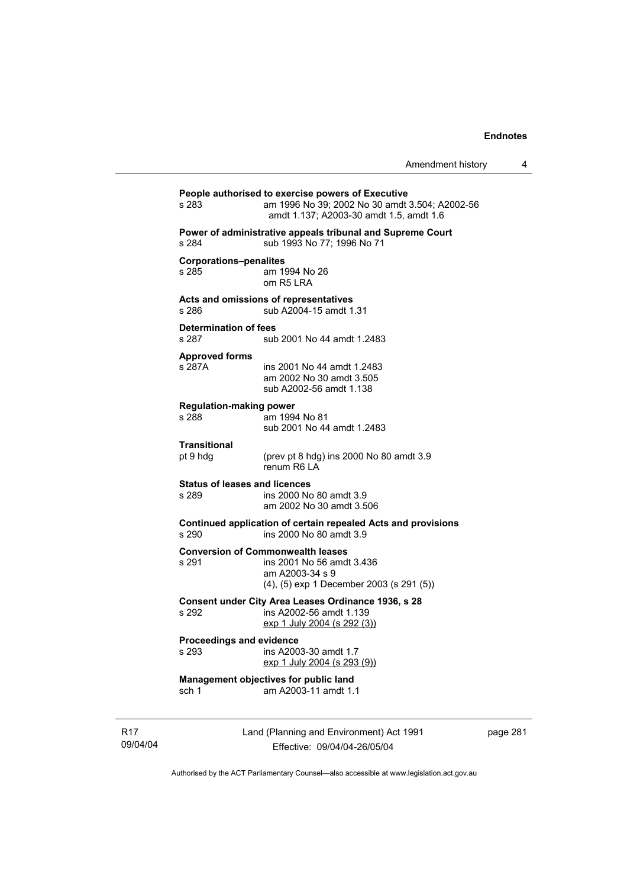**People authorised to exercise powers of Executive**
s 283 am 1996 No 39; 2002 No 30 amdt 3.504; A2002-56 amdt 1.137; A2003-30 amdt 1.5, amdt 1.6

**Power of administrative appeals tribunal and Supreme Court**
s 284 sub 1993 No 77; 1996 No 71

**Corporations–penalites**
s 285 am 1994 No 26
om R5 LRA

**Acts and omissions of representatives**
s 286 sub A2004-15 amdt 1.31

**Determination of fees**
s 287 sub 2001 No 44 amdt 1.2483

**Approved forms**
s 287A ins 2001 No 44 amdt 1.2483
am 2002 No 30 amdt 3.505
sub A2002-56 amdt 1.138

**Regulation-making power**
s 288 am 1994 No 81
sub 2001 No 44 amdt 1.2483

**Transitional**
pt 9 hdg (prev pt 8 hdg) ins 2000 No 80 amdt 3.9
renum R6 LA

**Status of leases and licences**
s 289 ins 2000 No 80 amdt 3.9
am 2002 No 30 amdt 3.506

**Continued application of certain repealed Acts and provisions**
s 290 ins 2000 No 80 amdt 3.9

**Conversion of Commonwealth leases**
s 291 ins 2001 No 56 amdt 3.436
am A2003-34 s 9
(4), (5) exp 1 December 2003 (s 291 (5))

**Consent under City Area Leases Ordinance 1936, s 28**
s 292 ins A2002-56 amdt 1.139
exp 1 July 2004 (s 292 (3))

**Proceedings and evidence**
s 293 ins A2003-30 amdt 1.7
exp 1 July 2004 (s 293 (9))

**Management objectives for public land**
sch 1 am A2003-11 amdt 1.1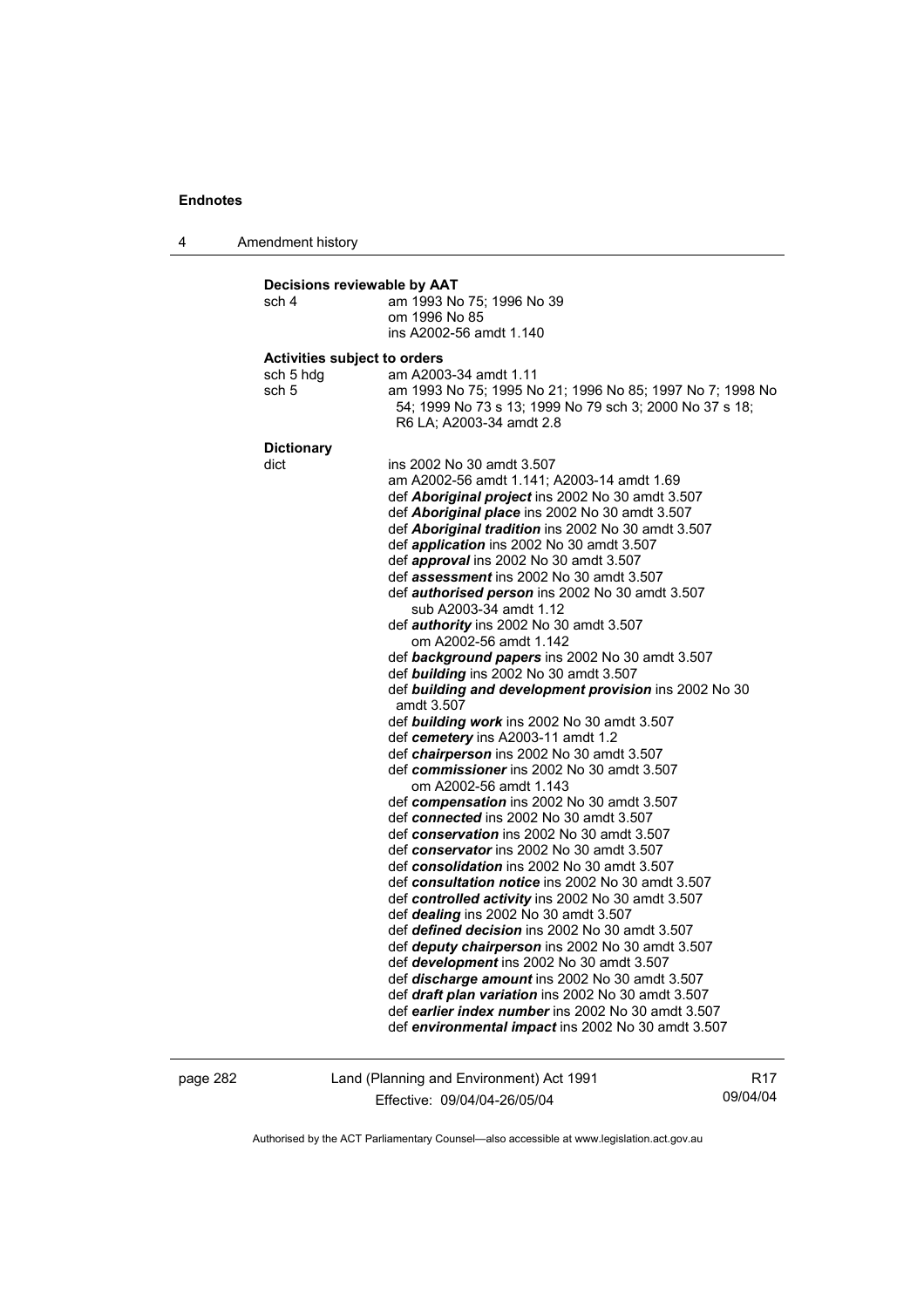**Decisions reviewable by AAT**

sch 4 am 1993 No 75; 1996 No 39
om 1996 No 85
ins A2002-56 amdt 1.140

**Activities subject to orders**

sch 5 hdg am A2003-34 amdt 1.11
sch 5 am 1993 No 75; 1995 No 21; 1996 No 85; 1997 No 7; 1998 No 54; 1999 No 73 s 13; 1999 No 79 sch 3; 2000 No 37 s 18; R6 LA; A2003-34 amdt 2.8

**Dictionary**

dict ins 2002 No 30 amdt 3.507
am A2002-56 amdt 1.141; A2003-14 amdt 1.69
def ***Aboriginal project*** ins 2002 No 30 amdt 3.507
def ***Aboriginal place*** ins 2002 No 30 amdt 3.507
def ***Aboriginal tradition*** ins 2002 No 30 amdt 3.507
def ***application*** ins 2002 No 30 amdt 3.507
def ***approval*** ins 2002 No 30 amdt 3.507
def ***assessment*** ins 2002 No 30 amdt 3.507
def ***authorised person*** ins 2002 No 30 amdt 3.507
sub A2003-34 amdt 1.12
def ***authority*** ins 2002 No 30 amdt 3.507
om A2002-56 amdt 1.142
def ***background papers*** ins 2002 No 30 amdt 3.507
def ***building*** ins 2002 No 30 amdt 3.507
def ***building and development provision*** ins 2002 No 30 amdt 3.507
def ***building work*** ins 2002 No 30 amdt 3.507
def ***cemetery*** ins A2003-11 amdt 1.2
def ***chairperson*** ins 2002 No 30 amdt 3.507
def ***commissioner*** ins 2002 No 30 amdt 3.507
om A2002-56 amdt 1.143
def ***compensation*** ins 2002 No 30 amdt 3.507
def ***connected*** ins 2002 No 30 amdt 3.507
def ***conservation*** ins 2002 No 30 amdt 3.507
def ***conservator*** ins 2002 No 30 amdt 3.507
def ***consolidation*** ins 2002 No 30 amdt 3.507
def ***consultation notice*** ins 2002 No 30 amdt 3.507
def ***controlled activity*** ins 2002 No 30 amdt 3.507
def ***dealing*** ins 2002 No 30 amdt 3.507
def ***defined decision*** ins 2002 No 30 amdt 3.507
def ***deputy chairperson*** ins 2002 No 30 amdt 3.507
def ***development*** ins 2002 No 30 amdt 3.507
def ***discharge amount*** ins 2002 No 30 amdt 3.507
def ***draft plan variation*** ins 2002 No 30 amdt 3.507
def ***earlier index number*** ins 2002 No 30 amdt 3.507
def ***environmental impact*** ins 2002 No 30 amdt 3.507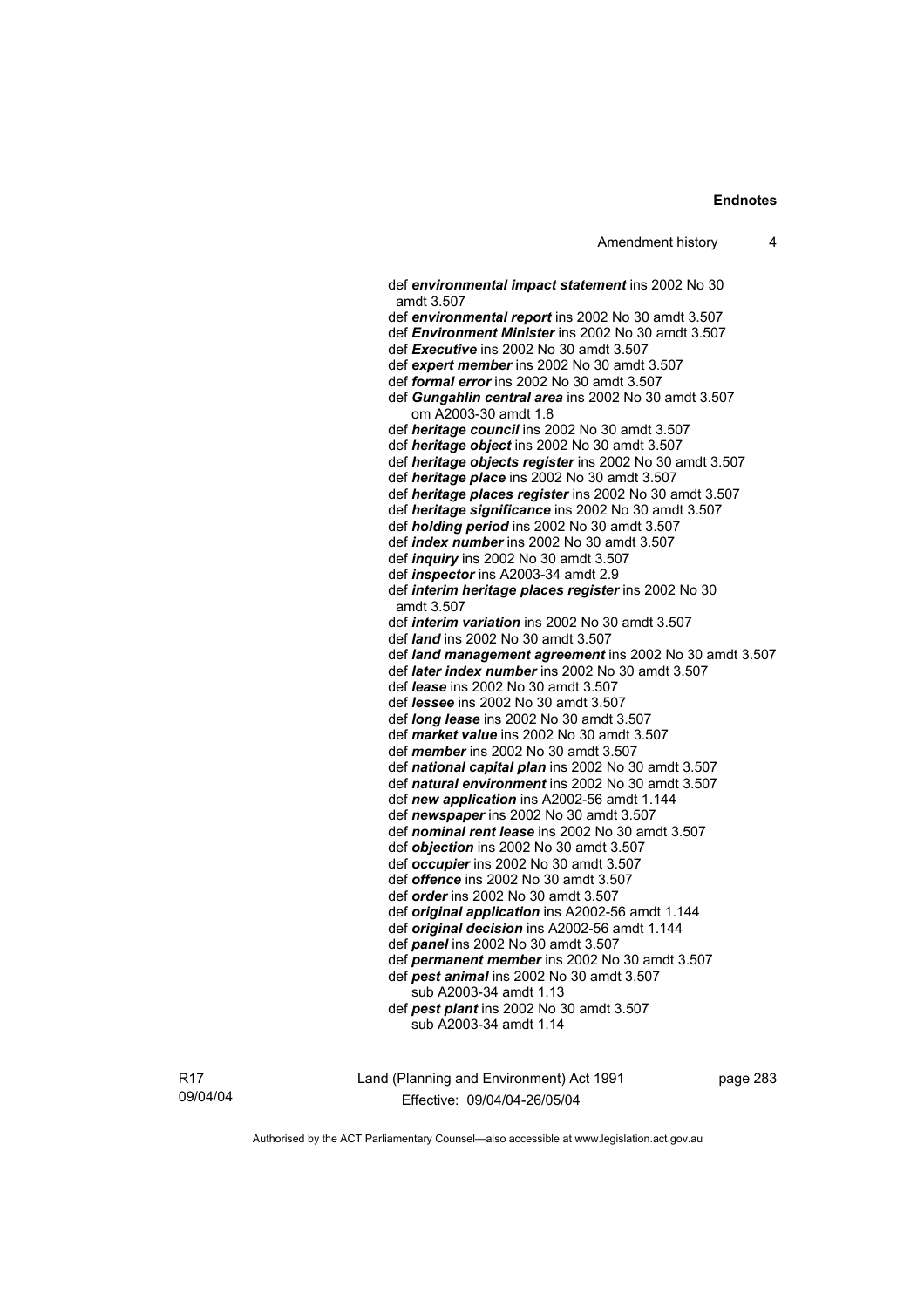def ***environmental impact statement*** ins 2002 No 30 amdt 3.507
def ***environmental report*** ins 2002 No 30 amdt 3.507
def ***Environment Minister*** ins 2002 No 30 amdt 3.507
def ***Executive*** ins 2002 No 30 amdt 3.507
def ***expert member*** ins 2002 No 30 amdt 3.507
def ***formal error*** ins 2002 No 30 amdt 3.507
def ***Gungahlin central area*** ins 2002 No 30 amdt 3.507
om A2003-30 amdt 1.8
def ***heritage council*** ins 2002 No 30 amdt 3.507
def ***heritage object*** ins 2002 No 30 amdt 3.507
def ***heritage objects register*** ins 2002 No 30 amdt 3.507
def ***heritage place*** ins 2002 No 30 amdt 3.507
def ***heritage places register*** ins 2002 No 30 amdt 3.507
def ***heritage significance*** ins 2002 No 30 amdt 3.507
def ***holding period*** ins 2002 No 30 amdt 3.507
def ***index number*** ins 2002 No 30 amdt 3.507
def ***inquiry*** ins 2002 No 30 amdt 3.507
def ***inspector*** ins A2003-34 amdt 2.9
def ***interim heritage places register*** ins 2002 No 30 amdt 3.507
def ***interim variation*** ins 2002 No 30 amdt 3.507
def ***land*** ins 2002 No 30 amdt 3.507
def ***land management agreement*** ins 2002 No 30 amdt 3.507
def ***later index number*** ins 2002 No 30 amdt 3.507
def ***lease*** ins 2002 No 30 amdt 3.507
def ***lessee*** ins 2002 No 30 amdt 3.507
def ***long lease*** ins 2002 No 30 amdt 3.507
def ***market value*** ins 2002 No 30 amdt 3.507
def ***member*** ins 2002 No 30 amdt 3.507
def ***national capital plan*** ins 2002 No 30 amdt 3.507
def ***natural environment*** ins 2002 No 30 amdt 3.507
def ***new application*** ins A2002-56 amdt 1.144
def ***newspaper*** ins 2002 No 30 amdt 3.507
def ***nominal rent lease*** ins 2002 No 30 amdt 3.507
def ***objection*** ins 2002 No 30 amdt 3.507
def ***occupier*** ins 2002 No 30 amdt 3.507
def ***offence*** ins 2002 No 30 amdt 3.507
def ***order*** ins 2002 No 30 amdt 3.507
def ***original application*** ins A2002-56 amdt 1.144
def ***original decision*** ins A2002-56 amdt 1.144
def ***panel*** ins 2002 No 30 amdt 3.507
def ***permanent member*** ins 2002 No 30 amdt 3.507
def ***pest animal*** ins 2002 No 30 amdt 3.507
sub A2003-34 amdt 1.13
def ***pest plant*** ins 2002 No 30 amdt 3.507
sub A2003-34 amdt 1.14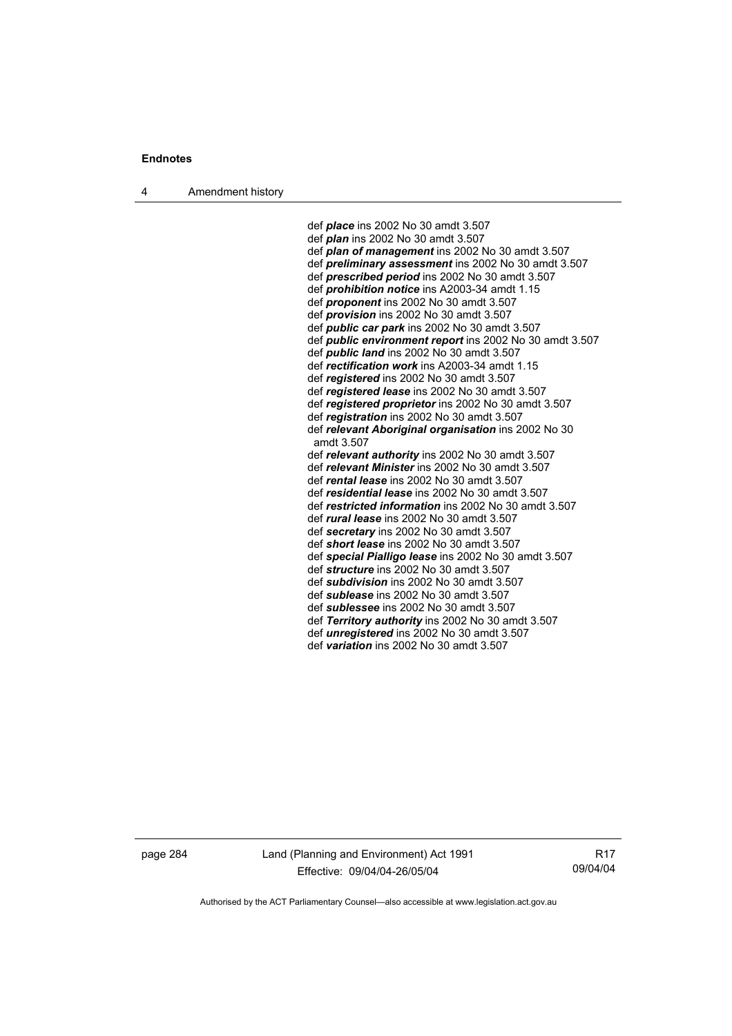def ***place*** ins 2002 No 30 amdt 3.507
def ***plan*** ins 2002 No 30 amdt 3.507
def ***plan of management*** ins 2002 No 30 amdt 3.507
def ***preliminary assessment*** ins 2002 No 30 amdt 3.507
def ***prescribed period*** ins 2002 No 30 amdt 3.507
def ***prohibition notice*** ins A2003-34 amdt 1.15
def ***proponent*** ins 2002 No 30 amdt 3.507
def ***provision*** ins 2002 No 30 amdt 3.507
def ***public car park*** ins 2002 No 30 amdt 3.507
def ***public environment report*** ins 2002 No 30 amdt 3.507
def ***public land*** ins 2002 No 30 amdt 3.507
def ***rectification work*** ins A2003-34 amdt 1.15
def ***registered*** ins 2002 No 30 amdt 3.507
def ***registered lease*** ins 2002 No 30 amdt 3.507
def ***registered proprietor*** ins 2002 No 30 amdt 3.507
def ***registration*** ins 2002 No 30 amdt 3.507
def ***relevant Aboriginal organisation*** ins 2002 No 30 amdt 3.507
def ***relevant authority*** ins 2002 No 30 amdt 3.507
def ***relevant Minister*** ins 2002 No 30 amdt 3.507
def ***rental lease*** ins 2002 No 30 amdt 3.507
def ***residential lease*** ins 2002 No 30 amdt 3.507
def ***restricted information*** ins 2002 No 30 amdt 3.507
def ***rural lease*** ins 2002 No 30 amdt 3.507
def ***secretary*** ins 2002 No 30 amdt 3.507
def ***short lease*** ins 2002 No 30 amdt 3.507
def ***special Pialligo lease*** ins 2002 No 30 amdt 3.507
def ***structure*** ins 2002 No 30 amdt 3.507
def ***subdivision*** ins 2002 No 30 amdt 3.507
def ***sublease*** ins 2002 No 30 amdt 3.507
def ***sublessee*** ins 2002 No 30 amdt 3.507
def ***Territory authority*** ins 2002 No 30 amdt 3.507
def ***unregistered*** ins 2002 No 30 amdt 3.507
def ***variation*** ins 2002 No 30 amdt 3.507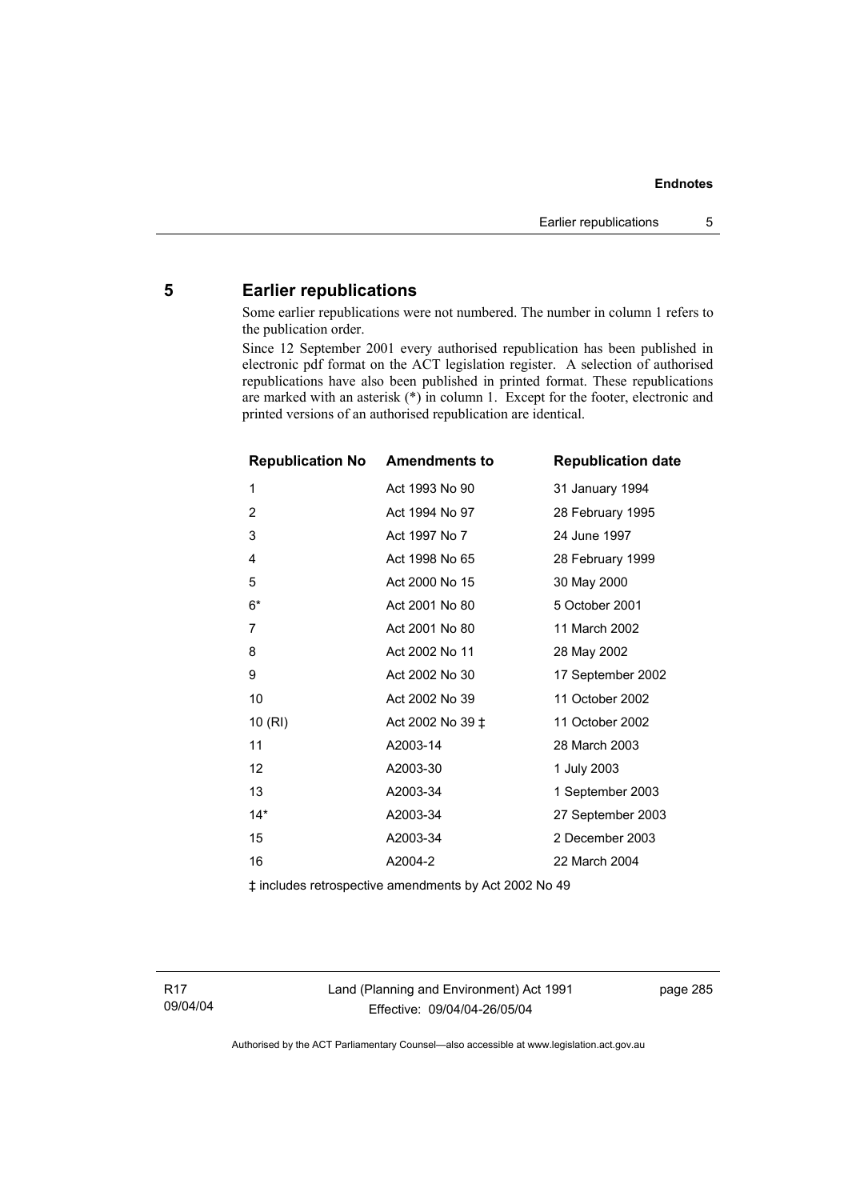## 5 Earlier republications

Some earlier republications were not numbered. The number in column 1 refers to the publication order.

Since 12 September 2001 every authorised republication has been published in electronic pdf format on the ACT legislation register. A selection of authorised republications have also been published in printed format. These republications are marked with an asterisk (*) in column 1. Except for the footer, electronic and printed versions of an authorised republication are identical.

| Republication No | Amendments to | Republication date |
|---|---|---|
| 1 | Act 1993 No 90 | 31 January 1994 |
| 2 | Act 1994 No 97 | 28 February 1995 |
| 3 | Act 1997 No 7 | 24 June 1997 |
| 4 | Act 1998 No 65 | 28 February 1999 |
| 5 | Act 2000 No 15 | 30 May 2000 |
| 6* | Act 2001 No 80 | 5 October 2001 |
| 7 | Act 2001 No 80 | 11 March 2002 |
| 8 | Act 2002 No 11 | 28 May 2002 |
| 9 | Act 2002 No 30 | 17 September 2002 |
| 10 | Act 2002 No 39 | 11 October 2002 |
| 10 (RI) | Act 2002 No 39 ‡ | 11 October 2002 |
| 11 | A2003-14 | 28 March 2003 |
| 12 | A2003-30 | 1 July 2003 |
| 13 | A2003-34 | 1 September 2003 |
| 14* | A2003-34 | 27 September 2003 |
| 15 | A2003-34 | 2 December 2003 |
| 16 | A2004-2 | 22 March 2004 |

‡ includes retrospective amendments by Act 2002 No 49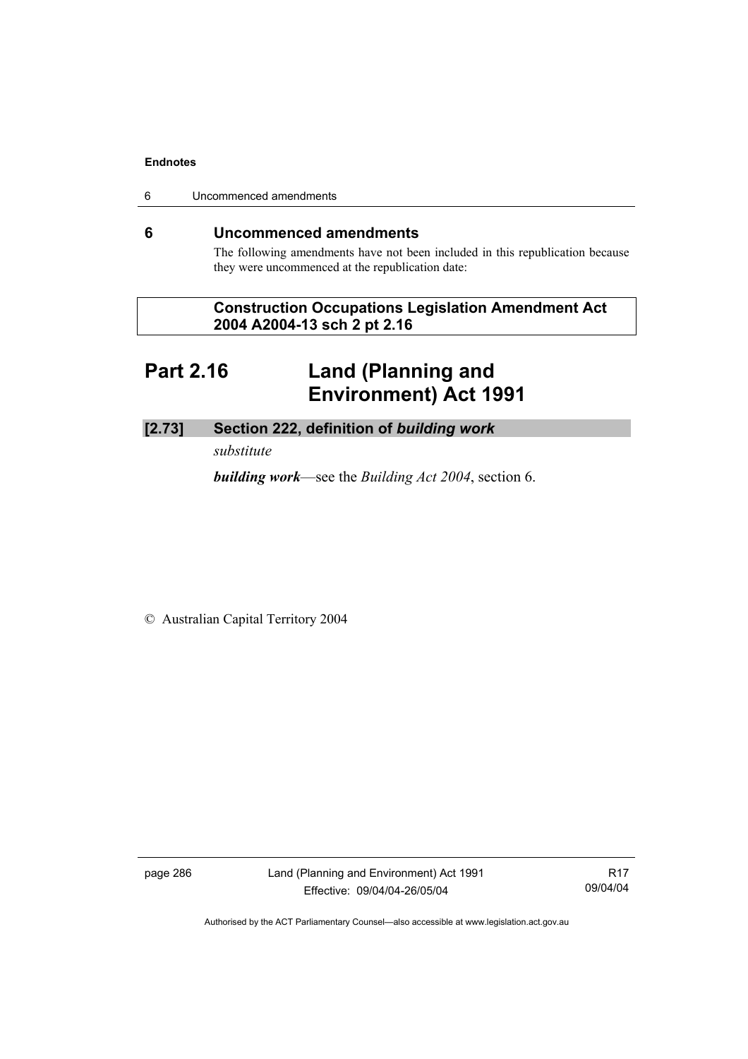## 6 Uncommenced amendments

The following amendments have not been included in this republication because they were uncommenced at the republication date:

**Construction Occupations Legislation Amendment Act 2004 A2004-13 sch 2 pt 2.16**

# Part 2.16 Land (Planning and Environment) Act 1991

### [2.73] Section 222, definition of *building work*

*substitute*

***building work***—see the *Building Act 2004*, section 6.

© Australian Capital Territory 2004